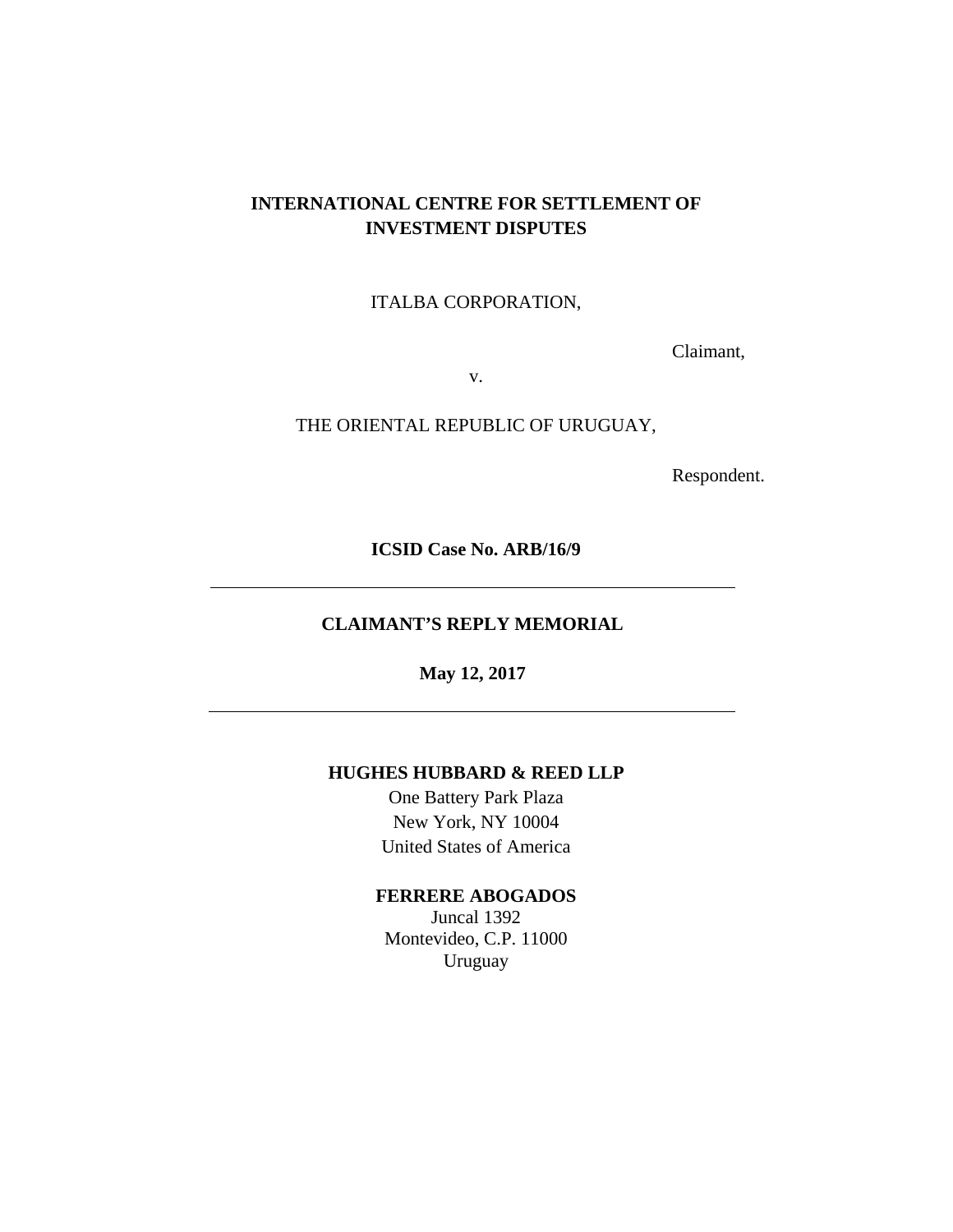**INTERNATIONAL CENTRE FOR SETTLEMENT OF INVESTMENT DISPUTES**

ITALBA CORPORATION,

Claimant,

v.

THE ORIENTAL REPUBLIC OF URUGUAY,

Respondent.

**ICSID Case No. ARB/16/9**

---

# CLAIMANT'S REPLY MEMORIAL

**May 12, 2017**

---

**HUGHES HUBBARD & REED LLP**
One Battery Park Plaza
New York, NY 10004
United States of America

**FERRERE ABOGADOS**
Juncal 1392
Montevideo, C.P. 11000
Uruguay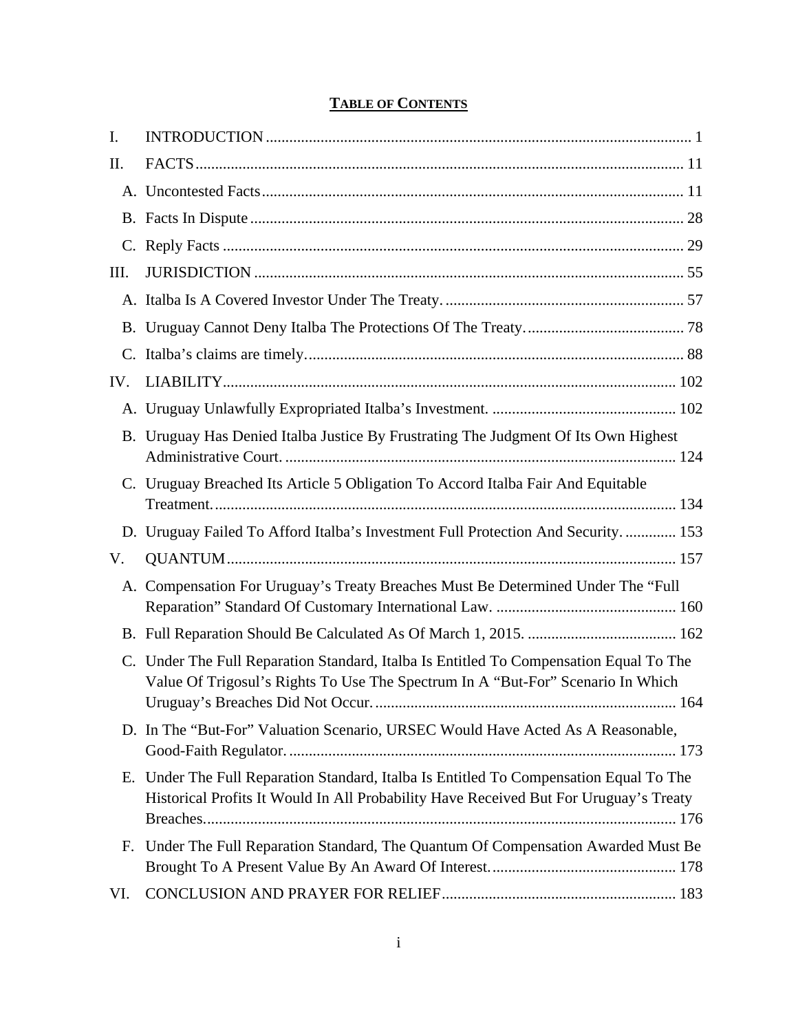# TABLE OF CONTENTS

| | | |
|---|---|---|
| I. | INTRODUCTION | 1 |
| II. | FACTS | 11 |
| A. | Uncontested Facts | 11 |
| B. | Facts In Dispute | 28 |
| C. | Reply Facts | 29 |
| III. | JURISDICTION | 55 |
| A. | Italba Is A Covered Investor Under The Treaty. | 57 |
| B. | Uruguay Cannot Deny Italba The Protections Of The Treaty. | 78 |
| C. | Italba's claims are timely. | 88 |
| IV. | LIABILITY | 102 |
| A. | Uruguay Unlawfully Expropriated Italba's Investment. | 102 |
| B. | Uruguay Has Denied Italba Justice By Frustrating The Judgment Of Its Own Highest Administrative Court. | 124 |
| C. | Uruguay Breached Its Article 5 Obligation To Accord Italba Fair And Equitable Treatment. | 134 |
| D. | Uruguay Failed To Afford Italba's Investment Full Protection And Security. | 153 |
| V. | QUANTUM | 157 |
| A. | Compensation For Uruguay's Treaty Breaches Must Be Determined Under The "Full Reparation" Standard Of Customary International Law. | 160 |
| B. | Full Reparation Should Be Calculated As Of March 1, 2015. | 162 |
| C. | Under The Full Reparation Standard, Italba Is Entitled To Compensation Equal To The Value Of Trigosul's Rights To Use The Spectrum In A "But-For" Scenario In Which Uruguay's Breaches Did Not Occur. | 164 |
| D. | In The "But-For" Valuation Scenario, URSEC Would Have Acted As A Reasonable, Good-Faith Regulator. | 173 |
| E. | Under The Full Reparation Standard, Italba Is Entitled To Compensation Equal To The Historical Profits It Would In All Probability Have Received But For Uruguay's Treaty Breaches. | 176 |
| F. | Under The Full Reparation Standard, The Quantum Of Compensation Awarded Must Be Brought To A Present Value By An Award Of Interest. | 178 |
| VI. | CONCLUSION AND PRAYER FOR RELIEF | 183 |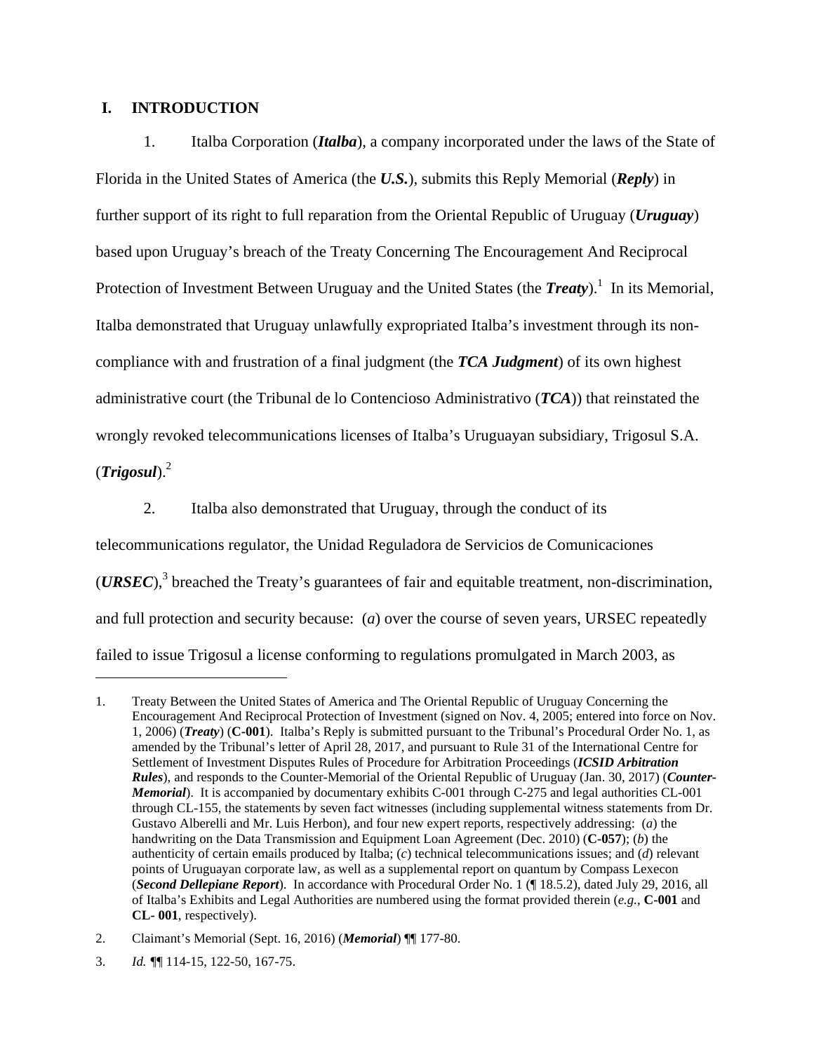## I. INTRODUCTION

1. Italba Corporation (***Italba***), a company incorporated under the laws of the State of Florida in the United States of America (the ***U.S.***), submits this Reply Memorial (***Reply***) in further support of its right to full reparation from the Oriental Republic of Uruguay (***Uruguay***) based upon Uruguay's breach of the Treaty Concerning The Encouragement And Reciprocal Protection of Investment Between Uruguay and the United States (the ***Treaty***).[1] In its Memorial, Italba demonstrated that Uruguay unlawfully expropriated Italba's investment through its non-compliance with and frustration of a final judgment (the ***TCA Judgment***) of its own highest administrative court (the Tribunal de lo Contencioso Administrativo (***TCA***)) that reinstated the wrongly revoked telecommunications licenses of Italba's Uruguayan subsidiary, Trigosul S.A. (***Trigosul***).[2]

2. Italba also demonstrated that Uruguay, through the conduct of its telecommunications regulator, the Unidad Reguladora de Servicios de Comunicaciones (***URSEC***),[3] breached the Treaty's guarantees of fair and equitable treatment, non-discrimination, and full protection and security because: (*a*) over the course of seven years, URSEC repeatedly failed to issue Trigosul a license conforming to regulations promulgated in March 2003, as

---

1. Treaty Between the United States of America and The Oriental Republic of Uruguay Concerning the Encouragement And Reciprocal Protection of Investment (signed on Nov. 4, 2005; entered into force on Nov. 1, 2006) (***Treaty***) (**C-001**). Italba's Reply is submitted pursuant to the Tribunal's Procedural Order No. 1, as amended by the Tribunal's letter of April 28, 2017, and pursuant to Rule 31 of the International Centre for Settlement of Investment Disputes Rules of Procedure for Arbitration Proceedings (***ICSID Arbitration Rules***), and responds to the Counter-Memorial of the Oriental Republic of Uruguay (Jan. 30, 2017) (***Counter-Memorial***). It is accompanied by documentary exhibits C-001 through C-275 and legal authorities CL-001 through CL-155, the statements by seven fact witnesses (including supplemental witness statements from Dr. Gustavo Alberelli and Mr. Luis Herbon), and four new expert reports, respectively addressing: (*a*) the handwriting on the Data Transmission and Equipment Loan Agreement (Dec. 2010) (**C-057**); (*b*) the authenticity of certain emails produced by Italba; (*c*) technical telecommunications issues; and (*d*) relevant points of Uruguayan corporate law, as well as a supplemental report on quantum by Compass Lexecon (***Second Dellepiane Report***). In accordance with Procedural Order No. 1 (¶ 18.5.2), dated July 29, 2016, all of Italba's Exhibits and Legal Authorities are numbered using the format provided therein (*e.g.*, **C-001** and **CL- 001**, respectively).

2. Claimant's Memorial (Sept. 16, 2016) (***Memorial***) ¶¶ 177-80.

3. *Id.* ¶¶ 114-15, 122-50, 167-75.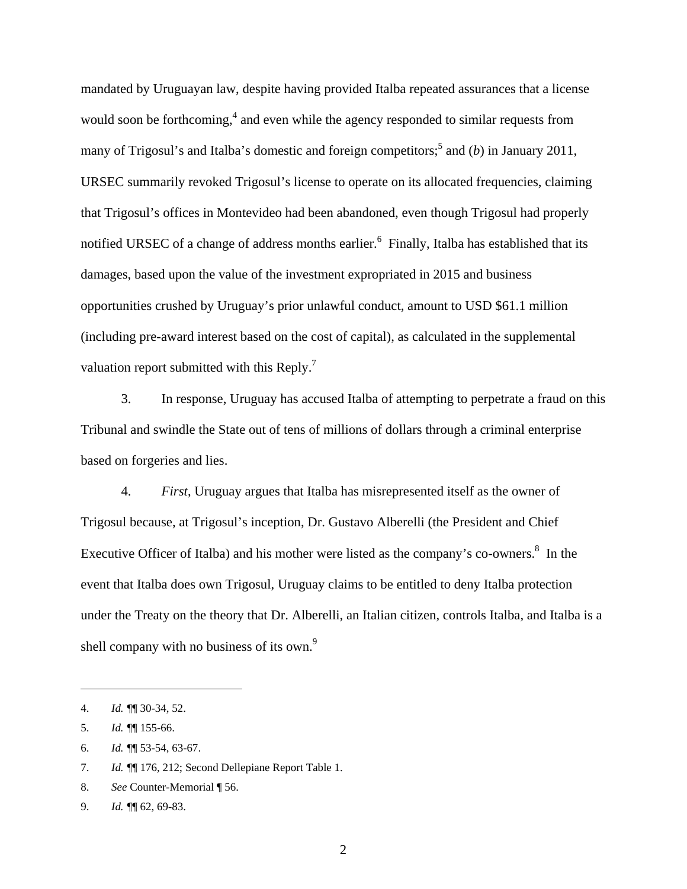mandated by Uruguayan law, despite having provided Italba repeated assurances that a license would soon be forthcoming,[4] and even while the agency responded to similar requests from many of Trigosul's and Italba's domestic and foreign competitors;[5] and (*b*) in January 2011, URSEC summarily revoked Trigosul's license to operate on its allocated frequencies, claiming that Trigosul's offices in Montevideo had been abandoned, even though Trigosul had properly notified URSEC of a change of address months earlier.[6] Finally, Italba has established that its damages, based upon the value of the investment expropriated in 2015 and business opportunities crushed by Uruguay's prior unlawful conduct, amount to USD $61.1 million (including pre-award interest based on the cost of capital), as calculated in the supplemental valuation report submitted with this Reply.[7]

3. In response, Uruguay has accused Italba of attempting to perpetrate a fraud on this Tribunal and swindle the State out of tens of millions of dollars through a criminal enterprise based on forgeries and lies.

4. *First*, Uruguay argues that Italba has misrepresented itself as the owner of Trigosul because, at Trigosul's inception, Dr. Gustavo Alberelli (the President and Chief Executive Officer of Italba) and his mother were listed as the company's co-owners.[8] In the event that Italba does own Trigosul, Uruguay claims to be entitled to deny Italba protection under the Treaty on the theory that Dr. Alberelli, an Italian citizen, controls Italba, and Italba is a shell company with no business of its own.[9]

---

4. *Id.* ¶¶ 30-34, 52.

5. *Id.* ¶¶ 155-66.

6. *Id.* ¶¶ 53-54, 63-67.

7. *Id.* ¶¶ 176, 212; Second Dellepiane Report Table 1.

8. *See* Counter-Memorial ¶ 56.

9. *Id.* ¶¶ 62, 69-83.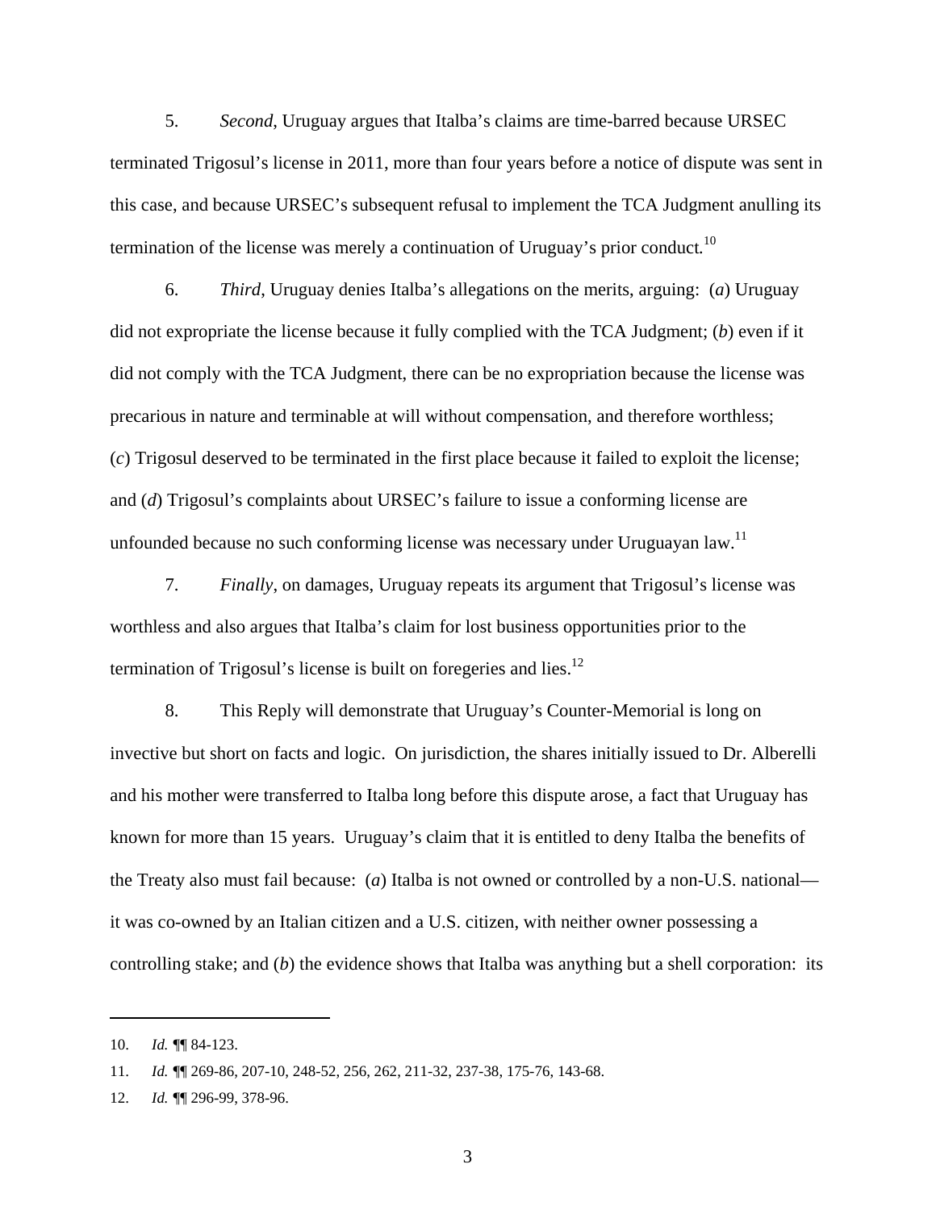5. *Second*, Uruguay argues that Italba's claims are time-barred because URSEC terminated Trigosul's license in 2011, more than four years before a notice of dispute was sent in this case, and because URSEC's subsequent refusal to implement the TCA Judgment anulling its termination of the license was merely a continuation of Uruguay's prior conduct.[10]

6. *Third*, Uruguay denies Italba's allegations on the merits, arguing: (*a*) Uruguay did not expropriate the license because it fully complied with the TCA Judgment; (*b*) even if it did not comply with the TCA Judgment, there can be no expropriation because the license was precarious in nature and terminable at will without compensation, and therefore worthless; (*c*) Trigosul deserved to be terminated in the first place because it failed to exploit the license; and (*d*) Trigosul's complaints about URSEC's failure to issue a conforming license are unfounded because no such conforming license was necessary under Uruguayan law.[11]

7. *Finally*, on damages, Uruguay repeats its argument that Trigosul's license was worthless and also argues that Italba's claim for lost business opportunities prior to the termination of Trigosul's license is built on foregeries and lies.[12]

8. This Reply will demonstrate that Uruguay's Counter-Memorial is long on invective but short on facts and logic. On jurisdiction, the shares initially issued to Dr. Alberelli and his mother were transferred to Italba long before this dispute arose, a fact that Uruguay has known for more than 15 years. Uruguay's claim that it is entitled to deny Italba the benefits of the Treaty also must fail because: (*a*) Italba is not owned or controlled by a non-U.S. national—it was co-owned by an Italian citizen and a U.S. citizen, with neither owner possessing a controlling stake; and (*b*) the evidence shows that Italba was anything but a shell corporation: its

---

10. *Id.* ¶¶ 84-123.

11. *Id.* ¶¶ 269-86, 207-10, 248-52, 256, 262, 211-32, 237-38, 175-76, 143-68.

12. *Id.* ¶¶ 296-99, 378-96.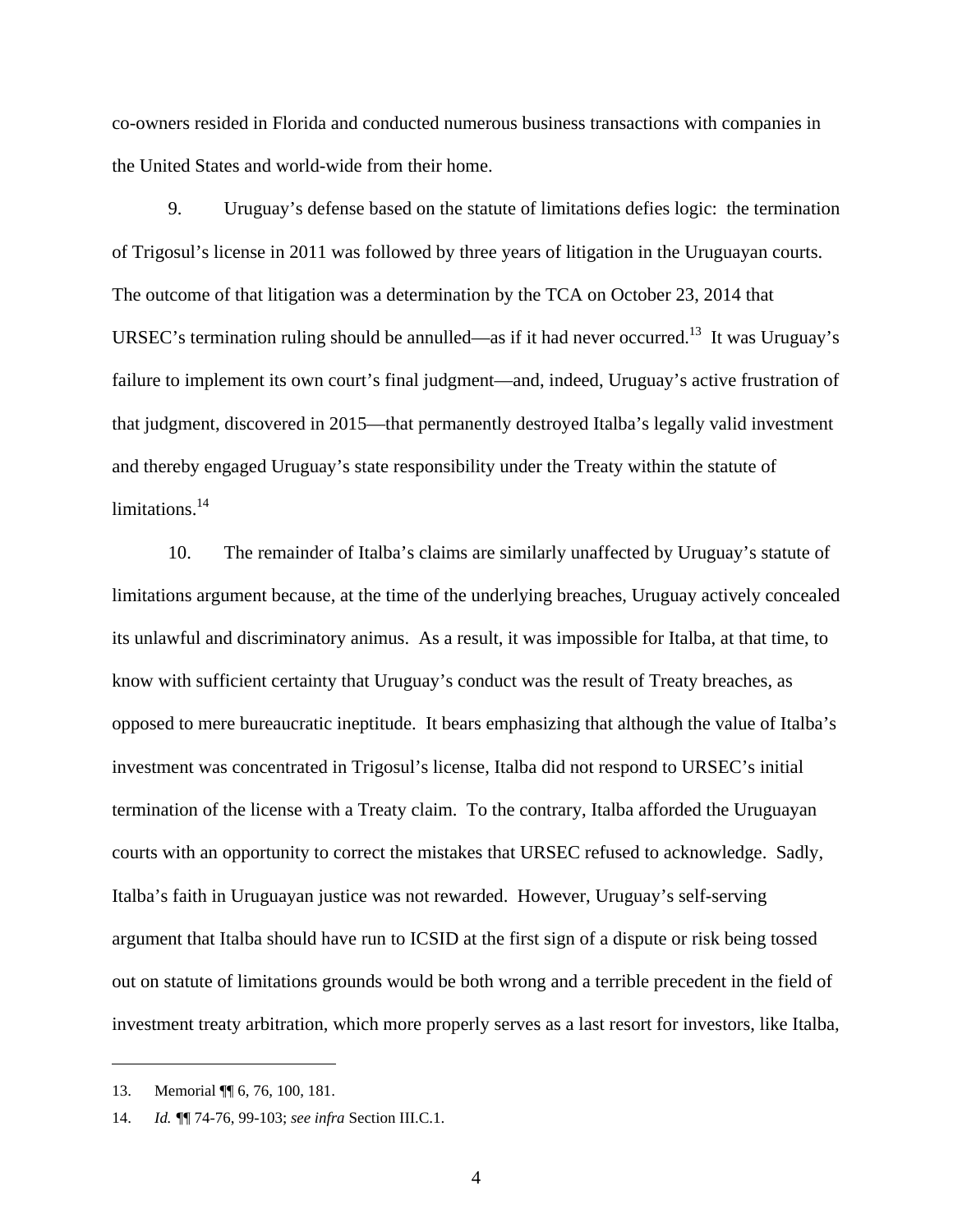co-owners resided in Florida and conducted numerous business transactions with companies in the United States and world-wide from their home.

9. Uruguay's defense based on the statute of limitations defies logic: the termination of Trigosul's license in 2011 was followed by three years of litigation in the Uruguayan courts. The outcome of that litigation was a determination by the TCA on October 23, 2014 that URSEC's termination ruling should be annulled—as if it had never occurred.[13] It was Uruguay's failure to implement its own court's final judgment—and, indeed, Uruguay's active frustration of that judgment, discovered in 2015—that permanently destroyed Italba's legally valid investment and thereby engaged Uruguay's state responsibility under the Treaty within the statute of limitations.[14]

10. The remainder of Italba's claims are similarly unaffected by Uruguay's statute of limitations argument because, at the time of the underlying breaches, Uruguay actively concealed its unlawful and discriminatory animus. As a result, it was impossible for Italba, at that time, to know with sufficient certainty that Uruguay's conduct was the result of Treaty breaches, as opposed to mere bureaucratic ineptitude. It bears emphasizing that although the value of Italba's investment was concentrated in Trigosul's license, Italba did not respond to URSEC's initial termination of the license with a Treaty claim. To the contrary, Italba afforded the Uruguayan courts with an opportunity to correct the mistakes that URSEC refused to acknowledge. Sadly, Italba's faith in Uruguayan justice was not rewarded. However, Uruguay's self-serving argument that Italba should have run to ICSID at the first sign of a dispute or risk being tossed out on statute of limitations grounds would be both wrong and a terrible precedent in the field of investment treaty arbitration, which more properly serves as a last resort for investors, like Italba,

---

13. Memorial ¶¶ 6, 76, 100, 181.

14. *Id.* ¶¶ 74-76, 99-103; *see infra* Section III.C.1.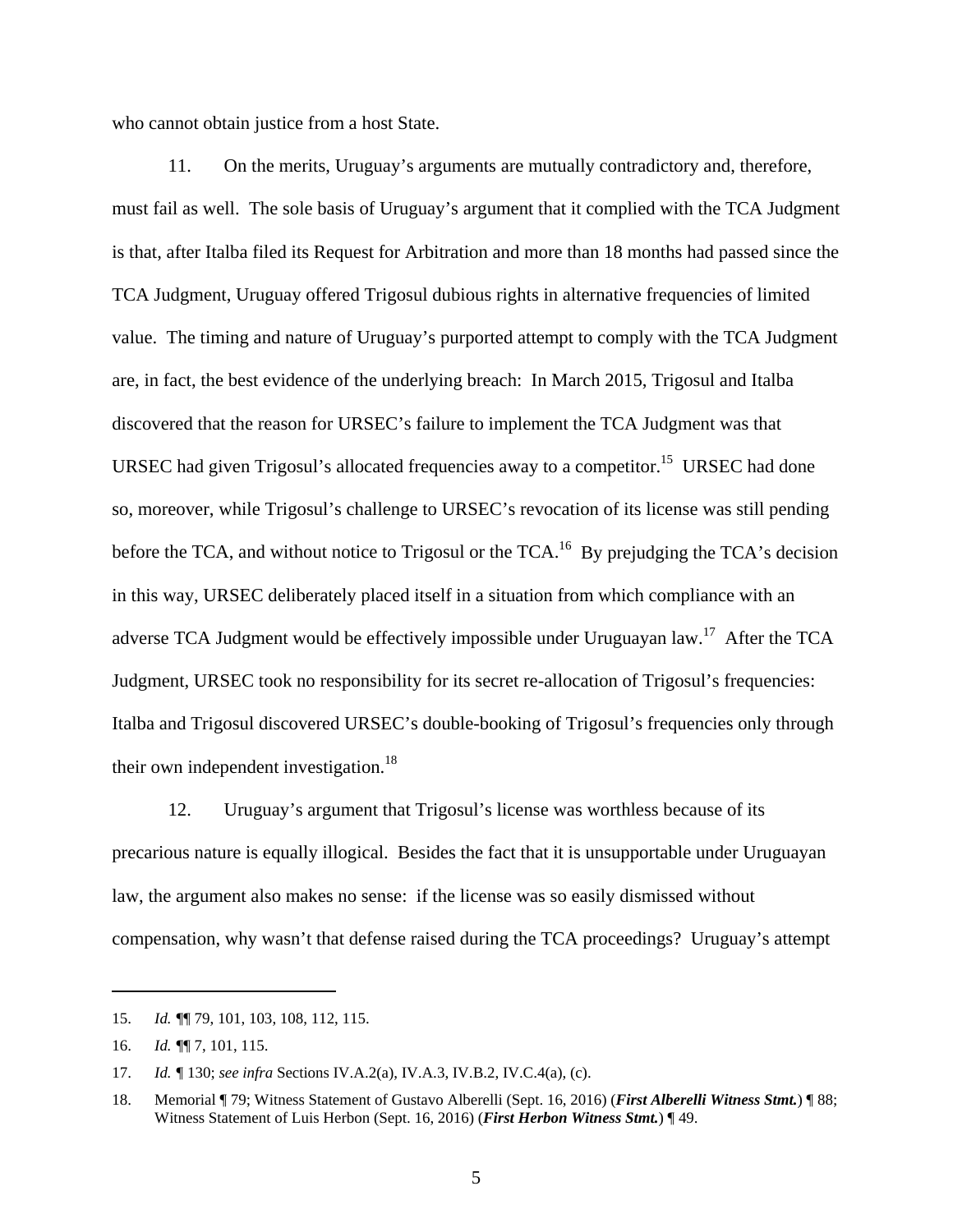who cannot obtain justice from a host State.

11. On the merits, Uruguay's arguments are mutually contradictory and, therefore, must fail as well. The sole basis of Uruguay's argument that it complied with the TCA Judgment is that, after Italba filed its Request for Arbitration and more than 18 months had passed since the TCA Judgment, Uruguay offered Trigosul dubious rights in alternative frequencies of limited value. The timing and nature of Uruguay's purported attempt to comply with the TCA Judgment are, in fact, the best evidence of the underlying breach: In March 2015, Trigosul and Italba discovered that the reason for URSEC's failure to implement the TCA Judgment was that URSEC had given Trigosul's allocated frequencies away to a competitor.[15] URSEC had done so, moreover, while Trigosul's challenge to URSEC's revocation of its license was still pending before the TCA, and without notice to Trigosul or the TCA.[16] By prejudging the TCA's decision in this way, URSEC deliberately placed itself in a situation from which compliance with an adverse TCA Judgment would be effectively impossible under Uruguayan law.[17] After the TCA Judgment, URSEC took no responsibility for its secret re-allocation of Trigosul's frequencies: Italba and Trigosul discovered URSEC's double-booking of Trigosul's frequencies only through their own independent investigation.[18]

12. Uruguay's argument that Trigosul's license was worthless because of its precarious nature is equally illogical. Besides the fact that it is unsupportable under Uruguayan law, the argument also makes no sense: if the license was so easily dismissed without compensation, why wasn't that defense raised during the TCA proceedings? Uruguay's attempt

---

15. *Id.* ¶¶ 79, 101, 103, 108, 112, 115.

16. *Id.* ¶¶ 7, 101, 115.

17. *Id.* ¶ 130; *see infra* Sections IV.A.2(a), IV.A.3, IV.B.2, IV.C.4(a), (c).

18. Memorial ¶ 79; Witness Statement of Gustavo Alberelli (Sept. 16, 2016) (***First Alberelli Witness Stmt.***) ¶ 88; Witness Statement of Luis Herbon (Sept. 16, 2016) (***First Herbon Witness Stmt.***) ¶ 49.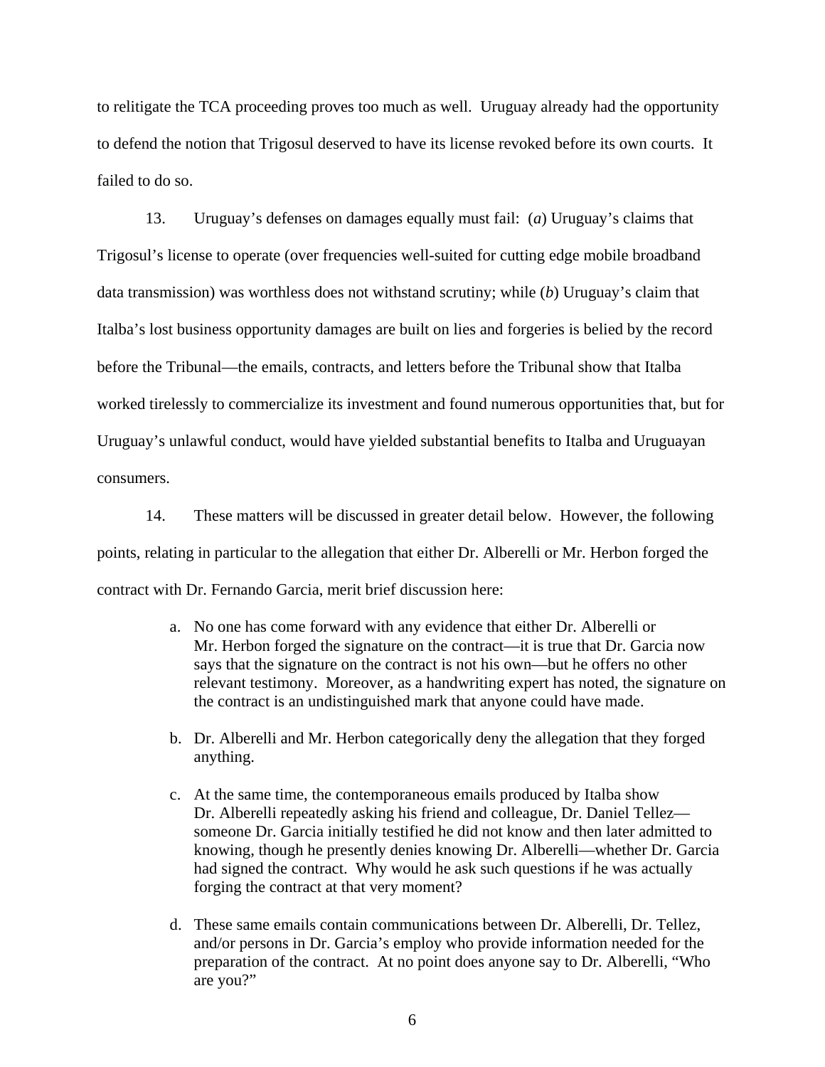to relitigate the TCA proceeding proves too much as well. Uruguay already had the opportunity to defend the notion that Trigosul deserved to have its license revoked before its own courts. It failed to do so.

13. Uruguay's defenses on damages equally must fail: (*a*) Uruguay's claims that Trigosul's license to operate (over frequencies well-suited for cutting edge mobile broadband data transmission) was worthless does not withstand scrutiny; while (*b*) Uruguay's claim that Italba's lost business opportunity damages are built on lies and forgeries is belied by the record before the Tribunal—the emails, contracts, and letters before the Tribunal show that Italba worked tirelessly to commercialize its investment and found numerous opportunities that, but for Uruguay's unlawful conduct, would have yielded substantial benefits to Italba and Uruguayan consumers.

14. These matters will be discussed in greater detail below. However, the following points, relating in particular to the allegation that either Dr. Alberelli or Mr. Herbon forged the contract with Dr. Fernando Garcia, merit brief discussion here:

a. No one has come forward with any evidence that either Dr. Alberelli or Mr. Herbon forged the signature on the contract—it is true that Dr. Garcia now says that the signature on the contract is not his own—but he offers no other relevant testimony. Moreover, as a handwriting expert has noted, the signature on the contract is an undistinguished mark that anyone could have made.

b. Dr. Alberelli and Mr. Herbon categorically deny the allegation that they forged anything.

c. At the same time, the contemporaneous emails produced by Italba show Dr. Alberelli repeatedly asking his friend and colleague, Dr. Daniel Tellez—someone Dr. Garcia initially testified he did not know and then later admitted to knowing, though he presently denies knowing Dr. Alberelli—whether Dr. Garcia had signed the contract. Why would he ask such questions if he was actually forging the contract at that very moment?

d. These same emails contain communications between Dr. Alberelli, Dr. Tellez, and/or persons in Dr. Garcia's employ who provide information needed for the preparation of the contract. At no point does anyone say to Dr. Alberelli, "Who are you?"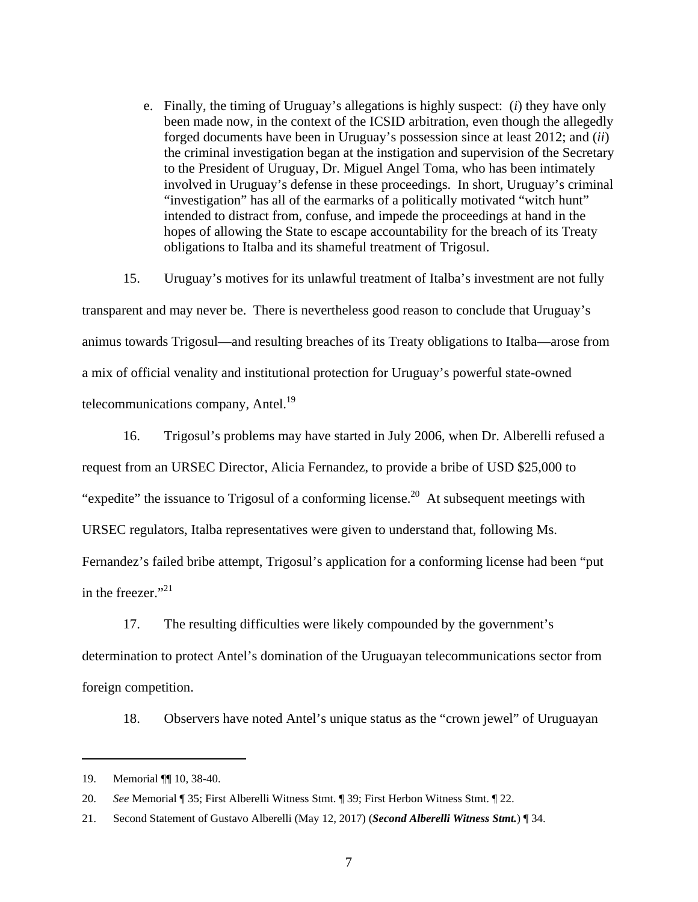e. Finally, the timing of Uruguay's allegations is highly suspect: (*i*) they have only been made now, in the context of the ICSID arbitration, even though the allegedly forged documents have been in Uruguay's possession since at least 2012; and (*ii*) the criminal investigation began at the instigation and supervision of the Secretary to the President of Uruguay, Dr. Miguel Angel Toma, who has been intimately involved in Uruguay's defense in these proceedings. In short, Uruguay's criminal "investigation" has all of the earmarks of a politically motivated "witch hunt" intended to distract from, confuse, and impede the proceedings at hand in the hopes of allowing the State to escape accountability for the breach of its Treaty obligations to Italba and its shameful treatment of Trigosul.

15. Uruguay's motives for its unlawful treatment of Italba's investment are not fully transparent and may never be. There is nevertheless good reason to conclude that Uruguay's animus towards Trigosul—and resulting breaches of its Treaty obligations to Italba—arose from a mix of official venality and institutional protection for Uruguay's powerful state-owned telecommunications company, Antel.[19]

16. Trigosul's problems may have started in July 2006, when Dr. Alberelli refused a request from an URSEC Director, Alicia Fernandez, to provide a bribe of USD $25,000 to "expedite" the issuance to Trigosul of a conforming license.[20] At subsequent meetings with URSEC regulators, Italba representatives were given to understand that, following Ms. Fernandez's failed bribe attempt, Trigosul's application for a conforming license had been "put in the freezer."[21]

17. The resulting difficulties were likely compounded by the government's determination to protect Antel's domination of the Uruguayan telecommunications sector from foreign competition.

18. Observers have noted Antel's unique status as the "crown jewel" of Uruguayan

---

19. Memorial ¶¶ 10, 38-40.

20. *See* Memorial ¶ 35; First Alberelli Witness Stmt. ¶ 39; First Herbon Witness Stmt. ¶ 22.

21. Second Statement of Gustavo Alberelli (May 12, 2017) (***Second Alberelli Witness Stmt.***) ¶ 34.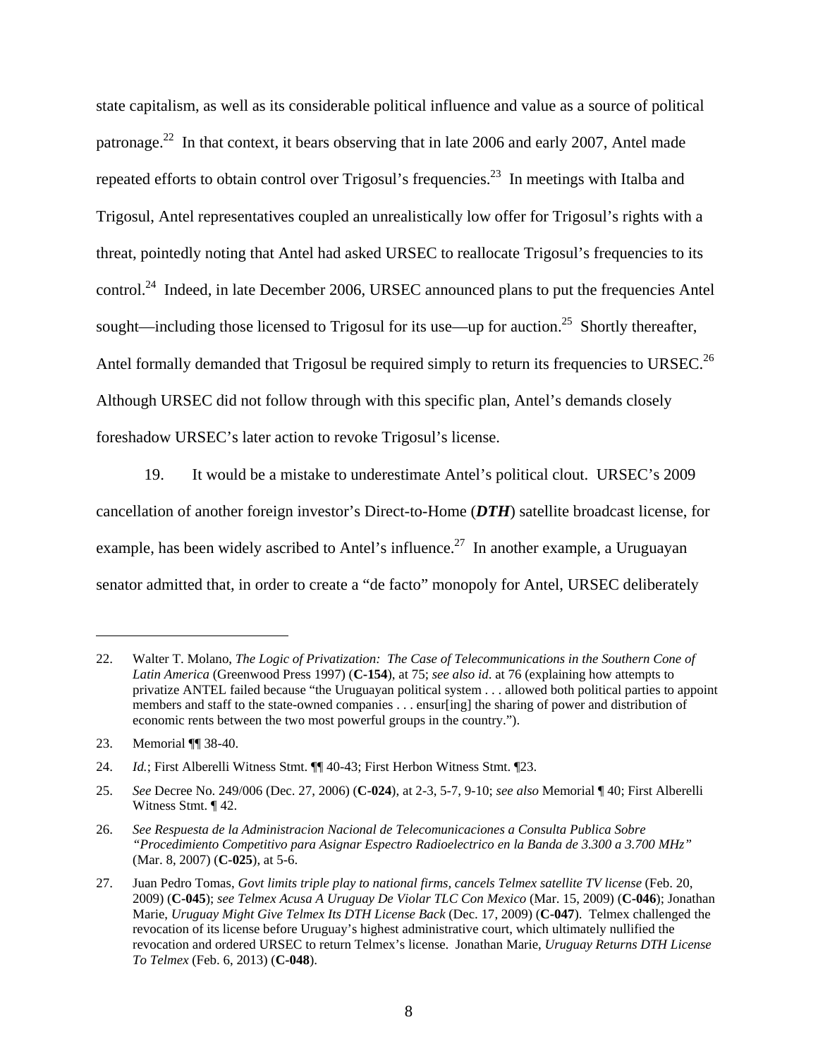state capitalism, as well as its considerable political influence and value as a source of political patronage.[22] In that context, it bears observing that in late 2006 and early 2007, Antel made repeated efforts to obtain control over Trigosul's frequencies.[23] In meetings with Italba and Trigosul, Antel representatives coupled an unrealistically low offer for Trigosul's rights with a threat, pointedly noting that Antel had asked URSEC to reallocate Trigosul's frequencies to its control.[24] Indeed, in late December 2006, URSEC announced plans to put the frequencies Antel sought—including those licensed to Trigosul for its use—up for auction.[25] Shortly thereafter, Antel formally demanded that Trigosul be required simply to return its frequencies to URSEC.[26] Although URSEC did not follow through with this specific plan, Antel's demands closely foreshadow URSEC's later action to revoke Trigosul's license.

19. It would be a mistake to underestimate Antel's political clout. URSEC's 2009 cancellation of another foreign investor's Direct-to-Home (***DTH***) satellite broadcast license, for example, has been widely ascribed to Antel's influence.[27] In another example, a Uruguayan senator admitted that, in order to create a "de facto" monopoly for Antel, URSEC deliberately

---

22. Walter T. Molano, *The Logic of Privatization: The Case of Telecommunications in the Southern Cone of Latin America* (Greenwood Press 1997) (**C-154**), at 75; *see also id*. at 76 (explaining how attempts to privatize ANTEL failed because "the Uruguayan political system . . . allowed both political parties to appoint members and staff to the state-owned companies . . . ensur[ing] the sharing of power and distribution of economic rents between the two most powerful groups in the country.").

23. Memorial ¶¶ 38-40.

24. *Id.*; First Alberelli Witness Stmt. ¶¶ 40-43; First Herbon Witness Stmt. ¶23.

25. *See* Decree No. 249/006 (Dec. 27, 2006) (**C-024**), at 2-3, 5-7, 9-10; *see also* Memorial ¶ 40; First Alberelli Witness Stmt. ¶ 42.

26. *See Respuesta de la Administracion Nacional de Telecomunicaciones a Consulta Publica Sobre "Procedimiento Competitivo para Asignar Espectro Radioelectrico en la Banda de 3.300 a 3.700 MHz"* (Mar. 8, 2007) (**C-025**), at 5-6.

27. Juan Pedro Tomas, *Govt limits triple play to national firms, cancels Telmex satellite TV license* (Feb. 20, 2009) (**C-045**); *see Telmex Acusa A Uruguay De Violar TLC Con Mexico* (Mar. 15, 2009) (**C-046**); Jonathan Marie, *Uruguay Might Give Telmex Its DTH License Back* (Dec. 17, 2009) (**C-047**). Telmex challenged the revocation of its license before Uruguay's highest administrative court, which ultimately nullified the revocation and ordered URSEC to return Telmex's license. Jonathan Marie, *Uruguay Returns DTH License To Telmex* (Feb. 6, 2013) (**C-048**).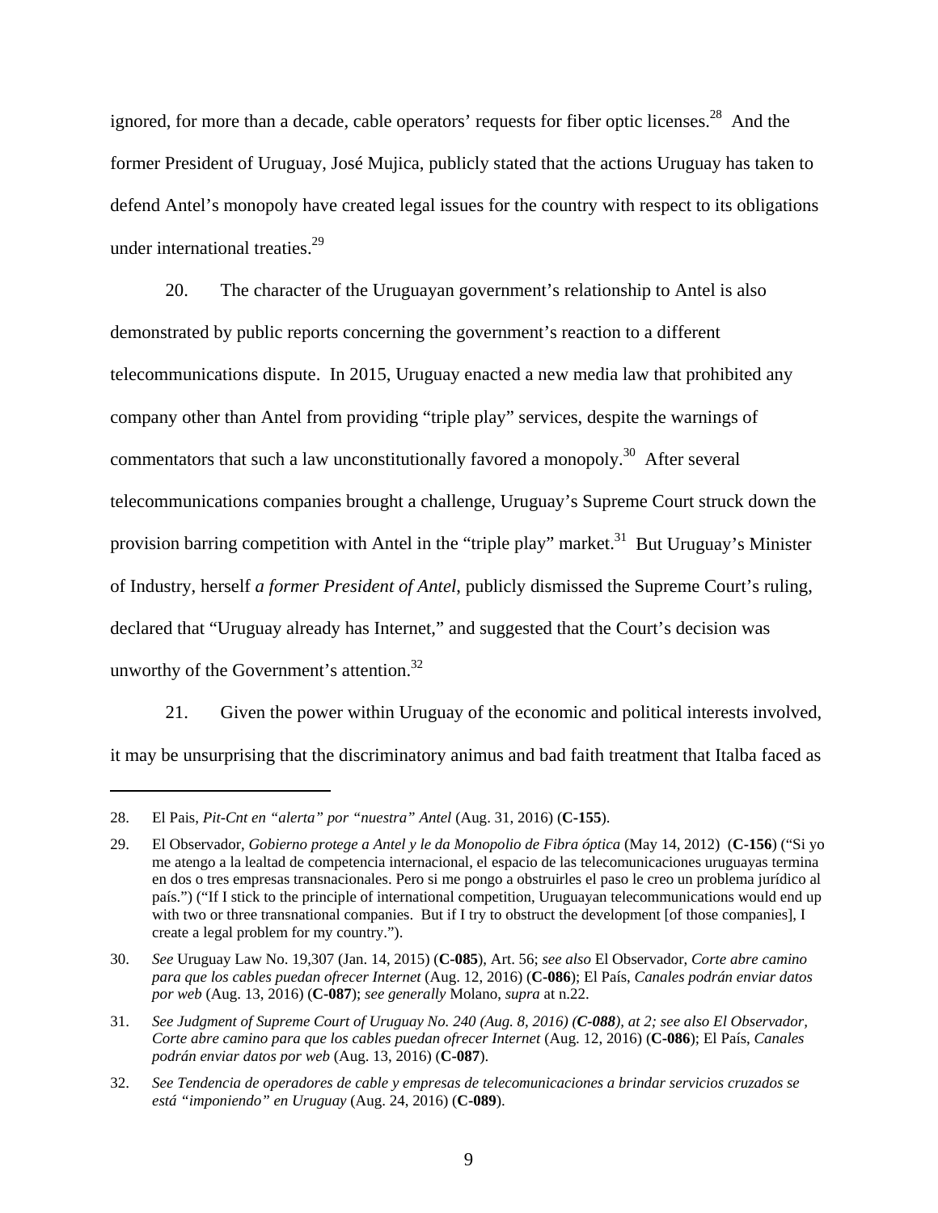ignored, for more than a decade, cable operators' requests for fiber optic licenses.[28] And the former President of Uruguay, José Mujica, publicly stated that the actions Uruguay has taken to defend Antel's monopoly have created legal issues for the country with respect to its obligations under international treaties.[29]

20. The character of the Uruguayan government's relationship to Antel is also demonstrated by public reports concerning the government's reaction to a different telecommunications dispute. In 2015, Uruguay enacted a new media law that prohibited any company other than Antel from providing "triple play" services, despite the warnings of commentators that such a law unconstitutionally favored a monopoly.[30] After several telecommunications companies brought a challenge, Uruguay's Supreme Court struck down the provision barring competition with Antel in the "triple play" market.[31] But Uruguay's Minister of Industry, herself *a former President of Antel*, publicly dismissed the Supreme Court's ruling, declared that "Uruguay already has Internet," and suggested that the Court's decision was unworthy of the Government's attention.[32]

21. Given the power within Uruguay of the economic and political interests involved, it may be unsurprising that the discriminatory animus and bad faith treatment that Italba faced as

---

28. El Pais, *Pit-Cnt en "alerta" por "nuestra" Antel* (Aug. 31, 2016) (**C-155**).

29. El Observador, *Gobierno protege a Antel y le da Monopolio de Fibra óptica* (May 14, 2012) (**C-156**) ("Si yo me atengo a la lealtad de competencia internacional, el espacio de las telecomunicaciones uruguayas termina en dos o tres empresas transnacionales. Pero si me pongo a obstruirles el paso le creo un problema jurídico al país.") ("If I stick to the principle of international competition, Uruguayan telecommunications would end up with two or three transnational companies. But if I try to obstruct the development [of those companies], I create a legal problem for my country.").

30. *See* Uruguay Law No. 19,307 (Jan. 14, 2015) (**C-085**), Art. 56; *see also* El Observador, *Corte abre camino para que los cables puedan ofrecer Internet* (Aug. 12, 2016) (**C-086**); El País, *Canales podrán enviar datos por web* (Aug. 13, 2016) (**C-087**); *see generally* Molano, *supra* at n.22.

31. *See Judgment of Supreme Court of Uruguay No. 240 (Aug. 8, 2016) (**C-088**), at 2; see also El Observador, Corte abre camino para que los cables puedan ofrecer Internet* (Aug. 12, 2016) (**C-086**); El País, *Canales podrán enviar datos por web* (Aug. 13, 2016) (**C-087**).

32. *See Tendencia de operadores de cable y empresas de telecomunicaciones a brindar servicios cruzados se está "imponiendo" en Uruguay* (Aug. 24, 2016) (**C-089**).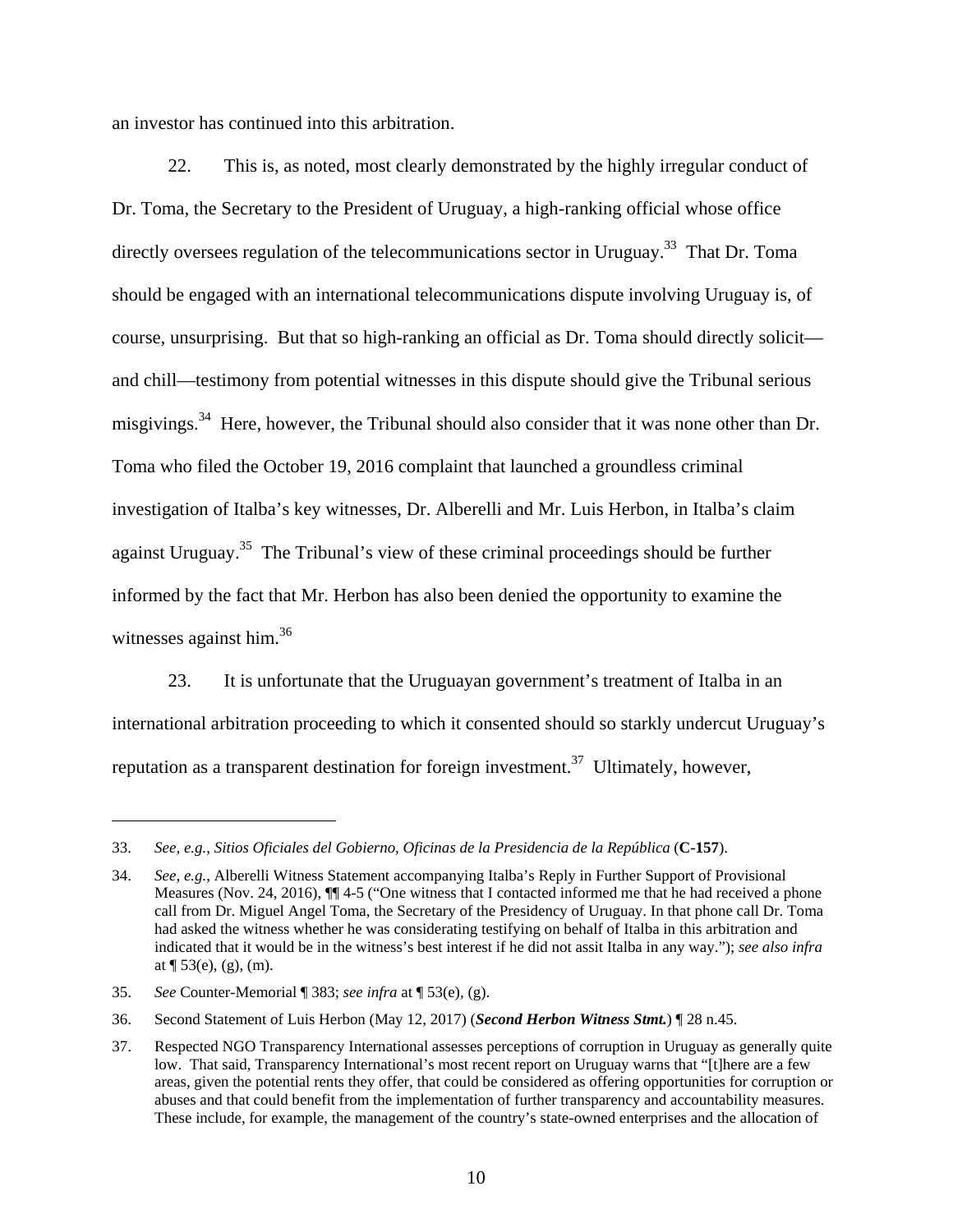an investor has continued into this arbitration.

22. This is, as noted, most clearly demonstrated by the highly irregular conduct of Dr. Toma, the Secretary to the President of Uruguay, a high-ranking official whose office directly oversees regulation of the telecommunications sector in Uruguay.[33] That Dr. Toma should be engaged with an international telecommunications dispute involving Uruguay is, of course, unsurprising. But that so high-ranking an official as Dr. Toma should directly solicit—and chill—testimony from potential witnesses in this dispute should give the Tribunal serious misgivings.[34] Here, however, the Tribunal should also consider that it was none other than Dr. Toma who filed the October 19, 2016 complaint that launched a groundless criminal investigation of Italba's key witnesses, Dr. Alberelli and Mr. Luis Herbon, in Italba's claim against Uruguay.[35] The Tribunal's view of these criminal proceedings should be further informed by the fact that Mr. Herbon has also been denied the opportunity to examine the witnesses against him.[36]

23. It is unfortunate that the Uruguayan government's treatment of Italba in an international arbitration proceeding to which it consented should so starkly undercut Uruguay's reputation as a transparent destination for foreign investment.[37] Ultimately, however,

---

33. *See, e.g.*, *Sitios Oficiales del Gobierno, Oficinas de la Presidencia de la República* (**C-157**).

34. *See, e.g.,* Alberelli Witness Statement accompanying Italba's Reply in Further Support of Provisional Measures (Nov. 24, 2016), ¶¶ 4-5 ("One witness that I contacted informed me that he had received a phone call from Dr. Miguel Angel Toma, the Secretary of the Presidency of Uruguay. In that phone call Dr. Toma had asked the witness whether he was considerating testifying on behalf of Italba in this arbitration and indicated that it would be in the witness's best interest if he did not assit Italba in any way."); *see also infra* at ¶ 53(e), (g), (m).

35. *See* Counter-Memorial ¶ 383; *see infra* at ¶ 53(e), (g).

36. Second Statement of Luis Herbon (May 12, 2017) (***Second Herbon Witness Stmt.***) ¶ 28 n.45.

37. Respected NGO Transparency International assesses perceptions of corruption in Uruguay as generally quite low. That said, Transparency International's most recent report on Uruguay warns that "[t]here are a few areas, given the potential rents they offer, that could be considered as offering opportunities for corruption or abuses and that could benefit from the implementation of further transparency and accountability measures. These include, for example, the management of the country's state-owned enterprises and the allocation of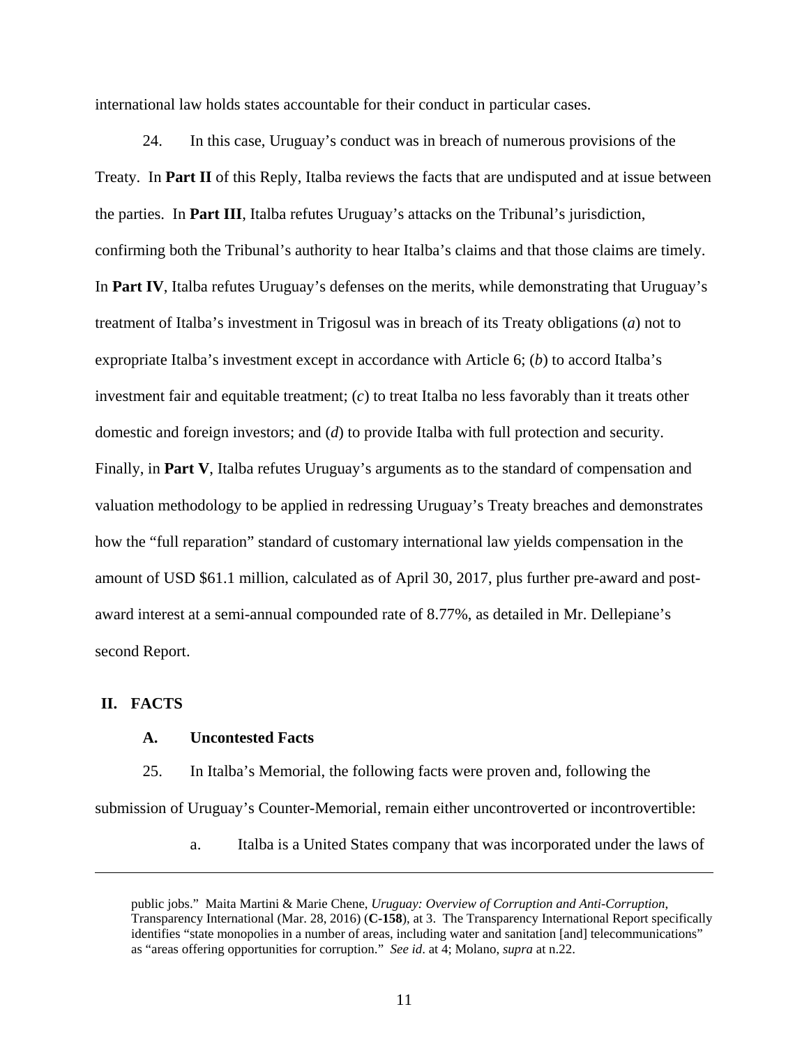international law holds states accountable for their conduct in particular cases.

24. In this case, Uruguay's conduct was in breach of numerous provisions of the Treaty. In **Part II** of this Reply, Italba reviews the facts that are undisputed and at issue between the parties. In **Part III**, Italba refutes Uruguay's attacks on the Tribunal's jurisdiction, confirming both the Tribunal's authority to hear Italba's claims and that those claims are timely. In **Part IV**, Italba refutes Uruguay's defenses on the merits, while demonstrating that Uruguay's treatment of Italba's investment in Trigosul was in breach of its Treaty obligations (*a*) not to expropriate Italba's investment except in accordance with Article 6; (*b*) to accord Italba's investment fair and equitable treatment; (*c*) to treat Italba no less favorably than it treats other domestic and foreign investors; and (*d*) to provide Italba with full protection and security. Finally, in **Part V**, Italba refutes Uruguay's arguments as to the standard of compensation and valuation methodology to be applied in redressing Uruguay's Treaty breaches and demonstrates how the "full reparation" standard of customary international law yields compensation in the amount of USD $61.1 million, calculated as of April 30, 2017, plus further pre-award and post-award interest at a semi-annual compounded rate of 8.77%, as detailed in Mr. Dellepiane's second Report.

## II. FACTS

### A. Uncontested Facts

25. In Italba's Memorial, the following facts were proven and, following the submission of Uruguay's Counter-Memorial, remain either uncontroverted or incontrovertible:

a. Italba is a United States company that was incorporated under the laws of

---

public jobs." Maita Martini & Marie Chene, *Uruguay: Overview of Corruption and Anti-Corruption*, Transparency International (Mar. 28, 2016) (**C-158**), at 3. The Transparency International Report specifically identifies "state monopolies in a number of areas, including water and sanitation [and] telecommunications" as "areas offering opportunities for corruption." *See id*. at 4; Molano, *supra* at n.22.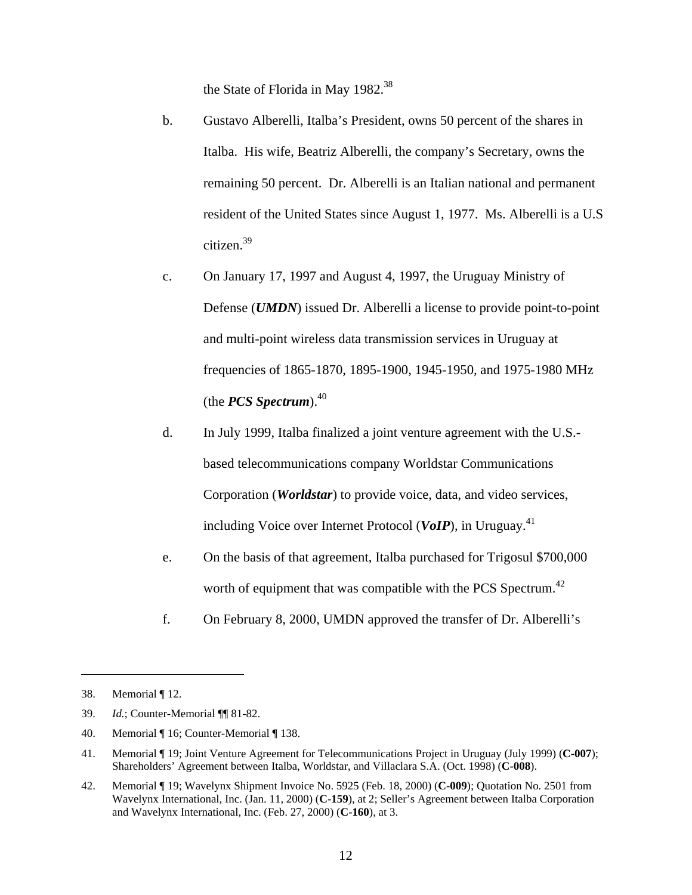the State of Florida in May 1982.[38]

b. Gustavo Alberelli, Italba's President, owns 50 percent of the shares in Italba. His wife, Beatriz Alberelli, the company's Secretary, owns the remaining 50 percent. Dr. Alberelli is an Italian national and permanent resident of the United States since August 1, 1977. Ms. Alberelli is a U.S citizen.[39]

c. On January 17, 1997 and August 4, 1997, the Uruguay Ministry of Defense (***UMDN***) issued Dr. Alberelli a license to provide point-to-point and multi-point wireless data transmission services in Uruguay at frequencies of 1865-1870, 1895-1900, 1945-1950, and 1975-1980 MHz (the ***PCS Spectrum***).[40]

d. In July 1999, Italba finalized a joint venture agreement with the U.S.-based telecommunications company Worldstar Communications Corporation (***Worldstar***) to provide voice, data, and video services, including Voice over Internet Protocol (***VoIP***), in Uruguay.[41]

e. On the basis of that agreement, Italba purchased for Trigosul $700,000 worth of equipment that was compatible with the PCS Spectrum.[42]

f. On February 8, 2000, UMDN approved the transfer of Dr. Alberelli's

---

38. Memorial ¶ 12.

39. *Id.*; Counter-Memorial ¶¶ 81-82.

40. Memorial ¶ 16; Counter-Memorial ¶ 138.

41. Memorial ¶ 19; Joint Venture Agreement for Telecommunications Project in Uruguay (July 1999) (**C-007**); Shareholders' Agreement between Italba, Worldstar, and Villaclara S.A. (Oct. 1998) (**C-008**).

42. Memorial ¶ 19; Wavelynx Shipment Invoice No. 5925 (Feb. 18, 2000) (**C-009**); Quotation No. 2501 from Wavelynx International, Inc. (Jan. 11, 2000) (**C-159**), at 2; Seller's Agreement between Italba Corporation and Wavelynx International, Inc. (Feb. 27, 2000) (**C-160**), at 3.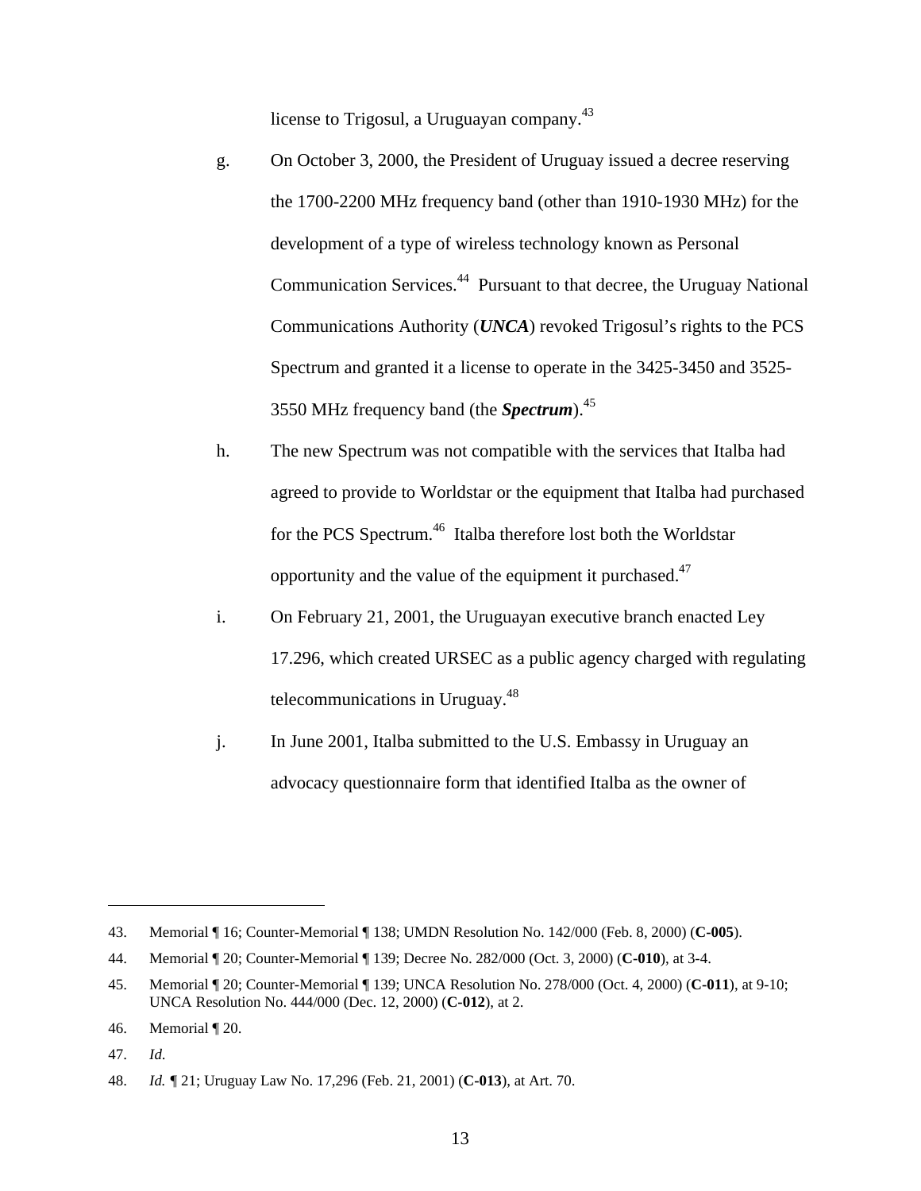license to Trigosul, a Uruguayan company.[43]

g. On October 3, 2000, the President of Uruguay issued a decree reserving the 1700-2200 MHz frequency band (other than 1910-1930 MHz) for the development of a type of wireless technology known as Personal Communication Services.[44] Pursuant to that decree, the Uruguay National Communications Authority (***UNCA***) revoked Trigosul's rights to the PCS Spectrum and granted it a license to operate in the 3425-3450 and 3525-3550 MHz frequency band (the ***Spectrum***).[45]

h. The new Spectrum was not compatible with the services that Italba had agreed to provide to Worldstar or the equipment that Italba had purchased for the PCS Spectrum.[46] Italba therefore lost both the Worldstar opportunity and the value of the equipment it purchased.[47]

i. On February 21, 2001, the Uruguayan executive branch enacted Ley 17.296, which created URSEC as a public agency charged with regulating telecommunications in Uruguay.[48]

j. In June 2001, Italba submitted to the U.S. Embassy in Uruguay an advocacy questionnaire form that identified Italba as the owner of

---

43. Memorial ¶ 16; Counter-Memorial ¶ 138; UMDN Resolution No. 142/000 (Feb. 8, 2000) (**C-005**).

44. Memorial ¶ 20; Counter-Memorial ¶ 139; Decree No. 282/000 (Oct. 3, 2000) (**C-010**), at 3-4.

45. Memorial ¶ 20; Counter-Memorial ¶ 139; UNCA Resolution No. 278/000 (Oct. 4, 2000) (**C-011**), at 9-10; UNCA Resolution No. 444/000 (Dec. 12, 2000) (**C-012**), at 2.

46. Memorial ¶ 20.

47. *Id.*

48. *Id.* ¶ 21; Uruguay Law No. 17,296 (Feb. 21, 2001) (**C-013**), at Art. 70.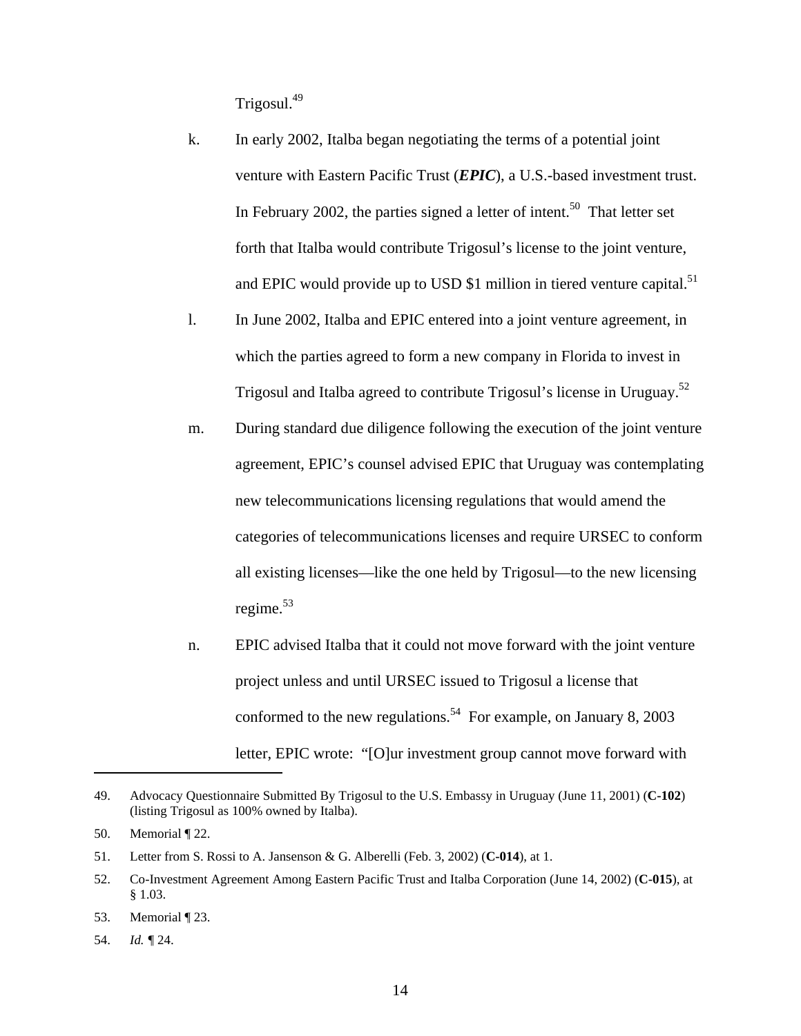Trigosul.[49]

k. In early 2002, Italba began negotiating the terms of a potential joint venture with Eastern Pacific Trust (***EPIC***), a U.S.-based investment trust. In February 2002, the parties signed a letter of intent.[50] That letter set forth that Italba would contribute Trigosul's license to the joint venture, and EPIC would provide up to USD $1 million in tiered venture capital.[51]

l. In June 2002, Italba and EPIC entered into a joint venture agreement, in which the parties agreed to form a new company in Florida to invest in Trigosul and Italba agreed to contribute Trigosul's license in Uruguay.[52]

m. During standard due diligence following the execution of the joint venture agreement, EPIC's counsel advised EPIC that Uruguay was contemplating new telecommunications licensing regulations that would amend the categories of telecommunications licenses and require URSEC to conform all existing licenses—like the one held by Trigosul—to the new licensing regime.[53]

n. EPIC advised Italba that it could not move forward with the joint venture project unless and until URSEC issued to Trigosul a license that conformed to the new regulations.[54] For example, on January 8, 2003 letter, EPIC wrote: "[O]ur investment group cannot move forward with

---

49. Advocacy Questionnaire Submitted By Trigosul to the U.S. Embassy in Uruguay (June 11, 2001) (**C-102**) (listing Trigosul as 100% owned by Italba).

50. Memorial ¶ 22.

51. Letter from S. Rossi to A. Jansenson & G. Alberelli (Feb. 3, 2002) (**C-014**), at 1.

52. Co-Investment Agreement Among Eastern Pacific Trust and Italba Corporation (June 14, 2002) (**C-015**), at § 1.03.

53. Memorial ¶ 23.

54. *Id.* ¶ 24.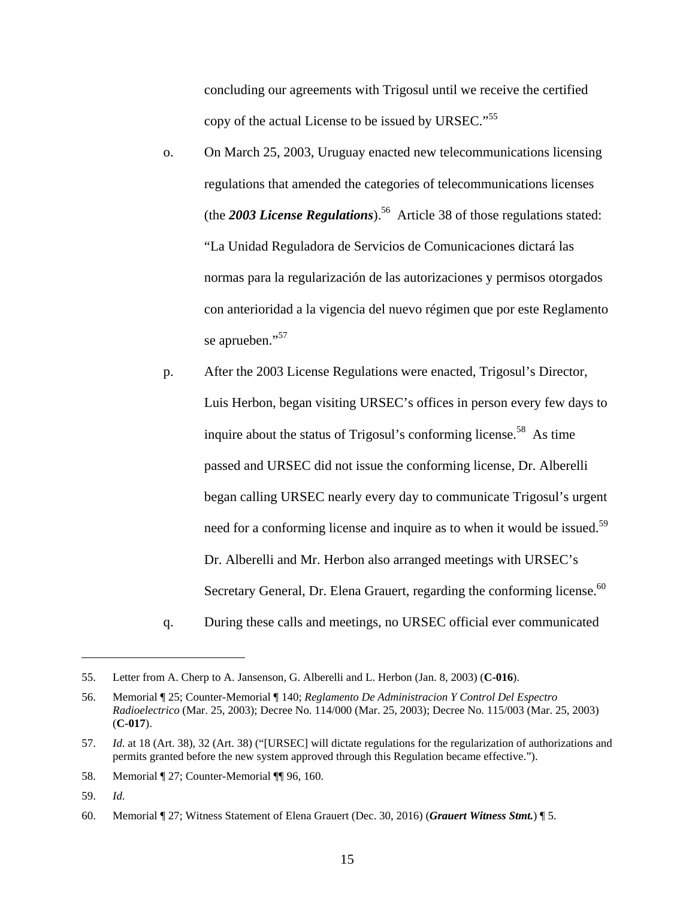concluding our agreements with Trigosul until we receive the certified copy of the actual License to be issued by URSEC."[55]

o. On March 25, 2003, Uruguay enacted new telecommunications licensing regulations that amended the categories of telecommunications licenses (the ***2003 License Regulations***).[56] Article 38 of those regulations stated: "La Unidad Reguladora de Servicios de Comunicaciones dictará las normas para la regularización de las autorizaciones y permisos otorgados con anterioridad a la vigencia del nuevo régimen que por este Reglamento se aprueben."[57]

p. After the 2003 License Regulations were enacted, Trigosul's Director, Luis Herbon, began visiting URSEC's offices in person every few days to inquire about the status of Trigosul's conforming license.[58] As time passed and URSEC did not issue the conforming license, Dr. Alberelli began calling URSEC nearly every day to communicate Trigosul's urgent need for a conforming license and inquire as to when it would be issued.[59] Dr. Alberelli and Mr. Herbon also arranged meetings with URSEC's Secretary General, Dr. Elena Grauert, regarding the conforming license.[60]

q. During these calls and meetings, no URSEC official ever communicated

---

55. Letter from A. Cherp to A. Jansenson, G. Alberelli and L. Herbon (Jan. 8, 2003) (**C-016**).

56. Memorial ¶ 25; Counter-Memorial ¶ 140; *Reglamento De Administracion Y Control Del Espectro Radioelectrico* (Mar. 25, 2003); Decree No. 114/000 (Mar. 25, 2003); Decree No. 115/003 (Mar. 25, 2003) (**C-017**).

57. *Id*. at 18 (Art. 38), 32 (Art. 38) ("[URSEC] will dictate regulations for the regularization of authorizations and permits granted before the new system approved through this Regulation became effective.").

58. Memorial ¶ 27; Counter-Memorial ¶¶ 96, 160.

59. *Id*.

60. Memorial ¶ 27; Witness Statement of Elena Grauert (Dec. 30, 2016) (***Grauert Witness Stmt.***) ¶ 5.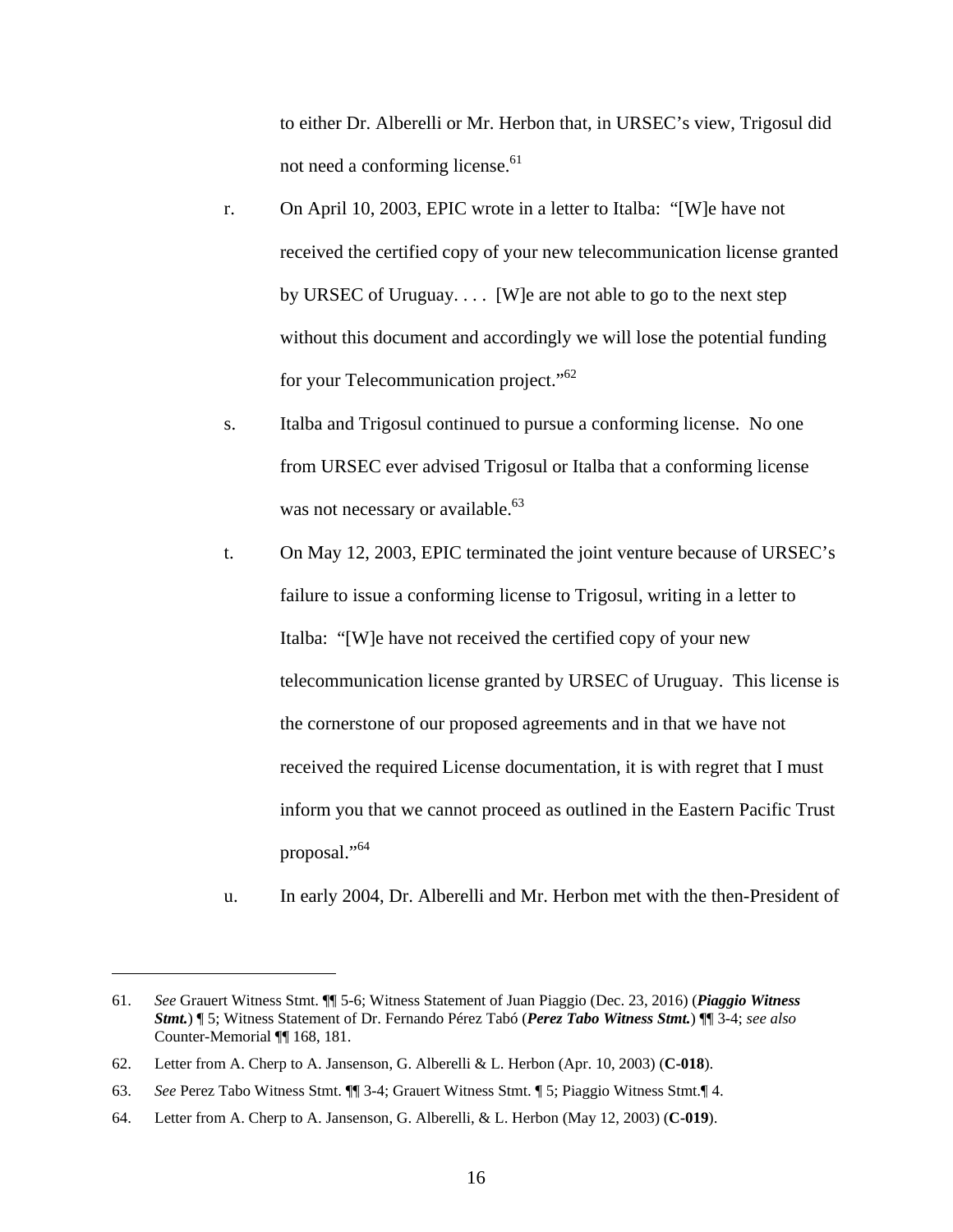to either Dr. Alberelli or Mr. Herbon that, in URSEC's view, Trigosul did not need a conforming license.[61]

r. On April 10, 2003, EPIC wrote in a letter to Italba: "[W]e have not received the certified copy of your new telecommunication license granted by URSEC of Uruguay. . . . [W]e are not able to go to the next step without this document and accordingly we will lose the potential funding for your Telecommunication project."[62]

s. Italba and Trigosul continued to pursue a conforming license. No one from URSEC ever advised Trigosul or Italba that a conforming license was not necessary or available.[63]

t. On May 12, 2003, EPIC terminated the joint venture because of URSEC's failure to issue a conforming license to Trigosul, writing in a letter to Italba: "[W]e have not received the certified copy of your new telecommunication license granted by URSEC of Uruguay. This license is the cornerstone of our proposed agreements and in that we have not received the required License documentation, it is with regret that I must inform you that we cannot proceed as outlined in the Eastern Pacific Trust proposal."[64]

u. In early 2004, Dr. Alberelli and Mr. Herbon met with the then-President of

---

61. *See* Grauert Witness Stmt. ¶¶ 5-6; Witness Statement of Juan Piaggio (Dec. 23, 2016) (***Piaggio Witness Stmt.***) ¶ 5; Witness Statement of Dr. Fernando Pérez Tabó (***Perez Tabo Witness Stmt.***) ¶¶ 3-4; *see also* Counter-Memorial ¶¶ 168, 181.

62. Letter from A. Cherp to A. Jansenson, G. Alberelli & L. Herbon (Apr. 10, 2003) (**C-018**).

63. *See* Perez Tabo Witness Stmt. ¶¶ 3-4; Grauert Witness Stmt. ¶ 5; Piaggio Witness Stmt.¶ 4.

64. Letter from A. Cherp to A. Jansenson, G. Alberelli, & L. Herbon (May 12, 2003) (**C-019**).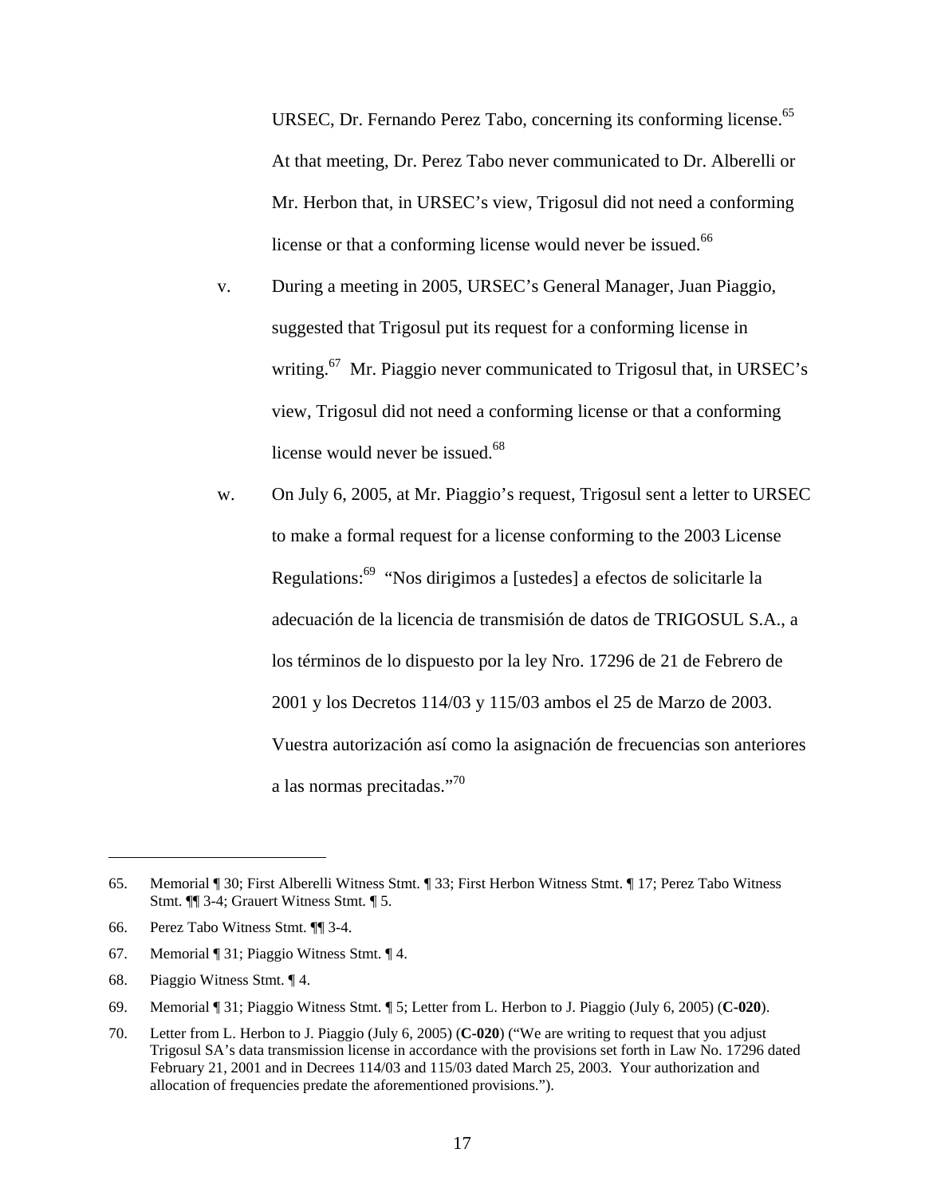URSEC, Dr. Fernando Perez Tabo, concerning its conforming license.[65] At that meeting, Dr. Perez Tabo never communicated to Dr. Alberelli or Mr. Herbon that, in URSEC's view, Trigosul did not need a conforming license or that a conforming license would never be issued.[66]

v. During a meeting in 2005, URSEC's General Manager, Juan Piaggio, suggested that Trigosul put its request for a conforming license in writing.[67] Mr. Piaggio never communicated to Trigosul that, in URSEC's view, Trigosul did not need a conforming license or that a conforming license would never be issued.[68]

w. On July 6, 2005, at Mr. Piaggio's request, Trigosul sent a letter to URSEC to make a formal request for a license conforming to the 2003 License Regulations:[69] "Nos dirigimos a [ustedes] a efectos de solicitarle la adecuación de la licencia de transmisión de datos de TRIGOSUL S.A., a los términos de lo dispuesto por la ley Nro. 17296 de 21 de Febrero de 2001 y los Decretos 114/03 y 115/03 ambos el 25 de Marzo de 2003. Vuestra autorización así como la asignación de frecuencias son anteriores a las normas precitadas."[70]

---

65. Memorial ¶ 30; First Alberelli Witness Stmt. ¶ 33; First Herbon Witness Stmt. ¶ 17; Perez Tabo Witness Stmt. ¶¶ 3-4; Grauert Witness Stmt. ¶ 5.

66. Perez Tabo Witness Stmt. ¶¶ 3-4.

67. Memorial ¶ 31; Piaggio Witness Stmt. ¶ 4.

68. Piaggio Witness Stmt. ¶ 4.

69. Memorial ¶ 31; Piaggio Witness Stmt. ¶ 5; Letter from L. Herbon to J. Piaggio (July 6, 2005) (**C-020**).

70. Letter from L. Herbon to J. Piaggio (July 6, 2005) (**C-020**) ("We are writing to request that you adjust Trigosul SA's data transmission license in accordance with the provisions set forth in Law No. 17296 dated February 21, 2001 and in Decrees 114/03 and 115/03 dated March 25, 2003. Your authorization and allocation of frequencies predate the aforementioned provisions.").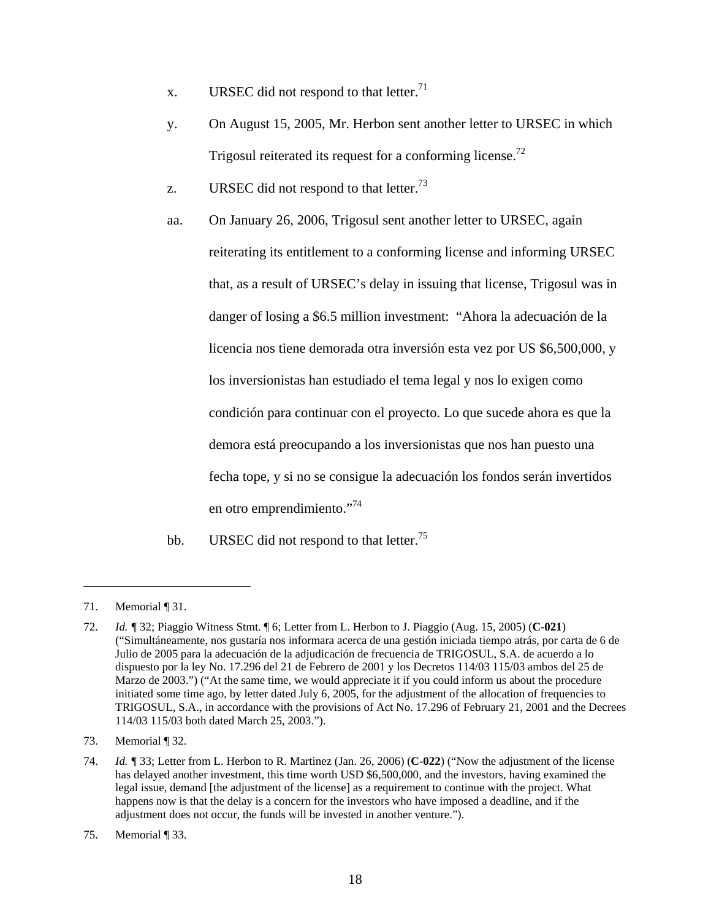x. URSEC did not respond to that letter.[71]

y. On August 15, 2005, Mr. Herbon sent another letter to URSEC in which Trigosul reiterated its request for a conforming license.[72]

z. URSEC did not respond to that letter.[73]

aa. On January 26, 2006, Trigosul sent another letter to URSEC, again reiterating its entitlement to a conforming license and informing URSEC that, as a result of URSEC's delay in issuing that license, Trigosul was in danger of losing a $6.5 million investment: "Ahora la adecuación de la licencia nos tiene demorada otra inversión esta vez por US $6,500,000, y los inversionistas han estudiado el tema legal y nos lo exigen como condición para continuar con el proyecto. Lo que sucede ahora es que la demora está preocupando a los inversionistas que nos han puesto una fecha tope, y si no se consigue la adecuación los fondos serán invertidos en otro emprendimiento."[74]

bb. URSEC did not respond to that letter.[75]

---

71. Memorial ¶ 31.

72. *Id.* ¶ 32; Piaggio Witness Stmt. ¶ 6; Letter from L. Herbon to J. Piaggio (Aug. 15, 2005) (**C-021**) ("Simultáneamente, nos gustaría nos informara acerca de una gestión iniciada tiempo atrás, por carta de 6 de Julio de 2005 para la adecuación de la adjudicación de frecuencia de TRIGOSUL, S.A. de acuerdo a lo dispuesto por la ley No. 17.296 del 21 de Febrero de 2001 y los Decretos 114/03 115/03 ambos del 25 de Marzo de 2003.") ("At the same time, we would appreciate it if you could inform us about the procedure initiated some time ago, by letter dated July 6, 2005, for the adjustment of the allocation of frequencies to TRIGOSUL, S.A., in accordance with the provisions of Act No. 17.296 of February 21, 2001 and the Decrees 114/03 115/03 both dated March 25, 2003.").

73. Memorial ¶ 32.

74. *Id.* ¶ 33; Letter from L. Herbon to R. Martinez (Jan. 26, 2006) (**C-022**) ("Now the adjustment of the license has delayed another investment, this time worth USD $6,500,000, and the investors, having examined the legal issue, demand [the adjustment of the license] as a requirement to continue with the project. What happens now is that the delay is a concern for the investors who have imposed a deadline, and if the adjustment does not occur, the funds will be invested in another venture.").

75. Memorial ¶ 33.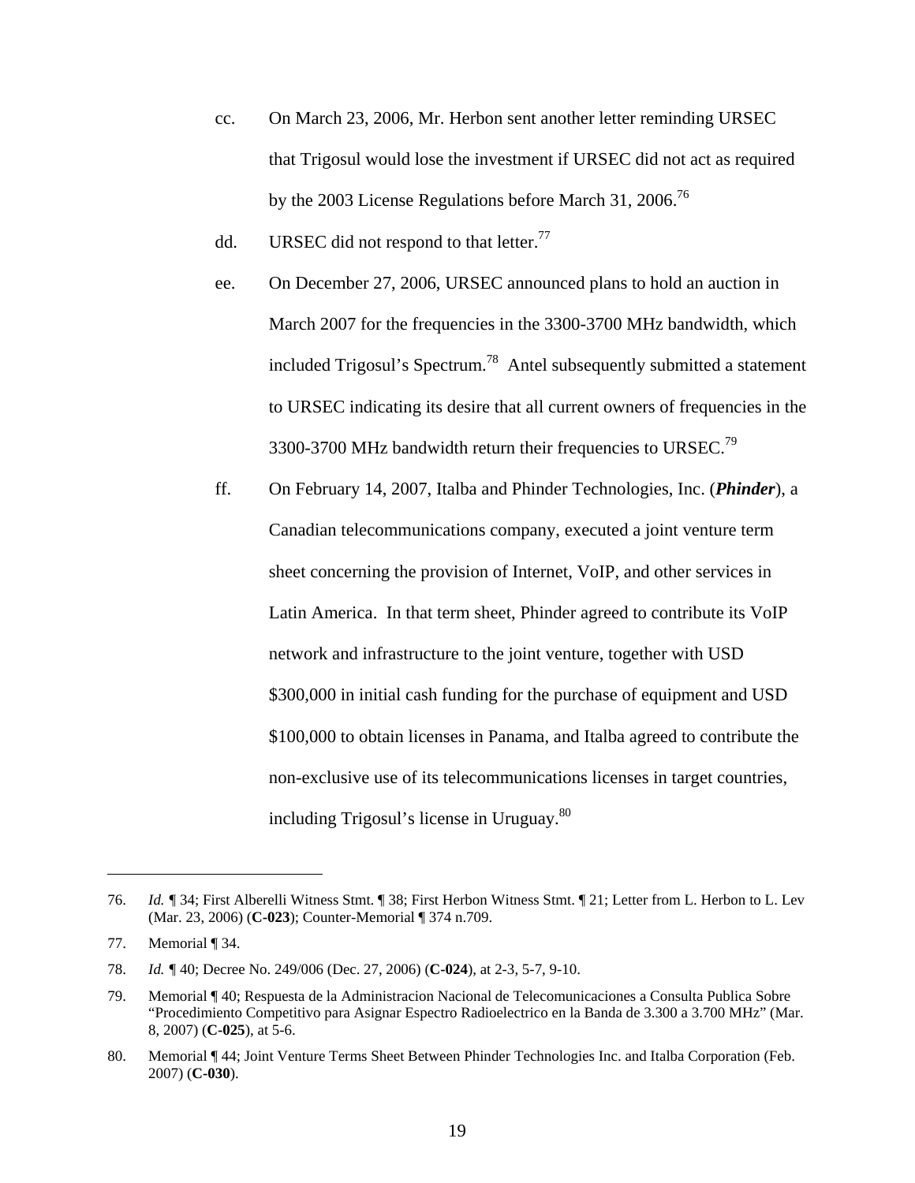cc. On March 23, 2006, Mr. Herbon sent another letter reminding URSEC that Trigosul would lose the investment if URSEC did not act as required by the 2003 License Regulations before March 31, 2006.[76]

dd. URSEC did not respond to that letter.[77]

ee. On December 27, 2006, URSEC announced plans to hold an auction in March 2007 for the frequencies in the 3300-3700 MHz bandwidth, which included Trigosul's Spectrum.[78] Antel subsequently submitted a statement to URSEC indicating its desire that all current owners of frequencies in the 3300-3700 MHz bandwidth return their frequencies to URSEC.[79]

ff. On February 14, 2007, Italba and Phinder Technologies, Inc. (***Phinder***), a Canadian telecommunications company, executed a joint venture term sheet concerning the provision of Internet, VoIP, and other services in Latin America. In that term sheet, Phinder agreed to contribute its VoIP network and infrastructure to the joint venture, together with USD $300,000 in initial cash funding for the purchase of equipment and USD $100,000 to obtain licenses in Panama, and Italba agreed to contribute the non-exclusive use of its telecommunications licenses in target countries, including Trigosul's license in Uruguay.[80]

---

76. *Id.* ¶ 34; First Alberelli Witness Stmt. ¶ 38; First Herbon Witness Stmt. ¶ 21; Letter from L. Herbon to L. Lev (Mar. 23, 2006) (**C-023**); Counter-Memorial ¶ 374 n.709.

77. Memorial ¶ 34.

78. *Id.* ¶ 40; Decree No. 249/006 (Dec. 27, 2006) (**C-024**), at 2-3, 5-7, 9-10.

79. Memorial ¶ 40; Respuesta de la Administracion Nacional de Telecomunicaciones a Consulta Publica Sobre "Procedimiento Competitivo para Asignar Espectro Radioelectrico en la Banda de 3.300 a 3.700 MHz" (Mar. 8, 2007) (**C-025**), at 5-6.

80. Memorial ¶ 44; Joint Venture Terms Sheet Between Phinder Technologies Inc. and Italba Corporation (Feb. 2007) (**C-030**).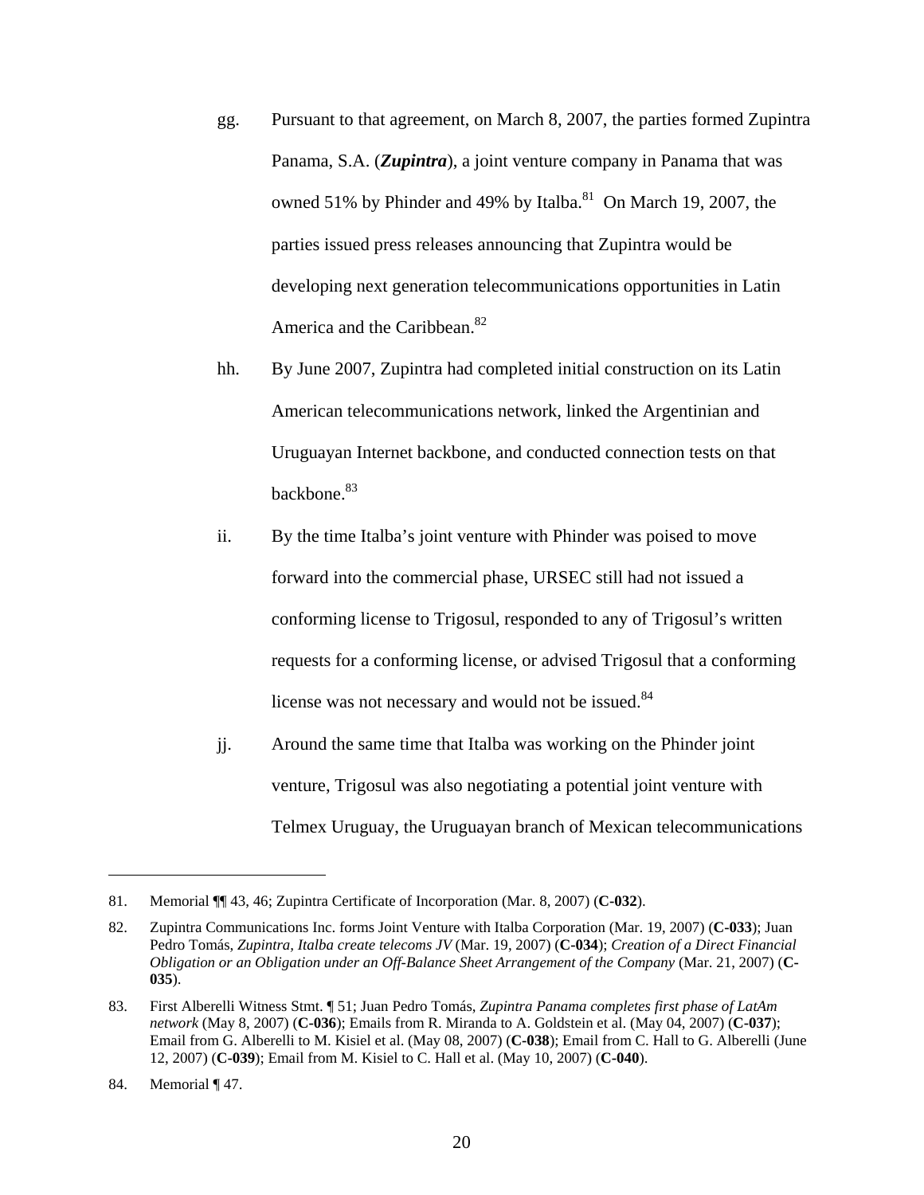gg. Pursuant to that agreement, on March 8, 2007, the parties formed Zupintra Panama, S.A. (***Zupintra***), a joint venture company in Panama that was owned 51% by Phinder and 49% by Italba.[81] On March 19, 2007, the parties issued press releases announcing that Zupintra would be developing next generation telecommunications opportunities in Latin America and the Caribbean.[82]

hh. By June 2007, Zupintra had completed initial construction on its Latin American telecommunications network, linked the Argentinian and Uruguayan Internet backbone, and conducted connection tests on that backbone.[83]

ii. By the time Italba's joint venture with Phinder was poised to move forward into the commercial phase, URSEC still had not issued a conforming license to Trigosul, responded to any of Trigosul's written requests for a conforming license, or advised Trigosul that a conforming license was not necessary and would not be issued.[84]

jj. Around the same time that Italba was working on the Phinder joint venture, Trigosul was also negotiating a potential joint venture with Telmex Uruguay, the Uruguayan branch of Mexican telecommunications

---

81. Memorial ¶¶ 43, 46; Zupintra Certificate of Incorporation (Mar. 8, 2007) (**C-032**).

82. Zupintra Communications Inc. forms Joint Venture with Italba Corporation (Mar. 19, 2007) (**C-033**); Juan Pedro Tomás, *Zupintra, Italba create telecoms JV* (Mar. 19, 2007) (**C-034**); *Creation of a Direct Financial Obligation or an Obligation under an Off-Balance Sheet Arrangement of the Company* (Mar. 21, 2007) (**C-035**).

83. First Alberelli Witness Stmt. ¶ 51; Juan Pedro Tomás, *Zupintra Panama completes first phase of LatAm network* (May 8, 2007) (**C-036**); Emails from R. Miranda to A. Goldstein et al. (May 04, 2007) (**C-037**); Email from G. Alberelli to M. Kisiel et al. (May 08, 2007) (**C-038**); Email from C. Hall to G. Alberelli (June 12, 2007) (**C-039**); Email from M. Kisiel to C. Hall et al. (May 10, 2007) (**C-040**).

84. Memorial ¶ 47.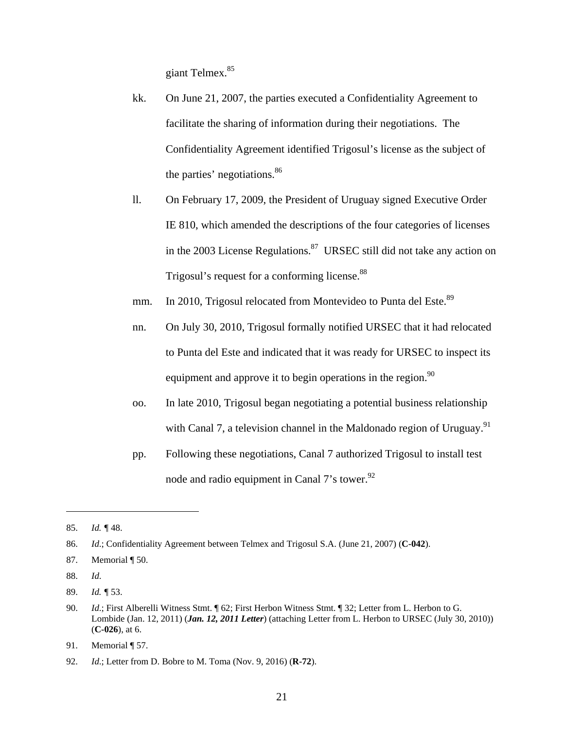giant Telmex.[85]

kk. On June 21, 2007, the parties executed a Confidentiality Agreement to facilitate the sharing of information during their negotiations. The Confidentiality Agreement identified Trigosul's license as the subject of the parties' negotiations.[86]

ll. On February 17, 2009, the President of Uruguay signed Executive Order IE 810, which amended the descriptions of the four categories of licenses in the 2003 License Regulations.[87] URSEC still did not take any action on Trigosul's request for a conforming license.[88]

mm. In 2010, Trigosul relocated from Montevideo to Punta del Este.[89]

nn. On July 30, 2010, Trigosul formally notified URSEC that it had relocated to Punta del Este and indicated that it was ready for URSEC to inspect its equipment and approve it to begin operations in the region.[90]

oo. In late 2010, Trigosul began negotiating a potential business relationship with Canal 7, a television channel in the Maldonado region of Uruguay.[91]

pp. Following these negotiations, Canal 7 authorized Trigosul to install test node and radio equipment in Canal 7's tower.[92]

---

85. *Id.* ¶ 48.

86. *Id.*; Confidentiality Agreement between Telmex and Trigosul S.A. (June 21, 2007) (**C-042**).

87. Memorial ¶ 50.

88. *Id.*

89. *Id.* ¶ 53.

90. *Id.*; First Alberelli Witness Stmt. ¶ 62; First Herbon Witness Stmt. ¶ 32; Letter from L. Herbon to G. Lombide (Jan. 12, 2011) (***Jan. 12, 2011 Letter***) (attaching Letter from L. Herbon to URSEC (July 30, 2010)) (**C-026**), at 6.

91. Memorial ¶ 57.

92. *Id.*; Letter from D. Bobre to M. Toma (Nov. 9, 2016) (**R-72**).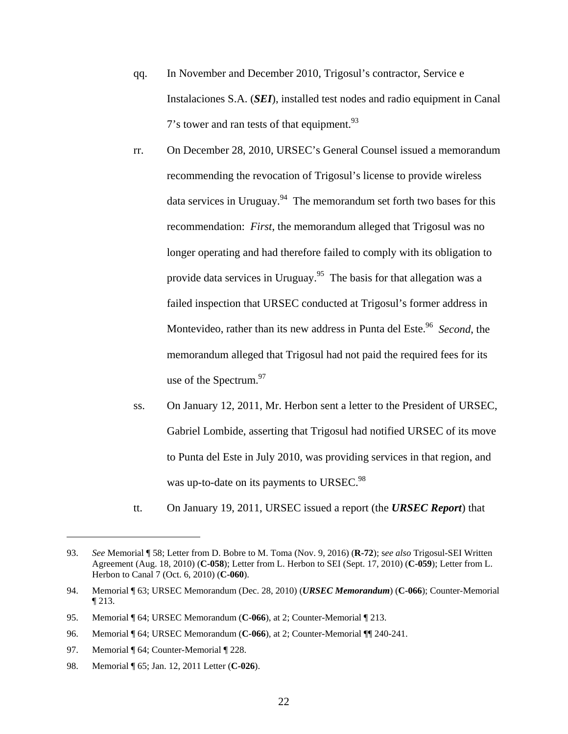qq. In November and December 2010, Trigosul's contractor, Service e Instalaciones S.A. (***SEI***), installed test nodes and radio equipment in Canal 7's tower and ran tests of that equipment.[93]

rr. On December 28, 2010, URSEC's General Counsel issued a memorandum recommending the revocation of Trigosul's license to provide wireless data services in Uruguay.[94] The memorandum set forth two bases for this recommendation: *First*, the memorandum alleged that Trigosul was no longer operating and had therefore failed to comply with its obligation to provide data services in Uruguay.[95] The basis for that allegation was a failed inspection that URSEC conducted at Trigosul's former address in Montevideo, rather than its new address in Punta del Este.[96] *Second*, the memorandum alleged that Trigosul had not paid the required fees for its use of the Spectrum.[97]

ss. On January 12, 2011, Mr. Herbon sent a letter to the President of URSEC, Gabriel Lombide, asserting that Trigosul had notified URSEC of its move to Punta del Este in July 2010, was providing services in that region, and was up-to-date on its payments to URSEC.[98]

tt. On January 19, 2011, URSEC issued a report (the ***URSEC Report***) that

---

93. *See* Memorial ¶ 58; Letter from D. Bobre to M. Toma (Nov. 9, 2016) (**R-72**); s*ee also* Trigosul-SEI Written Agreement (Aug. 18, 2010) (**C-058**); Letter from L. Herbon to SEI (Sept. 17, 2010) (**C-059**); Letter from L. Herbon to Canal 7 (Oct. 6, 2010) (**C-060**).

94. Memorial ¶ 63; URSEC Memorandum (Dec. 28, 2010) (***URSEC Memorandum***) (**C-066**); Counter-Memorial ¶ 213.

95. Memorial ¶ 64; URSEC Memorandum (**C-066**), at 2; Counter-Memorial ¶ 213.

96. Memorial ¶ 64; URSEC Memorandum (**C-066**), at 2; Counter-Memorial ¶¶ 240-241.

97. Memorial ¶ 64; Counter-Memorial ¶ 228.

98. Memorial ¶ 65; Jan. 12, 2011 Letter (**C-026**).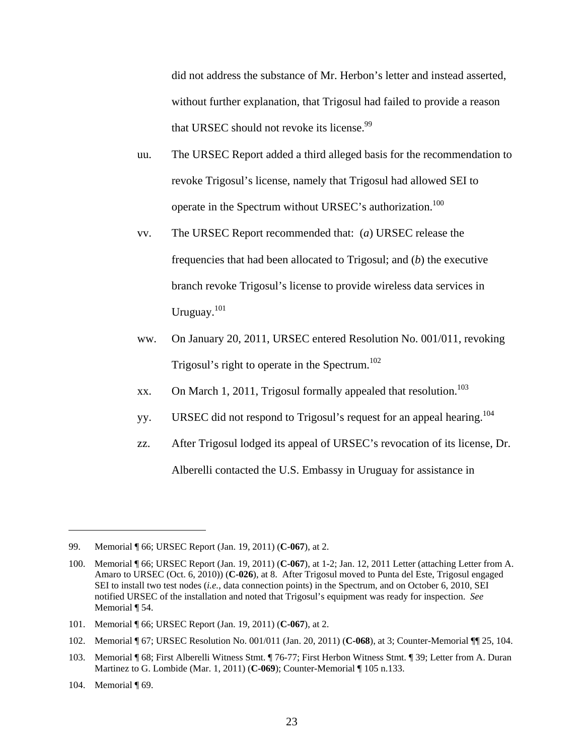did not address the substance of Mr. Herbon's letter and instead asserted, without further explanation, that Trigosul had failed to provide a reason that URSEC should not revoke its license.[99]

uu. The URSEC Report added a third alleged basis for the recommendation to revoke Trigosul's license, namely that Trigosul had allowed SEI to operate in the Spectrum without URSEC's authorization.[100]

vv. The URSEC Report recommended that: (*a*) URSEC release the frequencies that had been allocated to Trigosul; and (*b*) the executive branch revoke Trigosul's license to provide wireless data services in Uruguay.[101]

ww. On January 20, 2011, URSEC entered Resolution No. 001/011, revoking Trigosul's right to operate in the Spectrum.[102]

xx. On March 1, 2011, Trigosul formally appealed that resolution.[103]

yy. URSEC did not respond to Trigosul's request for an appeal hearing.[104]

zz. After Trigosul lodged its appeal of URSEC's revocation of its license, Dr. Alberelli contacted the U.S. Embassy in Uruguay for assistance in

---

99. Memorial ¶ 66; URSEC Report (Jan. 19, 2011) (**C-067**), at 2.

100. Memorial ¶ 66; URSEC Report (Jan. 19, 2011) (**C-067**), at 1-2; Jan. 12, 2011 Letter (attaching Letter from A. Amaro to URSEC (Oct. 6, 2010)) (**C-026**), at 8. After Trigosul moved to Punta del Este, Trigosul engaged SEI to install two test nodes (*i.e.*, data connection points) in the Spectrum, and on October 6, 2010, SEI notified URSEC of the installation and noted that Trigosul's equipment was ready for inspection. *See* Memorial ¶ 54.

101. Memorial ¶ 66; URSEC Report (Jan. 19, 2011) (**C-067**), at 2.

102. Memorial ¶ 67; URSEC Resolution No. 001/011 (Jan. 20, 2011) (**C-068**), at 3; Counter-Memorial ¶¶ 25, 104.

103. Memorial ¶ 68; First Alberelli Witness Stmt. ¶ 76-77; First Herbon Witness Stmt. ¶ 39; Letter from A. Duran Martinez to G. Lombide (Mar. 1, 2011) (**C-069**); Counter-Memorial ¶ 105 n.133.

104. Memorial ¶ 69.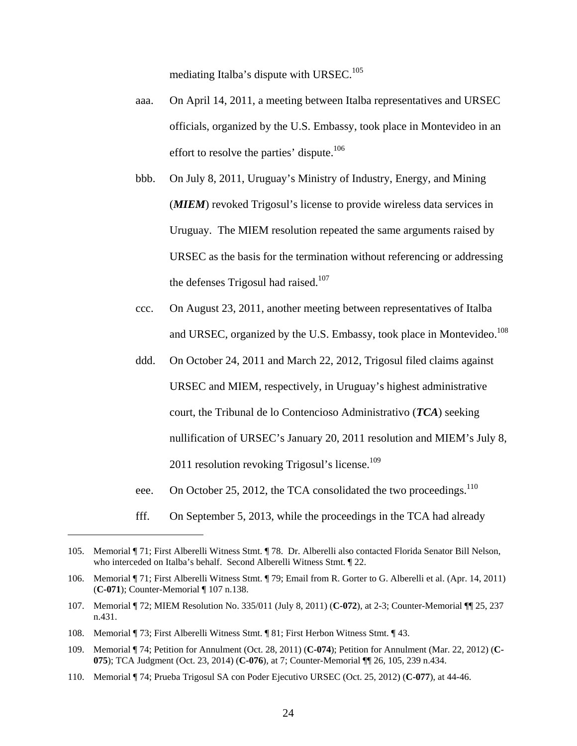mediating Italba's dispute with URSEC.[105]

aaa. On April 14, 2011, a meeting between Italba representatives and URSEC officials, organized by the U.S. Embassy, took place in Montevideo in an effort to resolve the parties' dispute.[106]

bbb. On July 8, 2011, Uruguay's Ministry of Industry, Energy, and Mining (***MIEM***) revoked Trigosul's license to provide wireless data services in Uruguay. The MIEM resolution repeated the same arguments raised by URSEC as the basis for the termination without referencing or addressing the defenses Trigosul had raised.[107]

ccc. On August 23, 2011, another meeting between representatives of Italba and URSEC, organized by the U.S. Embassy, took place in Montevideo.[108]

ddd. On October 24, 2011 and March 22, 2012, Trigosul filed claims against URSEC and MIEM, respectively, in Uruguay's highest administrative court, the Tribunal de lo Contencioso Administrativo (***TCA***) seeking nullification of URSEC's January 20, 2011 resolution and MIEM's July 8, 2011 resolution revoking Trigosul's license.[109]

eee. On October 25, 2012, the TCA consolidated the two proceedings.[110]

fff. On September 5, 2013, while the proceedings in the TCA had already

---

105. Memorial ¶ 71; First Alberelli Witness Stmt. ¶ 78. Dr. Alberelli also contacted Florida Senator Bill Nelson, who interceded on Italba's behalf. Second Alberelli Witness Stmt. ¶ 22.

106. Memorial ¶ 71; First Alberelli Witness Stmt. ¶ 79; Email from R. Gorter to G. Alberelli et al. (Apr. 14, 2011) (**C-071**); Counter-Memorial ¶ 107 n.138.

107. Memorial ¶ 72; MIEM Resolution No. 335/011 (July 8, 2011) (**C-072**), at 2-3; Counter-Memorial ¶¶ 25, 237 n.431.

108. Memorial ¶ 73; First Alberelli Witness Stmt. ¶ 81; First Herbon Witness Stmt. ¶ 43.

109. Memorial ¶ 74; Petition for Annulment (Oct. 28, 2011) (**C-074**); Petition for Annulment (Mar. 22, 2012) (**C-075**); TCA Judgment (Oct. 23, 2014) (**C-076**), at 7; Counter-Memorial ¶¶ 26, 105, 239 n.434.

110. Memorial ¶ 74; Prueba Trigosul SA con Poder Ejecutivo URSEC (Oct. 25, 2012) (**C-077**), at 44-46.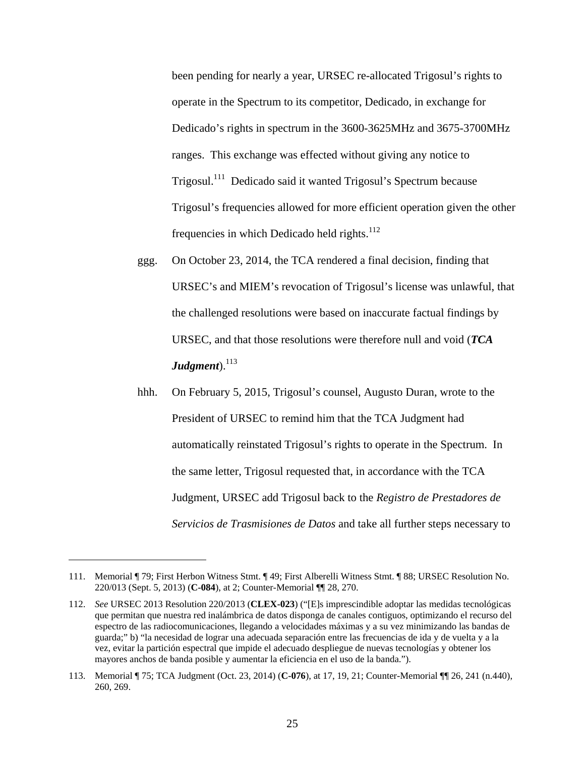been pending for nearly a year, URSEC re-allocated Trigosul's rights to operate in the Spectrum to its competitor, Dedicado, in exchange for Dedicado's rights in spectrum in the 3600-3625MHz and 3675-3700MHz ranges. This exchange was effected without giving any notice to Trigosul.[111] Dedicado said it wanted Trigosul's Spectrum because Trigosul's frequencies allowed for more efficient operation given the other frequencies in which Dedicado held rights.[112]

ggg. On October 23, 2014, the TCA rendered a final decision, finding that URSEC's and MIEM's revocation of Trigosul's license was unlawful, that the challenged resolutions were based on inaccurate factual findings by URSEC, and that those resolutions were therefore null and void (***TCA Judgment***).[113]

hhh. On February 5, 2015, Trigosul's counsel, Augusto Duran, wrote to the President of URSEC to remind him that the TCA Judgment had automatically reinstated Trigosul's rights to operate in the Spectrum. In the same letter, Trigosul requested that, in accordance with the TCA Judgment, URSEC add Trigosul back to the *Registro de Prestadores de Servicios de Trasmisiones de Datos* and take all further steps necessary to

---

111. Memorial ¶ 79; First Herbon Witness Stmt. ¶ 49; First Alberelli Witness Stmt. ¶ 88; URSEC Resolution No. 220/013 (Sept. 5, 2013) (**C-084**), at 2; Counter-Memorial ¶¶ 28, 270.

112. *See* URSEC 2013 Resolution 220/2013 (**CLEX-023**) ("[E]s imprescindible adoptar las medidas tecnológicas que permitan que nuestra red inalámbrica de datos disponga de canales contiguos, optimizando el recurso del espectro de las radiocomunicaciones, llegando a velocidades máximas y a su vez minimizando las bandas de guarda;" b) "la necesidad de lograr una adecuada separación entre las frecuencias de ida y de vuelta y a la vez, evitar la partición espectral que impide el adecuado despliegue de nuevas tecnologías y obtener los mayores anchos de banda posible y aumentar la eficiencia en el uso de la banda.").

113. Memorial ¶ 75; TCA Judgment (Oct. 23, 2014) (**C-076**), at 17, 19, 21; Counter-Memorial ¶¶ 26, 241 (n.440), 260, 269.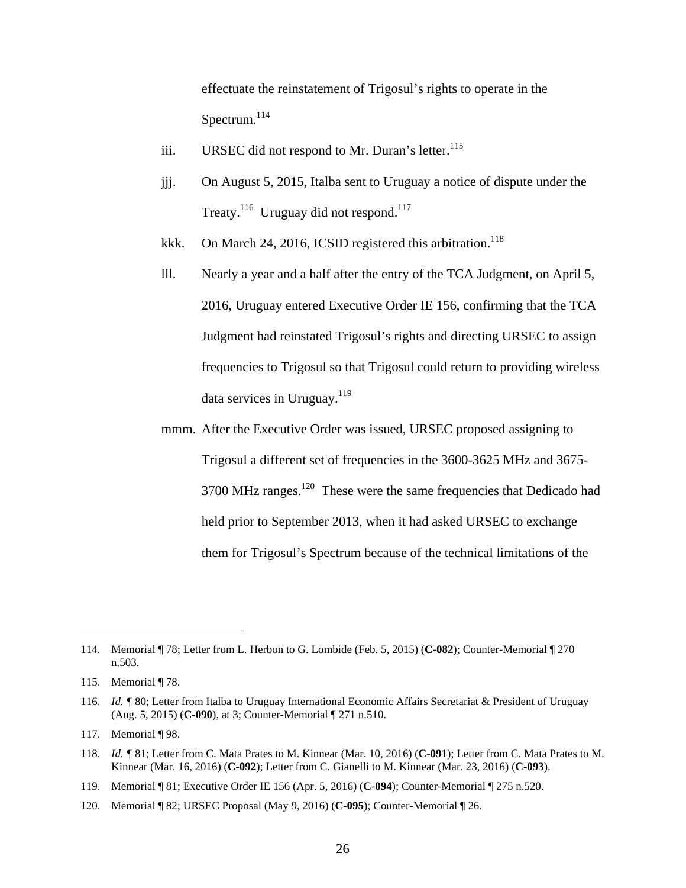effectuate the reinstatement of Trigosul's rights to operate in the Spectrum.[114]

iii. URSEC did not respond to Mr. Duran's letter.[115]

jjj. On August 5, 2015, Italba sent to Uruguay a notice of dispute under the Treaty.[116] Uruguay did not respond.[117]

kkk. On March 24, 2016, ICSID registered this arbitration.[118]

lll. Nearly a year and a half after the entry of the TCA Judgment, on April 5, 2016, Uruguay entered Executive Order IE 156, confirming that the TCA Judgment had reinstated Trigosul's rights and directing URSEC to assign frequencies to Trigosul so that Trigosul could return to providing wireless data services in Uruguay.[119]

mmm. After the Executive Order was issued, URSEC proposed assigning to Trigosul a different set of frequencies in the 3600-3625 MHz and 3675-3700 MHz ranges.[120] These were the same frequencies that Dedicado had held prior to September 2013, when it had asked URSEC to exchange them for Trigosul's Spectrum because of the technical limitations of the

---

114. Memorial ¶ 78; Letter from L. Herbon to G. Lombide (Feb. 5, 2015) (**C-082**); Counter-Memorial ¶ 270 n.503.

115. Memorial ¶ 78.

116. *Id.* ¶ 80; Letter from Italba to Uruguay International Economic Affairs Secretariat & President of Uruguay (Aug. 5, 2015) (**C-090**), at 3; Counter-Memorial ¶ 271 n.510.

117. Memorial ¶ 98.

118. *Id.* ¶ 81; Letter from C. Mata Prates to M. Kinnear (Mar. 10, 2016) (**C-091**); Letter from C. Mata Prates to M. Kinnear (Mar. 16, 2016) (**C-092**); Letter from C. Gianelli to M. Kinnear (Mar. 23, 2016) (**C-093**).

119. Memorial ¶ 81; Executive Order IE 156 (Apr. 5, 2016) (**C-094**); Counter-Memorial ¶ 275 n.520.

120. Memorial ¶ 82; URSEC Proposal (May 9, 2016) (**C-095**); Counter-Memorial ¶ 26.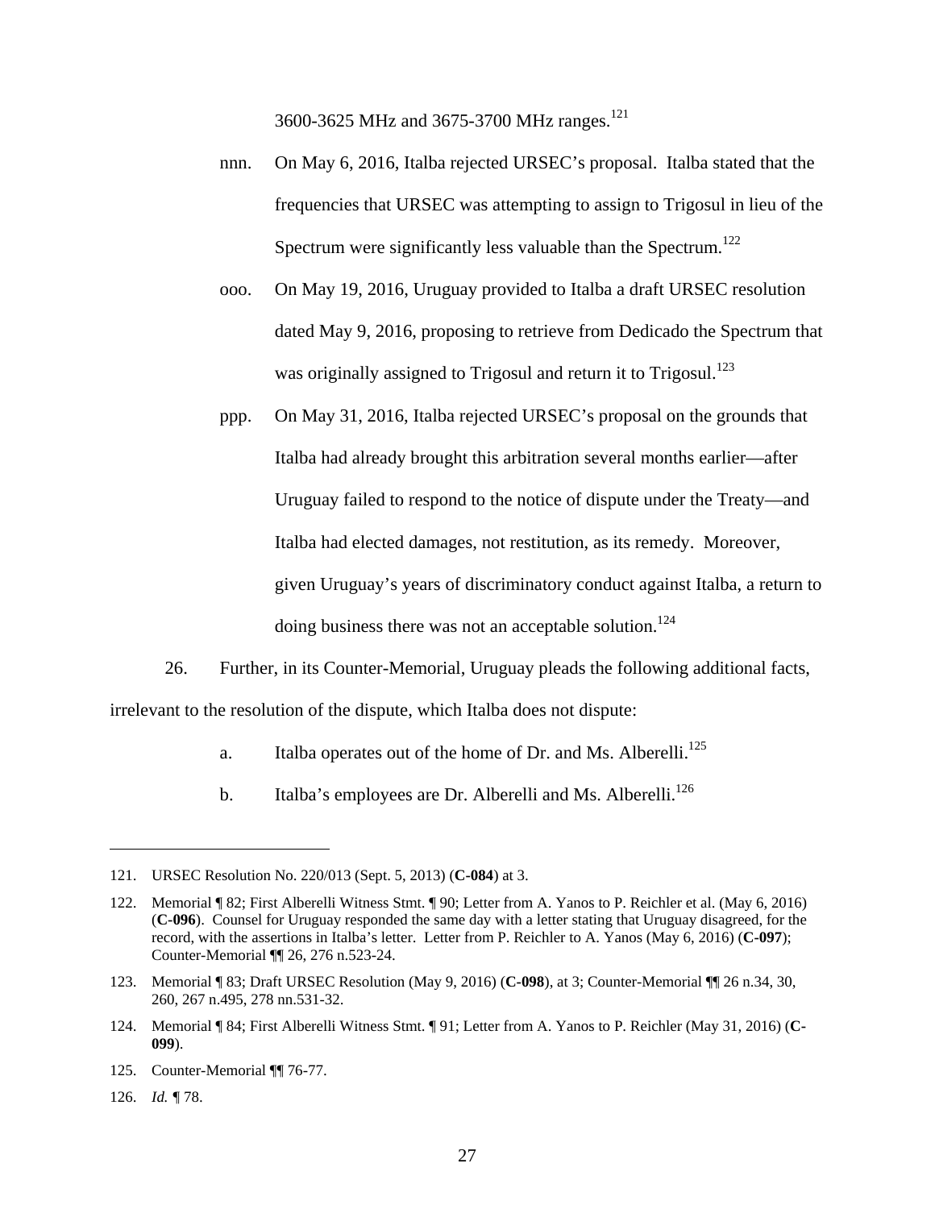3600-3625 MHz and 3675-3700 MHz ranges.[121]

nnn. On May 6, 2016, Italba rejected URSEC's proposal. Italba stated that the frequencies that URSEC was attempting to assign to Trigosul in lieu of the Spectrum were significantly less valuable than the Spectrum.[122]

ooo. On May 19, 2016, Uruguay provided to Italba a draft URSEC resolution dated May 9, 2016, proposing to retrieve from Dedicado the Spectrum that was originally assigned to Trigosul and return it to Trigosul.[123]

ppp. On May 31, 2016, Italba rejected URSEC's proposal on the grounds that Italba had already brought this arbitration several months earlier—after Uruguay failed to respond to the notice of dispute under the Treaty—and Italba had elected damages, not restitution, as its remedy. Moreover, given Uruguay's years of discriminatory conduct against Italba, a return to doing business there was not an acceptable solution.[124]

26. Further, in its Counter-Memorial, Uruguay pleads the following additional facts, irrelevant to the resolution of the dispute, which Italba does not dispute:

a. Italba operates out of the home of Dr. and Ms. Alberelli.[125]

b. Italba's employees are Dr. Alberelli and Ms. Alberelli.[126]

---

121. URSEC Resolution No. 220/013 (Sept. 5, 2013) (**C-084**) at 3.

122. Memorial ¶ 82; First Alberelli Witness Stmt. ¶ 90; Letter from A. Yanos to P. Reichler et al. (May 6, 2016) (**C-096**). Counsel for Uruguay responded the same day with a letter stating that Uruguay disagreed, for the record, with the assertions in Italba's letter. Letter from P. Reichler to A. Yanos (May 6, 2016) (**C-097**); Counter-Memorial ¶¶ 26, 276 n.523-24.

123. Memorial ¶ 83; Draft URSEC Resolution (May 9, 2016) (**C-098**), at 3; Counter-Memorial ¶¶ 26 n.34, 30, 260, 267 n.495, 278 nn.531-32.

124. Memorial ¶ 84; First Alberelli Witness Stmt. ¶ 91; Letter from A. Yanos to P. Reichler (May 31, 2016) (**C-099**).

125. Counter-Memorial ¶¶ 76-77.

126. *Id.* ¶ 78.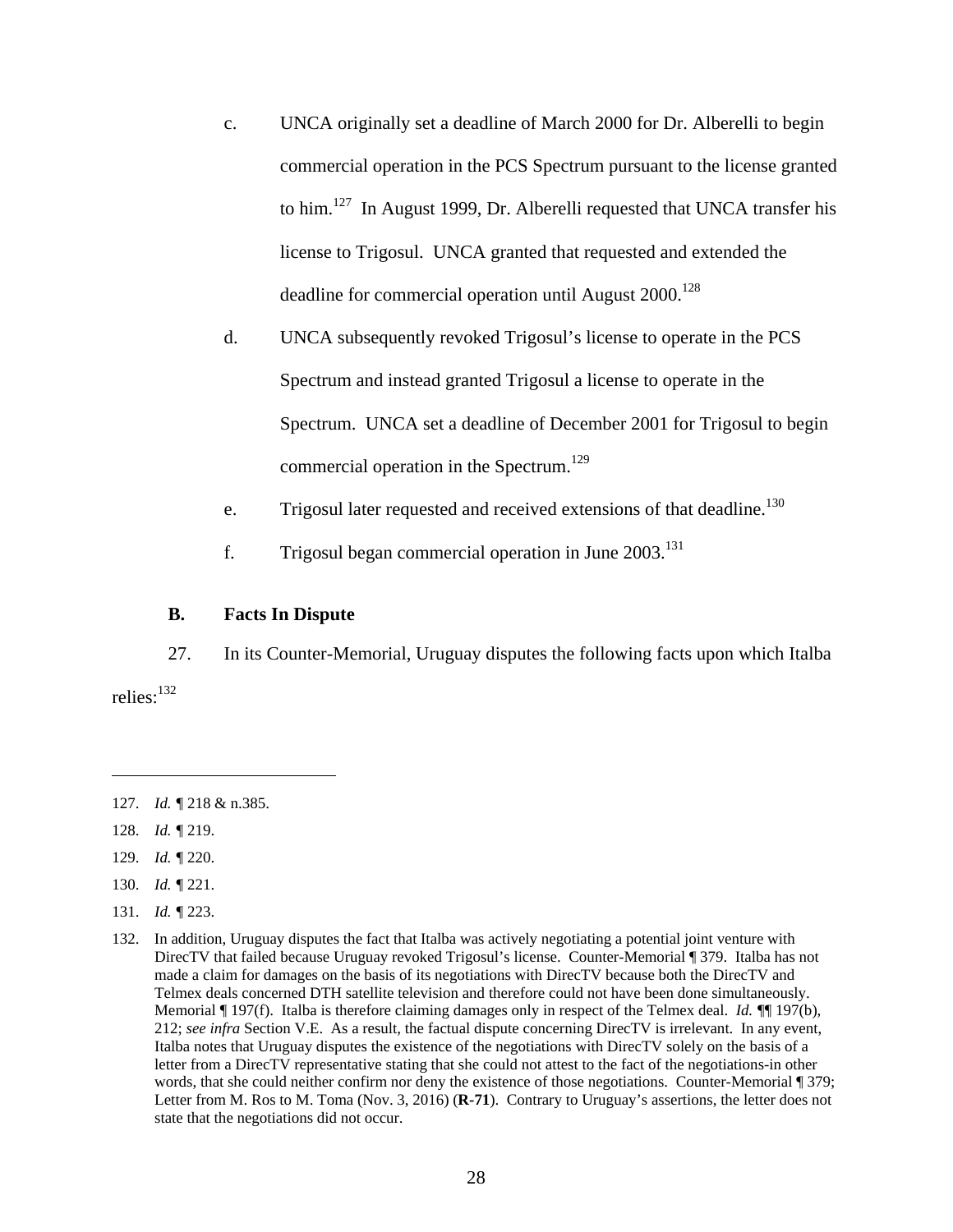c. UNCA originally set a deadline of March 2000 for Dr. Alberelli to begin commercial operation in the PCS Spectrum pursuant to the license granted to him.[127] In August 1999, Dr. Alberelli requested that UNCA transfer his license to Trigosul. UNCA granted that requested and extended the deadline for commercial operation until August 2000.[128]

d. UNCA subsequently revoked Trigosul's license to operate in the PCS Spectrum and instead granted Trigosul a license to operate in the Spectrum. UNCA set a deadline of December 2001 for Trigosul to begin commercial operation in the Spectrum.[129]

e. Trigosul later requested and received extensions of that deadline.[130]

f. Trigosul began commercial operation in June 2003.[131]

### B. Facts In Dispute

27. In its Counter-Memorial, Uruguay disputes the following facts upon which Italba relies:[132]

---

127. *Id.* ¶ 218 & n.385.

128. *Id.* ¶ 219.

129. *Id.* ¶ 220.

130. *Id.* ¶ 221.

131. *Id.* ¶ 223.

132. In addition, Uruguay disputes the fact that Italba was actively negotiating a potential joint venture with DirecTV that failed because Uruguay revoked Trigosul's license. Counter-Memorial ¶ 379. Italba has not made a claim for damages on the basis of its negotiations with DirecTV because both the DirecTV and Telmex deals concerned DTH satellite television and therefore could not have been done simultaneously. Memorial ¶ 197(f). Italba is therefore claiming damages only in respect of the Telmex deal. *Id.* ¶¶ 197(b), 212; *see infra* Section V.E. As a result, the factual dispute concerning DirecTV is irrelevant. In any event, Italba notes that Uruguay disputes the existence of the negotiations with DirecTV solely on the basis of a letter from a DirecTV representative stating that she could not attest to the fact of the negotiations-in other words, that she could neither confirm nor deny the existence of those negotiations. Counter-Memorial ¶ 379; Letter from M. Ros to M. Toma (Nov. 3, 2016) (**R-71**). Contrary to Uruguay's assertions, the letter does not state that the negotiations did not occur.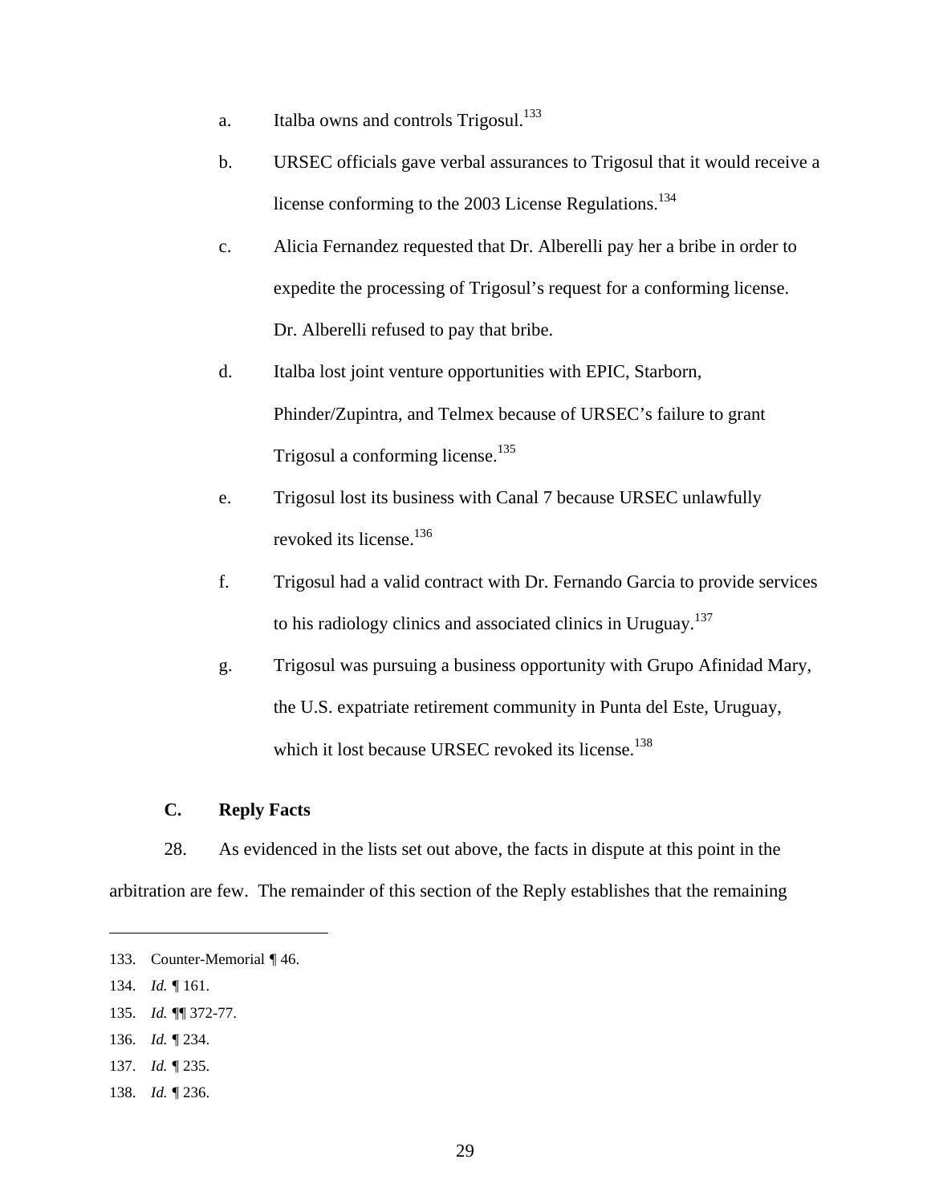a. Italba owns and controls Trigosul.[133]

b. URSEC officials gave verbal assurances to Trigosul that it would receive a license conforming to the 2003 License Regulations.[134]

c. Alicia Fernandez requested that Dr. Alberelli pay her a bribe in order to expedite the processing of Trigosul's request for a conforming license. Dr. Alberelli refused to pay that bribe.

d. Italba lost joint venture opportunities with EPIC, Starborn, Phinder/Zupintra, and Telmex because of URSEC's failure to grant Trigosul a conforming license.[135]

e. Trigosul lost its business with Canal 7 because URSEC unlawfully revoked its license.[136]

f. Trigosul had a valid contract with Dr. Fernando Garcia to provide services to his radiology clinics and associated clinics in Uruguay.[137]

g. Trigosul was pursuing a business opportunity with Grupo Afinidad Mary, the U.S. expatriate retirement community in Punta del Este, Uruguay, which it lost because URSEC revoked its license.[138]

### C. Reply Facts

28. As evidenced in the lists set out above, the facts in dispute at this point in the arbitration are few. The remainder of this section of the Reply establishes that the remaining

---

133. Counter-Memorial ¶ 46.

134. *Id.* ¶ 161.

135. *Id.* ¶¶ 372-77.

136. *Id.* ¶ 234.

137. *Id.* ¶ 235.

138. *Id.* ¶ 236.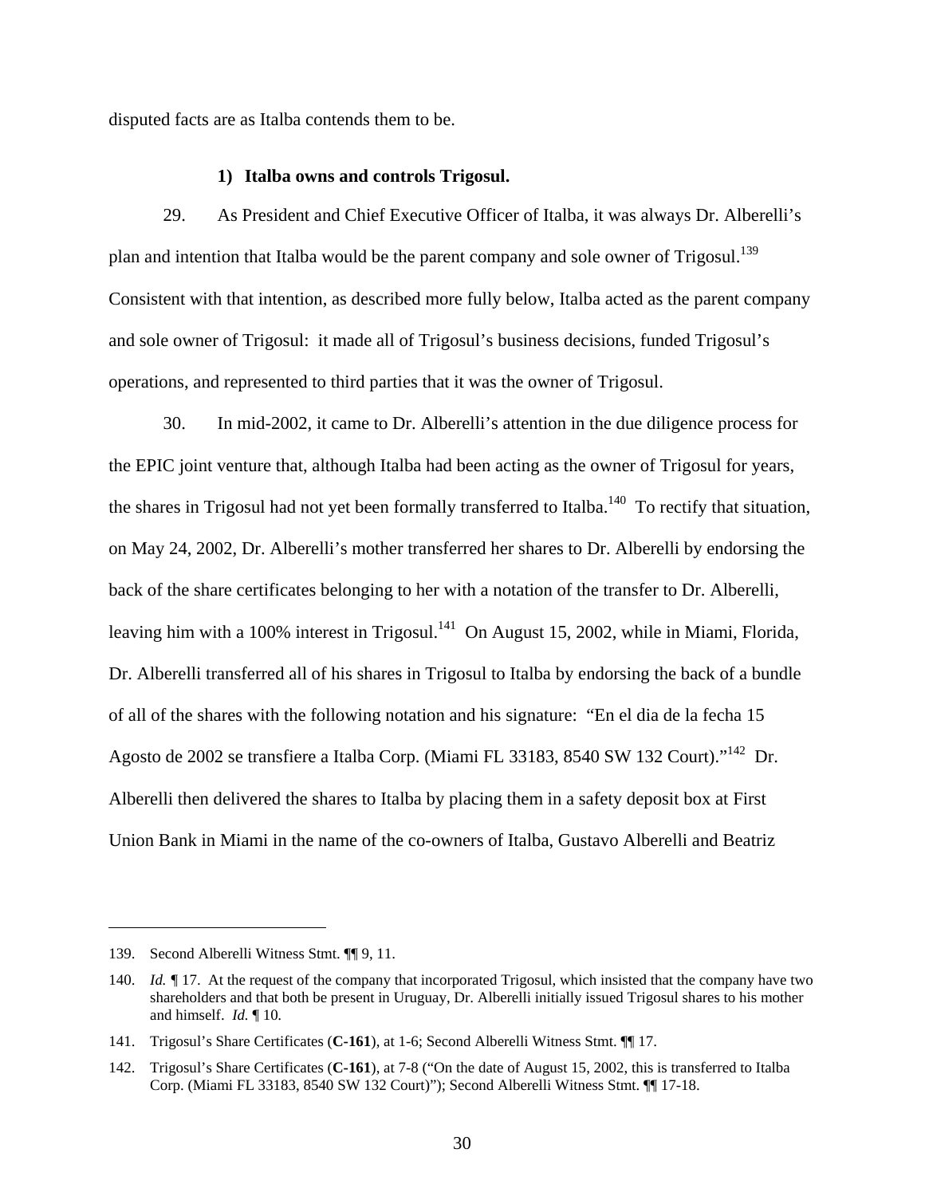disputed facts are as Italba contends them to be.

**1) Italba owns and controls Trigosul.**

29. As President and Chief Executive Officer of Italba, it was always Dr. Alberelli's plan and intention that Italba would be the parent company and sole owner of Trigosul.[139] Consistent with that intention, as described more fully below, Italba acted as the parent company and sole owner of Trigosul: it made all of Trigosul's business decisions, funded Trigosul's operations, and represented to third parties that it was the owner of Trigosul.

30. In mid-2002, it came to Dr. Alberelli's attention in the due diligence process for the EPIC joint venture that, although Italba had been acting as the owner of Trigosul for years, the shares in Trigosul had not yet been formally transferred to Italba.[140] To rectify that situation, on May 24, 2002, Dr. Alberelli's mother transferred her shares to Dr. Alberelli by endorsing the back of the share certificates belonging to her with a notation of the transfer to Dr. Alberelli, leaving him with a 100% interest in Trigosul.[141] On August 15, 2002, while in Miami, Florida, Dr. Alberelli transferred all of his shares in Trigosul to Italba by endorsing the back of a bundle of all of the shares with the following notation and his signature: "En el dia de la fecha 15 Agosto de 2002 se transfiere a Italba Corp. (Miami FL 33183, 8540 SW 132 Court)."[142] Dr. Alberelli then delivered the shares to Italba by placing them in a safety deposit box at First Union Bank in Miami in the name of the co-owners of Italba, Gustavo Alberelli and Beatriz

---

139. Second Alberelli Witness Stmt. ¶¶ 9, 11.

140. *Id.* ¶ 17. At the request of the company that incorporated Trigosul, which insisted that the company have two shareholders and that both be present in Uruguay, Dr. Alberelli initially issued Trigosul shares to his mother and himself. *Id.* ¶ 10.

141. Trigosul's Share Certificates (**C-161**), at 1-6; Second Alberelli Witness Stmt. ¶¶ 17.

142. Trigosul's Share Certificates (**C-161**), at 7-8 ("On the date of August 15, 2002, this is transferred to Italba Corp. (Miami FL 33183, 8540 SW 132 Court)"); Second Alberelli Witness Stmt. ¶¶ 17-18.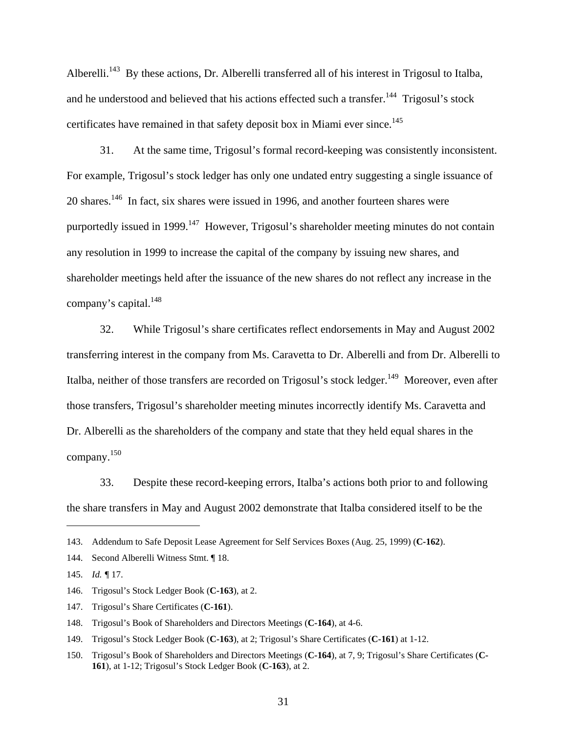Alberelli.[143] By these actions, Dr. Alberelli transferred all of his interest in Trigosul to Italba, and he understood and believed that his actions effected such a transfer.[144] Trigosul's stock certificates have remained in that safety deposit box in Miami ever since.[145]

31. At the same time, Trigosul's formal record-keeping was consistently inconsistent. For example, Trigosul's stock ledger has only one undated entry suggesting a single issuance of 20 shares.[146] In fact, six shares were issued in 1996, and another fourteen shares were purportedly issued in 1999.[147] However, Trigosul's shareholder meeting minutes do not contain any resolution in 1999 to increase the capital of the company by issuing new shares, and shareholder meetings held after the issuance of the new shares do not reflect any increase in the company's capital.[148]

32. While Trigosul's share certificates reflect endorsements in May and August 2002 transferring interest in the company from Ms. Caravetta to Dr. Alberelli and from Dr. Alberelli to Italba, neither of those transfers are recorded on Trigosul's stock ledger.[149] Moreover, even after those transfers, Trigosul's shareholder meeting minutes incorrectly identify Ms. Caravetta and Dr. Alberelli as the shareholders of the company and state that they held equal shares in the company.[150]

33. Despite these record-keeping errors, Italba's actions both prior to and following the share transfers in May and August 2002 demonstrate that Italba considered itself to be the

---

143. Addendum to Safe Deposit Lease Agreement for Self Services Boxes (Aug. 25, 1999) (**C-162**).

144. Second Alberelli Witness Stmt. ¶ 18.

145. *Id.* ¶ 17.

146. Trigosul's Stock Ledger Book (**C-163**), at 2.

147. Trigosul's Share Certificates (**C-161**).

148. Trigosul's Book of Shareholders and Directors Meetings (**C-164**), at 4-6.

149. Trigosul's Stock Ledger Book (**C-163**), at 2; Trigosul's Share Certificates (**C-161**) at 1-12.

150. Trigosul's Book of Shareholders and Directors Meetings (**C-164**), at 7, 9; Trigosul's Share Certificates (**C-161**), at 1-12; Trigosul's Stock Ledger Book (**C-163**), at 2.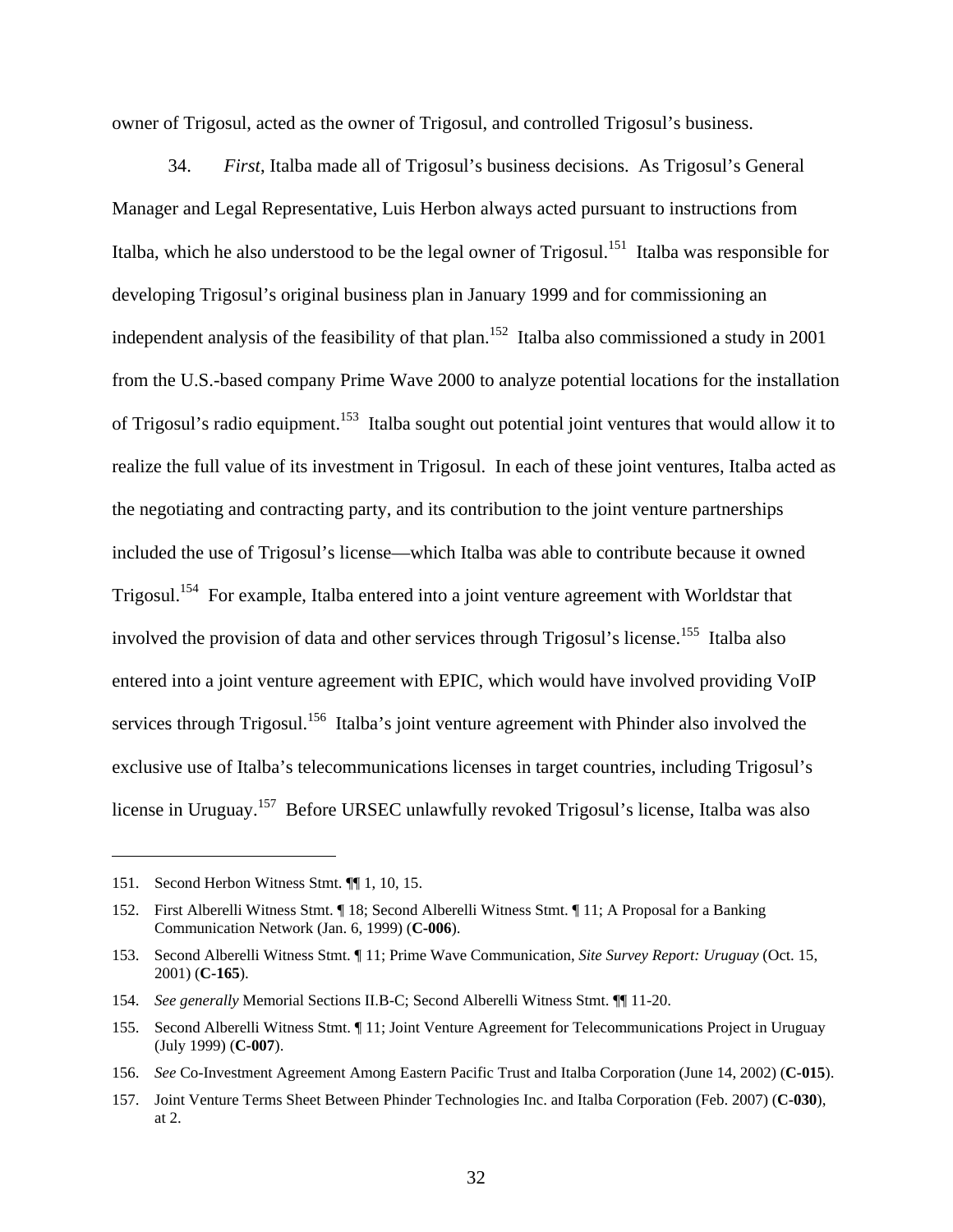owner of Trigosul, acted as the owner of Trigosul, and controlled Trigosul's business.

34. *First*, Italba made all of Trigosul's business decisions. As Trigosul's General Manager and Legal Representative, Luis Herbon always acted pursuant to instructions from Italba, which he also understood to be the legal owner of Trigosul.[151] Italba was responsible for developing Trigosul's original business plan in January 1999 and for commissioning an independent analysis of the feasibility of that plan.[152] Italba also commissioned a study in 2001 from the U.S.-based company Prime Wave 2000 to analyze potential locations for the installation of Trigosul's radio equipment.[153] Italba sought out potential joint ventures that would allow it to realize the full value of its investment in Trigosul. In each of these joint ventures, Italba acted as the negotiating and contracting party, and its contribution to the joint venture partnerships included the use of Trigosul's license—which Italba was able to contribute because it owned Trigosul.[154] For example, Italba entered into a joint venture agreement with Worldstar that involved the provision of data and other services through Trigosul's license.[155] Italba also entered into a joint venture agreement with EPIC, which would have involved providing VoIP services through Trigosul.[156] Italba's joint venture agreement with Phinder also involved the exclusive use of Italba's telecommunications licenses in target countries, including Trigosul's license in Uruguay.[157] Before URSEC unlawfully revoked Trigosul's license, Italba was also

---

151. Second Herbon Witness Stmt. ¶¶ 1, 10, 15.

152. First Alberelli Witness Stmt. ¶ 18; Second Alberelli Witness Stmt. ¶ 11; A Proposal for a Banking Communication Network (Jan. 6, 1999) (**C-006**).

153. Second Alberelli Witness Stmt. ¶ 11; Prime Wave Communication, *Site Survey Report: Uruguay* (Oct. 15, 2001) (**C-165**).

154. *See generally* Memorial Sections II.B-C; Second Alberelli Witness Stmt. ¶¶ 11-20.

155. Second Alberelli Witness Stmt. ¶ 11; Joint Venture Agreement for Telecommunications Project in Uruguay (July 1999) (**C-007**).

156. *See* Co-Investment Agreement Among Eastern Pacific Trust and Italba Corporation (June 14, 2002) (**C-015**).

157. Joint Venture Terms Sheet Between Phinder Technologies Inc. and Italba Corporation (Feb. 2007) (**C-030**), at 2.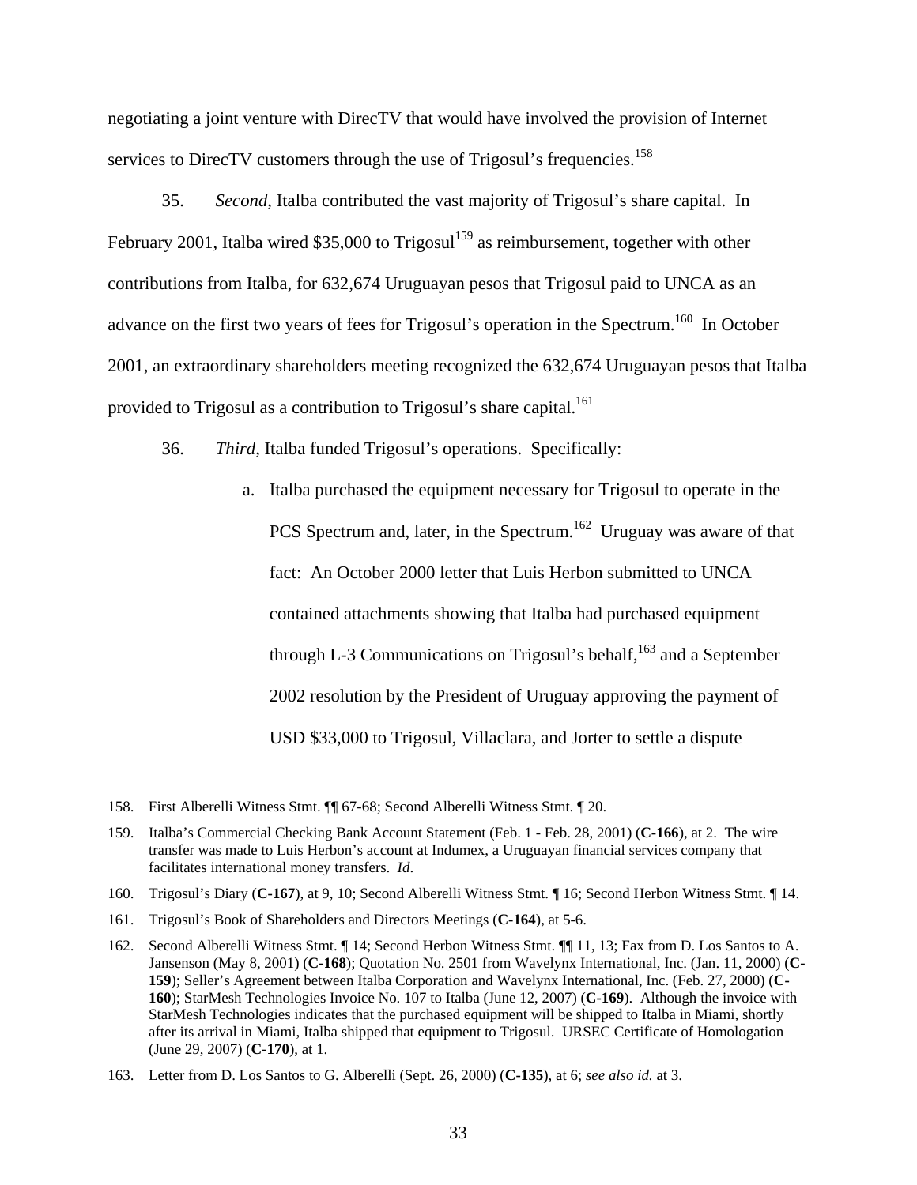negotiating a joint venture with DirecTV that would have involved the provision of Internet services to DirecTV customers through the use of Trigosul's frequencies.[158]

35. *Second*, Italba contributed the vast majority of Trigosul's share capital. In February 2001, Italba wired $35,000 to Trigosul[159] as reimbursement, together with other contributions from Italba, for 632,674 Uruguayan pesos that Trigosul paid to UNCA as an advance on the first two years of fees for Trigosul's operation in the Spectrum.[160] In October 2001, an extraordinary shareholders meeting recognized the 632,674 Uruguayan pesos that Italba provided to Trigosul as a contribution to Trigosul's share capital.[161]

36. *Third*, Italba funded Trigosul's operations. Specifically:

a. Italba purchased the equipment necessary for Trigosul to operate in the PCS Spectrum and, later, in the Spectrum.[162] Uruguay was aware of that fact: An October 2000 letter that Luis Herbon submitted to UNCA contained attachments showing that Italba had purchased equipment through L-3 Communications on Trigosul's behalf,[163] and a September 2002 resolution by the President of Uruguay approving the payment of USD $33,000 to Trigosul, Villaclara, and Jorter to settle a dispute

---

158. First Alberelli Witness Stmt. ¶¶ 67-68; Second Alberelli Witness Stmt. ¶ 20.

159. Italba's Commercial Checking Bank Account Statement (Feb. 1 - Feb. 28, 2001) (**C-166**), at 2. The wire transfer was made to Luis Herbon's account at Indumex, a Uruguayan financial services company that facilitates international money transfers. *Id.*

160. Trigosul's Diary (**C-167**), at 9, 10; Second Alberelli Witness Stmt. ¶ 16; Second Herbon Witness Stmt. ¶ 14.

161. Trigosul's Book of Shareholders and Directors Meetings (**C-164**), at 5-6.

162. Second Alberelli Witness Stmt. ¶ 14; Second Herbon Witness Stmt. ¶¶ 11, 13; Fax from D. Los Santos to A. Jansenson (May 8, 2001) (**C-168**); Quotation No. 2501 from Wavelynx International, Inc. (Jan. 11, 2000) (**C-159**); Seller's Agreement between Italba Corporation and Wavelynx International, Inc. (Feb. 27, 2000) (**C-160**); StarMesh Technologies Invoice No. 107 to Italba (June 12, 2007) (**C-169**). Although the invoice with StarMesh Technologies indicates that the purchased equipment will be shipped to Italba in Miami, shortly after its arrival in Miami, Italba shipped that equipment to Trigosul. URSEC Certificate of Homologation (June 29, 2007) (**C-170**), at 1.

163. Letter from D. Los Santos to G. Alberelli (Sept. 26, 2000) (**C-135**), at 6; *see also id.* at 3.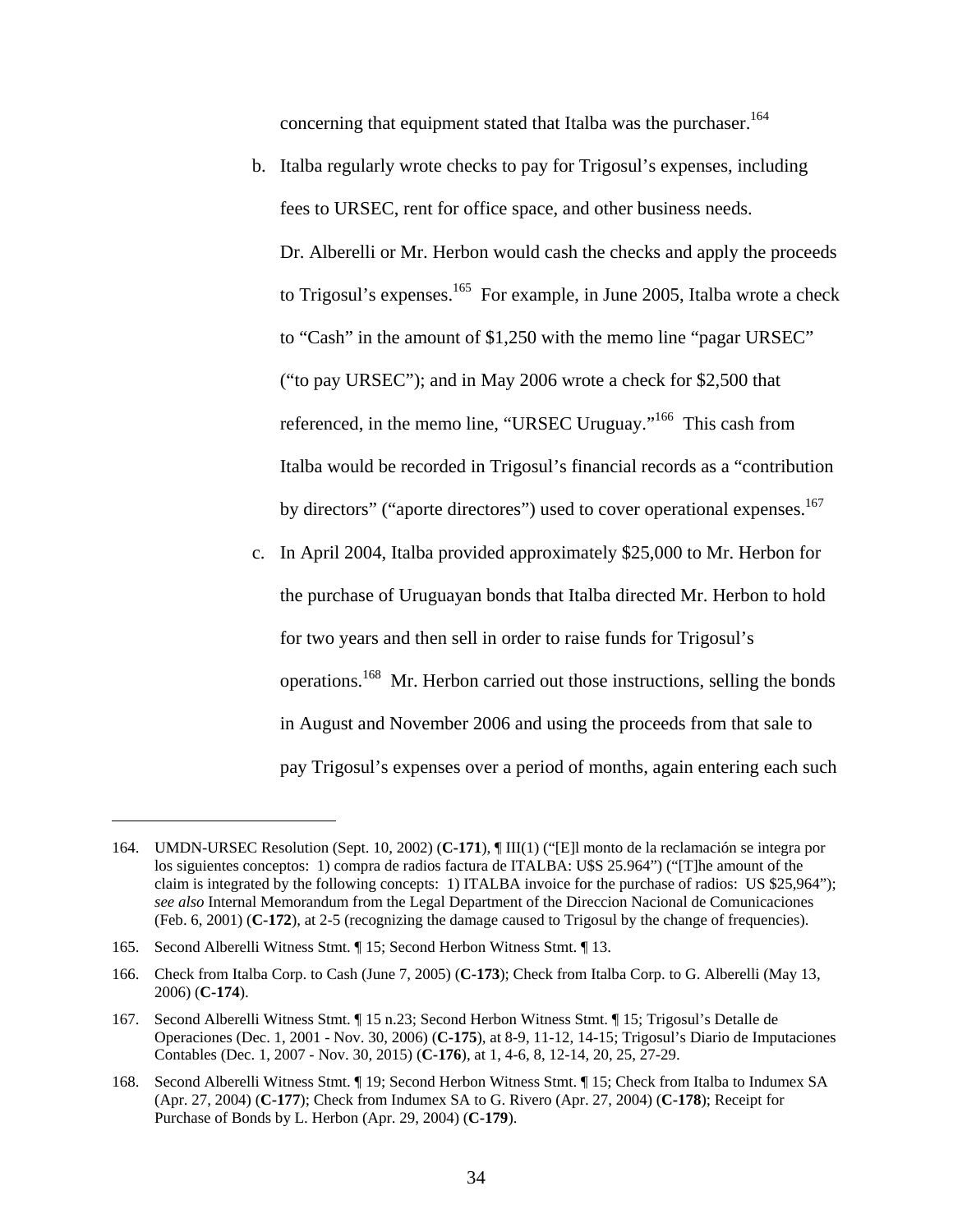concerning that equipment stated that Italba was the purchaser.[164]

b. Italba regularly wrote checks to pay for Trigosul's expenses, including fees to URSEC, rent for office space, and other business needs. Dr. Alberelli or Mr. Herbon would cash the checks and apply the proceeds to Trigosul's expenses.[165] For example, in June 2005, Italba wrote a check to "Cash" in the amount of $1,250 with the memo line "pagar URSEC" ("to pay URSEC"); and in May 2006 wrote a check for $2,500 that referenced, in the memo line, "URSEC Uruguay."[166] This cash from Italba would be recorded in Trigosul's financial records as a "contribution by directors" ("aporte directores") used to cover operational expenses.[167]

c. In April 2004, Italba provided approximately $25,000 to Mr. Herbon for the purchase of Uruguayan bonds that Italba directed Mr. Herbon to hold for two years and then sell in order to raise funds for Trigosul's operations.[168] Mr. Herbon carried out those instructions, selling the bonds in August and November 2006 and using the proceeds from that sale to pay Trigosul's expenses over a period of months, again entering each such

---

164. UMDN-URSEC Resolution (Sept. 10, 2002) (**C-171**), ¶ III(1) ("[E]l monto de la reclamación se integra por los siguientes conceptos: 1) compra de radios factura de ITALBA: U$S 25.964") ("[T]he amount of the claim is integrated by the following concepts: 1) ITALBA invoice for the purchase of radios: US $25,964"); *see also* Internal Memorandum from the Legal Department of the Direccion Nacional de Comunicaciones (Feb. 6, 2001) (**C-172**), at 2-5 (recognizing the damage caused to Trigosul by the change of frequencies).

165. Second Alberelli Witness Stmt. ¶ 15; Second Herbon Witness Stmt. ¶ 13.

166. Check from Italba Corp. to Cash (June 7, 2005) (**C-173**); Check from Italba Corp. to G. Alberelli (May 13, 2006) (**C-174**).

167. Second Alberelli Witness Stmt. ¶ 15 n.23; Second Herbon Witness Stmt. ¶ 15; Trigosul's Detalle de Operaciones (Dec. 1, 2001 - Nov. 30, 2006) (**C-175**), at 8-9, 11-12, 14-15; Trigosul's Diario de Imputaciones Contables (Dec. 1, 2007 - Nov. 30, 2015) (**C-176**), at 1, 4-6, 8, 12-14, 20, 25, 27-29.

168. Second Alberelli Witness Stmt. ¶ 19; Second Herbon Witness Stmt. ¶ 15; Check from Italba to Indumex SA (Apr. 27, 2004) (**C-177**); Check from Indumex SA to G. Rivero (Apr. 27, 2004) (**C-178**); Receipt for Purchase of Bonds by L. Herbon (Apr. 29, 2004) (**C-179**).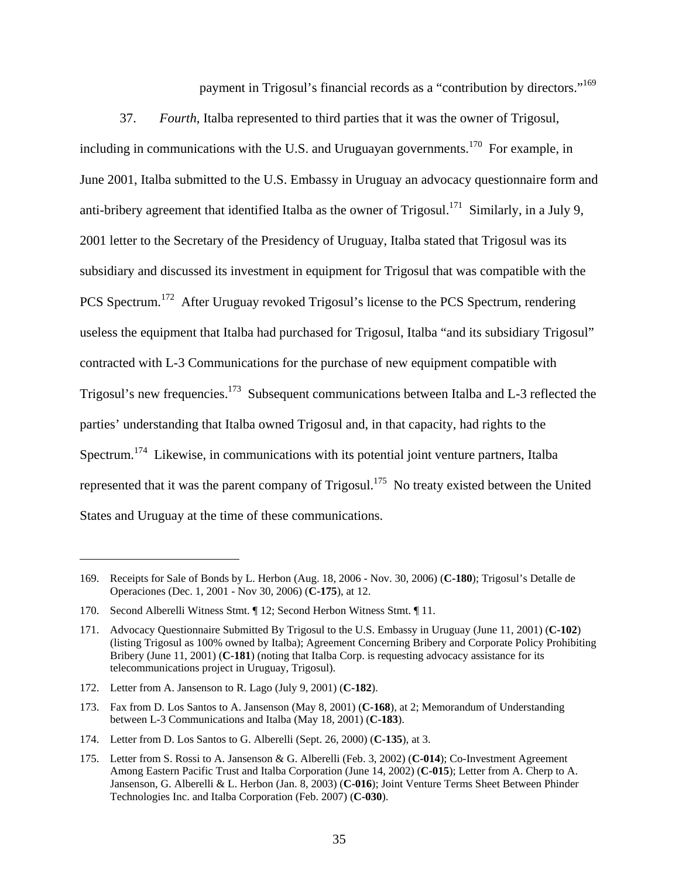payment in Trigosul's financial records as a "contribution by directors."[169]

37. *Fourth*, Italba represented to third parties that it was the owner of Trigosul, including in communications with the U.S. and Uruguayan governments.[170] For example, in June 2001, Italba submitted to the U.S. Embassy in Uruguay an advocacy questionnaire form and anti-bribery agreement that identified Italba as the owner of Trigosul.[171] Similarly, in a July 9, 2001 letter to the Secretary of the Presidency of Uruguay, Italba stated that Trigosul was its subsidiary and discussed its investment in equipment for Trigosul that was compatible with the PCS Spectrum.[172] After Uruguay revoked Trigosul's license to the PCS Spectrum, rendering useless the equipment that Italba had purchased for Trigosul, Italba "and its subsidiary Trigosul" contracted with L-3 Communications for the purchase of new equipment compatible with Trigosul's new frequencies.[173] Subsequent communications between Italba and L-3 reflected the parties' understanding that Italba owned Trigosul and, in that capacity, had rights to the Spectrum.[174] Likewise, in communications with its potential joint venture partners, Italba represented that it was the parent company of Trigosul.[175] No treaty existed between the United States and Uruguay at the time of these communications.

---

169. Receipts for Sale of Bonds by L. Herbon (Aug. 18, 2006 - Nov. 30, 2006) (**C-180**); Trigosul's Detalle de Operaciones (Dec. 1, 2001 - Nov 30, 2006) (**C-175**), at 12.

170. Second Alberelli Witness Stmt. ¶ 12; Second Herbon Witness Stmt. ¶ 11.

171. Advocacy Questionnaire Submitted By Trigosul to the U.S. Embassy in Uruguay (June 11, 2001) (**C-102**) (listing Trigosul as 100% owned by Italba); Agreement Concerning Bribery and Corporate Policy Prohibiting Bribery (June 11, 2001) (**C-181**) (noting that Italba Corp. is requesting advocacy assistance for its telecommunications project in Uruguay, Trigosul).

172. Letter from A. Jansenson to R. Lago (July 9, 2001) (**C-182**).

173. Fax from D. Los Santos to A. Jansenson (May 8, 2001) (**C-168**), at 2; Memorandum of Understanding between L-3 Communications and Italba (May 18, 2001) (**C-183**).

174. Letter from D. Los Santos to G. Alberelli (Sept. 26, 2000) (**C-135**), at 3.

175. Letter from S. Rossi to A. Jansenson & G. Alberelli (Feb. 3, 2002) (**C-014**); Co-Investment Agreement Among Eastern Pacific Trust and Italba Corporation (June 14, 2002) (**C-015**); Letter from A. Cherp to A. Jansenson, G. Alberelli & L. Herbon (Jan. 8, 2003) (**C-016**); Joint Venture Terms Sheet Between Phinder Technologies Inc. and Italba Corporation (Feb. 2007) (**C-030**).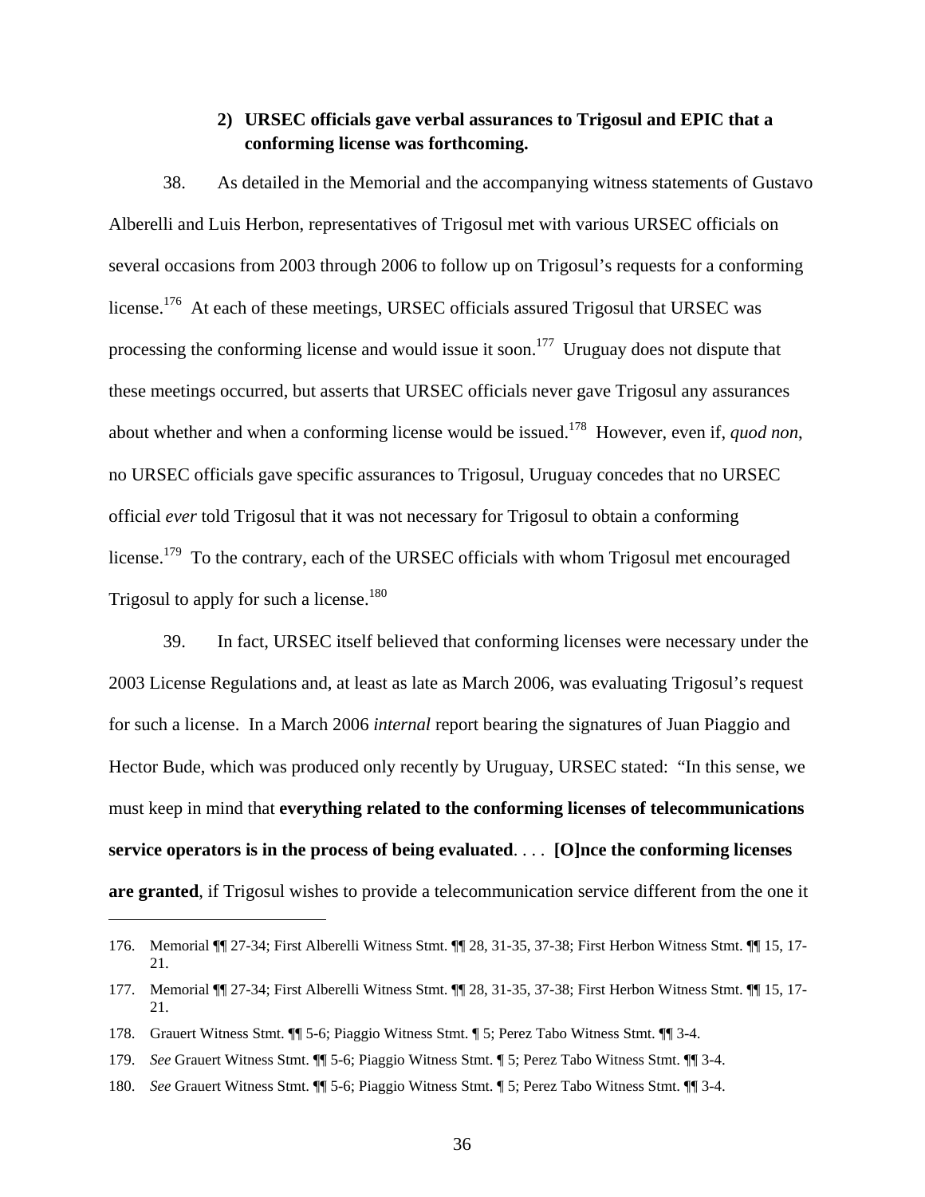#### 2) URSEC officials gave verbal assurances to Trigosul and EPIC that a conforming license was forthcoming.

38. As detailed in the Memorial and the accompanying witness statements of Gustavo Alberelli and Luis Herbon, representatives of Trigosul met with various URSEC officials on several occasions from 2003 through 2006 to follow up on Trigosul's requests for a conforming license.[176] At each of these meetings, URSEC officials assured Trigosul that URSEC was processing the conforming license and would issue it soon.[177] Uruguay does not dispute that these meetings occurred, but asserts that URSEC officials never gave Trigosul any assurances about whether and when a conforming license would be issued.[178] However, even if, *quod non*, no URSEC officials gave specific assurances to Trigosul, Uruguay concedes that no URSEC official *ever* told Trigosul that it was not necessary for Trigosul to obtain a conforming license.[179] To the contrary, each of the URSEC officials with whom Trigosul met encouraged Trigosul to apply for such a license.[180]

39. In fact, URSEC itself believed that conforming licenses were necessary under the 2003 License Regulations and, at least as late as March 2006, was evaluating Trigosul's request for such a license. In a March 2006 *internal* report bearing the signatures of Juan Piaggio and Hector Bude, which was produced only recently by Uruguay, URSEC stated: "In this sense, we must keep in mind that **everything related to the conforming licenses of telecommunications service operators is in the process of being evaluated**. . . . **[O]nce the conforming licenses are granted**, if Trigosul wishes to provide a telecommunication service different from the one it

---

176. Memorial ¶¶ 27-34; First Alberelli Witness Stmt. ¶¶ 28, 31-35, 37-38; First Herbon Witness Stmt. ¶¶ 15, 17-21.

177. Memorial ¶¶ 27-34; First Alberelli Witness Stmt. ¶¶ 28, 31-35, 37-38; First Herbon Witness Stmt. ¶¶ 15, 17-21.

178. Grauert Witness Stmt. ¶¶ 5-6; Piaggio Witness Stmt. ¶ 5; Perez Tabo Witness Stmt. ¶¶ 3-4.

179. *See* Grauert Witness Stmt. ¶¶ 5-6; Piaggio Witness Stmt. ¶ 5; Perez Tabo Witness Stmt. ¶¶ 3-4.

180. *See* Grauert Witness Stmt. ¶¶ 5-6; Piaggio Witness Stmt. ¶ 5; Perez Tabo Witness Stmt. ¶¶ 3-4.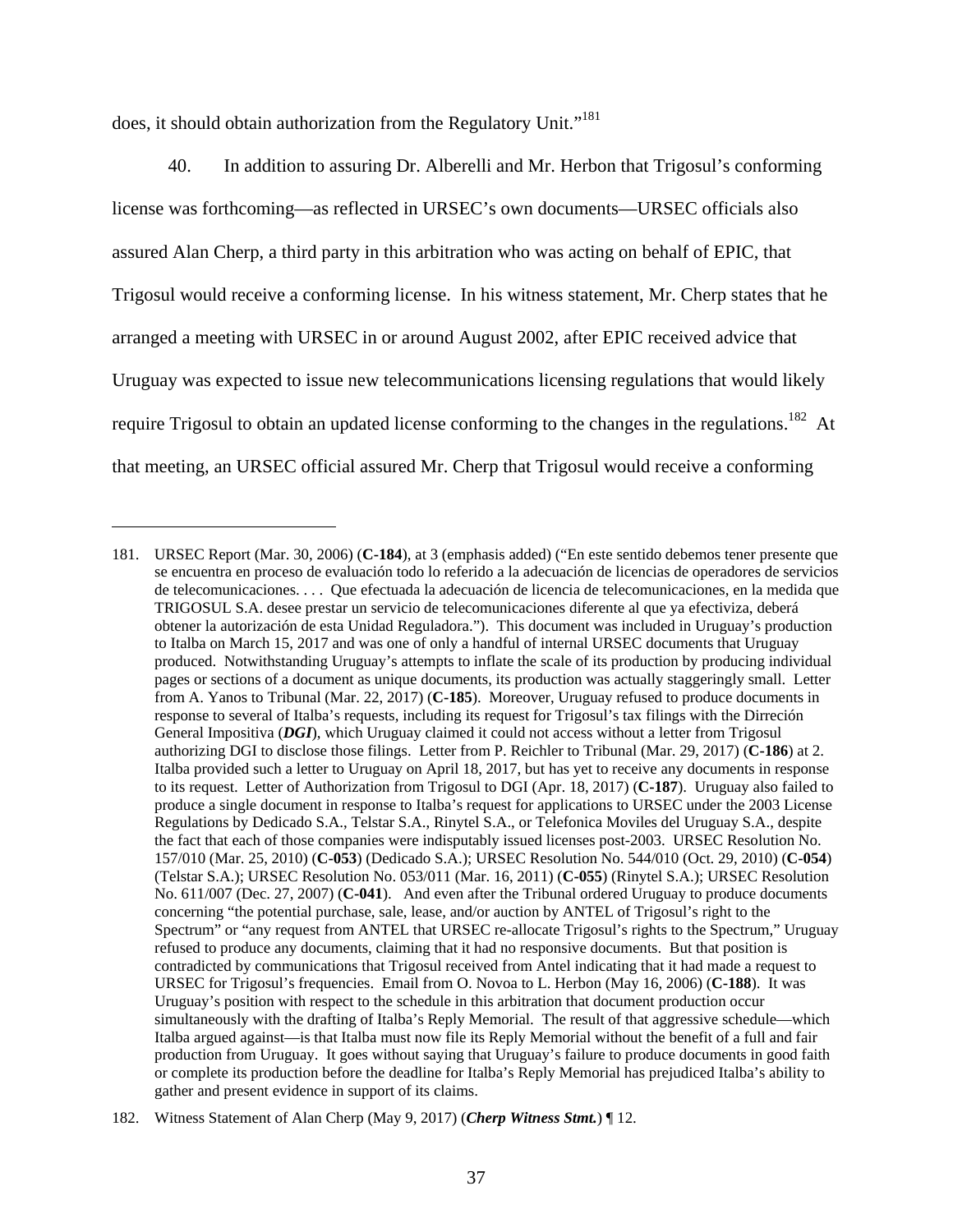does, it should obtain authorization from the Regulatory Unit."[181]

40. In addition to assuring Dr. Alberelli and Mr. Herbon that Trigosul's conforming license was forthcoming—as reflected in URSEC's own documents—URSEC officials also assured Alan Cherp, a third party in this arbitration who was acting on behalf of EPIC, that Trigosul would receive a conforming license. In his witness statement, Mr. Cherp states that he arranged a meeting with URSEC in or around August 2002, after EPIC received advice that Uruguay was expected to issue new telecommunications licensing regulations that would likely require Trigosul to obtain an updated license conforming to the changes in the regulations.[182] At that meeting, an URSEC official assured Mr. Cherp that Trigosul would receive a conforming

---

181. URSEC Report (Mar. 30, 2006) (**C-184**), at 3 (emphasis added) ("En este sentido debemos tener presente que se encuentra en proceso de evaluación todo lo referido a la adecuación de licencias de operadores de servicios de telecomunicaciones. . . . Que efectuada la adecuación de licencia de telecomunicaciones, en la medida que TRIGOSUL S.A. desee prestar un servicio de telecomunicaciones diferente al que ya efectiviza, deberá obtener la autorización de esta Unidad Reguladora."). This document was included in Uruguay's production to Italba on March 15, 2017 and was one of only a handful of internal URSEC documents that Uruguay produced. Notwithstanding Uruguay's attempts to inflate the scale of its production by producing individual pages or sections of a document as unique documents, its production was actually staggeringly small. Letter from A. Yanos to Tribunal (Mar. 22, 2017) (**C-185**). Moreover, Uruguay refused to produce documents in response to several of Italba's requests, including its request for Trigosul's tax filings with the Dirreción General Impositiva (***DGI***), which Uruguay claimed it could not access without a letter from Trigosul authorizing DGI to disclose those filings. Letter from P. Reichler to Tribunal (Mar. 29, 2017) (**C-186**) at 2. Italba provided such a letter to Uruguay on April 18, 2017, but has yet to receive any documents in response to its request. Letter of Authorization from Trigosul to DGI (Apr. 18, 2017) (**C-187**). Uruguay also failed to produce a single document in response to Italba's request for applications to URSEC under the 2003 License Regulations by Dedicado S.A., Telstar S.A., Rinytel S.A., or Telefonica Moviles del Uruguay S.A., despite the fact that each of those companies were indisputably issued licenses post-2003. URSEC Resolution No. 157/010 (Mar. 25, 2010) (**C-053**) (Dedicado S.A.); URSEC Resolution No. 544/010 (Oct. 29, 2010) (**C-054**) (Telstar S.A.); URSEC Resolution No. 053/011 (Mar. 16, 2011) (**C-055**) (Rinytel S.A.); URSEC Resolution No. 611/007 (Dec. 27, 2007) (**C-041**). And even after the Tribunal ordered Uruguay to produce documents concerning "the potential purchase, sale, lease, and/or auction by ANTEL of Trigosul's right to the Spectrum" or "any request from ANTEL that URSEC re-allocate Trigosul's rights to the Spectrum," Uruguay refused to produce any documents, claiming that it had no responsive documents. But that position is contradicted by communications that Trigosul received from Antel indicating that it had made a request to URSEC for Trigosul's frequencies. Email from O. Novoa to L. Herbon (May 16, 2006) (**C-188**). It was Uruguay's position with respect to the schedule in this arbitration that document production occur simultaneously with the drafting of Italba's Reply Memorial. The result of that aggressive schedule—which Italba argued against—is that Italba must now file its Reply Memorial without the benefit of a full and fair production from Uruguay. It goes without saying that Uruguay's failure to produce documents in good faith or complete its production before the deadline for Italba's Reply Memorial has prejudiced Italba's ability to gather and present evidence in support of its claims.

182. Witness Statement of Alan Cherp (May 9, 2017) (***Cherp Witness Stmt.***) ¶ 12.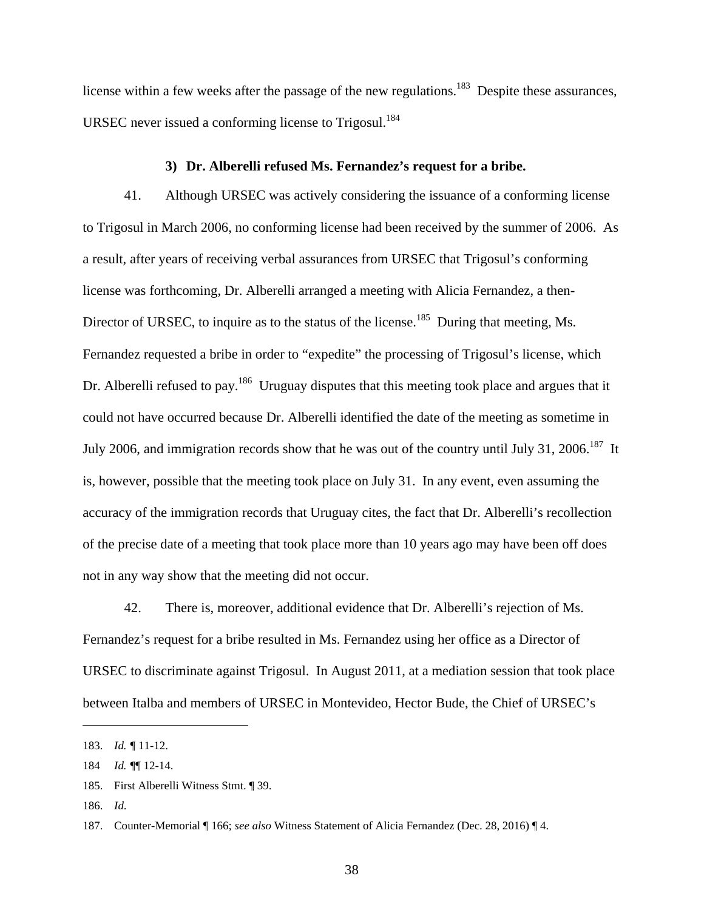license within a few weeks after the passage of the new regulations.[183] Despite these assurances, URSEC never issued a conforming license to Trigosul.[184]

### 3) Dr. Alberelli refused Ms. Fernandez's request for a bribe.

41. Although URSEC was actively considering the issuance of a conforming license to Trigosul in March 2006, no conforming license had been received by the summer of 2006. As a result, after years of receiving verbal assurances from URSEC that Trigosul's conforming license was forthcoming, Dr. Alberelli arranged a meeting with Alicia Fernandez, a then-Director of URSEC, to inquire as to the status of the license.[185] During that meeting, Ms. Fernandez requested a bribe in order to "expedite" the processing of Trigosul's license, which Dr. Alberelli refused to pay.[186] Uruguay disputes that this meeting took place and argues that it could not have occurred because Dr. Alberelli identified the date of the meeting as sometime in July 2006, and immigration records show that he was out of the country until July 31, 2006.[187] It is, however, possible that the meeting took place on July 31. In any event, even assuming the accuracy of the immigration records that Uruguay cites, the fact that Dr. Alberelli's recollection of the precise date of a meeting that took place more than 10 years ago may have been off does not in any way show that the meeting did not occur.

42. There is, moreover, additional evidence that Dr. Alberelli's rejection of Ms. Fernandez's request for a bribe resulted in Ms. Fernandez using her office as a Director of URSEC to discriminate against Trigosul. In August 2011, at a mediation session that took place between Italba and members of URSEC in Montevideo, Hector Bude, the Chief of URSEC's

---

183. *Id.* ¶ 11-12.

184 *Id.* ¶¶ 12-14.

185. First Alberelli Witness Stmt. ¶ 39.

186. *Id.*

187. Counter-Memorial ¶ 166; *see also* Witness Statement of Alicia Fernandez (Dec. 28, 2016) ¶ 4.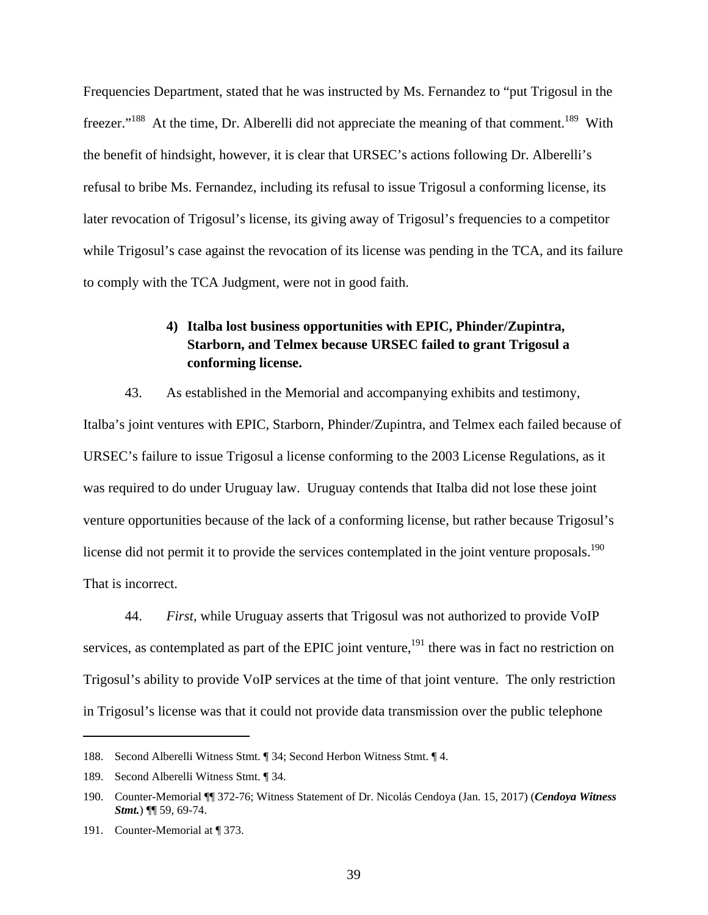Frequencies Department, stated that he was instructed by Ms. Fernandez to "put Trigosul in the freezer."[188] At the time, Dr. Alberelli did not appreciate the meaning of that comment.[189] With the benefit of hindsight, however, it is clear that URSEC's actions following Dr. Alberelli's refusal to bribe Ms. Fernandez, including its refusal to issue Trigosul a conforming license, its later revocation of Trigosul's license, its giving away of Trigosul's frequencies to a competitor while Trigosul's case against the revocation of its license was pending in the TCA, and its failure to comply with the TCA Judgment, were not in good faith.

#### 4) Italba lost business opportunities with EPIC, Phinder/Zupintra, Starborn, and Telmex because URSEC failed to grant Trigosul a conforming license.

43. As established in the Memorial and accompanying exhibits and testimony, Italba's joint ventures with EPIC, Starborn, Phinder/Zupintra, and Telmex each failed because of URSEC's failure to issue Trigosul a license conforming to the 2003 License Regulations, as it was required to do under Uruguay law. Uruguay contends that Italba did not lose these joint venture opportunities because of the lack of a conforming license, but rather because Trigosul's license did not permit it to provide the services contemplated in the joint venture proposals.[190] That is incorrect.

44. *First*, while Uruguay asserts that Trigosul was not authorized to provide VoIP services, as contemplated as part of the EPIC joint venture,[191] there was in fact no restriction on Trigosul's ability to provide VoIP services at the time of that joint venture. The only restriction in Trigosul's license was that it could not provide data transmission over the public telephone

---

188. Second Alberelli Witness Stmt. ¶ 34; Second Herbon Witness Stmt. ¶ 4.

189. Second Alberelli Witness Stmt. ¶ 34.

190. Counter-Memorial ¶¶ 372-76; Witness Statement of Dr. Nicolás Cendoya (Jan. 15, 2017) (***Cendoya Witness Stmt.***) ¶¶ 59, 69-74.

191. Counter-Memorial at ¶ 373.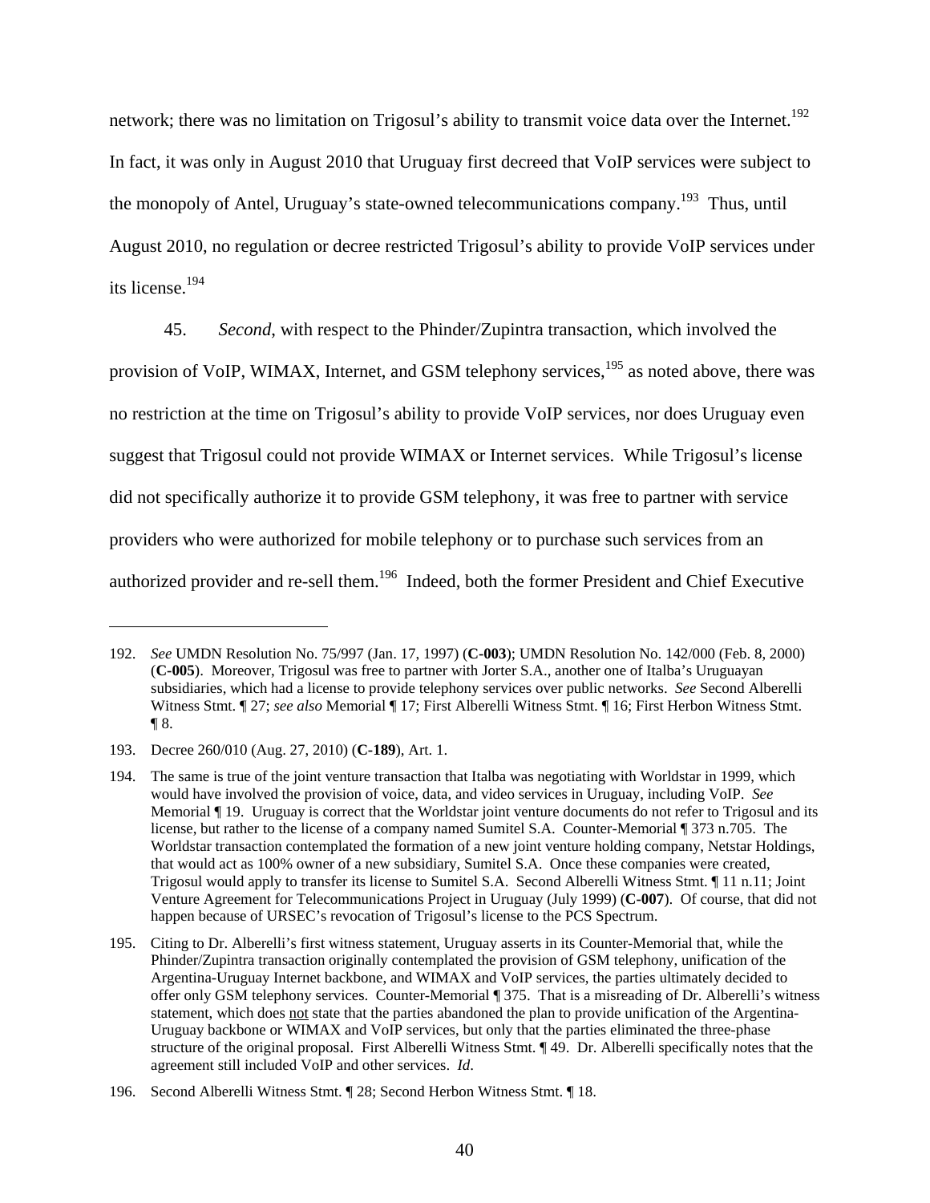network; there was no limitation on Trigosul's ability to transmit voice data over the Internet.[192] In fact, it was only in August 2010 that Uruguay first decreed that VoIP services were subject to the monopoly of Antel, Uruguay's state-owned telecommunications company.[193] Thus, until August 2010, no regulation or decree restricted Trigosul's ability to provide VoIP services under its license.[194]

45. *Second*, with respect to the Phinder/Zupintra transaction, which involved the provision of VoIP, WIMAX, Internet, and GSM telephony services,[195] as noted above, there was no restriction at the time on Trigosul's ability to provide VoIP services, nor does Uruguay even suggest that Trigosul could not provide WIMAX or Internet services. While Trigosul's license did not specifically authorize it to provide GSM telephony, it was free to partner with service providers who were authorized for mobile telephony or to purchase such services from an authorized provider and re-sell them.[196] Indeed, both the former President and Chief Executive

---

192. *See* UMDN Resolution No. 75/997 (Jan. 17, 1997) (**C-003**); UMDN Resolution No. 142/000 (Feb. 8, 2000) (**C-005**). Moreover, Trigosul was free to partner with Jorter S.A., another one of Italba's Uruguayan subsidiaries, which had a license to provide telephony services over public networks. *See* Second Alberelli Witness Stmt. ¶ 27; *see also* Memorial ¶ 17; First Alberelli Witness Stmt. ¶ 16; First Herbon Witness Stmt. ¶ 8.

193. Decree 260/010 (Aug. 27, 2010) (**C-189**), Art. 1.

194. The same is true of the joint venture transaction that Italba was negotiating with Worldstar in 1999, which would have involved the provision of voice, data, and video services in Uruguay, including VoIP. *See* Memorial ¶ 19. Uruguay is correct that the Worldstar joint venture documents do not refer to Trigosul and its license, but rather to the license of a company named Sumitel S.A. Counter-Memorial ¶ 373 n.705. The Worldstar transaction contemplated the formation of a new joint venture holding company, Netstar Holdings, that would act as 100% owner of a new subsidiary, Sumitel S.A. Once these companies were created, Trigosul would apply to transfer its license to Sumitel S.A. Second Alberelli Witness Stmt. ¶ 11 n.11; Joint Venture Agreement for Telecommunications Project in Uruguay (July 1999) (**C-007**). Of course, that did not happen because of URSEC's revocation of Trigosul's license to the PCS Spectrum.

195. Citing to Dr. Alberelli's first witness statement, Uruguay asserts in its Counter-Memorial that, while the Phinder/Zupintra transaction originally contemplated the provision of GSM telephony, unification of the Argentina-Uruguay Internet backbone, and WIMAX and VoIP services, the parties ultimately decided to offer only GSM telephony services. Counter-Memorial ¶ 375. That is a misreading of Dr. Alberelli's witness statement, which does <u>not</u> state that the parties abandoned the plan to provide unification of the Argentina-Uruguay backbone or WIMAX and VoIP services, but only that the parties eliminated the three-phase structure of the original proposal. First Alberelli Witness Stmt. ¶ 49. Dr. Alberelli specifically notes that the agreement still included VoIP and other services. *Id*.

196. Second Alberelli Witness Stmt. ¶ 28; Second Herbon Witness Stmt. ¶ 18.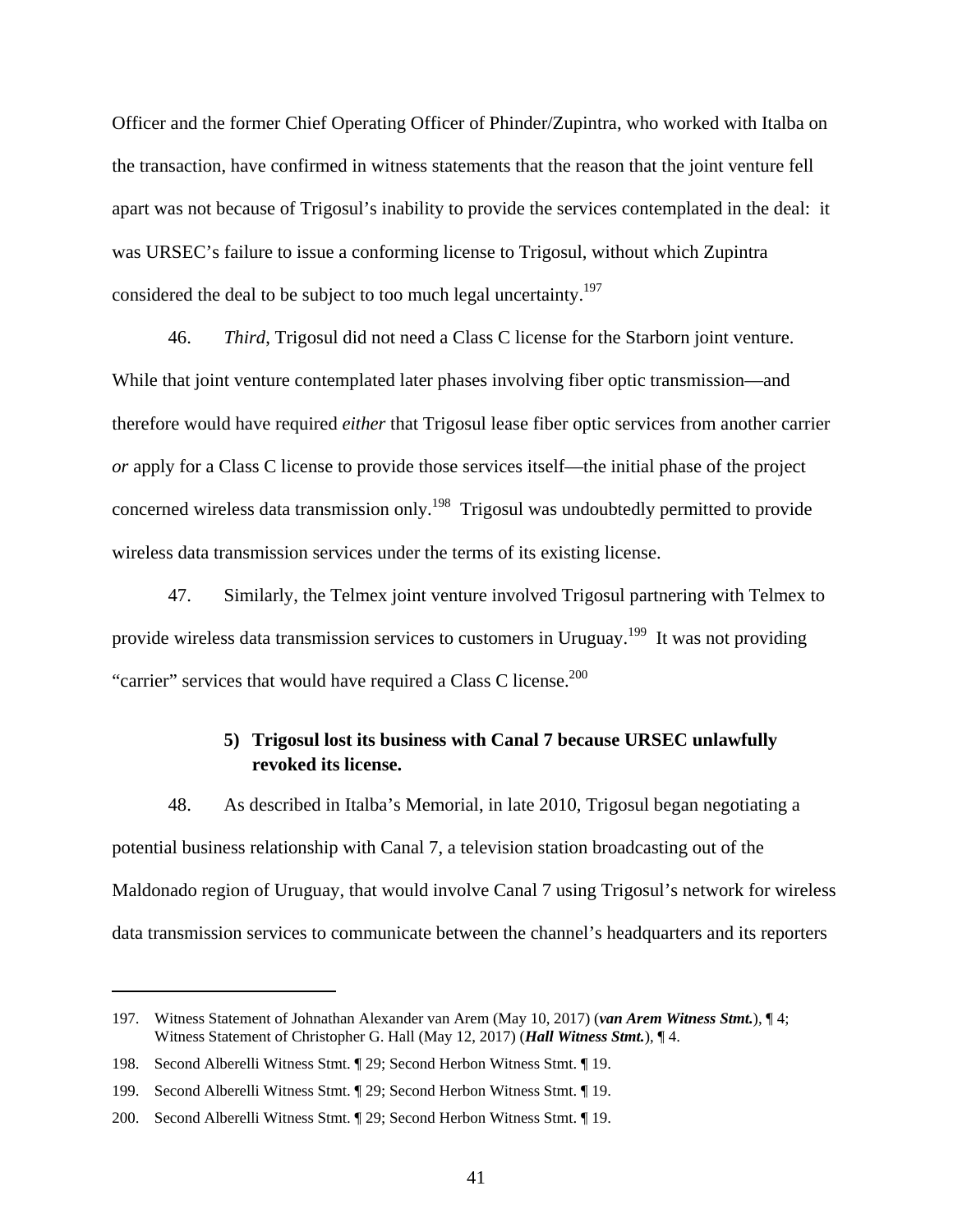Officer and the former Chief Operating Officer of Phinder/Zupintra, who worked with Italba on the transaction, have confirmed in witness statements that the reason that the joint venture fell apart was not because of Trigosul's inability to provide the services contemplated in the deal: it was URSEC's failure to issue a conforming license to Trigosul, without which Zupintra considered the deal to be subject to too much legal uncertainty.[197]

46. *Third*, Trigosul did not need a Class C license for the Starborn joint venture. While that joint venture contemplated later phases involving fiber optic transmission—and therefore would have required *either* that Trigosul lease fiber optic services from another carrier *or* apply for a Class C license to provide those services itself—the initial phase of the project concerned wireless data transmission only.[198] Trigosul was undoubtedly permitted to provide wireless data transmission services under the terms of its existing license.

47. Similarly, the Telmex joint venture involved Trigosul partnering with Telmex to provide wireless data transmission services to customers in Uruguay.[199] It was not providing "carrier" services that would have required a Class C license.[200]

#### 5) Trigosul lost its business with Canal 7 because URSEC unlawfully revoked its license.

48. As described in Italba's Memorial, in late 2010, Trigosul began negotiating a potential business relationship with Canal 7, a television station broadcasting out of the Maldonado region of Uruguay, that would involve Canal 7 using Trigosul's network for wireless data transmission services to communicate between the channel's headquarters and its reporters

---

197. Witness Statement of Johnathan Alexander van Arem (May 10, 2017) (***van Arem Witness Stmt.***), ¶ 4; Witness Statement of Christopher G. Hall (May 12, 2017) (***Hall Witness Stmt.***), ¶ 4.

198. Second Alberelli Witness Stmt. ¶ 29; Second Herbon Witness Stmt. ¶ 19.

199. Second Alberelli Witness Stmt. ¶ 29; Second Herbon Witness Stmt. ¶ 19.

200. Second Alberelli Witness Stmt. ¶ 29; Second Herbon Witness Stmt. ¶ 19.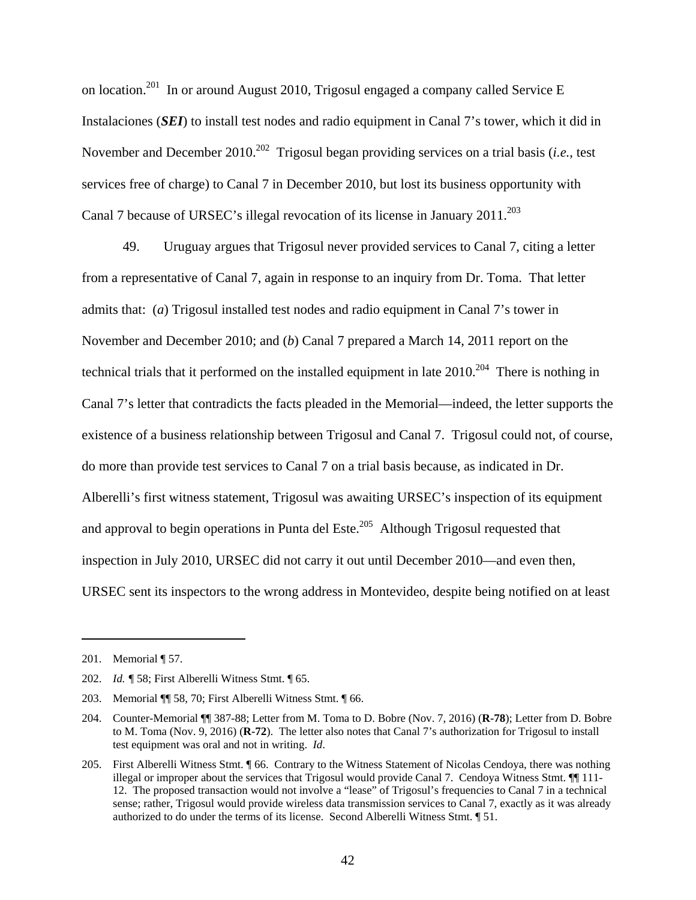on location.[201] In or around August 2010, Trigosul engaged a company called Service E Instalaciones (***SEI***) to install test nodes and radio equipment in Canal 7's tower, which it did in November and December 2010.[202] Trigosul began providing services on a trial basis (*i.e.*, test services free of charge) to Canal 7 in December 2010, but lost its business opportunity with Canal 7 because of URSEC's illegal revocation of its license in January 2011.[203]

49. Uruguay argues that Trigosul never provided services to Canal 7, citing a letter from a representative of Canal 7, again in response to an inquiry from Dr. Toma. That letter admits that: (*a*) Trigosul installed test nodes and radio equipment in Canal 7's tower in November and December 2010; and (*b*) Canal 7 prepared a March 14, 2011 report on the technical trials that it performed on the installed equipment in late 2010.[204] There is nothing in Canal 7's letter that contradicts the facts pleaded in the Memorial—indeed, the letter supports the existence of a business relationship between Trigosul and Canal 7. Trigosul could not, of course, do more than provide test services to Canal 7 on a trial basis because, as indicated in Dr. Alberelli's first witness statement, Trigosul was awaiting URSEC's inspection of its equipment and approval to begin operations in Punta del Este.[205] Although Trigosul requested that inspection in July 2010, URSEC did not carry it out until December 2010—and even then, URSEC sent its inspectors to the wrong address in Montevideo, despite being notified on at least

---

201. Memorial ¶ 57.

202. *Id.* ¶ 58; First Alberelli Witness Stmt. ¶ 65.

203. Memorial ¶¶ 58, 70; First Alberelli Witness Stmt. ¶ 66.

204. Counter-Memorial ¶¶ 387-88; Letter from M. Toma to D. Bobre (Nov. 7, 2016) (**R-78**); Letter from D. Bobre to M. Toma (Nov. 9, 2016) (**R-72**). The letter also notes that Canal 7's authorization for Trigosul to install test equipment was oral and not in writing. *Id*.

205. First Alberelli Witness Stmt. ¶ 66. Contrary to the Witness Statement of Nicolas Cendoya, there was nothing illegal or improper about the services that Trigosul would provide Canal 7. Cendoya Witness Stmt. ¶¶ 111-12. The proposed transaction would not involve a "lease" of Trigosul's frequencies to Canal 7 in a technical sense; rather, Trigosul would provide wireless data transmission services to Canal 7, exactly as it was already authorized to do under the terms of its license. Second Alberelli Witness Stmt. ¶ 51.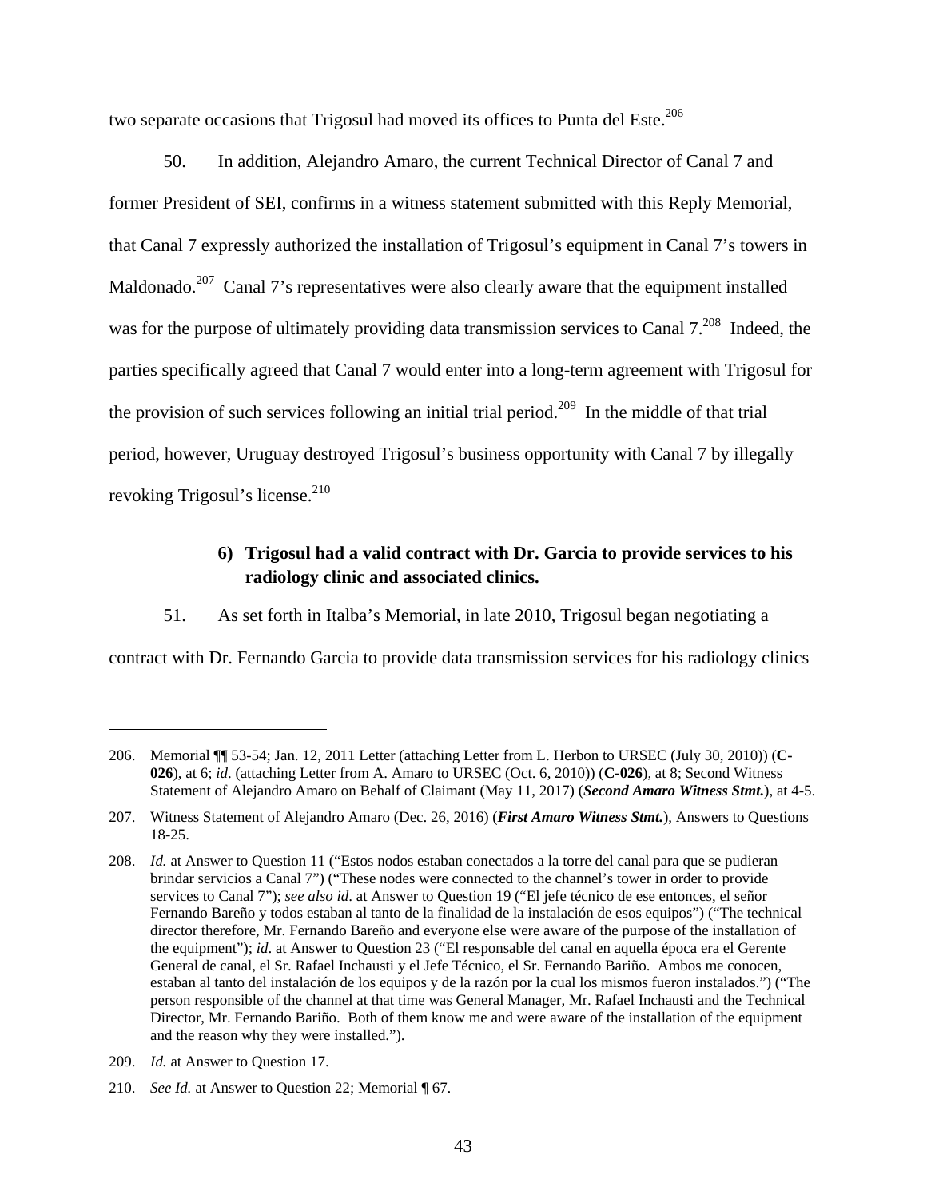two separate occasions that Trigosul had moved its offices to Punta del Este.[206]

50. In addition, Alejandro Amaro, the current Technical Director of Canal 7 and former President of SEI, confirms in a witness statement submitted with this Reply Memorial, that Canal 7 expressly authorized the installation of Trigosul's equipment in Canal 7's towers in Maldonado.[207] Canal 7's representatives were also clearly aware that the equipment installed was for the purpose of ultimately providing data transmission services to Canal 7.[208] Indeed, the parties specifically agreed that Canal 7 would enter into a long-term agreement with Trigosul for the provision of such services following an initial trial period.[209] In the middle of that trial period, however, Uruguay destroyed Trigosul's business opportunity with Canal 7 by illegally revoking Trigosul's license.[210]

#### 6) Trigosul had a valid contract with Dr. Garcia to provide services to his radiology clinic and associated clinics.

51. As set forth in Italba's Memorial, in late 2010, Trigosul began negotiating a contract with Dr. Fernando Garcia to provide data transmission services for his radiology clinics

---

206. Memorial ¶¶ 53-54; Jan. 12, 2011 Letter (attaching Letter from L. Herbon to URSEC (July 30, 2010)) (**C-026**), at 6; *id*. (attaching Letter from A. Amaro to URSEC (Oct. 6, 2010)) (**C-026**), at 8; Second Witness Statement of Alejandro Amaro on Behalf of Claimant (May 11, 2017) (***Second Amaro Witness Stmt.***), at 4-5.

207. Witness Statement of Alejandro Amaro (Dec. 26, 2016) (***First Amaro Witness Stmt.***), Answers to Questions 18-25.

208. *Id.* at Answer to Question 11 ("Estos nodos estaban conectados a la torre del canal para que se pudieran brindar servicios a Canal 7") ("These nodes were connected to the channel's tower in order to provide services to Canal 7"); *see also id*. at Answer to Question 19 ("El jefe técnico de ese entonces, el señor Fernando Bareño y todos estaban al tanto de la finalidad de la instalación de esos equipos") ("The technical director therefore, Mr. Fernando Bareño and everyone else were aware of the purpose of the installation of the equipment"); *id*. at Answer to Question 23 ("El responsable del canal en aquella época era el Gerente General de canal, el Sr. Rafael Inchausti y el Jefe Técnico, el Sr. Fernando Bariño. Ambos me conocen, estaban al tanto del instalación de los equipos y de la razón por la cual los mismos fueron instalados.") ("The person responsible of the channel at that time was General Manager, Mr. Rafael Inchausti and the Technical Director, Mr. Fernando Bariño. Both of them know me and were aware of the installation of the equipment and the reason why they were installed.").

209. *Id.* at Answer to Question 17.

210. *See Id.* at Answer to Question 22; Memorial ¶ 67.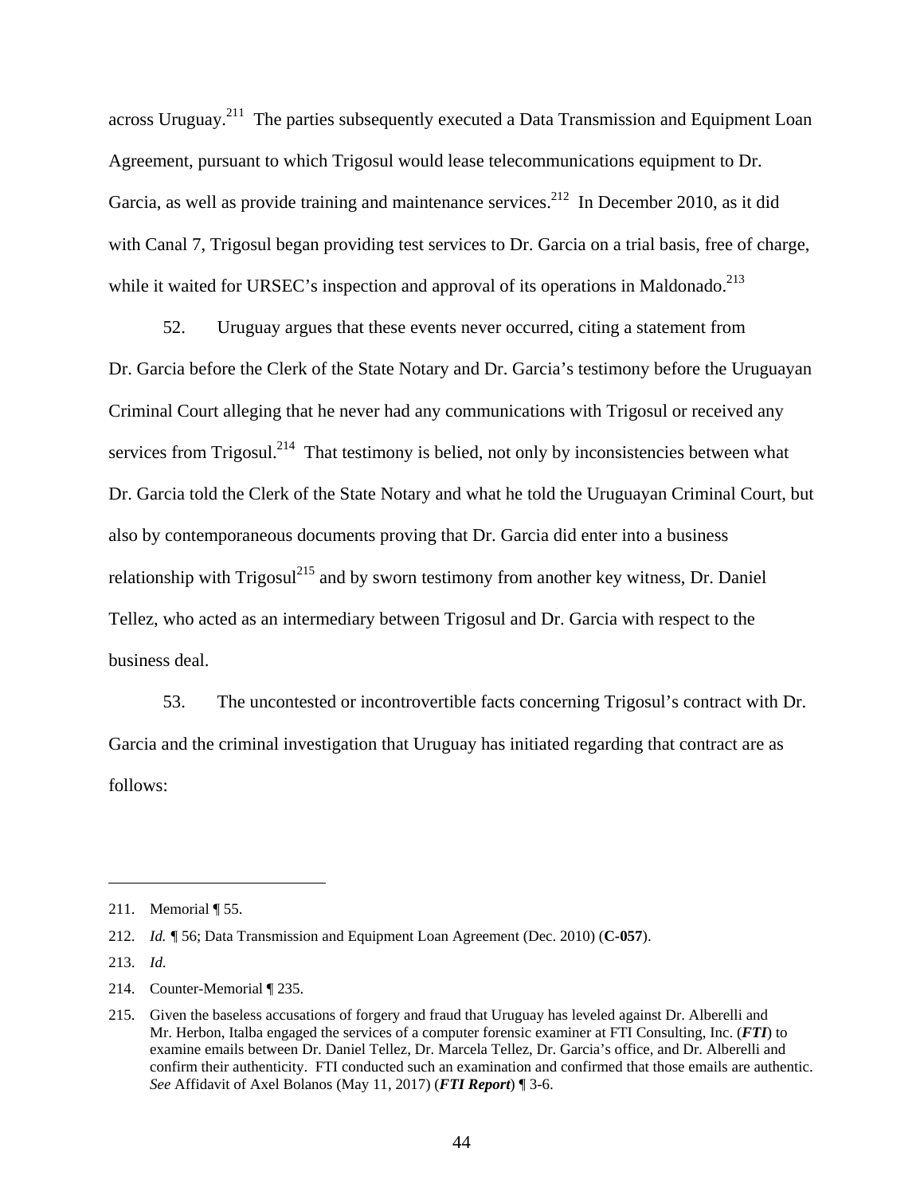across Uruguay.[211] The parties subsequently executed a Data Transmission and Equipment Loan Agreement, pursuant to which Trigosul would lease telecommunications equipment to Dr. Garcia, as well as provide training and maintenance services.[212] In December 2010, as it did with Canal 7, Trigosul began providing test services to Dr. Garcia on a trial basis, free of charge, while it waited for URSEC's inspection and approval of its operations in Maldonado.[213]

52. Uruguay argues that these events never occurred, citing a statement from Dr. Garcia before the Clerk of the State Notary and Dr. Garcia's testimony before the Uruguayan Criminal Court alleging that he never had any communications with Trigosul or received any services from Trigosul.[214] That testimony is belied, not only by inconsistencies between what Dr. Garcia told the Clerk of the State Notary and what he told the Uruguayan Criminal Court, but also by contemporaneous documents proving that Dr. Garcia did enter into a business relationship with Trigosul[215] and by sworn testimony from another key witness, Dr. Daniel Tellez, who acted as an intermediary between Trigosul and Dr. Garcia with respect to the business deal.

53. The uncontested or incontrovertible facts concerning Trigosul's contract with Dr. Garcia and the criminal investigation that Uruguay has initiated regarding that contract are as follows:

---

211. Memorial ¶ 55.

212. *Id.* ¶ 56; Data Transmission and Equipment Loan Agreement (Dec. 2010) (**C-057**).

213. *Id.*

214. Counter-Memorial ¶ 235.

215. Given the baseless accusations of forgery and fraud that Uruguay has leveled against Dr. Alberelli and Mr. Herbon, Italba engaged the services of a computer forensic examiner at FTI Consulting, Inc. (***FTI***) to examine emails between Dr. Daniel Tellez, Dr. Marcela Tellez, Dr. Garcia's office, and Dr. Alberelli and confirm their authenticity. FTI conducted such an examination and confirmed that those emails are authentic. *See* Affidavit of Axel Bolanos (May 11, 2017) (***FTI Report***) ¶ 3-6.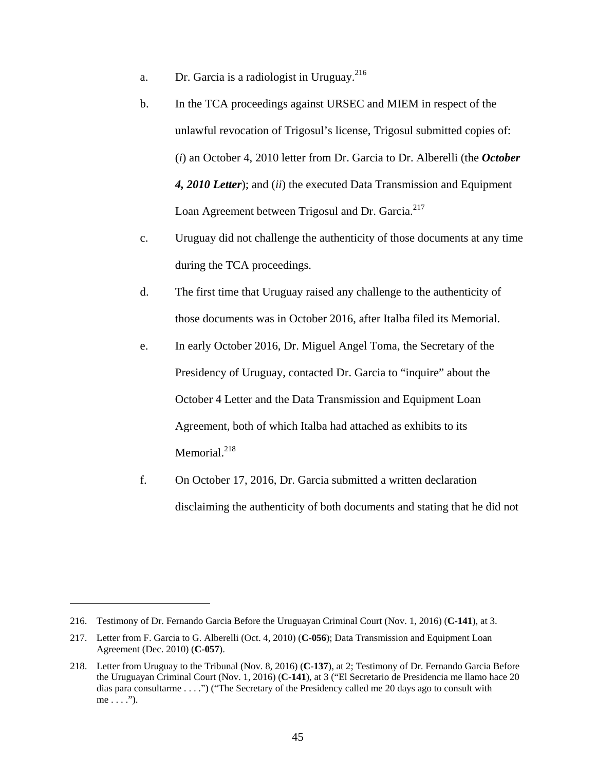a. Dr. Garcia is a radiologist in Uruguay.[216]

b. In the TCA proceedings against URSEC and MIEM in respect of the unlawful revocation of Trigosul's license, Trigosul submitted copies of: (*i*) an October 4, 2010 letter from Dr. Garcia to Dr. Alberelli (the ***October 4, 2010 Letter***); and (*ii*) the executed Data Transmission and Equipment Loan Agreement between Trigosul and Dr. Garcia.[217]

c. Uruguay did not challenge the authenticity of those documents at any time during the TCA proceedings.

d. The first time that Uruguay raised any challenge to the authenticity of those documents was in October 2016, after Italba filed its Memorial.

e. In early October 2016, Dr. Miguel Angel Toma, the Secretary of the Presidency of Uruguay, contacted Dr. Garcia to "inquire" about the October 4 Letter and the Data Transmission and Equipment Loan Agreement, both of which Italba had attached as exhibits to its Memorial.[218]

f. On October 17, 2016, Dr. Garcia submitted a written declaration disclaiming the authenticity of both documents and stating that he did not

---

216. Testimony of Dr. Fernando Garcia Before the Uruguayan Criminal Court (Nov. 1, 2016) (**C-141**), at 3.

217. Letter from F. Garcia to G. Alberelli (Oct. 4, 2010) (**C-056**); Data Transmission and Equipment Loan Agreement (Dec. 2010) (**C-057**).

218. Letter from Uruguay to the Tribunal (Nov. 8, 2016) (**C-137**), at 2; Testimony of Dr. Fernando Garcia Before the Uruguayan Criminal Court (Nov. 1, 2016) (**C-141**), at 3 ("El Secretario de Presidencia me llamo hace 20 dias para consultarme . . . .") ("The Secretary of the Presidency called me 20 days ago to consult with me . . . .").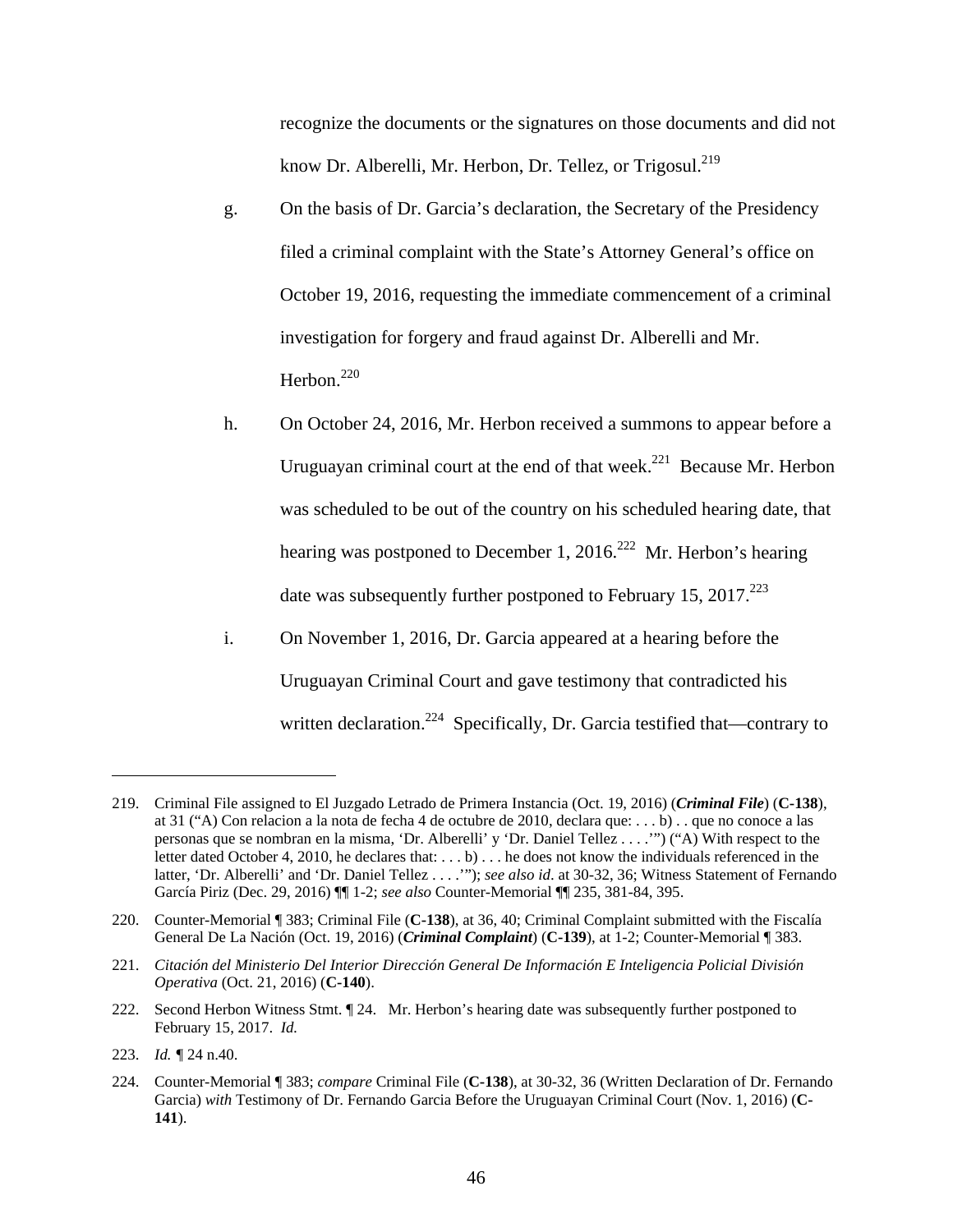recognize the documents or the signatures on those documents and did not know Dr. Alberelli, Mr. Herbon, Dr. Tellez, or Trigosul.[219]

g. On the basis of Dr. Garcia's declaration, the Secretary of the Presidency filed a criminal complaint with the State's Attorney General's office on October 19, 2016, requesting the immediate commencement of a criminal investigation for forgery and fraud against Dr. Alberelli and Mr. Herbon.[220]

h. On October 24, 2016, Mr. Herbon received a summons to appear before a Uruguayan criminal court at the end of that week.[221] Because Mr. Herbon was scheduled to be out of the country on his scheduled hearing date, that hearing was postponed to December 1, 2016.[222] Mr. Herbon's hearing date was subsequently further postponed to February 15, 2017.[223]

i. On November 1, 2016, Dr. Garcia appeared at a hearing before the Uruguayan Criminal Court and gave testimony that contradicted his written declaration.[224] Specifically, Dr. Garcia testified that—contrary to

---

219. Criminal File assigned to El Juzgado Letrado de Primera Instancia (Oct. 19, 2016) (***Criminal File***) (**C-138**), at 31 ("A) Con relacion a la nota de fecha 4 de octubre de 2010, declara que: . . . b) . . que no conoce a las personas que se nombran en la misma, 'Dr. Alberelli' y 'Dr. Daniel Tellez . . . .'") ("A) With respect to the letter dated October 4, 2010, he declares that: . . . b) . . . he does not know the individuals referenced in the latter, 'Dr. Alberelli' and 'Dr. Daniel Tellez . . . .'"); *see also id*. at 30-32, 36; Witness Statement of Fernando García Piriz (Dec. 29, 2016) ¶¶ 1-2; *see also* Counter-Memorial ¶¶ 235, 381-84, 395.

220. Counter-Memorial ¶ 383; Criminal File (**C-138**), at 36, 40; Criminal Complaint submitted with the Fiscalía General De La Nación (Oct. 19, 2016) (***Criminal Complaint***) (**C-139**), at 1-2; Counter-Memorial ¶ 383.

221. *Citación del Ministerio Del Interior Dirección General De Información E Inteligencia Policial División Operativa* (Oct. 21, 2016) (**C-140**).

222. Second Herbon Witness Stmt. ¶ 24. Mr. Herbon's hearing date was subsequently further postponed to February 15, 2017. *Id.*

223. *Id.* ¶ 24 n.40.

224. Counter-Memorial ¶ 383; *compare* Criminal File (**C-138**), at 30-32, 36 (Written Declaration of Dr. Fernando Garcia) *with* Testimony of Dr. Fernando Garcia Before the Uruguayan Criminal Court (Nov. 1, 2016) (**C-141**).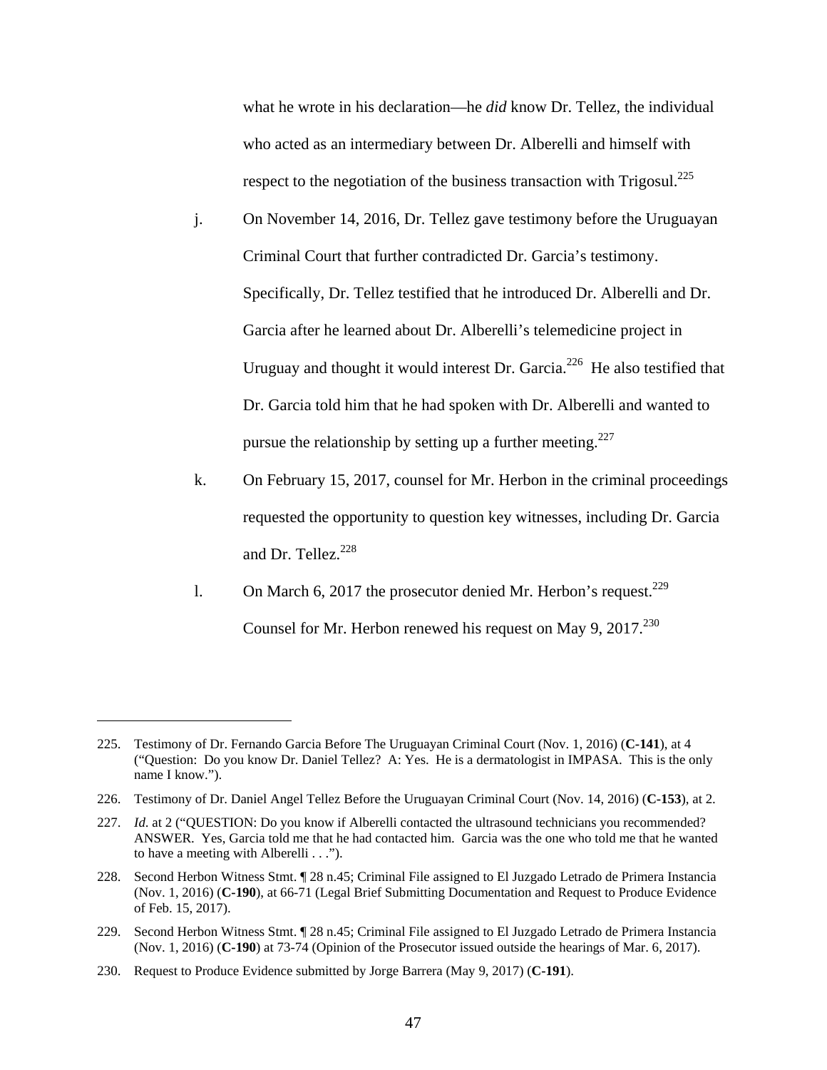what he wrote in his declaration—he *did* know Dr. Tellez, the individual who acted as an intermediary between Dr. Alberelli and himself with respect to the negotiation of the business transaction with Trigosul.[225]

j. On November 14, 2016, Dr. Tellez gave testimony before the Uruguayan Criminal Court that further contradicted Dr. Garcia's testimony. Specifically, Dr. Tellez testified that he introduced Dr. Alberelli and Dr. Garcia after he learned about Dr. Alberelli's telemedicine project in Uruguay and thought it would interest Dr. Garcia.[226] He also testified that Dr. Garcia told him that he had spoken with Dr. Alberelli and wanted to pursue the relationship by setting up a further meeting.[227]

k. On February 15, 2017, counsel for Mr. Herbon in the criminal proceedings requested the opportunity to question key witnesses, including Dr. Garcia and Dr. Tellez.[228]

l. On March 6, 2017 the prosecutor denied Mr. Herbon's request.[229] Counsel for Mr. Herbon renewed his request on May 9, 2017.[230]

---

225. Testimony of Dr. Fernando Garcia Before The Uruguayan Criminal Court (Nov. 1, 2016) (**C-141**), at 4 ("Question: Do you know Dr. Daniel Tellez? A: Yes. He is a dermatologist in IMPASA. This is the only name I know.").

226. Testimony of Dr. Daniel Angel Tellez Before the Uruguayan Criminal Court (Nov. 14, 2016) (**C-153**), at 2.

227. *Id*. at 2 ("QUESTION: Do you know if Alberelli contacted the ultrasound technicians you recommended? ANSWER. Yes, Garcia told me that he had contacted him. Garcia was the one who told me that he wanted to have a meeting with Alberelli . . .").

228. Second Herbon Witness Stmt. ¶ 28 n.45; Criminal File assigned to El Juzgado Letrado de Primera Instancia (Nov. 1, 2016) (**C-190**), at 66-71 (Legal Brief Submitting Documentation and Request to Produce Evidence of Feb. 15, 2017).

229. Second Herbon Witness Stmt. ¶ 28 n.45; Criminal File assigned to El Juzgado Letrado de Primera Instancia (Nov. 1, 2016) (**C-190**) at 73-74 (Opinion of the Prosecutor issued outside the hearings of Mar. 6, 2017).

230. Request to Produce Evidence submitted by Jorge Barrera (May 9, 2017) (**C-191**).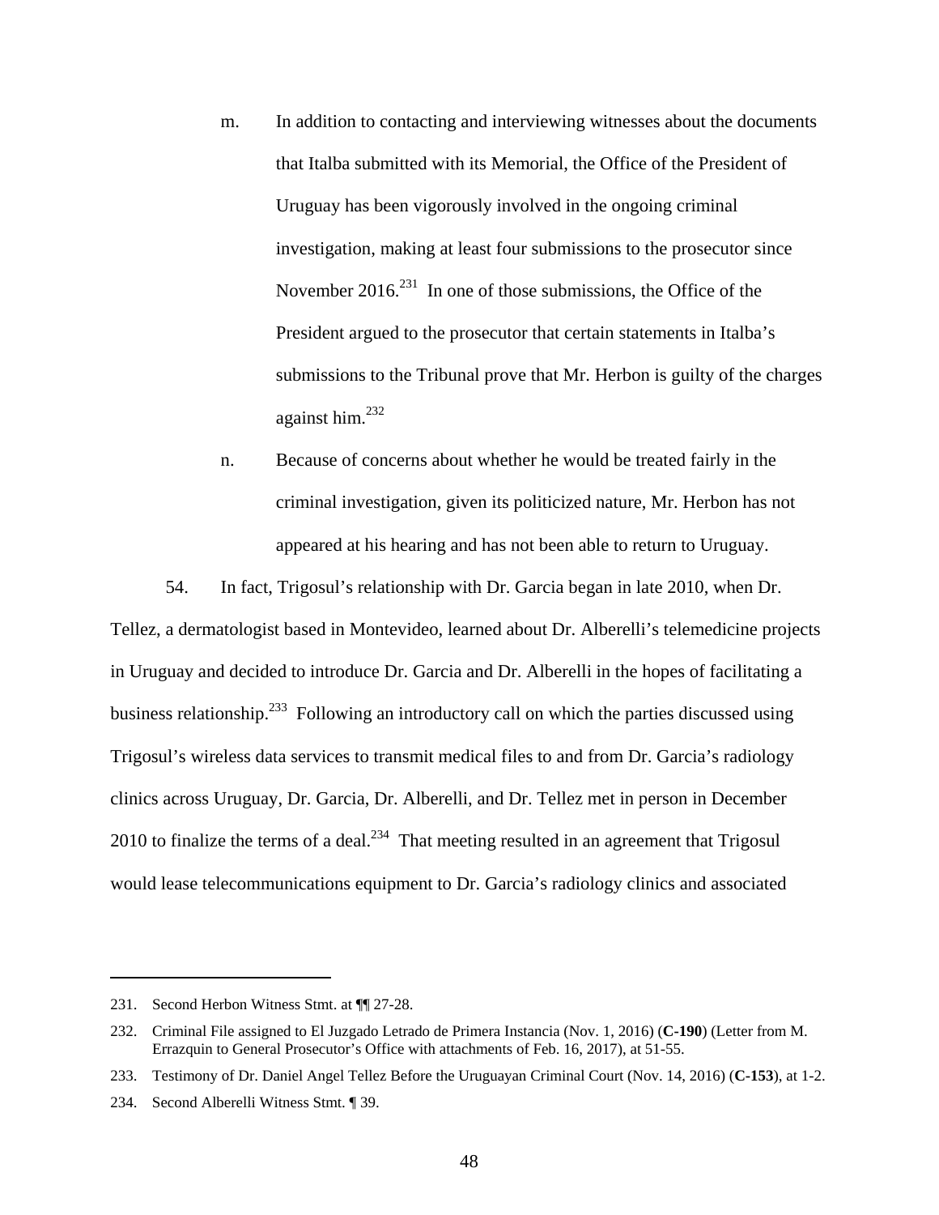m. In addition to contacting and interviewing witnesses about the documents that Italba submitted with its Memorial, the Office of the President of Uruguay has been vigorously involved in the ongoing criminal investigation, making at least four submissions to the prosecutor since November 2016.[231] In one of those submissions, the Office of the President argued to the prosecutor that certain statements in Italba's submissions to the Tribunal prove that Mr. Herbon is guilty of the charges against him.[232]

n. Because of concerns about whether he would be treated fairly in the criminal investigation, given its politicized nature, Mr. Herbon has not appeared at his hearing and has not been able to return to Uruguay.

54. In fact, Trigosul's relationship with Dr. Garcia began in late 2010, when Dr. Tellez, a dermatologist based in Montevideo, learned about Dr. Alberelli's telemedicine projects in Uruguay and decided to introduce Dr. Garcia and Dr. Alberelli in the hopes of facilitating a business relationship.[233] Following an introductory call on which the parties discussed using Trigosul's wireless data services to transmit medical files to and from Dr. Garcia's radiology clinics across Uruguay, Dr. Garcia, Dr. Alberelli, and Dr. Tellez met in person in December 2010 to finalize the terms of a deal.[234] That meeting resulted in an agreement that Trigosul would lease telecommunications equipment to Dr. Garcia's radiology clinics and associated

---

231. Second Herbon Witness Stmt. at ¶¶ 27-28.

232. Criminal File assigned to El Juzgado Letrado de Primera Instancia (Nov. 1, 2016) (**C-190**) (Letter from M. Errazquin to General Prosecutor's Office with attachments of Feb. 16, 2017), at 51-55.

233. Testimony of Dr. Daniel Angel Tellez Before the Uruguayan Criminal Court (Nov. 14, 2016) (**C-153**), at 1-2.

234. Second Alberelli Witness Stmt. ¶ 39.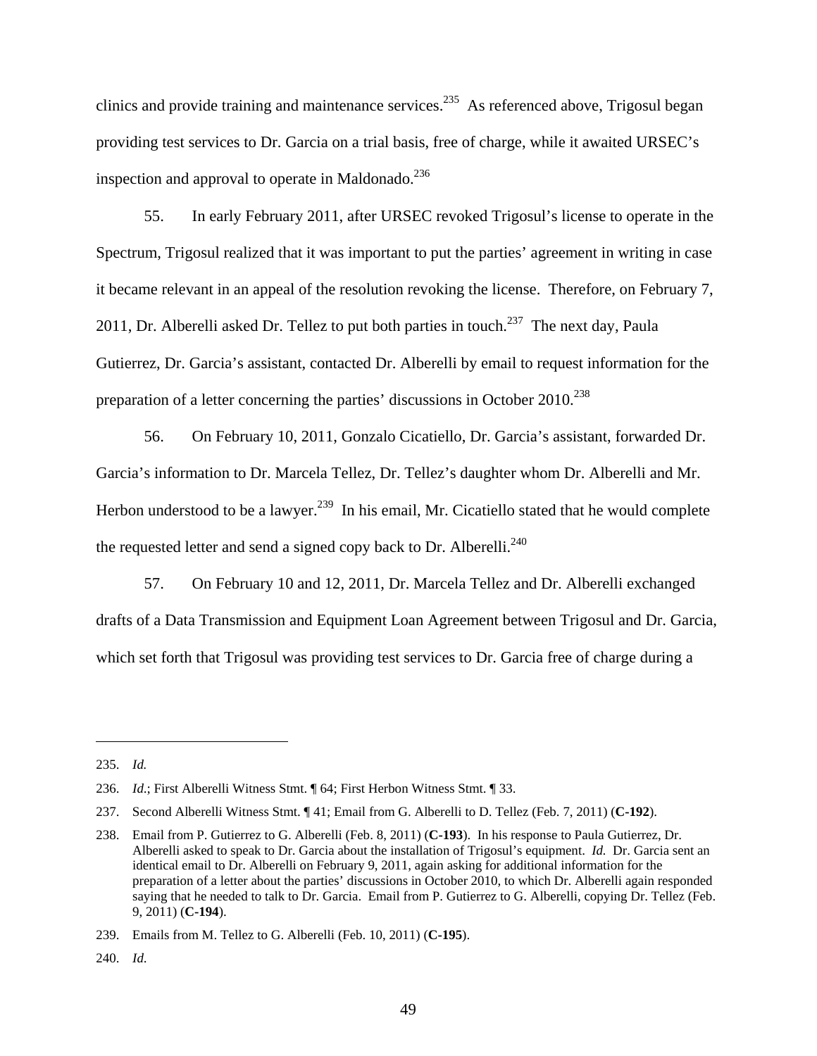clinics and provide training and maintenance services.[235] As referenced above, Trigosul began providing test services to Dr. Garcia on a trial basis, free of charge, while it awaited URSEC's inspection and approval to operate in Maldonado.[236]

55. In early February 2011, after URSEC revoked Trigosul's license to operate in the Spectrum, Trigosul realized that it was important to put the parties' agreement in writing in case it became relevant in an appeal of the resolution revoking the license. Therefore, on February 7, 2011, Dr. Alberelli asked Dr. Tellez to put both parties in touch.[237] The next day, Paula Gutierrez, Dr. Garcia's assistant, contacted Dr. Alberelli by email to request information for the preparation of a letter concerning the parties' discussions in October 2010.[238]

56. On February 10, 2011, Gonzalo Cicatiello, Dr. Garcia's assistant, forwarded Dr. Garcia's information to Dr. Marcela Tellez, Dr. Tellez's daughter whom Dr. Alberelli and Mr. Herbon understood to be a lawyer.[239] In his email, Mr. Cicatiello stated that he would complete the requested letter and send a signed copy back to Dr. Alberelli.[240]

57. On February 10 and 12, 2011, Dr. Marcela Tellez and Dr. Alberelli exchanged drafts of a Data Transmission and Equipment Loan Agreement between Trigosul and Dr. Garcia, which set forth that Trigosul was providing test services to Dr. Garcia free of charge during a

---

235. *Id.*

236. *Id.*; First Alberelli Witness Stmt. ¶ 64; First Herbon Witness Stmt. ¶ 33.

237. Second Alberelli Witness Stmt. ¶ 41; Email from G. Alberelli to D. Tellez (Feb. 7, 2011) (**C-192**).

238. Email from P. Gutierrez to G. Alberelli (Feb. 8, 2011) (**C-193**). In his response to Paula Gutierrez, Dr. Alberelli asked to speak to Dr. Garcia about the installation of Trigosul's equipment. *Id.* Dr. Garcia sent an identical email to Dr. Alberelli on February 9, 2011, again asking for additional information for the preparation of a letter about the parties' discussions in October 2010, to which Dr. Alberelli again responded saying that he needed to talk to Dr. Garcia. Email from P. Gutierrez to G. Alberelli, copying Dr. Tellez (Feb. 9, 2011) (**C-194**).

239. Emails from M. Tellez to G. Alberelli (Feb. 10, 2011) (**C-195**).

240. *Id.*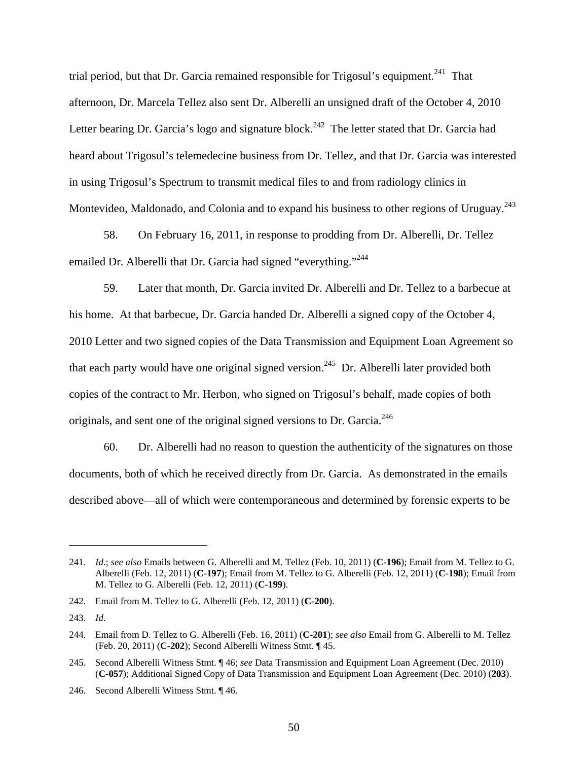trial period, but that Dr. Garcia remained responsible for Trigosul's equipment.[241] That afternoon, Dr. Marcela Tellez also sent Dr. Alberelli an unsigned draft of the October 4, 2010 Letter bearing Dr. Garcia's logo and signature block.[242] The letter stated that Dr. Garcia had heard about Trigosul's telemedecine business from Dr. Tellez, and that Dr. Garcia was interested in using Trigosul's Spectrum to transmit medical files to and from radiology clinics in Montevideo, Maldonado, and Colonia and to expand his business to other regions of Uruguay.[243]

58. On February 16, 2011, in response to prodding from Dr. Alberelli, Dr. Tellez emailed Dr. Alberelli that Dr. Garcia had signed "everything."[244]

59. Later that month, Dr. Garcia invited Dr. Alberelli and Dr. Tellez to a barbecue at his home. At that barbecue, Dr. Garcia handed Dr. Alberelli a signed copy of the October 4, 2010 Letter and two signed copies of the Data Transmission and Equipment Loan Agreement so that each party would have one original signed version.[245] Dr. Alberelli later provided both copies of the contract to Mr. Herbon, who signed on Trigosul's behalf, made copies of both originals, and sent one of the original signed versions to Dr. Garcia.[246]

60. Dr. Alberelli had no reason to question the authenticity of the signatures on those documents, both of which he received directly from Dr. Garcia. As demonstrated in the emails described above—all of which were contemporaneous and determined by forensic experts to be

---

241. *Id.*; *see also* Emails between G. Alberelli and M. Tellez (Feb. 10, 2011) (**C-196**); Email from M. Tellez to G. Alberelli (Feb. 12, 2011) (**C-197**); Email from M. Tellez to G. Alberelli (Feb. 12, 2011) (**C-198**); Email from M. Tellez to G. Alberelli (Feb. 12, 2011) (**C-199**).

242. Email from M. Tellez to G. Alberelli (Feb. 12, 2011) (**C-200**).

243. *Id.*

244. Email from D. Tellez to G. Alberelli (Feb. 16, 2011) (**C-201**); *see also* Email from G. Alberelli to M. Tellez (Feb. 20, 2011) (**C-202**); Second Alberelli Witness Stmt. ¶ 45.

245. Second Alberelli Witness Stmt. ¶ 46; *see* Data Transmission and Equipment Loan Agreement (Dec. 2010) (**C-057**); Additional Signed Copy of Data Transmission and Equipment Loan Agreement (Dec. 2010) (**203**).

246. Second Alberelli Witness Stmt. ¶ 46.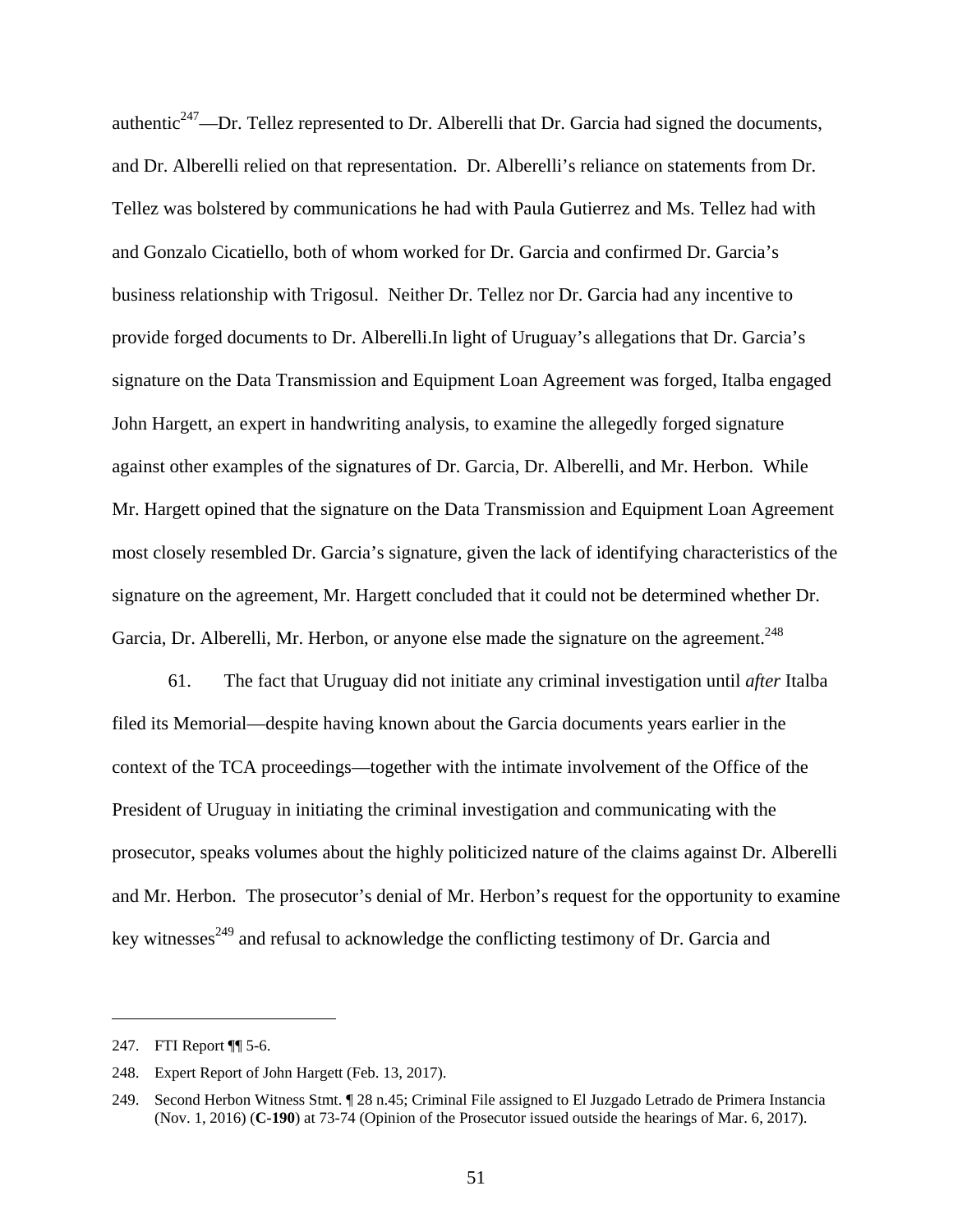authentic[247]—Dr. Tellez represented to Dr. Alberelli that Dr. Garcia had signed the documents, and Dr. Alberelli relied on that representation. Dr. Alberelli's reliance on statements from Dr. Tellez was bolstered by communications he had with Paula Gutierrez and Ms. Tellez had with and Gonzalo Cicatiello, both of whom worked for Dr. Garcia and confirmed Dr. Garcia's business relationship with Trigosul. Neither Dr. Tellez nor Dr. Garcia had any incentive to provide forged documents to Dr. Alberelli.In light of Uruguay's allegations that Dr. Garcia's signature on the Data Transmission and Equipment Loan Agreement was forged, Italba engaged John Hargett, an expert in handwriting analysis, to examine the allegedly forged signature against other examples of the signatures of Dr. Garcia, Dr. Alberelli, and Mr. Herbon. While Mr. Hargett opined that the signature on the Data Transmission and Equipment Loan Agreement most closely resembled Dr. Garcia's signature, given the lack of identifying characteristics of the signature on the agreement, Mr. Hargett concluded that it could not be determined whether Dr. Garcia, Dr. Alberelli, Mr. Herbon, or anyone else made the signature on the agreement.[248]

61. The fact that Uruguay did not initiate any criminal investigation until *after* Italba filed its Memorial—despite having known about the Garcia documents years earlier in the context of the TCA proceedings—together with the intimate involvement of the Office of the President of Uruguay in initiating the criminal investigation and communicating with the prosecutor, speaks volumes about the highly politicized nature of the claims against Dr. Alberelli and Mr. Herbon. The prosecutor's denial of Mr. Herbon's request for the opportunity to examine key witnesses[249] and refusal to acknowledge the conflicting testimony of Dr. Garcia and

---

247. FTI Report ¶¶ 5-6.

248. Expert Report of John Hargett (Feb. 13, 2017).

249. Second Herbon Witness Stmt. ¶ 28 n.45; Criminal File assigned to El Juzgado Letrado de Primera Instancia (Nov. 1, 2016) (**C-190**) at 73-74 (Opinion of the Prosecutor issued outside the hearings of Mar. 6, 2017).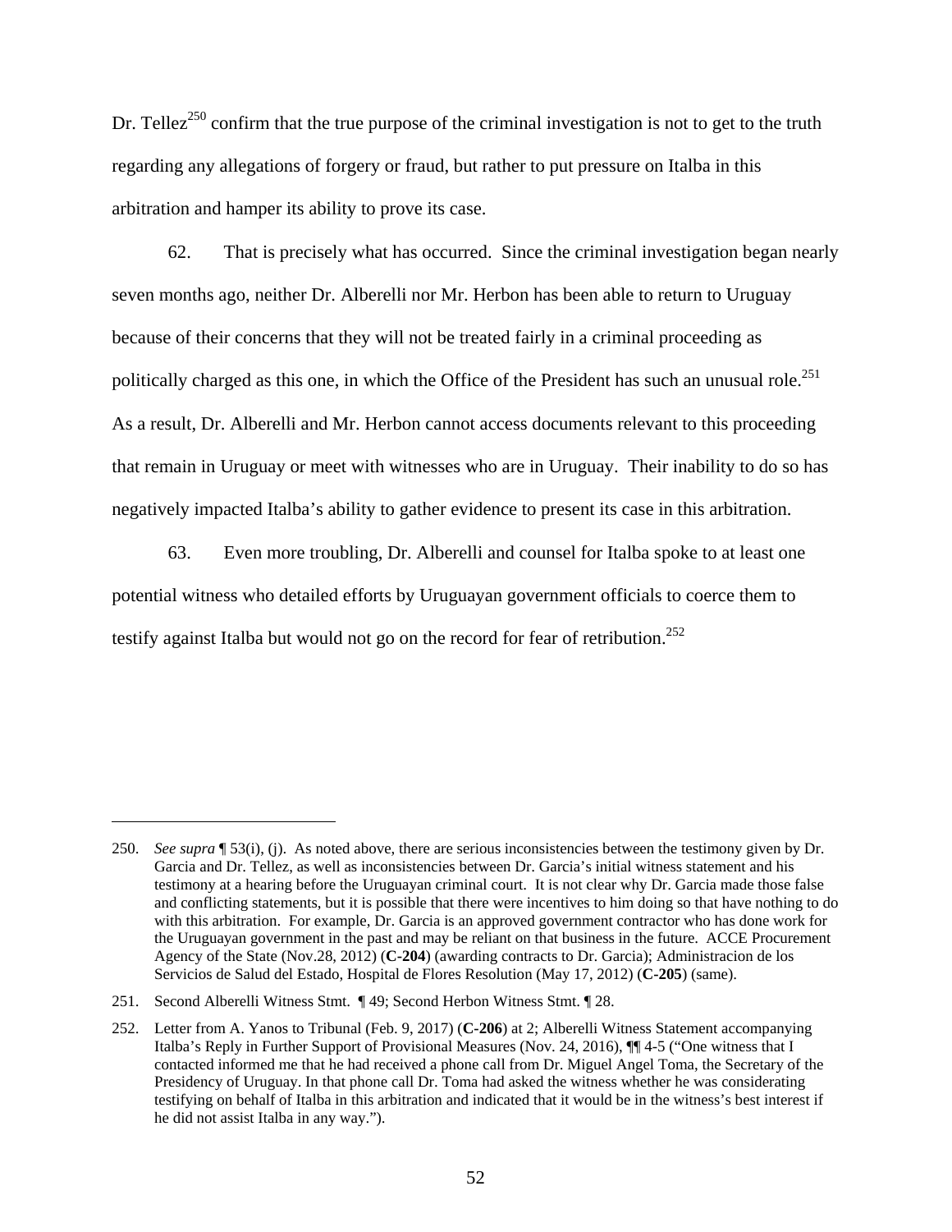Dr. Tellez[250] confirm that the true purpose of the criminal investigation is not to get to the truth regarding any allegations of forgery or fraud, but rather to put pressure on Italba in this arbitration and hamper its ability to prove its case.

62. That is precisely what has occurred. Since the criminal investigation began nearly seven months ago, neither Dr. Alberelli nor Mr. Herbon has been able to return to Uruguay because of their concerns that they will not be treated fairly in a criminal proceeding as politically charged as this one, in which the Office of the President has such an unusual role.[251] As a result, Dr. Alberelli and Mr. Herbon cannot access documents relevant to this proceeding that remain in Uruguay or meet with witnesses who are in Uruguay. Their inability to do so has negatively impacted Italba's ability to gather evidence to present its case in this arbitration.

63. Even more troubling, Dr. Alberelli and counsel for Italba spoke to at least one potential witness who detailed efforts by Uruguayan government officials to coerce them to testify against Italba but would not go on the record for fear of retribution.[252]

---

250. *See supra* ¶ 53(i), (j). As noted above, there are serious inconsistencies between the testimony given by Dr. Garcia and Dr. Tellez, as well as inconsistencies between Dr. Garcia's initial witness statement and his testimony at a hearing before the Uruguayan criminal court. It is not clear why Dr. Garcia made those false and conflicting statements, but it is possible that there were incentives to him doing so that have nothing to do with this arbitration. For example, Dr. Garcia is an approved government contractor who has done work for the Uruguayan government in the past and may be reliant on that business in the future. ACCE Procurement Agency of the State (Nov.28, 2012) (**C-204**) (awarding contracts to Dr. Garcia); Administracion de los Servicios de Salud del Estado, Hospital de Flores Resolution (May 17, 2012) (**C-205**) (same).

251. Second Alberelli Witness Stmt. ¶ 49; Second Herbon Witness Stmt. ¶ 28.

252. Letter from A. Yanos to Tribunal (Feb. 9, 2017) (**C-206**) at 2; Alberelli Witness Statement accompanying Italba's Reply in Further Support of Provisional Measures (Nov. 24, 2016), ¶¶ 4-5 ("One witness that I contacted informed me that he had received a phone call from Dr. Miguel Angel Toma, the Secretary of the Presidency of Uruguay. In that phone call Dr. Toma had asked the witness whether he was considerating testifying on behalf of Italba in this arbitration and indicated that it would be in the witness's best interest if he did not assist Italba in any way.").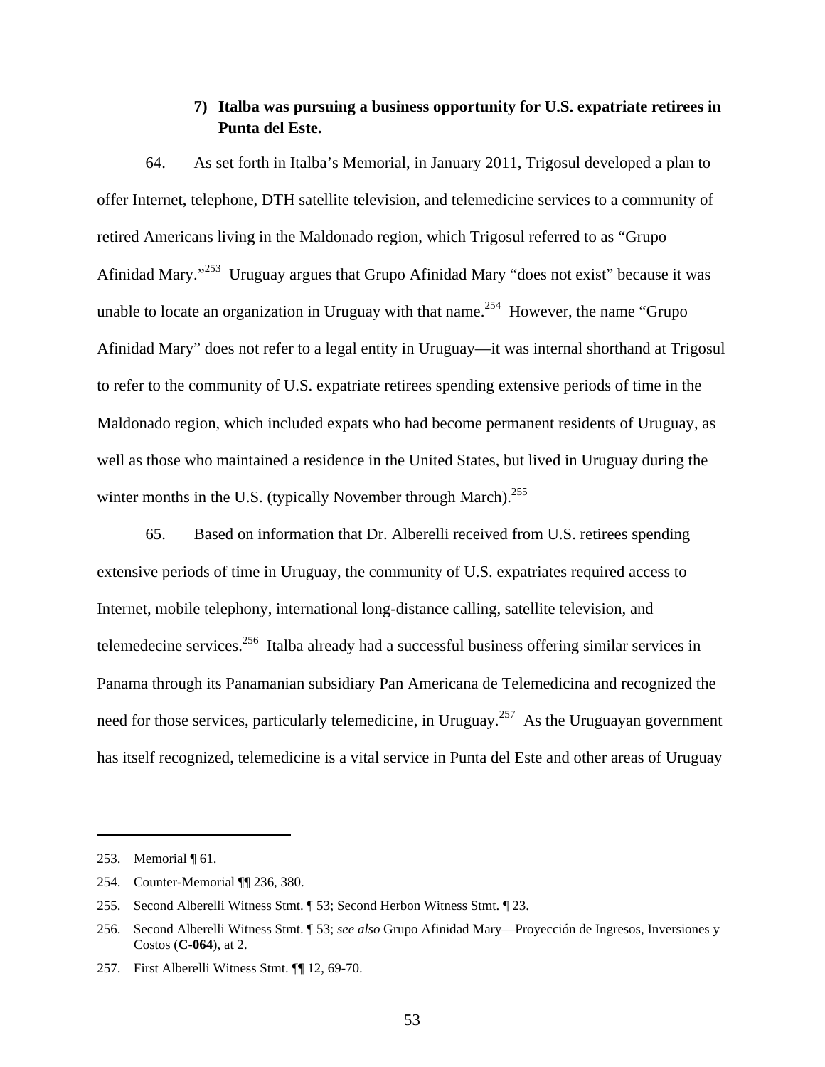### 7) Italba was pursuing a business opportunity for U.S. expatriate retirees in Punta del Este.

64. As set forth in Italba's Memorial, in January 2011, Trigosul developed a plan to offer Internet, telephone, DTH satellite television, and telemedicine services to a community of retired Americans living in the Maldonado region, which Trigosul referred to as "Grupo Afinidad Mary."[253] Uruguay argues that Grupo Afinidad Mary "does not exist" because it was unable to locate an organization in Uruguay with that name.[254] However, the name "Grupo Afinidad Mary" does not refer to a legal entity in Uruguay—it was internal shorthand at Trigosul to refer to the community of U.S. expatriate retirees spending extensive periods of time in the Maldonado region, which included expats who had become permanent residents of Uruguay, as well as those who maintained a residence in the United States, but lived in Uruguay during the winter months in the U.S. (typically November through March).[255]

65. Based on information that Dr. Alberelli received from U.S. retirees spending extensive periods of time in Uruguay, the community of U.S. expatriates required access to Internet, mobile telephony, international long-distance calling, satellite television, and telemedecine services.[256] Italba already had a successful business offering similar services in Panama through its Panamanian subsidiary Pan Americana de Telemedicina and recognized the need for those services, particularly telemedicine, in Uruguay.[257] As the Uruguayan government has itself recognized, telemedicine is a vital service in Punta del Este and other areas of Uruguay

---

253. Memorial ¶ 61.

254. Counter-Memorial ¶¶ 236, 380.

255. Second Alberelli Witness Stmt. ¶ 53; Second Herbon Witness Stmt. ¶ 23.

256. Second Alberelli Witness Stmt. ¶ 53; *see also* Grupo Afinidad Mary—Proyección de Ingresos, Inversiones y Costos (**C-064**), at 2.

257. First Alberelli Witness Stmt. ¶¶ 12, 69-70.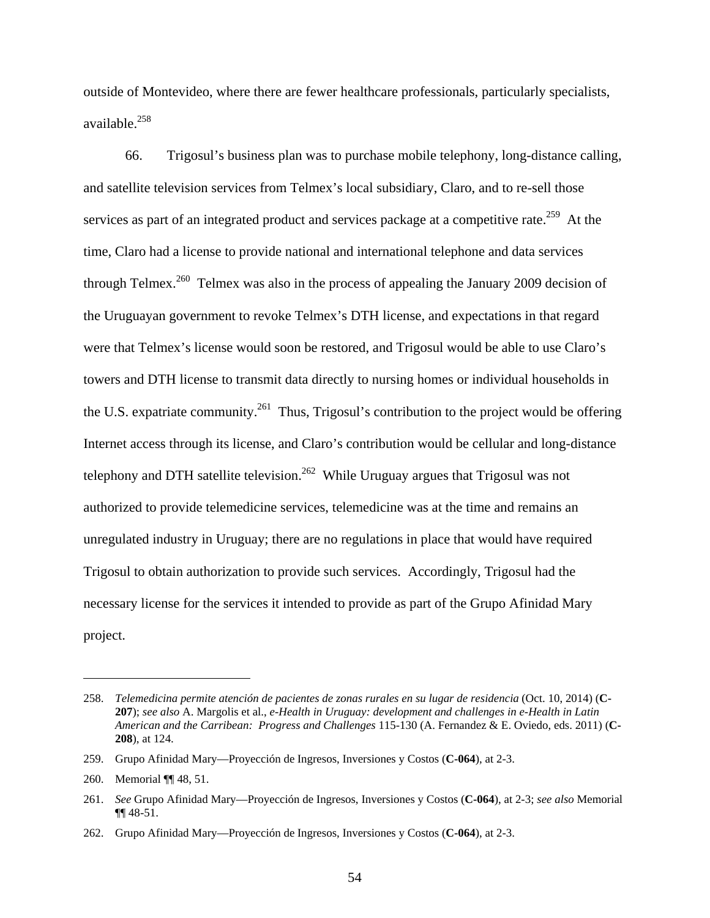outside of Montevideo, where there are fewer healthcare professionals, particularly specialists, available.[258]

66. Trigosul's business plan was to purchase mobile telephony, long-distance calling, and satellite television services from Telmex's local subsidiary, Claro, and to re-sell those services as part of an integrated product and services package at a competitive rate.[259] At the time, Claro had a license to provide national and international telephone and data services through Telmex.[260] Telmex was also in the process of appealing the January 2009 decision of the Uruguayan government to revoke Telmex's DTH license, and expectations in that regard were that Telmex's license would soon be restored, and Trigosul would be able to use Claro's towers and DTH license to transmit data directly to nursing homes or individual households in the U.S. expatriate community.[261] Thus, Trigosul's contribution to the project would be offering Internet access through its license, and Claro's contribution would be cellular and long-distance telephony and DTH satellite television.[262] While Uruguay argues that Trigosul was not authorized to provide telemedicine services, telemedicine was at the time and remains an unregulated industry in Uruguay; there are no regulations in place that would have required Trigosul to obtain authorization to provide such services. Accordingly, Trigosul had the necessary license for the services it intended to provide as part of the Grupo Afinidad Mary project.

---

258. *Telemedicina permite atención de pacientes de zonas rurales en su lugar de residencia* (Oct. 10, 2014) (**C-207**); *see also* A. Margolis et al., *e-Health in Uruguay: development and challenges in e-Health in Latin American and the Carribean: Progress and Challenges* 115-130 (A. Fernandez & E. Oviedo, eds. 2011) (**C-208**), at 124.

259. Grupo Afinidad Mary—Proyección de Ingresos, Inversiones y Costos (**C-064**), at 2-3.

260. Memorial ¶¶ 48, 51.

261. *See* Grupo Afinidad Mary—Proyección de Ingresos, Inversiones y Costos (**C-064**), at 2-3; *see also* Memorial ¶¶ 48-51.

262. Grupo Afinidad Mary—Proyección de Ingresos, Inversiones y Costos (**C-064**), at 2-3.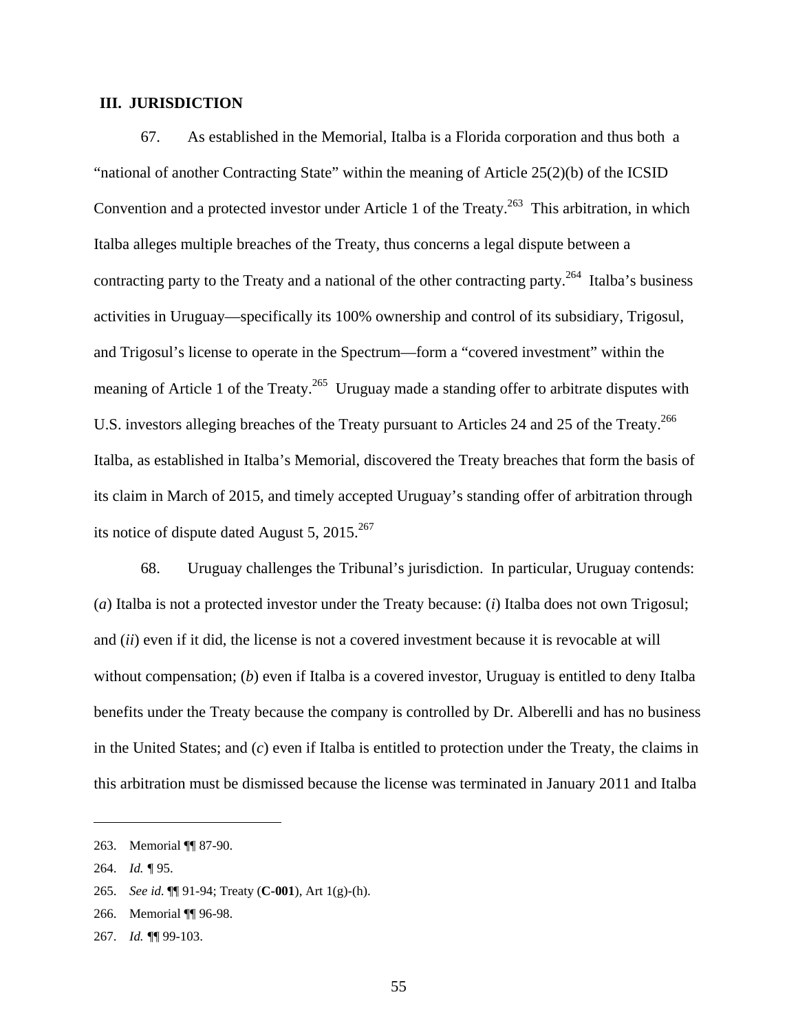## III. JURISDICTION

67. As established in the Memorial, Italba is a Florida corporation and thus both a "national of another Contracting State" within the meaning of Article 25(2)(b) of the ICSID Convention and a protected investor under Article 1 of the Treaty.[263] This arbitration, in which Italba alleges multiple breaches of the Treaty, thus concerns a legal dispute between a contracting party to the Treaty and a national of the other contracting party.[264] Italba's business activities in Uruguay—specifically its 100% ownership and control of its subsidiary, Trigosul, and Trigosul's license to operate in the Spectrum—form a "covered investment" within the meaning of Article 1 of the Treaty.[265] Uruguay made a standing offer to arbitrate disputes with U.S. investors alleging breaches of the Treaty pursuant to Articles 24 and 25 of the Treaty.[266] Italba, as established in Italba's Memorial, discovered the Treaty breaches that form the basis of its claim in March of 2015, and timely accepted Uruguay's standing offer of arbitration through its notice of dispute dated August 5, 2015.[267]

68. Uruguay challenges the Tribunal's jurisdiction. In particular, Uruguay contends: (*a*) Italba is not a protected investor under the Treaty because: (*i*) Italba does not own Trigosul; and (*ii*) even if it did, the license is not a covered investment because it is revocable at will without compensation; (*b*) even if Italba is a covered investor, Uruguay is entitled to deny Italba benefits under the Treaty because the company is controlled by Dr. Alberelli and has no business in the United States; and (*c*) even if Italba is entitled to protection under the Treaty, the claims in this arbitration must be dismissed because the license was terminated in January 2011 and Italba

---

263. Memorial ¶¶ 87-90.

264. *Id.* ¶ 95.

265. *See id.* ¶¶ 91-94; Treaty (**C-001**), Art 1(g)-(h).

266. Memorial ¶¶ 96-98.

267. *Id.* ¶¶ 99-103.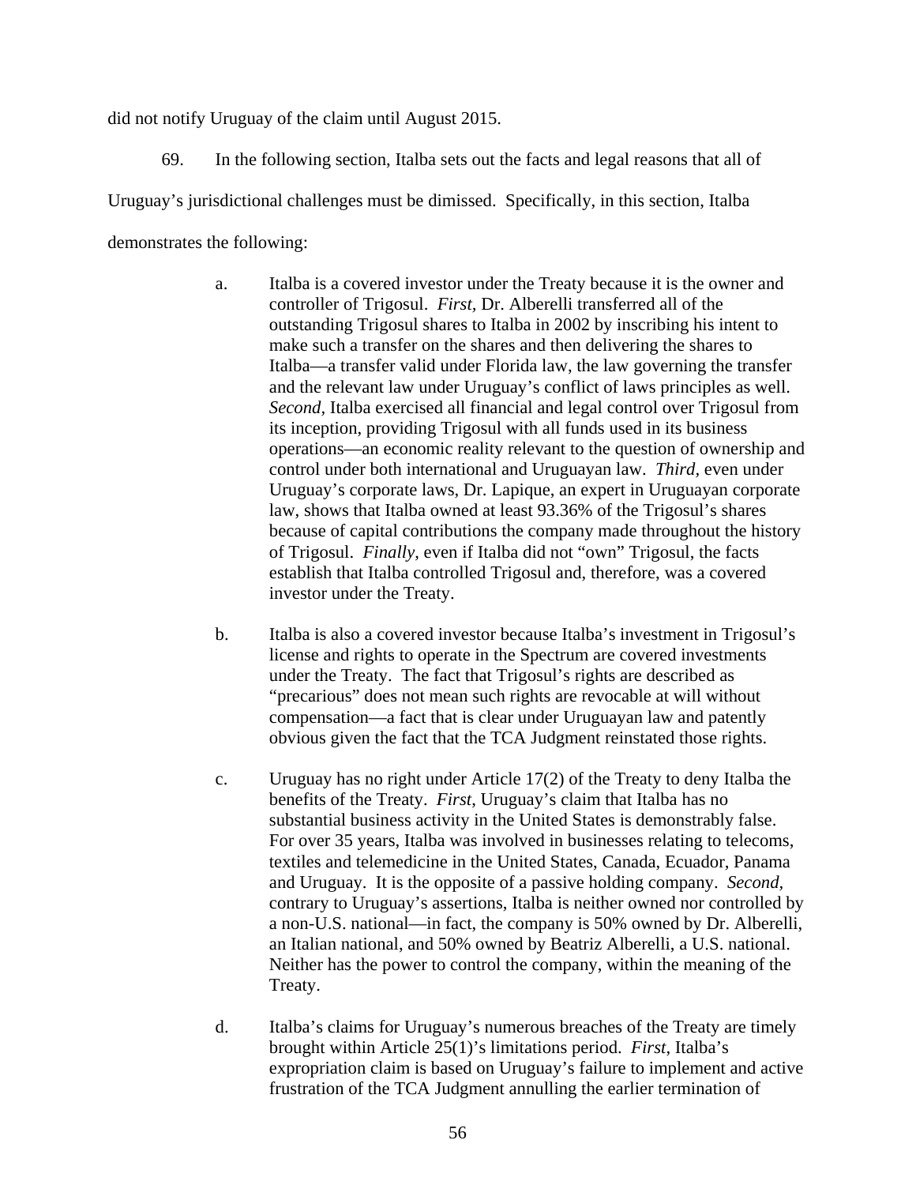did not notify Uruguay of the claim until August 2015.

69. In the following section, Italba sets out the facts and legal reasons that all of Uruguay's jurisdictional challenges must be dimissed. Specifically, in this section, Italba demonstrates the following:

a. Italba is a covered investor under the Treaty because it is the owner and controller of Trigosul. *First*, Dr. Alberelli transferred all of the outstanding Trigosul shares to Italba in 2002 by inscribing his intent to make such a transfer on the shares and then delivering the shares to Italba—a transfer valid under Florida law, the law governing the transfer and the relevant law under Uruguay's conflict of laws principles as well. *Second*, Italba exercised all financial and legal control over Trigosul from its inception, providing Trigosul with all funds used in its business operations—an economic reality relevant to the question of ownership and control under both international and Uruguayan law. *Third*, even under Uruguay's corporate laws, Dr. Lapique, an expert in Uruguayan corporate law, shows that Italba owned at least 93.36% of the Trigosul's shares because of capital contributions the company made throughout the history of Trigosul. *Finally*, even if Italba did not "own" Trigosul, the facts establish that Italba controlled Trigosul and, therefore, was a covered investor under the Treaty.

b. Italba is also a covered investor because Italba's investment in Trigosul's license and rights to operate in the Spectrum are covered investments under the Treaty. The fact that Trigosul's rights are described as "precarious" does not mean such rights are revocable at will without compensation—a fact that is clear under Uruguayan law and patently obvious given the fact that the TCA Judgment reinstated those rights.

c. Uruguay has no right under Article 17(2) of the Treaty to deny Italba the benefits of the Treaty. *First*, Uruguay's claim that Italba has no substantial business activity in the United States is demonstrably false. For over 35 years, Italba was involved in businesses relating to telecoms, textiles and telemedicine in the United States, Canada, Ecuador, Panama and Uruguay. It is the opposite of a passive holding company. *Second*, contrary to Uruguay's assertions, Italba is neither owned nor controlled by a non-U.S. national—in fact, the company is 50% owned by Dr. Alberelli, an Italian national, and 50% owned by Beatriz Alberelli, a U.S. national. Neither has the power to control the company, within the meaning of the Treaty.

d. Italba's claims for Uruguay's numerous breaches of the Treaty are timely brought within Article 25(1)'s limitations period. *First*, Italba's expropriation claim is based on Uruguay's failure to implement and active frustration of the TCA Judgment annulling the earlier termination of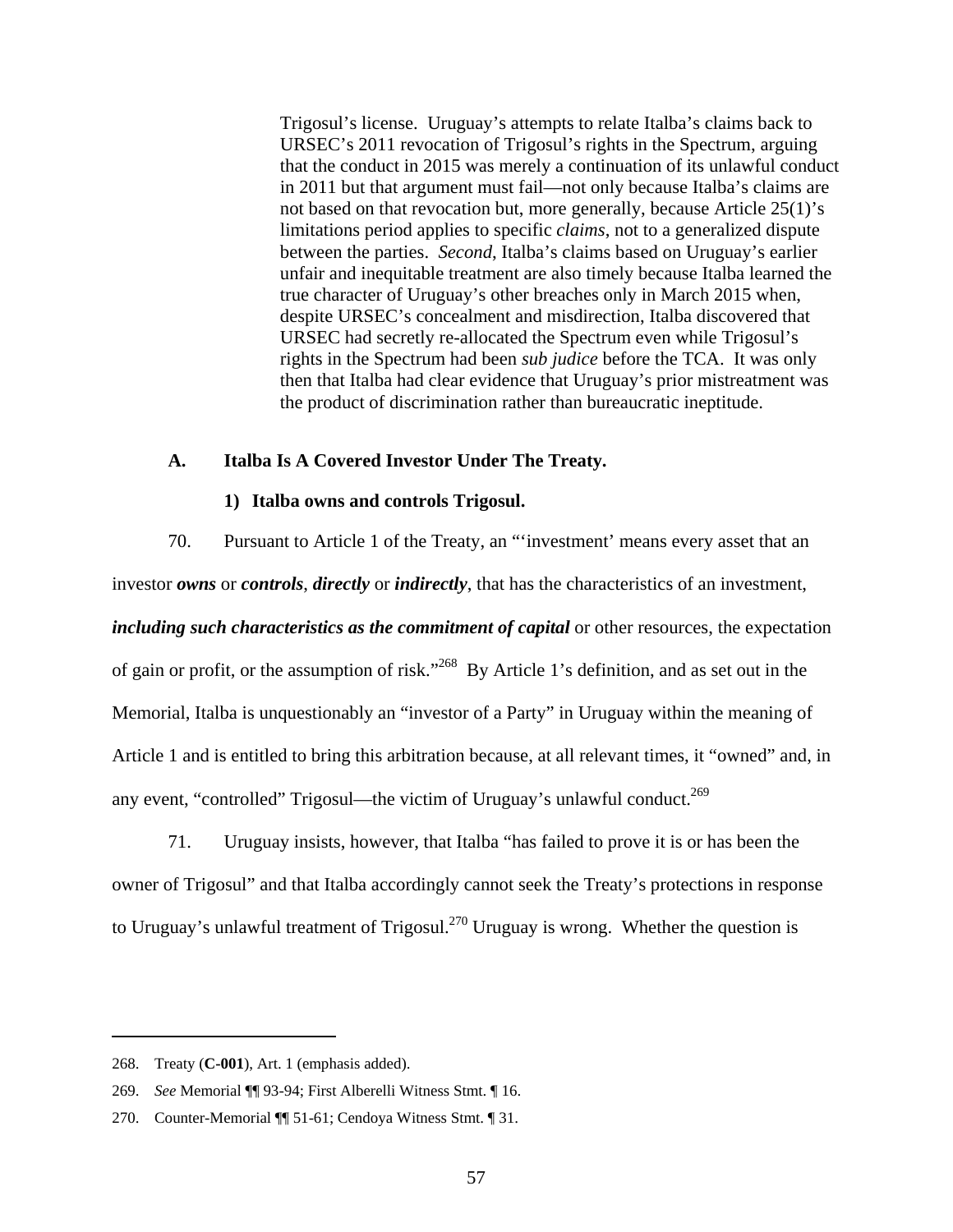Trigosul's license. Uruguay's attempts to relate Italba's claims back to URSEC's 2011 revocation of Trigosul's rights in the Spectrum, arguing that the conduct in 2015 was merely a continuation of its unlawful conduct in 2011 but that argument must fail—not only because Italba's claims are not based on that revocation but, more generally, because Article 25(1)'s limitations period applies to specific *claims*, not to a generalized dispute between the parties. *Second*, Italba's claims based on Uruguay's earlier unfair and inequitable treatment are also timely because Italba learned the true character of Uruguay's other breaches only in March 2015 when, despite URSEC's concealment and misdirection, Italba discovered that URSEC had secretly re-allocated the Spectrum even while Trigosul's rights in the Spectrum had been *sub judice* before the TCA. It was only then that Italba had clear evidence that Uruguay's prior mistreatment was the product of discrimination rather than bureaucratic ineptitude.

## A. Italba Is A Covered Investor Under The Treaty.

### 1) Italba owns and controls Trigosul.

70. Pursuant to Article 1 of the Treaty, an "'investment' means every asset that an investor ***owns*** or ***controls***, ***directly*** or ***indirectly***, that has the characteristics of an investment, ***including such characteristics as the commitment of capital*** or other resources, the expectation of gain or profit, or the assumption of risk."[268] By Article 1's definition, and as set out in the Memorial, Italba is unquestionably an "investor of a Party" in Uruguay within the meaning of Article 1 and is entitled to bring this arbitration because, at all relevant times, it "owned" and, in any event, "controlled" Trigosul—the victim of Uruguay's unlawful conduct.[269]

71. Uruguay insists, however, that Italba "has failed to prove it is or has been the owner of Trigosul" and that Italba accordingly cannot seek the Treaty's protections in response to Uruguay's unlawful treatment of Trigosul.[270] Uruguay is wrong. Whether the question is

---

268. Treaty (**C-001**), Art. 1 (emphasis added).

269. *See* Memorial ¶¶ 93-94; First Alberelli Witness Stmt. ¶ 16.

270. Counter-Memorial ¶¶ 51-61; Cendoya Witness Stmt. ¶ 31.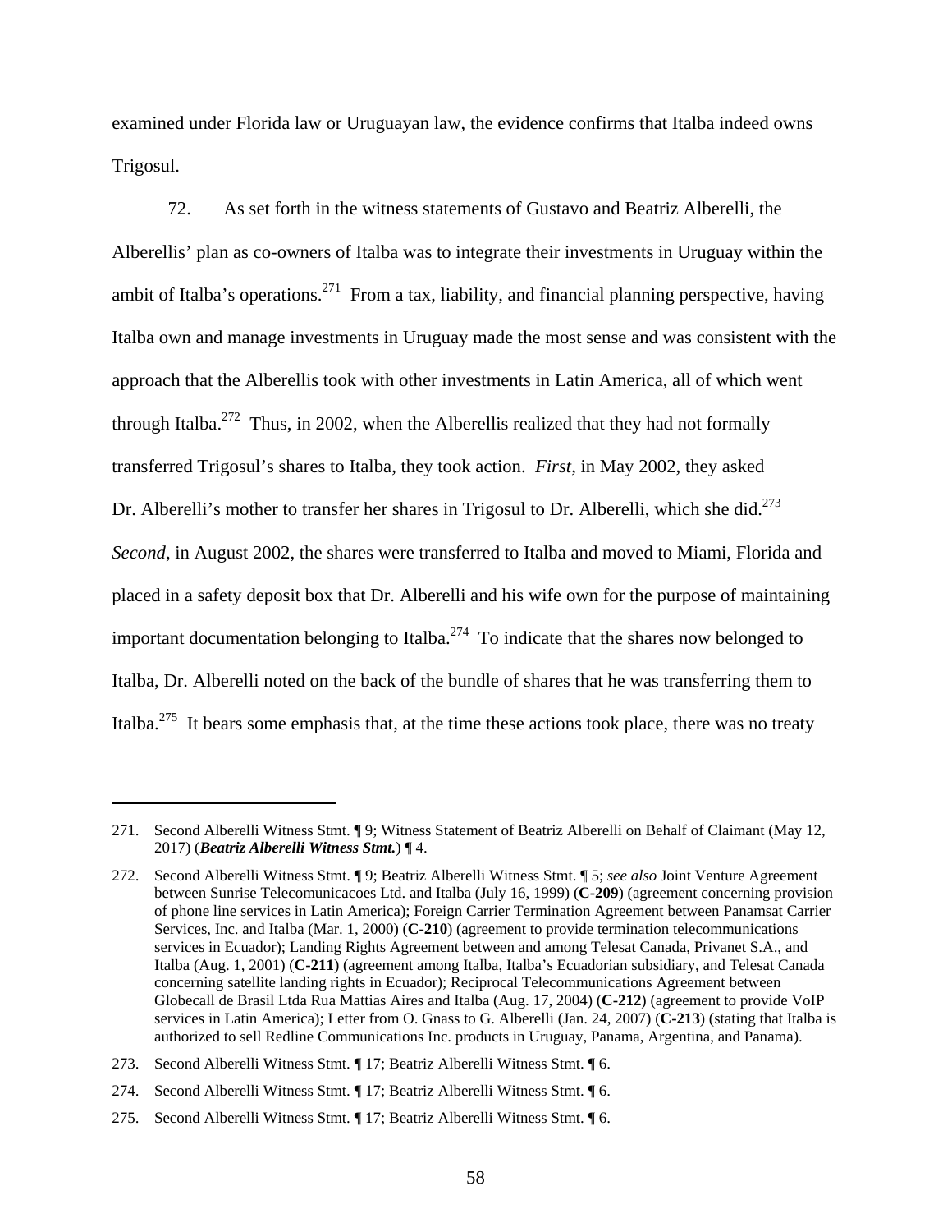examined under Florida law or Uruguayan law, the evidence confirms that Italba indeed owns Trigosul.

72. As set forth in the witness statements of Gustavo and Beatriz Alberelli, the Alberellis' plan as co-owners of Italba was to integrate their investments in Uruguay within the ambit of Italba's operations.[271] From a tax, liability, and financial planning perspective, having Italba own and manage investments in Uruguay made the most sense and was consistent with the approach that the Alberellis took with other investments in Latin America, all of which went through Italba.[272] Thus, in 2002, when the Alberellis realized that they had not formally transferred Trigosul's shares to Italba, they took action. *First*, in May 2002, they asked Dr. Alberelli's mother to transfer her shares in Trigosul to Dr. Alberelli, which she did.[273] *Second*, in August 2002, the shares were transferred to Italba and moved to Miami, Florida and placed in a safety deposit box that Dr. Alberelli and his wife own for the purpose of maintaining important documentation belonging to Italba.[274] To indicate that the shares now belonged to Italba, Dr. Alberelli noted on the back of the bundle of shares that he was transferring them to Italba.[275] It bears some emphasis that, at the time these actions took place, there was no treaty

---

271. Second Alberelli Witness Stmt. ¶ 9; Witness Statement of Beatriz Alberelli on Behalf of Claimant (May 12, 2017) (***Beatriz Alberelli Witness Stmt.***) ¶ 4.

272. Second Alberelli Witness Stmt. ¶ 9; Beatriz Alberelli Witness Stmt. ¶ 5; *see also* Joint Venture Agreement between Sunrise Telecomunicacoes Ltd. and Italba (July 16, 1999) (**C-209**) (agreement concerning provision of phone line services in Latin America); Foreign Carrier Termination Agreement between Panamsat Carrier Services, Inc. and Italba (Mar. 1, 2000) (**C-210**) (agreement to provide termination telecommunications services in Ecuador); Landing Rights Agreement between and among Telesat Canada, Privanet S.A., and Italba (Aug. 1, 2001) (**C-211**) (agreement among Italba, Italba's Ecuadorian subsidiary, and Telesat Canada concerning satellite landing rights in Ecuador); Reciprocal Telecommunications Agreement between Globecall de Brasil Ltda Rua Mattias Aires and Italba (Aug. 17, 2004) (**C-212**) (agreement to provide VoIP services in Latin America); Letter from O. Gnass to G. Alberelli (Jan. 24, 2007) (**C-213**) (stating that Italba is authorized to sell Redline Communications Inc. products in Uruguay, Panama, Argentina, and Panama).

273. Second Alberelli Witness Stmt. ¶ 17; Beatriz Alberelli Witness Stmt. ¶ 6.

274. Second Alberelli Witness Stmt. ¶ 17; Beatriz Alberelli Witness Stmt. ¶ 6.

275. Second Alberelli Witness Stmt. ¶ 17; Beatriz Alberelli Witness Stmt. ¶ 6.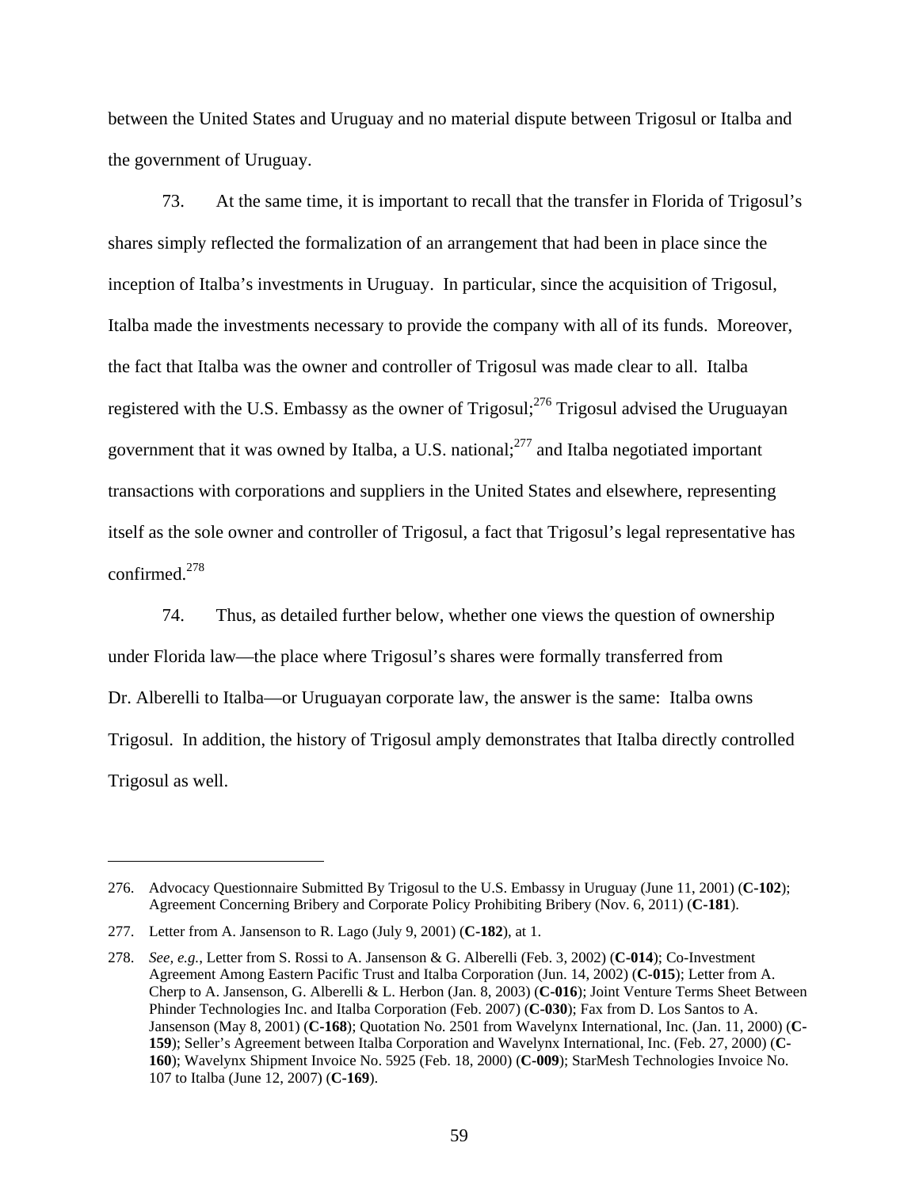between the United States and Uruguay and no material dispute between Trigosul or Italba and the government of Uruguay.

73. At the same time, it is important to recall that the transfer in Florida of Trigosul's shares simply reflected the formalization of an arrangement that had been in place since the inception of Italba's investments in Uruguay. In particular, since the acquisition of Trigosul, Italba made the investments necessary to provide the company with all of its funds. Moreover, the fact that Italba was the owner and controller of Trigosul was made clear to all. Italba registered with the U.S. Embassy as the owner of Trigosul;[276] Trigosul advised the Uruguayan government that it was owned by Italba, a U.S. national;[277] and Italba negotiated important transactions with corporations and suppliers in the United States and elsewhere, representing itself as the sole owner and controller of Trigosul, a fact that Trigosul's legal representative has confirmed.[278]

74. Thus, as detailed further below, whether one views the question of ownership under Florida law—the place where Trigosul's shares were formally transferred from Dr. Alberelli to Italba—or Uruguayan corporate law, the answer is the same: Italba owns Trigosul. In addition, the history of Trigosul amply demonstrates that Italba directly controlled Trigosul as well.

---

276. Advocacy Questionnaire Submitted By Trigosul to the U.S. Embassy in Uruguay (June 11, 2001) (**C-102**); Agreement Concerning Bribery and Corporate Policy Prohibiting Bribery (Nov. 6, 2011) (**C-181**).

277. Letter from A. Jansenson to R. Lago (July 9, 2001) (**C-182**), at 1.

278. *See, e.g.*, Letter from S. Rossi to A. Jansenson & G. Alberelli (Feb. 3, 2002) (**C-014**); Co-Investment Agreement Among Eastern Pacific Trust and Italba Corporation (Jun. 14, 2002) (**C-015**); Letter from A. Cherp to A. Jansenson, G. Alberelli & L. Herbon (Jan. 8, 2003) (**C-016**); Joint Venture Terms Sheet Between Phinder Technologies Inc. and Italba Corporation (Feb. 2007) (**C-030**); Fax from D. Los Santos to A. Jansenson (May 8, 2001) (**C-168**); Quotation No. 2501 from Wavelynx International, Inc. (Jan. 11, 2000) (**C-159**); Seller's Agreement between Italba Corporation and Wavelynx International, Inc. (Feb. 27, 2000) (**C-160**); Wavelynx Shipment Invoice No. 5925 (Feb. 18, 2000) (**C-009**); StarMesh Technologies Invoice No. 107 to Italba (June 12, 2007) (**C-169**).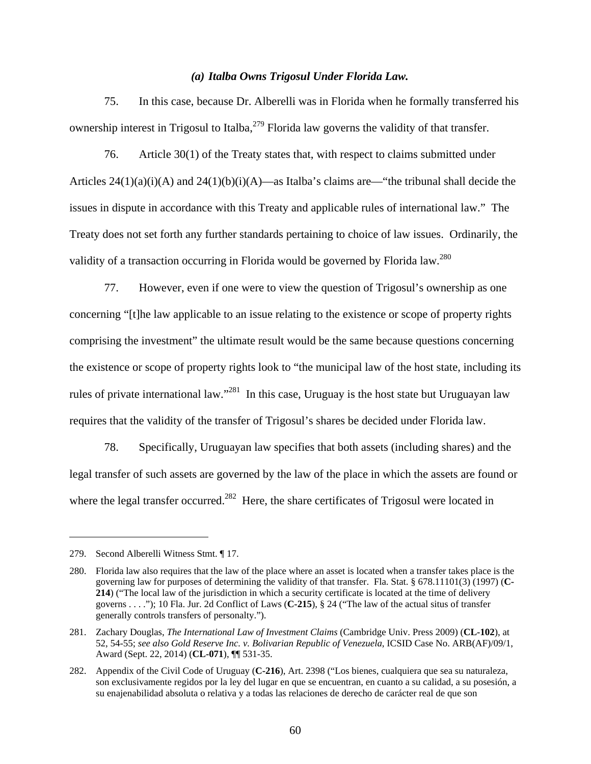### *(a) Italba Owns Trigosul Under Florida Law.*

75. In this case, because Dr. Alberelli was in Florida when he formally transferred his ownership interest in Trigosul to Italba,[279] Florida law governs the validity of that transfer.

76. Article 30(1) of the Treaty states that, with respect to claims submitted under Articles 24(1)(a)(i)(A) and 24(1)(b)(i)(A)—as Italba's claims are—"the tribunal shall decide the issues in dispute in accordance with this Treaty and applicable rules of international law." The Treaty does not set forth any further standards pertaining to choice of law issues. Ordinarily, the validity of a transaction occurring in Florida would be governed by Florida law.[280]

77. However, even if one were to view the question of Trigosul's ownership as one concerning "[t]he law applicable to an issue relating to the existence or scope of property rights comprising the investment" the ultimate result would be the same because questions concerning the existence or scope of property rights look to "the municipal law of the host state, including its rules of private international law."[281] In this case, Uruguay is the host state but Uruguayan law requires that the validity of the transfer of Trigosul's shares be decided under Florida law.

78. Specifically, Uruguayan law specifies that both assets (including shares) and the legal transfer of such assets are governed by the law of the place in which the assets are found or where the legal transfer occurred.[282] Here, the share certificates of Trigosul were located in

---

279. Second Alberelli Witness Stmt. ¶ 17.

280. Florida law also requires that the law of the place where an asset is located when a transfer takes place is the governing law for purposes of determining the validity of that transfer. Fla. Stat. § 678.11101(3) (1997) (**C-214**) ("The local law of the jurisdiction in which a security certificate is located at the time of delivery governs . . . ."); 10 Fla. Jur. 2d Conflict of Laws (**C-215**), § 24 ("The law of the actual situs of transfer generally controls transfers of personalty.").

281. Zachary Douglas, *The International Law of Investment Claims* (Cambridge Univ. Press 2009) (**CL-102**), at 52, 54-55; *see also Gold Reserve Inc. v. Bolivarian Republic of Venezuela*, ICSID Case No. ARB(AF)/09/1, Award (Sept. 22, 2014) (**CL-071**), ¶¶ 531-35.

282. Appendix of the Civil Code of Uruguay (**C-216**), Art. 2398 ("Los bienes, cualquiera que sea su naturaleza, son exclusivamente regidos por la ley del lugar en que se encuentran, en cuanto a su calidad, a su posesión, a su enajenabilidad absoluta o relativa y a todas las relaciones de derecho de carácter real de que son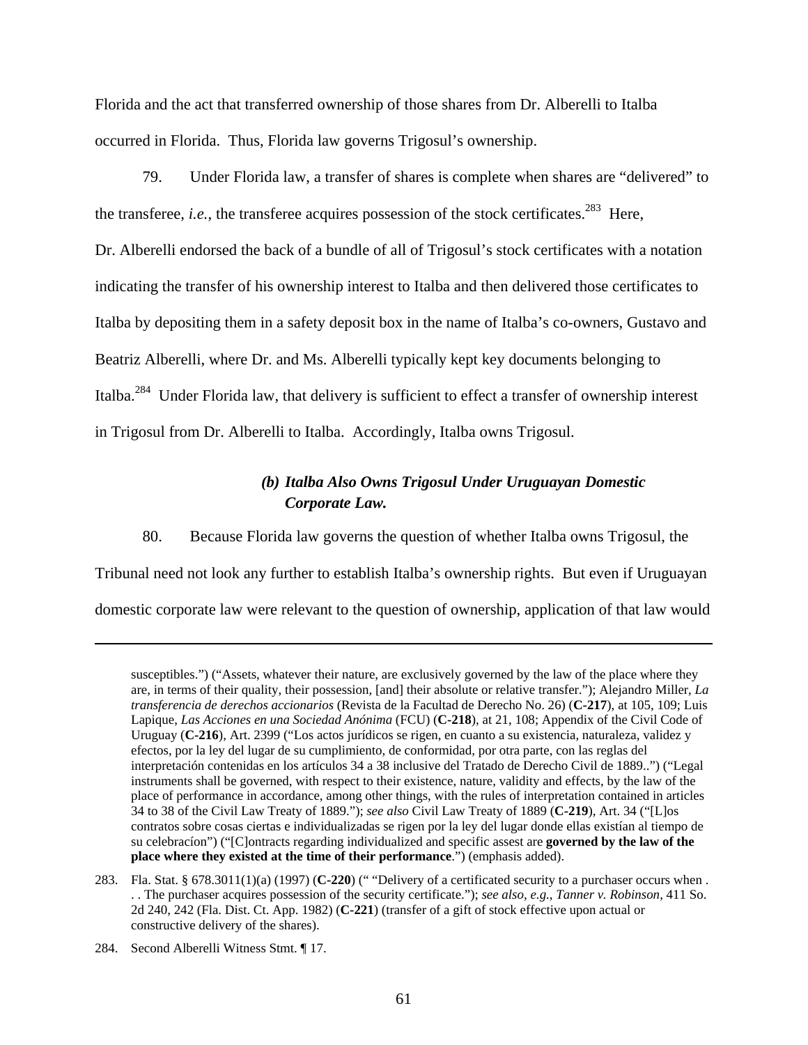Florida and the act that transferred ownership of those shares from Dr. Alberelli to Italba occurred in Florida. Thus, Florida law governs Trigosul's ownership.

79. Under Florida law, a transfer of shares is complete when shares are "delivered" to the transferee, *i.e.*, the transferee acquires possession of the stock certificates.[283] Here, Dr. Alberelli endorsed the back of a bundle of all of Trigosul's stock certificates with a notation indicating the transfer of his ownership interest to Italba and then delivered those certificates to Italba by depositing them in a safety deposit box in the name of Italba's co-owners, Gustavo and Beatriz Alberelli, where Dr. and Ms. Alberelli typically kept key documents belonging to Italba.[284] Under Florida law, that delivery is sufficient to effect a transfer of ownership interest in Trigosul from Dr. Alberelli to Italba. Accordingly, Italba owns Trigosul.

### *(b) Italba Also Owns Trigosul Under Uruguayan Domestic Corporate Law.*

80. Because Florida law governs the question of whether Italba owns Trigosul, the Tribunal need not look any further to establish Italba's ownership rights. But even if Uruguayan domestic corporate law were relevant to the question of ownership, application of that law would

---

susceptibles.") ("Assets, whatever their nature, are exclusively governed by the law of the place where they are, in terms of their quality, their possession, [and] their absolute or relative transfer."); Alejandro Miller, *La transferencia de derechos accionarios* (Revista de la Facultad de Derecho No. 26) (**C-217**), at 105, 109; Luis Lapique, *Las Acciones en una Sociedad Anónima* (FCU) (**C-218**), at 21, 108; Appendix of the Civil Code of Uruguay (**C-216**), Art. 2399 ("Los actos jurídicos se rigen, en cuanto a su existencia, naturaleza, validez y efectos, por la ley del lugar de su cumplimiento, de conformidad, por otra parte, con las reglas del interpretación contenidas en los artículos 34 a 38 inclusive del Tratado de Derecho Civil de 1889..") ("Legal instruments shall be governed, with respect to their existence, nature, validity and effects, by the law of the place of performance in accordance, among other things, with the rules of interpretation contained in articles 34 to 38 of the Civil Law Treaty of 1889."); *see also* Civil Law Treaty of 1889 (**C-219**), Art. 34 ("[L]os contratos sobre cosas ciertas e individualizadas se rigen por la ley del lugar donde ellas existían al tiempo de su celebracíon") ("[C]ontracts regarding individualized and specific assest are **governed by the law of the place where they existed at the time of their performance**.") (emphasis added).

283. Fla. Stat. § 678.3011(1)(a) (1997) (**C-220**) (" "Delivery of a certificated security to a purchaser occurs when . . . The purchaser acquires possession of the security certificate."); *see also, e.g.*, *Tanner v. Robinson*, 411 So. 2d 240, 242 (Fla. Dist. Ct. App. 1982) (**C-221**) (transfer of a gift of stock effective upon actual or constructive delivery of the shares).

284. Second Alberelli Witness Stmt. ¶ 17.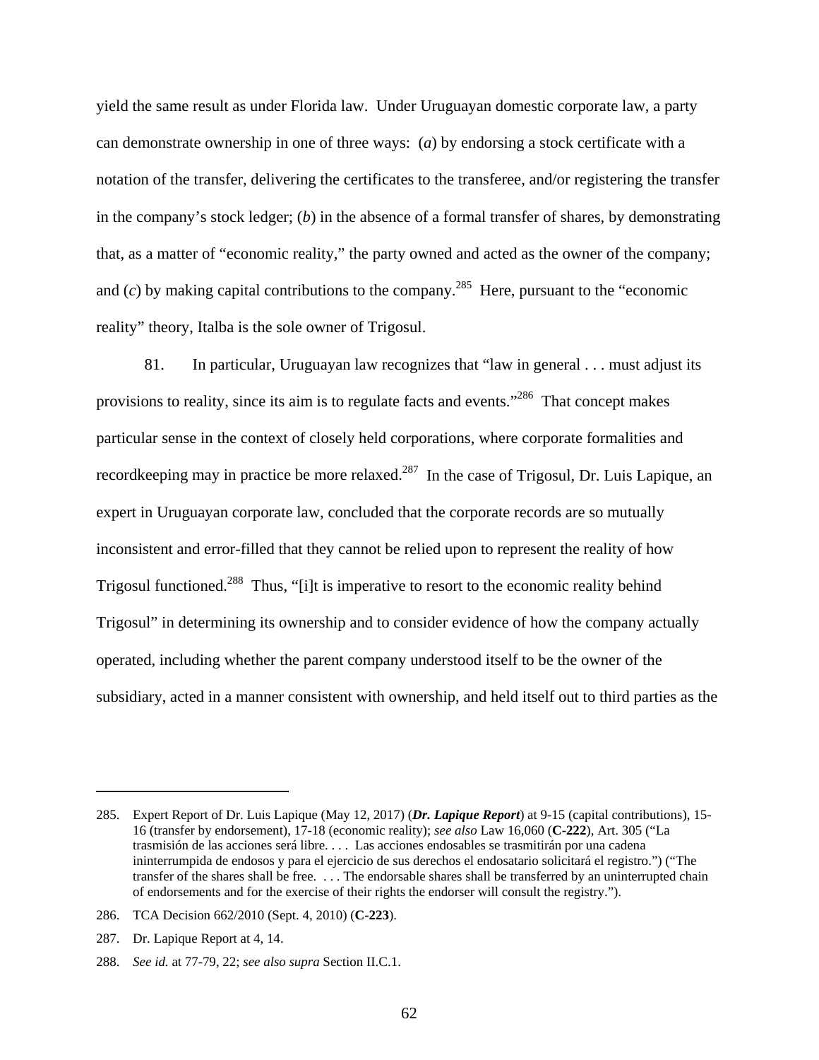yield the same result as under Florida law. Under Uruguayan domestic corporate law, a party can demonstrate ownership in one of three ways: (*a*) by endorsing a stock certificate with a notation of the transfer, delivering the certificates to the transferee, and/or registering the transfer in the company's stock ledger; (*b*) in the absence of a formal transfer of shares, by demonstrating that, as a matter of "economic reality," the party owned and acted as the owner of the company; and (*c*) by making capital contributions to the company.[285] Here, pursuant to the "economic reality" theory, Italba is the sole owner of Trigosul.

81. In particular, Uruguayan law recognizes that "law in general . . . must adjust its provisions to reality, since its aim is to regulate facts and events."[286] That concept makes particular sense in the context of closely held corporations, where corporate formalities and recordkeeping may in practice be more relaxed.[287] In the case of Trigosul, Dr. Luis Lapique, an expert in Uruguayan corporate law, concluded that the corporate records are so mutually inconsistent and error-filled that they cannot be relied upon to represent the reality of how Trigosul functioned.[288] Thus, "[i]t is imperative to resort to the economic reality behind Trigosul" in determining its ownership and to consider evidence of how the company actually operated, including whether the parent company understood itself to be the owner of the subsidiary, acted in a manner consistent with ownership, and held itself out to third parties as the

---

285. Expert Report of Dr. Luis Lapique (May 12, 2017) (***Dr. Lapique Report***) at 9-15 (capital contributions), 15-16 (transfer by endorsement), 17-18 (economic reality); *see also* Law 16,060 (**C-222**), Art. 305 ("La trasmisión de las acciones será libre. . . . Las acciones endosables se trasmitirán por una cadena ininterrumpida de endosos y para el ejercicio de sus derechos el endosatario solicitará el registro.") ("The transfer of the shares shall be free. . . . The endorsable shares shall be transferred by an uninterrupted chain of endorsements and for the exercise of their rights the endorser will consult the registry.").

286. TCA Decision 662/2010 (Sept. 4, 2010) (**C-223**).

287. Dr. Lapique Report at 4, 14.

288. *See id.* at 77-79, 22; *see also supra* Section II.C.1.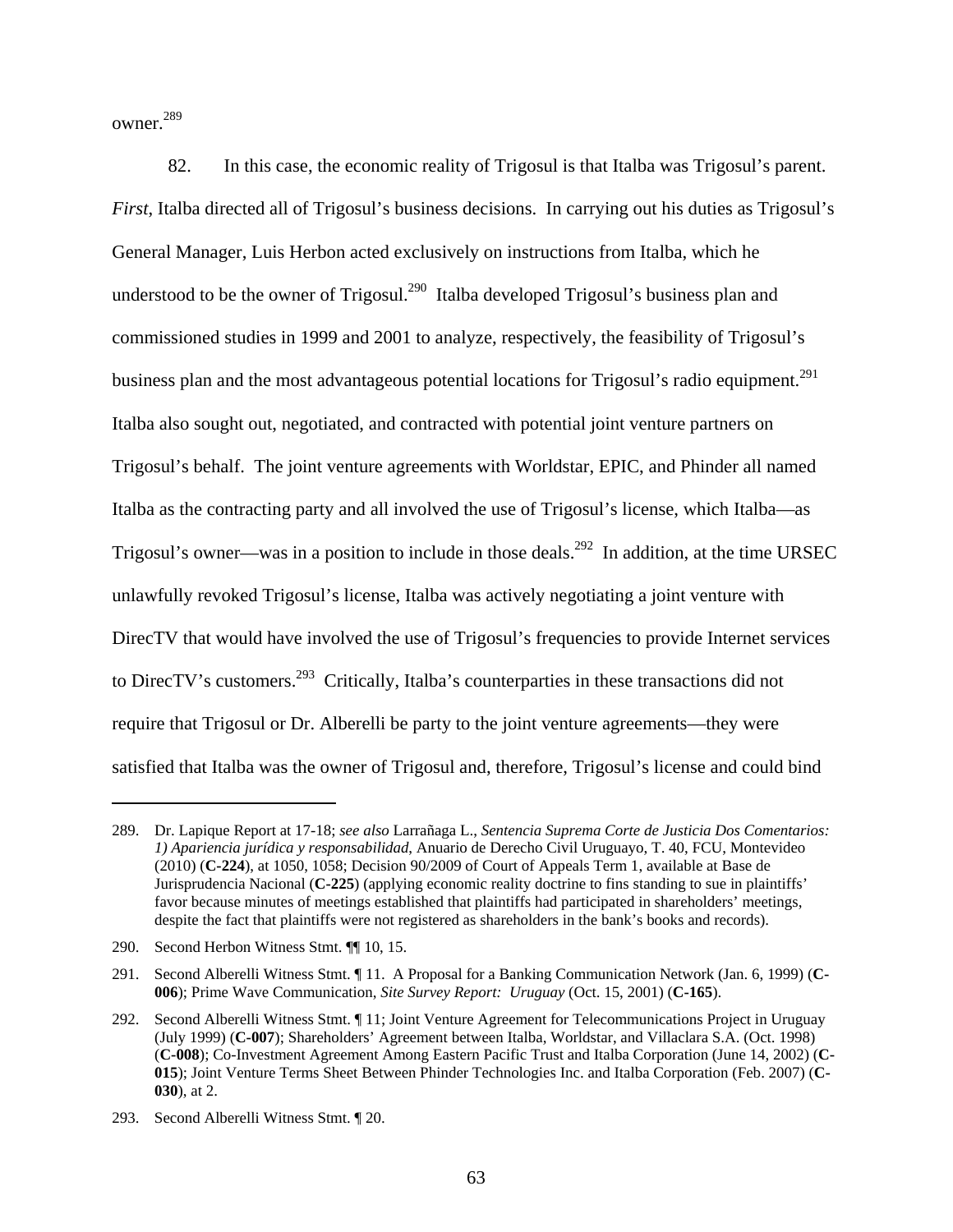owner.[289]

82. In this case, the economic reality of Trigosul is that Italba was Trigosul's parent. *First*, Italba directed all of Trigosul's business decisions. In carrying out his duties as Trigosul's General Manager, Luis Herbon acted exclusively on instructions from Italba, which he understood to be the owner of Trigosul.[290] Italba developed Trigosul's business plan and commissioned studies in 1999 and 2001 to analyze, respectively, the feasibility of Trigosul's business plan and the most advantageous potential locations for Trigosul's radio equipment.[291] Italba also sought out, negotiated, and contracted with potential joint venture partners on Trigosul's behalf. The joint venture agreements with Worldstar, EPIC, and Phinder all named Italba as the contracting party and all involved the use of Trigosul's license, which Italba—as Trigosul's owner—was in a position to include in those deals.[292] In addition, at the time URSEC unlawfully revoked Trigosul's license, Italba was actively negotiating a joint venture with DirecTV that would have involved the use of Trigosul's frequencies to provide Internet services to DirecTV's customers.[293] Critically, Italba's counterparties in these transactions did not require that Trigosul or Dr. Alberelli be party to the joint venture agreements—they were satisfied that Italba was the owner of Trigosul and, therefore, Trigosul's license and could bind

---

289. Dr. Lapique Report at 17-18; *see also* Larrañaga L., *Sentencia Suprema Corte de Justicia Dos Comentarios: 1) Apariencia jurídica y responsabilidad*, Anuario de Derecho Civil Uruguayo, T. 40, FCU, Montevideo (2010) (**C-224**), at 1050, 1058; Decision 90/2009 of Court of Appeals Term 1, available at Base de Jurisprudencia Nacional (**C-225**) (applying economic reality doctrine to fins standing to sue in plaintiffs' favor because minutes of meetings established that plaintiffs had participated in shareholders' meetings, despite the fact that plaintiffs were not registered as shareholders in the bank's books and records).

290. Second Herbon Witness Stmt. ¶¶ 10, 15.

291. Second Alberelli Witness Stmt. ¶ 11. A Proposal for a Banking Communication Network (Jan. 6, 1999) (**C-006**); Prime Wave Communication, *Site Survey Report: Uruguay* (Oct. 15, 2001) (**C-165**).

292. Second Alberelli Witness Stmt. ¶ 11; Joint Venture Agreement for Telecommunications Project in Uruguay (July 1999) (**C-007**); Shareholders' Agreement between Italba, Worldstar, and Villaclara S.A. (Oct. 1998) (**C-008**); Co-Investment Agreement Among Eastern Pacific Trust and Italba Corporation (June 14, 2002) (**C-015**); Joint Venture Terms Sheet Between Phinder Technologies Inc. and Italba Corporation (Feb. 2007) (**C-030**), at 2.

293. Second Alberelli Witness Stmt. ¶ 20.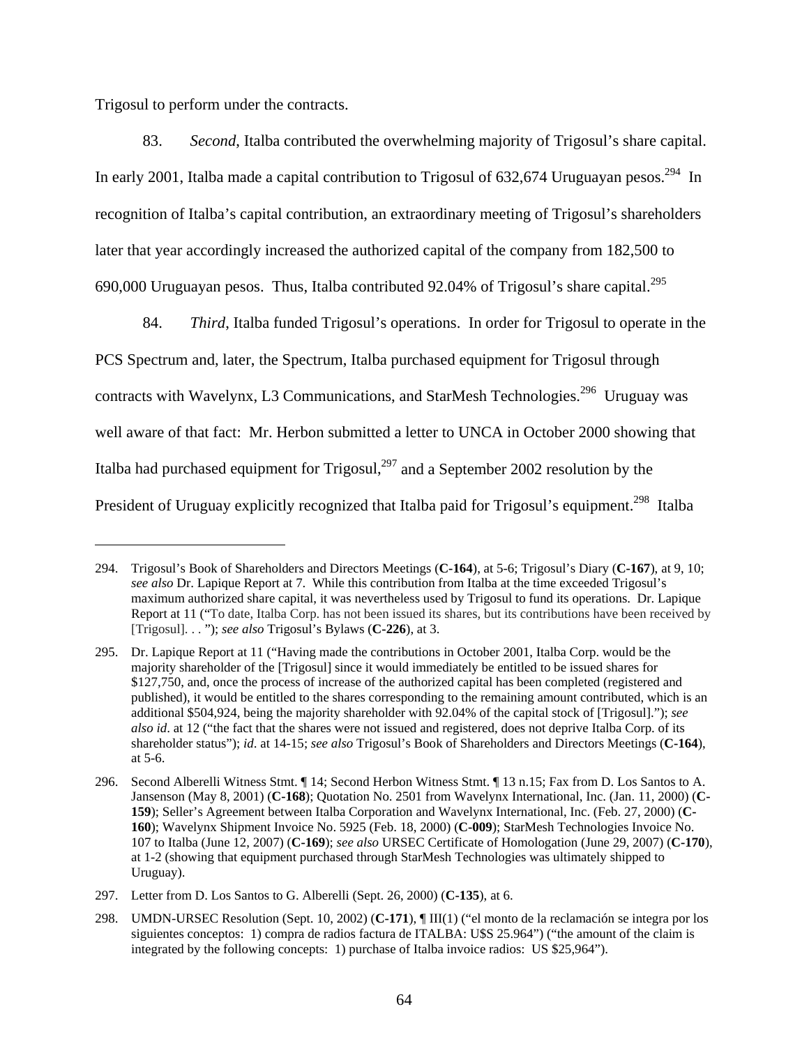Trigosul to perform under the contracts.

83. *Second*, Italba contributed the overwhelming majority of Trigosul's share capital. In early 2001, Italba made a capital contribution to Trigosul of 632,674 Uruguayan pesos.[294] In recognition of Italba's capital contribution, an extraordinary meeting of Trigosul's shareholders later that year accordingly increased the authorized capital of the company from 182,500 to 690,000 Uruguayan pesos. Thus, Italba contributed 92.04% of Trigosul's share capital.[295]

84. *Third*, Italba funded Trigosul's operations. In order for Trigosul to operate in the PCS Spectrum and, later, the Spectrum, Italba purchased equipment for Trigosul through contracts with Wavelynx, L3 Communications, and StarMesh Technologies.[296] Uruguay was well aware of that fact: Mr. Herbon submitted a letter to UNCA in October 2000 showing that Italba had purchased equipment for Trigosul,[297] and a September 2002 resolution by the President of Uruguay explicitly recognized that Italba paid for Trigosul's equipment.[298] Italba

---

294. Trigosul's Book of Shareholders and Directors Meetings (**C-164**), at 5-6; Trigosul's Diary (**C-167**), at 9, 10; *see also* Dr. Lapique Report at 7. While this contribution from Italba at the time exceeded Trigosul's maximum authorized share capital, it was nevertheless used by Trigosul to fund its operations. Dr. Lapique Report at 11 ("To date, Italba Corp. has not been issued its shares, but its contributions have been received by [Trigosul]. . . "); *see also* Trigosul's Bylaws (**C-226**), at 3.

295. Dr. Lapique Report at 11 ("Having made the contributions in October 2001, Italba Corp. would be the majority shareholder of the [Trigosul] since it would immediately be entitled to be issued shares for $127,750, and, once the process of increase of the authorized capital has been completed (registered and published), it would be entitled to the shares corresponding to the remaining amount contributed, which is an additional $504,924, being the majority shareholder with 92.04% of the capital stock of [Trigosul]."); *see also id*. at 12 ("the fact that the shares were not issued and registered, does not deprive Italba Corp. of its shareholder status"); *id*. at 14-15; *see also* Trigosul's Book of Shareholders and Directors Meetings (**C-164**), at 5-6.

296. Second Alberelli Witness Stmt. ¶ 14; Second Herbon Witness Stmt. ¶ 13 n.15; Fax from D. Los Santos to A. Jansenson (May 8, 2001) (**C-168**); Quotation No. 2501 from Wavelynx International, Inc. (Jan. 11, 2000) (**C-159**); Seller's Agreement between Italba Corporation and Wavelynx International, Inc. (Feb. 27, 2000) (**C-160**); Wavelynx Shipment Invoice No. 5925 (Feb. 18, 2000) (**C-009**); StarMesh Technologies Invoice No. 107 to Italba (June 12, 2007) (**C-169**); *see also* URSEC Certificate of Homologation (June 29, 2007) (**C-170**), at 1-2 (showing that equipment purchased through StarMesh Technologies was ultimately shipped to Uruguay).

297. Letter from D. Los Santos to G. Alberelli (Sept. 26, 2000) (**C-135**), at 6.

298. UMDN-URSEC Resolution (Sept. 10, 2002) (**C-171**), ¶ III(1) ("el monto de la reclamación se integra por los siguientes conceptos: 1) compra de radios factura de ITALBA: U$S 25.964") ("the amount of the claim is integrated by the following concepts: 1) purchase of Italba invoice radios: US $25,964").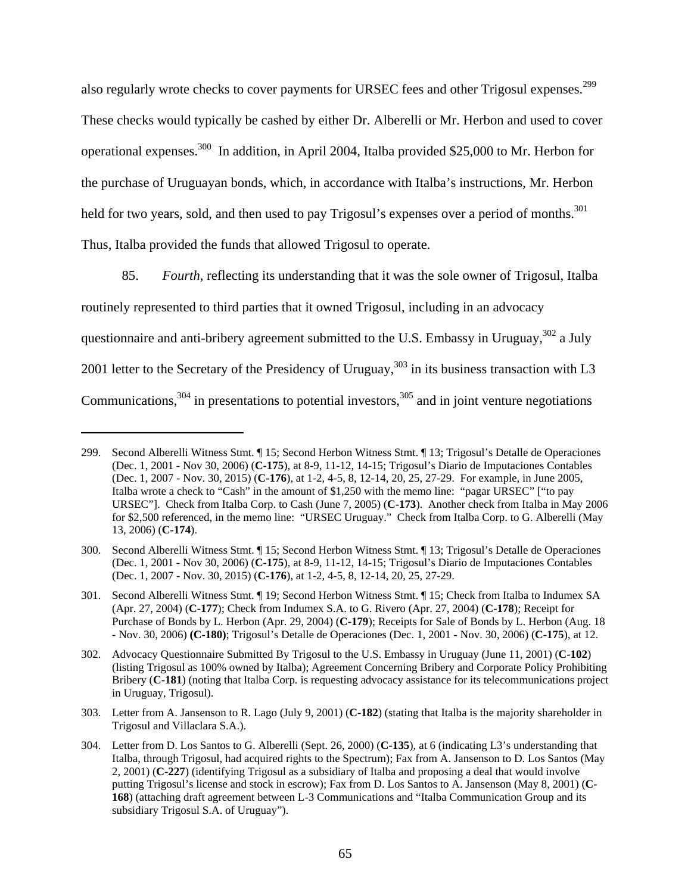also regularly wrote checks to cover payments for URSEC fees and other Trigosul expenses.[299] These checks would typically be cashed by either Dr. Alberelli or Mr. Herbon and used to cover operational expenses.[300] In addition, in April 2004, Italba provided $25,000 to Mr. Herbon for the purchase of Uruguayan bonds, which, in accordance with Italba's instructions, Mr. Herbon held for two years, sold, and then used to pay Trigosul's expenses over a period of months.[301] Thus, Italba provided the funds that allowed Trigosul to operate.

85. *Fourth*, reflecting its understanding that it was the sole owner of Trigosul, Italba routinely represented to third parties that it owned Trigosul, including in an advocacy questionnaire and anti-bribery agreement submitted to the U.S. Embassy in Uruguay,[302] a July 2001 letter to the Secretary of the Presidency of Uruguay,[303] in its business transaction with L3 Communications,[304] in presentations to potential investors,[305] and in joint venture negotiations

---

299. Second Alberelli Witness Stmt. ¶ 15; Second Herbon Witness Stmt. ¶ 13; Trigosul's Detalle de Operaciones (Dec. 1, 2001 - Nov 30, 2006) (**C-175**), at 8-9, 11-12, 14-15; Trigosul's Diario de Imputaciones Contables (Dec. 1, 2007 - Nov. 30, 2015) (**C-176**), at 1-2, 4-5, 8, 12-14, 20, 25, 27-29. For example, in June 2005, Italba wrote a check to "Cash" in the amount of $1,250 with the memo line: "pagar URSEC" ["to pay URSEC"]. Check from Italba Corp. to Cash (June 7, 2005) (**C-173**). Another check from Italba in May 2006 for $2,500 referenced, in the memo line: "URSEC Uruguay." Check from Italba Corp. to G. Alberelli (May 13, 2006) (**C-174**).

300. Second Alberelli Witness Stmt. ¶ 15; Second Herbon Witness Stmt. ¶ 13; Trigosul's Detalle de Operaciones (Dec. 1, 2001 - Nov 30, 2006) (**C-175**), at 8-9, 11-12, 14-15; Trigosul's Diario de Imputaciones Contables (Dec. 1, 2007 - Nov. 30, 2015) (**C-176**), at 1-2, 4-5, 8, 12-14, 20, 25, 27-29.

301. Second Alberelli Witness Stmt. ¶ 19; Second Herbon Witness Stmt. ¶ 15; Check from Italba to Indumex SA (Apr. 27, 2004) (**C-177**); Check from Indumex S.A. to G. Rivero (Apr. 27, 2004) (**C-178**); Receipt for Purchase of Bonds by L. Herbon (Apr. 29, 2004) (**C-179**); Receipts for Sale of Bonds by L. Herbon (Aug. 18 - Nov. 30, 2006) **(C-180)**; Trigosul's Detalle de Operaciones (Dec. 1, 2001 - Nov. 30, 2006) (**C-175**), at 12.

302. Advocacy Questionnaire Submitted By Trigosul to the U.S. Embassy in Uruguay (June 11, 2001) (**C-102**) (listing Trigosul as 100% owned by Italba); Agreement Concerning Bribery and Corporate Policy Prohibiting Bribery (**C-181**) (noting that Italba Corp. is requesting advocacy assistance for its telecommunications project in Uruguay, Trigosul).

303. Letter from A. Jansenson to R. Lago (July 9, 2001) (**C-182**) (stating that Italba is the majority shareholder in Trigosul and Villaclara S.A.).

304. Letter from D. Los Santos to G. Alberelli (Sept. 26, 2000) (**C-135**), at 6 (indicating L3's understanding that Italba, through Trigosul, had acquired rights to the Spectrum); Fax from A. Jansenson to D. Los Santos (May 2, 2001) (**C-227**) (identifying Trigosul as a subsidiary of Italba and proposing a deal that would involve putting Trigosul's license and stock in escrow); Fax from D. Los Santos to A. Jansenson (May 8, 2001) (**C-168**) (attaching draft agreement between L-3 Communications and "Italba Communication Group and its subsidiary Trigosul S.A. of Uruguay").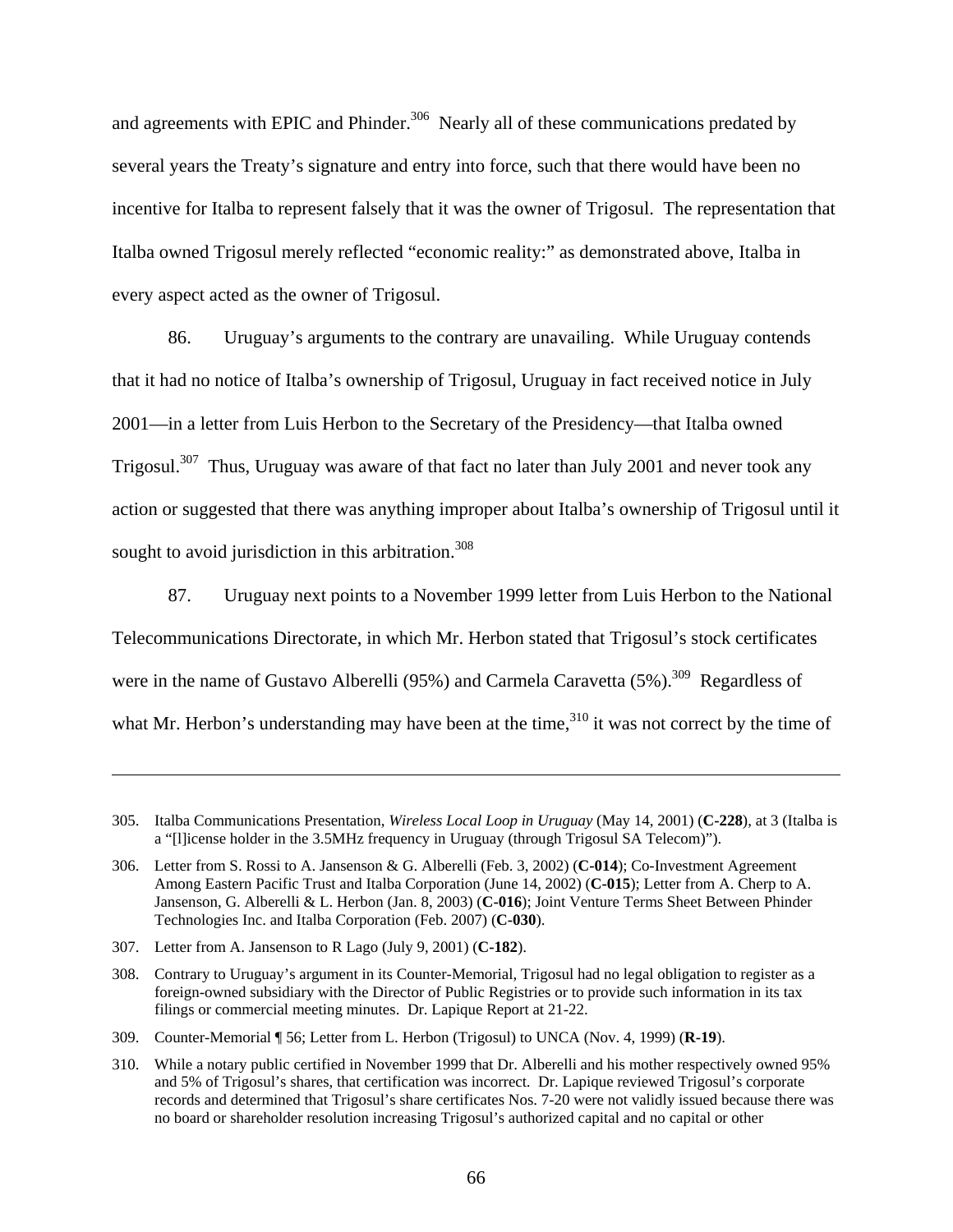and agreements with EPIC and Phinder.[306] Nearly all of these communications predated by several years the Treaty's signature and entry into force, such that there would have been no incentive for Italba to represent falsely that it was the owner of Trigosul. The representation that Italba owned Trigosul merely reflected "economic reality:" as demonstrated above, Italba in every aspect acted as the owner of Trigosul.

86. Uruguay's arguments to the contrary are unavailing. While Uruguay contends that it had no notice of Italba's ownership of Trigosul, Uruguay in fact received notice in July 2001—in a letter from Luis Herbon to the Secretary of the Presidency—that Italba owned Trigosul.[307] Thus, Uruguay was aware of that fact no later than July 2001 and never took any action or suggested that there was anything improper about Italba's ownership of Trigosul until it sought to avoid jurisdiction in this arbitration.[308]

87. Uruguay next points to a November 1999 letter from Luis Herbon to the National Telecommunications Directorate, in which Mr. Herbon stated that Trigosul's stock certificates were in the name of Gustavo Alberelli (95%) and Carmela Caravetta (5%).[309] Regardless of what Mr. Herbon's understanding may have been at the time,[310] it was not correct by the time of

---

305. Italba Communications Presentation, *Wireless Local Loop in Uruguay* (May 14, 2001) (**C-228**), at 3 (Italba is a "[l]icense holder in the 3.5MHz frequency in Uruguay (through Trigosul SA Telecom)").

306. Letter from S. Rossi to A. Jansenson & G. Alberelli (Feb. 3, 2002) (**C-014**); Co-Investment Agreement Among Eastern Pacific Trust and Italba Corporation (June 14, 2002) (**C-015**); Letter from A. Cherp to A. Jansenson, G. Alberelli & L. Herbon (Jan. 8, 2003) (**C-016**); Joint Venture Terms Sheet Between Phinder Technologies Inc. and Italba Corporation (Feb. 2007) (**C-030**).

307. Letter from A. Jansenson to R Lago (July 9, 2001) (**C-182**).

308. Contrary to Uruguay's argument in its Counter-Memorial, Trigosul had no legal obligation to register as a foreign-owned subsidiary with the Director of Public Registries or to provide such information in its tax filings or commercial meeting minutes. Dr. Lapique Report at 21-22.

309. Counter-Memorial ¶ 56; Letter from L. Herbon (Trigosul) to UNCA (Nov. 4, 1999) (**R-19**).

310. While a notary public certified in November 1999 that Dr. Alberelli and his mother respectively owned 95% and 5% of Trigosul's shares, that certification was incorrect. Dr. Lapique reviewed Trigosul's corporate records and determined that Trigosul's share certificates Nos. 7-20 were not validly issued because there was no board or shareholder resolution increasing Trigosul's authorized capital and no capital or other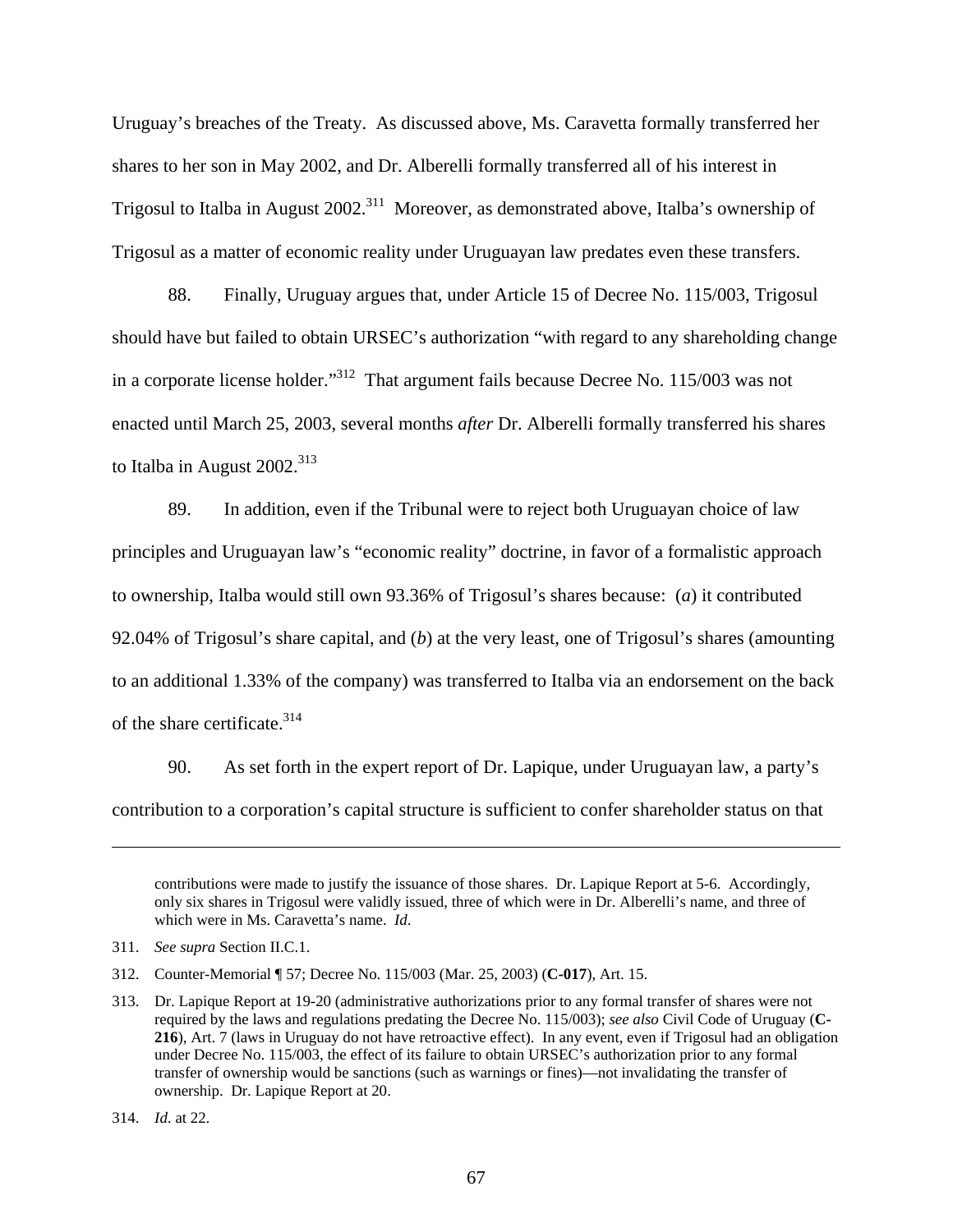Uruguay's breaches of the Treaty. As discussed above, Ms. Caravetta formally transferred her shares to her son in May 2002, and Dr. Alberelli formally transferred all of his interest in Trigosul to Italba in August 2002.[311] Moreover, as demonstrated above, Italba's ownership of Trigosul as a matter of economic reality under Uruguayan law predates even these transfers.

88. Finally, Uruguay argues that, under Article 15 of Decree No. 115/003, Trigosul should have but failed to obtain URSEC's authorization "with regard to any shareholding change in a corporate license holder."[312] That argument fails because Decree No. 115/003 was not enacted until March 25, 2003, several months *after* Dr. Alberelli formally transferred his shares to Italba in August 2002.[313]

89. In addition, even if the Tribunal were to reject both Uruguayan choice of law principles and Uruguayan law's "economic reality" doctrine, in favor of a formalistic approach to ownership, Italba would still own 93.36% of Trigosul's shares because: (*a*) it contributed 92.04% of Trigosul's share capital, and (*b*) at the very least, one of Trigosul's shares (amounting to an additional 1.33% of the company) was transferred to Italba via an endorsement on the back of the share certificate.[314]

90. As set forth in the expert report of Dr. Lapique, under Uruguayan law, a party's contribution to a corporation's capital structure is sufficient to confer shareholder status on that

---

contributions were made to justify the issuance of those shares. Dr. Lapique Report at 5-6. Accordingly, only six shares in Trigosul were validly issued, three of which were in Dr. Alberelli's name, and three of which were in Ms. Caravetta's name. *Id*.

311. *See supra* Section II.C.1.

312. Counter-Memorial ¶ 57; Decree No. 115/003 (Mar. 25, 2003) (**C-017**), Art. 15.

313. Dr. Lapique Report at 19-20 (administrative authorizations prior to any formal transfer of shares were not required by the laws and regulations predating the Decree No. 115/003); *see also* Civil Code of Uruguay (**C-216**), Art. 7 (laws in Uruguay do not have retroactive effect). In any event, even if Trigosul had an obligation under Decree No. 115/003, the effect of its failure to obtain URSEC's authorization prior to any formal transfer of ownership would be sanctions (such as warnings or fines)—not invalidating the transfer of ownership. Dr. Lapique Report at 20.

314. *Id.* at 22.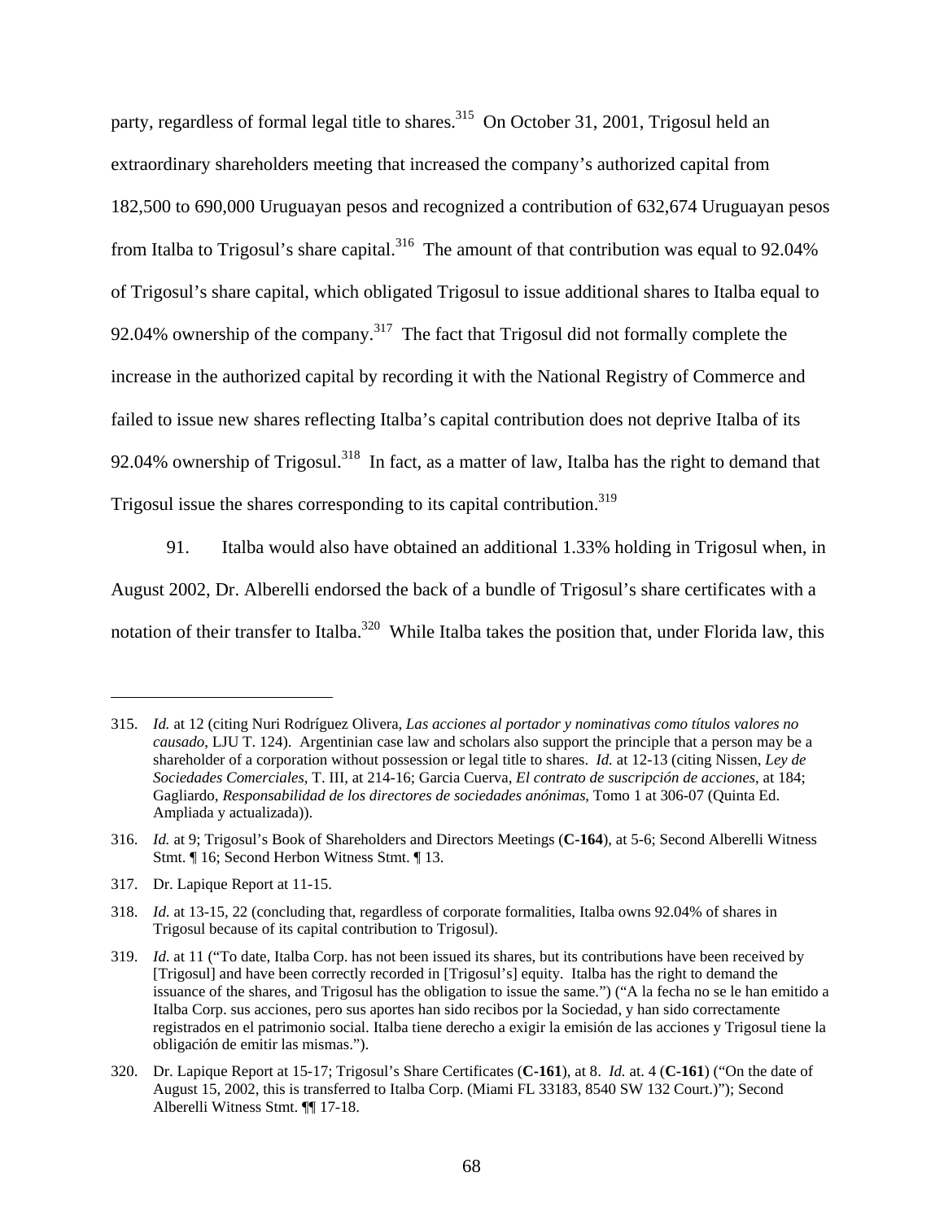party, regardless of formal legal title to shares.[315] On October 31, 2001, Trigosul held an extraordinary shareholders meeting that increased the company's authorized capital from 182,500 to 690,000 Uruguayan pesos and recognized a contribution of 632,674 Uruguayan pesos from Italba to Trigosul's share capital.[316] The amount of that contribution was equal to 92.04% of Trigosul's share capital, which obligated Trigosul to issue additional shares to Italba equal to 92.04% ownership of the company.[317] The fact that Trigosul did not formally complete the increase in the authorized capital by recording it with the National Registry of Commerce and failed to issue new shares reflecting Italba's capital contribution does not deprive Italba of its 92.04% ownership of Trigosul.[318] In fact, as a matter of law, Italba has the right to demand that Trigosul issue the shares corresponding to its capital contribution.[319]

91. Italba would also have obtained an additional 1.33% holding in Trigosul when, in August 2002, Dr. Alberelli endorsed the back of a bundle of Trigosul's share certificates with a notation of their transfer to Italba.[320] While Italba takes the position that, under Florida law, this

---

315. *Id.* at 12 (citing Nuri Rodríguez Olivera, *Las acciones al portador y nominativas como títulos valores no causado*, LJU T. 124). Argentinian case law and scholars also support the principle that a person may be a shareholder of a corporation without possession or legal title to shares. *Id.* at 12-13 (citing Nissen, *Ley de Sociedades Comerciales*, T. III, at 214-16; Garcia Cuerva, *El contrato de suscripción de acciones*, at 184; Gagliardo, *Responsabilidad de los directores de sociedades anónimas*, Tomo 1 at 306-07 (Quinta Ed. Ampliada y actualizada)).

316. *Id.* at 9; Trigosul's Book of Shareholders and Directors Meetings (**C-164**), at 5-6; Second Alberelli Witness Stmt. ¶ 16; Second Herbon Witness Stmt. ¶ 13.

317. Dr. Lapique Report at 11-15.

318. *Id.* at 13-15, 22 (concluding that, regardless of corporate formalities, Italba owns 92.04% of shares in Trigosul because of its capital contribution to Trigosul).

319. *Id.* at 11 ("To date, Italba Corp. has not been issued its shares, but its contributions have been received by [Trigosul] and have been correctly recorded in [Trigosul's] equity. Italba has the right to demand the issuance of the shares, and Trigosul has the obligation to issue the same.") ("A la fecha no se le han emitido a Italba Corp. sus acciones, pero sus aportes han sido recibos por la Sociedad, y han sido correctamente registrados en el patrimonio social. Italba tiene derecho a exigir la emisión de las acciones y Trigosul tiene la obligación de emitir las mismas.").

320. Dr. Lapique Report at 15-17; Trigosul's Share Certificates (**C-161**), at 8. *Id.* at. 4 (**C-161**) ("On the date of August 15, 2002, this is transferred to Italba Corp. (Miami FL 33183, 8540 SW 132 Court.)"); Second Alberelli Witness Stmt. ¶¶ 17-18.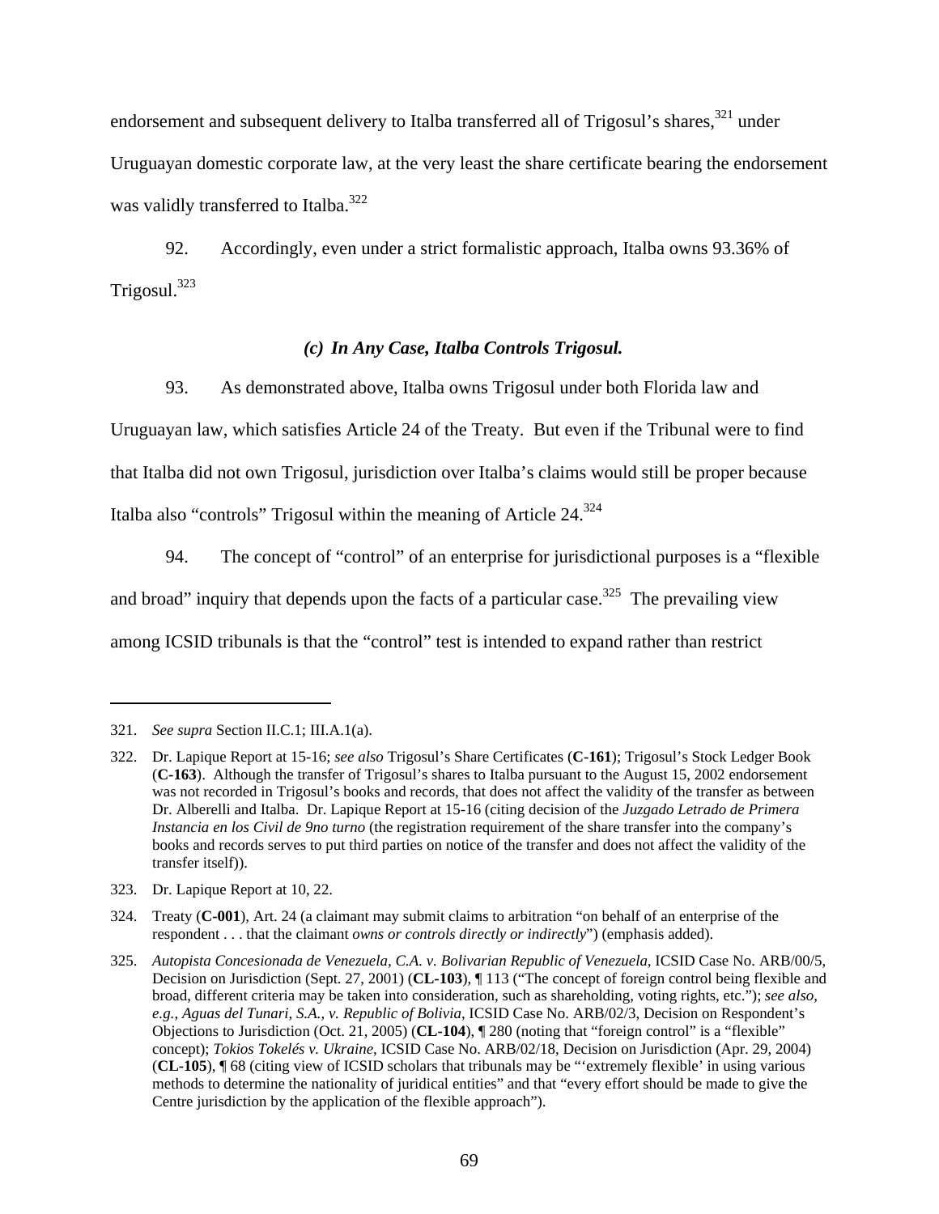endorsement and subsequent delivery to Italba transferred all of Trigosul's shares,[321] under Uruguayan domestic corporate law, at the very least the share certificate bearing the endorsement was validly transferred to Italba.[322]

92. Accordingly, even under a strict formalistic approach, Italba owns 93.36% of Trigosul.[323]

### *(c) In Any Case, Italba Controls Trigosul.*

93. As demonstrated above, Italba owns Trigosul under both Florida law and Uruguayan law, which satisfies Article 24 of the Treaty. But even if the Tribunal were to find that Italba did not own Trigosul, jurisdiction over Italba's claims would still be proper because Italba also "controls" Trigosul within the meaning of Article 24.[324]

94. The concept of "control" of an enterprise for jurisdictional purposes is a "flexible and broad" inquiry that depends upon the facts of a particular case.[325] The prevailing view among ICSID tribunals is that the "control" test is intended to expand rather than restrict

---

321. *See supra* Section II.C.1; III.A.1(a).

322. Dr. Lapique Report at 15-16; *see also* Trigosul's Share Certificates (**C-161**); Trigosul's Stock Ledger Book (**C-163**). Although the transfer of Trigosul's shares to Italba pursuant to the August 15, 2002 endorsement was not recorded in Trigosul's books and records, that does not affect the validity of the transfer as between Dr. Alberelli and Italba. Dr. Lapique Report at 15-16 (citing decision of the *Juzgado Letrado de Primera Instancia en los Civil de 9no turno* (the registration requirement of the share transfer into the company's books and records serves to put third parties on notice of the transfer and does not affect the validity of the transfer itself)).

323. Dr. Lapique Report at 10, 22.

324. Treaty (**C-001**), Art. 24 (a claimant may submit claims to arbitration "on behalf of an enterprise of the respondent . . . that the claimant *owns or controls directly or indirectly*") (emphasis added).

325. *Autopista Concesionada de Venezuela, C.A. v. Bolivarian Republic of Venezuela*, ICSID Case No. ARB/00/5, Decision on Jurisdiction (Sept. 27, 2001) (**CL-103**), ¶ 113 ("The concept of foreign control being flexible and broad, different criteria may be taken into consideration, such as shareholding, voting rights, etc."); *see also, e.g.*, *Aguas del Tunari, S.A., v. Republic of Bolivia*, ICSID Case No. ARB/02/3, Decision on Respondent's Objections to Jurisdiction (Oct. 21, 2005) (**CL-104**), ¶ 280 (noting that "foreign control" is a "flexible" concept); *Tokios Tokelés v. Ukraine*, ICSID Case No. ARB/02/18, Decision on Jurisdiction (Apr. 29, 2004) (**CL-105**), ¶ 68 (citing view of ICSID scholars that tribunals may be "'extremely flexible' in using various methods to determine the nationality of juridical entities" and that "every effort should be made to give the Centre jurisdiction by the application of the flexible approach").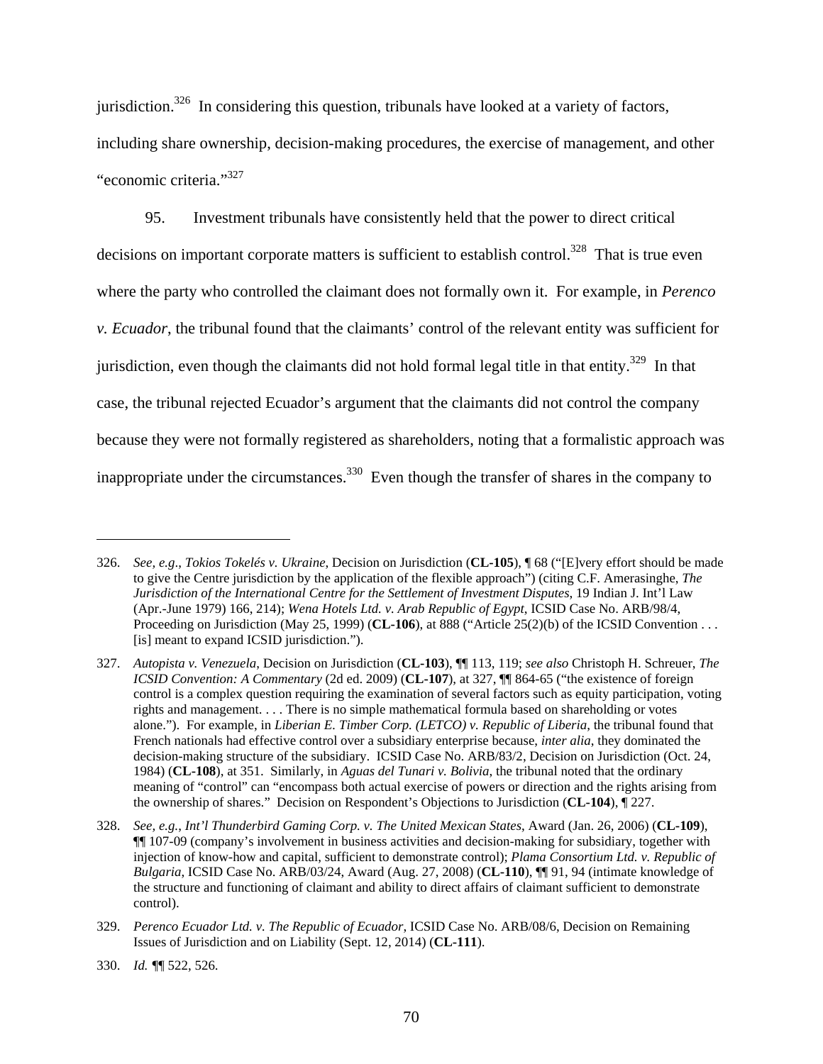jurisdiction.[326] In considering this question, tribunals have looked at a variety of factors, including share ownership, decision-making procedures, the exercise of management, and other "economic criteria."[327]

95. Investment tribunals have consistently held that the power to direct critical decisions on important corporate matters is sufficient to establish control.[328] That is true even where the party who controlled the claimant does not formally own it. For example, in *Perenco v. Ecuador*, the tribunal found that the claimants' control of the relevant entity was sufficient for jurisdiction, even though the claimants did not hold formal legal title in that entity.[329] In that case, the tribunal rejected Ecuador's argument that the claimants did not control the company because they were not formally registered as shareholders, noting that a formalistic approach was inappropriate under the circumstances.[330] Even though the transfer of shares in the company to

---

326. *See, e.g.*, *Tokios Tokelés v. Ukraine*, Decision on Jurisdiction (**CL-105**), ¶ 68 ("[E]very effort should be made to give the Centre jurisdiction by the application of the flexible approach") (citing C.F. Amerasinghe, *The Jurisdiction of the International Centre for the Settlement of Investment Disputes*, 19 Indian J. Int'l Law (Apr.-June 1979) 166, 214); *Wena Hotels Ltd. v. Arab Republic of Egypt*, ICSID Case No. ARB/98/4, Proceeding on Jurisdiction (May 25, 1999) (**CL-106**), at 888 ("Article 25(2)(b) of the ICSID Convention . . . [is] meant to expand ICSID jurisdiction.").

327. *Autopista v. Venezuela*, Decision on Jurisdiction (**CL-103**), ¶¶ 113, 119; *see also* Christoph H. Schreuer, *The ICSID Convention: A Commentary* (2d ed. 2009) (**CL-107**), at 327, ¶¶ 864-65 ("the existence of foreign control is a complex question requiring the examination of several factors such as equity participation, voting rights and management. . . . There is no simple mathematical formula based on shareholding or votes alone."). For example, in *Liberian E. Timber Corp. (LETCO) v. Republic of Liberia*, the tribunal found that French nationals had effective control over a subsidiary enterprise because, *inter alia*, they dominated the decision-making structure of the subsidiary. ICSID Case No. ARB/83/2, Decision on Jurisdiction (Oct. 24, 1984) (**CL-108**), at 351. Similarly, in *Aguas del Tunari v. Bolivia*, the tribunal noted that the ordinary meaning of "control" can "encompass both actual exercise of powers or direction and the rights arising from the ownership of shares." Decision on Respondent's Objections to Jurisdiction (**CL-104**), ¶ 227.

328. *See, e.g.*, *Int'l Thunderbird Gaming Corp. v. The United Mexican States*, Award (Jan. 26, 2006) (**CL-109**), ¶¶ 107-09 (company's involvement in business activities and decision-making for subsidiary, together with injection of know-how and capital, sufficient to demonstrate control); *Plama Consortium Ltd. v. Republic of Bulgaria*, ICSID Case No. ARB/03/24, Award (Aug. 27, 2008) (**CL-110**), ¶¶ 91, 94 (intimate knowledge of the structure and functioning of claimant and ability to direct affairs of claimant sufficient to demonstrate control).

329. *Perenco Ecuador Ltd. v. The Republic of Ecuador*, ICSID Case No. ARB/08/6, Decision on Remaining Issues of Jurisdiction and on Liability (Sept. 12, 2014) (**CL-111**).

330. *Id.* ¶¶ 522, 526.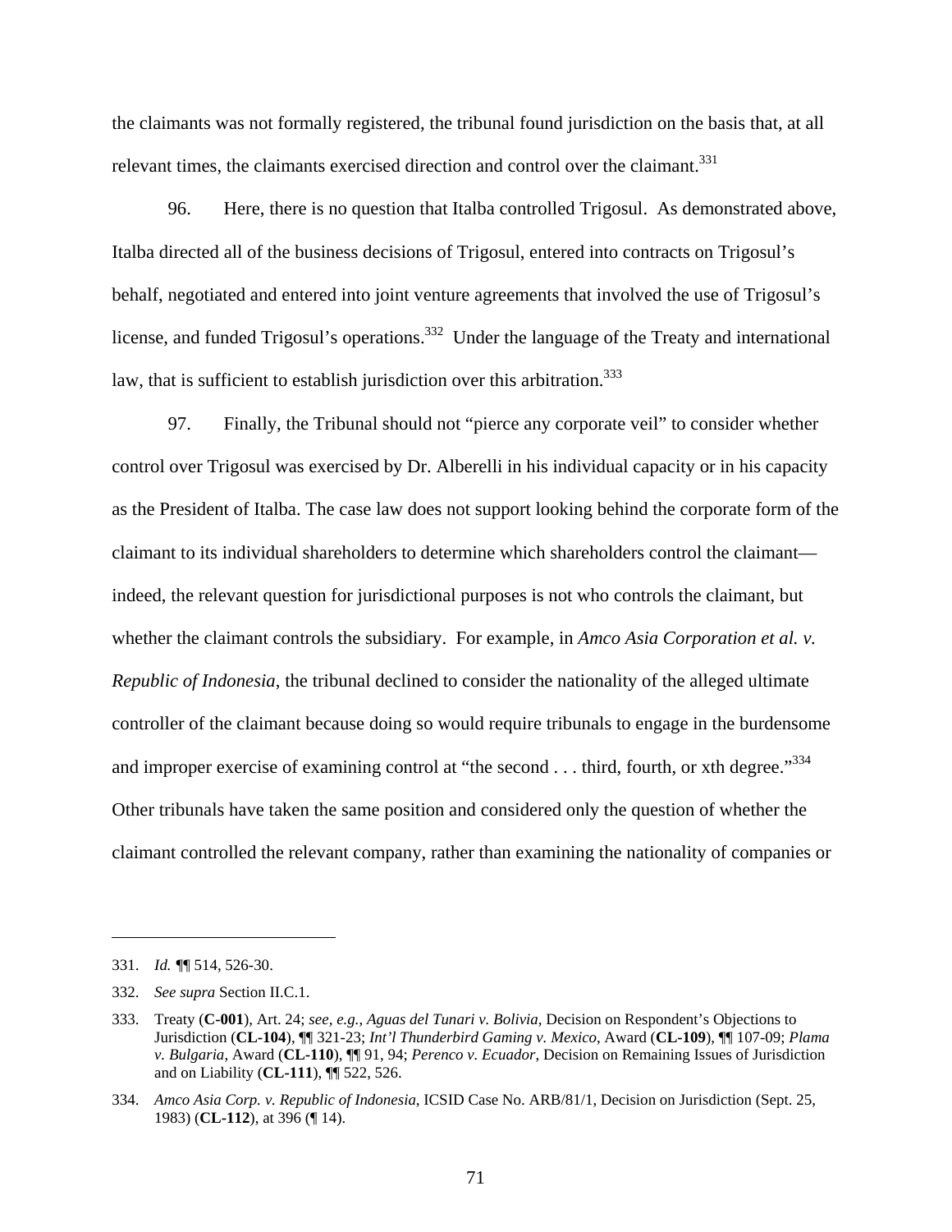the claimants was not formally registered, the tribunal found jurisdiction on the basis that, at all relevant times, the claimants exercised direction and control over the claimant.[331]

96. Here, there is no question that Italba controlled Trigosul. As demonstrated above, Italba directed all of the business decisions of Trigosul, entered into contracts on Trigosul's behalf, negotiated and entered into joint venture agreements that involved the use of Trigosul's license, and funded Trigosul's operations.[332] Under the language of the Treaty and international law, that is sufficient to establish jurisdiction over this arbitration.[333]

97. Finally, the Tribunal should not "pierce any corporate veil" to consider whether control over Trigosul was exercised by Dr. Alberelli in his individual capacity or in his capacity as the President of Italba. The case law does not support looking behind the corporate form of the claimant to its individual shareholders to determine which shareholders control the claimant—indeed, the relevant question for jurisdictional purposes is not who controls the claimant, but whether the claimant controls the subsidiary. For example, in *Amco Asia Corporation et al. v. Republic of Indonesia*, the tribunal declined to consider the nationality of the alleged ultimate controller of the claimant because doing so would require tribunals to engage in the burdensome and improper exercise of examining control at "the second . . . third, fourth, or xth degree."[334] Other tribunals have taken the same position and considered only the question of whether the claimant controlled the relevant company, rather than examining the nationality of companies or

---

331. *Id.* ¶¶ 514, 526-30.

332. *See supra* Section II.C.1.

333. Treaty (**C-001**), Art. 24; *see, e.g.*, *Aguas del Tunari v. Bolivia*, Decision on Respondent's Objections to Jurisdiction (**CL-104**), ¶¶ 321-23; *Int'l Thunderbird Gaming v. Mexico*, Award (**CL-109**), ¶¶ 107-09; *Plama v. Bulgaria*, Award (**CL-110**), ¶¶ 91, 94; *Perenco v. Ecuador*, Decision on Remaining Issues of Jurisdiction and on Liability (**CL-111**), ¶¶ 522, 526.

334. *Amco Asia Corp. v. Republic of Indonesia*, ICSID Case No. ARB/81/1, Decision on Jurisdiction (Sept. 25, 1983) (**CL-112**), at 396 (¶ 14).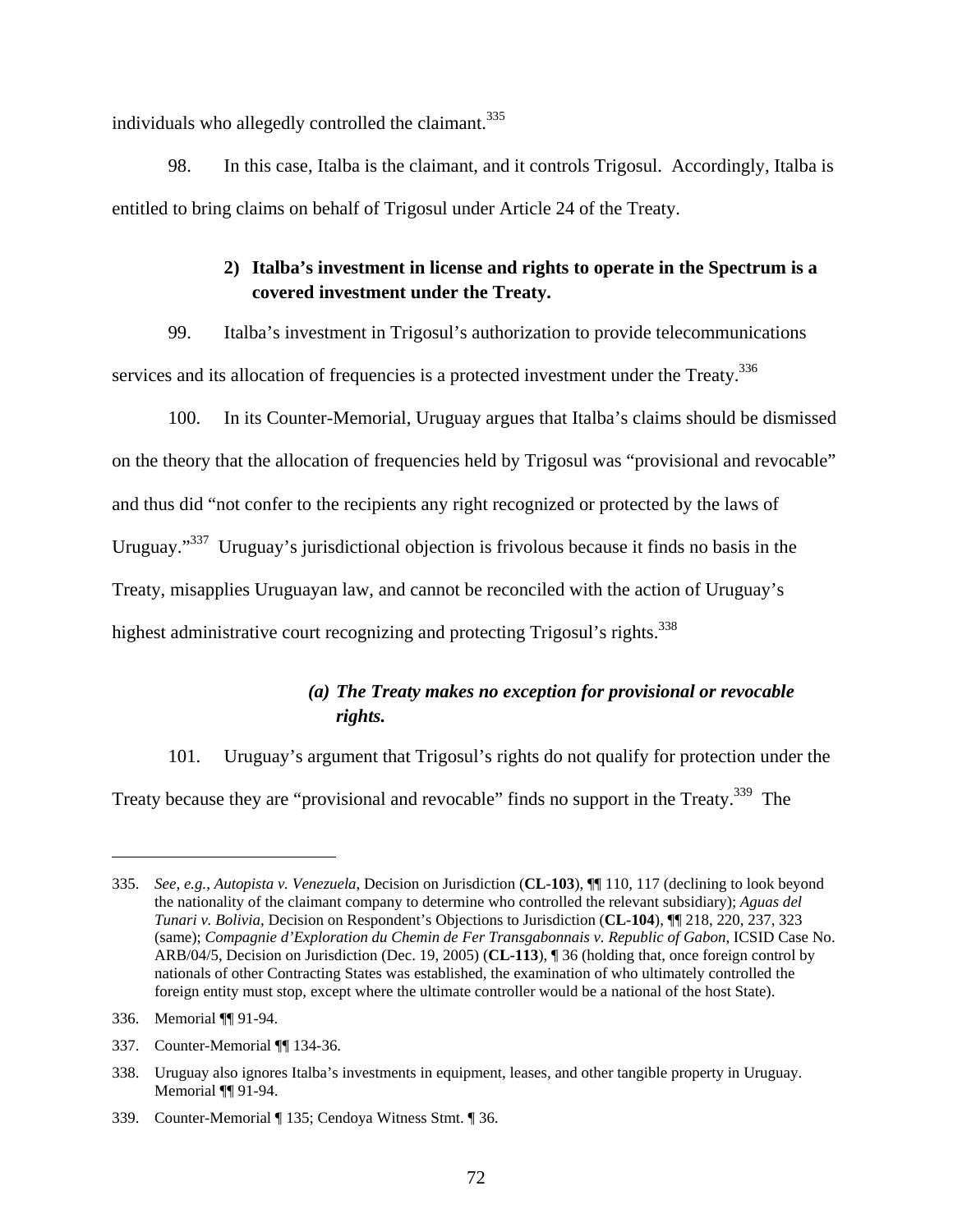individuals who allegedly controlled the claimant.[335]

98. In this case, Italba is the claimant, and it controls Trigosul. Accordingly, Italba is entitled to bring claims on behalf of Trigosul under Article 24 of the Treaty.

### 2) Italba's investment in license and rights to operate in the Spectrum is a covered investment under the Treaty.

99. Italba's investment in Trigosul's authorization to provide telecommunications services and its allocation of frequencies is a protected investment under the Treaty.[336]

100. In its Counter-Memorial, Uruguay argues that Italba's claims should be dismissed on the theory that the allocation of frequencies held by Trigosul was "provisional and revocable" and thus did "not confer to the recipients any right recognized or protected by the laws of Uruguay."[337] Uruguay's jurisdictional objection is frivolous because it finds no basis in the Treaty, misapplies Uruguayan law, and cannot be reconciled with the action of Uruguay's highest administrative court recognizing and protecting Trigosul's rights.[338]

#### *(a) The Treaty makes no exception for provisional or revocable rights.*

101. Uruguay's argument that Trigosul's rights do not qualify for protection under the Treaty because they are "provisional and revocable" finds no support in the Treaty.[339] The

---

335. *See, e.g.*, *Autopista v. Venezuela*, Decision on Jurisdiction (**CL-103**), ¶¶ 110, 117 (declining to look beyond the nationality of the claimant company to determine who controlled the relevant subsidiary); *Aguas del Tunari v. Bolivia*, Decision on Respondent's Objections to Jurisdiction (**CL-104**), ¶¶ 218, 220, 237, 323 (same); *Compagnie d'Exploration du Chemin de Fer Transgabonnais v. Republic of Gabon*, ICSID Case No. ARB/04/5, Decision on Jurisdiction (Dec. 19, 2005) (**CL-113**), ¶ 36 (holding that, once foreign control by nationals of other Contracting States was established, the examination of who ultimately controlled the foreign entity must stop, except where the ultimate controller would be a national of the host State).

336. Memorial ¶¶ 91-94.

337. Counter-Memorial ¶¶ 134-36.

338. Uruguay also ignores Italba's investments in equipment, leases, and other tangible property in Uruguay. Memorial ¶¶ 91-94.

339. Counter-Memorial ¶ 135; Cendoya Witness Stmt. ¶ 36.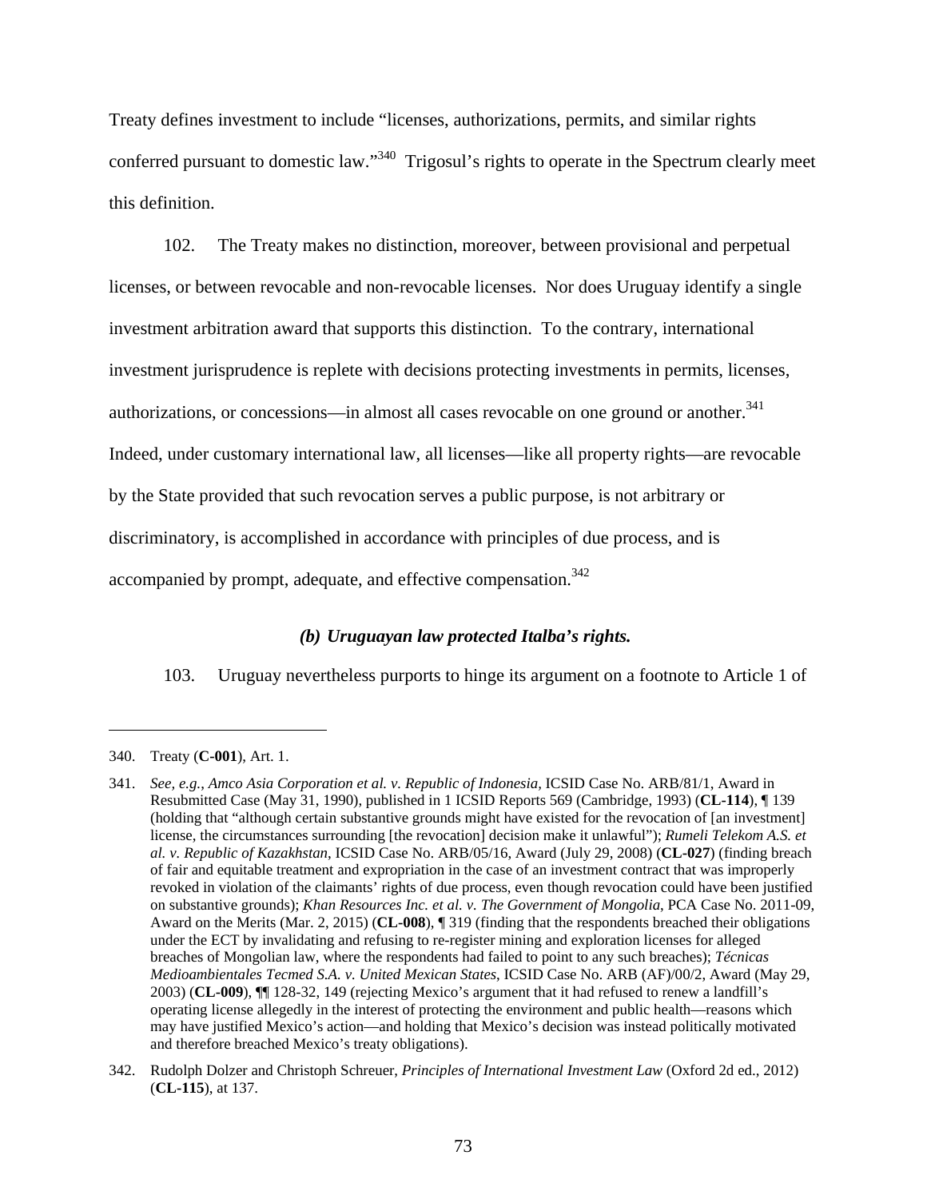Treaty defines investment to include "licenses, authorizations, permits, and similar rights conferred pursuant to domestic law."[340] Trigosul's rights to operate in the Spectrum clearly meet this definition.

102. The Treaty makes no distinction, moreover, between provisional and perpetual licenses, or between revocable and non-revocable licenses. Nor does Uruguay identify a single investment arbitration award that supports this distinction. To the contrary, international investment jurisprudence is replete with decisions protecting investments in permits, licenses, authorizations, or concessions—in almost all cases revocable on one ground or another.[341] Indeed, under customary international law, all licenses—like all property rights—are revocable by the State provided that such revocation serves a public purpose, is not arbitrary or discriminatory, is accomplished in accordance with principles of due process, and is accompanied by prompt, adequate, and effective compensation.[342]

### *(b) Uruguayan law protected Italba's rights.*

103. Uruguay nevertheless purports to hinge its argument on a footnote to Article 1 of

---

340. Treaty (**C-001**), Art. 1.

341. *See, e.g.*, *Amco Asia Corporation et al. v. Republic of Indonesia*, ICSID Case No. ARB/81/1, Award in Resubmitted Case (May 31, 1990), published in 1 ICSID Reports 569 (Cambridge, 1993) (**CL-114**), ¶ 139 (holding that "although certain substantive grounds might have existed for the revocation of [an investment] license, the circumstances surrounding [the revocation] decision make it unlawful"); *Rumeli Telekom A.S. et al. v. Republic of Kazakhstan*, ICSID Case No. ARB/05/16, Award (July 29, 2008) (**CL-027**) (finding breach of fair and equitable treatment and expropriation in the case of an investment contract that was improperly revoked in violation of the claimants' rights of due process, even though revocation could have been justified on substantive grounds); *Khan Resources Inc. et al. v. The Government of Mongolia*, PCA Case No. 2011-09, Award on the Merits (Mar. 2, 2015) (**CL-008**), ¶ 319 (finding that the respondents breached their obligations under the ECT by invalidating and refusing to re-register mining and exploration licenses for alleged breaches of Mongolian law, where the respondents had failed to point to any such breaches); *Técnicas Medioambientales Tecmed S.A. v. United Mexican States*, ICSID Case No. ARB (AF)/00/2, Award (May 29, 2003) (**CL-009**), ¶¶ 128-32, 149 (rejecting Mexico's argument that it had refused to renew a landfill's operating license allegedly in the interest of protecting the environment and public health—reasons which may have justified Mexico's action—and holding that Mexico's decision was instead politically motivated and therefore breached Mexico's treaty obligations).

342. Rudolph Dolzer and Christoph Schreuer, *Principles of International Investment Law* (Oxford 2d ed., 2012) (**CL-115**), at 137.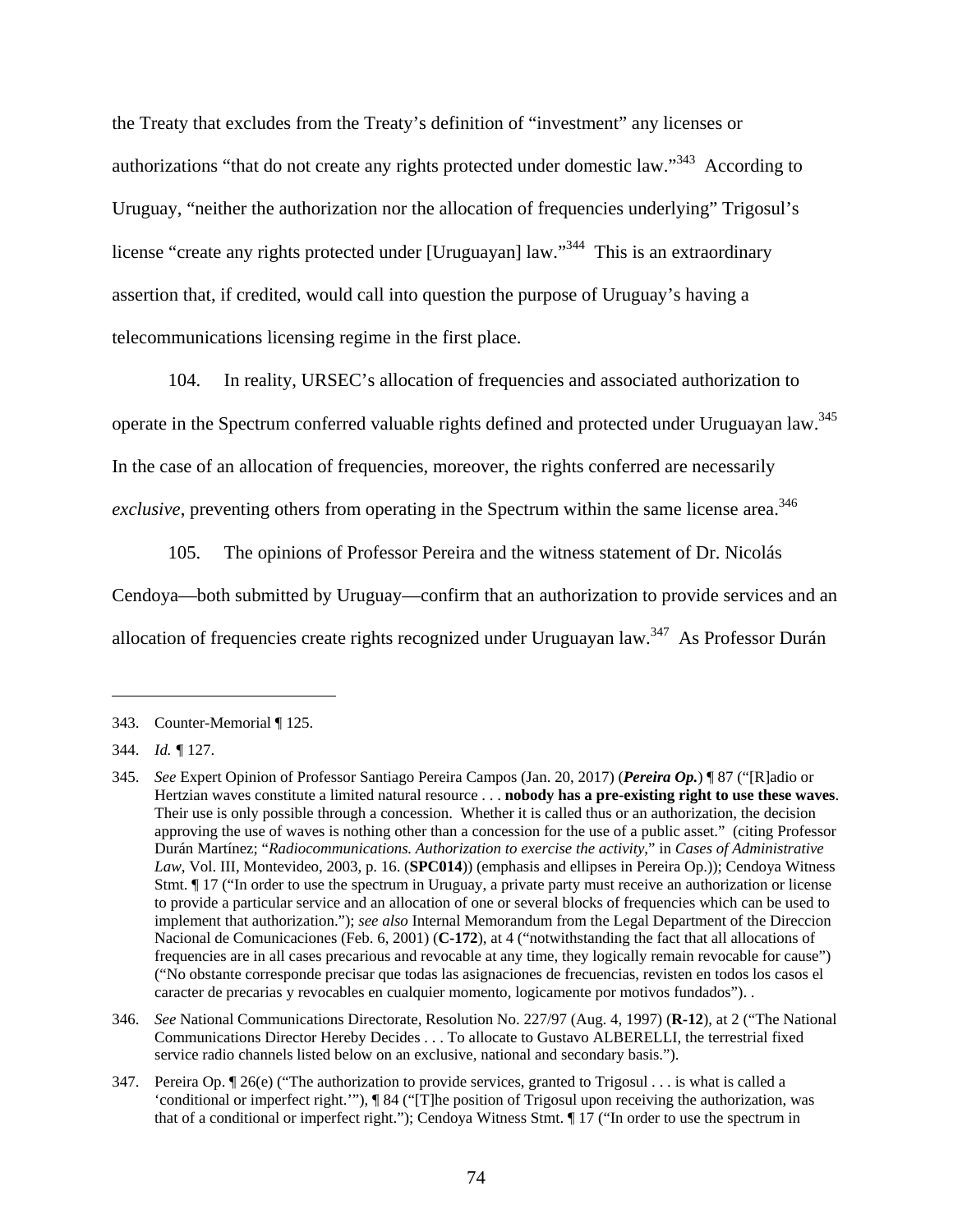the Treaty that excludes from the Treaty's definition of "investment" any licenses or authorizations "that do not create any rights protected under domestic law."[343] According to Uruguay, "neither the authorization nor the allocation of frequencies underlying" Trigosul's license "create any rights protected under [Uruguayan] law."[344] This is an extraordinary assertion that, if credited, would call into question the purpose of Uruguay's having a telecommunications licensing regime in the first place.

104. In reality, URSEC's allocation of frequencies and associated authorization to operate in the Spectrum conferred valuable rights defined and protected under Uruguayan law.[345] In the case of an allocation of frequencies, moreover, the rights conferred are necessarily *exclusive*, preventing others from operating in the Spectrum within the same license area.[346]

105. The opinions of Professor Pereira and the witness statement of Dr. Nicolás Cendoya—both submitted by Uruguay—confirm that an authorization to provide services and an allocation of frequencies create rights recognized under Uruguayan law.[347] As Professor Durán

---

343. Counter-Memorial ¶ 125.

344. *Id.* ¶ 127.

345. *See* Expert Opinion of Professor Santiago Pereira Campos (Jan. 20, 2017) (***Pereira Op.***) ¶ 87 ("[R]adio or Hertzian waves constitute a limited natural resource . . . **nobody has a pre-existing right to use these waves**. Their use is only possible through a concession. Whether it is called thus or an authorization, the decision approving the use of waves is nothing other than a concession for the use of a public asset." (citing Professor Durán Martínez; "*Radiocommunications. Authorization to exercise the activity*," in *Cases of Administrative Law*, Vol. III, Montevideo, 2003, p. 16. (**SPC014**)) (emphasis and ellipses in Pereira Op.)); Cendoya Witness Stmt. ¶ 17 ("In order to use the spectrum in Uruguay, a private party must receive an authorization or license to provide a particular service and an allocation of one or several blocks of frequencies which can be used to implement that authorization."); *see also* Internal Memorandum from the Legal Department of the Direccion Nacional de Comunicaciones (Feb. 6, 2001) (**C-172**), at 4 ("notwithstanding the fact that all allocations of frequencies are in all cases precarious and revocable at any time, they logically remain revocable for cause") ("No obstante corresponde precisar que todas las asignaciones de frecuencias, revisten en todos los casos el caracter de precarias y revocables en cualquier momento, logicamente por motivos fundados"). .

346. *See* National Communications Directorate, Resolution No. 227/97 (Aug. 4, 1997) (**R-12**), at 2 ("The National Communications Director Hereby Decides . . . To allocate to Gustavo ALBERELLI, the terrestrial fixed service radio channels listed below on an exclusive, national and secondary basis.").

347. Pereira Op. ¶ 26(e) ("The authorization to provide services, granted to Trigosul . . . is what is called a 'conditional or imperfect right.'"), ¶ 84 ("[T]he position of Trigosul upon receiving the authorization, was that of a conditional or imperfect right."); Cendoya Witness Stmt. ¶ 17 ("In order to use the spectrum in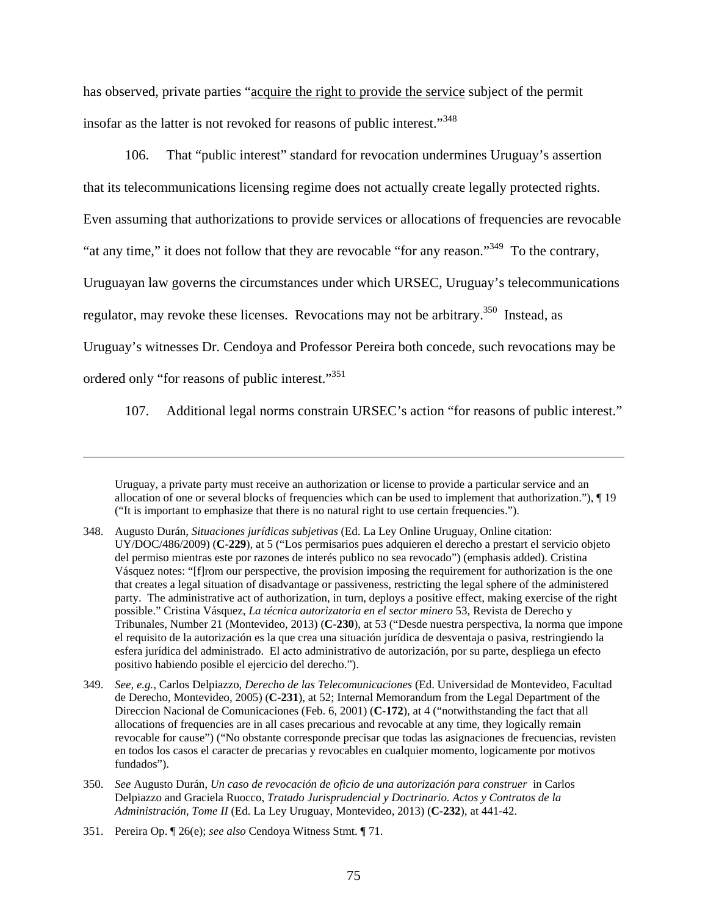has observed, private parties "<u>acquire the right to provide the service</u> subject of the permit insofar as the latter is not revoked for reasons of public interest."[348]

106. That "public interest" standard for revocation undermines Uruguay's assertion that its telecommunications licensing regime does not actually create legally protected rights. Even assuming that authorizations to provide services or allocations of frequencies are revocable "at any time," it does not follow that they are revocable "for any reason."[349] To the contrary, Uruguayan law governs the circumstances under which URSEC, Uruguay's telecommunications regulator, may revoke these licenses. Revocations may not be arbitrary.[350] Instead, as Uruguay's witnesses Dr. Cendoya and Professor Pereira both concede, such revocations may be ordered only "for reasons of public interest."[351]

107. Additional legal norms constrain URSEC's action "for reasons of public interest."

---

Uruguay, a private party must receive an authorization or license to provide a particular service and an allocation of one or several blocks of frequencies which can be used to implement that authorization."), ¶ 19 ("It is important to emphasize that there is no natural right to use certain frequencies.").

348. Augusto Durán, *Situaciones jurídicas subjetivas* (Ed. La Ley Online Uruguay, Online citation: UY/DOC/486/2009) (**C-229**), at 5 ("Los permisarios pues adquieren el derecho a prestart el servicio objeto del permiso mientras este por razones de interés publico no sea revocado") (emphasis added). Cristina Vásquez notes: "[f]rom our perspective, the provision imposing the requirement for authorization is the one that creates a legal situation of disadvantage or passiveness, restricting the legal sphere of the administered party. The administrative act of authorization, in turn, deploys a positive effect, making exercise of the right possible." Cristina Vásquez, *La técnica autorizatoria en el sector minero* 53, Revista de Derecho y Tribunales, Number 21 (Montevideo, 2013) (**C-230**), at 53 ("Desde nuestra perspectiva, la norma que impone el requisito de la autorización es la que crea una situación jurídica de desventaja o pasiva, restringiendo la esfera jurídica del administrado. El acto administrativo de autorización, por su parte, despliega un efecto positivo habiendo posible el ejercicio del derecho.").

349. *See, e.g.*, Carlos Delpiazzo, *Derecho de las Telecomunicaciones* (Ed. Universidad de Montevideo, Facultad de Derecho, Montevideo, 2005) (**C-231**), at 52; Internal Memorandum from the Legal Department of the Direccion Nacional de Comunicaciones (Feb. 6, 2001) (**C-172**), at 4 ("notwithstanding the fact that all allocations of frequencies are in all cases precarious and revocable at any time, they logically remain revocable for cause") ("No obstante corresponde precisar que todas las asignaciones de frecuencias, revisten en todos los casos el caracter de precarias y revocables en cualquier momento, logicamente por motivos fundados").

350. *See* Augusto Durán, *Un caso de revocación de oficio de una autorización para construer* in Carlos Delpiazzo and Graciela Ruocco, *Tratado Jurisprudencial y Doctrinario. Actos y Contratos de la Administración, Tome II* (Ed. La Ley Uruguay, Montevideo, 2013) (**C-232**), at 441-42.

351. Pereira Op. ¶ 26(e); *see also* Cendoya Witness Stmt. ¶ 71.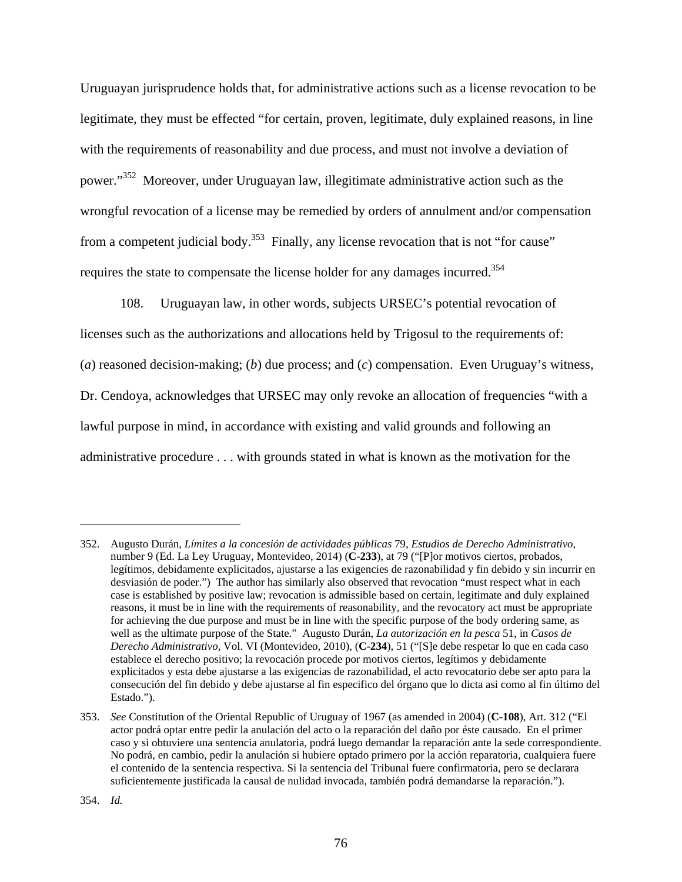Uruguayan jurisprudence holds that, for administrative actions such as a license revocation to be legitimate, they must be effected "for certain, proven, legitimate, duly explained reasons, in line with the requirements of reasonability and due process, and must not involve a deviation of power."[352] Moreover, under Uruguayan law, illegitimate administrative action such as the wrongful revocation of a license may be remedied by orders of annulment and/or compensation from a competent judicial body.[353] Finally, any license revocation that is not "for cause" requires the state to compensate the license holder for any damages incurred.[354]

108. Uruguayan law, in other words, subjects URSEC's potential revocation of licenses such as the authorizations and allocations held by Trigosul to the requirements of: (*a*) reasoned decision-making; (*b*) due process; and (*c*) compensation. Even Uruguay's witness, Dr. Cendoya, acknowledges that URSEC may only revoke an allocation of frequencies "with a lawful purpose in mind, in accordance with existing and valid grounds and following an administrative procedure . . . with grounds stated in what is known as the motivation for the

---

352. Augusto Durán, *Límites a la concesión de actividades públicas* 79, *Estudios de Derecho Administrativo*, number 9 (Ed. La Ley Uruguay, Montevideo, 2014) (**C-233**), at 79 ("[P]or motivos ciertos, probados, legítimos, debidamente explicitados, ajustarse a las exigencias de razonabilidad y fin debido y sin incurrir en desviasión de poder.") The author has similarly also observed that revocation "must respect what in each case is established by positive law; revocation is admissible based on certain, legitimate and duly explained reasons, it must be in line with the requirements of reasonability, and the revocatory act must be appropriate for achieving the due purpose and must be in line with the specific purpose of the body ordering same, as well as the ultimate purpose of the State." Augusto Durán, *La autorización en la pesca* 51, in *Casos de Derecho Administrativo*, Vol. VI (Montevideo, 2010), (**C-234**), 51 ("[S]e debe respetar lo que en cada caso establece el derecho positivo; la revocación procede por motivos ciertos, legítimos y debidamente explicitados y esta debe ajustarse a las exigencias de razonabilidad, el acto revocatorio debe ser apto para la consecución del fin debido y debe ajustarse al fin especifico del órgano que lo dicta asi como al fin último del Estado.").

353. *See* Constitution of the Oriental Republic of Uruguay of 1967 (as amended in 2004) (**C-108**), Art. 312 ("El actor podrá optar entre pedir la anulación del acto o la reparación del daño por éste causado. En el primer caso y si obtuviere una sentencia anulatoria, podrá luego demandar la reparación ante la sede correspondiente. No podrá, en cambio, pedir la anulación si hubiere optado primero por la acción reparatoria, cualquiera fuere el contenido de la sentencia respectiva. Si la sentencia del Tribunal fuere confirmatoria, pero se declarara suficientemente justificada la causal de nulidad invocada, también podrá demandarse la reparación.").

354. *Id.*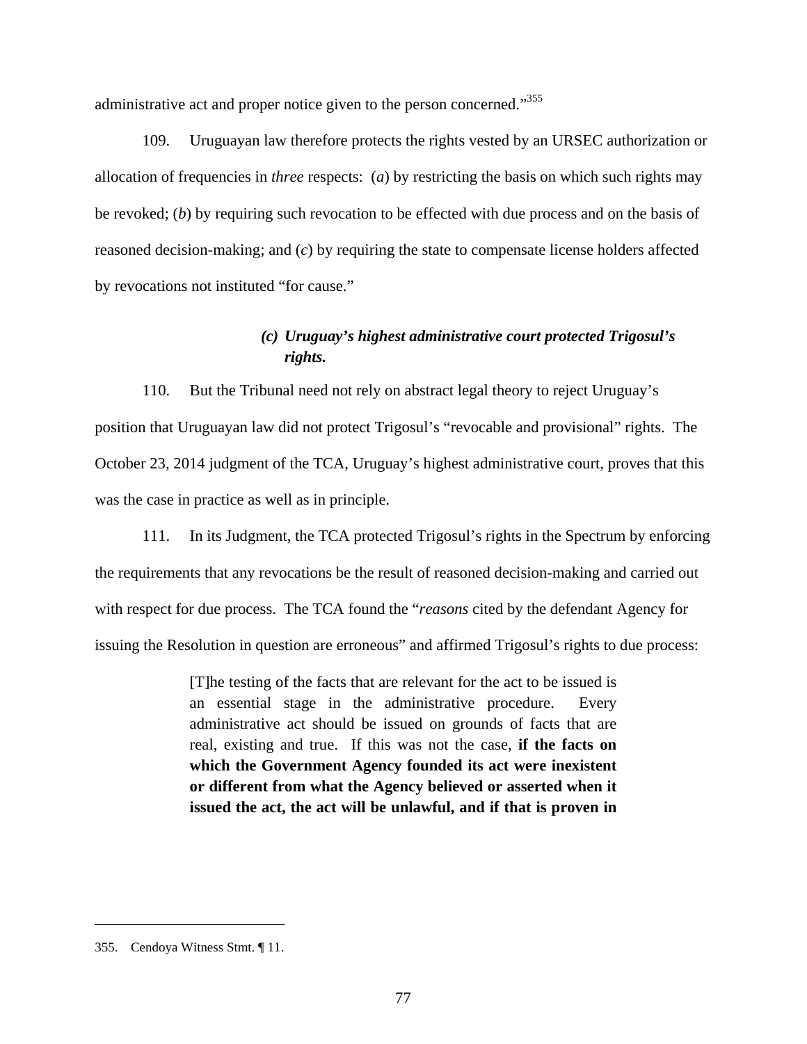administrative act and proper notice given to the person concerned."[355]

109. Uruguayan law therefore protects the rights vested by an URSEC authorization or allocation of frequencies in *three* respects: (*a*) by restricting the basis on which such rights may be revoked; (*b*) by requiring such revocation to be effected with due process and on the basis of reasoned decision-making; and (*c*) by requiring the state to compensate license holders affected by revocations not instituted "for cause."

#### *(c) Uruguay's highest administrative court protected Trigosul's rights.*

110. But the Tribunal need not rely on abstract legal theory to reject Uruguay's position that Uruguayan law did not protect Trigosul's "revocable and provisional" rights. The October 23, 2014 judgment of the TCA, Uruguay's highest administrative court, proves that this was the case in practice as well as in principle.

111. In its Judgment, the TCA protected Trigosul's rights in the Spectrum by enforcing the requirements that any revocations be the result of reasoned decision-making and carried out with respect for due process. The TCA found the "*reasons* cited by the defendant Agency for issuing the Resolution in question are erroneous" and affirmed Trigosul's rights to due process:

> [T]he testing of the facts that are relevant for the act to be issued is an essential stage in the administrative procedure. Every administrative act should be issued on grounds of facts that are real, existing and true. If this was not the case, **if the facts on which the Government Agency founded its act were inexistent or different from what the Agency believed or asserted when it issued the act, the act will be unlawful, and if that is proven in**

---

355. Cendoya Witness Stmt. ¶ 11.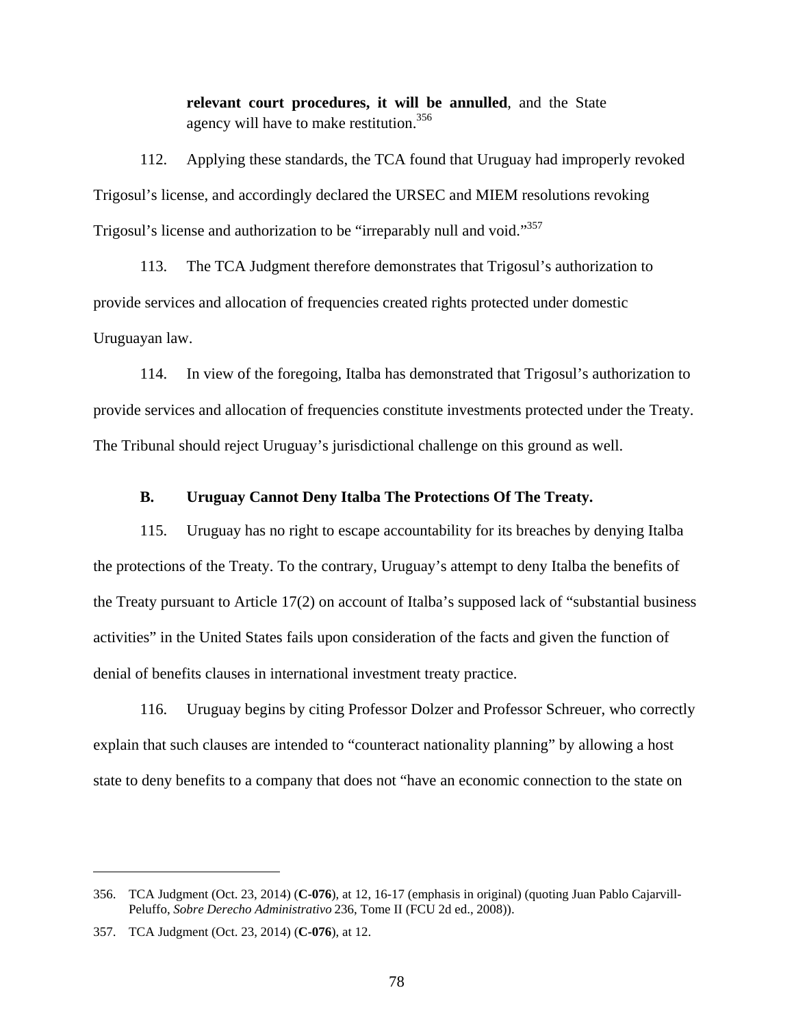> **relevant court procedures, it will be annulled**, and the State agency will have to make restitution.[356]

112. Applying these standards, the TCA found that Uruguay had improperly revoked Trigosul's license, and accordingly declared the URSEC and MIEM resolutions revoking Trigosul's license and authorization to be "irreparably null and void."[357]

113. The TCA Judgment therefore demonstrates that Trigosul's authorization to provide services and allocation of frequencies created rights protected under domestic Uruguayan law.

114. In view of the foregoing, Italba has demonstrated that Trigosul's authorization to provide services and allocation of frequencies constitute investments protected under the Treaty. The Tribunal should reject Uruguay's jurisdictional challenge on this ground as well.

### B. Uruguay Cannot Deny Italba The Protections Of The Treaty.

115. Uruguay has no right to escape accountability for its breaches by denying Italba the protections of the Treaty. To the contrary, Uruguay's attempt to deny Italba the benefits of the Treaty pursuant to Article 17(2) on account of Italba's supposed lack of "substantial business activities" in the United States fails upon consideration of the facts and given the function of denial of benefits clauses in international investment treaty practice.

116. Uruguay begins by citing Professor Dolzer and Professor Schreuer, who correctly explain that such clauses are intended to "counteract nationality planning" by allowing a host state to deny benefits to a company that does not "have an economic connection to the state on

---

356. TCA Judgment (Oct. 23, 2014) (**C-076**), at 12, 16-17 (emphasis in original) (quoting Juan Pablo Cajarvill-Peluffo, *Sobre Derecho Administrativo* 236, Tome II (FCU 2d ed., 2008)).

357. TCA Judgment (Oct. 23, 2014) (**C-076**), at 12.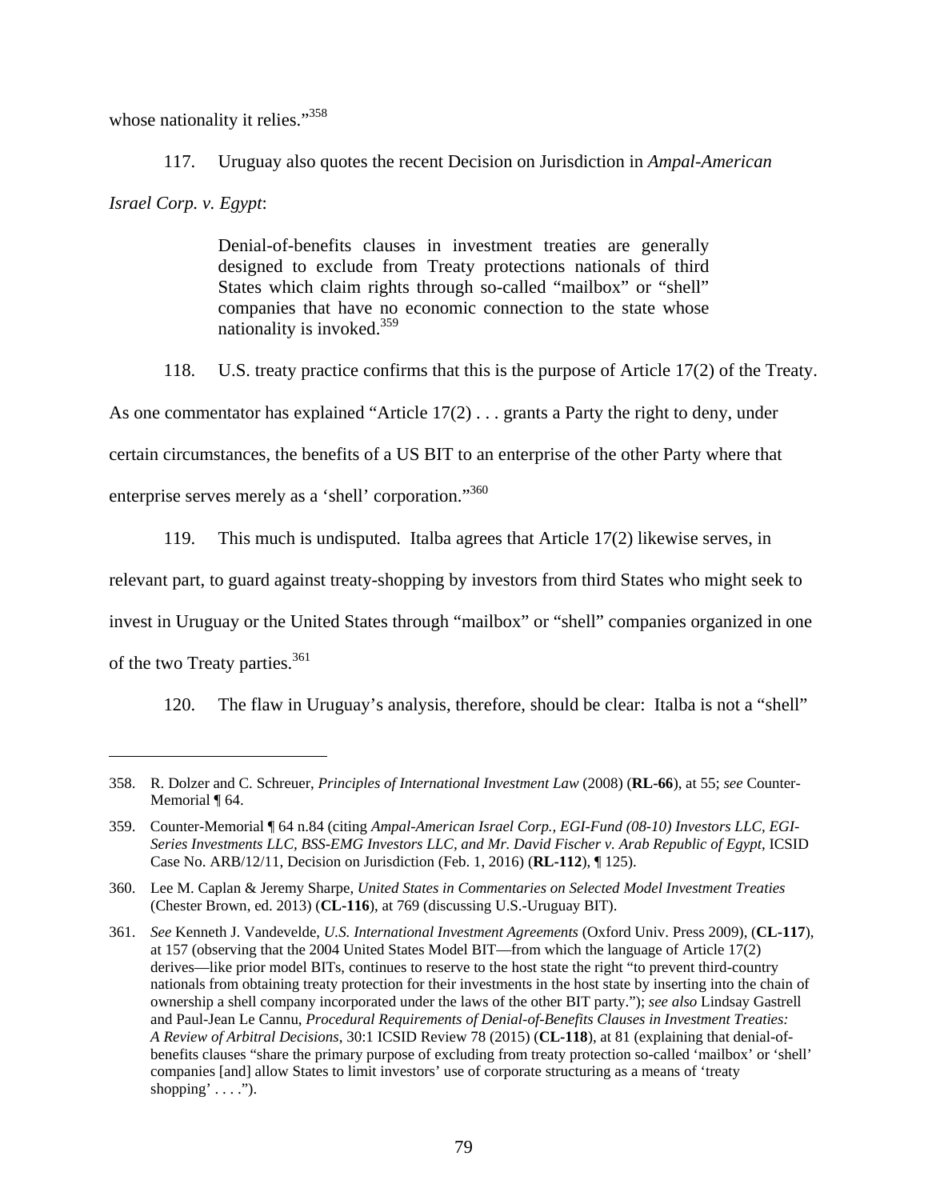whose nationality it relies."[358]

117. Uruguay also quotes the recent Decision on Jurisdiction in *Ampal-American Israel Corp. v. Egypt*:

> Denial-of-benefits clauses in investment treaties are generally designed to exclude from Treaty protections nationals of third States which claim rights through so-called "mailbox" or "shell" companies that have no economic connection to the state whose nationality is invoked.[359]

118. U.S. treaty practice confirms that this is the purpose of Article 17(2) of the Treaty. As one commentator has explained "Article 17(2) . . . grants a Party the right to deny, under certain circumstances, the benefits of a US BIT to an enterprise of the other Party where that enterprise serves merely as a 'shell' corporation."[360]

119. This much is undisputed. Italba agrees that Article 17(2) likewise serves, in relevant part, to guard against treaty-shopping by investors from third States who might seek to invest in Uruguay or the United States through "mailbox" or "shell" companies organized in one of the two Treaty parties.[361]

120. The flaw in Uruguay's analysis, therefore, should be clear: Italba is not a "shell"

---

358. R. Dolzer and C. Schreuer, *Principles of International Investment Law* (2008) (**RL-66**), at 55; *see* Counter-Memorial ¶ 64.

359. Counter-Memorial ¶ 64 n.84 (citing *Ampal-American Israel Corp., EGI-Fund (08-10) Investors LLC, EGI-Series Investments LLC, BSS-EMG Investors LLC, and Mr. David Fischer v. Arab Republic of Egypt*, ICSID Case No. ARB/12/11, Decision on Jurisdiction (Feb. 1, 2016) (**RL-112**), ¶ 125).

360. Lee M. Caplan & Jeremy Sharpe, *United States in Commentaries on Selected Model Investment Treaties* (Chester Brown, ed. 2013) (**CL-116**), at 769 (discussing U.S.-Uruguay BIT).

361. *See* Kenneth J. Vandevelde, *U.S. International Investment Agreements* (Oxford Univ. Press 2009), (**CL-117**), at 157 (observing that the 2004 United States Model BIT—from which the language of Article 17(2) derives—like prior model BITs, continues to reserve to the host state the right "to prevent third-country nationals from obtaining treaty protection for their investments in the host state by inserting into the chain of ownership a shell company incorporated under the laws of the other BIT party."); *see also* Lindsay Gastrell and Paul-Jean Le Cannu, *Procedural Requirements of Denial-of-Benefits Clauses in Investment Treaties: A Review of Arbitral Decisions*, 30:1 ICSID Review 78 (2015) (**CL-118**), at 81 (explaining that denial-of-benefits clauses "share the primary purpose of excluding from treaty protection so-called 'mailbox' or 'shell' companies [and] allow States to limit investors' use of corporate structuring as a means of 'treaty shopping' . . . .").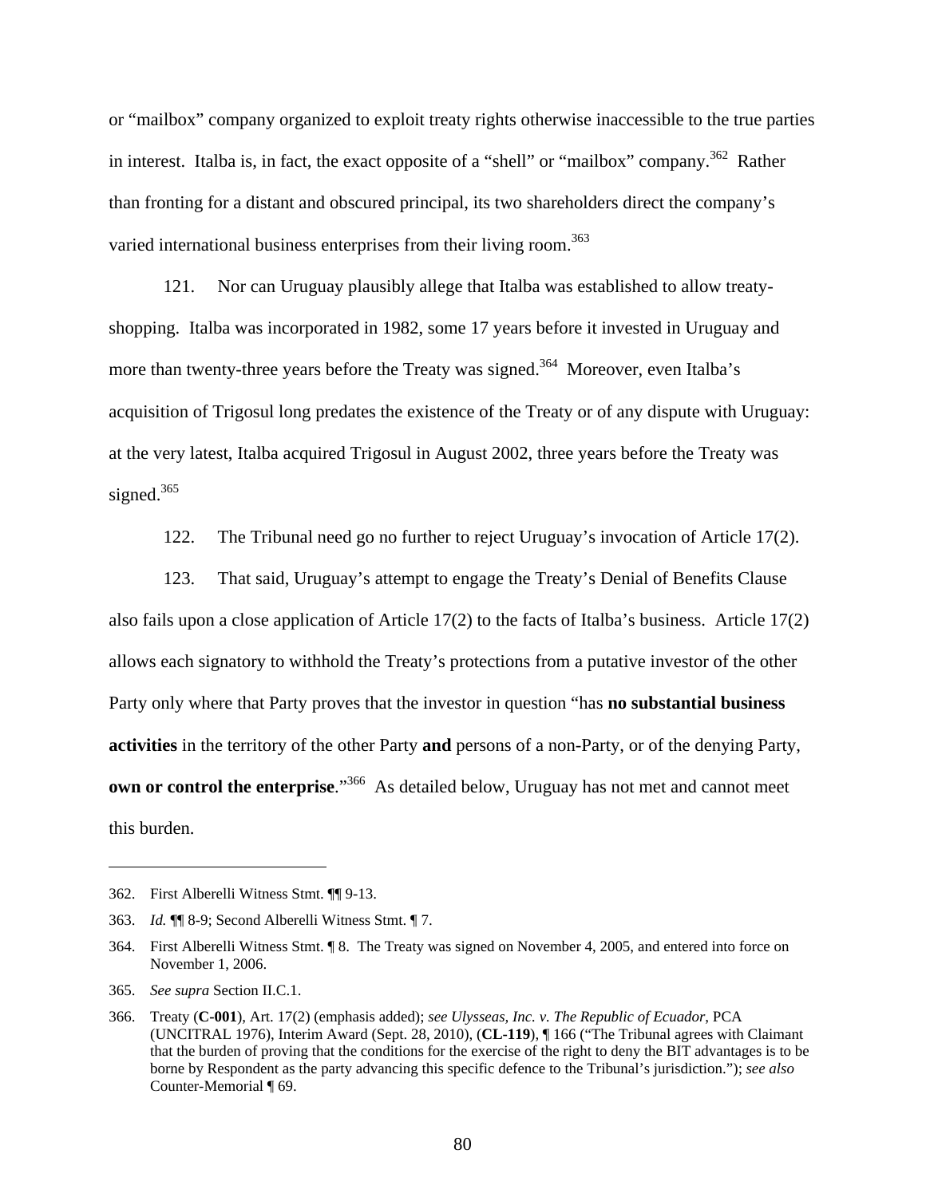or "mailbox" company organized to exploit treaty rights otherwise inaccessible to the true parties in interest. Italba is, in fact, the exact opposite of a "shell" or "mailbox" company.[362] Rather than fronting for a distant and obscured principal, its two shareholders direct the company's varied international business enterprises from their living room.[363]

121. Nor can Uruguay plausibly allege that Italba was established to allow treaty-shopping. Italba was incorporated in 1982, some 17 years before it invested in Uruguay and more than twenty-three years before the Treaty was signed.[364] Moreover, even Italba's acquisition of Trigosul long predates the existence of the Treaty or of any dispute with Uruguay: at the very latest, Italba acquired Trigosul in August 2002, three years before the Treaty was signed.[365]

122. The Tribunal need go no further to reject Uruguay's invocation of Article 17(2).

123. That said, Uruguay's attempt to engage the Treaty's Denial of Benefits Clause also fails upon a close application of Article 17(2) to the facts of Italba's business. Article 17(2) allows each signatory to withhold the Treaty's protections from a putative investor of the other Party only where that Party proves that the investor in question "has **no substantial business activities** in the territory of the other Party **and** persons of a non-Party, or of the denying Party, **own or control the enterprise**."[366] As detailed below, Uruguay has not met and cannot meet this burden.

---

362. First Alberelli Witness Stmt. ¶¶ 9-13.

363. *Id.* ¶¶ 8-9; Second Alberelli Witness Stmt. ¶ 7.

364. First Alberelli Witness Stmt. ¶ 8. The Treaty was signed on November 4, 2005, and entered into force on November 1, 2006.

365. *See supra* Section II.C.1.

366. Treaty (**C-001**), Art. 17(2) (emphasis added); *see Ulysseas, Inc. v. The Republic of Ecuador*, PCA (UNCITRAL 1976), Interim Award (Sept. 28, 2010), (**CL-119**), ¶ 166 ("The Tribunal agrees with Claimant that the burden of proving that the conditions for the exercise of the right to deny the BIT advantages is to be borne by Respondent as the party advancing this specific defence to the Tribunal's jurisdiction."); *see also* Counter-Memorial ¶ 69.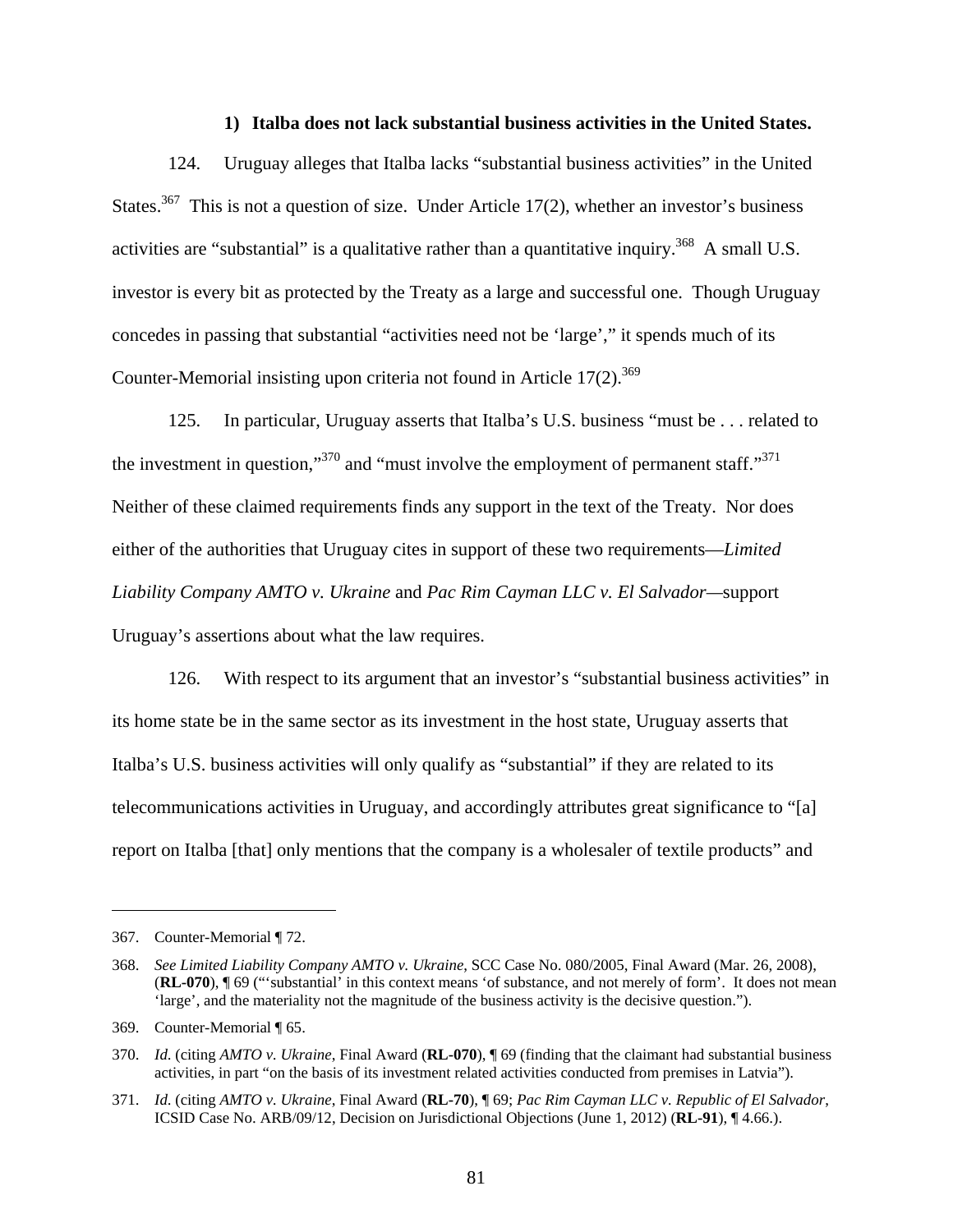### 1) Italba does not lack substantial business activities in the United States.

124. Uruguay alleges that Italba lacks "substantial business activities" in the United States.[367] This is not a question of size. Under Article 17(2), whether an investor's business activities are "substantial" is a qualitative rather than a quantitative inquiry.[368] A small U.S. investor is every bit as protected by the Treaty as a large and successful one. Though Uruguay concedes in passing that substantial "activities need not be 'large'," it spends much of its Counter-Memorial insisting upon criteria not found in Article 17(2).[369]

125. In particular, Uruguay asserts that Italba's U.S. business "must be . . . related to the investment in question,"[370] and "must involve the employment of permanent staff."[371] Neither of these claimed requirements finds any support in the text of the Treaty. Nor does either of the authorities that Uruguay cites in support of these two requirements—*Limited Liability Company AMTO v. Ukraine* and *Pac Rim Cayman LLC v. El Salvador*—support Uruguay's assertions about what the law requires.

126. With respect to its argument that an investor's "substantial business activities" in its home state be in the same sector as its investment in the host state, Uruguay asserts that Italba's U.S. business activities will only qualify as "substantial" if they are related to its telecommunications activities in Uruguay, and accordingly attributes great significance to "[a] report on Italba [that] only mentions that the company is a wholesaler of textile products" and

---

367. Counter-Memorial ¶ 72.

368. *See Limited Liability Company AMTO v. Ukraine*, SCC Case No. 080/2005, Final Award (Mar. 26, 2008), (**RL-070**), ¶ 69 ("'substantial' in this context means 'of substance, and not merely of form'. It does not mean 'large', and the materiality not the magnitude of the business activity is the decisive question.").

369. Counter-Memorial ¶ 65.

370. *Id.* (citing *AMTO v. Ukraine*, Final Award (**RL-070**), ¶ 69 (finding that the claimant had substantial business activities, in part "on the basis of its investment related activities conducted from premises in Latvia").

371. *Id.* (citing *AMTO v. Ukraine*, Final Award (**RL-70**), ¶ 69; *Pac Rim Cayman LLC v. Republic of El Salvador*, ICSID Case No. ARB/09/12, Decision on Jurisdictional Objections (June 1, 2012) (**RL-91**), ¶ 4.66.).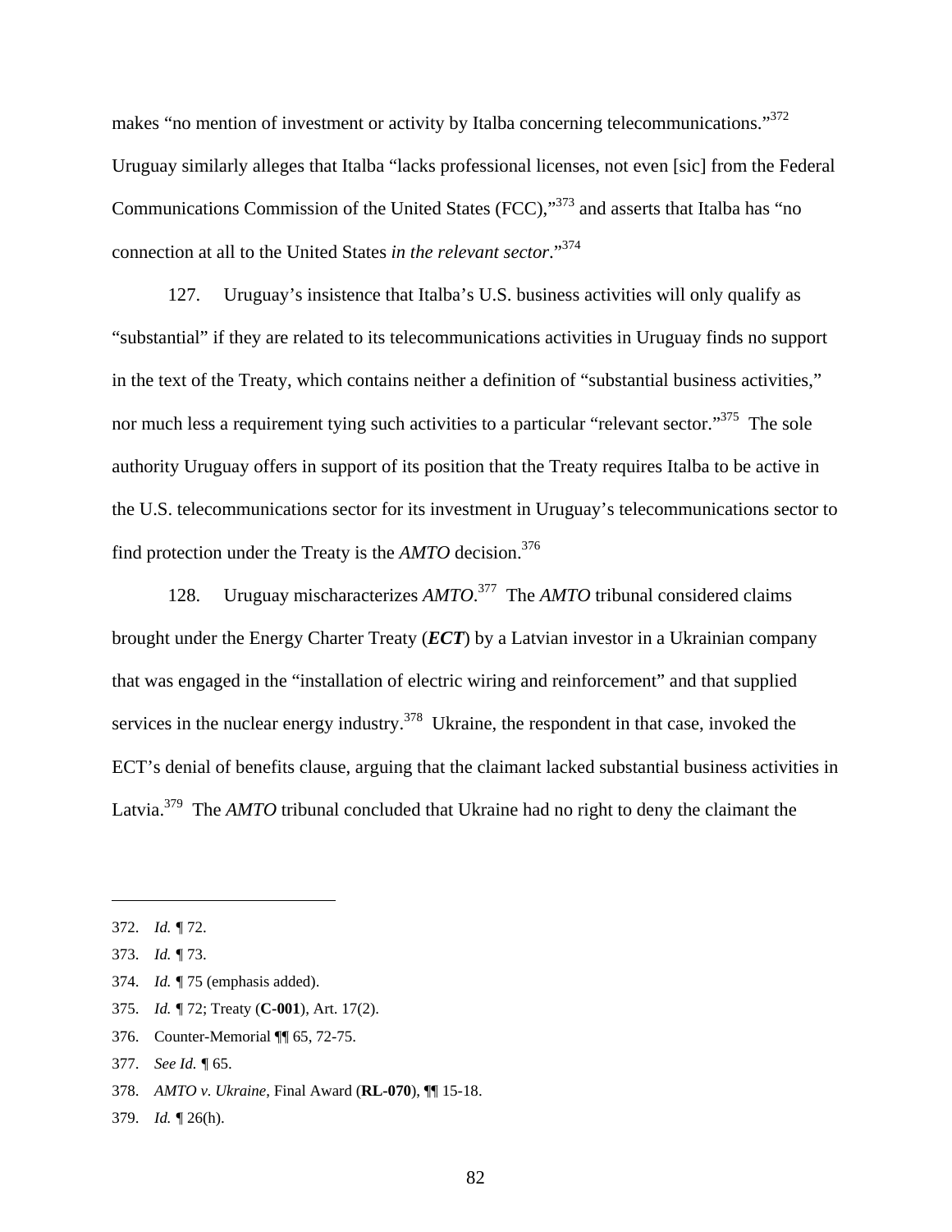makes "no mention of investment or activity by Italba concerning telecommunications."[372] Uruguay similarly alleges that Italba "lacks professional licenses, not even [sic] from the Federal Communications Commission of the United States (FCC),"[373] and asserts that Italba has "no connection at all to the United States *in the relevant sector*."[374]

127. Uruguay's insistence that Italba's U.S. business activities will only qualify as "substantial" if they are related to its telecommunications activities in Uruguay finds no support in the text of the Treaty, which contains neither a definition of "substantial business activities," nor much less a requirement tying such activities to a particular "relevant sector."[375] The sole authority Uruguay offers in support of its position that the Treaty requires Italba to be active in the U.S. telecommunications sector for its investment in Uruguay's telecommunications sector to find protection under the Treaty is the *AMTO* decision.[376]

128. Uruguay mischaracterizes *AMTO*.[377] The *AMTO* tribunal considered claims brought under the Energy Charter Treaty (***ECT***) by a Latvian investor in a Ukrainian company that was engaged in the "installation of electric wiring and reinforcement" and that supplied services in the nuclear energy industry.[378] Ukraine, the respondent in that case, invoked the ECT's denial of benefits clause, arguing that the claimant lacked substantial business activities in Latvia.[379] The *AMTO* tribunal concluded that Ukraine had no right to deny the claimant the

---

372. *Id.* ¶ 72.

373. *Id.* ¶ 73.

374. *Id.* ¶ 75 (emphasis added).

375. *Id.* ¶ 72; Treaty (**C-001**), Art. 17(2).

376. Counter-Memorial ¶¶ 65, 72-75.

377. *See Id.* ¶ 65.

378. *AMTO v. Ukraine*, Final Award (**RL-070**), ¶¶ 15-18.

379. *Id.* ¶ 26(h).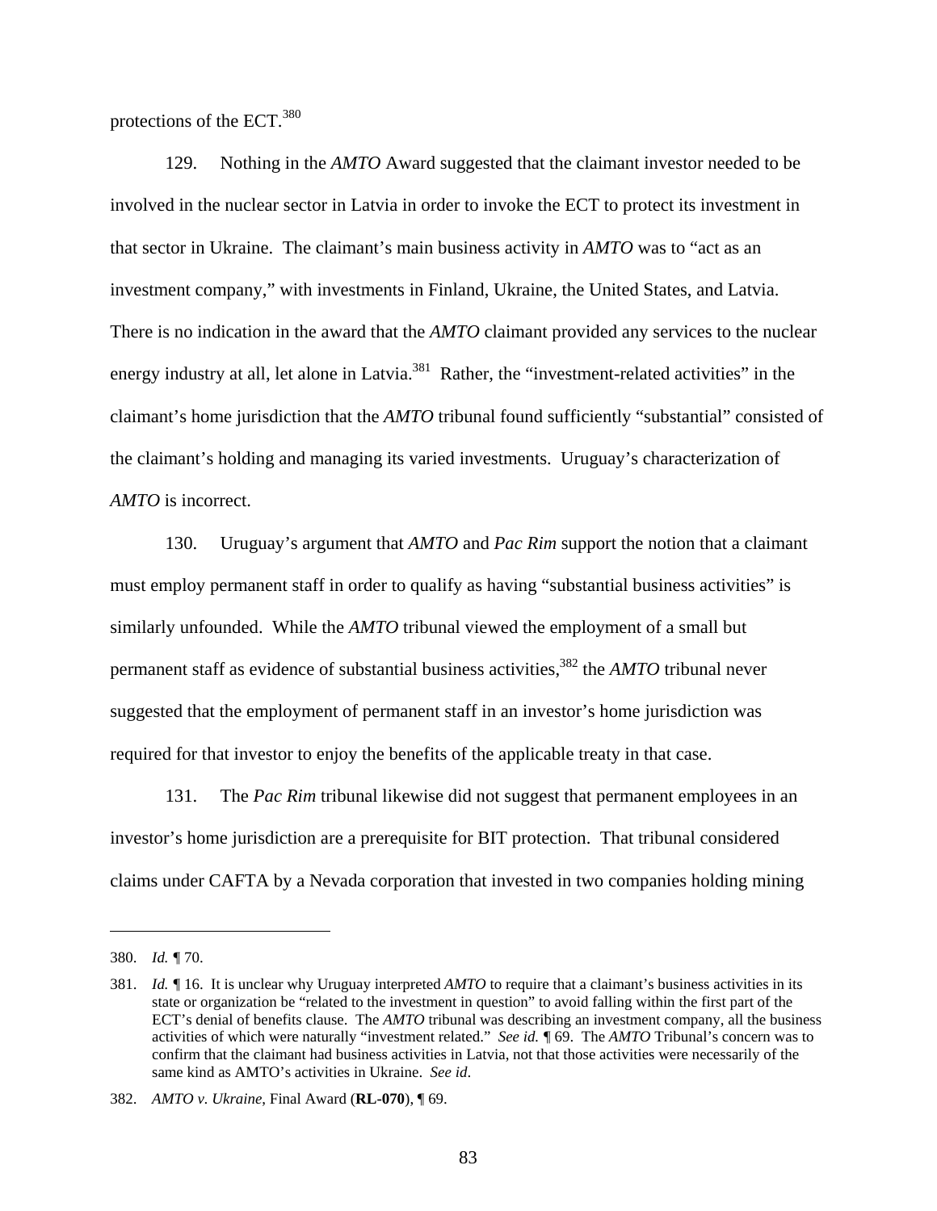protections of the ECT.[380]

129. Nothing in the *AMTO* Award suggested that the claimant investor needed to be involved in the nuclear sector in Latvia in order to invoke the ECT to protect its investment in that sector in Ukraine. The claimant's main business activity in *AMTO* was to "act as an investment company," with investments in Finland, Ukraine, the United States, and Latvia. There is no indication in the award that the *AMTO* claimant provided any services to the nuclear energy industry at all, let alone in Latvia.[381] Rather, the "investment-related activities" in the claimant's home jurisdiction that the *AMTO* tribunal found sufficiently "substantial" consisted of the claimant's holding and managing its varied investments. Uruguay's characterization of *AMTO* is incorrect.

130. Uruguay's argument that *AMTO* and *Pac Rim* support the notion that a claimant must employ permanent staff in order to qualify as having "substantial business activities" is similarly unfounded. While the *AMTO* tribunal viewed the employment of a small but permanent staff as evidence of substantial business activities,[382] the *AMTO* tribunal never suggested that the employment of permanent staff in an investor's home jurisdiction was required for that investor to enjoy the benefits of the applicable treaty in that case.

131. The *Pac Rim* tribunal likewise did not suggest that permanent employees in an investor's home jurisdiction are a prerequisite for BIT protection. That tribunal considered claims under CAFTA by a Nevada corporation that invested in two companies holding mining

---

380. *Id.* ¶ 70.

381. *Id.* ¶ 16. It is unclear why Uruguay interpreted *AMTO* to require that a claimant's business activities in its state or organization be "related to the investment in question" to avoid falling within the first part of the ECT's denial of benefits clause. The *AMTO* tribunal was describing an investment company, all the business activities of which were naturally "investment related." *See id.* ¶ 69. The *AMTO* Tribunal's concern was to confirm that the claimant had business activities in Latvia, not that those activities were necessarily of the same kind as AMTO's activities in Ukraine. *See id*.

382. *AMTO v. Ukraine*, Final Award (**RL-070**), ¶ 69.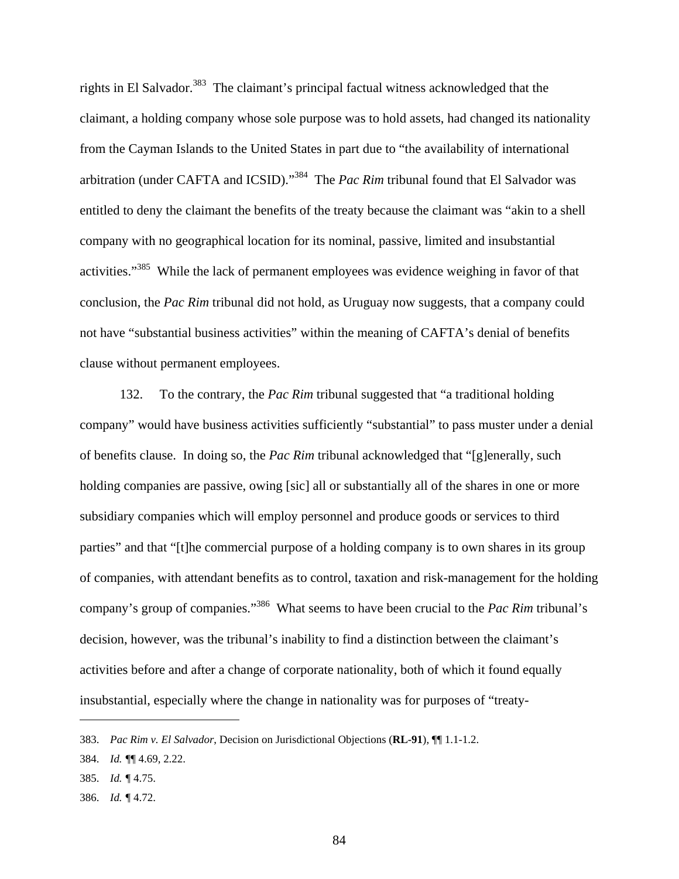rights in El Salvador.[383] The claimant's principal factual witness acknowledged that the claimant, a holding company whose sole purpose was to hold assets, had changed its nationality from the Cayman Islands to the United States in part due to "the availability of international arbitration (under CAFTA and ICSID)."[384] The *Pac Rim* tribunal found that El Salvador was entitled to deny the claimant the benefits of the treaty because the claimant was "akin to a shell company with no geographical location for its nominal, passive, limited and insubstantial activities."[385] While the lack of permanent employees was evidence weighing in favor of that conclusion, the *Pac Rim* tribunal did not hold, as Uruguay now suggests, that a company could not have "substantial business activities" within the meaning of CAFTA's denial of benefits clause without permanent employees.

132. To the contrary, the *Pac Rim* tribunal suggested that "a traditional holding company" would have business activities sufficiently "substantial" to pass muster under a denial of benefits clause. In doing so, the *Pac Rim* tribunal acknowledged that "[g]enerally, such holding companies are passive, owing [sic] all or substantially all of the shares in one or more subsidiary companies which will employ personnel and produce goods or services to third parties" and that "[t]he commercial purpose of a holding company is to own shares in its group of companies, with attendant benefits as to control, taxation and risk-management for the holding company's group of companies."[386] What seems to have been crucial to the *Pac Rim* tribunal's decision, however, was the tribunal's inability to find a distinction between the claimant's activities before and after a change of corporate nationality, both of which it found equally insubstantial, especially where the change in nationality was for purposes of "treaty-

---

383. *Pac Rim v. El Salvador*, Decision on Jurisdictional Objections (**RL-91**), ¶¶ 1.1-1.2.

384. *Id.* ¶¶ 4.69, 2.22.

385. *Id.* ¶ 4.75.

386. *Id.* ¶ 4.72.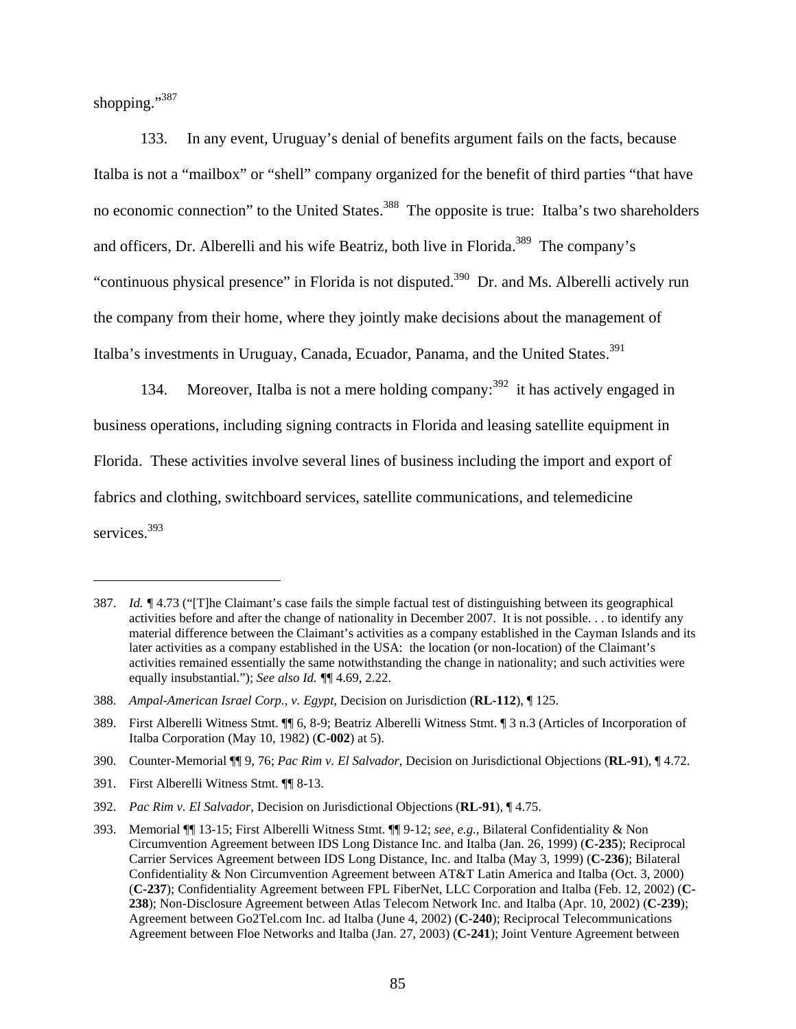shopping."[387]

133. In any event, Uruguay's denial of benefits argument fails on the facts, because Italba is not a "mailbox" or "shell" company organized for the benefit of third parties "that have no economic connection" to the United States.[388] The opposite is true: Italba's two shareholders and officers, Dr. Alberelli and his wife Beatriz, both live in Florida.[389] The company's "continuous physical presence" in Florida is not disputed.[390] Dr. and Ms. Alberelli actively run the company from their home, where they jointly make decisions about the management of Italba's investments in Uruguay, Canada, Ecuador, Panama, and the United States.[391]

134. Moreover, Italba is not a mere holding company:[392] it has actively engaged in business operations, including signing contracts in Florida and leasing satellite equipment in Florida. These activities involve several lines of business including the import and export of fabrics and clothing, switchboard services, satellite communications, and telemedicine services.[393]

---

387. *Id.* ¶ 4.73 ("[T]he Claimant's case fails the simple factual test of distinguishing between its geographical activities before and after the change of nationality in December 2007. It is not possible. . . to identify any material difference between the Claimant's activities as a company established in the Cayman Islands and its later activities as a company established in the USA: the location (or non-location) of the Claimant's activities remained essentially the same notwithstanding the change in nationality; and such activities were equally insubstantial."); *See also Id.* ¶¶ 4.69, 2.22.

388. *Ampal-American Israel Corp., v. Egypt*, Decision on Jurisdiction (**RL-112**), ¶ 125.

389. First Alberelli Witness Stmt. ¶¶ 6, 8-9; Beatriz Alberelli Witness Stmt. ¶ 3 n.3 (Articles of Incorporation of Italba Corporation (May 10, 1982) (**C-002**) at 5).

390. Counter-Memorial ¶¶ 9, 76; *Pac Rim v. El Salvador*, Decision on Jurisdictional Objections (**RL-91**), ¶ 4.72.

391. First Alberelli Witness Stmt. ¶¶ 8-13.

392. *Pac Rim v. El Salvador*, Decision on Jurisdictional Objections (**RL-91**), ¶ 4.75.

393. Memorial ¶¶ 13-15; First Alberelli Witness Stmt. ¶¶ 9-12; *see, e.g.*, Bilateral Confidentiality & Non Circumvention Agreement between IDS Long Distance Inc. and Italba (Jan. 26, 1999) (**C-235**); Reciprocal Carrier Services Agreement between IDS Long Distance, Inc. and Italba (May 3, 1999) (**C-236**); Bilateral Confidentiality & Non Circumvention Agreement between AT&T Latin America and Italba (Oct. 3, 2000) (**C-237**); Confidentiality Agreement between FPL FiberNet, LLC Corporation and Italba (Feb. 12, 2002) (**C-238**); Non-Disclosure Agreement between Atlas Telecom Network Inc. and Italba (Apr. 10, 2002) (**C-239**); Agreement between Go2Tel.com Inc. ad Italba (June 4, 2002) (**C-240**); Reciprocal Telecommunications Agreement between Floe Networks and Italba (Jan. 27, 2003) (**C-241**); Joint Venture Agreement between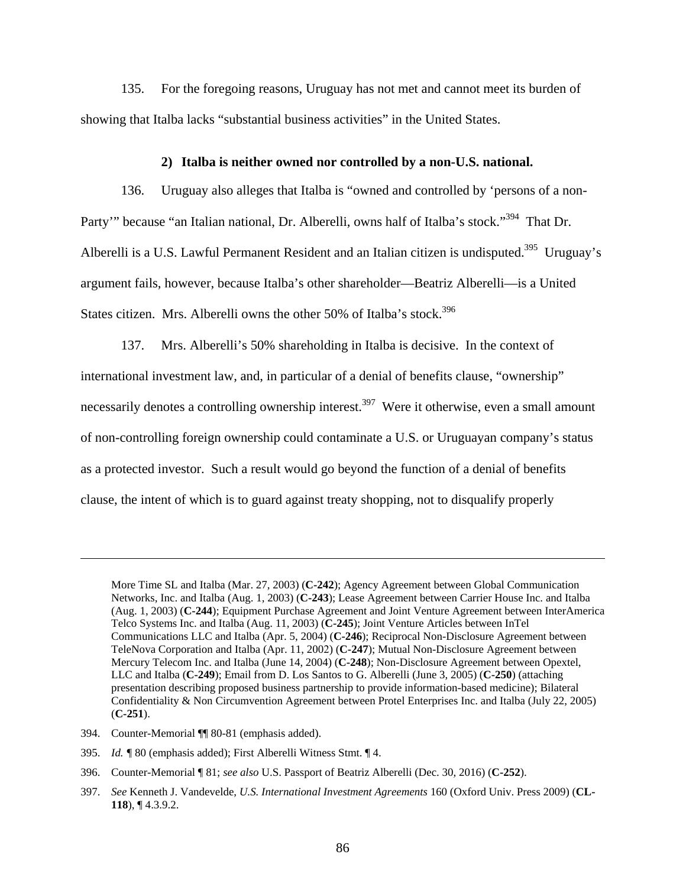135. For the foregoing reasons, Uruguay has not met and cannot meet its burden of showing that Italba lacks "substantial business activities" in the United States.

### 2) Italba is neither owned nor controlled by a non-U.S. national.

136. Uruguay also alleges that Italba is "owned and controlled by 'persons of a non-Party'" because "an Italian national, Dr. Alberelli, owns half of Italba's stock."[394] That Dr. Alberelli is a U.S. Lawful Permanent Resident and an Italian citizen is undisputed.[395] Uruguay's argument fails, however, because Italba's other shareholder—Beatriz Alberelli—is a United States citizen. Mrs. Alberelli owns the other 50% of Italba's stock.[396]

137. Mrs. Alberelli's 50% shareholding in Italba is decisive. In the context of international investment law, and, in particular of a denial of benefits clause, "ownership" necessarily denotes a controlling ownership interest.[397] Were it otherwise, even a small amount of non-controlling foreign ownership could contaminate a U.S. or Uruguayan company's status as a protected investor. Such a result would go beyond the function of a denial of benefits clause, the intent of which is to guard against treaty shopping, not to disqualify properly

---

More Time SL and Italba (Mar. 27, 2003) (**C-242**); Agency Agreement between Global Communication Networks, Inc. and Italba (Aug. 1, 2003) (**C-243**); Lease Agreement between Carrier House Inc. and Italba (Aug. 1, 2003) (**C-244**); Equipment Purchase Agreement and Joint Venture Agreement between InterAmerica Telco Systems Inc. and Italba (Aug. 11, 2003) (**C-245**); Joint Venture Articles between InTel Communications LLC and Italba (Apr. 5, 2004) (**C-246**); Reciprocal Non-Disclosure Agreement between TeleNova Corporation and Italba (Apr. 11, 2002) (**C-247**); Mutual Non-Disclosure Agreement between Mercury Telecom Inc. and Italba (June 14, 2004) (**C-248**); Non-Disclosure Agreement between Opextel, LLC and Italba (**C-249**); Email from D. Los Santos to G. Alberelli (June 3, 2005) (**C-250**) (attaching presentation describing proposed business partnership to provide information-based medicine); Bilateral Confidentiality & Non Circumvention Agreement between Protel Enterprises Inc. and Italba (July 22, 2005) (**C-251**).

394. Counter-Memorial ¶¶ 80-81 (emphasis added).

395. *Id.* ¶ 80 (emphasis added); First Alberelli Witness Stmt. ¶ 4.

396. Counter-Memorial ¶ 81; *see also* U.S. Passport of Beatriz Alberelli (Dec. 30, 2016) (**C-252**).

397. *See* Kenneth J. Vandevelde, *U.S. International Investment Agreements* 160 (Oxford Univ. Press 2009) (**CL-118**), ¶ 4.3.9.2.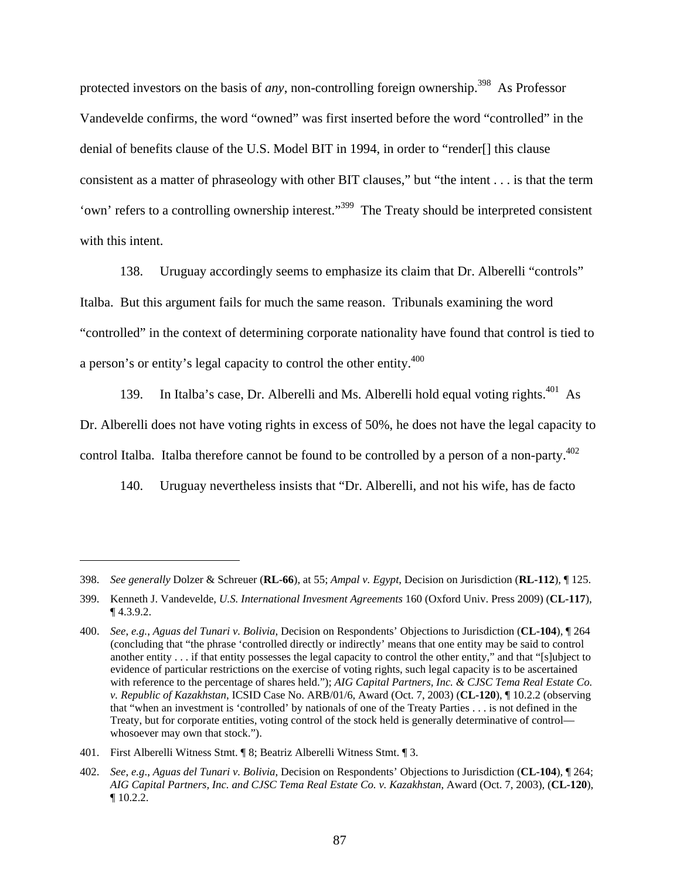protected investors on the basis of *any*, non-controlling foreign ownership.[398] As Professor Vandevelde confirms, the word "owned" was first inserted before the word "controlled" in the denial of benefits clause of the U.S. Model BIT in 1994, in order to "render[] this clause consistent as a matter of phraseology with other BIT clauses," but "the intent . . . is that the term 'own' refers to a controlling ownership interest."[399] The Treaty should be interpreted consistent with this intent.

138. Uruguay accordingly seems to emphasize its claim that Dr. Alberelli "controls" Italba. But this argument fails for much the same reason. Tribunals examining the word "controlled" in the context of determining corporate nationality have found that control is tied to a person's or entity's legal capacity to control the other entity.[400]

139. In Italba's case, Dr. Alberelli and Ms. Alberelli hold equal voting rights.[401] As Dr. Alberelli does not have voting rights in excess of 50%, he does not have the legal capacity to control Italba. Italba therefore cannot be found to be controlled by a person of a non-party.[402]

140. Uruguay nevertheless insists that "Dr. Alberelli, and not his wife, has de facto

---

398. *See generally* Dolzer & Schreuer (**RL-66**), at 55; *Ampal v. Egypt*, Decision on Jurisdiction (**RL-112**), ¶ 125.

399. Kenneth J. Vandevelde, *U.S. International Invesment Agreements* 160 (Oxford Univ. Press 2009) (**CL-117**), ¶ 4.3.9.2.

400. *See, e.g.*, *Aguas del Tunari v. Bolivia*, Decision on Respondents' Objections to Jurisdiction (**CL-104**), ¶ 264 (concluding that "the phrase 'controlled directly or indirectly' means that one entity may be said to control another entity . . . if that entity possesses the legal capacity to control the other entity," and that "[s]ubject to evidence of particular restrictions on the exercise of voting rights, such legal capacity is to be ascertained with reference to the percentage of shares held."); *AIG Capital Partners, Inc. & CJSC Tema Real Estate Co. v. Republic of Kazakhstan*, ICSID Case No. ARB/01/6, Award (Oct. 7, 2003) (**CL-120**), ¶ 10.2.2 (observing that "when an investment is 'controlled' by nationals of one of the Treaty Parties . . . is not defined in the Treaty, but for corporate entities, voting control of the stock held is generally determinative of control—whosoever may own that stock.").

401. First Alberelli Witness Stmt. ¶ 8; Beatriz Alberelli Witness Stmt. ¶ 3.

402. *See, e.g*., *Aguas del Tunari v. Bolivia*, Decision on Respondents' Objections to Jurisdiction (**CL-104**), ¶ 264; *AIG Capital Partners, Inc. and CJSC Tema Real Estate Co. v. Kazakhstan*, Award (Oct. 7, 2003), (**CL-120**), ¶ 10.2.2.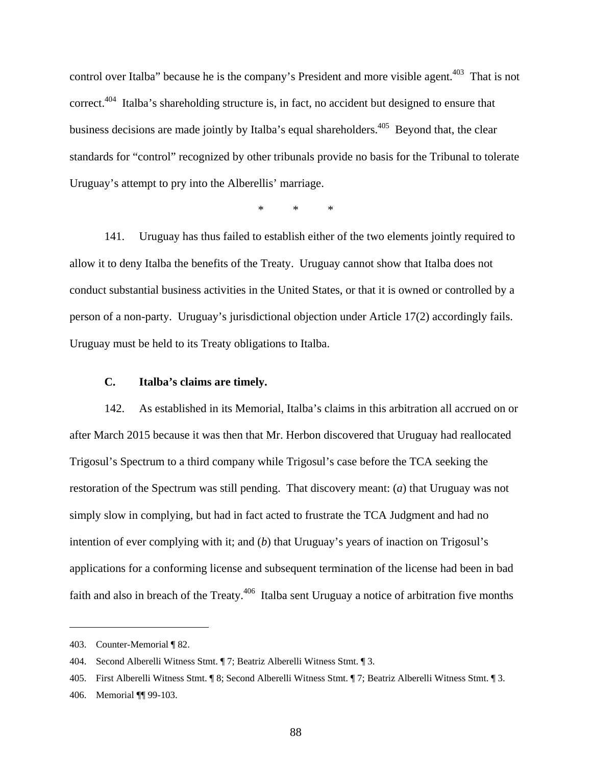control over Italba" because he is the company's President and more visible agent.[403] That is not correct.[404] Italba's shareholding structure is, in fact, no accident but designed to ensure that business decisions are made jointly by Italba's equal shareholders.[405] Beyond that, the clear standards for "control" recognized by other tribunals provide no basis for the Tribunal to tolerate Uruguay's attempt to pry into the Alberellis' marriage.

\* \* \*

141. Uruguay has thus failed to establish either of the two elements jointly required to allow it to deny Italba the benefits of the Treaty. Uruguay cannot show that Italba does not conduct substantial business activities in the United States, or that it is owned or controlled by a person of a non-party. Uruguay's jurisdictional objection under Article 17(2) accordingly fails. Uruguay must be held to its Treaty obligations to Italba.

### C. Italba's claims are timely.

142. As established in its Memorial, Italba's claims in this arbitration all accrued on or after March 2015 because it was then that Mr. Herbon discovered that Uruguay had reallocated Trigosul's Spectrum to a third company while Trigosul's case before the TCA seeking the restoration of the Spectrum was still pending. That discovery meant: (*a*) that Uruguay was not simply slow in complying, but had in fact acted to frustrate the TCA Judgment and had no intention of ever complying with it; and (*b*) that Uruguay's years of inaction on Trigosul's applications for a conforming license and subsequent termination of the license had been in bad faith and also in breach of the Treaty.[406] Italba sent Uruguay a notice of arbitration five months

---

403. Counter-Memorial ¶ 82.

404. Second Alberelli Witness Stmt. ¶ 7; Beatriz Alberelli Witness Stmt. ¶ 3.

405. First Alberelli Witness Stmt. ¶ 8; Second Alberelli Witness Stmt. ¶ 7; Beatriz Alberelli Witness Stmt. ¶ 3.

406. Memorial ¶¶ 99-103.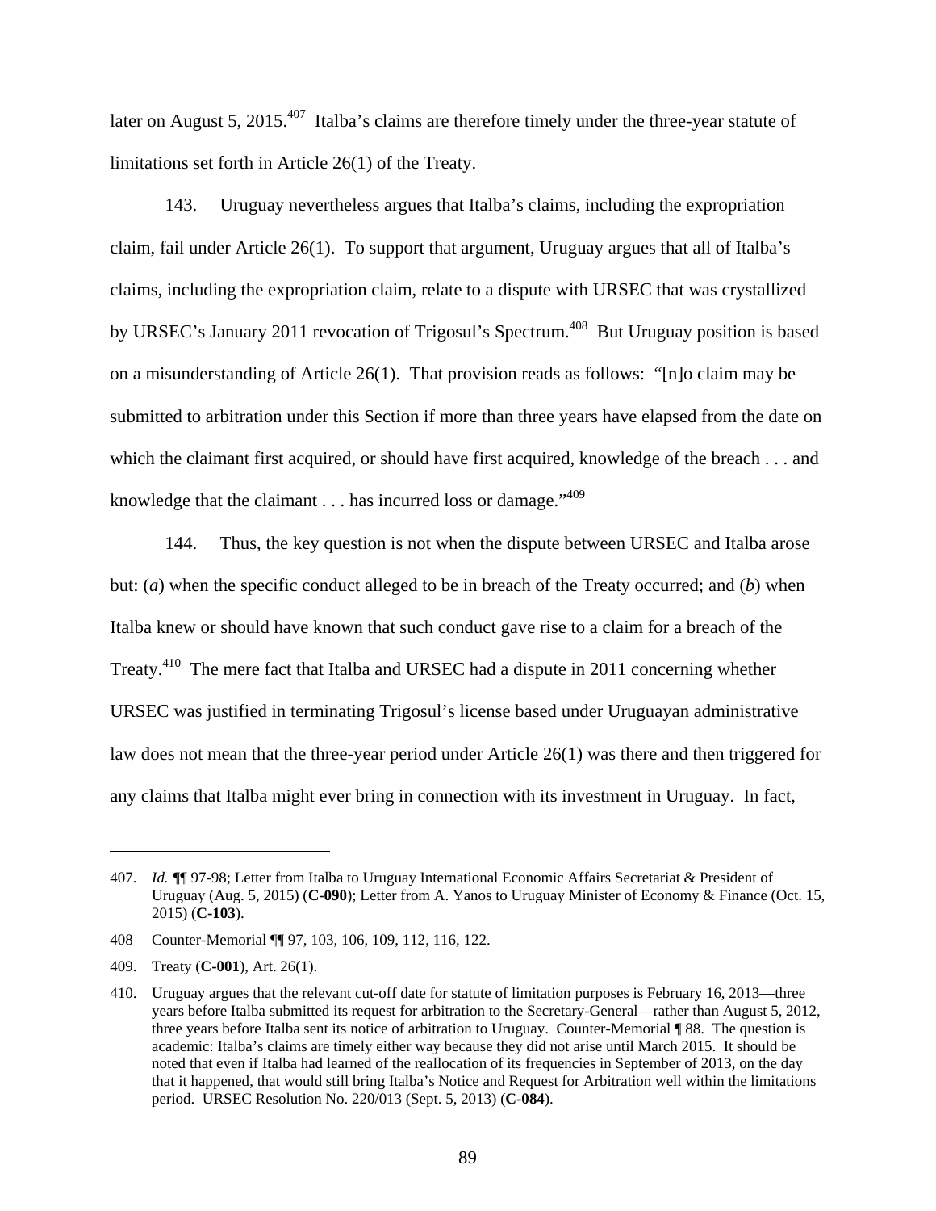later on August 5, 2015.[407] Italba's claims are therefore timely under the three-year statute of limitations set forth in Article 26(1) of the Treaty.

143. Uruguay nevertheless argues that Italba's claims, including the expropriation claim, fail under Article 26(1). To support that argument, Uruguay argues that all of Italba's claims, including the expropriation claim, relate to a dispute with URSEC that was crystallized by URSEC's January 2011 revocation of Trigosul's Spectrum.[408] But Uruguay position is based on a misunderstanding of Article 26(1). That provision reads as follows: "[n]o claim may be submitted to arbitration under this Section if more than three years have elapsed from the date on which the claimant first acquired, or should have first acquired, knowledge of the breach . . . and knowledge that the claimant . . . has incurred loss or damage."[409]

144. Thus, the key question is not when the dispute between URSEC and Italba arose but: (*a*) when the specific conduct alleged to be in breach of the Treaty occurred; and (*b*) when Italba knew or should have known that such conduct gave rise to a claim for a breach of the Treaty.[410] The mere fact that Italba and URSEC had a dispute in 2011 concerning whether URSEC was justified in terminating Trigosul's license based under Uruguayan administrative law does not mean that the three-year period under Article 26(1) was there and then triggered for any claims that Italba might ever bring in connection with its investment in Uruguay. In fact,

---

407. *Id.* ¶¶ 97-98; Letter from Italba to Uruguay International Economic Affairs Secretariat & President of Uruguay (Aug. 5, 2015) (**C-090**); Letter from A. Yanos to Uruguay Minister of Economy & Finance (Oct. 15, 2015) (**C-103**).

408 Counter-Memorial ¶¶ 97, 103, 106, 109, 112, 116, 122.

409. Treaty (**C-001**), Art. 26(1).

410. Uruguay argues that the relevant cut-off date for statute of limitation purposes is February 16, 2013—three years before Italba submitted its request for arbitration to the Secretary-General—rather than August 5, 2012, three years before Italba sent its notice of arbitration to Uruguay. Counter-Memorial ¶ 88. The question is academic: Italba's claims are timely either way because they did not arise until March 2015. It should be noted that even if Italba had learned of the reallocation of its frequencies in September of 2013, on the day that it happened, that would still bring Italba's Notice and Request for Arbitration well within the limitations period. URSEC Resolution No. 220/013 (Sept. 5, 2013) (**C-084**).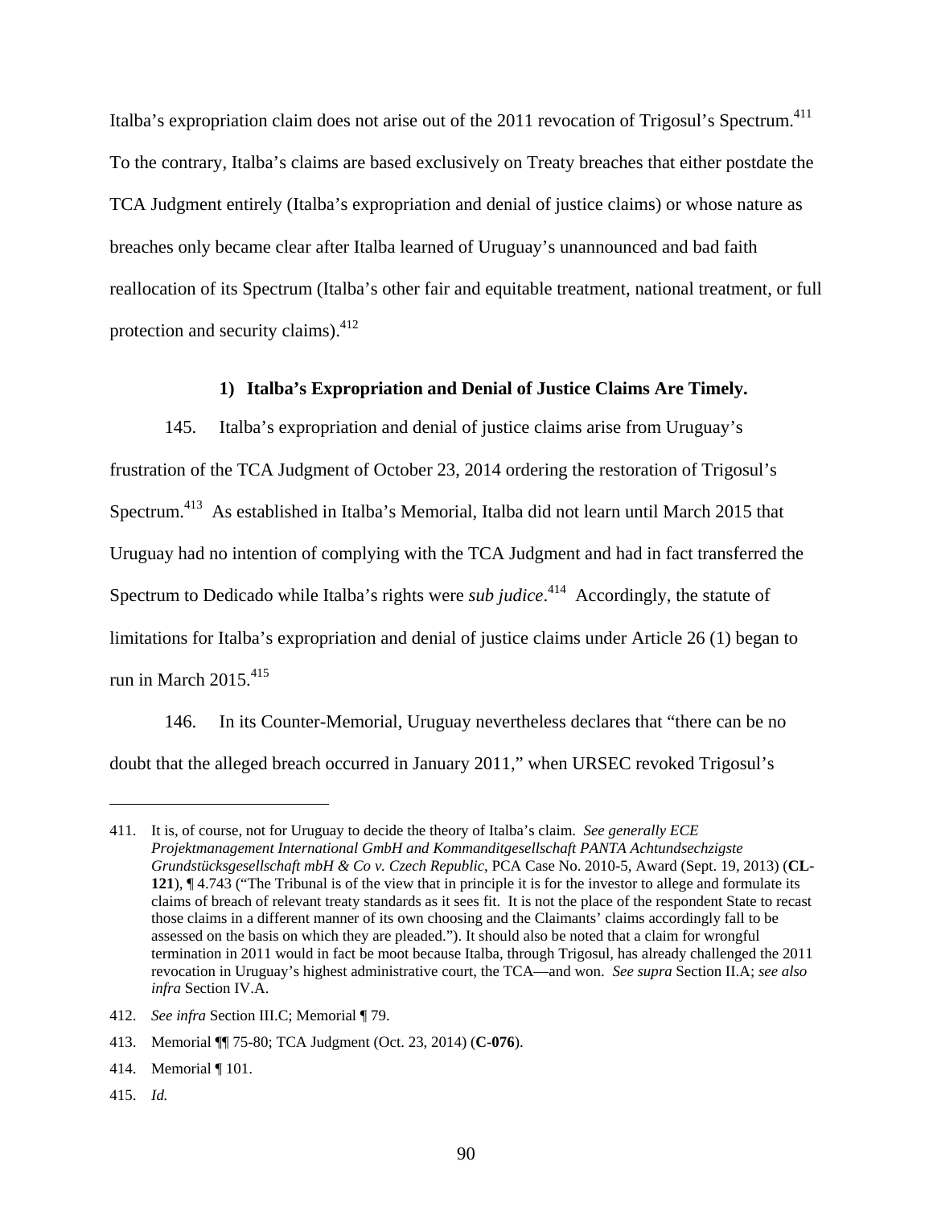Italba's expropriation claim does not arise out of the 2011 revocation of Trigosul's Spectrum.[411] To the contrary, Italba's claims are based exclusively on Treaty breaches that either postdate the TCA Judgment entirely (Italba's expropriation and denial of justice claims) or whose nature as breaches only became clear after Italba learned of Uruguay's unannounced and bad faith reallocation of its Spectrum (Italba's other fair and equitable treatment, national treatment, or full protection and security claims).[412]

#### 1) Italba's Expropriation and Denial of Justice Claims Are Timely.

145. Italba's expropriation and denial of justice claims arise from Uruguay's frustration of the TCA Judgment of October 23, 2014 ordering the restoration of Trigosul's Spectrum.[413] As established in Italba's Memorial, Italba did not learn until March 2015 that Uruguay had no intention of complying with the TCA Judgment and had in fact transferred the Spectrum to Dedicado while Italba's rights were *sub judice*.[414] Accordingly, the statute of limitations for Italba's expropriation and denial of justice claims under Article 26 (1) began to run in March 2015.[415]

146. In its Counter-Memorial, Uruguay nevertheless declares that "there can be no doubt that the alleged breach occurred in January 2011," when URSEC revoked Trigosul's

---

411. It is, of course, not for Uruguay to decide the theory of Italba's claim. *See generally ECE Projektmanagement International GmbH and Kommanditgesellschaft PANTA Achtundsechzigste Grundstücksgesellschaft mbH & Co v. Czech Republic*, PCA Case No. 2010-5, Award (Sept. 19, 2013) (**CL-121**), ¶ 4.743 ("The Tribunal is of the view that in principle it is for the investor to allege and formulate its claims of breach of relevant treaty standards as it sees fit. It is not the place of the respondent State to recast those claims in a different manner of its own choosing and the Claimants' claims accordingly fall to be assessed on the basis on which they are pleaded."). It should also be noted that a claim for wrongful termination in 2011 would in fact be moot because Italba, through Trigosul, has already challenged the 2011 revocation in Uruguay's highest administrative court, the TCA—and won. *See supra* Section II.A; *see also infra* Section IV.A.

412. *See infra* Section III.C; Memorial ¶ 79.

413. Memorial ¶¶ 75-80; TCA Judgment (Oct. 23, 2014) (**C-076**).

414. Memorial ¶ 101.

415. *Id.*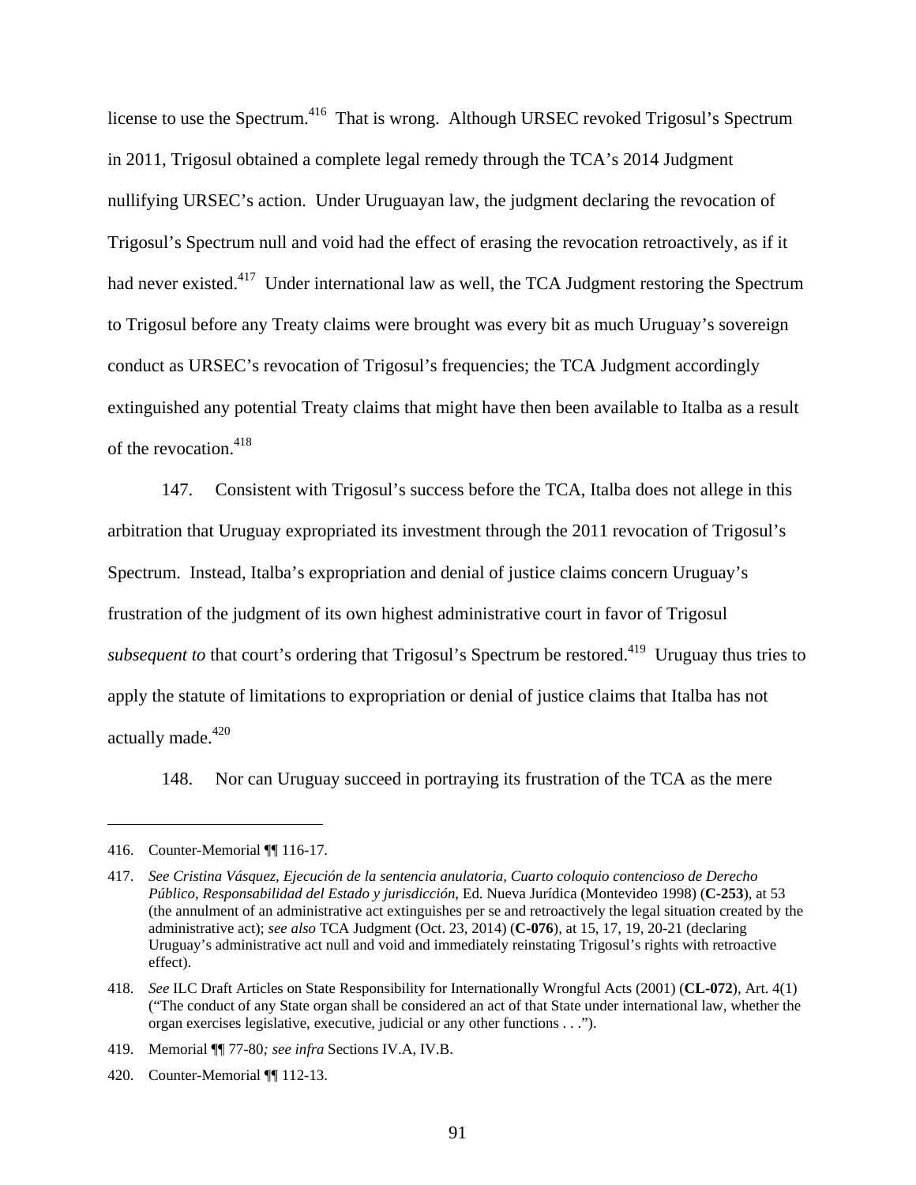license to use the Spectrum.[416] That is wrong. Although URSEC revoked Trigosul's Spectrum in 2011, Trigosul obtained a complete legal remedy through the TCA's 2014 Judgment nullifying URSEC's action. Under Uruguayan law, the judgment declaring the revocation of Trigosul's Spectrum null and void had the effect of erasing the revocation retroactively, as if it had never existed.[417] Under international law as well, the TCA Judgment restoring the Spectrum to Trigosul before any Treaty claims were brought was every bit as much Uruguay's sovereign conduct as URSEC's revocation of Trigosul's frequencies; the TCA Judgment accordingly extinguished any potential Treaty claims that might have then been available to Italba as a result of the revocation.[418]

147. Consistent with Trigosul's success before the TCA, Italba does not allege in this arbitration that Uruguay expropriated its investment through the 2011 revocation of Trigosul's Spectrum. Instead, Italba's expropriation and denial of justice claims concern Uruguay's frustration of the judgment of its own highest administrative court in favor of Trigosul *subsequent to* that court's ordering that Trigosul's Spectrum be restored.[419] Uruguay thus tries to apply the statute of limitations to expropriation or denial of justice claims that Italba has not actually made.[420]

148. Nor can Uruguay succeed in portraying its frustration of the TCA as the mere

---

416. Counter-Memorial ¶¶ 116-17.

417. *See Cristina Vásquez, Ejecución de la sentencia anulatoria, Cuarto coloquio contencioso de Derecho Público, Responsabilidad del Estado y jurisdicción*, Ed. Nueva Jurídica (Montevideo 1998) (**C-253**), at 53 (the annulment of an administrative act extinguishes per se and retroactively the legal situation created by the administrative act); *see also* TCA Judgment (Oct. 23, 2014) (**C-076**), at 15, 17, 19, 20-21 (declaring Uruguay's administrative act null and void and immediately reinstating Trigosul's rights with retroactive effect).

418. *See* ILC Draft Articles on State Responsibility for Internationally Wrongful Acts (2001) (**CL-072**), Art. 4(1) ("The conduct of any State organ shall be considered an act of that State under international law, whether the organ exercises legislative, executive, judicial or any other functions . . .").

419. Memorial ¶¶ 77-80*; see infra* Sections IV.A, IV.B.

420. Counter-Memorial ¶¶ 112-13.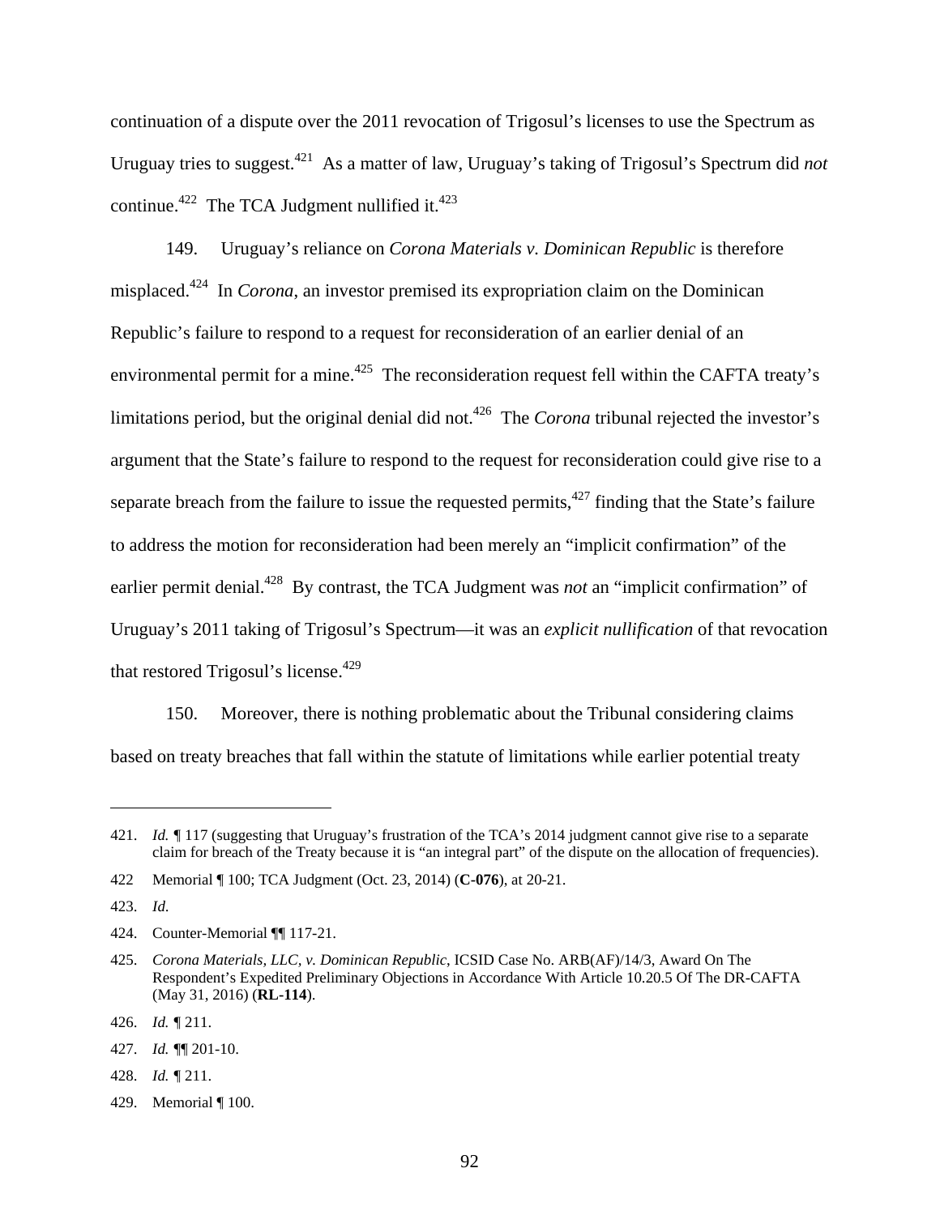continuation of a dispute over the 2011 revocation of Trigosul's licenses to use the Spectrum as Uruguay tries to suggest.[421] As a matter of law, Uruguay's taking of Trigosul's Spectrum did *not* continue.[422] The TCA Judgment nullified it.[423]

149. Uruguay's reliance on *Corona Materials v. Dominican Republic* is therefore misplaced.[424] In *Corona*, an investor premised its expropriation claim on the Dominican Republic's failure to respond to a request for reconsideration of an earlier denial of an environmental permit for a mine.[425] The reconsideration request fell within the CAFTA treaty's limitations period, but the original denial did not.[426] The *Corona* tribunal rejected the investor's argument that the State's failure to respond to the request for reconsideration could give rise to a separate breach from the failure to issue the requested permits,[427] finding that the State's failure to address the motion for reconsideration had been merely an "implicit confirmation" of the earlier permit denial.[428] By contrast, the TCA Judgment was *not* an "implicit confirmation" of Uruguay's 2011 taking of Trigosul's Spectrum—it was an *explicit nullification* of that revocation that restored Trigosul's license.[429]

150. Moreover, there is nothing problematic about the Tribunal considering claims based on treaty breaches that fall within the statute of limitations while earlier potential treaty

---

421. *Id.* ¶ 117 (suggesting that Uruguay's frustration of the TCA's 2014 judgment cannot give rise to a separate claim for breach of the Treaty because it is "an integral part" of the dispute on the allocation of frequencies).

422 Memorial ¶ 100; TCA Judgment (Oct. 23, 2014) (**C-076**), at 20-21.

423. *Id*.

424. Counter-Memorial ¶¶ 117-21.

425. *Corona Materials, LLC, v. Dominican Republic*, ICSID Case No. ARB(AF)/14/3, Award On The Respondent's Expedited Preliminary Objections in Accordance With Article 10.20.5 Of The DR-CAFTA (May 31, 2016) (**RL-114**).

426. *Id.* ¶ 211.

427. *Id.* ¶¶ 201-10.

428. *Id.* ¶ 211.

429. Memorial ¶ 100.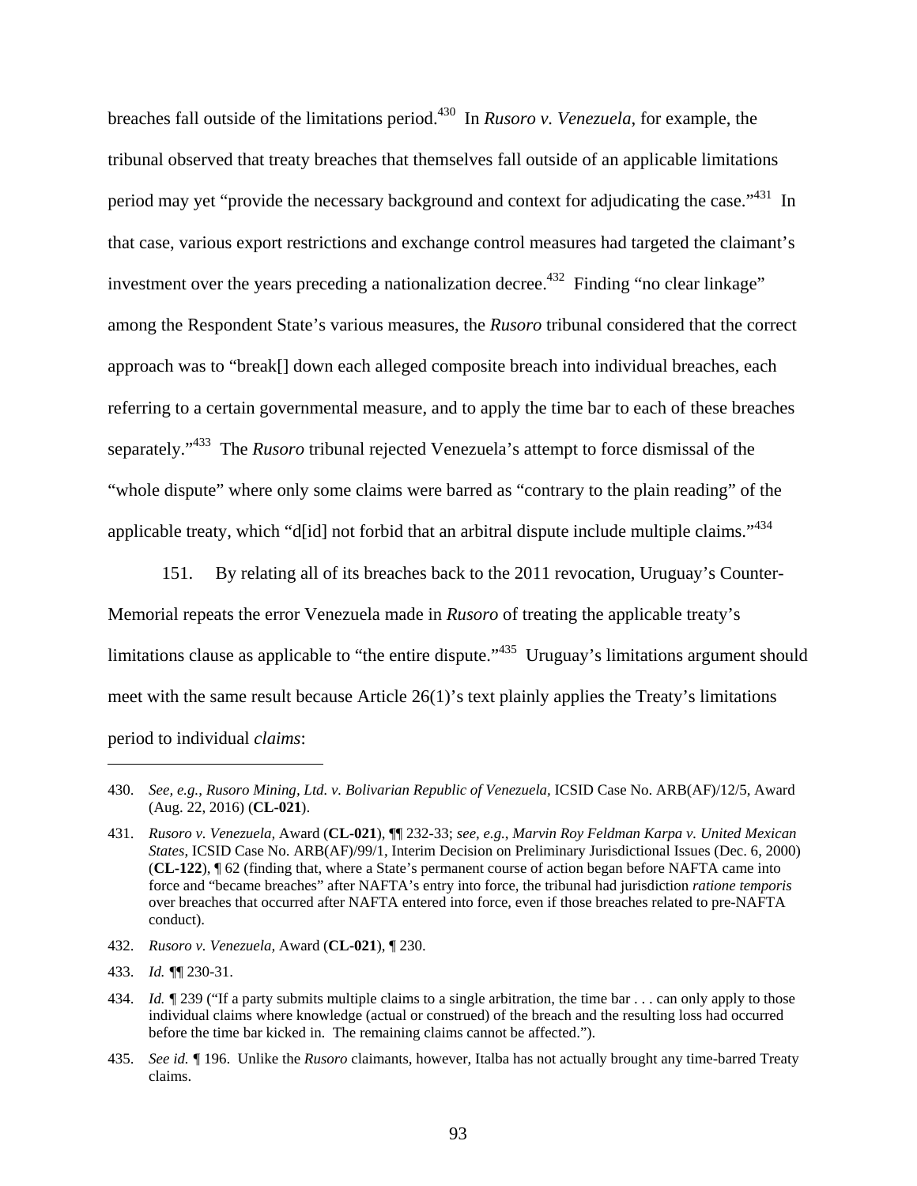breaches fall outside of the limitations period.[430] In *Rusoro v. Venezuela*, for example, the tribunal observed that treaty breaches that themselves fall outside of an applicable limitations period may yet "provide the necessary background and context for adjudicating the case."[431] In that case, various export restrictions and exchange control measures had targeted the claimant's investment over the years preceding a nationalization decree.[432] Finding "no clear linkage" among the Respondent State's various measures, the *Rusoro* tribunal considered that the correct approach was to "break[] down each alleged composite breach into individual breaches, each referring to a certain governmental measure, and to apply the time bar to each of these breaches separately."[433] The *Rusoro* tribunal rejected Venezuela's attempt to force dismissal of the "whole dispute" where only some claims were barred as "contrary to the plain reading" of the applicable treaty, which "d[id] not forbid that an arbitral dispute include multiple claims."[434]

151. By relating all of its breaches back to the 2011 revocation, Uruguay's Counter-Memorial repeats the error Venezuela made in *Rusoro* of treating the applicable treaty's limitations clause as applicable to "the entire dispute."[435] Uruguay's limitations argument should meet with the same result because Article 26(1)'s text plainly applies the Treaty's limitations period to individual *claims*:

---

430. *See, e.g.*, *Rusoro Mining, Ltd. v. Bolivarian Republic of Venezuela*, ICSID Case No. ARB(AF)/12/5, Award (Aug. 22, 2016) (**CL-021**).

431. *Rusoro v. Venezuela*, Award (**CL-021**), ¶¶ 232-33; *see, e.g.*, *Marvin Roy Feldman Karpa v. United Mexican States*, ICSID Case No. ARB(AF)/99/1, Interim Decision on Preliminary Jurisdictional Issues (Dec. 6, 2000) (**CL-122**), ¶ 62 (finding that, where a State's permanent course of action began before NAFTA came into force and "became breaches" after NAFTA's entry into force, the tribunal had jurisdiction *ratione temporis* over breaches that occurred after NAFTA entered into force, even if those breaches related to pre-NAFTA conduct).

432. *Rusoro v. Venezuela*, Award (**CL-021**), ¶ 230.

433. *Id.* ¶¶ 230-31.

434. *Id.* ¶ 239 ("If a party submits multiple claims to a single arbitration, the time bar . . . can only apply to those individual claims where knowledge (actual or construed) of the breach and the resulting loss had occurred before the time bar kicked in. The remaining claims cannot be affected.").

435. *See id.* ¶ 196. Unlike the *Rusoro* claimants, however, Italba has not actually brought any time-barred Treaty claims.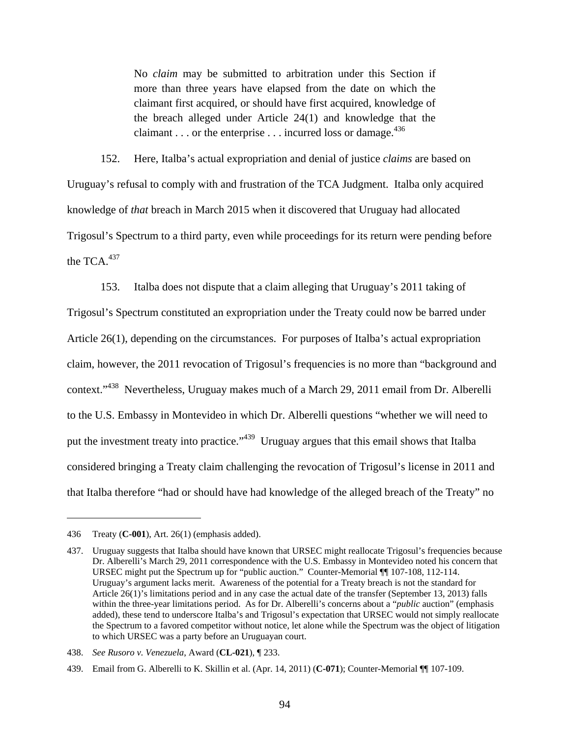> No *claim* may be submitted to arbitration under this Section if more than three years have elapsed from the date on which the claimant first acquired, or should have first acquired, knowledge of the breach alleged under Article 24(1) and knowledge that the claimant . . . or the enterprise . . . incurred loss or damage.[436]

152. Here, Italba's actual expropriation and denial of justice *claims* are based on Uruguay's refusal to comply with and frustration of the TCA Judgment. Italba only acquired knowledge of *that* breach in March 2015 when it discovered that Uruguay had allocated Trigosul's Spectrum to a third party, even while proceedings for its return were pending before the TCA.[437]

153. Italba does not dispute that a claim alleging that Uruguay's 2011 taking of Trigosul's Spectrum constituted an expropriation under the Treaty could now be barred under Article 26(1), depending on the circumstances. For purposes of Italba's actual expropriation claim, however, the 2011 revocation of Trigosul's frequencies is no more than "background and context."[438] Nevertheless, Uruguay makes much of a March 29, 2011 email from Dr. Alberelli to the U.S. Embassy in Montevideo in which Dr. Alberelli questions "whether we will need to put the investment treaty into practice."[439] Uruguay argues that this email shows that Italba considered bringing a Treaty claim challenging the revocation of Trigosul's license in 2011 and that Italba therefore "had or should have had knowledge of the alleged breach of the Treaty" no

---

436 Treaty (**C-001**), Art. 26(1) (emphasis added).

437. Uruguay suggests that Italba should have known that URSEC might reallocate Trigosul's frequencies because Dr. Alberelli's March 29, 2011 correspondence with the U.S. Embassy in Montevideo noted his concern that URSEC might put the Spectrum up for "public auction." Counter-Memorial ¶¶ 107-108, 112-114. Uruguay's argument lacks merit. Awareness of the potential for a Treaty breach is not the standard for Article 26(1)'s limitations period and in any case the actual date of the transfer (September 13, 2013) falls within the three-year limitations period. As for Dr. Alberelli's concerns about a "*public* auction" (emphasis added), these tend to underscore Italba's and Trigosul's expectation that URSEC would not simply reallocate the Spectrum to a favored competitor without notice, let alone while the Spectrum was the object of litigation to which URSEC was a party before an Uruguayan court.

438. *See Rusoro v. Venezuela*, Award (**CL-021**), ¶ 233.

439. Email from G. Alberelli to K. Skillin et al. (Apr. 14, 2011) (**C-071**); Counter-Memorial ¶¶ 107-109.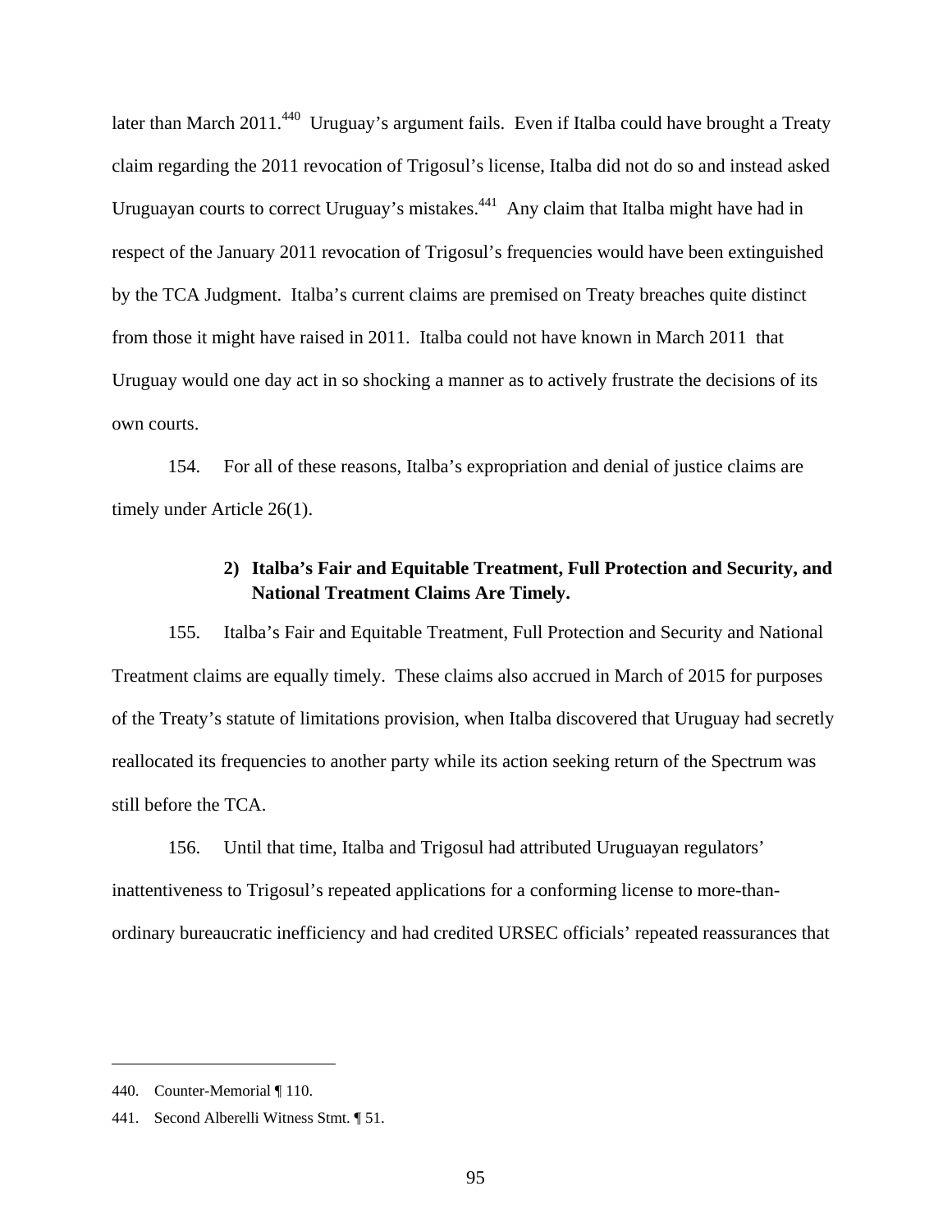later than March 2011.[440] Uruguay's argument fails. Even if Italba could have brought a Treaty claim regarding the 2011 revocation of Trigosul's license, Italba did not do so and instead asked Uruguayan courts to correct Uruguay's mistakes.[441] Any claim that Italba might have had in respect of the January 2011 revocation of Trigosul's frequencies would have been extinguished by the TCA Judgment. Italba's current claims are premised on Treaty breaches quite distinct from those it might have raised in 2011. Italba could not have known in March 2011 that Uruguay would one day act in so shocking a manner as to actively frustrate the decisions of its own courts.

154. For all of these reasons, Italba's expropriation and denial of justice claims are timely under Article 26(1).

#### 2) Italba's Fair and Equitable Treatment, Full Protection and Security, and National Treatment Claims Are Timely.

155. Italba's Fair and Equitable Treatment, Full Protection and Security and National Treatment claims are equally timely. These claims also accrued in March of 2015 for purposes of the Treaty's statute of limitations provision, when Italba discovered that Uruguay had secretly reallocated its frequencies to another party while its action seeking return of the Spectrum was still before the TCA.

156. Until that time, Italba and Trigosul had attributed Uruguayan regulators' inattentiveness to Trigosul's repeated applications for a conforming license to more-than-ordinary bureaucratic inefficiency and had credited URSEC officials' repeated reassurances that

---

440. Counter-Memorial ¶ 110.

441. Second Alberelli Witness Stmt. ¶ 51.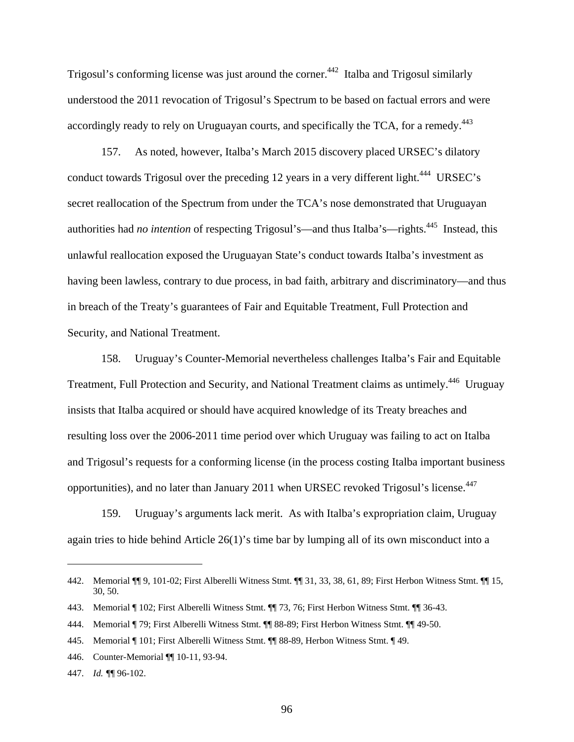Trigosul's conforming license was just around the corner.[442] Italba and Trigosul similarly understood the 2011 revocation of Trigosul's Spectrum to be based on factual errors and were accordingly ready to rely on Uruguayan courts, and specifically the TCA, for a remedy.[443]

157. As noted, however, Italba's March 2015 discovery placed URSEC's dilatory conduct towards Trigosul over the preceding 12 years in a very different light.[444] URSEC's secret reallocation of the Spectrum from under the TCA's nose demonstrated that Uruguayan authorities had *no intention* of respecting Trigosul's—and thus Italba's—rights.[445] Instead, this unlawful reallocation exposed the Uruguayan State's conduct towards Italba's investment as having been lawless, contrary to due process, in bad faith, arbitrary and discriminatory—and thus in breach of the Treaty's guarantees of Fair and Equitable Treatment, Full Protection and Security, and National Treatment.

158. Uruguay's Counter-Memorial nevertheless challenges Italba's Fair and Equitable Treatment, Full Protection and Security, and National Treatment claims as untimely.[446] Uruguay insists that Italba acquired or should have acquired knowledge of its Treaty breaches and resulting loss over the 2006-2011 time period over which Uruguay was failing to act on Italba and Trigosul's requests for a conforming license (in the process costing Italba important business opportunities), and no later than January 2011 when URSEC revoked Trigosul's license.[447]

159. Uruguay's arguments lack merit. As with Italba's expropriation claim, Uruguay again tries to hide behind Article 26(1)'s time bar by lumping all of its own misconduct into a

---

442. Memorial ¶¶ 9, 101-02; First Alberelli Witness Stmt. ¶¶ 31, 33, 38, 61, 89; First Herbon Witness Stmt. ¶¶ 15, 30, 50.

443. Memorial ¶ 102; First Alberelli Witness Stmt. ¶¶ 73, 76; First Herbon Witness Stmt. ¶¶ 36-43.

444. Memorial ¶ 79; First Alberelli Witness Stmt. ¶¶ 88-89; First Herbon Witness Stmt. ¶¶ 49-50.

445. Memorial ¶ 101; First Alberelli Witness Stmt. ¶¶ 88-89, Herbon Witness Stmt. ¶ 49.

446. Counter-Memorial ¶¶ 10-11, 93-94.

447. *Id.* ¶¶ 96-102.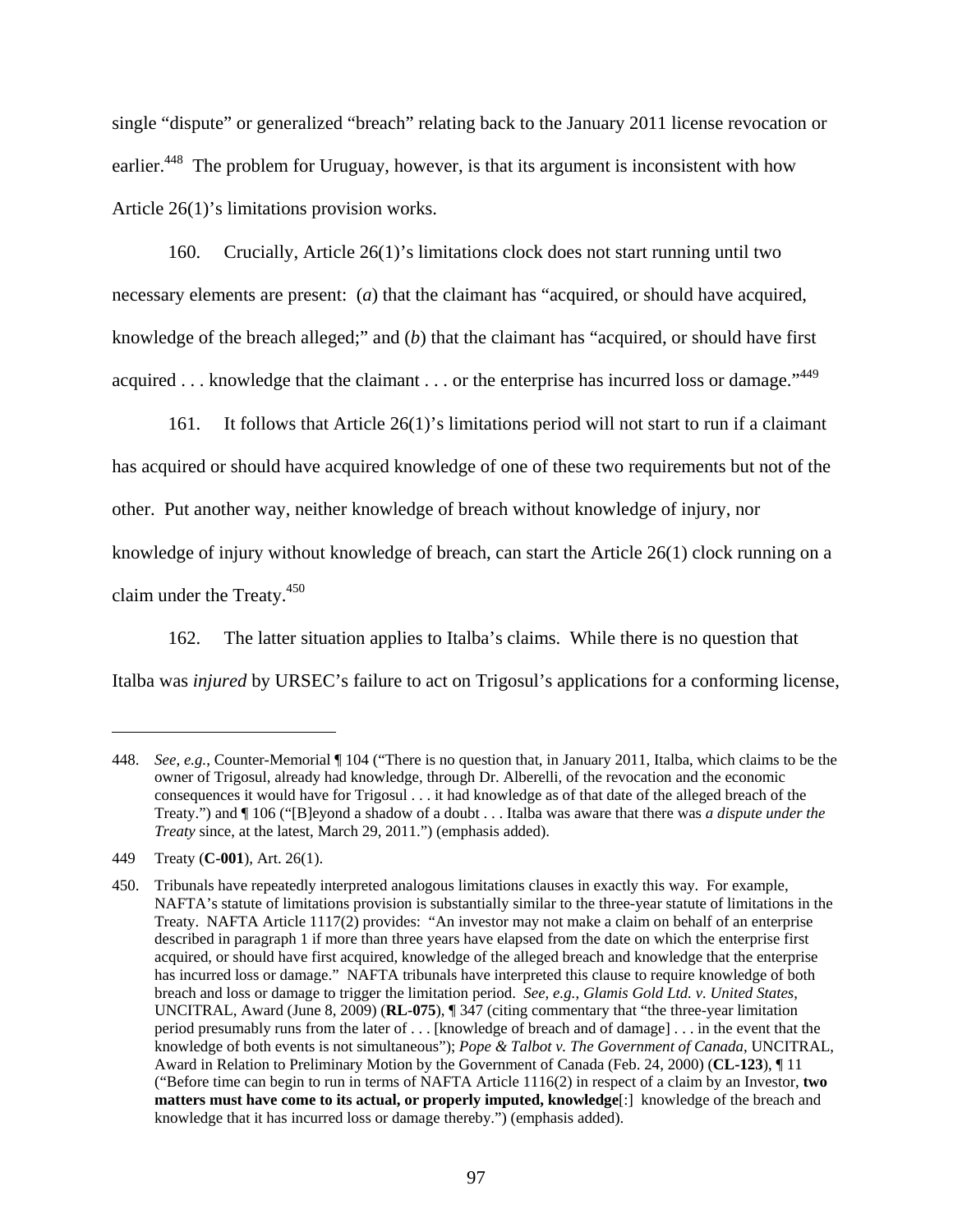single "dispute" or generalized "breach" relating back to the January 2011 license revocation or earlier.[448] The problem for Uruguay, however, is that its argument is inconsistent with how Article 26(1)'s limitations provision works.

160. Crucially, Article 26(1)'s limitations clock does not start running until two necessary elements are present: (*a*) that the claimant has "acquired, or should have acquired, knowledge of the breach alleged;" and (*b*) that the claimant has "acquired, or should have first acquired . . . knowledge that the claimant . . . or the enterprise has incurred loss or damage."[449]

161. It follows that Article 26(1)'s limitations period will not start to run if a claimant has acquired or should have acquired knowledge of one of these two requirements but not of the other. Put another way, neither knowledge of breach without knowledge of injury, nor knowledge of injury without knowledge of breach, can start the Article 26(1) clock running on a claim under the Treaty.[450]

162. The latter situation applies to Italba's claims. While there is no question that Italba was *injured* by URSEC's failure to act on Trigosul's applications for a conforming license,

---

448. *See, e.g.*, Counter-Memorial ¶ 104 ("There is no question that, in January 2011, Italba, which claims to be the owner of Trigosul, already had knowledge, through Dr. Alberelli, of the revocation and the economic consequences it would have for Trigosul . . . it had knowledge as of that date of the alleged breach of the Treaty.") and ¶ 106 ("[B]eyond a shadow of a doubt . . . Italba was aware that there was *a dispute under the Treaty* since, at the latest, March 29, 2011.") (emphasis added).

449 Treaty (**C-001**), Art. 26(1).

450. Tribunals have repeatedly interpreted analogous limitations clauses in exactly this way. For example, NAFTA's statute of limitations provision is substantially similar to the three-year statute of limitations in the Treaty. NAFTA Article 1117(2) provides: "An investor may not make a claim on behalf of an enterprise described in paragraph 1 if more than three years have elapsed from the date on which the enterprise first acquired, or should have first acquired, knowledge of the alleged breach and knowledge that the enterprise has incurred loss or damage." NAFTA tribunals have interpreted this clause to require knowledge of both breach and loss or damage to trigger the limitation period. *See, e.g.*, *Glamis Gold Ltd. v. United States*, UNCITRAL, Award (June 8, 2009) (**RL-075**), ¶ 347 (citing commentary that "the three-year limitation period presumably runs from the later of . . . [knowledge of breach and of damage] . . . in the event that the knowledge of both events is not simultaneous"); *Pope & Talbot v. The Government of Canada*, UNCITRAL, Award in Relation to Preliminary Motion by the Government of Canada (Feb. 24, 2000) (**CL-123**), ¶ 11 ("Before time can begin to run in terms of NAFTA Article 1116(2) in respect of a claim by an Investor, **two matters must have come to its actual, or properly imputed, knowledge**[:] knowledge of the breach and knowledge that it has incurred loss or damage thereby.") (emphasis added).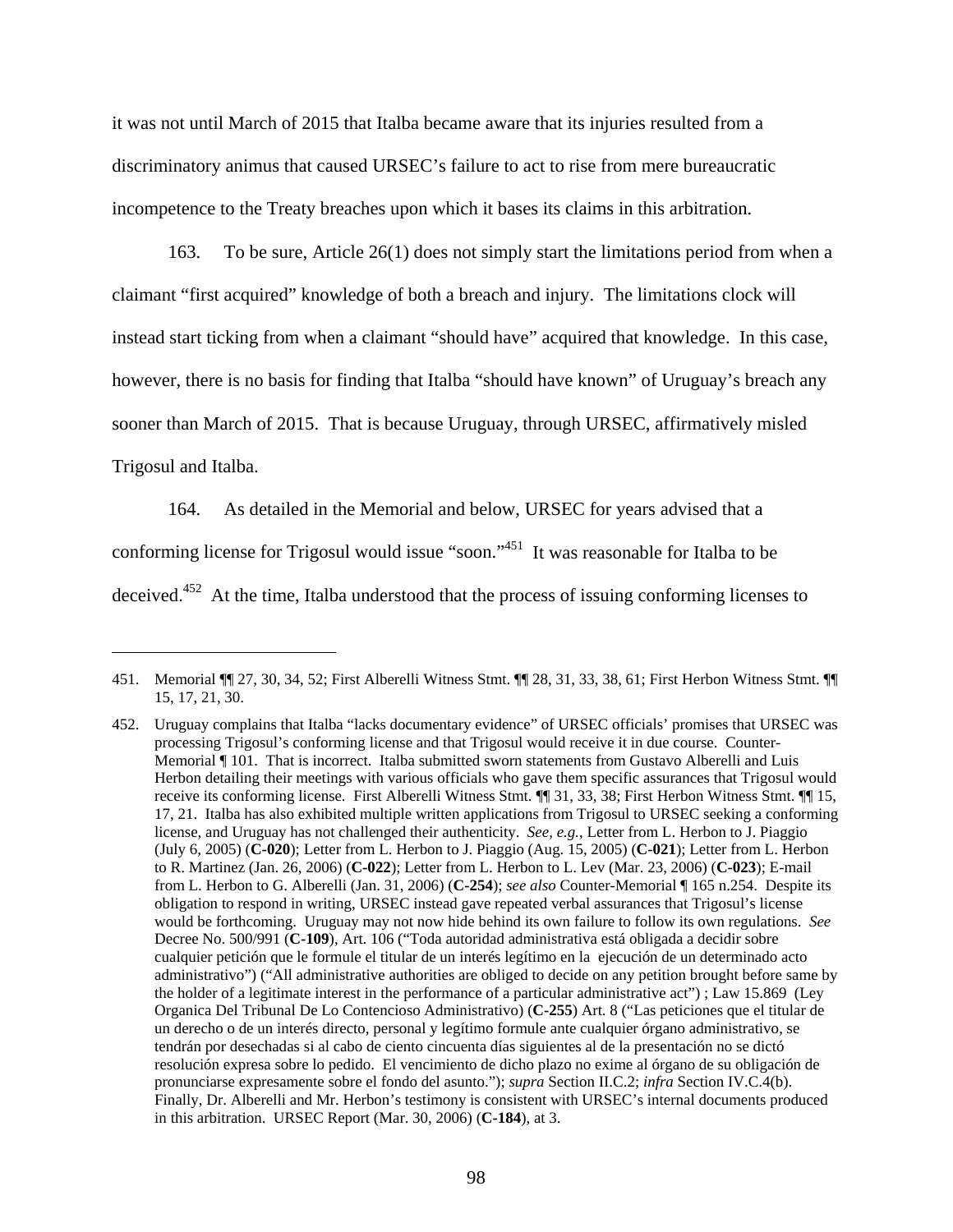it was not until March of 2015 that Italba became aware that its injuries resulted from a discriminatory animus that caused URSEC's failure to act to rise from mere bureaucratic incompetence to the Treaty breaches upon which it bases its claims in this arbitration.

163. To be sure, Article 26(1) does not simply start the limitations period from when a claimant "first acquired" knowledge of both a breach and injury. The limitations clock will instead start ticking from when a claimant "should have" acquired that knowledge. In this case, however, there is no basis for finding that Italba "should have known" of Uruguay's breach any sooner than March of 2015. That is because Uruguay, through URSEC, affirmatively misled Trigosul and Italba.

164. As detailed in the Memorial and below, URSEC for years advised that a conforming license for Trigosul would issue "soon."[451] It was reasonable for Italba to be deceived.[452] At the time, Italba understood that the process of issuing conforming licenses to

---

451. Memorial ¶¶ 27, 30, 34, 52; First Alberelli Witness Stmt. ¶¶ 28, 31, 33, 38, 61; First Herbon Witness Stmt. ¶¶ 15, 17, 21, 30.

452. Uruguay complains that Italba "lacks documentary evidence" of URSEC officials' promises that URSEC was processing Trigosul's conforming license and that Trigosul would receive it in due course. Counter-Memorial ¶ 101. That is incorrect. Italba submitted sworn statements from Gustavo Alberelli and Luis Herbon detailing their meetings with various officials who gave them specific assurances that Trigosul would receive its conforming license. First Alberelli Witness Stmt. ¶¶ 31, 33, 38; First Herbon Witness Stmt. ¶¶ 15, 17, 21. Italba has also exhibited multiple written applications from Trigosul to URSEC seeking a conforming license, and Uruguay has not challenged their authenticity. *See, e.g.*, Letter from L. Herbon to J. Piaggio (July 6, 2005) (**C-020**); Letter from L. Herbon to J. Piaggio (Aug. 15, 2005) (**C-021**); Letter from L. Herbon to R. Martinez (Jan. 26, 2006) (**C-022**); Letter from L. Herbon to L. Lev (Mar. 23, 2006) (**C-023**); E-mail from L. Herbon to G. Alberelli (Jan. 31, 2006) (**C-254**); *see also* Counter-Memorial ¶ 165 n.254. Despite its obligation to respond in writing, URSEC instead gave repeated verbal assurances that Trigosul's license would be forthcoming. Uruguay may not now hide behind its own failure to follow its own regulations. *See* Decree No. 500/991 (**C-109**), Art. 106 ("Toda autoridad administrativa está obligada a decidir sobre cualquier petición que le formule el titular de un interés legítimo en la ejecución de un determinado acto administrativo") ("All administrative authorities are obliged to decide on any petition brought before same by the holder of a legitimate interest in the performance of a particular administrative act") ; Law 15.869 (Ley Organica Del Tribunal De Lo Contencioso Administrativo) (**C-255**) Art. 8 ("Las peticiones que el titular de un derecho o de un interés directo, personal y legítimo formule ante cualquier órgano administrativo, se tendrán por desechadas si al cabo de ciento cincuenta días siguientes al de la presentación no se dictó resolución expresa sobre lo pedido. El vencimiento de dicho plazo no exime al órgano de su obligación de pronunciarse expresamente sobre el fondo del asunto."); *supra* Section II.C.2; *infra* Section IV.C.4(b). Finally, Dr. Alberelli and Mr. Herbon's testimony is consistent with URSEC's internal documents produced in this arbitration. URSEC Report (Mar. 30, 2006) (**C-184**), at 3.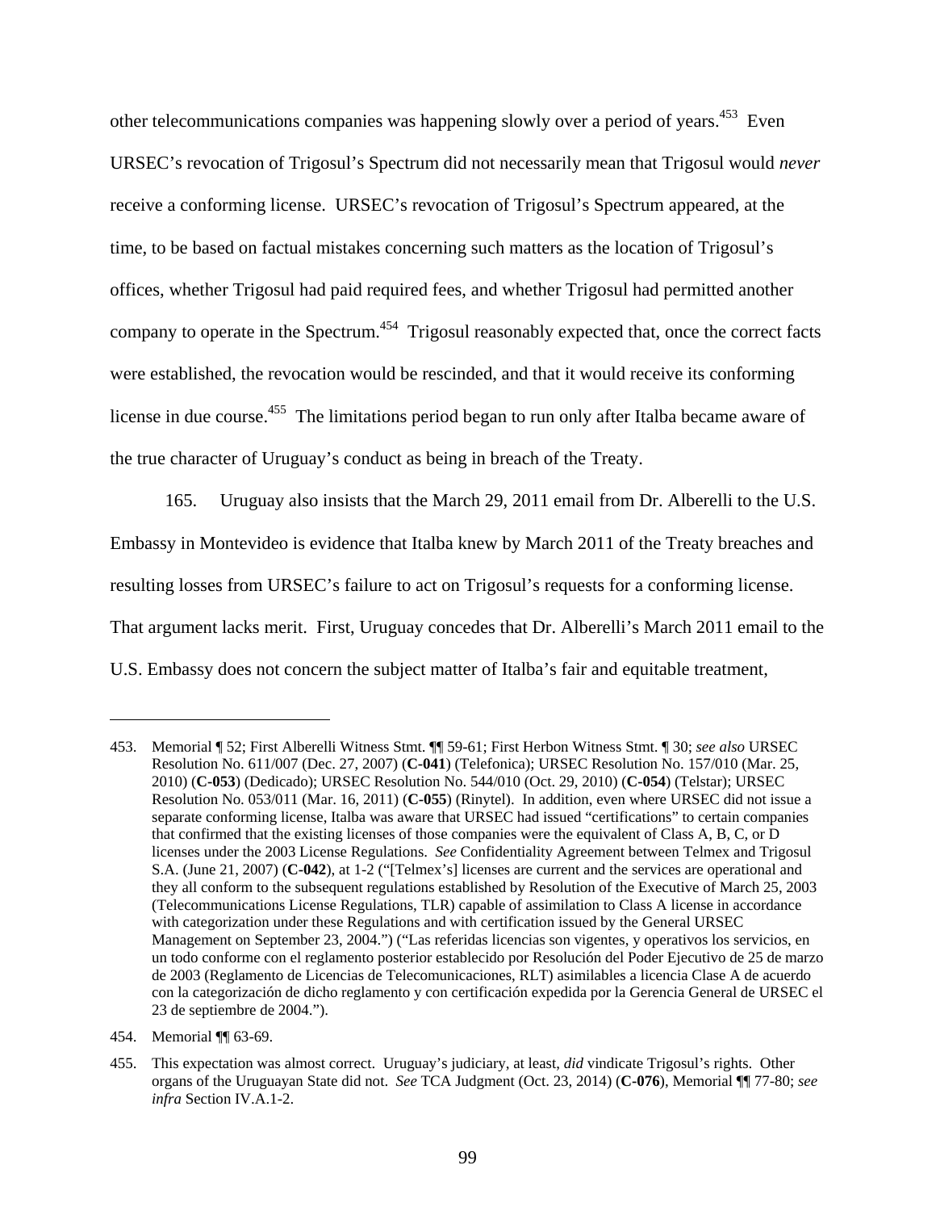other telecommunications companies was happening slowly over a period of years.[453] Even URSEC's revocation of Trigosul's Spectrum did not necessarily mean that Trigosul would *never* receive a conforming license. URSEC's revocation of Trigosul's Spectrum appeared, at the time, to be based on factual mistakes concerning such matters as the location of Trigosul's offices, whether Trigosul had paid required fees, and whether Trigosul had permitted another company to operate in the Spectrum.[454] Trigosul reasonably expected that, once the correct facts were established, the revocation would be rescinded, and that it would receive its conforming license in due course.[455] The limitations period began to run only after Italba became aware of the true character of Uruguay's conduct as being in breach of the Treaty.

165. Uruguay also insists that the March 29, 2011 email from Dr. Alberelli to the U.S. Embassy in Montevideo is evidence that Italba knew by March 2011 of the Treaty breaches and resulting losses from URSEC's failure to act on Trigosul's requests for a conforming license. That argument lacks merit. First, Uruguay concedes that Dr. Alberelli's March 2011 email to the U.S. Embassy does not concern the subject matter of Italba's fair and equitable treatment,

---

453. Memorial ¶ 52; First Alberelli Witness Stmt. ¶¶ 59-61; First Herbon Witness Stmt. ¶ 30; *see also* URSEC Resolution No. 611/007 (Dec. 27, 2007) (**C-041**) (Telefonica); URSEC Resolution No. 157/010 (Mar. 25, 2010) (**C-053**) (Dedicado); URSEC Resolution No. 544/010 (Oct. 29, 2010) (**C-054**) (Telstar); URSEC Resolution No. 053/011 (Mar. 16, 2011) (**C-055**) (Rinytel). In addition, even where URSEC did not issue a separate conforming license, Italba was aware that URSEC had issued "certifications" to certain companies that confirmed that the existing licenses of those companies were the equivalent of Class A, B, C, or D licenses under the 2003 License Regulations. *See* Confidentiality Agreement between Telmex and Trigosul S.A. (June 21, 2007) (**C-042**), at 1-2 ("[Telmex's] licenses are current and the services are operational and they all conform to the subsequent regulations established by Resolution of the Executive of March 25, 2003 (Telecommunications License Regulations, TLR) capable of assimilation to Class A license in accordance with categorization under these Regulations and with certification issued by the General URSEC Management on September 23, 2004.") ("Las referidas licencias son vigentes, y operativos los servicios, en un todo conforme con el reglamento posterior establecido por Resolución del Poder Ejecutivo de 25 de marzo de 2003 (Reglamento de Licencias de Telecomunicaciones, RLT) asimilables a licencia Clase A de acuerdo con la categorización de dicho reglamento y con certificación expedida por la Gerencia General de URSEC el 23 de septiembre de 2004.").

454. Memorial ¶¶ 63-69.

455. This expectation was almost correct. Uruguay's judiciary, at least, *did* vindicate Trigosul's rights. Other organs of the Uruguayan State did not. *See* TCA Judgment (Oct. 23, 2014) (**C-076**), Memorial ¶¶ 77-80; *see infra* Section IV.A.1-2.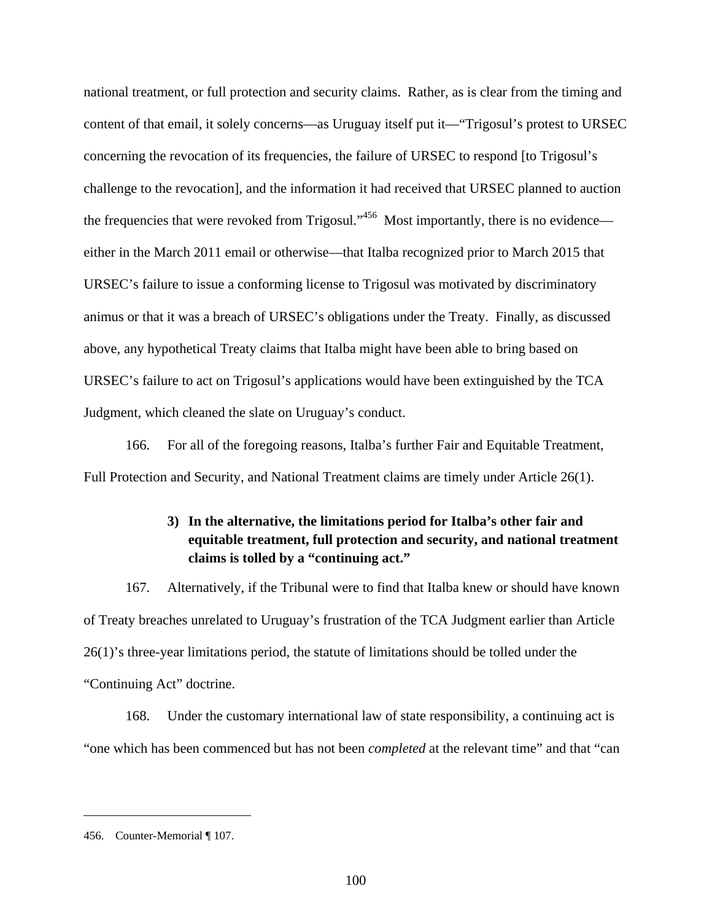national treatment, or full protection and security claims. Rather, as is clear from the timing and content of that email, it solely concerns—as Uruguay itself put it—"Trigosul's protest to URSEC concerning the revocation of its frequencies, the failure of URSEC to respond [to Trigosul's challenge to the revocation], and the information it had received that URSEC planned to auction the frequencies that were revoked from Trigosul."[456] Most importantly, there is no evidence—either in the March 2011 email or otherwise—that Italba recognized prior to March 2015 that URSEC's failure to issue a conforming license to Trigosul was motivated by discriminatory animus or that it was a breach of URSEC's obligations under the Treaty. Finally, as discussed above, any hypothetical Treaty claims that Italba might have been able to bring based on URSEC's failure to act on Trigosul's applications would have been extinguished by the TCA Judgment, which cleaned the slate on Uruguay's conduct.

166. For all of the foregoing reasons, Italba's further Fair and Equitable Treatment, Full Protection and Security, and National Treatment claims are timely under Article 26(1).

**3) In the alternative, the limitations period for Italba's other fair and equitable treatment, full protection and security, and national treatment claims is tolled by a "continuing act."**

167. Alternatively, if the Tribunal were to find that Italba knew or should have known of Treaty breaches unrelated to Uruguay's frustration of the TCA Judgment earlier than Article 26(1)'s three-year limitations period, the statute of limitations should be tolled under the "Continuing Act" doctrine.

168. Under the customary international law of state responsibility, a continuing act is "one which has been commenced but has not been *completed* at the relevant time" and that "can

456. Counter-Memorial ¶ 107.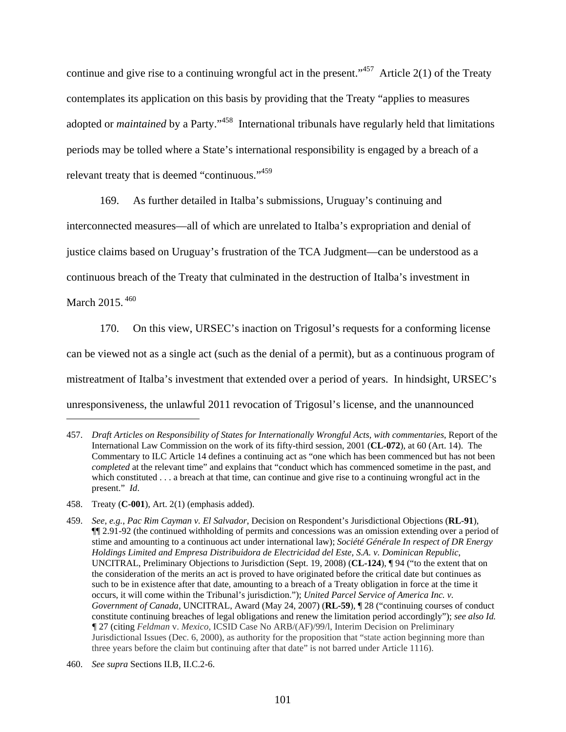continue and give rise to a continuing wrongful act in the present."[457] Article 2(1) of the Treaty contemplates its application on this basis by providing that the Treaty "applies to measures adopted or *maintained* by a Party."[458] International tribunals have regularly held that limitations periods may be tolled where a State's international responsibility is engaged by a breach of a relevant treaty that is deemed "continuous."[459]

169. As further detailed in Italba's submissions, Uruguay's continuing and interconnected measures—all of which are unrelated to Italba's expropriation and denial of justice claims based on Uruguay's frustration of the TCA Judgment—can be understood as a continuous breach of the Treaty that culminated in the destruction of Italba's investment in March 2015.[460]

170. On this view, URSEC's inaction on Trigosul's requests for a conforming license can be viewed not as a single act (such as the denial of a permit), but as a continuous program of mistreatment of Italba's investment that extended over a period of years. In hindsight, URSEC's unresponsiveness, the unlawful 2011 revocation of Trigosul's license, and the unannounced

---

457. *Draft Articles on Responsibility of States for Internationally Wrongful Acts, with commentaries*, Report of the International Law Commission on the work of its fifty-third session, 2001 (**CL-072**), at 60 (Art. 14). The Commentary to ILC Article 14 defines a continuing act as "one which has been commenced but has not been *completed* at the relevant time" and explains that "conduct which has commenced sometime in the past, and which constituted . . . a breach at that time, can continue and give rise to a continuing wrongful act in the present." *Id.*

458. Treaty (**C-001**), Art. 2(1) (emphasis added).

459. *See, e.g.*, *Pac Rim Cayman v. El Salvador*, Decision on Respondent's Jurisdictional Objections (**RL-91**), ¶¶ 2.91-92 (the continued withholding of permits and concessions was an omission extending over a period of stime and amounting to a continuous act under international law); *Société Générale In respect of DR Energy Holdings Limited and Empresa Distribuidora de Electricidad del Este, S.A. v. Dominican Republic*, UNCITRAL, Preliminary Objections to Jurisdiction (Sept. 19, 2008) (**CL-124**), ¶ 94 ("to the extent that on the consideration of the merits an act is proved to have originated before the critical date but continues as such to be in existence after that date, amounting to a breach of a Treaty obligation in force at the time it occurs, it will come within the Tribunal's jurisdiction."); *United Parcel Service of America Inc. v. Government of Canada*, UNCITRAL, Award (May 24, 2007) (**RL-59**), ¶ 28 ("continuing courses of conduct constitute continuing breaches of legal obligations and renew the limitation period accordingly"); *see also Id.* ¶ 27 (citing *Feldman* v. *Mexico*, ICSID Case No ARB/(AF)/99/l, Interim Decision on Preliminary Jurisdictional Issues (Dec. 6, 2000), as authority for the proposition that "state action beginning more than three years before the claim but continuing after that date" is not barred under Article 1116).

460. *See supra* Sections II.B, II.C.2-6.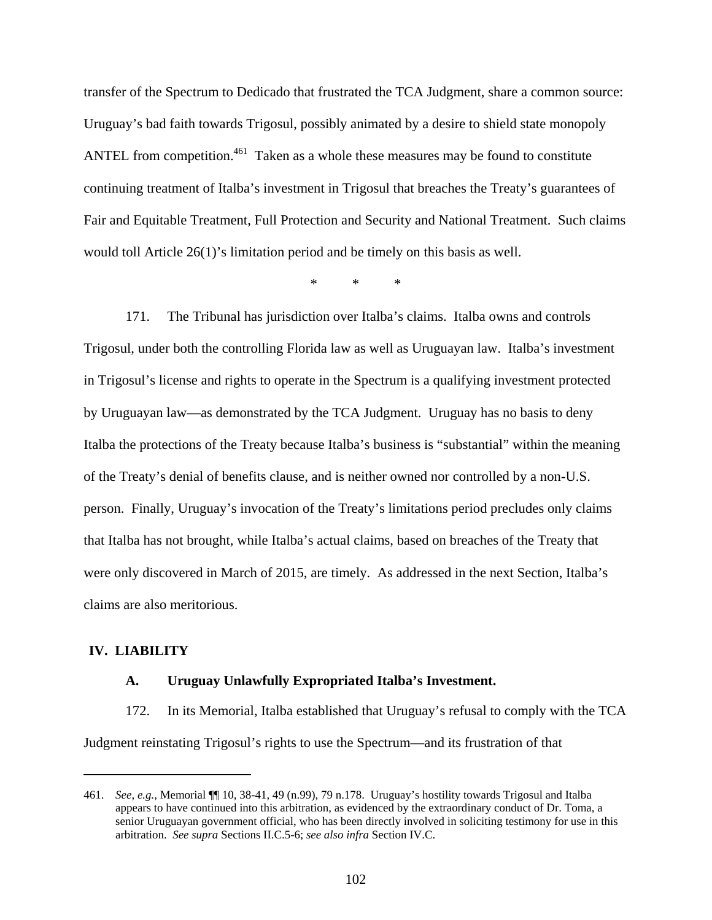transfer of the Spectrum to Dedicado that frustrated the TCA Judgment, share a common source: Uruguay's bad faith towards Trigosul, possibly animated by a desire to shield state monopoly ANTEL from competition.[461] Taken as a whole these measures may be found to constitute continuing treatment of Italba's investment in Trigosul that breaches the Treaty's guarantees of Fair and Equitable Treatment, Full Protection and Security and National Treatment. Such claims would toll Article 26(1)'s limitation period and be timely on this basis as well.

\* \* \*

171. The Tribunal has jurisdiction over Italba's claims. Italba owns and controls Trigosul, under both the controlling Florida law as well as Uruguayan law. Italba's investment in Trigosul's license and rights to operate in the Spectrum is a qualifying investment protected by Uruguayan law—as demonstrated by the TCA Judgment. Uruguay has no basis to deny Italba the protections of the Treaty because Italba's business is "substantial" within the meaning of the Treaty's denial of benefits clause, and is neither owned nor controlled by a non-U.S. person. Finally, Uruguay's invocation of the Treaty's limitations period precludes only claims that Italba has not brought, while Italba's actual claims, based on breaches of the Treaty that were only discovered in March of 2015, are timely. As addressed in the next Section, Italba's claims are also meritorious.

## IV. LIABILITY

### A. Uruguay Unlawfully Expropriated Italba's Investment.

172. In its Memorial, Italba established that Uruguay's refusal to comply with the TCA Judgment reinstating Trigosul's rights to use the Spectrum—and its frustration of that

---

461. *See, e.g.*, Memorial ¶¶ 10, 38-41, 49 (n.99), 79 n.178. Uruguay's hostility towards Trigosul and Italba appears to have continued into this arbitration, as evidenced by the extraordinary conduct of Dr. Toma, a senior Uruguayan government official, who has been directly involved in soliciting testimony for use in this arbitration. *See supra* Sections II.C.5-6; *see also infra* Section IV.C.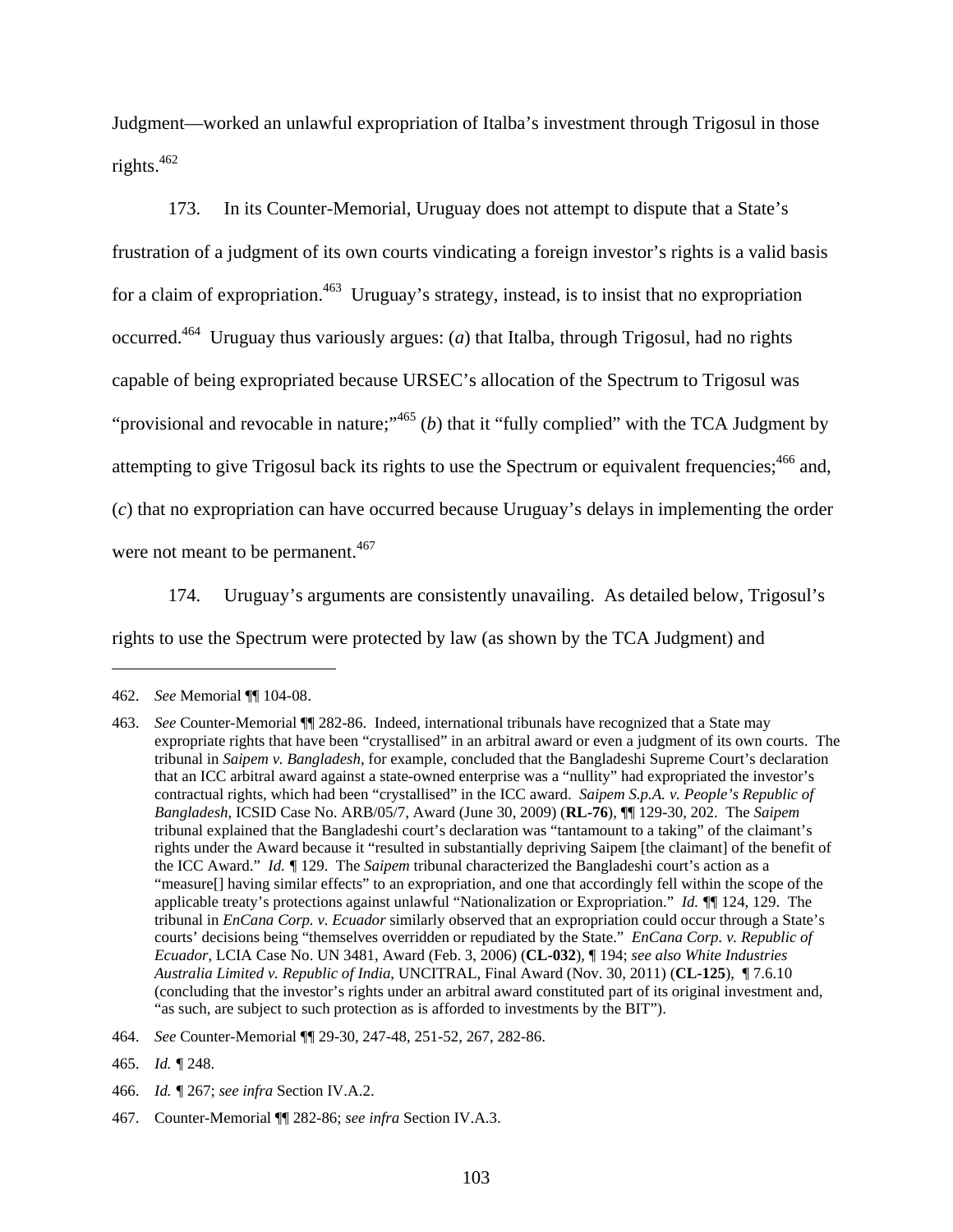Judgment—worked an unlawful expropriation of Italba's investment through Trigosul in those rights.[462]

173. In its Counter-Memorial, Uruguay does not attempt to dispute that a State's frustration of a judgment of its own courts vindicating a foreign investor's rights is a valid basis for a claim of expropriation.[463] Uruguay's strategy, instead, is to insist that no expropriation occurred.[464] Uruguay thus variously argues: (*a*) that Italba, through Trigosul, had no rights capable of being expropriated because URSEC's allocation of the Spectrum to Trigosul was "provisional and revocable in nature;"[465] (*b*) that it "fully complied" with the TCA Judgment by attempting to give Trigosul back its rights to use the Spectrum or equivalent frequencies;[466] and, (*c*) that no expropriation can have occurred because Uruguay's delays in implementing the order were not meant to be permanent.[467]

174. Uruguay's arguments are consistently unavailing. As detailed below, Trigosul's rights to use the Spectrum were protected by law (as shown by the TCA Judgment) and

---

462. *See* Memorial ¶¶ 104-08.

463. *See* Counter-Memorial ¶¶ 282-86. Indeed, international tribunals have recognized that a State may expropriate rights that have been "crystallised" in an arbitral award or even a judgment of its own courts. The tribunal in *Saipem v. Bangladesh*, for example, concluded that the Bangladeshi Supreme Court's declaration that an ICC arbitral award against a state-owned enterprise was a "nullity" had expropriated the investor's contractual rights, which had been "crystallised" in the ICC award. *Saipem S.p.A. v. People's Republic of Bangladesh*, ICSID Case No. ARB/05/7, Award (June 30, 2009) (**RL-76**), ¶¶ 129-30, 202. The *Saipem* tribunal explained that the Bangladeshi court's declaration was "tantamount to a taking" of the claimant's rights under the Award because it "resulted in substantially depriving Saipem [the claimant] of the benefit of the ICC Award." *Id.* ¶ 129. The *Saipem* tribunal characterized the Bangladeshi court's action as a "measure[] having similar effects" to an expropriation, and one that accordingly fell within the scope of the applicable treaty's protections against unlawful "Nationalization or Expropriation." *Id.* ¶¶ 124, 129. The tribunal in *EnCana Corp. v. Ecuador* similarly observed that an expropriation could occur through a State's courts' decisions being "themselves overridden or repudiated by the State." *EnCana Corp. v. Republic of Ecuador*, LCIA Case No. UN 3481, Award (Feb. 3, 2006) (**CL-032**), ¶ 194; *see also White Industries Australia Limited v. Republic of India*, UNCITRAL, Final Award (Nov. 30, 2011) (**CL-125**), ¶ 7.6.10 (concluding that the investor's rights under an arbitral award constituted part of its original investment and, "as such, are subject to such protection as is afforded to investments by the BIT").

464. *See* Counter-Memorial ¶¶ 29-30, 247-48, 251-52, 267, 282-86.

465. *Id.* ¶ 248.

466. *Id.* ¶ 267; *see infra* Section IV.A.2.

467. Counter-Memorial ¶¶ 282-86; *see infra* Section IV.A.3.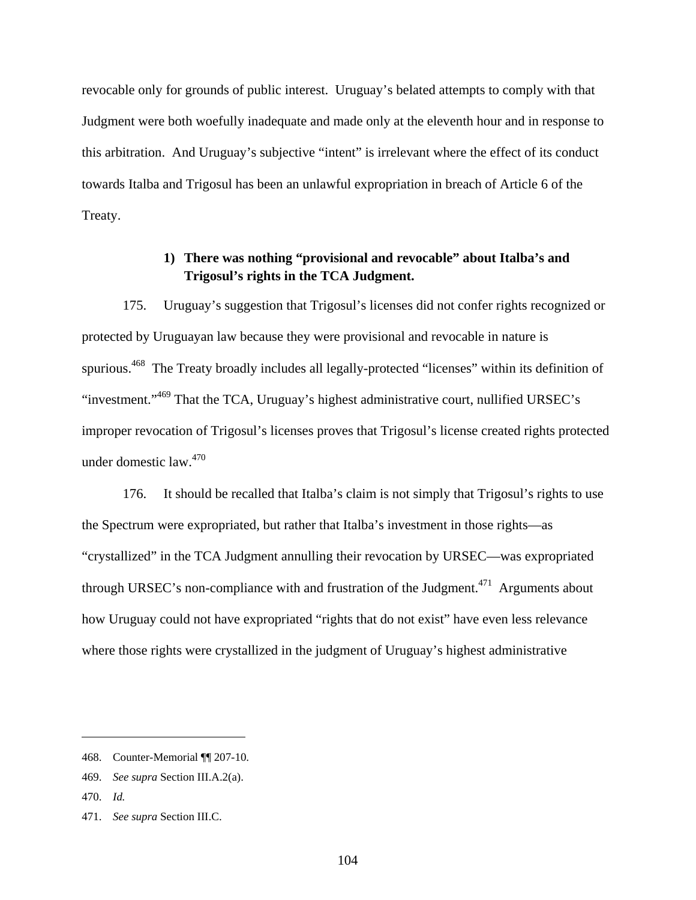revocable only for grounds of public interest. Uruguay's belated attempts to comply with that Judgment were both woefully inadequate and made only at the eleventh hour and in response to this arbitration. And Uruguay's subjective "intent" is irrelevant where the effect of its conduct towards Italba and Trigosul has been an unlawful expropriation in breach of Article 6 of the Treaty.

#### 1) There was nothing "provisional and revocable" about Italba's and Trigosul's rights in the TCA Judgment.

175. Uruguay's suggestion that Trigosul's licenses did not confer rights recognized or protected by Uruguayan law because they were provisional and revocable in nature is spurious.[468] The Treaty broadly includes all legally-protected "licenses" within its definition of "investment."[469] That the TCA, Uruguay's highest administrative court, nullified URSEC's improper revocation of Trigosul's licenses proves that Trigosul's license created rights protected under domestic law.[470]

176. It should be recalled that Italba's claim is not simply that Trigosul's rights to use the Spectrum were expropriated, but rather that Italba's investment in those rights—as "crystallized" in the TCA Judgment annulling their revocation by URSEC—was expropriated through URSEC's non-compliance with and frustration of the Judgment.[471] Arguments about how Uruguay could not have expropriated "rights that do not exist" have even less relevance where those rights were crystallized in the judgment of Uruguay's highest administrative

---

468. Counter-Memorial ¶¶ 207-10.

469. *See supra* Section III.A.2(a).

470. *Id.*

471. *See supra* Section III.C.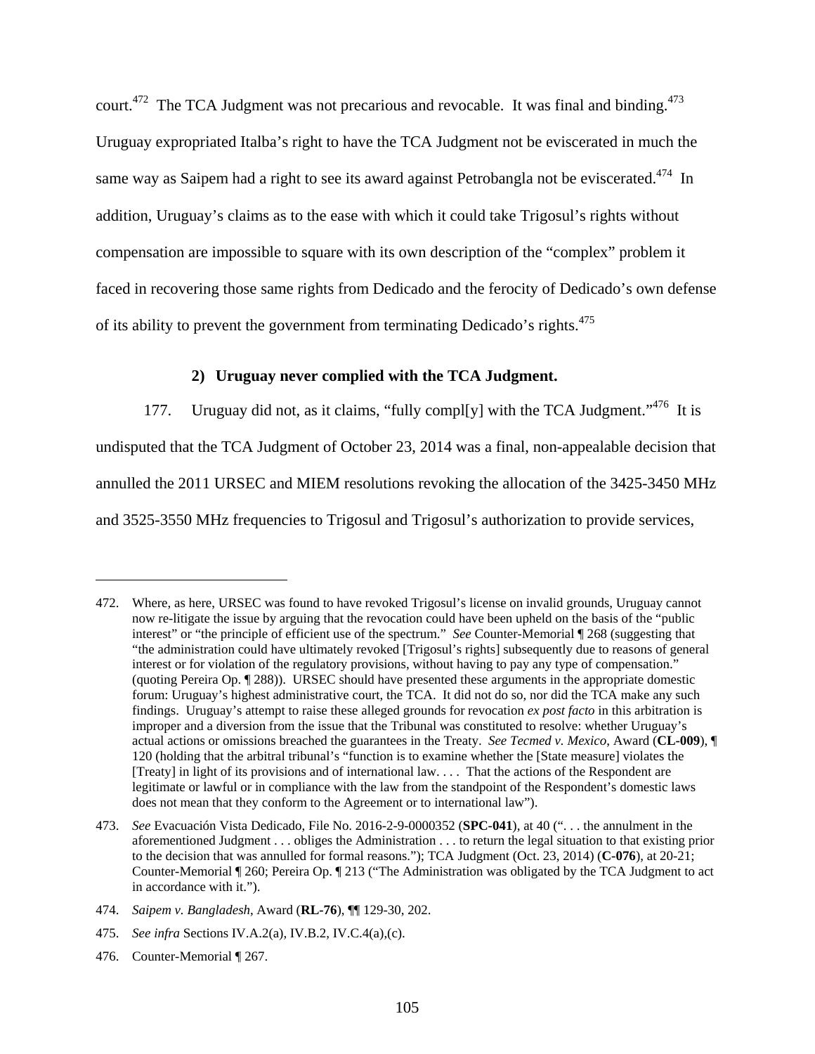court.[472] The TCA Judgment was not precarious and revocable. It was final and binding.[473] Uruguay expropriated Italba's right to have the TCA Judgment not be eviscerated in much the same way as Saipem had a right to see its award against Petrobangla not be eviscerated.[474] In addition, Uruguay's claims as to the ease with which it could take Trigosul's rights without compensation are impossible to square with its own description of the "complex" problem it faced in recovering those same rights from Dedicado and the ferocity of Dedicado's own defense of its ability to prevent the government from terminating Dedicado's rights.[475]

#### 2) Uruguay never complied with the TCA Judgment.

177. Uruguay did not, as it claims, "fully compl[y] with the TCA Judgment."[476] It is undisputed that the TCA Judgment of October 23, 2014 was a final, non-appealable decision that annulled the 2011 URSEC and MIEM resolutions revoking the allocation of the 3425-3450 MHz and 3525-3550 MHz frequencies to Trigosul and Trigosul's authorization to provide services,

---

472. Where, as here, URSEC was found to have revoked Trigosul's license on invalid grounds, Uruguay cannot now re-litigate the issue by arguing that the revocation could have been upheld on the basis of the "public interest" or "the principle of efficient use of the spectrum." *See* Counter-Memorial ¶ 268 (suggesting that "the administration could have ultimately revoked [Trigosul's rights] subsequently due to reasons of general interest or for violation of the regulatory provisions, without having to pay any type of compensation." (quoting Pereira Op. ¶ 288)). URSEC should have presented these arguments in the appropriate domestic forum: Uruguay's highest administrative court, the TCA. It did not do so, nor did the TCA make any such findings. Uruguay's attempt to raise these alleged grounds for revocation *ex post facto* in this arbitration is improper and a diversion from the issue that the Tribunal was constituted to resolve: whether Uruguay's actual actions or omissions breached the guarantees in the Treaty. *See Tecmed v. Mexico*, Award (**CL-009**), ¶ 120 (holding that the arbitral tribunal's "function is to examine whether the [State measure] violates the [Treaty] in light of its provisions and of international law. . . . That the actions of the Respondent are legitimate or lawful or in compliance with the law from the standpoint of the Respondent's domestic laws does not mean that they conform to the Agreement or to international law").

473. *See* Evacuación Vista Dedicado, File No. 2016-2-9-0000352 (**SPC-041**), at 40 (". . . the annulment in the aforementioned Judgment . . . obliges the Administration . . . to return the legal situation to that existing prior to the decision that was annulled for formal reasons."); TCA Judgment (Oct. 23, 2014) (**C-076**), at 20-21; Counter-Memorial ¶ 260; Pereira Op. ¶ 213 ("The Administration was obligated by the TCA Judgment to act in accordance with it.").

474. *Saipem v. Bangladesh*, Award (**RL-76**), ¶¶ 129-30, 202.

475. *See infra* Sections IV.A.2(a), IV.B.2, IV.C.4(a),(c).

476. Counter-Memorial ¶ 267.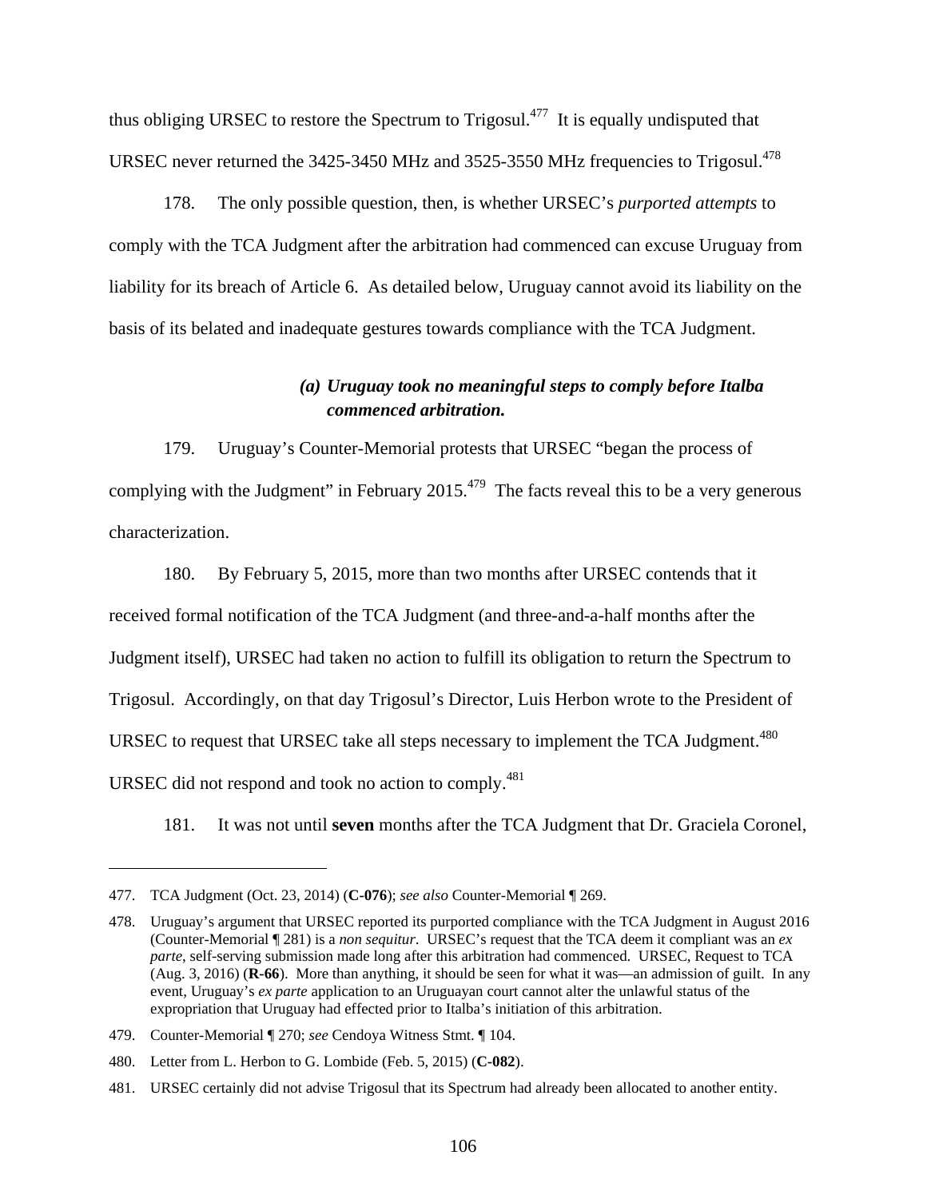thus obliging URSEC to restore the Spectrum to Trigosul.[477] It is equally undisputed that URSEC never returned the 3425-3450 MHz and 3525-3550 MHz frequencies to Trigosul.[478]

178. The only possible question, then, is whether URSEC's *purported attempts* to comply with the TCA Judgment after the arbitration had commenced can excuse Uruguay from liability for its breach of Article 6. As detailed below, Uruguay cannot avoid its liability on the basis of its belated and inadequate gestures towards compliance with the TCA Judgment.

***(a) Uruguay took no meaningful steps to comply before Italba commenced arbitration.***

179. Uruguay's Counter-Memorial protests that URSEC "began the process of complying with the Judgment" in February 2015.[479] The facts reveal this to be a very generous characterization.

180. By February 5, 2015, more than two months after URSEC contends that it received formal notification of the TCA Judgment (and three-and-a-half months after the Judgment itself), URSEC had taken no action to fulfill its obligation to return the Spectrum to Trigosul. Accordingly, on that day Trigosul's Director, Luis Herbon wrote to the President of URSEC to request that URSEC take all steps necessary to implement the TCA Judgment.[480] URSEC did not respond and took no action to comply.[481]

181. It was not until **seven** months after the TCA Judgment that Dr. Graciela Coronel,

---

477. TCA Judgment (Oct. 23, 2014) (**C-076**); *see also* Counter-Memorial ¶ 269.

478. Uruguay's argument that URSEC reported its purported compliance with the TCA Judgment in August 2016 (Counter-Memorial ¶ 281) is a *non sequitur*. URSEC's request that the TCA deem it compliant was an *ex parte*, self-serving submission made long after this arbitration had commenced. URSEC, Request to TCA (Aug. 3, 2016) (**R-66**). More than anything, it should be seen for what it was—an admission of guilt. In any event, Uruguay's *ex parte* application to an Uruguayan court cannot alter the unlawful status of the expropriation that Uruguay had effected prior to Italba's initiation of this arbitration.

479. Counter-Memorial ¶ 270; *see* Cendoya Witness Stmt. ¶ 104.

480. Letter from L. Herbon to G. Lombide (Feb. 5, 2015) (**C-082**).

481. URSEC certainly did not advise Trigosul that its Spectrum had already been allocated to another entity.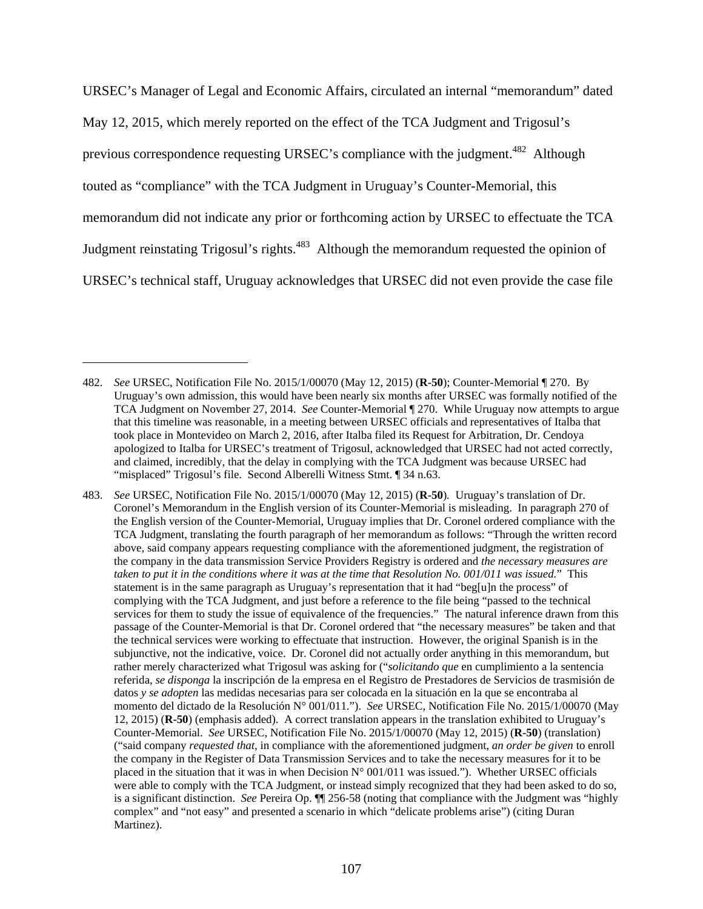URSEC's Manager of Legal and Economic Affairs, circulated an internal "memorandum" dated May 12, 2015, which merely reported on the effect of the TCA Judgment and Trigosul's previous correspondence requesting URSEC's compliance with the judgment.[482] Although touted as "compliance" with the TCA Judgment in Uruguay's Counter-Memorial, this memorandum did not indicate any prior or forthcoming action by URSEC to effectuate the TCA Judgment reinstating Trigosul's rights.[483] Although the memorandum requested the opinion of URSEC's technical staff, Uruguay acknowledges that URSEC did not even provide the case file

---

482. *See* URSEC, Notification File No. 2015/1/00070 (May 12, 2015) (**R-50**); Counter-Memorial ¶ 270. By Uruguay's own admission, this would have been nearly six months after URSEC was formally notified of the TCA Judgment on November 27, 2014. *See* Counter-Memorial ¶ 270. While Uruguay now attempts to argue that this timeline was reasonable, in a meeting between URSEC officials and representatives of Italba that took place in Montevideo on March 2, 2016, after Italba filed its Request for Arbitration, Dr. Cendoya apologized to Italba for URSEC's treatment of Trigosul, acknowledged that URSEC had not acted correctly, and claimed, incredibly, that the delay in complying with the TCA Judgment was because URSEC had "misplaced" Trigosul's file. Second Alberelli Witness Stmt. ¶ 34 n.63.

483. *See* URSEC, Notification File No. 2015/1/00070 (May 12, 2015) (**R-50**). Uruguay's translation of Dr. Coronel's Memorandum in the English version of its Counter-Memorial is misleading. In paragraph 270 of the English version of the Counter-Memorial, Uruguay implies that Dr. Coronel ordered compliance with the TCA Judgment, translating the fourth paragraph of her memorandum as follows: "Through the written record above, said company appears requesting compliance with the aforementioned judgment, the registration of the company in the data transmission Service Providers Registry is ordered and *the necessary measures are taken to put it in the conditions where it was at the time that Resolution No. 001/011 was issued.*" This statement is in the same paragraph as Uruguay's representation that it had "beg[u]n the process" of complying with the TCA Judgment, and just before a reference to the file being "passed to the technical services for them to study the issue of equivalence of the frequencies." The natural inference drawn from this passage of the Counter-Memorial is that Dr. Coronel ordered that "the necessary measures" be taken and that the technical services were working to effectuate that instruction. However, the original Spanish is in the subjunctive, not the indicative, voice. Dr. Coronel did not actually order anything in this memorandum, but rather merely characterized what Trigosul was asking for ("*solicitando que* en cumplimiento a la sentencia referida, *se disponga* la inscripción de la empresa en el Registro de Prestadores de Servicios de trasmisión de datos *y se adopten* las medidas necesarias para ser colocada en la situación en la que se encontraba al momento del dictado de la Resolución N° 001/011."). *See* URSEC, Notification File No. 2015/1/00070 (May 12, 2015) (**R-50**) (emphasis added). A correct translation appears in the translation exhibited to Uruguay's Counter-Memorial. *See* URSEC, Notification File No. 2015/1/00070 (May 12, 2015) (**R-50**) (translation) ("said company *requested that*, in compliance with the aforementioned judgment, *an order be given* to enroll the company in the Register of Data Transmission Services and to take the necessary measures for it to be placed in the situation that it was in when Decision N° 001/011 was issued."). Whether URSEC officials were able to comply with the TCA Judgment, or instead simply recognized that they had been asked to do so, is a significant distinction. *See* Pereira Op. ¶¶ 256-58 (noting that compliance with the Judgment was "highly complex" and "not easy" and presented a scenario in which "delicate problems arise") (citing Duran Martinez).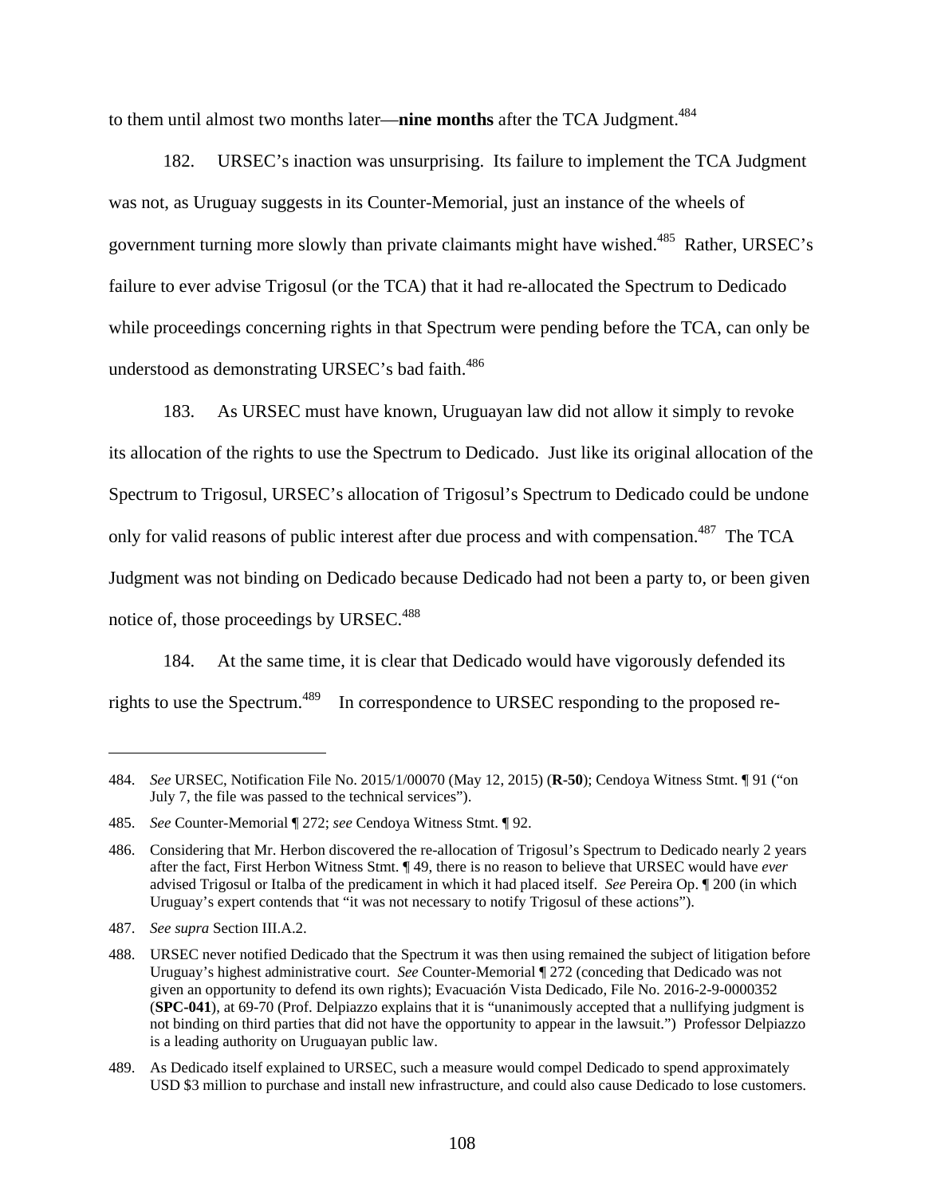to them until almost two months later—**nine months** after the TCA Judgment.[484]

182. URSEC's inaction was unsurprising. Its failure to implement the TCA Judgment was not, as Uruguay suggests in its Counter-Memorial, just an instance of the wheels of government turning more slowly than private claimants might have wished.[485] Rather, URSEC's failure to ever advise Trigosul (or the TCA) that it had re-allocated the Spectrum to Dedicado while proceedings concerning rights in that Spectrum were pending before the TCA, can only be understood as demonstrating URSEC's bad faith.[486]

183. As URSEC must have known, Uruguayan law did not allow it simply to revoke its allocation of the rights to use the Spectrum to Dedicado. Just like its original allocation of the Spectrum to Trigosul, URSEC's allocation of Trigosul's Spectrum to Dedicado could be undone only for valid reasons of public interest after due process and with compensation.[487] The TCA Judgment was not binding on Dedicado because Dedicado had not been a party to, or been given notice of, those proceedings by URSEC.[488]

184. At the same time, it is clear that Dedicado would have vigorously defended its rights to use the Spectrum.[489] In correspondence to URSEC responding to the proposed re-

---

484. *See* URSEC, Notification File No. 2015/1/00070 (May 12, 2015) (**R-50**); Cendoya Witness Stmt. ¶ 91 ("on July 7, the file was passed to the technical services").

485. *See* Counter-Memorial ¶ 272; *see* Cendoya Witness Stmt. ¶ 92.

486. Considering that Mr. Herbon discovered the re-allocation of Trigosul's Spectrum to Dedicado nearly 2 years after the fact, First Herbon Witness Stmt. ¶ 49, there is no reason to believe that URSEC would have *ever* advised Trigosul or Italba of the predicament in which it had placed itself. *See* Pereira Op. ¶ 200 (in which Uruguay's expert contends that "it was not necessary to notify Trigosul of these actions").

487. *See supra* Section III.A.2.

488. URSEC never notified Dedicado that the Spectrum it was then using remained the subject of litigation before Uruguay's highest administrative court. *See* Counter-Memorial ¶ 272 (conceding that Dedicado was not given an opportunity to defend its own rights); Evacuación Vista Dedicado, File No. 2016-2-9-0000352 (**SPC-041**), at 69-70 (Prof. Delpiazzo explains that it is "unanimously accepted that a nullifying judgment is not binding on third parties that did not have the opportunity to appear in the lawsuit.") Professor Delpiazzo is a leading authority on Uruguayan public law.

489. As Dedicado itself explained to URSEC, such a measure would compel Dedicado to spend approximately USD $3 million to purchase and install new infrastructure, and could also cause Dedicado to lose customers.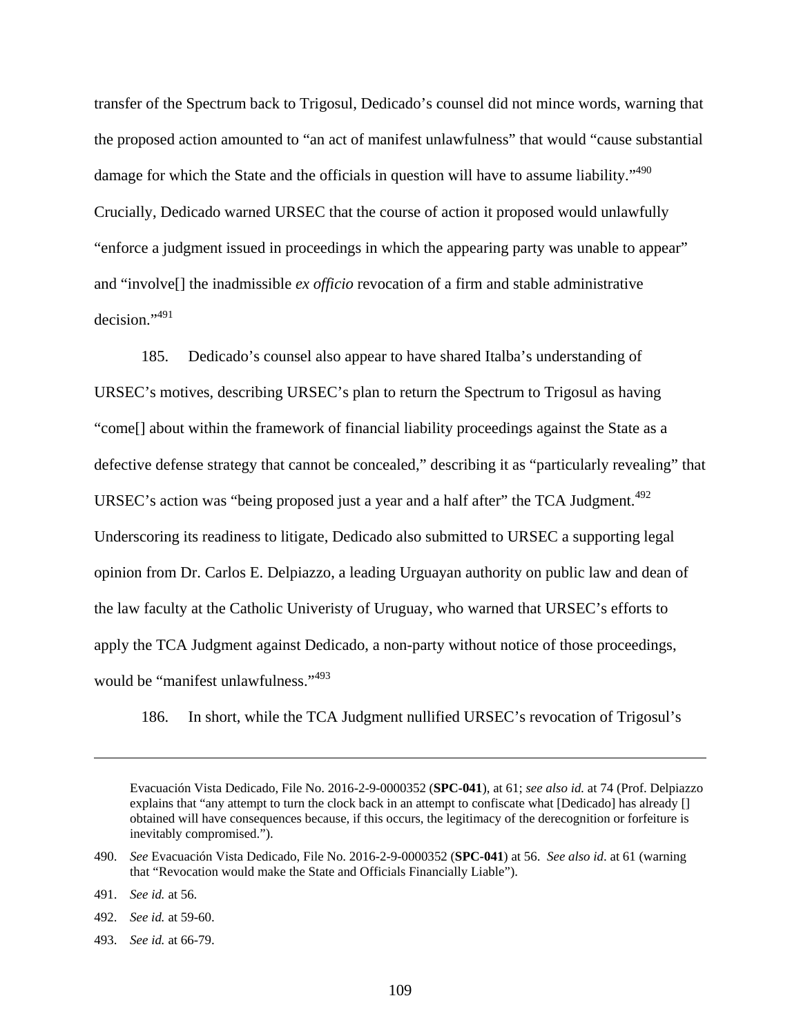transfer of the Spectrum back to Trigosul, Dedicado's counsel did not mince words, warning that the proposed action amounted to "an act of manifest unlawfulness" that would "cause substantial damage for which the State and the officials in question will have to assume liability."[490] Crucially, Dedicado warned URSEC that the course of action it proposed would unlawfully "enforce a judgment issued in proceedings in which the appearing party was unable to appear" and "involve[] the inadmissible *ex officio* revocation of a firm and stable administrative decision."[491]

185. Dedicado's counsel also appear to have shared Italba's understanding of URSEC's motives, describing URSEC's plan to return the Spectrum to Trigosul as having "come[] about within the framework of financial liability proceedings against the State as a defective defense strategy that cannot be concealed," describing it as "particularly revealing" that URSEC's action was "being proposed just a year and a half after" the TCA Judgment.[492] Underscoring its readiness to litigate, Dedicado also submitted to URSEC a supporting legal opinion from Dr. Carlos E. Delpiazzo, a leading Urguayan authority on public law and dean of the law faculty at the Catholic Univeristy of Uruguay, who warned that URSEC's efforts to apply the TCA Judgment against Dedicado, a non-party without notice of those proceedings, would be "manifest unlawfulness."[493]

186. In short, while the TCA Judgment nullified URSEC's revocation of Trigosul's

---

Evacuación Vista Dedicado, File No. 2016-2-9-0000352 (**SPC-041**), at 61; *see also id.* at 74 (Prof. Delpiazzo explains that "any attempt to turn the clock back in an attempt to confiscate what [Dedicado] has already [] obtained will have consequences because, if this occurs, the legitimacy of the derecognition or forfeiture is inevitably compromised.").

490. *See* Evacuación Vista Dedicado, File No. 2016-2-9-0000352 (**SPC-041**) at 56. *See also id*. at 61 (warning that "Revocation would make the State and Officials Financially Liable").

491. *See id.* at 56.

492. *See id.* at 59-60.

493. *See id.* at 66-79.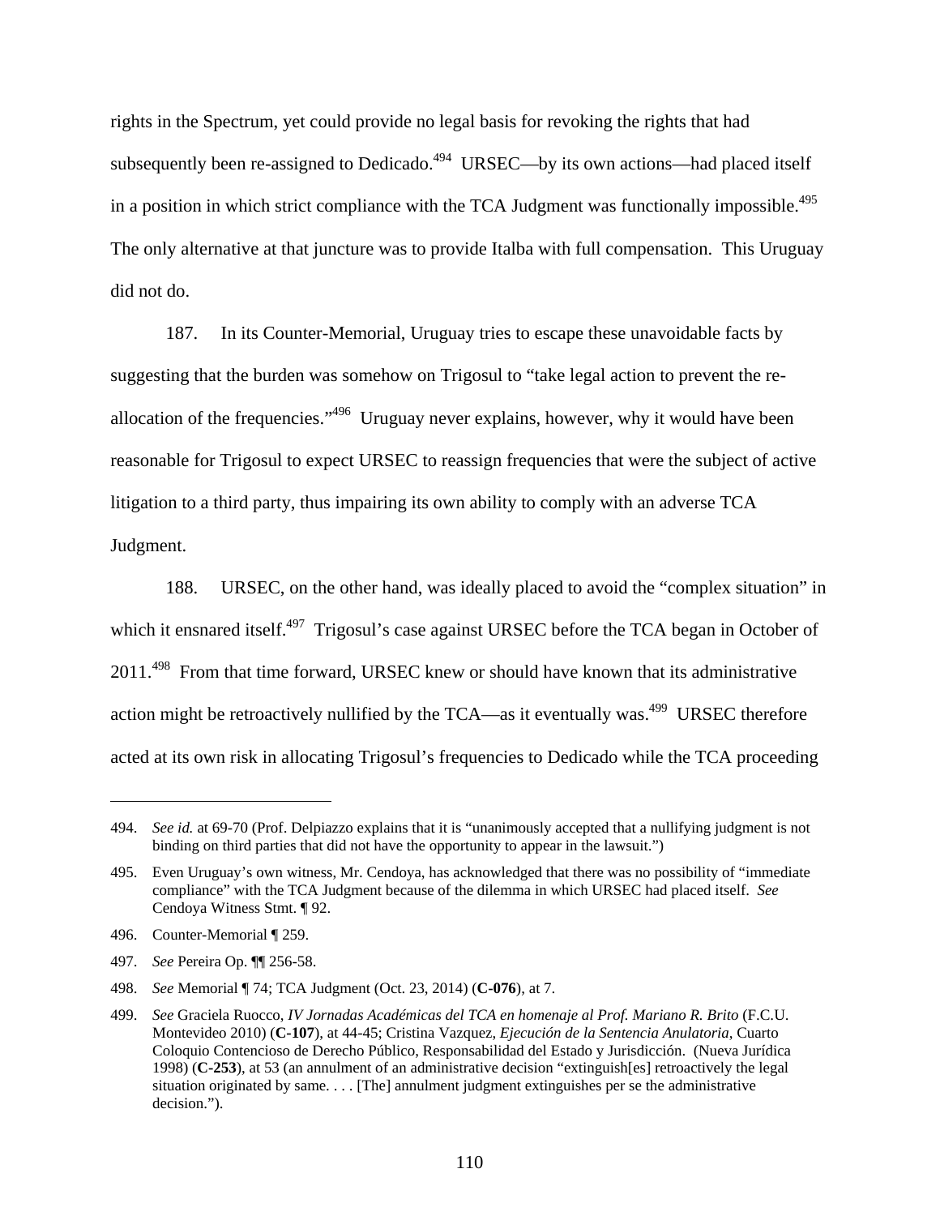rights in the Spectrum, yet could provide no legal basis for revoking the rights that had subsequently been re-assigned to Dedicado.[494] URSEC—by its own actions—had placed itself in a position in which strict compliance with the TCA Judgment was functionally impossible.[495] The only alternative at that juncture was to provide Italba with full compensation. This Uruguay did not do.

187. In its Counter-Memorial, Uruguay tries to escape these unavoidable facts by suggesting that the burden was somehow on Trigosul to "take legal action to prevent the re-allocation of the frequencies."[496] Uruguay never explains, however, why it would have been reasonable for Trigosul to expect URSEC to reassign frequencies that were the subject of active litigation to a third party, thus impairing its own ability to comply with an adverse TCA Judgment.

188. URSEC, on the other hand, was ideally placed to avoid the "complex situation" in which it ensnared itself.[497] Trigosul's case against URSEC before the TCA began in October of 2011.[498] From that time forward, URSEC knew or should have known that its administrative action might be retroactively nullified by the TCA—as it eventually was.[499] URSEC therefore acted at its own risk in allocating Trigosul's frequencies to Dedicado while the TCA proceeding

---

494. *See id.* at 69-70 (Prof. Delpiazzo explains that it is "unanimously accepted that a nullifying judgment is not binding on third parties that did not have the opportunity to appear in the lawsuit.")

495. Even Uruguay's own witness, Mr. Cendoya, has acknowledged that there was no possibility of "immediate compliance" with the TCA Judgment because of the dilemma in which URSEC had placed itself. *See* Cendoya Witness Stmt. ¶ 92.

496. Counter-Memorial ¶ 259.

497. *See* Pereira Op. ¶¶ 256-58.

498. *See* Memorial ¶ 74; TCA Judgment (Oct. 23, 2014) (**C-076**), at 7.

499. *See* Graciela Ruocco, *IV Jornadas Académicas del TCA en homenaje al Prof. Mariano R. Brito* (F.C.U. Montevideo 2010) (**C-107**), at 44-45; Cristina Vazquez, *Ejecución de la Sentencia Anulatoria*, Cuarto Coloquio Contencioso de Derecho Público, Responsabilidad del Estado y Jurisdicción. (Nueva Jurídica 1998) (**C-253**), at 53 (an annulment of an administrative decision "extinguish[es] retroactively the legal situation originated by same. . . . [The] annulment judgment extinguishes per se the administrative decision.").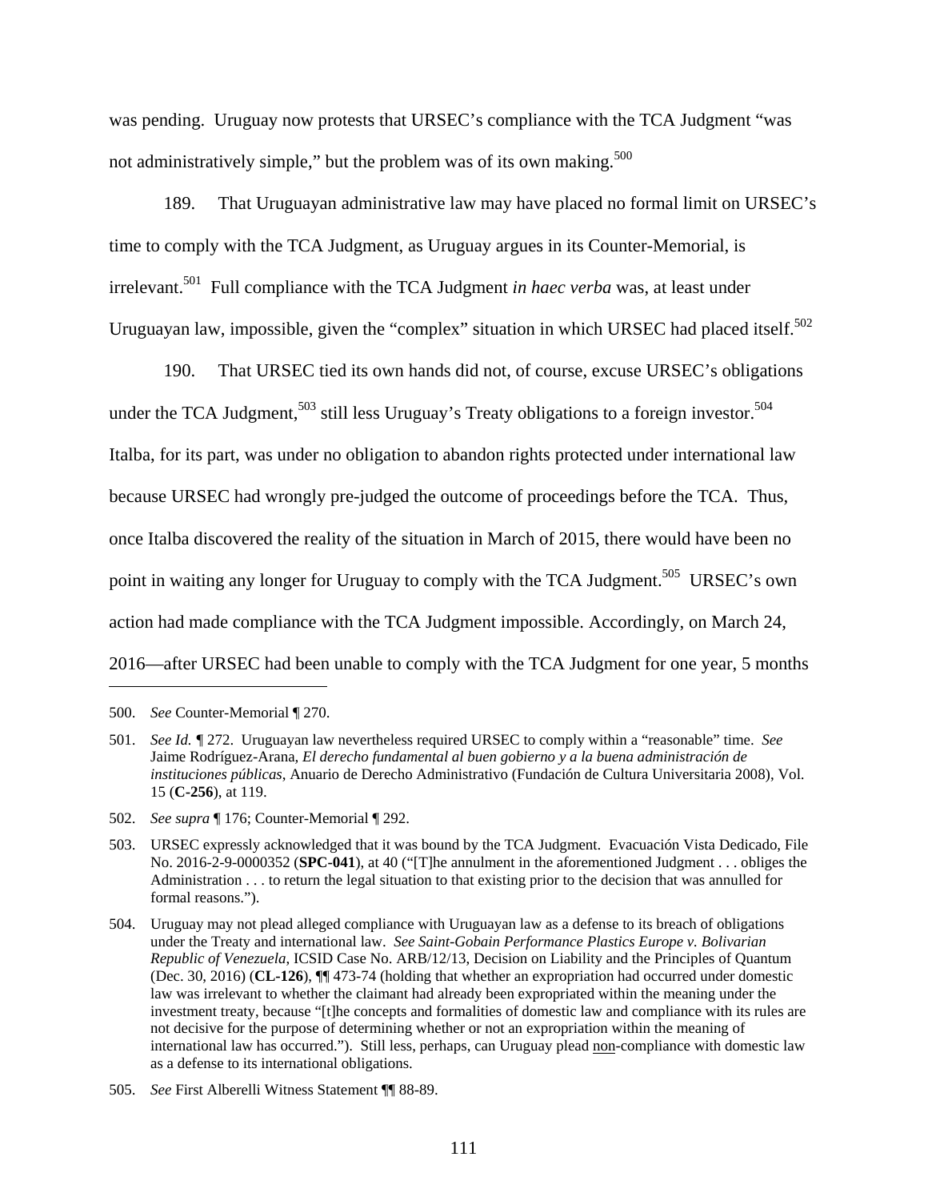was pending. Uruguay now protests that URSEC's compliance with the TCA Judgment "was not administratively simple," but the problem was of its own making.[500]

189. That Uruguayan administrative law may have placed no formal limit on URSEC's time to comply with the TCA Judgment, as Uruguay argues in its Counter-Memorial, is irrelevant.[501] Full compliance with the TCA Judgment *in haec verba* was, at least under Uruguayan law, impossible, given the "complex" situation in which URSEC had placed itself.[502]

190. That URSEC tied its own hands did not, of course, excuse URSEC's obligations under the TCA Judgment,[503] still less Uruguay's Treaty obligations to a foreign investor.[504] Italba, for its part, was under no obligation to abandon rights protected under international law because URSEC had wrongly pre-judged the outcome of proceedings before the TCA. Thus, once Italba discovered the reality of the situation in March of 2015, there would have been no point in waiting any longer for Uruguay to comply with the TCA Judgment.[505] URSEC's own action had made compliance with the TCA Judgment impossible. Accordingly, on March 24, 2016—after URSEC had been unable to comply with the TCA Judgment for one year, 5 months

---

500. *See* Counter-Memorial ¶ 270.

501. *See Id.* ¶ 272. Uruguayan law nevertheless required URSEC to comply within a "reasonable" time. *See* Jaime Rodríguez-Arana, *El derecho fundamental al buen gobierno y a la buena administración de instituciones públicas*, Anuario de Derecho Administrativo (Fundación de Cultura Universitaria 2008), Vol. 15 (**C-256**), at 119.

502. *See supra* ¶ 176; Counter-Memorial ¶ 292.

503. URSEC expressly acknowledged that it was bound by the TCA Judgment. Evacuación Vista Dedicado, File No. 2016-2-9-0000352 (**SPC-041**), at 40 ("[T]he annulment in the aforementioned Judgment . . . obliges the Administration . . . to return the legal situation to that existing prior to the decision that was annulled for formal reasons.").

504. Uruguay may not plead alleged compliance with Uruguayan law as a defense to its breach of obligations under the Treaty and international law. *See Saint-Gobain Performance Plastics Europe v. Bolivarian Republic of Venezuela*, ICSID Case No. ARB/12/13, Decision on Liability and the Principles of Quantum (Dec. 30, 2016) (**CL-126**), ¶¶ 473-74 (holding that whether an expropriation had occurred under domestic law was irrelevant to whether the claimant had already been expropriated within the meaning under the investment treaty, because "[t]he concepts and formalities of domestic law and compliance with its rules are not decisive for the purpose of determining whether or not an expropriation within the meaning of international law has occurred."). Still less, perhaps, can Uruguay plead <u>non</u>-compliance with domestic law as a defense to its international obligations.

505. *See* First Alberelli Witness Statement ¶¶ 88-89.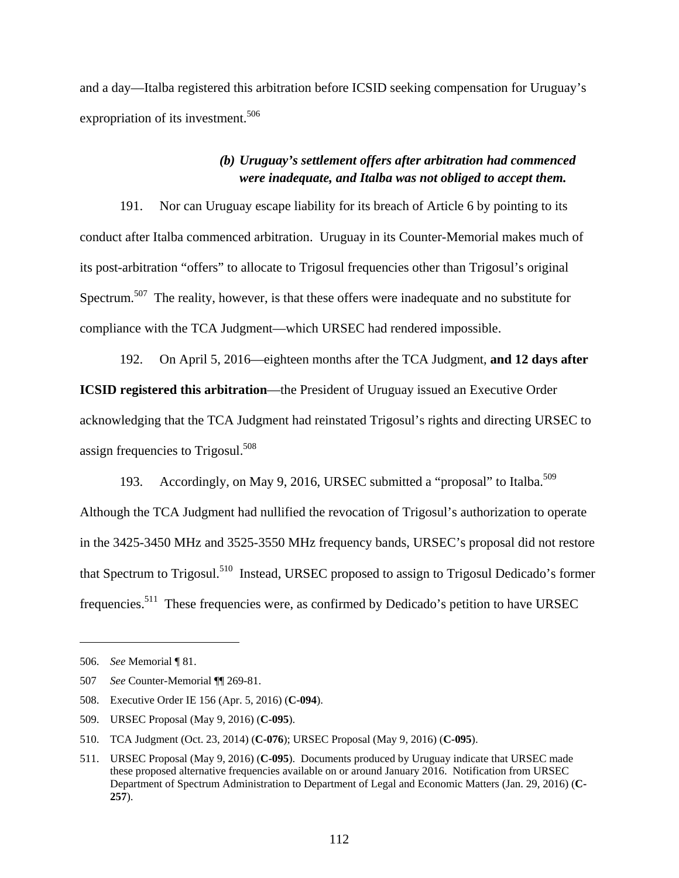and a day—Italba registered this arbitration before ICSID seeking compensation for Uruguay's expropriation of its investment.[506]

#### *(b) Uruguay's settlement offers after arbitration had commenced were inadequate, and Italba was not obliged to accept them.*

191. Nor can Uruguay escape liability for its breach of Article 6 by pointing to its conduct after Italba commenced arbitration. Uruguay in its Counter-Memorial makes much of its post-arbitration "offers" to allocate to Trigosul frequencies other than Trigosul's original Spectrum.[507] The reality, however, is that these offers were inadequate and no substitute for compliance with the TCA Judgment—which URSEC had rendered impossible.

192. On April 5, 2016—eighteen months after the TCA Judgment, **and 12 days after ICSID registered this arbitration**—the President of Uruguay issued an Executive Order acknowledging that the TCA Judgment had reinstated Trigosul's rights and directing URSEC to assign frequencies to Trigosul.[508]

193. Accordingly, on May 9, 2016, URSEC submitted a "proposal" to Italba.[509] Although the TCA Judgment had nullified the revocation of Trigosul's authorization to operate in the 3425-3450 MHz and 3525-3550 MHz frequency bands, URSEC's proposal did not restore that Spectrum to Trigosul.[510] Instead, URSEC proposed to assign to Trigosul Dedicado's former frequencies.[511] These frequencies were, as confirmed by Dedicado's petition to have URSEC

---

506. *See* Memorial ¶ 81.

507 *See* Counter-Memorial ¶¶ 269-81.

508. Executive Order IE 156 (Apr. 5, 2016) (**C-094**).

509. URSEC Proposal (May 9, 2016) (**C-095**).

510. TCA Judgment (Oct. 23, 2014) (**C-076**); URSEC Proposal (May 9, 2016) (**C-095**).

511. URSEC Proposal (May 9, 2016) (**C-095**). Documents produced by Uruguay indicate that URSEC made these proposed alternative frequencies available on or around January 2016. Notification from URSEC Department of Spectrum Administration to Department of Legal and Economic Matters (Jan. 29, 2016) (**C-257**).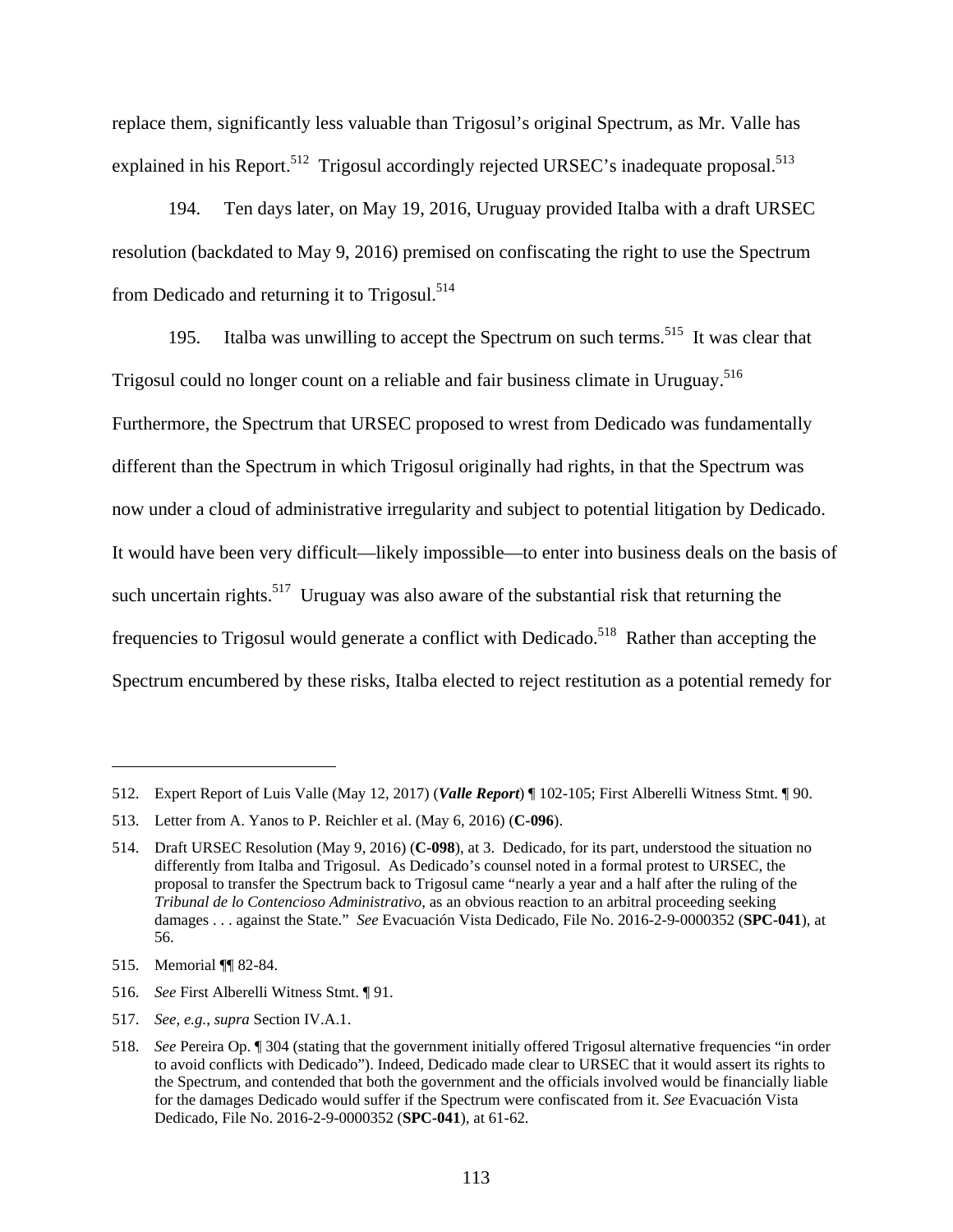replace them, significantly less valuable than Trigosul's original Spectrum, as Mr. Valle has explained in his Report.[512] Trigosul accordingly rejected URSEC's inadequate proposal.[513]

194. Ten days later, on May 19, 2016, Uruguay provided Italba with a draft URSEC resolution (backdated to May 9, 2016) premised on confiscating the right to use the Spectrum from Dedicado and returning it to Trigosul.[514]

195. Italba was unwilling to accept the Spectrum on such terms.[515] It was clear that Trigosul could no longer count on a reliable and fair business climate in Uruguay.[516] Furthermore, the Spectrum that URSEC proposed to wrest from Dedicado was fundamentally different than the Spectrum in which Trigosul originally had rights, in that the Spectrum was now under a cloud of administrative irregularity and subject to potential litigation by Dedicado. It would have been very difficult—likely impossible—to enter into business deals on the basis of such uncertain rights.[517] Uruguay was also aware of the substantial risk that returning the frequencies to Trigosul would generate a conflict with Dedicado.[518] Rather than accepting the Spectrum encumbered by these risks, Italba elected to reject restitution as a potential remedy for

---

512. Expert Report of Luis Valle (May 12, 2017) (***Valle Report***) ¶ 102-105; First Alberelli Witness Stmt. ¶ 90.

513. Letter from A. Yanos to P. Reichler et al. (May 6, 2016) (**C-096**).

514. Draft URSEC Resolution (May 9, 2016) (**C-098**), at 3. Dedicado, for its part, understood the situation no differently from Italba and Trigosul. As Dedicado's counsel noted in a formal protest to URSEC, the proposal to transfer the Spectrum back to Trigosul came "nearly a year and a half after the ruling of the *Tribunal de lo Contencioso Administrativo,* as an obvious reaction to an arbitral proceeding seeking damages . . . against the State." *See* Evacuación Vista Dedicado, File No. 2016-2-9-0000352 (**SPC-041**), at 56.

515. Memorial ¶¶ 82-84.

516. *See* First Alberelli Witness Stmt. ¶ 91.

517. *See, e.g.*, *supra* Section IV.A.1.

518. *See* Pereira Op. ¶ 304 (stating that the government initially offered Trigosul alternative frequencies "in order to avoid conflicts with Dedicado"). Indeed, Dedicado made clear to URSEC that it would assert its rights to the Spectrum, and contended that both the government and the officials involved would be financially liable for the damages Dedicado would suffer if the Spectrum were confiscated from it. *See* Evacuación Vista Dedicado, File No. 2016-2-9-0000352 (**SPC-041**), at 61-62.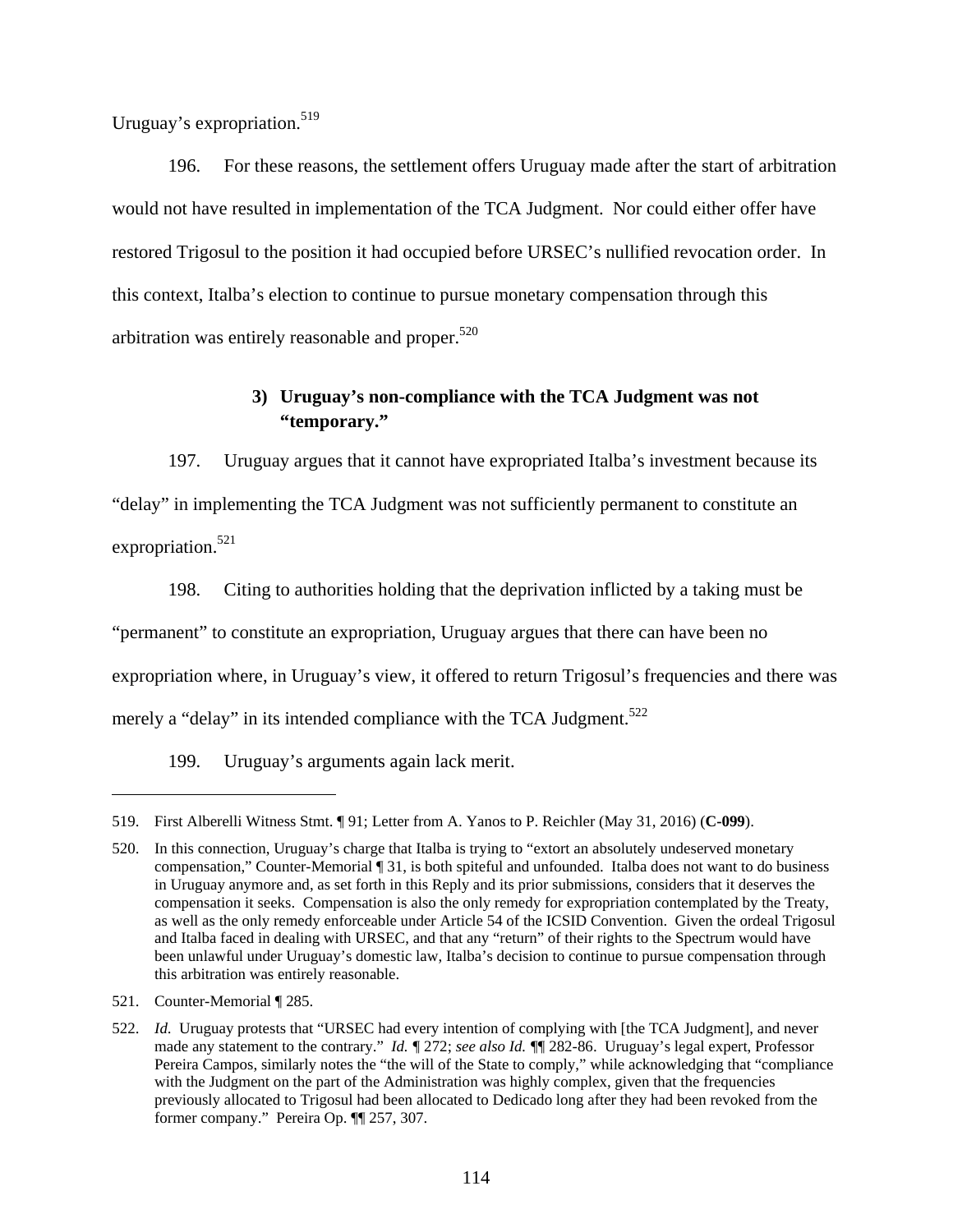Uruguay's expropriation.[519]

196. For these reasons, the settlement offers Uruguay made after the start of arbitration would not have resulted in implementation of the TCA Judgment. Nor could either offer have restored Trigosul to the position it had occupied before URSEC's nullified revocation order. In this context, Italba's election to continue to pursue monetary compensation through this arbitration was entirely reasonable and proper.[520]

### 3) Uruguay's non-compliance with the TCA Judgment was not "temporary."

197. Uruguay argues that it cannot have expropriated Italba's investment because its "delay" in implementing the TCA Judgment was not sufficiently permanent to constitute an expropriation.[521]

198. Citing to authorities holding that the deprivation inflicted by a taking must be "permanent" to constitute an expropriation, Uruguay argues that there can have been no expropriation where, in Uruguay's view, it offered to return Trigosul's frequencies and there was merely a "delay" in its intended compliance with the TCA Judgment.[522]

199. Uruguay's arguments again lack merit.

---

519. First Alberelli Witness Stmt. ¶ 91; Letter from A. Yanos to P. Reichler (May 31, 2016) (**C-099**).

520. In this connection, Uruguay's charge that Italba is trying to "extort an absolutely undeserved monetary compensation," Counter-Memorial ¶ 31, is both spiteful and unfounded. Italba does not want to do business in Uruguay anymore and, as set forth in this Reply and its prior submissions, considers that it deserves the compensation it seeks. Compensation is also the only remedy for expropriation contemplated by the Treaty, as well as the only remedy enforceable under Article 54 of the ICSID Convention. Given the ordeal Trigosul and Italba faced in dealing with URSEC, and that any "return" of their rights to the Spectrum would have been unlawful under Uruguay's domestic law, Italba's decision to continue to pursue compensation through this arbitration was entirely reasonable.

521. Counter-Memorial ¶ 285.

522. *Id.* Uruguay protests that "URSEC had every intention of complying with [the TCA Judgment], and never made any statement to the contrary." *Id.* ¶ 272; *see also Id.* ¶¶ 282-86. Uruguay's legal expert, Professor Pereira Campos, similarly notes the "the will of the State to comply," while acknowledging that "compliance with the Judgment on the part of the Administration was highly complex, given that the frequencies previously allocated to Trigosul had been allocated to Dedicado long after they had been revoked from the former company." Pereira Op. ¶¶ 257, 307.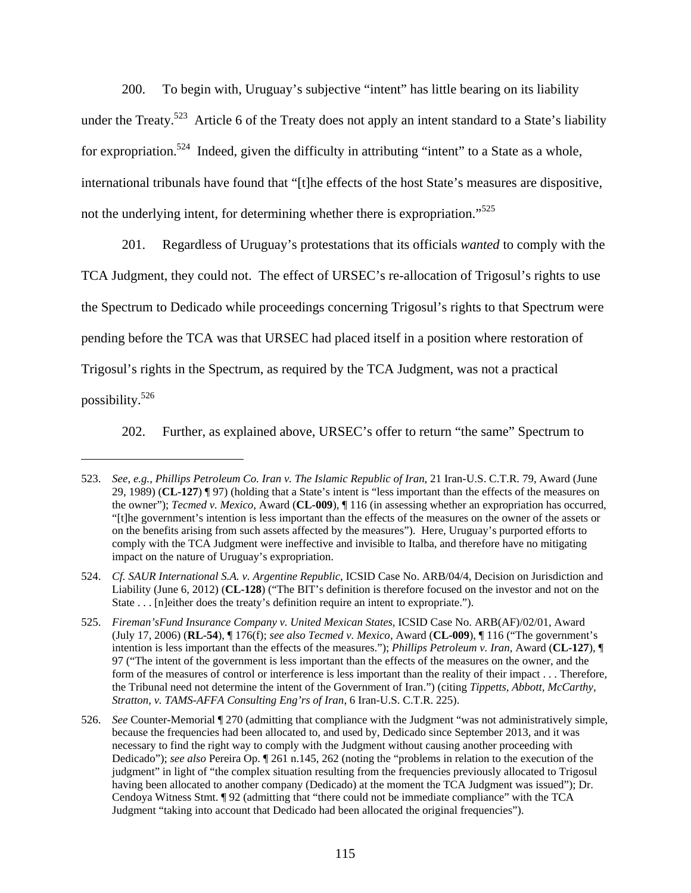200. To begin with, Uruguay's subjective "intent" has little bearing on its liability under the Treaty.[523] Article 6 of the Treaty does not apply an intent standard to a State's liability for expropriation.[524] Indeed, given the difficulty in attributing "intent" to a State as a whole, international tribunals have found that "[t]he effects of the host State's measures are dispositive, not the underlying intent, for determining whether there is expropriation."[525]

201. Regardless of Uruguay's protestations that its officials *wanted* to comply with the TCA Judgment, they could not. The effect of URSEC's re-allocation of Trigosul's rights to use the Spectrum to Dedicado while proceedings concerning Trigosul's rights to that Spectrum were pending before the TCA was that URSEC had placed itself in a position where restoration of Trigosul's rights in the Spectrum, as required by the TCA Judgment, was not a practical possibility.[526]

202. Further, as explained above, URSEC's offer to return "the same" Spectrum to

---

523. *See, e.g., Phillips Petroleum Co. Iran v. The Islamic Republic of Iran*, 21 Iran-U.S. C.T.R. 79, Award (June 29, 1989) (**CL-127**) ¶ 97) (holding that a State's intent is "less important than the effects of the measures on the owner"); *Tecmed v. Mexico*, Award (**CL-009**), ¶ 116 (in assessing whether an expropriation has occurred, "[t]he government's intention is less important than the effects of the measures on the owner of the assets or on the benefits arising from such assets affected by the measures"). Here, Uruguay's purported efforts to comply with the TCA Judgment were ineffective and invisible to Italba, and therefore have no mitigating impact on the nature of Uruguay's expropriation.

524. *Cf. SAUR International S.A. v. Argentine Republic*, ICSID Case No. ARB/04/4, Decision on Jurisdiction and Liability (June 6, 2012) (**CL-128**) ("The BIT's definition is therefore focused on the investor and not on the State . . . [n]either does the treaty's definition require an intent to expropriate.").

525. *Fireman'sFund Insurance Company v. United Mexican States*, ICSID Case No. ARB(AF)/02/01, Award (July 17, 2006) (**RL-54**), ¶ 176(f); *see also Tecmed v. Mexico*, Award (**CL-009**), ¶ 116 ("The government's intention is less important than the effects of the measures."); *Phillips Petroleum v. Iran*, Award (**CL-127**), ¶ 97 ("The intent of the government is less important than the effects of the measures on the owner, and the form of the measures of control or interference is less important than the reality of their impact . . . Therefore, the Tribunal need not determine the intent of the Government of Iran.") (citing *Tippetts, Abbott, McCarthy, Stratton, v. TAMS-AFFA Consulting Eng'rs of Iran*, 6 Iran-U.S. C.T.R. 225).

526. *See* Counter-Memorial ¶ 270 (admitting that compliance with the Judgment "was not administratively simple, because the frequencies had been allocated to, and used by, Dedicado since September 2013, and it was necessary to find the right way to comply with the Judgment without causing another proceeding with Dedicado"); *see also* Pereira Op. ¶ 261 n.145, 262 (noting the "problems in relation to the execution of the judgment" in light of "the complex situation resulting from the frequencies previously allocated to Trigosul having been allocated to another company (Dedicado) at the moment the TCA Judgment was issued"); Dr. Cendoya Witness Stmt. ¶ 92 (admitting that "there could not be immediate compliance" with the TCA Judgment "taking into account that Dedicado had been allocated the original frequencies").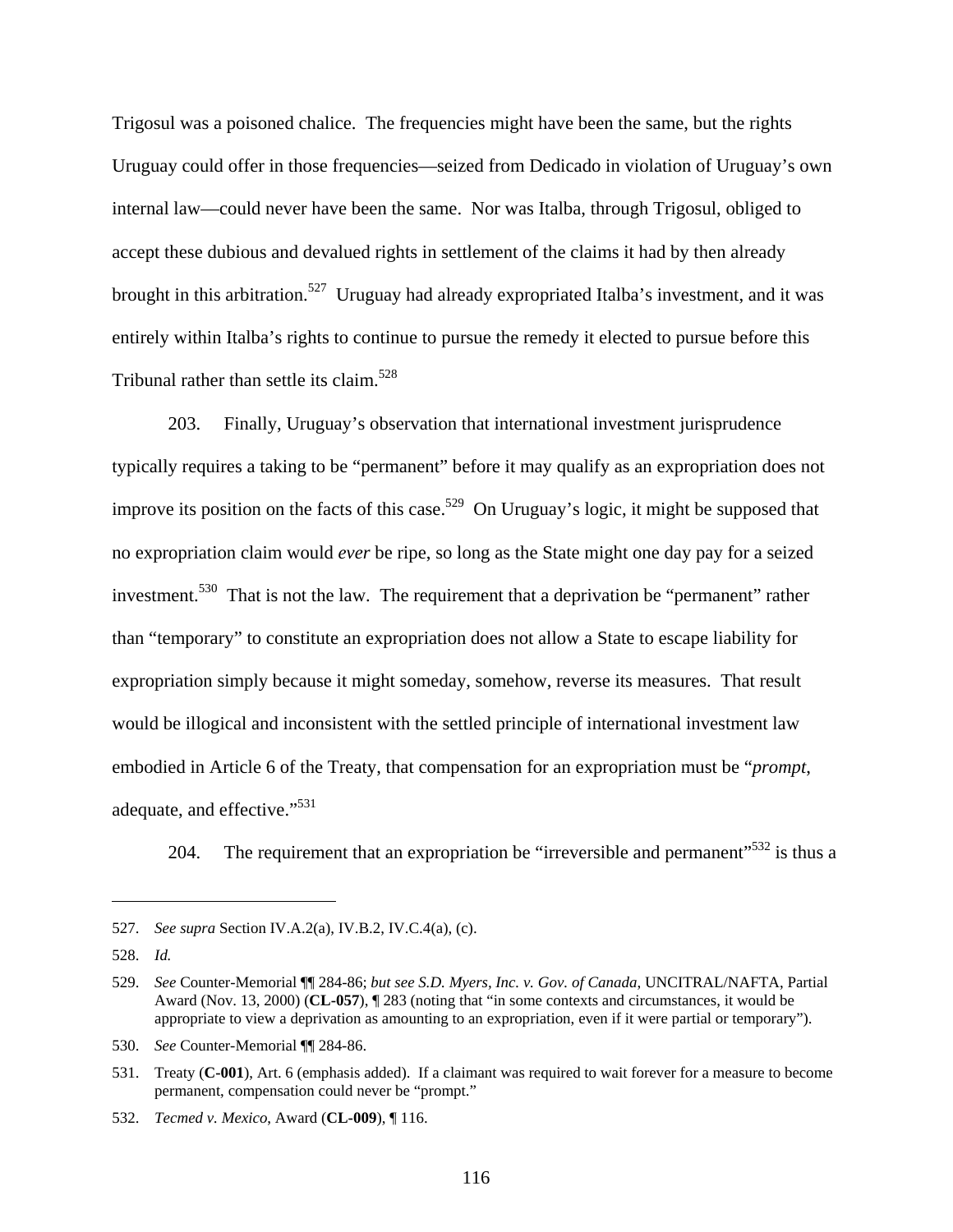Trigosul was a poisoned chalice. The frequencies might have been the same, but the rights Uruguay could offer in those frequencies—seized from Dedicado in violation of Uruguay's own internal law—could never have been the same. Nor was Italba, through Trigosul, obliged to accept these dubious and devalued rights in settlement of the claims it had by then already brought in this arbitration.[527] Uruguay had already expropriated Italba's investment, and it was entirely within Italba's rights to continue to pursue the remedy it elected to pursue before this Tribunal rather than settle its claim.[528]

203. Finally, Uruguay's observation that international investment jurisprudence typically requires a taking to be "permanent" before it may qualify as an expropriation does not improve its position on the facts of this case.[529] On Uruguay's logic, it might be supposed that no expropriation claim would *ever* be ripe, so long as the State might one day pay for a seized investment.[530] That is not the law. The requirement that a deprivation be "permanent" rather than "temporary" to constitute an expropriation does not allow a State to escape liability for expropriation simply because it might someday, somehow, reverse its measures. That result would be illogical and inconsistent with the settled principle of international investment law embodied in Article 6 of the Treaty, that compensation for an expropriation must be "*prompt*, adequate, and effective."[531]

204. The requirement that an expropriation be "irreversible and permanent"[532] is thus a

---

527. *See supra* Section IV.A.2(a), IV.B.2, IV.C.4(a), (c).

528. *Id.*

529. *See* Counter-Memorial ¶¶ 284-86; *but see S.D. Myers, Inc. v. Gov. of Canada*, UNCITRAL/NAFTA, Partial Award (Nov. 13, 2000) (**CL-057**), ¶ 283 (noting that "in some contexts and circumstances, it would be appropriate to view a deprivation as amounting to an expropriation, even if it were partial or temporary").

530. *See* Counter-Memorial ¶¶ 284-86.

531. Treaty (**C-001**), Art. 6 (emphasis added). If a claimant was required to wait forever for a measure to become permanent, compensation could never be "prompt."

532. *Tecmed v. Mexico*, Award (**CL-009**), ¶ 116.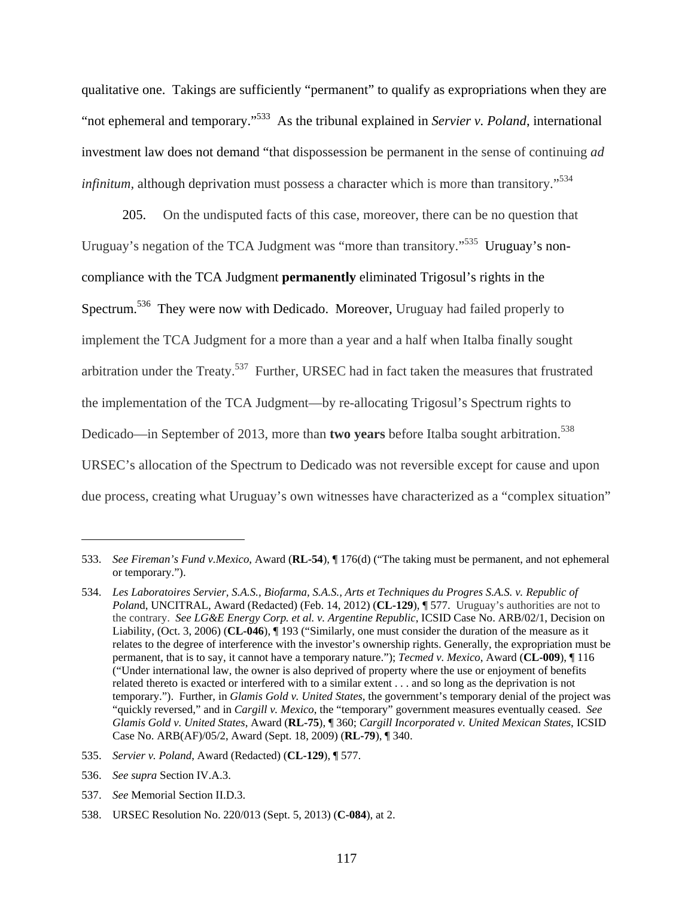qualitative one. Takings are sufficiently "permanent" to qualify as expropriations when they are "not ephemeral and temporary."[533] As the tribunal explained in *Servier v. Poland*, international investment law does not demand "that dispossession be permanent in the sense of continuing *ad infinitum*, although deprivation must possess a character which is more than transitory."[534]

205. On the undisputed facts of this case, moreover, there can be no question that Uruguay's negation of the TCA Judgment was "more than transitory."[535] Uruguay's non-compliance with the TCA Judgment **permanently** eliminated Trigosul's rights in the Spectrum.[536] They were now with Dedicado. Moreover, Uruguay had failed properly to implement the TCA Judgment for a more than a year and a half when Italba finally sought arbitration under the Treaty.[537] Further, URSEC had in fact taken the measures that frustrated the implementation of the TCA Judgment—by re-allocating Trigosul's Spectrum rights to Dedicado—in September of 2013, more than **two years** before Italba sought arbitration.[538] URSEC's allocation of the Spectrum to Dedicado was not reversible except for cause and upon due process, creating what Uruguay's own witnesses have characterized as a "complex situation"

---

533. *See Fireman's Fund v.Mexico*, Award (**RL-54**), ¶ 176(d) ("The taking must be permanent, and not ephemeral or temporary.").

534. *Les Laboratoires Servier, S.A.S., Biofarma, S.A.S., Arts et Techniques du Progres S.A.S. v. Republic of Polan*d, UNCITRAL, Award (Redacted) (Feb. 14, 2012) (**CL-129**), ¶ 577. Uruguay's authorities are not to the contrary. *See LG&E Energy Corp. et al. v. Argentine Republic*, ICSID Case No. ARB/02/1, Decision on Liability, (Oct. 3, 2006) (**CL-046**), ¶ 193 ("Similarly, one must consider the duration of the measure as it relates to the degree of interference with the investor's ownership rights. Generally, the expropriation must be permanent, that is to say, it cannot have a temporary nature."); *Tecmed v. Mexico*, Award (**CL-009**), ¶ 116 ("Under international law, the owner is also deprived of property where the use or enjoyment of benefits related thereto is exacted or interfered with to a similar extent . . . and so long as the deprivation is not temporary."). Further, in *Glamis Gold v. United States*, the government's temporary denial of the project was "quickly reversed," and in *Cargill v. Mexico*, the "temporary" government measures eventually ceased. *See Glamis Gold v. United States*, Award (**RL-75**), ¶ 360; *Cargill Incorporated v. United Mexican States*, ICSID Case No. ARB(AF)/05/2, Award (Sept. 18, 2009) (**RL-79**), ¶ 340.

535. *Servier v. Poland*, Award (Redacted) (**CL-129**), ¶ 577.

536. *See supra* Section IV.A.3.

537. *See* Memorial Section II.D.3.

538. URSEC Resolution No. 220/013 (Sept. 5, 2013) (**C-084**), at 2.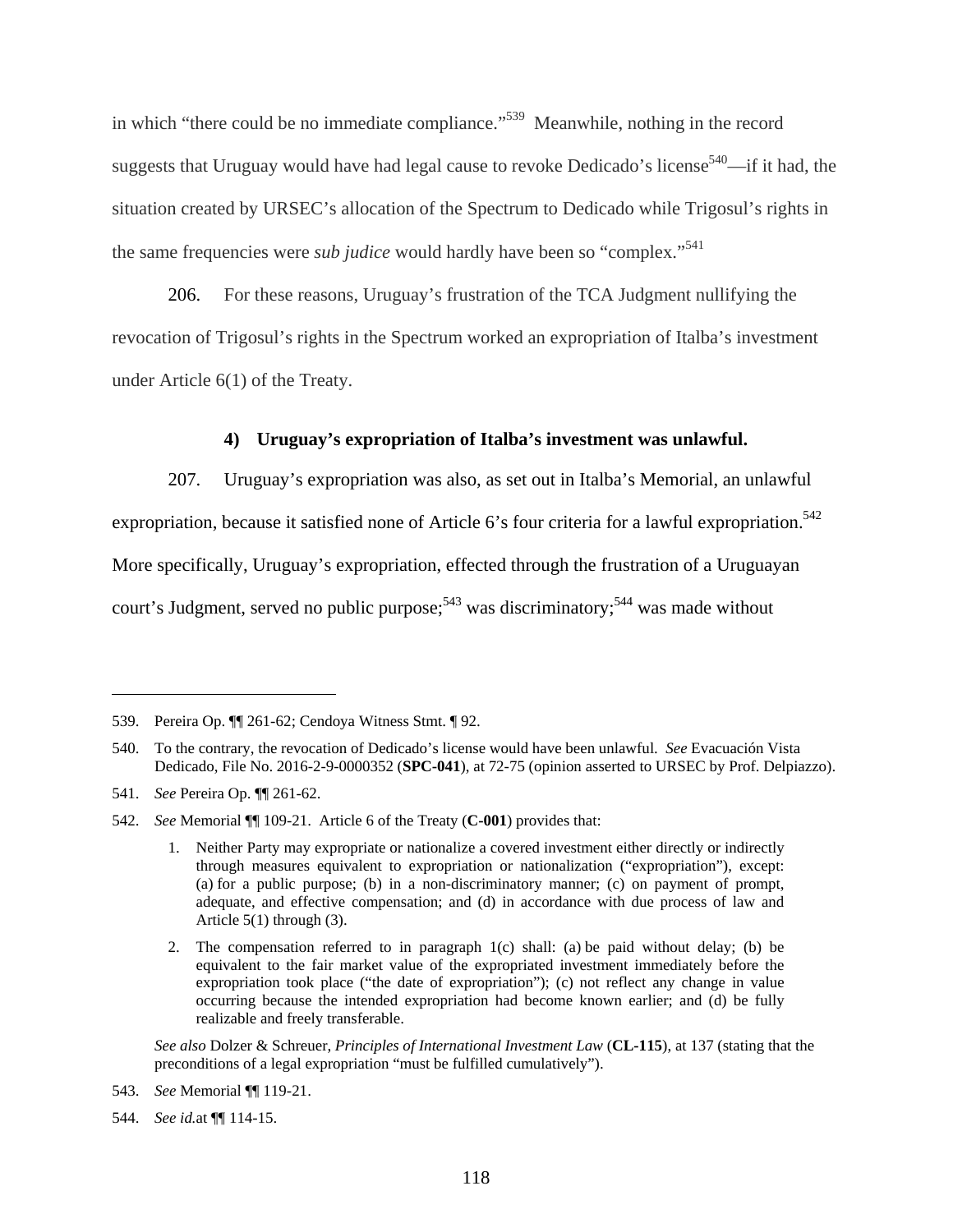in which "there could be no immediate compliance."[539] Meanwhile, nothing in the record suggests that Uruguay would have had legal cause to revoke Dedicado's license[540]—if it had, the situation created by URSEC's allocation of the Spectrum to Dedicado while Trigosul's rights in the same frequencies were *sub judice* would hardly have been so "complex."[541]

206. For these reasons, Uruguay's frustration of the TCA Judgment nullifying the revocation of Trigosul's rights in the Spectrum worked an expropriation of Italba's investment under Article 6(1) of the Treaty.

#### 4) Uruguay's expropriation of Italba's investment was unlawful.

207. Uruguay's expropriation was also, as set out in Italba's Memorial, an unlawful expropriation, because it satisfied none of Article 6's four criteria for a lawful expropriation.[542] More specifically, Uruguay's expropriation, effected through the frustration of a Uruguayan court's Judgment, served no public purpose;[543] was discriminatory;[544] was made without

---

539. Pereira Op. ¶¶ 261-62; Cendoya Witness Stmt. ¶ 92.

540. To the contrary, the revocation of Dedicado's license would have been unlawful. *See* Evacuación Vista Dedicado, File No. 2016-2-9-0000352 (**SPC-041**), at 72-75 (opinion asserted to URSEC by Prof. Delpiazzo).

541. *See* Pereira Op. ¶¶ 261-62.

542. *See* Memorial ¶¶ 109-21. Article 6 of the Treaty (**C-001**) provides that:

> 1. Neither Party may expropriate or nationalize a covered investment either directly or indirectly through measures equivalent to expropriation or nationalization ("expropriation"), except: (a) for a public purpose; (b) in a non-discriminatory manner; (c) on payment of prompt, adequate, and effective compensation; and (d) in accordance with due process of law and Article 5(1) through (3).
>
> 2. The compensation referred to in paragraph 1(c) shall: (a) be paid without delay; (b) be equivalent to the fair market value of the expropriated investment immediately before the expropriation took place ("the date of expropriation"); (c) not reflect any change in value occurring because the intended expropriation had become known earlier; and (d) be fully realizable and freely transferable.

*See also* Dolzer & Schreuer, *Principles of International Investment Law* (**CL-115**), at 137 (stating that the preconditions of a legal expropriation "must be fulfilled cumulatively").

543. *See* Memorial ¶¶ 119-21.

544. *See id.*at ¶¶ 114-15.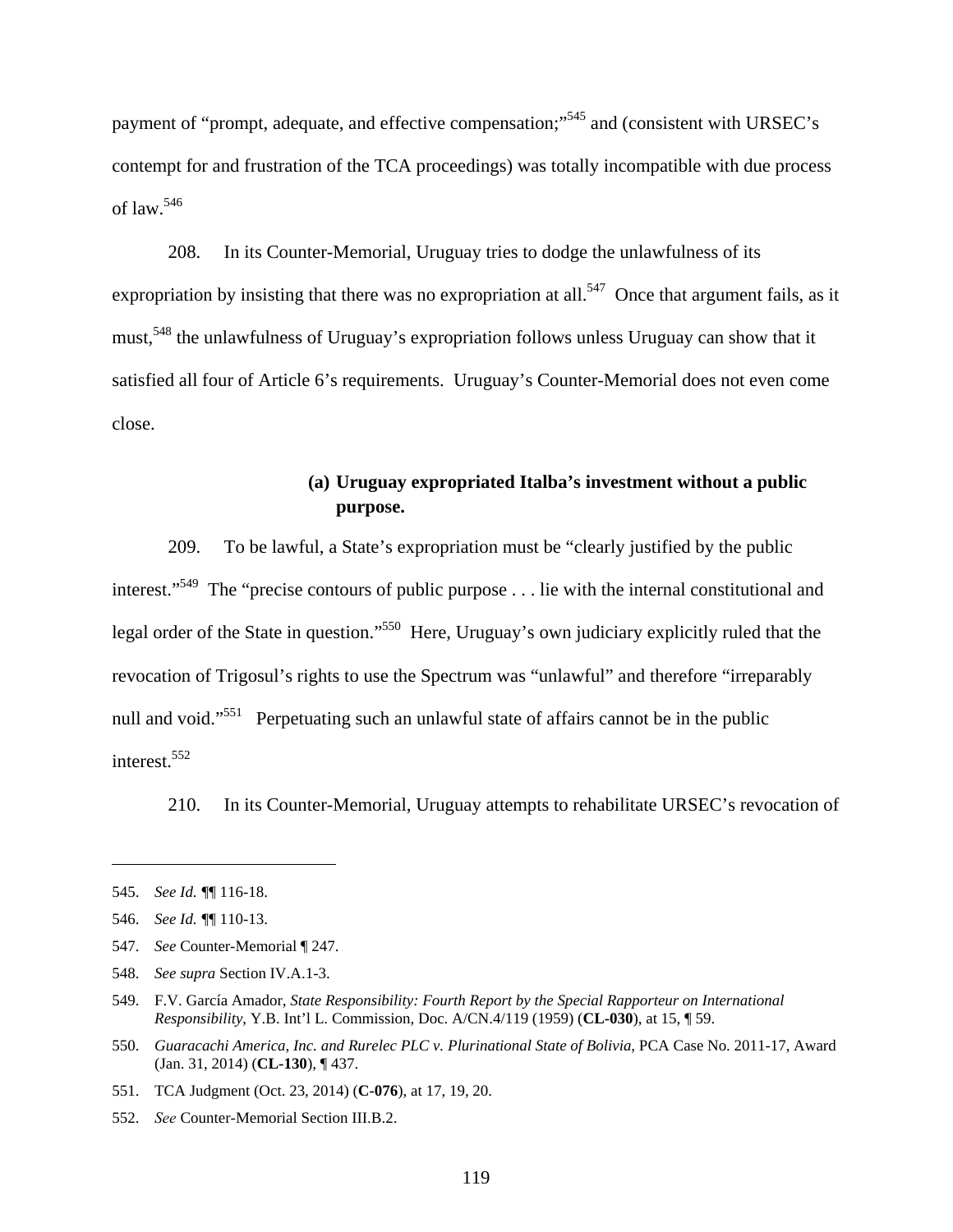payment of "prompt, adequate, and effective compensation;"[545] and (consistent with URSEC's contempt for and frustration of the TCA proceedings) was totally incompatible with due process of law.[546]

208. In its Counter-Memorial, Uruguay tries to dodge the unlawfulness of its expropriation by insisting that there was no expropriation at all.[547] Once that argument fails, as it must,[548] the unlawfulness of Uruguay's expropriation follows unless Uruguay can show that it satisfied all four of Article 6's requirements. Uruguay's Counter-Memorial does not even come close.

#### (a) Uruguay expropriated Italba's investment without a public purpose.

209. To be lawful, a State's expropriation must be "clearly justified by the public interest."[549] The "precise contours of public purpose . . . lie with the internal constitutional and legal order of the State in question."[550] Here, Uruguay's own judiciary explicitly ruled that the revocation of Trigosul's rights to use the Spectrum was "unlawful" and therefore "irreparably null and void."[551] Perpetuating such an unlawful state of affairs cannot be in the public interest.[552]

210. In its Counter-Memorial, Uruguay attempts to rehabilitate URSEC's revocation of

---

545. *See Id.* ¶¶ 116-18.

546. *See Id.* ¶¶ 110-13.

547. *See* Counter-Memorial ¶ 247.

548. *See supra* Section IV.A.1-3.

549. F.V. García Amador, *State Responsibility: Fourth Report by the Special Rapporteur on International Responsibility*, Y.B. Int'l L. Commission, Doc. A/CN.4/119 (1959) (**CL-030**), at 15, ¶ 59.

550. *Guaracachi America, Inc. and Rurelec PLC v. Plurinational State of Bolivia*, PCA Case No. 2011-17, Award (Jan. 31, 2014) (**CL-130**), ¶ 437.

551. TCA Judgment (Oct. 23, 2014) (**C-076**), at 17, 19, 20.

552. *See* Counter-Memorial Section III.B.2.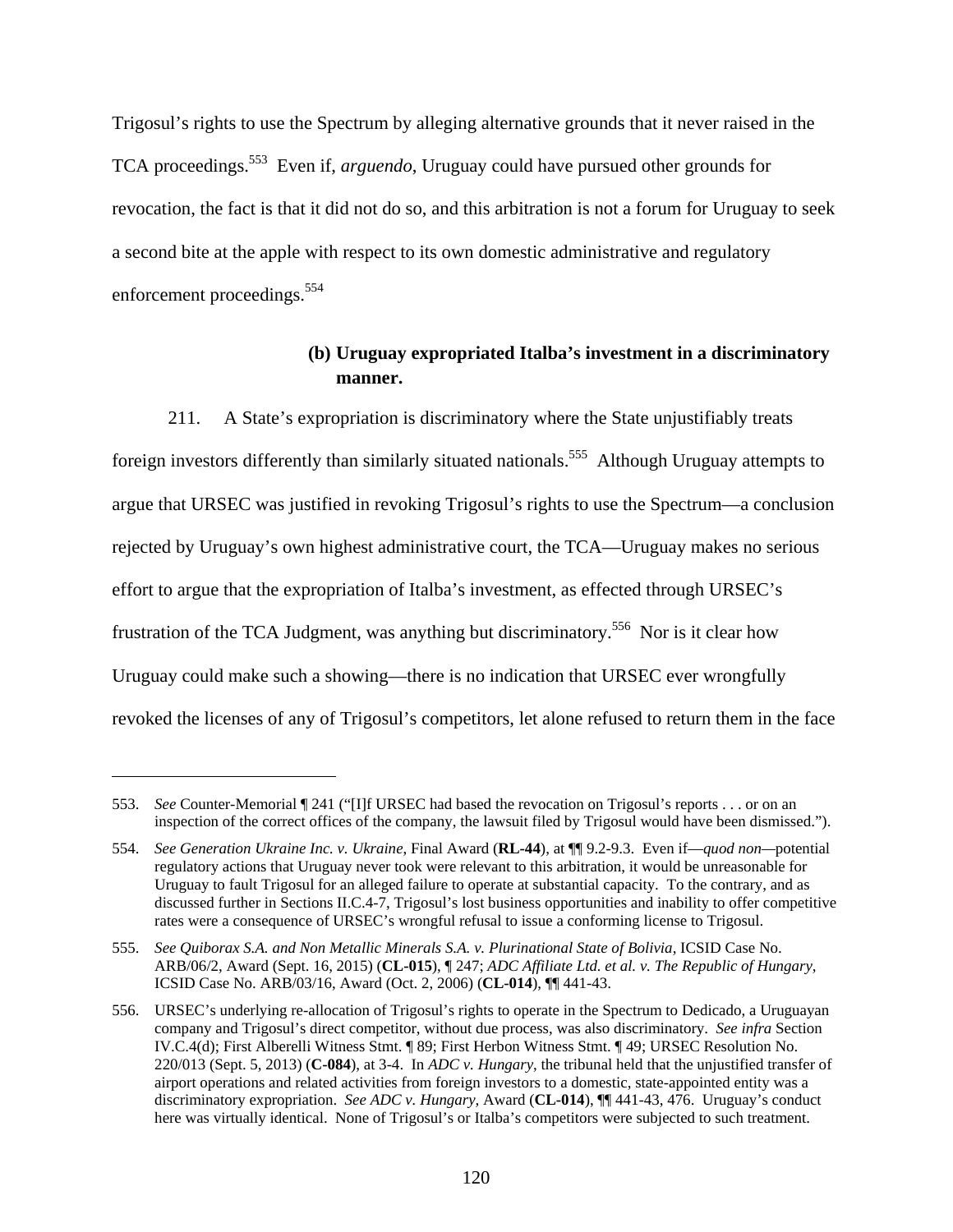Trigosul's rights to use the Spectrum by alleging alternative grounds that it never raised in the TCA proceedings.[553] Even if, *arguendo*, Uruguay could have pursued other grounds for revocation, the fact is that it did not do so, and this arbitration is not a forum for Uruguay to seek a second bite at the apple with respect to its own domestic administrative and regulatory enforcement proceedings.[554]

**(b) Uruguay expropriated Italba's investment in a discriminatory manner.**

211. A State's expropriation is discriminatory where the State unjustifiably treats foreign investors differently than similarly situated nationals.[555] Although Uruguay attempts to argue that URSEC was justified in revoking Trigosul's rights to use the Spectrum—a conclusion rejected by Uruguay's own highest administrative court, the TCA—Uruguay makes no serious effort to argue that the expropriation of Italba's investment, as effected through URSEC's frustration of the TCA Judgment, was anything but discriminatory.[556] Nor is it clear how Uruguay could make such a showing—there is no indication that URSEC ever wrongfully revoked the licenses of any of Trigosul's competitors, let alone refused to return them in the face

---

553. *See* Counter-Memorial ¶ 241 ("[I]f URSEC had based the revocation on Trigosul's reports . . . or on an inspection of the correct offices of the company, the lawsuit filed by Trigosul would have been dismissed.").

554. *See Generation Ukraine Inc. v. Ukraine*, Final Award (**RL-44**), at ¶¶ 9.2-9.3. Even if—*quod non*—potential regulatory actions that Uruguay never took were relevant to this arbitration, it would be unreasonable for Uruguay to fault Trigosul for an alleged failure to operate at substantial capacity. To the contrary, and as discussed further in Sections II.C.4-7, Trigosul's lost business opportunities and inability to offer competitive rates were a consequence of URSEC's wrongful refusal to issue a conforming license to Trigosul.

555. *See Quiborax S.A. and Non Metallic Minerals S.A. v. Plurinational State of Bolivia*, ICSID Case No. ARB/06/2, Award (Sept. 16, 2015) (**CL-015**), ¶ 247; *ADC Affiliate Ltd. et al. v. The Republic of Hungary*, ICSID Case No. ARB/03/16, Award (Oct. 2, 2006) (**CL-014**), ¶¶ 441-43.

556. URSEC's underlying re-allocation of Trigosul's rights to operate in the Spectrum to Dedicado, a Uruguayan company and Trigosul's direct competitor, without due process, was also discriminatory. *See infra* Section IV.C.4(d); First Alberelli Witness Stmt. ¶ 89; First Herbon Witness Stmt. ¶ 49; URSEC Resolution No. 220/013 (Sept. 5, 2013) (**C-084**), at 3-4. In *ADC v. Hungary*, the tribunal held that the unjustified transfer of airport operations and related activities from foreign investors to a domestic, state-appointed entity was a discriminatory expropriation. *See ADC v. Hungary,* Award (**CL-014**), ¶¶ 441-43, 476. Uruguay's conduct here was virtually identical. None of Trigosul's or Italba's competitors were subjected to such treatment.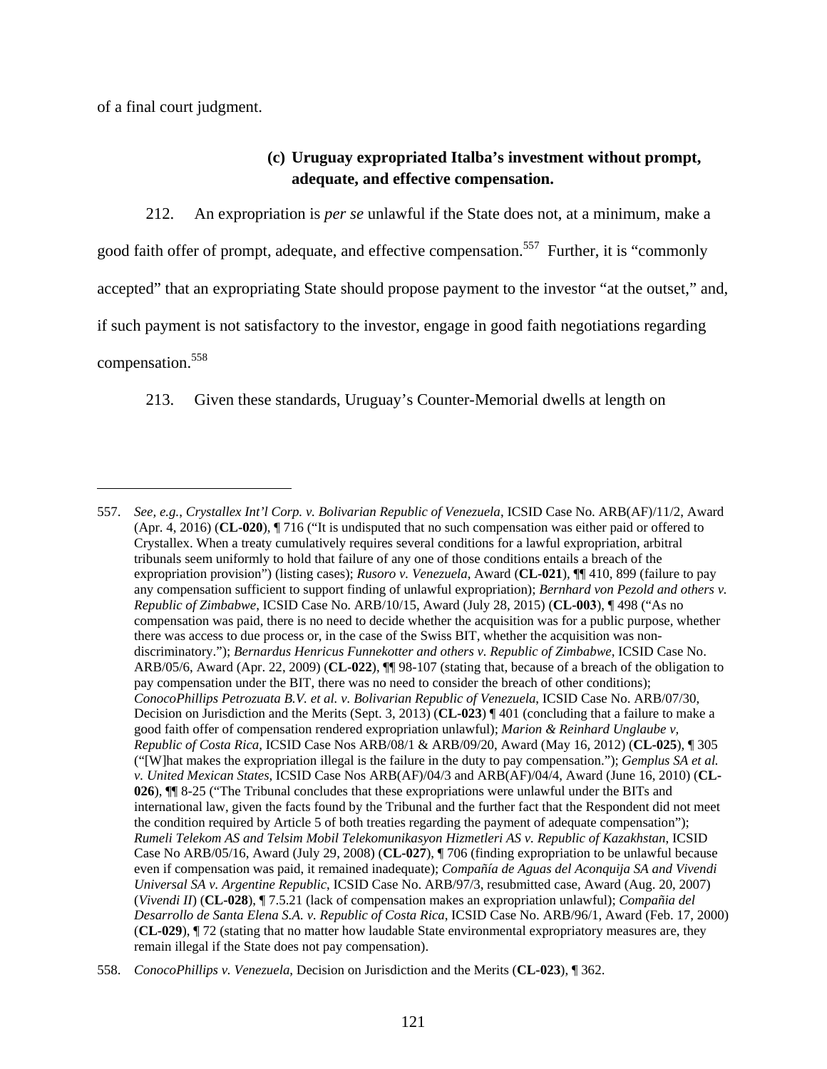of a final court judgment.

#### (c) Uruguay expropriated Italba's investment without prompt, adequate, and effective compensation.

212. An expropriation is *per se* unlawful if the State does not, at a minimum, make a good faith offer of prompt, adequate, and effective compensation.[557] Further, it is "commonly accepted" that an expropriating State should propose payment to the investor "at the outset," and, if such payment is not satisfactory to the investor, engage in good faith negotiations regarding compensation.[558]

213. Given these standards, Uruguay's Counter-Memorial dwells at length on

---

557. *See, e.g.*, *Crystallex Int'l Corp. v. Bolivarian Republic of Venezuela*, ICSID Case No. ARB(AF)/11/2, Award (Apr. 4, 2016) (**CL-020**), ¶ 716 ("It is undisputed that no such compensation was either paid or offered to Crystallex. When a treaty cumulatively requires several conditions for a lawful expropriation, arbitral tribunals seem uniformly to hold that failure of any one of those conditions entails a breach of the expropriation provision") (listing cases); *Rusoro v. Venezuela*, Award (**CL-021**), ¶¶ 410, 899 (failure to pay any compensation sufficient to support finding of unlawful expropriation); *Bernhard von Pezold and others v. Republic of Zimbabwe*, ICSID Case No. ARB/10/15, Award (July 28, 2015) (**CL-003**), ¶ 498 ("As no compensation was paid, there is no need to decide whether the acquisition was for a public purpose, whether there was access to due process or, in the case of the Swiss BIT, whether the acquisition was non-discriminatory."); *Bernardus Henricus Funnekotter and others v. Republic of Zimbabwe*, ICSID Case No. ARB/05/6, Award (Apr. 22, 2009) (**CL-022**), ¶¶ 98-107 (stating that, because of a breach of the obligation to pay compensation under the BIT, there was no need to consider the breach of other conditions); *ConocoPhillips Petrozuata B.V. et al. v. Bolivarian Republic of Venezuela*, ICSID Case No. ARB/07/30, Decision on Jurisdiction and the Merits (Sept. 3, 2013) (**CL-023**) ¶ 401 (concluding that a failure to make a good faith offer of compensation rendered expropriation unlawful); *Marion & Reinhard Unglaube v, Republic of Costa Rica*, ICSID Case Nos ARB/08/1 & ARB/09/20, Award (May 16, 2012) (**CL-025**), ¶ 305 ("[W]hat makes the expropriation illegal is the failure in the duty to pay compensation."); *Gemplus SA et al. v. United Mexican States*, ICSID Case Nos ARB(AF)/04/3 and ARB(AF)/04/4, Award (June 16, 2010) (**CL-026**), ¶¶ 8-25 ("The Tribunal concludes that these expropriations were unlawful under the BITs and international law, given the facts found by the Tribunal and the further fact that the Respondent did not meet the condition required by Article 5 of both treaties regarding the payment of adequate compensation"); *Rumeli Telekom AS and Telsim Mobil Telekomunikasyon Hizmetleri AS v. Republic of Kazakhstan*, ICSID Case No ARB/05/16, Award (July 29, 2008) (**CL-027**), ¶ 706 (finding expropriation to be unlawful because even if compensation was paid, it remained inadequate); *Compañía de Aguas del Aconquija SA and Vivendi Universal SA v. Argentine Republic*, ICSID Case No. ARB/97/3, resubmitted case, Award (Aug. 20, 2007) (*Vivendi II*) (**CL-028**), ¶ 7.5.21 (lack of compensation makes an expropriation unlawful); *Compañia del Desarrollo de Santa Elena S.A. v. Republic of Costa Rica*, ICSID Case No. ARB/96/1, Award (Feb. 17, 2000) (**CL-029**), ¶ 72 (stating that no matter how laudable State environmental expropriatory measures are, they remain illegal if the State does not pay compensation).

558. *ConocoPhillips v. Venezuela*, Decision on Jurisdiction and the Merits (**CL-023**), ¶ 362.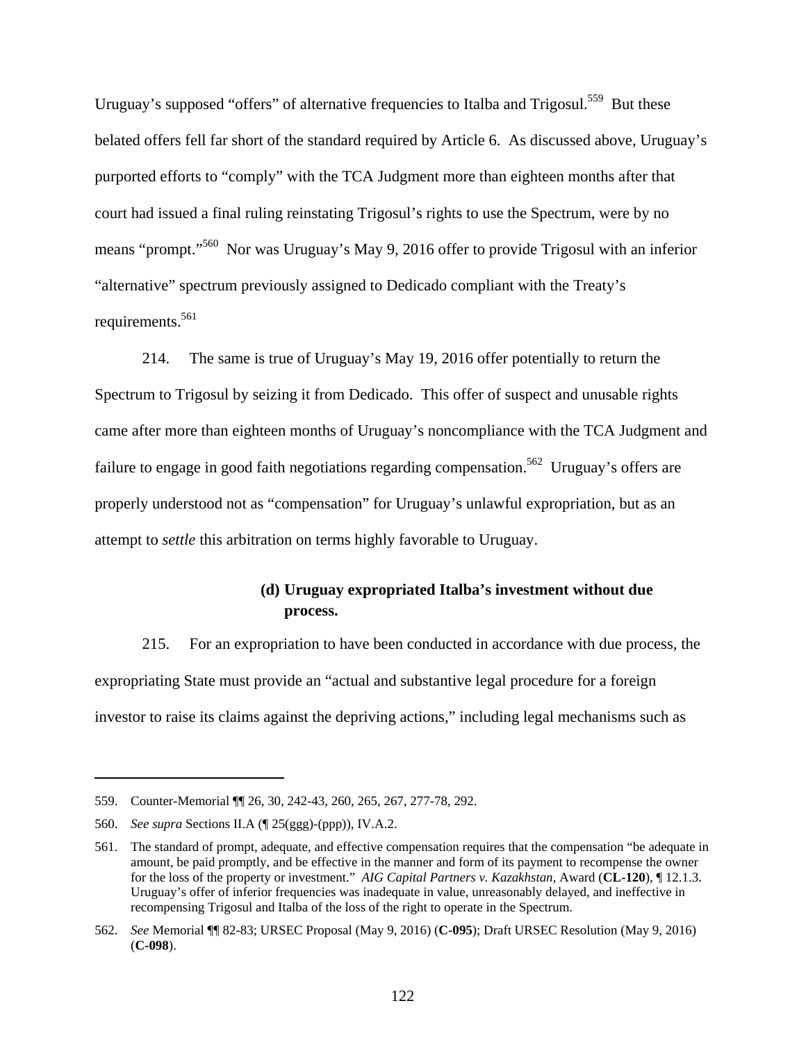Uruguay's supposed "offers" of alternative frequencies to Italba and Trigosul.[559] But these belated offers fell far short of the standard required by Article 6. As discussed above, Uruguay's purported efforts to "comply" with the TCA Judgment more than eighteen months after that court had issued a final ruling reinstating Trigosul's rights to use the Spectrum, were by no means "prompt."[560] Nor was Uruguay's May 9, 2016 offer to provide Trigosul with an inferior "alternative" spectrum previously assigned to Dedicado compliant with the Treaty's requirements.[561]

214. The same is true of Uruguay's May 19, 2016 offer potentially to return the Spectrum to Trigosul by seizing it from Dedicado. This offer of suspect and unusable rights came after more than eighteen months of Uruguay's noncompliance with the TCA Judgment and failure to engage in good faith negotiations regarding compensation.[562] Uruguay's offers are properly understood not as "compensation" for Uruguay's unlawful expropriation, but as an attempt to *settle* this arbitration on terms highly favorable to Uruguay.

**(d) Uruguay expropriated Italba's investment without due process.**

215. For an expropriation to have been conducted in accordance with due process, the expropriating State must provide an "actual and substantive legal procedure for a foreign investor to raise its claims against the depriving actions," including legal mechanisms such as

---

559. Counter-Memorial ¶¶ 26, 30, 242-43, 260, 265, 267, 277-78, 292.

560. *See supra* Sections II.A (¶ 25(ggg)-(ppp)), IV.A.2.

561. The standard of prompt, adequate, and effective compensation requires that the compensation "be adequate in amount, be paid promptly, and be effective in the manner and form of its payment to recompense the owner for the loss of the property or investment." *AIG Capital Partners v. Kazakhstan*, Award (**CL-120**), ¶ 12.1.3. Uruguay's offer of inferior frequencies was inadequate in value, unreasonably delayed, and ineffective in recompensing Trigosul and Italba of the loss of the right to operate in the Spectrum.

562. *See* Memorial ¶¶ 82-83; URSEC Proposal (May 9, 2016) (**C-095**); Draft URSEC Resolution (May 9, 2016) (**C-098**).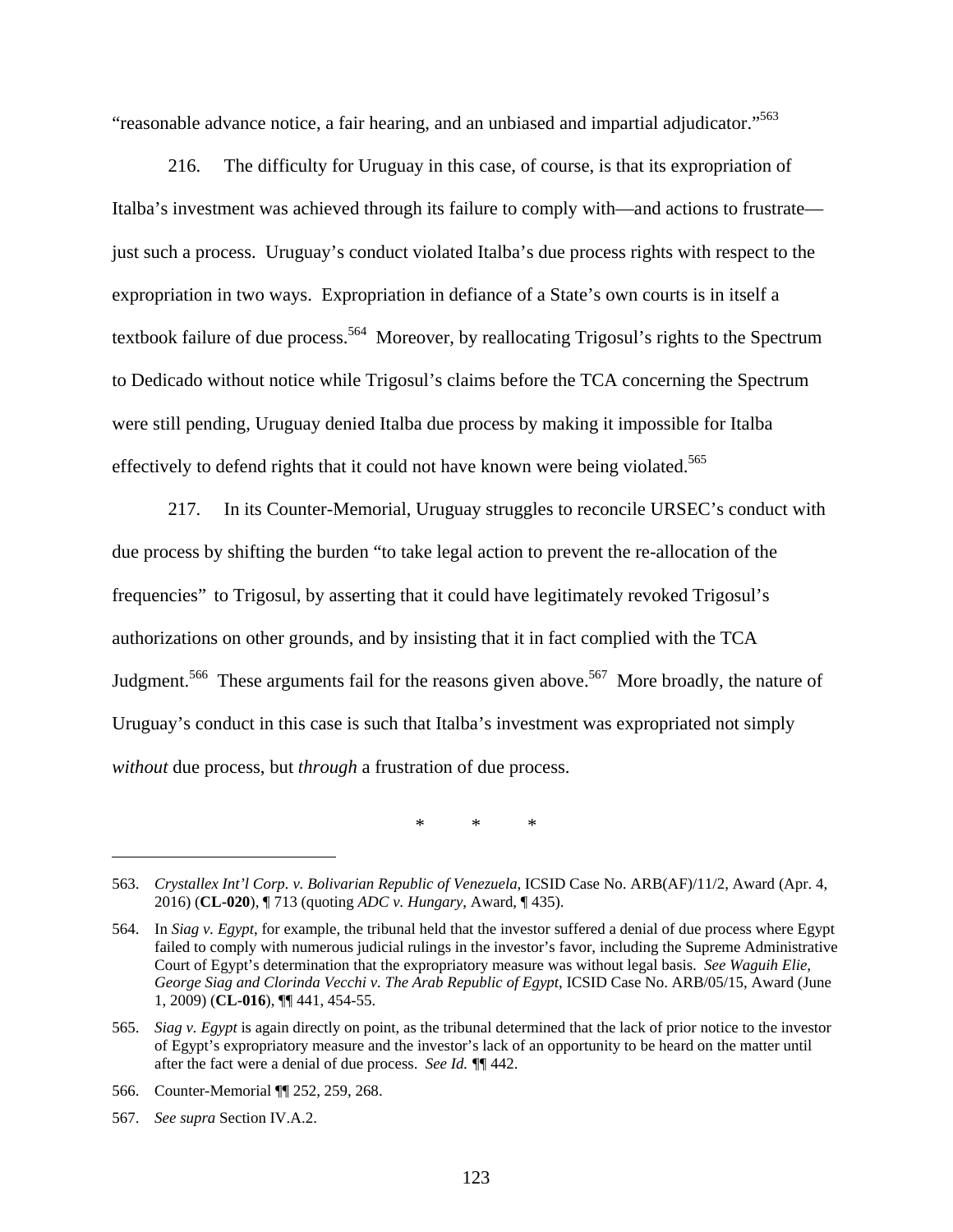"reasonable advance notice, a fair hearing, and an unbiased and impartial adjudicator."[563]

216. The difficulty for Uruguay in this case, of course, is that its expropriation of Italba's investment was achieved through its failure to comply with—and actions to frustrate—just such a process. Uruguay's conduct violated Italba's due process rights with respect to the expropriation in two ways. Expropriation in defiance of a State's own courts is in itself a textbook failure of due process.[564] Moreover, by reallocating Trigosul's rights to the Spectrum to Dedicado without notice while Trigosul's claims before the TCA concerning the Spectrum were still pending, Uruguay denied Italba due process by making it impossible for Italba effectively to defend rights that it could not have known were being violated.[565]

217. In its Counter-Memorial, Uruguay struggles to reconcile URSEC's conduct with due process by shifting the burden "to take legal action to prevent the re-allocation of the frequencies" to Trigosul, by asserting that it could have legitimately revoked Trigosul's authorizations on other grounds, and by insisting that it in fact complied with the TCA Judgment.[566] These arguments fail for the reasons given above.[567] More broadly, the nature of Uruguay's conduct in this case is such that Italba's investment was expropriated not simply *without* due process, but *through* a frustration of due process.

\* \* \*

---

563. *Crystallex Int'l Corp. v. Bolivarian Republic of Venezuela*, ICSID Case No. ARB(AF)/11/2, Award (Apr. 4, 2016) (**CL-020**), ¶ 713 (quoting *ADC v. Hungary*, Award, ¶ 435).

564. In *Siag v. Egypt*, for example, the tribunal held that the investor suffered a denial of due process where Egypt failed to comply with numerous judicial rulings in the investor's favor, including the Supreme Administrative Court of Egypt's determination that the expropriatory measure was without legal basis. *See Waguih Elie, George Siag and Clorinda Vecchi v. The Arab Republic of Egypt*, ICSID Case No. ARB/05/15, Award (June 1, 2009) (**CL-016**), ¶¶ 441, 454-55.

565. *Siag v. Egypt* is again directly on point, as the tribunal determined that the lack of prior notice to the investor of Egypt's expropriatory measure and the investor's lack of an opportunity to be heard on the matter until after the fact were a denial of due process. *See Id.* ¶¶ 442.

566. Counter-Memorial ¶¶ 252, 259, 268.

567. *See supra* Section IV.A.2.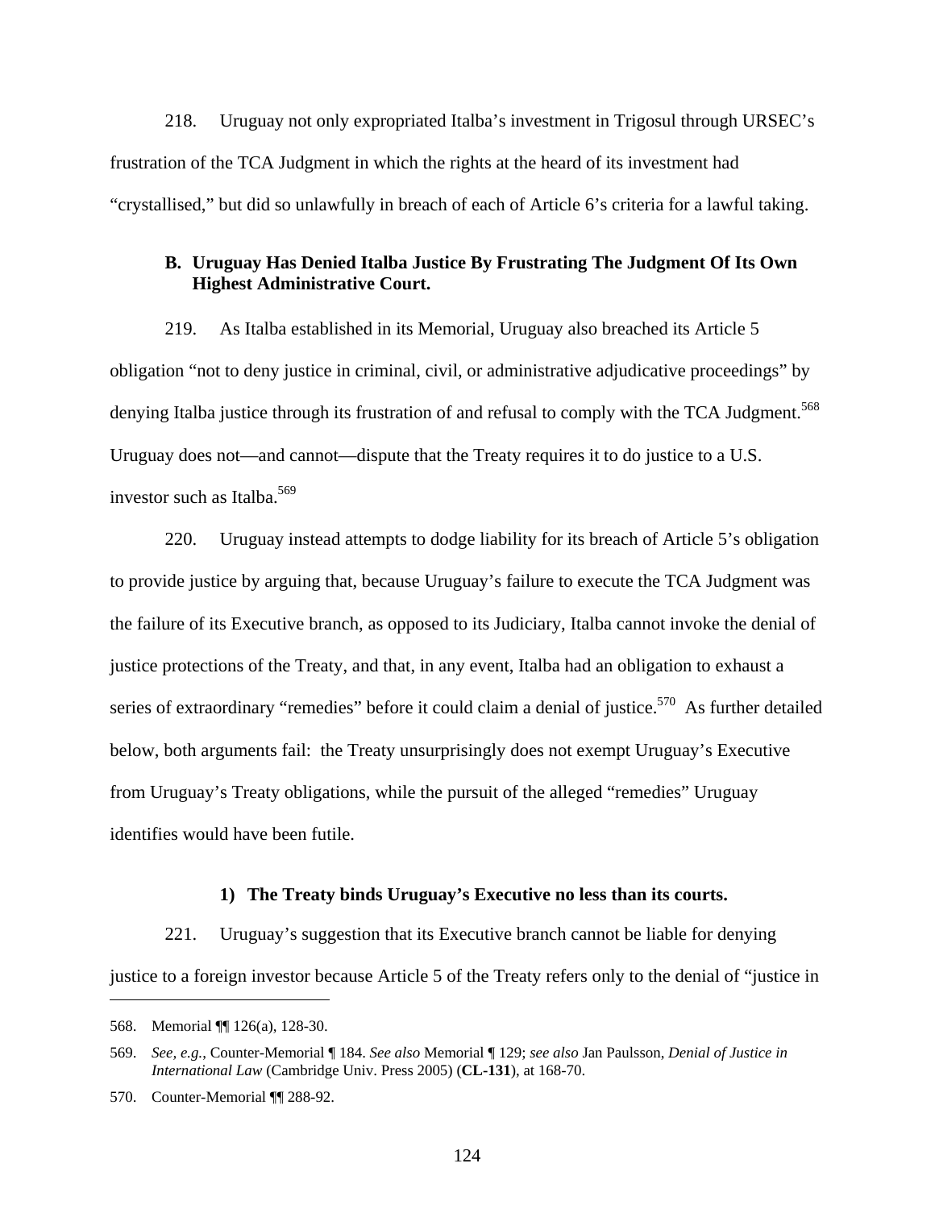218. Uruguay not only expropriated Italba's investment in Trigosul through URSEC's frustration of the TCA Judgment in which the rights at the heard of its investment had "crystallised," but did so unlawfully in breach of each of Article 6's criteria for a lawful taking.

### B. Uruguay Has Denied Italba Justice By Frustrating The Judgment Of Its Own Highest Administrative Court.

219. As Italba established in its Memorial, Uruguay also breached its Article 5 obligation "not to deny justice in criminal, civil, or administrative adjudicative proceedings" by denying Italba justice through its frustration of and refusal to comply with the TCA Judgment.[568] Uruguay does not—and cannot—dispute that the Treaty requires it to do justice to a U.S. investor such as Italba.[569]

220. Uruguay instead attempts to dodge liability for its breach of Article 5's obligation to provide justice by arguing that, because Uruguay's failure to execute the TCA Judgment was the failure of its Executive branch, as opposed to its Judiciary, Italba cannot invoke the denial of justice protections of the Treaty, and that, in any event, Italba had an obligation to exhaust a series of extraordinary "remedies" before it could claim a denial of justice.[570] As further detailed below, both arguments fail: the Treaty unsurprisingly does not exempt Uruguay's Executive from Uruguay's Treaty obligations, while the pursuit of the alleged "remedies" Uruguay identifies would have been futile.

#### 1) The Treaty binds Uruguay's Executive no less than its courts.

221. Uruguay's suggestion that its Executive branch cannot be liable for denying justice to a foreign investor because Article 5 of the Treaty refers only to the denial of "justice in

---

568. Memorial ¶¶ 126(a), 128-30.

569. *See, e.g.*, Counter-Memorial ¶ 184. *See also* Memorial ¶ 129; *see also* Jan Paulsson, *Denial of Justice in International Law* (Cambridge Univ. Press 2005) (**CL-131**), at 168-70.

570. Counter-Memorial ¶¶ 288-92.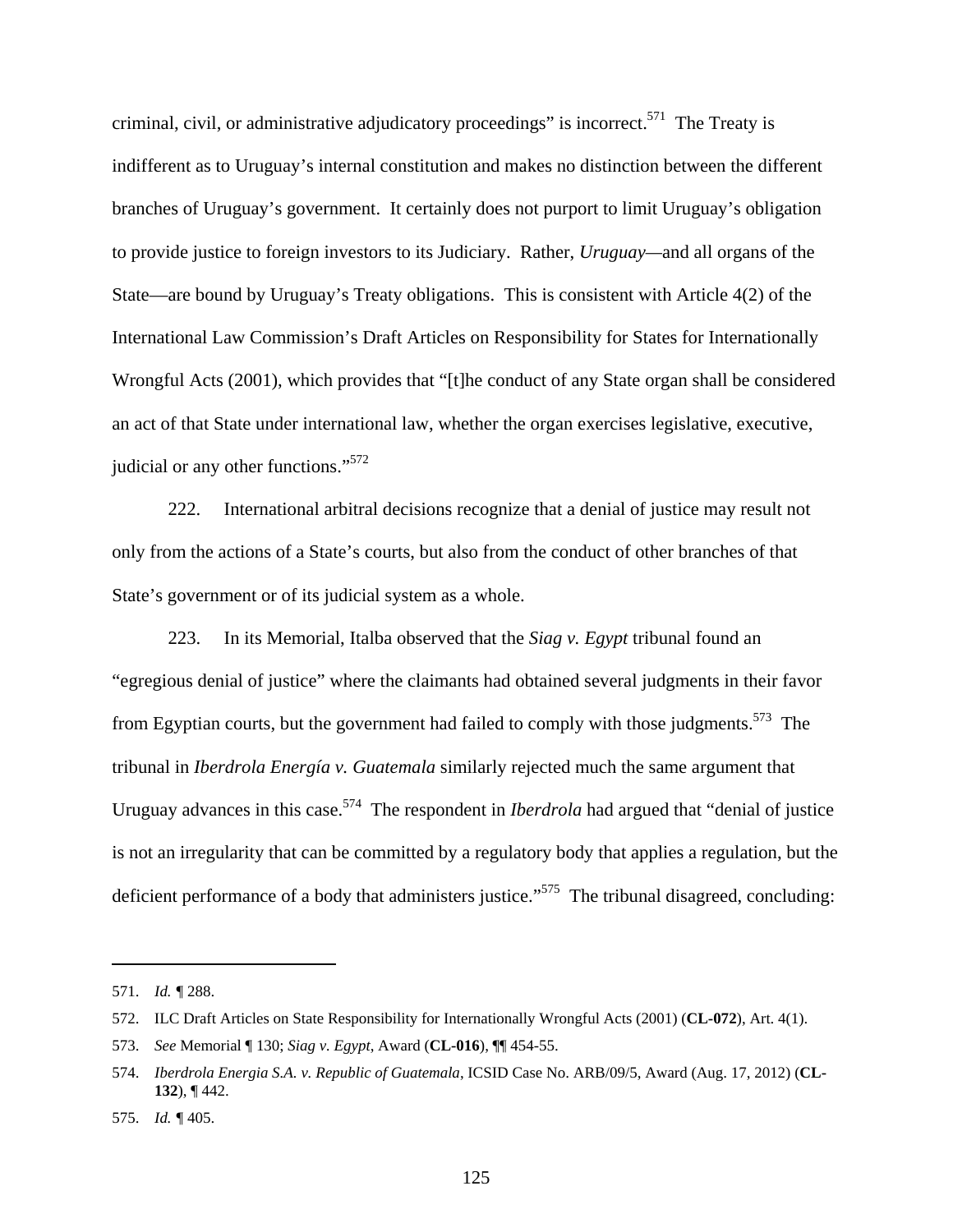criminal, civil, or administrative adjudicatory proceedings" is incorrect.[571] The Treaty is indifferent as to Uruguay's internal constitution and makes no distinction between the different branches of Uruguay's government. It certainly does not purport to limit Uruguay's obligation to provide justice to foreign investors to its Judiciary. Rather, *Uruguay*—and all organs of the State—are bound by Uruguay's Treaty obligations. This is consistent with Article 4(2) of the International Law Commission's Draft Articles on Responsibility for States for Internationally Wrongful Acts (2001), which provides that "[t]he conduct of any State organ shall be considered an act of that State under international law, whether the organ exercises legislative, executive, judicial or any other functions."[572]

222. International arbitral decisions recognize that a denial of justice may result not only from the actions of a State's courts, but also from the conduct of other branches of that State's government or of its judicial system as a whole.

223. In its Memorial, Italba observed that the *Siag v. Egypt* tribunal found an "egregious denial of justice" where the claimants had obtained several judgments in their favor from Egyptian courts, but the government had failed to comply with those judgments.[573] The tribunal in *Iberdrola Energía v. Guatemala* similarly rejected much the same argument that Uruguay advances in this case.[574] The respondent in *Iberdrola* had argued that "denial of justice is not an irregularity that can be committed by a regulatory body that applies a regulation, but the deficient performance of a body that administers justice."[575] The tribunal disagreed, concluding:

---

571. *Id.* ¶ 288.

572. ILC Draft Articles on State Responsibility for Internationally Wrongful Acts (2001) (**CL-072**), Art. 4(1).

573. *See* Memorial ¶ 130; *Siag v. Egypt*, Award (**CL-016**), ¶¶ 454-55.

574. *Iberdrola Energia S.A. v. Republic of Guatemala*, ICSID Case No. ARB/09/5, Award (Aug. 17, 2012) (**CL-132**), ¶ 442.

575. *Id.* ¶ 405.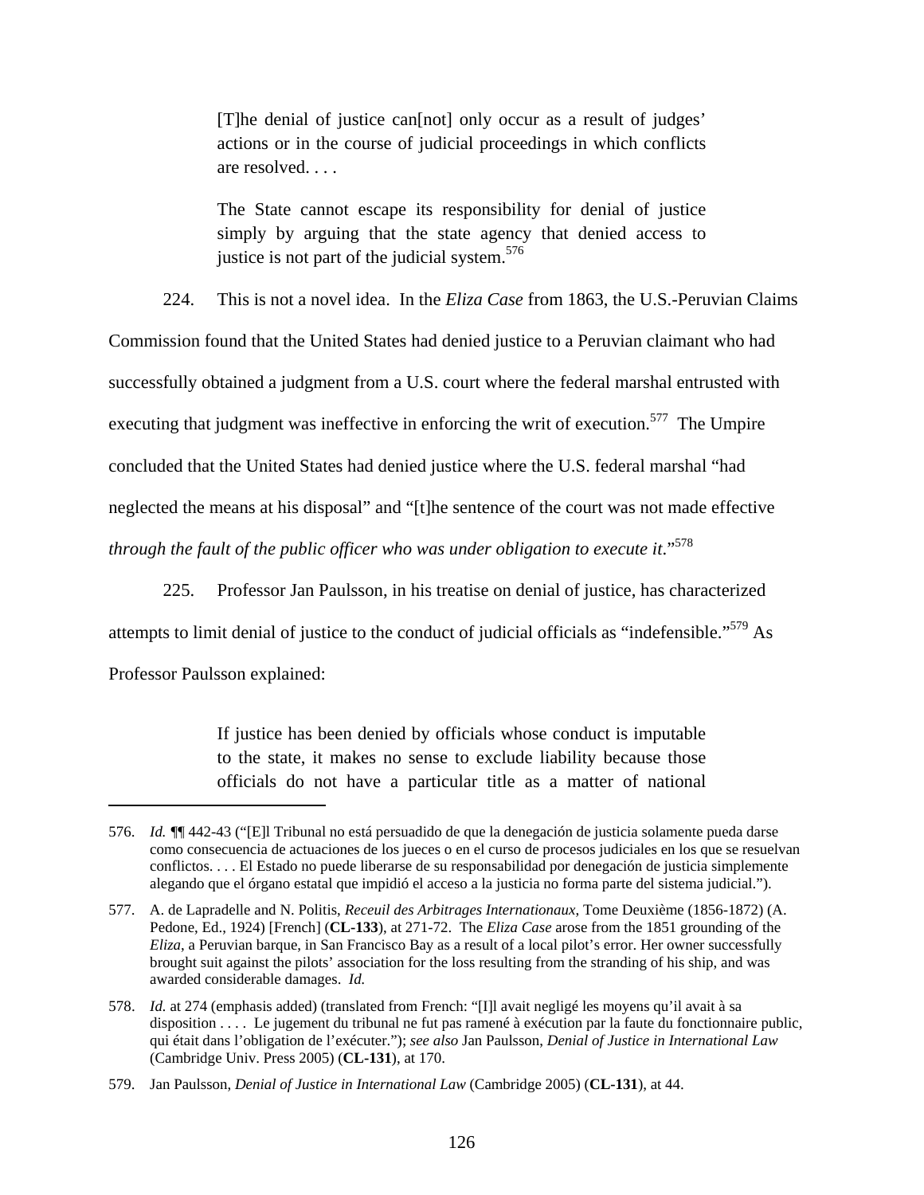> [T]he denial of justice can[not] only occur as a result of judges' actions or in the course of judicial proceedings in which conflicts are resolved. . . .
>
> The State cannot escape its responsibility for denial of justice simply by arguing that the state agency that denied access to justice is not part of the judicial system.[576]

224. This is not a novel idea. In the *Eliza Case* from 1863, the U.S.-Peruvian Claims Commission found that the United States had denied justice to a Peruvian claimant who had successfully obtained a judgment from a U.S. court where the federal marshal entrusted with executing that judgment was ineffective in enforcing the writ of execution.[577] The Umpire concluded that the United States had denied justice where the U.S. federal marshal "had neglected the means at his disposal" and "[t]he sentence of the court was not made effective *through the fault of the public officer who was under obligation to execute it*."[578]

225. Professor Jan Paulsson, in his treatise on denial of justice, has characterized attempts to limit denial of justice to the conduct of judicial officials as "indefensible."[579] As Professor Paulsson explained:

> If justice has been denied by officials whose conduct is imputable to the state, it makes no sense to exclude liability because those officials do not have a particular title as a matter of national

---

576. *Id.* ¶¶ 442-43 ("[E]l Tribunal no está persuadido de que la denegación de justicia solamente pueda darse como consecuencia de actuaciones de los jueces o en el curso de procesos judiciales en los que se resuelvan conflictos. . . . El Estado no puede liberarse de su responsabilidad por denegación de justicia simplemente alegando que el órgano estatal que impidió el acceso a la justicia no forma parte del sistema judicial.").

577. A. de Lapradelle and N. Politis, *Receuil des Arbitrages Internationaux*, Tome Deuxième (1856-1872) (A. Pedone, Ed., 1924) [French] (**CL-133**), at 271-72. The *Eliza Case* arose from the 1851 grounding of the *Eliza*, a Peruvian barque, in San Francisco Bay as a result of a local pilot's error. Her owner successfully brought suit against the pilots' association for the loss resulting from the stranding of his ship, and was awarded considerable damages. *Id.*

578. *Id.* at 274 (emphasis added) (translated from French: "[I]l avait negligé les moyens qu'il avait à sa disposition . . . . Le jugement du tribunal ne fut pas ramené à exécution par la faute du fonctionnaire public, qui était dans l'obligation de l'exécuter."); *see also* Jan Paulsson, *Denial of Justice in International Law* (Cambridge Univ. Press 2005) (**CL-131**), at 170.

579. Jan Paulsson, *Denial of Justice in International Law* (Cambridge 2005) (**CL-131**), at 44.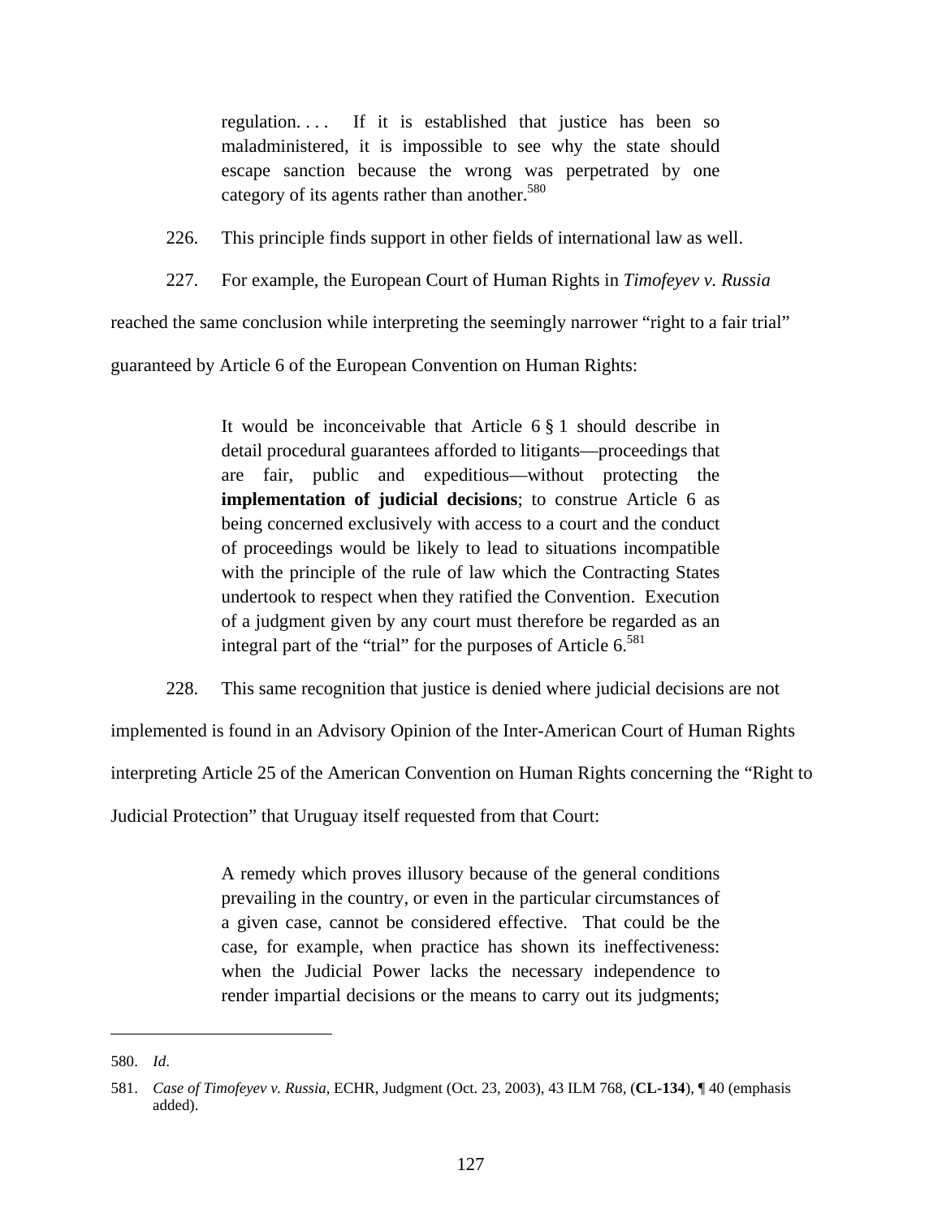> regulation. . . . If it is established that justice has been so maladministered, it is impossible to see why the state should escape sanction because the wrong was perpetrated by one category of its agents rather than another.[580]

226. This principle finds support in other fields of international law as well.

227. For example, the European Court of Human Rights in *Timofeyev v. Russia* reached the same conclusion while interpreting the seemingly narrower "right to a fair trial" guaranteed by Article 6 of the European Convention on Human Rights:

> It would be inconceivable that Article 6 § 1 should describe in detail procedural guarantees afforded to litigants—proceedings that are fair, public and expeditious—without protecting the **implementation of judicial decisions**; to construe Article 6 as being concerned exclusively with access to a court and the conduct of proceedings would be likely to lead to situations incompatible with the principle of the rule of law which the Contracting States undertook to respect when they ratified the Convention. Execution of a judgment given by any court must therefore be regarded as an integral part of the "trial" for the purposes of Article 6.[581]

228. This same recognition that justice is denied where judicial decisions are not implemented is found in an Advisory Opinion of the Inter-American Court of Human Rights interpreting Article 25 of the American Convention on Human Rights concerning the "Right to Judicial Protection" that Uruguay itself requested from that Court:

> A remedy which proves illusory because of the general conditions prevailing in the country, or even in the particular circumstances of a given case, cannot be considered effective. That could be the case, for example, when practice has shown its ineffectiveness: when the Judicial Power lacks the necessary independence to render impartial decisions or the means to carry out its judgments;

---

580. *Id*.

581. *Case of Timofeyev v. Russia*, ECHR, Judgment (Oct. 23, 2003), 43 ILM 768, (**CL-134**), ¶ 40 (emphasis added).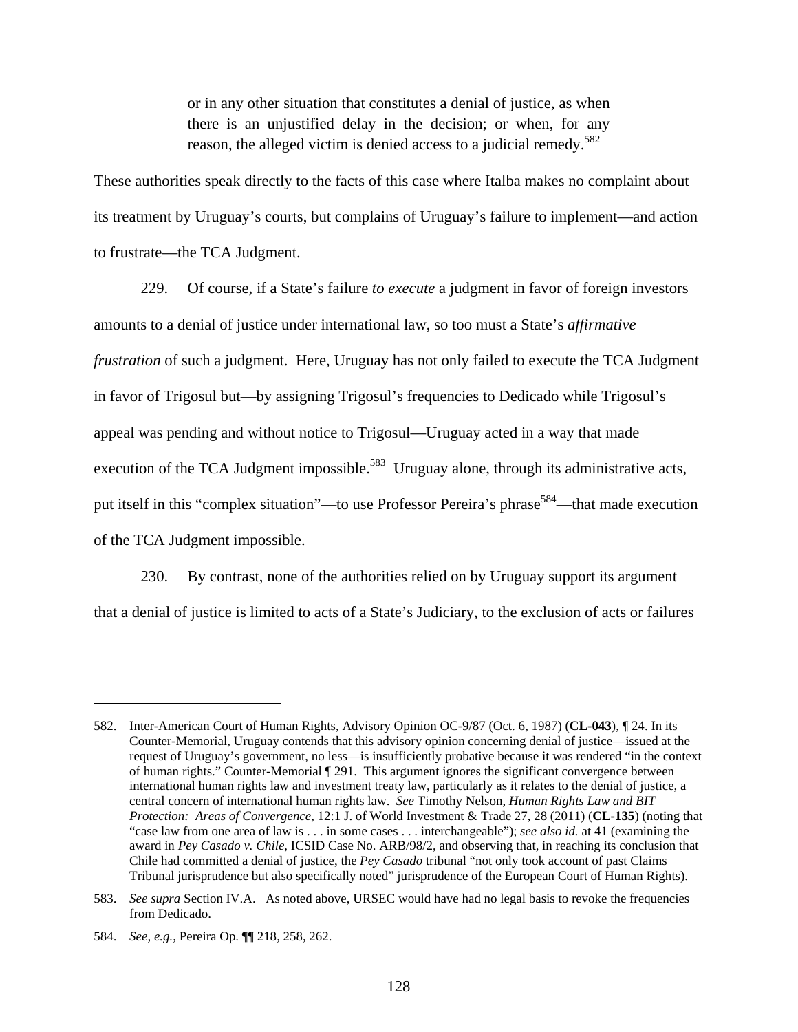> or in any other situation that constitutes a denial of justice, as when there is an unjustified delay in the decision; or when, for any reason, the alleged victim is denied access to a judicial remedy.[582]

These authorities speak directly to the facts of this case where Italba makes no complaint about its treatment by Uruguay's courts, but complains of Uruguay's failure to implement—and action to frustrate—the TCA Judgment.

229. Of course, if a State's failure *to execute* a judgment in favor of foreign investors amounts to a denial of justice under international law, so too must a State's *affirmative frustration* of such a judgment. Here, Uruguay has not only failed to execute the TCA Judgment in favor of Trigosul but—by assigning Trigosul's frequencies to Dedicado while Trigosul's appeal was pending and without notice to Trigosul—Uruguay acted in a way that made execution of the TCA Judgment impossible.[583] Uruguay alone, through its administrative acts, put itself in this "complex situation"—to use Professor Pereira's phrase[584]—that made execution of the TCA Judgment impossible.

230. By contrast, none of the authorities relied on by Uruguay support its argument that a denial of justice is limited to acts of a State's Judiciary, to the exclusion of acts or failures

---

582. Inter-American Court of Human Rights, Advisory Opinion OC-9/87 (Oct. 6, 1987) (**CL-043**), ¶ 24. In its Counter-Memorial, Uruguay contends that this advisory opinion concerning denial of justice—issued at the request of Uruguay's government, no less—is insufficiently probative because it was rendered "in the context of human rights." Counter-Memorial ¶ 291. This argument ignores the significant convergence between international human rights law and investment treaty law, particularly as it relates to the denial of justice, a central concern of international human rights law. *See* Timothy Nelson, *Human Rights Law and BIT Protection: Areas of Convergence*, 12:1 J. of World Investment & Trade 27, 28 (2011) (**CL-135**) (noting that "case law from one area of law is . . . in some cases . . . interchangeable"); *see also id.* at 41 (examining the award in *Pey Casado v. Chile*, ICSID Case No. ARB/98/2, and observing that, in reaching its conclusion that Chile had committed a denial of justice, the *Pey Casado* tribunal "not only took account of past Claims Tribunal jurisprudence but also specifically noted" jurisprudence of the European Court of Human Rights).

583. *See supra* Section IV.A. As noted above, URSEC would have had no legal basis to revoke the frequencies from Dedicado.

584. *See, e.g.*, Pereira Op. ¶¶ 218, 258, 262.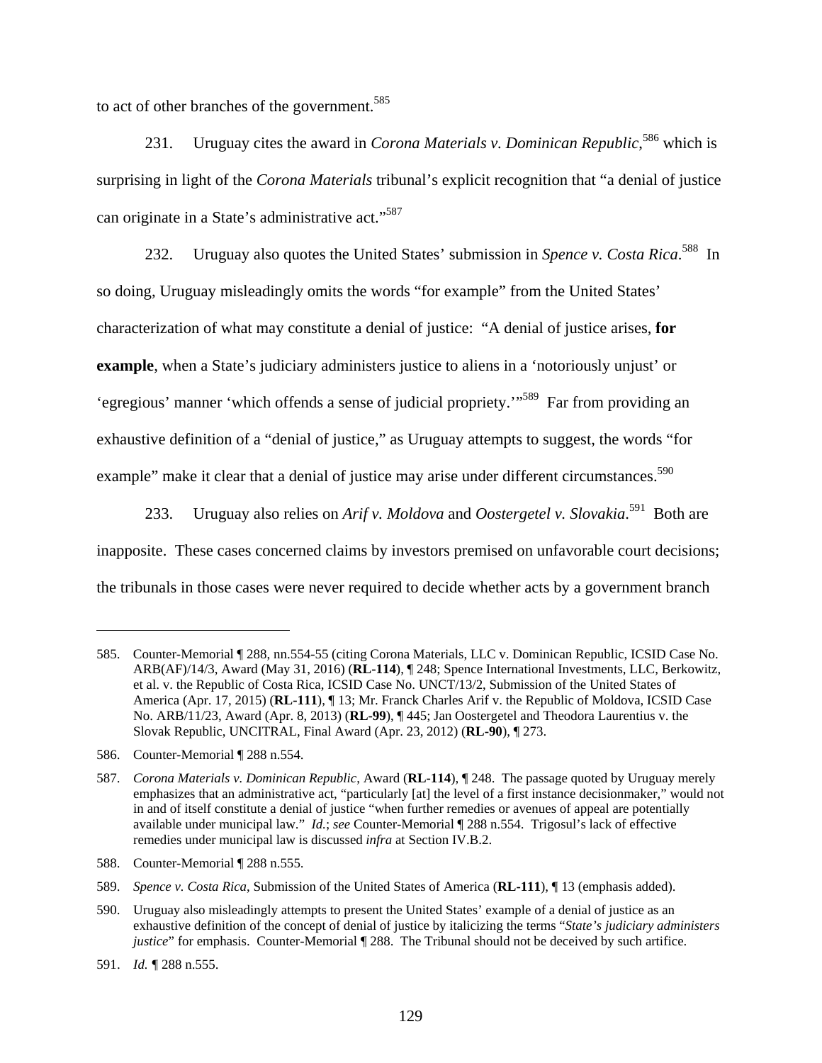to act of other branches of the government.[585]

231. Uruguay cites the award in *Corona Materials v. Dominican Republic*,[586] which is surprising in light of the *Corona Materials* tribunal's explicit recognition that "a denial of justice can originate in a State's administrative act."[587]

232. Uruguay also quotes the United States' submission in *Spence v. Costa Rica*.[588] In so doing, Uruguay misleadingly omits the words "for example" from the United States' characterization of what may constitute a denial of justice: "A denial of justice arises, **for example**, when a State's judiciary administers justice to aliens in a 'notoriously unjust' or 'egregious' manner 'which offends a sense of judicial propriety.'"[589] Far from providing an exhaustive definition of a "denial of justice," as Uruguay attempts to suggest, the words "for example" make it clear that a denial of justice may arise under different circumstances.[590]

233. Uruguay also relies on *Arif v. Moldova* and *Oostergetel v. Slovakia*.[591] Both are inapposite. These cases concerned claims by investors premised on unfavorable court decisions; the tribunals in those cases were never required to decide whether acts by a government branch

---

585. Counter-Memorial ¶ 288, nn.554-55 (citing Corona Materials, LLC v. Dominican Republic, ICSID Case No. ARB(AF)/14/3, Award (May 31, 2016) (**RL-114**), ¶ 248; Spence International Investments, LLC, Berkowitz, et al. v. the Republic of Costa Rica, ICSID Case No. UNCT/13/2, Submission of the United States of America (Apr. 17, 2015) (**RL-111**), ¶ 13; Mr. Franck Charles Arif v. the Republic of Moldova, ICSID Case No. ARB/11/23, Award (Apr. 8, 2013) (**RL-99**), ¶ 445; Jan Oostergetel and Theodora Laurentius v. the Slovak Republic, UNCITRAL, Final Award (Apr. 23, 2012) (**RL-90**), ¶ 273.

586. Counter-Memorial ¶ 288 n.554.

587. *Corona Materials v. Dominican Republic*, Award (**RL-114**), ¶ 248. The passage quoted by Uruguay merely emphasizes that an administrative act, "particularly [at] the level of a first instance decisionmaker," would not in and of itself constitute a denial of justice "when further remedies or avenues of appeal are potentially available under municipal law." *Id.*; *see* Counter-Memorial ¶ 288 n.554. Trigosul's lack of effective remedies under municipal law is discussed *infra* at Section IV.B.2.

588. Counter-Memorial ¶ 288 n.555.

589. *Spence v. Costa Rica*, Submission of the United States of America (**RL-111**), ¶ 13 (emphasis added).

590. Uruguay also misleadingly attempts to present the United States' example of a denial of justice as an exhaustive definition of the concept of denial of justice by italicizing the terms "*State's judiciary administers justice*" for emphasis. Counter-Memorial ¶ 288. The Tribunal should not be deceived by such artifice.

591. *Id.* ¶ 288 n.555.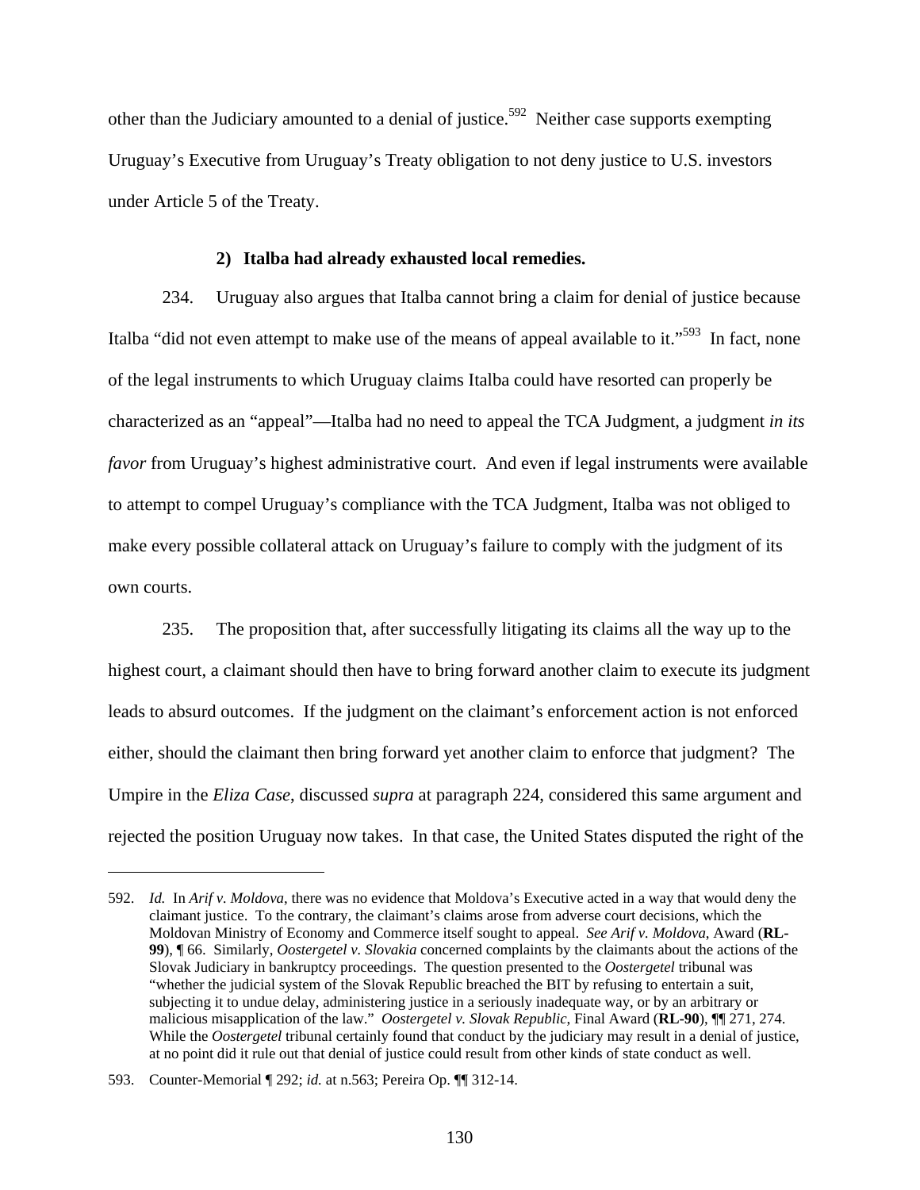other than the Judiciary amounted to a denial of justice.[592] Neither case supports exempting Uruguay's Executive from Uruguay's Treaty obligation to not deny justice to U.S. investors under Article 5 of the Treaty.

#### 2) Italba had already exhausted local remedies.

234. Uruguay also argues that Italba cannot bring a claim for denial of justice because Italba "did not even attempt to make use of the means of appeal available to it."[593] In fact, none of the legal instruments to which Uruguay claims Italba could have resorted can properly be characterized as an "appeal"—Italba had no need to appeal the TCA Judgment, a judgment *in its favor* from Uruguay's highest administrative court. And even if legal instruments were available to attempt to compel Uruguay's compliance with the TCA Judgment, Italba was not obliged to make every possible collateral attack on Uruguay's failure to comply with the judgment of its own courts.

235. The proposition that, after successfully litigating its claims all the way up to the highest court, a claimant should then have to bring forward another claim to execute its judgment leads to absurd outcomes. If the judgment on the claimant's enforcement action is not enforced either, should the claimant then bring forward yet another claim to enforce that judgment? The Umpire in the *Eliza Case*, discussed *supra* at paragraph 224, considered this same argument and rejected the position Uruguay now takes. In that case, the United States disputed the right of the

---

592. *Id.* In *Arif v. Moldova*, there was no evidence that Moldova's Executive acted in a way that would deny the claimant justice. To the contrary, the claimant's claims arose from adverse court decisions, which the Moldovan Ministry of Economy and Commerce itself sought to appeal. *See Arif v. Moldova*, Award (**RL-99**), ¶ 66. Similarly, *Oostergetel v. Slovakia* concerned complaints by the claimants about the actions of the Slovak Judiciary in bankruptcy proceedings. The question presented to the *Oostergetel* tribunal was "whether the judicial system of the Slovak Republic breached the BIT by refusing to entertain a suit, subjecting it to undue delay, administering justice in a seriously inadequate way, or by an arbitrary or malicious misapplication of the law." *Oostergetel v. Slovak Republic*, Final Award (**RL-90**), ¶¶ 271, 274. While the *Oostergetel* tribunal certainly found that conduct by the judiciary may result in a denial of justice, at no point did it rule out that denial of justice could result from other kinds of state conduct as well.

593. Counter-Memorial ¶ 292; *id.* at n.563; Pereira Op. ¶¶ 312-14.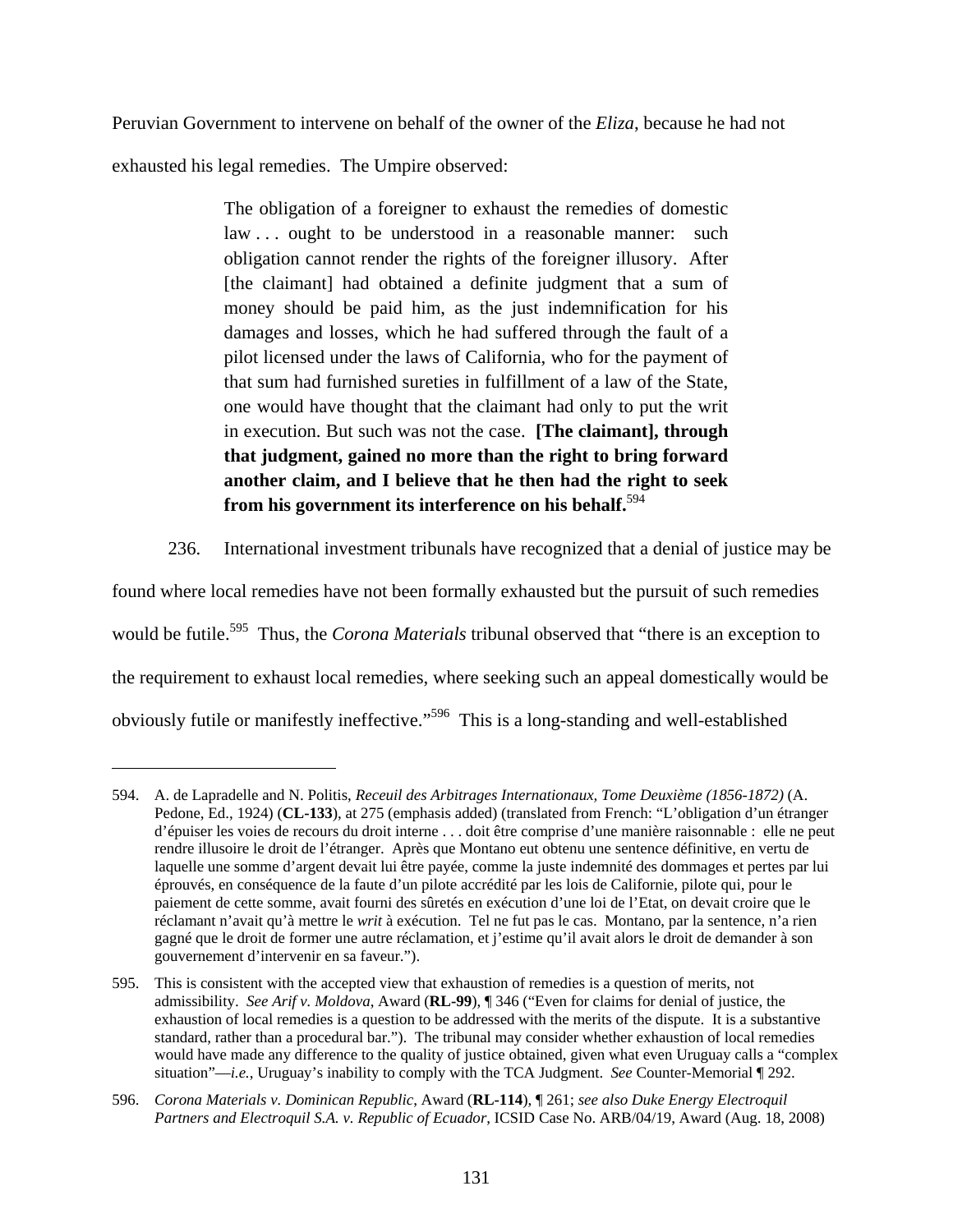Peruvian Government to intervene on behalf of the owner of the *Eliza*, because he had not exhausted his legal remedies. The Umpire observed:

> The obligation of a foreigner to exhaust the remedies of domestic law . . . ought to be understood in a reasonable manner: such obligation cannot render the rights of the foreigner illusory. After [the claimant] had obtained a definite judgment that a sum of money should be paid him, as the just indemnification for his damages and losses, which he had suffered through the fault of a pilot licensed under the laws of California, who for the payment of that sum had furnished sureties in fulfillment of a law of the State, one would have thought that the claimant had only to put the writ in execution. But such was not the case. **[The claimant], through that judgment, gained no more than the right to bring forward another claim, and I believe that he then had the right to seek from his government its interference on his behalf.**[594]

236. International investment tribunals have recognized that a denial of justice may be found where local remedies have not been formally exhausted but the pursuit of such remedies would be futile.[595] Thus, the *Corona Materials* tribunal observed that "there is an exception to the requirement to exhaust local remedies, where seeking such an appeal domestically would be obviously futile or manifestly ineffective."[596] This is a long-standing and well-established

---

594. A. de Lapradelle and N. Politis, *Receuil des Arbitrages Internationaux, Tome Deuxième (1856-1872)* (A. Pedone, Ed., 1924) (**CL-133**), at 275 (emphasis added) (translated from French: "L'obligation d'un étranger d'épuiser les voies de recours du droit interne . . . doit être comprise d'une manière raisonnable : elle ne peut rendre illusoire le droit de l'étranger. Après que Montano eut obtenu une sentence définitive, en vertu de laquelle une somme d'argent devait lui être payée, comme la juste indemnité des dommages et pertes par lui éprouvés, en conséquence de la faute d'un pilote accrédité par les lois de Californie, pilote qui, pour le paiement de cette somme, avait fourni des sûretés en exécution d'une loi de l'Etat, on devait croire que le réclamant n'avait qu'à mettre le *writ* à exécution. Tel ne fut pas le cas. Montano, par la sentence, n'a rien gagné que le droit de former une autre réclamation, et j'estime qu'il avait alors le droit de demander à son gouvernement d'intervenir en sa faveur.").

595. This is consistent with the accepted view that exhaustion of remedies is a question of merits, not admissibility. *See Arif v. Moldova*, Award (**RL-99**), ¶ 346 ("Even for claims for denial of justice, the exhaustion of local remedies is a question to be addressed with the merits of the dispute. It is a substantive standard, rather than a procedural bar."). The tribunal may consider whether exhaustion of local remedies would have made any difference to the quality of justice obtained, given what even Uruguay calls a "complex situation"—*i.e.*, Uruguay's inability to comply with the TCA Judgment. *See* Counter-Memorial ¶ 292.

596. *Corona Materials v. Dominican Republic*, Award (**RL-114**), ¶ 261; *see also Duke Energy Electroquil Partners and Electroquil S.A. v. Republic of Ecuador*, ICSID Case No. ARB/04/19, Award (Aug. 18, 2008)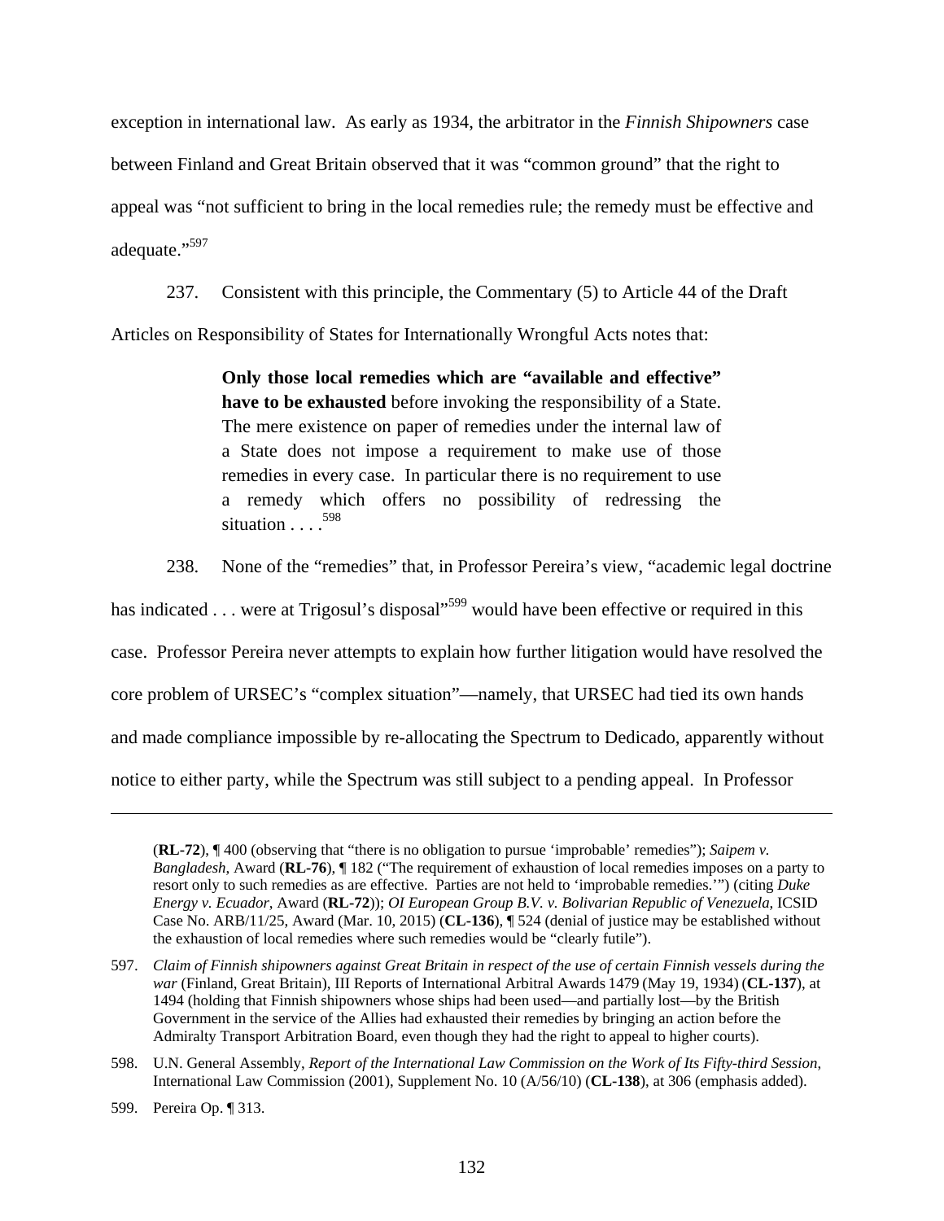exception in international law. As early as 1934, the arbitrator in the *Finnish Shipowners* case between Finland and Great Britain observed that it was "common ground" that the right to appeal was "not sufficient to bring in the local remedies rule; the remedy must be effective and adequate."[597]

237. Consistent with this principle, the Commentary (5) to Article 44 of the Draft Articles on Responsibility of States for Internationally Wrongful Acts notes that:

> **Only those local remedies which are "available and effective" have to be exhausted** before invoking the responsibility of a State. The mere existence on paper of remedies under the internal law of a State does not impose a requirement to make use of those remedies in every case. In particular there is no requirement to use a remedy which offers no possibility of redressing the situation . . . .[598]

238. None of the "remedies" that, in Professor Pereira's view, "academic legal doctrine has indicated . . . were at Trigosul's disposal"[599] would have been effective or required in this case. Professor Pereira never attempts to explain how further litigation would have resolved the core problem of URSEC's "complex situation"—namely, that URSEC had tied its own hands and made compliance impossible by re-allocating the Spectrum to Dedicado, apparently without notice to either party, while the Spectrum was still subject to a pending appeal. In Professor

---

(**RL-72**), ¶ 400 (observing that "there is no obligation to pursue 'improbable' remedies"); *Saipem v. Bangladesh*, Award (**RL-76**), ¶ 182 ("The requirement of exhaustion of local remedies imposes on a party to resort only to such remedies as are effective. Parties are not held to 'improbable remedies.'") (citing *Duke Energy v. Ecuador*, Award (**RL-72**)); *OI European Group B.V. v. Bolivarian Republic of Venezuela*, ICSID Case No. ARB/11/25, Award (Mar. 10, 2015) (**CL-136**), ¶ 524 (denial of justice may be established without the exhaustion of local remedies where such remedies would be "clearly futile").

597. *Claim of Finnish shipowners against Great Britain in respect of the use of certain Finnish vessels during the war* (Finland, Great Britain), III Reports of International Arbitral Awards 1479 (May 19, 1934) (**CL-137**), at 1494 (holding that Finnish shipowners whose ships had been used—and partially lost—by the British Government in the service of the Allies had exhausted their remedies by bringing an action before the Admiralty Transport Arbitration Board, even though they had the right to appeal to higher courts).

598. U.N. General Assembly, *Report of the International Law Commission on the Work of Its Fifty-third Session*, International Law Commission (2001), Supplement No. 10 (A/56/10) (**CL-138**), at 306 (emphasis added).

599. Pereira Op. ¶ 313.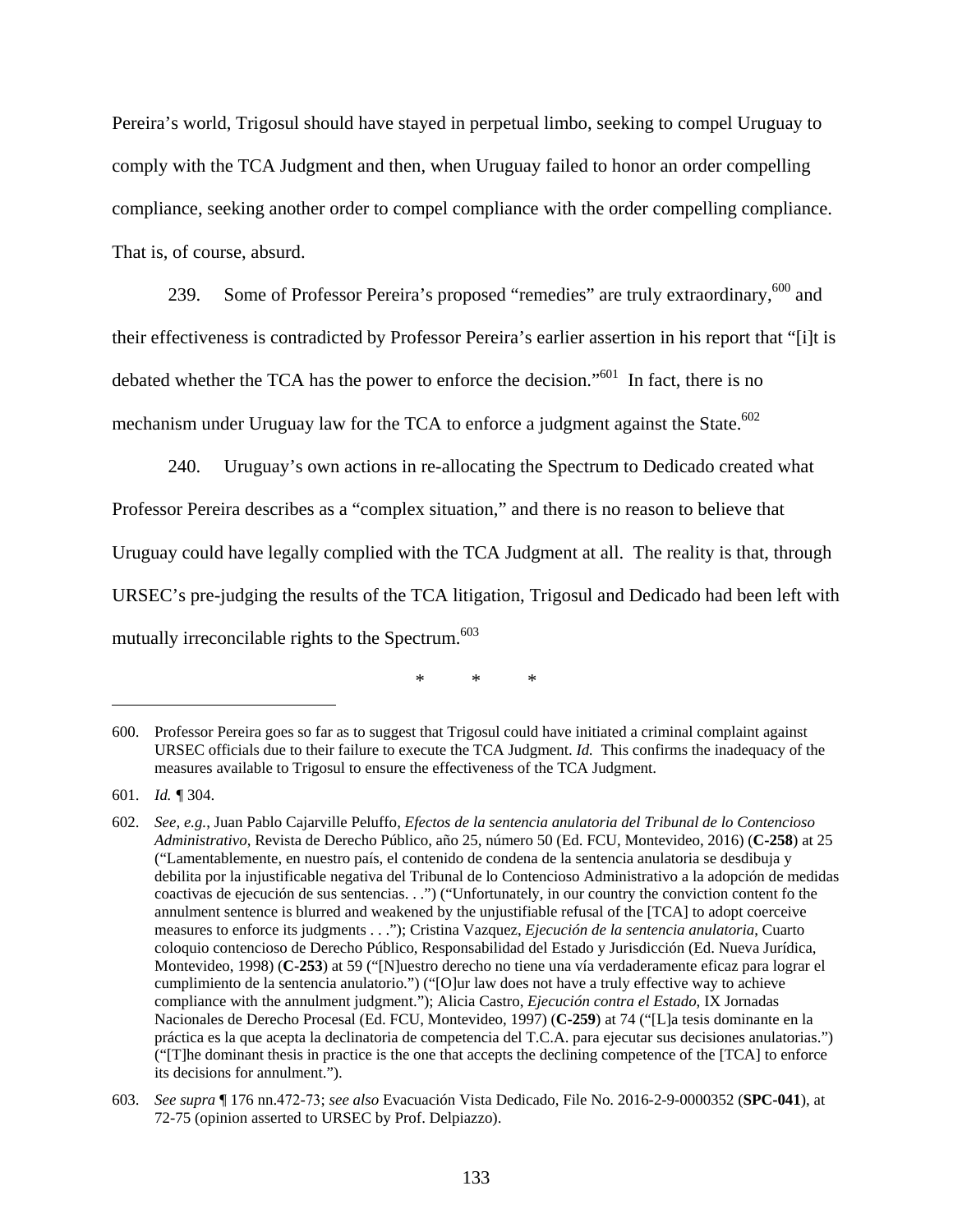Pereira's world, Trigosul should have stayed in perpetual limbo, seeking to compel Uruguay to comply with the TCA Judgment and then, when Uruguay failed to honor an order compelling compliance, seeking another order to compel compliance with the order compelling compliance. That is, of course, absurd.

239. Some of Professor Pereira's proposed "remedies" are truly extraordinary,[600] and their effectiveness is contradicted by Professor Pereira's earlier assertion in his report that "[i]t is debated whether the TCA has the power to enforce the decision."[601] In fact, there is no mechanism under Uruguay law for the TCA to enforce a judgment against the State.[602]

240. Uruguay's own actions in re-allocating the Spectrum to Dedicado created what Professor Pereira describes as a "complex situation," and there is no reason to believe that Uruguay could have legally complied with the TCA Judgment at all. The reality is that, through URSEC's pre-judging the results of the TCA litigation, Trigosul and Dedicado had been left with mutually irreconcilable rights to the Spectrum.[603]

\* \* \*

---

600. Professor Pereira goes so far as to suggest that Trigosul could have initiated a criminal complaint against URSEC officials due to their failure to execute the TCA Judgment. *Id.* This confirms the inadequacy of the measures available to Trigosul to ensure the effectiveness of the TCA Judgment.

601. *Id.* ¶ 304.

602. *See, e.g.*, Juan Pablo Cajarville Peluffo, *Efectos de la sentencia anulatoria del Tribunal de lo Contencioso Administrativo*, Revista de Derecho Público, año 25, número 50 (Ed. FCU, Montevideo, 2016) (**C-258**) at 25 ("Lamentablemente, en nuestro país, el contenido de condena de la sentencia anulatoria se desdibuja y debilita por la injustificable negativa del Tribunal de lo Contencioso Administrativo a la adopción de medidas coactivas de ejecución de sus sentencias. . .") ("Unfortunately, in our country the conviction content fo the annulment sentence is blurred and weakened by the unjustifiable refusal of the [TCA] to adopt coerceive measures to enforce its judgments . . ."); Cristina Vazquez, *Ejecución de la sentencia anulatoria*, Cuarto coloquio contencioso de Derecho Público, Responsabilidad del Estado y Jurisdicción (Ed. Nueva Jurídica, Montevideo, 1998) (**C-253**) at 59 ("[N]uestro derecho no tiene una vía verdaderamente eficaz para lograr el cumplimiento de la sentencia anulatorio.") ("[O]ur law does not have a truly effective way to achieve compliance with the annulment judgment."); Alicia Castro, *Ejecución contra el Estado*, IX Jornadas Nacionales de Derecho Procesal (Ed. FCU, Montevideo, 1997) (**C-259**) at 74 ("[L]a tesis dominante en la práctica es la que acepta la declinatoria de competencia del T.C.A. para ejecutar sus decisiones anulatorias.") ("[T]he dominant thesis in practice is the one that accepts the declining competence of the [TCA] to enforce its decisions for annulment.").

603. *See supra* ¶ 176 nn.472-73; *see also* Evacuación Vista Dedicado, File No. 2016-2-9-0000352 (**SPC-041**), at 72-75 (opinion asserted to URSEC by Prof. Delpiazzo).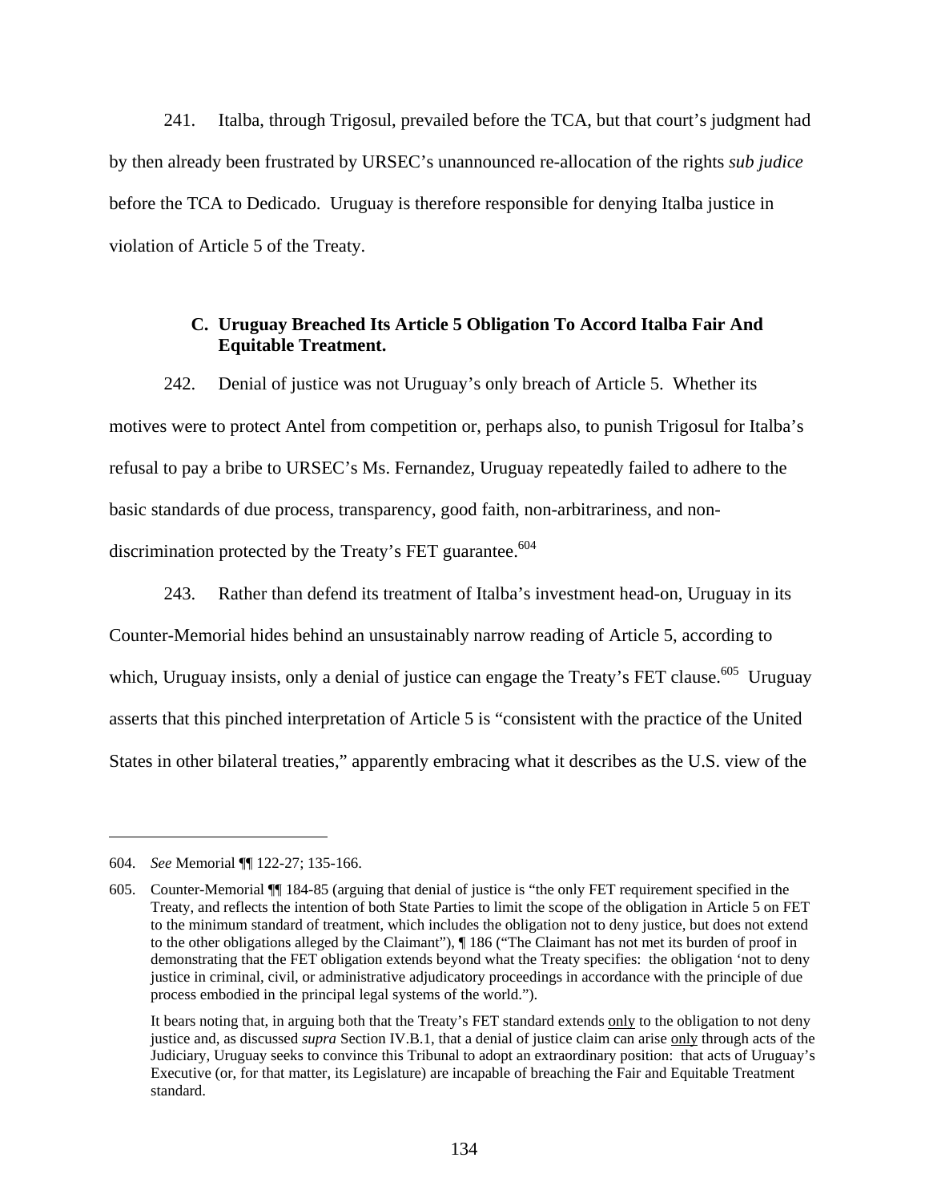241. Italba, through Trigosul, prevailed before the TCA, but that court's judgment had by then already been frustrated by URSEC's unannounced re-allocation of the rights *sub judice* before the TCA to Dedicado. Uruguay is therefore responsible for denying Italba justice in violation of Article 5 of the Treaty.

### C. Uruguay Breached Its Article 5 Obligation To Accord Italba Fair And Equitable Treatment.

242. Denial of justice was not Uruguay's only breach of Article 5. Whether its motives were to protect Antel from competition or, perhaps also, to punish Trigosul for Italba's refusal to pay a bribe to URSEC's Ms. Fernandez, Uruguay repeatedly failed to adhere to the basic standards of due process, transparency, good faith, non-arbitrariness, and non-discrimination protected by the Treaty's FET guarantee.[604]

243. Rather than defend its treatment of Italba's investment head-on, Uruguay in its Counter-Memorial hides behind an unsustainably narrow reading of Article 5, according to which, Uruguay insists, only a denial of justice can engage the Treaty's FET clause.[605] Uruguay asserts that this pinched interpretation of Article 5 is "consistent with the practice of the United States in other bilateral treaties," apparently embracing what it describes as the U.S. view of the

---

604. *See* Memorial ¶¶ 122-27; 135-166.

605. Counter-Memorial ¶¶ 184-85 (arguing that denial of justice is "the only FET requirement specified in the Treaty, and reflects the intention of both State Parties to limit the scope of the obligation in Article 5 on FET to the minimum standard of treatment, which includes the obligation not to deny justice, but does not extend to the other obligations alleged by the Claimant"), ¶ 186 ("The Claimant has not met its burden of proof in demonstrating that the FET obligation extends beyond what the Treaty specifies: the obligation 'not to deny justice in criminal, civil, or administrative adjudicatory proceedings in accordance with the principle of due process embodied in the principal legal systems of the world.").

It bears noting that, in arguing both that the Treaty's FET standard extends only to the obligation to not deny justice and, as discussed *supra* Section IV.B.1, that a denial of justice claim can arise only through acts of the Judiciary, Uruguay seeks to convince this Tribunal to adopt an extraordinary position: that acts of Uruguay's Executive (or, for that matter, its Legislature) are incapable of breaching the Fair and Equitable Treatment standard.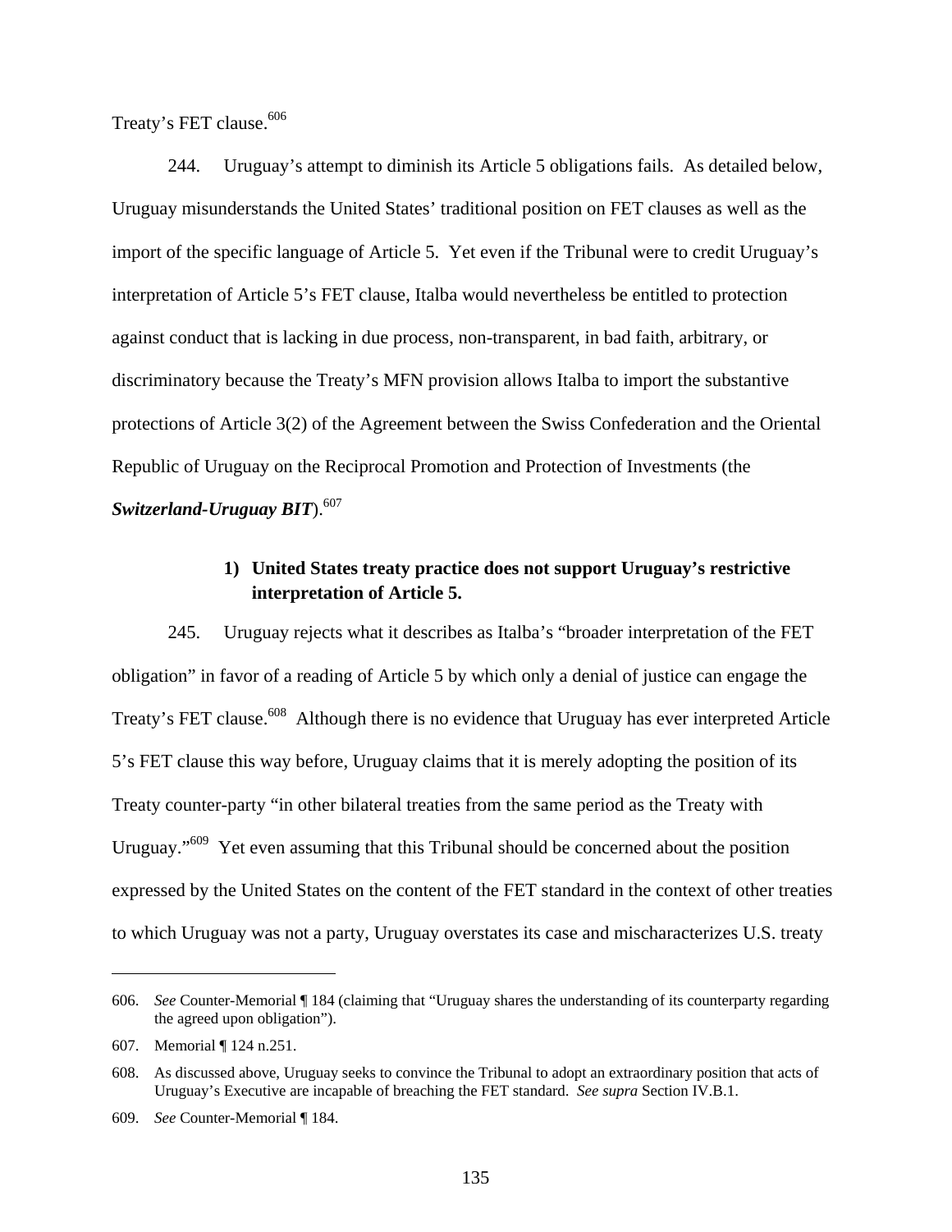Treaty's FET clause.[606]

244. Uruguay's attempt to diminish its Article 5 obligations fails. As detailed below, Uruguay misunderstands the United States' traditional position on FET clauses as well as the import of the specific language of Article 5. Yet even if the Tribunal were to credit Uruguay's interpretation of Article 5's FET clause, Italba would nevertheless be entitled to protection against conduct that is lacking in due process, non-transparent, in bad faith, arbitrary, or discriminatory because the Treaty's MFN provision allows Italba to import the substantive protections of Article 3(2) of the Agreement between the Swiss Confederation and the Oriental Republic of Uruguay on the Reciprocal Promotion and Protection of Investments (the ***Switzerland-Uruguay BIT***).[607]

**1) United States treaty practice does not support Uruguay's restrictive interpretation of Article 5.**

245. Uruguay rejects what it describes as Italba's "broader interpretation of the FET obligation" in favor of a reading of Article 5 by which only a denial of justice can engage the Treaty's FET clause.[608] Although there is no evidence that Uruguay has ever interpreted Article 5's FET clause this way before, Uruguay claims that it is merely adopting the position of its Treaty counter-party "in other bilateral treaties from the same period as the Treaty with Uruguay."[609] Yet even assuming that this Tribunal should be concerned about the position expressed by the United States on the content of the FET standard in the context of other treaties to which Uruguay was not a party, Uruguay overstates its case and mischaracterizes U.S. treaty

---

606. *See* Counter-Memorial ¶ 184 (claiming that "Uruguay shares the understanding of its counterparty regarding the agreed upon obligation").

607. Memorial ¶ 124 n.251.

608. As discussed above, Uruguay seeks to convince the Tribunal to adopt an extraordinary position that acts of Uruguay's Executive are incapable of breaching the FET standard. *See supra* Section IV.B.1.

609. *See* Counter-Memorial ¶ 184.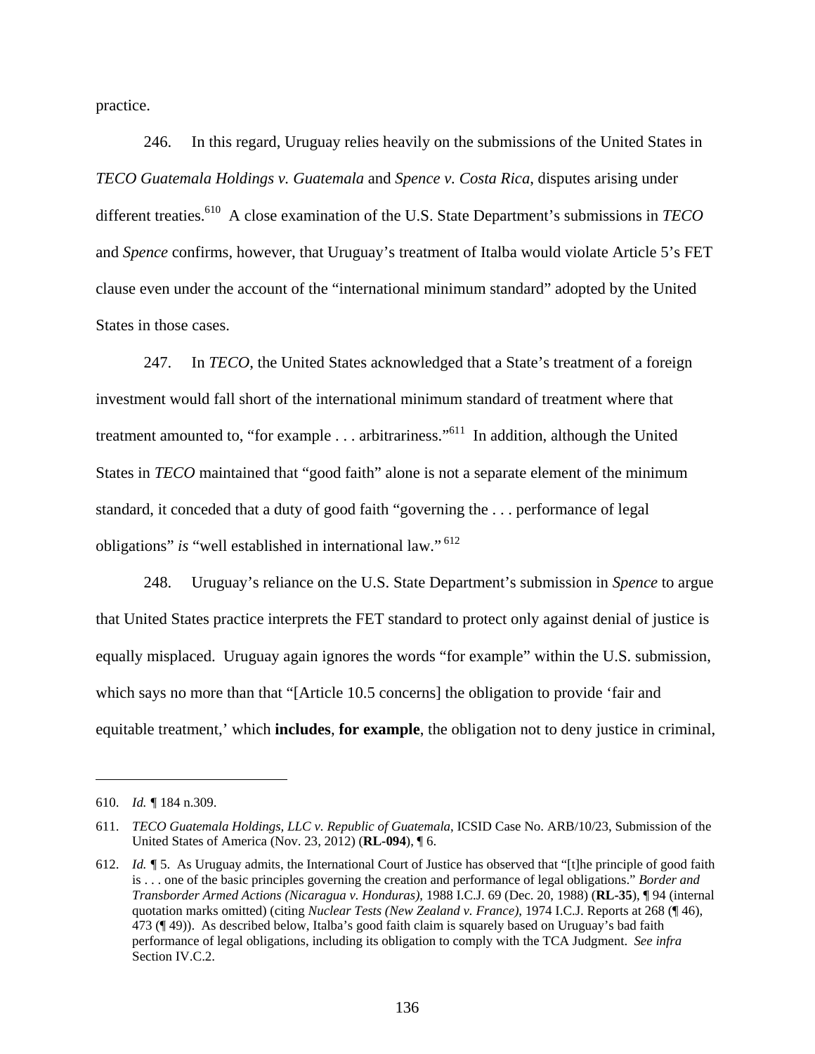practice.

246. In this regard, Uruguay relies heavily on the submissions of the United States in *TECO Guatemala Holdings v. Guatemala* and *Spence v. Costa Rica*, disputes arising under different treaties.[610] A close examination of the U.S. State Department's submissions in *TECO* and *Spence* confirms, however, that Uruguay's treatment of Italba would violate Article 5's FET clause even under the account of the "international minimum standard" adopted by the United States in those cases.

247. In *TECO*, the United States acknowledged that a State's treatment of a foreign investment would fall short of the international minimum standard of treatment where that treatment amounted to, "for example . . . arbitrariness."[611] In addition, although the United States in *TECO* maintained that "good faith" alone is not a separate element of the minimum standard, it conceded that a duty of good faith "governing the . . . performance of legal obligations" *is* "well established in international law."[612]

248. Uruguay's reliance on the U.S. State Department's submission in *Spence* to argue that United States practice interprets the FET standard to protect only against denial of justice is equally misplaced. Uruguay again ignores the words "for example" within the U.S. submission, which says no more than that "[Article 10.5 concerns] the obligation to provide 'fair and equitable treatment,' which **includes**, **for example**, the obligation not to deny justice in criminal,

---

610. *Id.* ¶ 184 n.309.

611. *TECO Guatemala Holdings, LLC v. Republic of Guatemala*, ICSID Case No. ARB/10/23, Submission of the United States of America (Nov. 23, 2012) (**RL-094**), ¶ 6.

612. *Id.* ¶ 5. As Uruguay admits, the International Court of Justice has observed that "[t]he principle of good faith is . . . one of the basic principles governing the creation and performance of legal obligations." *Border and Transborder Armed Actions (Nicaragua v. Honduras)*, 1988 I.C.J. 69 (Dec. 20, 1988) (**RL-35**), ¶ 94 (internal quotation marks omitted) (citing *Nuclear Tests (New Zealand v. France)*, 1974 I.C.J. Reports at 268 (¶ 46), 473 (¶ 49)). As described below, Italba's good faith claim is squarely based on Uruguay's bad faith performance of legal obligations, including its obligation to comply with the TCA Judgment. *See infra* Section IV.C.2.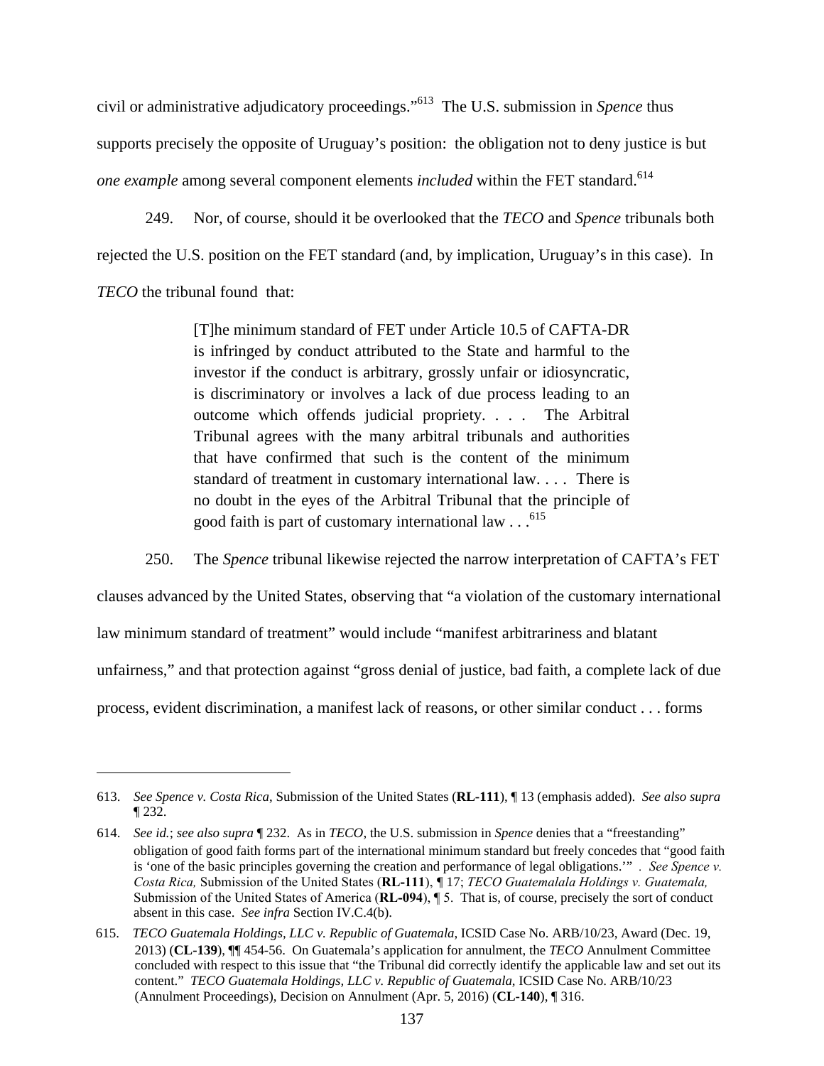civil or administrative adjudicatory proceedings."[613] The U.S. submission in *Spence* thus supports precisely the opposite of Uruguay's position: the obligation not to deny justice is but *one example* among several component elements *included* within the FET standard.[614]

249. Nor, of course, should it be overlooked that the *TECO* and *Spence* tribunals both rejected the U.S. position on the FET standard (and, by implication, Uruguay's in this case). In *TECO* the tribunal found that:

> [T]he minimum standard of FET under Article 10.5 of CAFTA-DR is infringed by conduct attributed to the State and harmful to the investor if the conduct is arbitrary, grossly unfair or idiosyncratic, is discriminatory or involves a lack of due process leading to an outcome which offends judicial propriety. . . . The Arbitral Tribunal agrees with the many arbitral tribunals and authorities that have confirmed that such is the content of the minimum standard of treatment in customary international law. . . . There is no doubt in the eyes of the Arbitral Tribunal that the principle of good faith is part of customary international law . . .[615]

250. The *Spence* tribunal likewise rejected the narrow interpretation of CAFTA's FET clauses advanced by the United States, observing that "a violation of the customary international law minimum standard of treatment" would include "manifest arbitrariness and blatant unfairness," and that protection against "gross denial of justice, bad faith, a complete lack of due process, evident discrimination, a manifest lack of reasons, or other similar conduct . . . forms

---

613. *See Spence v. Costa Rica*, Submission of the United States (**RL-111**), ¶ 13 (emphasis added). *See also supra* ¶ 232.

614. *See id.*; *see also supra* ¶ 232. As in *TECO*, the U.S. submission in *Spence* denies that a "freestanding" obligation of good faith forms part of the international minimum standard but freely concedes that "good faith is 'one of the basic principles governing the creation and performance of legal obligations.'" . *See Spence v. Costa Rica,* Submission of the United States (**RL-111**), ¶ 17; *TECO Guatemalala Holdings v. Guatemala,* Submission of the United States of America (**RL-094**), ¶ 5. That is, of course, precisely the sort of conduct absent in this case. *See infra* Section IV.C.4(b).

615. *TECO Guatemala Holdings, LLC v. Republic of Guatemala*, ICSID Case No. ARB/10/23, Award (Dec. 19, 2013) (**CL-139**), ¶¶ 454-56. On Guatemala's application for annulment, the *TECO* Annulment Committee concluded with respect to this issue that "the Tribunal did correctly identify the applicable law and set out its content." *TECO Guatemala Holdings, LLC v. Republic of Guatemala*, ICSID Case No. ARB/10/23 (Annulment Proceedings), Decision on Annulment (Apr. 5, 2016) (**CL-140**), ¶ 316.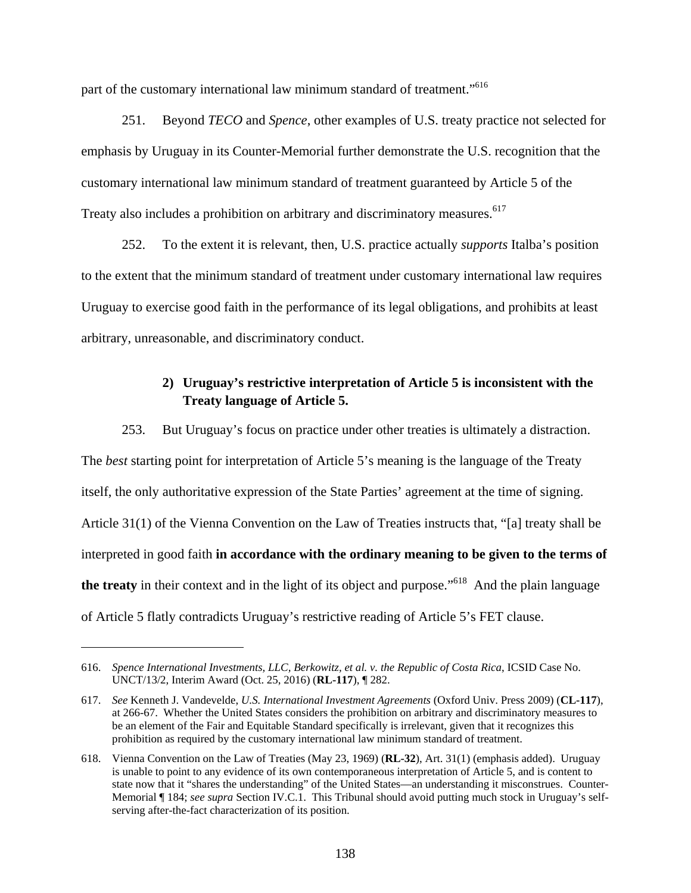part of the customary international law minimum standard of treatment."[616]

251. Beyond *TECO* and *Spence*, other examples of U.S. treaty practice not selected for emphasis by Uruguay in its Counter-Memorial further demonstrate the U.S. recognition that the customary international law minimum standard of treatment guaranteed by Article 5 of the Treaty also includes a prohibition on arbitrary and discriminatory measures.[617]

252. To the extent it is relevant, then, U.S. practice actually *supports* Italba's position to the extent that the minimum standard of treatment under customary international law requires Uruguay to exercise good faith in the performance of its legal obligations, and prohibits at least arbitrary, unreasonable, and discriminatory conduct.

#### 2) Uruguay's restrictive interpretation of Article 5 is inconsistent with the Treaty language of Article 5.

253. But Uruguay's focus on practice under other treaties is ultimately a distraction. The *best* starting point for interpretation of Article 5's meaning is the language of the Treaty itself, the only authoritative expression of the State Parties' agreement at the time of signing. Article 31(1) of the Vienna Convention on the Law of Treaties instructs that, "[a] treaty shall be interpreted in good faith **in accordance with the ordinary meaning to be given to the terms of the treaty** in their context and in the light of its object and purpose."[618] And the plain language of Article 5 flatly contradicts Uruguay's restrictive reading of Article 5's FET clause.

---

616. *Spence International Investments, LLC, Berkowitz, et al. v. the Republic of Costa Rica*, ICSID Case No. UNCT/13/2, Interim Award (Oct. 25, 2016) (**RL-117**), ¶ 282.

617. *See* Kenneth J. Vandevelde, *U.S. International Investment Agreements* (Oxford Univ. Press 2009) (**CL-117**), at 266-67. Whether the United States considers the prohibition on arbitrary and discriminatory measures to be an element of the Fair and Equitable Standard specifically is irrelevant, given that it recognizes this prohibition as required by the customary international law minimum standard of treatment.

618. Vienna Convention on the Law of Treaties (May 23, 1969) (**RL-32**), Art. 31(1) (emphasis added). Uruguay is unable to point to any evidence of its own contemporaneous interpretation of Article 5, and is content to state now that it "shares the understanding" of the United States—an understanding it misconstrues. Counter-Memorial ¶ 184; *see supra* Section IV.C.1. This Tribunal should avoid putting much stock in Uruguay's self-serving after-the-fact characterization of its position.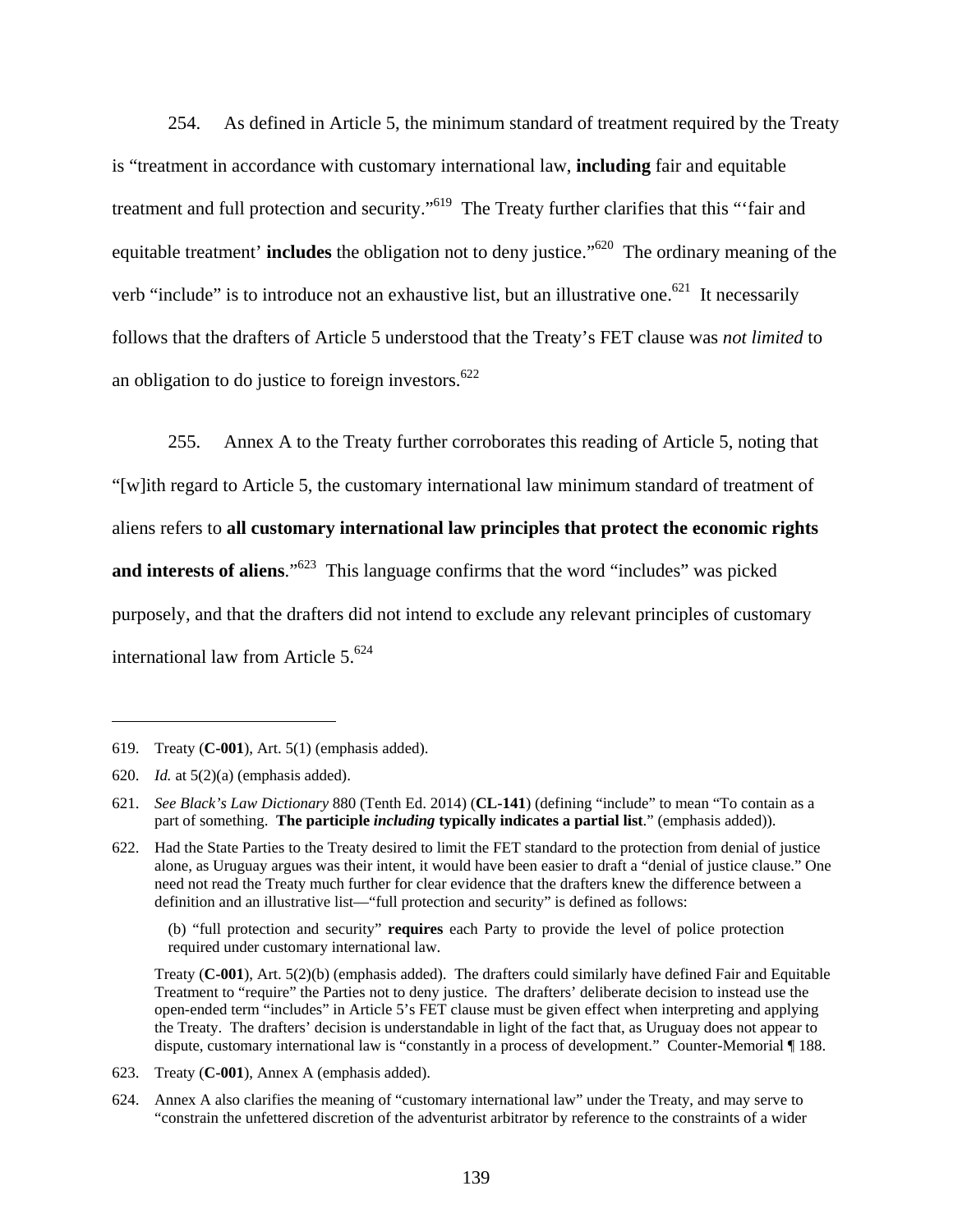254. As defined in Article 5, the minimum standard of treatment required by the Treaty is "treatment in accordance with customary international law, **including** fair and equitable treatment and full protection and security."[619] The Treaty further clarifies that this "'fair and equitable treatment' **includes** the obligation not to deny justice."[620] The ordinary meaning of the verb "include" is to introduce not an exhaustive list, but an illustrative one.[621] It necessarily follows that the drafters of Article 5 understood that the Treaty's FET clause was *not limited* to an obligation to do justice to foreign investors.[622]

255. Annex A to the Treaty further corroborates this reading of Article 5, noting that "[w]ith regard to Article 5, the customary international law minimum standard of treatment of aliens refers to **all customary international law principles that protect the economic rights and interests of aliens**."[623] This language confirms that the word "includes" was picked purposely, and that the drafters did not intend to exclude any relevant principles of customary international law from Article 5.[624]

---

619. Treaty (**C-001**), Art. 5(1) (emphasis added).

620. *Id.* at 5(2)(a) (emphasis added).

621. *See Black's Law Dictionary* 880 (Tenth Ed. 2014) (**CL-141**) (defining "include" to mean "To contain as a part of something. **The participle *including* typically indicates a partial list**." (emphasis added)).

622. Had the State Parties to the Treaty desired to limit the FET standard to the protection from denial of justice alone, as Uruguay argues was their intent, it would have been easier to draft a "denial of justice clause." One need not read the Treaty much further for clear evidence that the drafters knew the difference between a definition and an illustrative list—"full protection and security" is defined as follows:

    (b) "full protection and security" **requires** each Party to provide the level of police protection required under customary international law.

    Treaty (**C-001**), Art. 5(2)(b) (emphasis added). The drafters could similarly have defined Fair and Equitable Treatment to "require" the Parties not to deny justice. The drafters' deliberate decision to instead use the open-ended term "includes" in Article 5's FET clause must be given effect when interpreting and applying the Treaty. The drafters' decision is understandable in light of the fact that, as Uruguay does not appear to dispute, customary international law is "constantly in a process of development." Counter-Memorial ¶ 188.

623. Treaty (**C-001**), Annex A (emphasis added).

624. Annex A also clarifies the meaning of "customary international law" under the Treaty, and may serve to "constrain the unfettered discretion of the adventurist arbitrator by reference to the constraints of a wider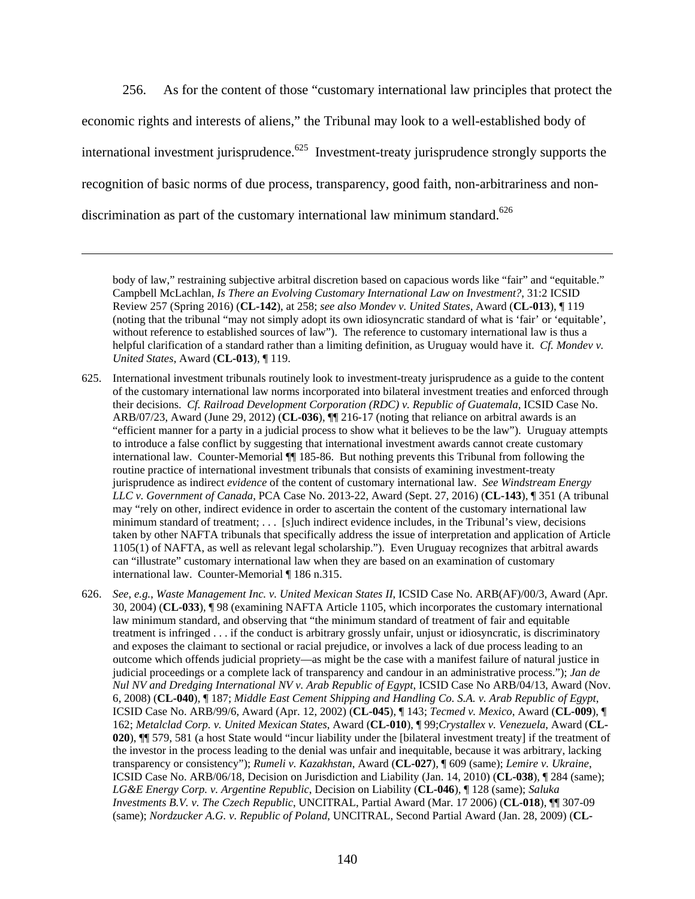256. As for the content of those "customary international law principles that protect the economic rights and interests of aliens," the Tribunal may look to a well-established body of international investment jurisprudence.[625] Investment-treaty jurisprudence strongly supports the recognition of basic norms of due process, transparency, good faith, non-arbitrariness and non-discrimination as part of the customary international law minimum standard.[626]

---

body of law," restraining subjective arbitral discretion based on capacious words like "fair" and "equitable." Campbell McLachlan, *Is There an Evolving Customary International Law on Investment?*, 31:2 ICSID Review 257 (Spring 2016) (**CL-142**), at 258; *see also Mondev v. United States*, Award (**CL-013**), ¶ 119 (noting that the tribunal "may not simply adopt its own idiosyncratic standard of what is 'fair' or 'equitable', without reference to established sources of law"). The reference to customary international law is thus a helpful clarification of a standard rather than a limiting definition, as Uruguay would have it. *Cf. Mondev v. United States*, Award (**CL-013**), ¶ 119.

625. International investment tribunals routinely look to investment-treaty jurisprudence as a guide to the content of the customary international law norms incorporated into bilateral investment treaties and enforced through their decisions. *Cf. Railroad Development Corporation (RDC) v. Republic of Guatemala*, ICSID Case No. ARB/07/23, Award (June 29, 2012) (**CL-036**), ¶¶ 216-17 (noting that reliance on arbitral awards is an "efficient manner for a party in a judicial process to show what it believes to be the law"). Uruguay attempts to introduce a false conflict by suggesting that international investment awards cannot create customary international law. Counter-Memorial ¶¶ 185-86. But nothing prevents this Tribunal from following the routine practice of international investment tribunals that consists of examining investment-treaty jurisprudence as indirect *evidence* of the content of customary international law. *See Windstream Energy LLC v. Government of Canada*, PCA Case No. 2013-22, Award (Sept. 27, 2016) (**CL-143**), ¶ 351 (A tribunal may "rely on other, indirect evidence in order to ascertain the content of the customary international law minimum standard of treatment; . . . [s]uch indirect evidence includes, in the Tribunal's view, decisions taken by other NAFTA tribunals that specifically address the issue of interpretation and application of Article 1105(1) of NAFTA, as well as relevant legal scholarship."). Even Uruguay recognizes that arbitral awards can "illustrate" customary international law when they are based on an examination of customary international law. Counter-Memorial ¶ 186 n.315.

626. *See, e.g.*, *Waste Management Inc. v. United Mexican States II*, ICSID Case No. ARB(AF)/00/3, Award (Apr. 30, 2004) (**CL-033**), ¶ 98 (examining NAFTA Article 1105, which incorporates the customary international law minimum standard, and observing that "the minimum standard of treatment of fair and equitable treatment is infringed . . . if the conduct is arbitrary grossly unfair, unjust or idiosyncratic, is discriminatory and exposes the claimant to sectional or racial prejudice, or involves a lack of due process leading to an outcome which offends judicial propriety—as might be the case with a manifest failure of natural justice in judicial proceedings or a complete lack of transparency and candour in an administrative process."); *Jan de Nul NV and Dredging International NV v. Arab Republic of Egypt*, ICSID Case No ARB/04/13, Award (Nov. 6, 2008) (**CL-040**), ¶ 187; *Middle East Cement Shipping and Handling Co. S.A. v. Arab Republic of Egypt*, ICSID Case No. ARB/99/6, Award (Apr. 12, 2002) (**CL-045**), ¶ 143; *Tecmed v. Mexico*, Award (**CL-009**), ¶ 162; *Metalclad Corp. v. United Mexican States*, Award (**CL-010**), ¶ 99;*Crystallex v. Venezuela*, Award (**CL-020**), ¶¶ 579, 581 (a host State would "incur liability under the [bilateral investment treaty] if the treatment of the investor in the process leading to the denial was unfair and inequitable, because it was arbitrary, lacking transparency or consistency"); *Rumeli v. Kazakhstan*, Award (**CL-027**), ¶ 609 (same); *Lemire v. Ukraine*, ICSID Case No. ARB/06/18, Decision on Jurisdiction and Liability (Jan. 14, 2010) (**CL-038**), ¶ 284 (same); *LG&E Energy Corp. v. Argentine Republic*, Decision on Liability (**CL-046**), ¶ 128 (same); *Saluka Investments B.V. v. The Czech Republic*, UNCITRAL, Partial Award (Mar. 17 2006) (**CL-018**), ¶¶ 307-09 (same); *Nordzucker A.G. v. Republic of Poland*, UNCITRAL, Second Partial Award (Jan. 28, 2009) (**CL-**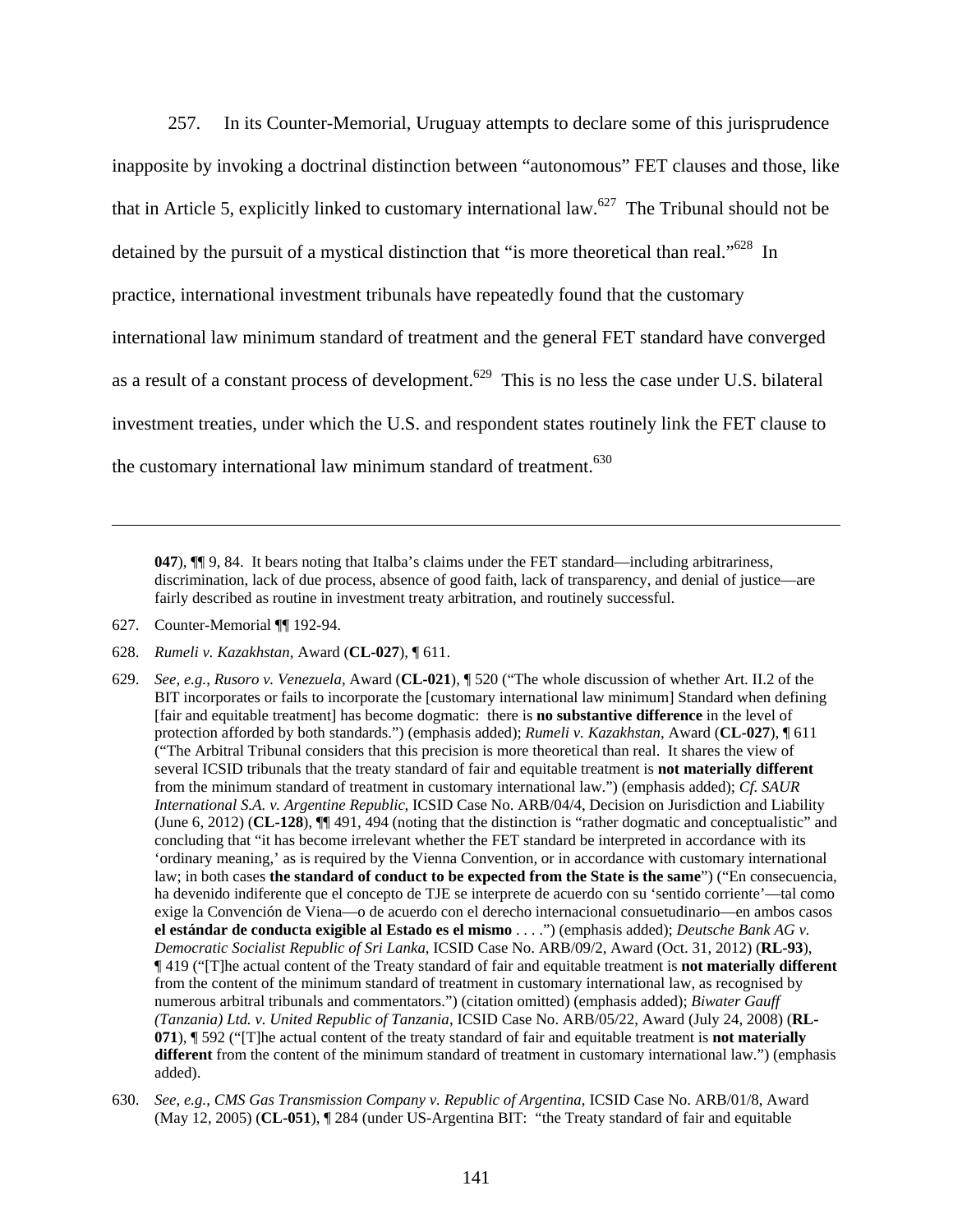257. In its Counter-Memorial, Uruguay attempts to declare some of this jurisprudence inapposite by invoking a doctrinal distinction between "autonomous" FET clauses and those, like that in Article 5, explicitly linked to customary international law.[627] The Tribunal should not be detained by the pursuit of a mystical distinction that "is more theoretical than real."[628] In practice, international investment tribunals have repeatedly found that the customary international law minimum standard of treatment and the general FET standard have converged as a result of a constant process of development.[629] This is no less the case under U.S. bilateral investment treaties, under which the U.S. and respondent states routinely link the FET clause to the customary international law minimum standard of treatment.[630]

---

**047**), ¶¶ 9, 84. It bears noting that Italba's claims under the FET standard—including arbitrariness, discrimination, lack of due process, absence of good faith, lack of transparency, and denial of justice—are fairly described as routine in investment treaty arbitration, and routinely successful.

627. Counter-Memorial ¶¶ 192-94.

628. *Rumeli v. Kazakhstan*, Award (**CL-027**), ¶ 611.

629. *See, e.g.*, *Rusoro v. Venezuela*, Award (**CL-021**), ¶ 520 ("The whole discussion of whether Art. II.2 of the BIT incorporates or fails to incorporate the [customary international law minimum] Standard when defining [fair and equitable treatment] has become dogmatic: there is **no substantive difference** in the level of protection afforded by both standards.") (emphasis added); *Rumeli v. Kazakhstan*, Award (**CL-027**), ¶ 611 ("The Arbitral Tribunal considers that this precision is more theoretical than real. It shares the view of several ICSID tribunals that the treaty standard of fair and equitable treatment is **not materially different** from the minimum standard of treatment in customary international law.") (emphasis added); *Cf. SAUR International S.A. v. Argentine Republic*, ICSID Case No. ARB/04/4, Decision on Jurisdiction and Liability (June 6, 2012) (**CL-128**), ¶¶ 491, 494 (noting that the distinction is "rather dogmatic and conceptualistic" and concluding that "it has become irrelevant whether the FET standard be interpreted in accordance with its 'ordinary meaning,' as is required by the Vienna Convention, or in accordance with customary international law; in both cases **the standard of conduct to be expected from the State is the same**") ("En consecuencia, ha devenido indiferente que el concepto de TJE se interprete de acuerdo con su 'sentido corriente'—tal como exige la Convención de Viena—o de acuerdo con el derecho internacional consuetudinario—en ambos casos **el estándar de conducta exigible al Estado es el mismo** . . . .") (emphasis added); *Deutsche Bank AG v. Democratic Socialist Republic of Sri Lanka*, ICSID Case No. ARB/09/2, Award (Oct. 31, 2012) (**RL-93**), ¶ 419 ("[T]he actual content of the Treaty standard of fair and equitable treatment is **not materially different** from the content of the minimum standard of treatment in customary international law, as recognised by numerous arbitral tribunals and commentators.") (citation omitted) (emphasis added); *Biwater Gauff (Tanzania) Ltd. v. United Republic of Tanzania*, ICSID Case No. ARB/05/22, Award (July 24, 2008) (**RL-071**), ¶ 592 ("[T]he actual content of the treaty standard of fair and equitable treatment is **not materially different** from the content of the minimum standard of treatment in customary international law.") (emphasis added).

630. *See, e.g.*, *CMS Gas Transmission Company v. Republic of Argentina*, ICSID Case No. ARB/01/8, Award (May 12, 2005) (**CL-051**), ¶ 284 (under US-Argentina BIT: "the Treaty standard of fair and equitable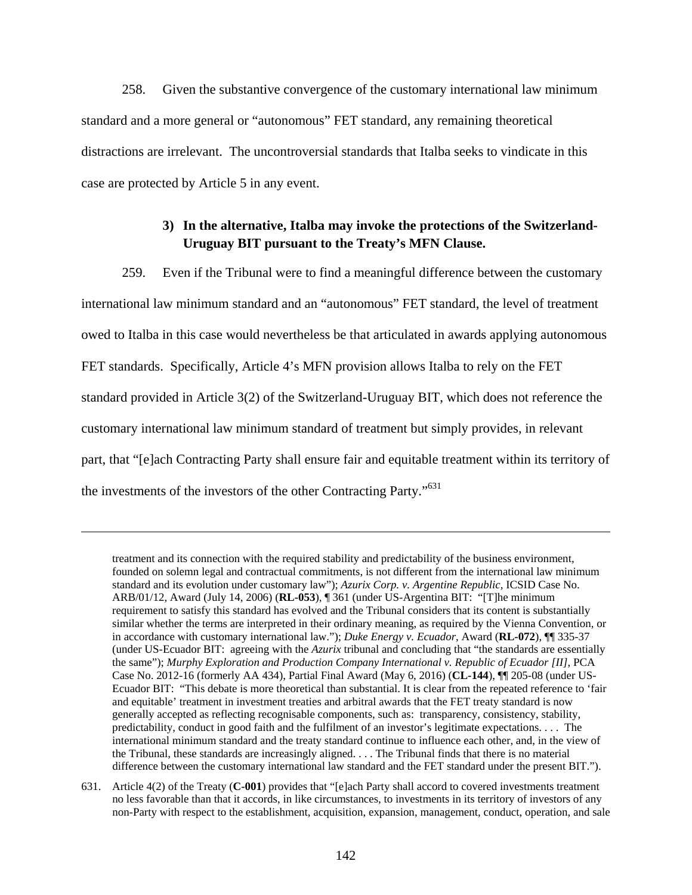258. Given the substantive convergence of the customary international law minimum standard and a more general or "autonomous" FET standard, any remaining theoretical distractions are irrelevant. The uncontroversial standards that Italba seeks to vindicate in this case are protected by Article 5 in any event.

### 3) In the alternative, Italba may invoke the protections of the Switzerland-Uruguay BIT pursuant to the Treaty's MFN Clause.

259. Even if the Tribunal were to find a meaningful difference between the customary international law minimum standard and an "autonomous" FET standard, the level of treatment owed to Italba in this case would nevertheless be that articulated in awards applying autonomous FET standards. Specifically, Article 4's MFN provision allows Italba to rely on the FET standard provided in Article 3(2) of the Switzerland-Uruguay BIT, which does not reference the customary international law minimum standard of treatment but simply provides, in relevant part, that "[e]ach Contracting Party shall ensure fair and equitable treatment within its territory of the investments of the investors of the other Contracting Party."[631]

---

treatment and its connection with the required stability and predictability of the business environment, founded on solemn legal and contractual commitments, is not different from the international law minimum standard and its evolution under customary law"); *Azurix Corp. v. Argentine Republic*, ICSID Case No. ARB/01/12, Award (July 14, 2006) (**RL-053**), ¶ 361 (under US-Argentina BIT: "[T]he minimum requirement to satisfy this standard has evolved and the Tribunal considers that its content is substantially similar whether the terms are interpreted in their ordinary meaning, as required by the Vienna Convention, or in accordance with customary international law."); *Duke Energy v. Ecuador*, Award (**RL-072**), ¶¶ 335-37 (under US-Ecuador BIT: agreeing with the *Azurix* tribunal and concluding that "the standards are essentially the same"); *Murphy Exploration and Production Company International v. Republic of Ecuador [II]*, PCA Case No. 2012-16 (formerly AA 434), Partial Final Award (May 6, 2016) (**CL-144**), ¶¶ 205-08 (under US-Ecuador BIT: "This debate is more theoretical than substantial. It is clear from the repeated reference to 'fair and equitable' treatment in investment treaties and arbitral awards that the FET treaty standard is now generally accepted as reflecting recognisable components, such as: transparency, consistency, stability, predictability, conduct in good faith and the fulfilment of an investor's legitimate expectations. . . . The international minimum standard and the treaty standard continue to influence each other, and, in the view of the Tribunal, these standards are increasingly aligned. . . . The Tribunal finds that there is no material difference between the customary international law standard and the FET standard under the present BIT.").

631. Article 4(2) of the Treaty (**C-001**) provides that "[e]ach Party shall accord to covered investments treatment no less favorable than that it accords, in like circumstances, to investments in its territory of investors of any non-Party with respect to the establishment, acquisition, expansion, management, conduct, operation, and sale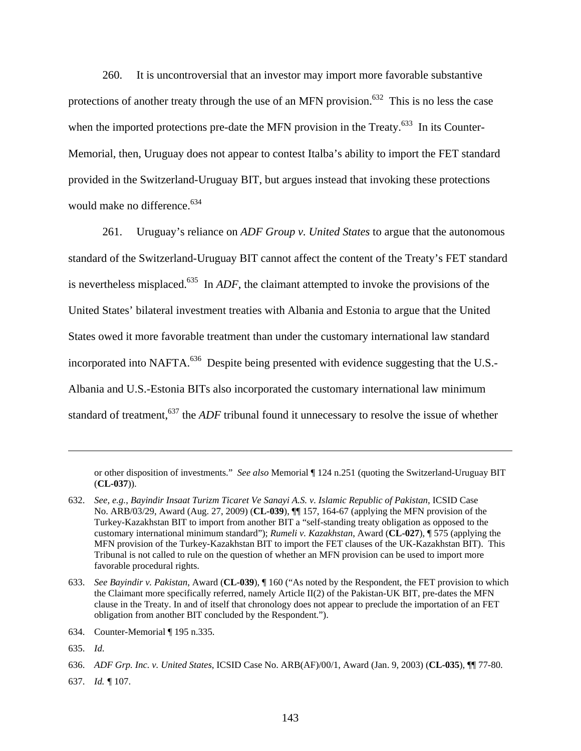260. It is uncontroversial that an investor may import more favorable substantive protections of another treaty through the use of an MFN provision.[632] This is no less the case when the imported protections pre-date the MFN provision in the Treaty.[633] In its Counter-Memorial, then, Uruguay does not appear to contest Italba's ability to import the FET standard provided in the Switzerland-Uruguay BIT, but argues instead that invoking these protections would make no difference.[634]

261. Uruguay's reliance on *ADF Group v. United States* to argue that the autonomous standard of the Switzerland-Uruguay BIT cannot affect the content of the Treaty's FET standard is nevertheless misplaced.[635] In *ADF*, the claimant attempted to invoke the provisions of the United States' bilateral investment treaties with Albania and Estonia to argue that the United States owed it more favorable treatment than under the customary international law standard incorporated into NAFTA.[636] Despite being presented with evidence suggesting that the U.S.-Albania and U.S.-Estonia BITs also incorporated the customary international law minimum standard of treatment,[637] the *ADF* tribunal found it unnecessary to resolve the issue of whether

---

or other disposition of investments." *See also* Memorial ¶ 124 n.251 (quoting the Switzerland-Uruguay BIT (**CL-037**)).

632. *See, e.g.*, *Bayindir Insaat Turizm Ticaret Ve Sanayi A.S. v. Islamic Republic of Pakistan*, ICSID Case No. ARB/03/29, Award (Aug. 27, 2009) (**CL-039**), ¶¶ 157, 164-67 (applying the MFN provision of the Turkey-Kazakhstan BIT to import from another BIT a "self-standing treaty obligation as opposed to the customary international minimum standard"); *Rumeli v. Kazakhstan*, Award (**CL-027**), ¶ 575 (applying the MFN provision of the Turkey-Kazakhstan BIT to import the FET clauses of the UK-Kazakhstan BIT). This Tribunal is not called to rule on the question of whether an MFN provision can be used to import more favorable procedural rights.

633. *See Bayindir v. Pakistan*, Award (**CL-039**), ¶ 160 ("As noted by the Respondent, the FET provision to which the Claimant more specifically referred, namely Article II(2) of the Pakistan-UK BIT, pre-dates the MFN clause in the Treaty. In and of itself that chronology does not appear to preclude the importation of an FET obligation from another BIT concluded by the Respondent.").

634. Counter-Memorial ¶ 195 n.335.

635. *Id*.

636. *ADF Grp. Inc. v. United States*, ICSID Case No. ARB(AF)/00/1, Award (Jan. 9, 2003) (**CL-035**), ¶¶ 77-80.

637. *Id.* ¶ 107.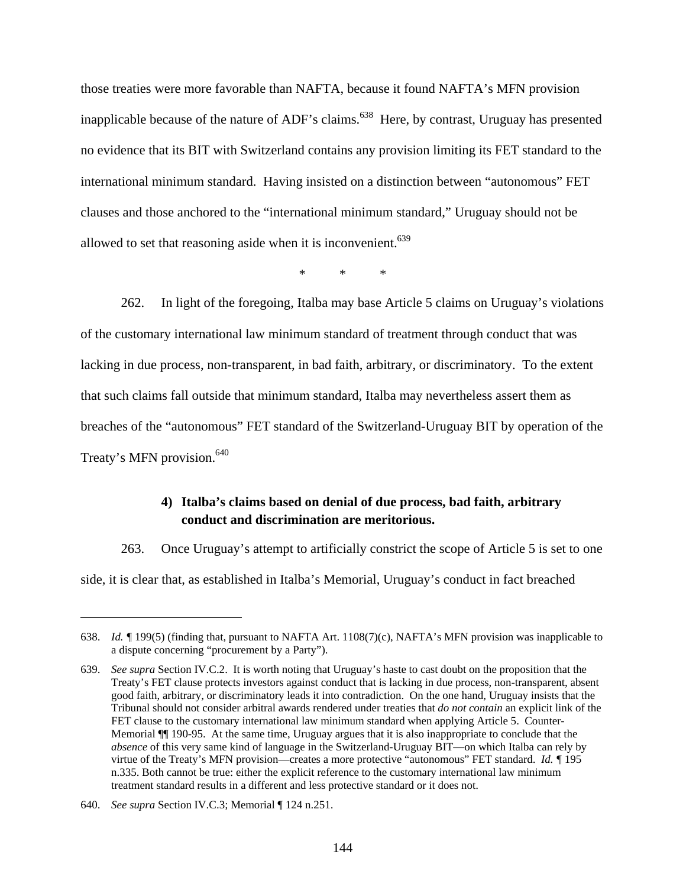those treaties were more favorable than NAFTA, because it found NAFTA's MFN provision inapplicable because of the nature of ADF's claims.[638] Here, by contrast, Uruguay has presented no evidence that its BIT with Switzerland contains any provision limiting its FET standard to the international minimum standard. Having insisted on a distinction between "autonomous" FET clauses and those anchored to the "international minimum standard," Uruguay should not be allowed to set that reasoning aside when it is inconvenient.[639]

\* \* \*

262. In light of the foregoing, Italba may base Article 5 claims on Uruguay's violations of the customary international law minimum standard of treatment through conduct that was lacking in due process, non-transparent, in bad faith, arbitrary, or discriminatory. To the extent that such claims fall outside that minimum standard, Italba may nevertheless assert them as breaches of the "autonomous" FET standard of the Switzerland-Uruguay BIT by operation of the Treaty's MFN provision.[640]

#### 4) Italba's claims based on denial of due process, bad faith, arbitrary conduct and discrimination are meritorious.

263. Once Uruguay's attempt to artificially constrict the scope of Article 5 is set to one side, it is clear that, as established in Italba's Memorial, Uruguay's conduct in fact breached

---

638. *Id.* ¶ 199(5) (finding that, pursuant to NAFTA Art. 1108(7)(c), NAFTA's MFN provision was inapplicable to a dispute concerning "procurement by a Party").

639. *See supra* Section IV.C.2. It is worth noting that Uruguay's haste to cast doubt on the proposition that the Treaty's FET clause protects investors against conduct that is lacking in due process, non-transparent, absent good faith, arbitrary, or discriminatory leads it into contradiction. On the one hand, Uruguay insists that the Tribunal should not consider arbitral awards rendered under treaties that *do not contain* an explicit link of the FET clause to the customary international law minimum standard when applying Article 5. Counter-Memorial ¶¶ 190-95. At the same time, Uruguay argues that it is also inappropriate to conclude that the *absence* of this very same kind of language in the Switzerland-Uruguay BIT—on which Italba can rely by virtue of the Treaty's MFN provision—creates a more protective "autonomous" FET standard. *Id.* ¶ 195 n.335. Both cannot be true: either the explicit reference to the customary international law minimum treatment standard results in a different and less protective standard or it does not.

640. *See supra* Section IV.C.3; Memorial ¶ 124 n.251.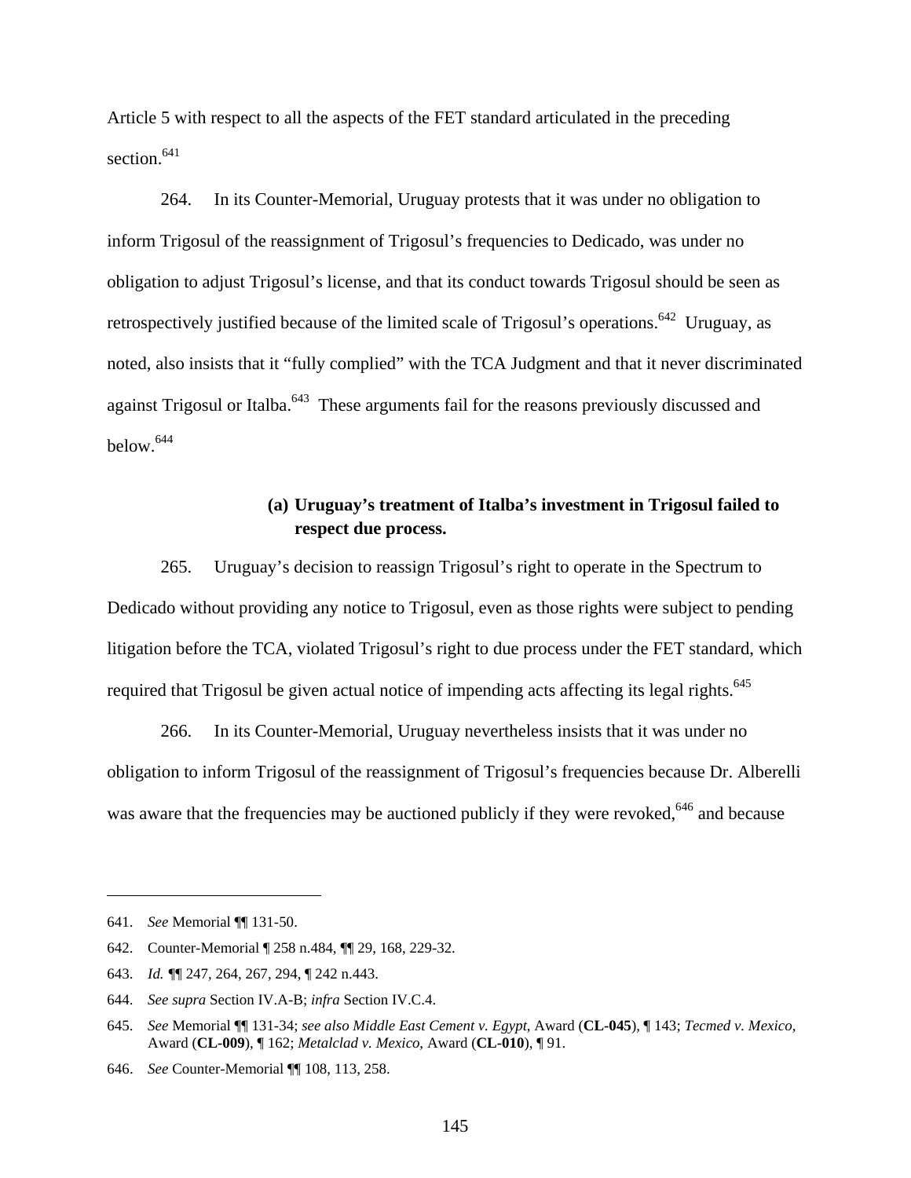Article 5 with respect to all the aspects of the FET standard articulated in the preceding section.[641]

264. In its Counter-Memorial, Uruguay protests that it was under no obligation to inform Trigosul of the reassignment of Trigosul's frequencies to Dedicado, was under no obligation to adjust Trigosul's license, and that its conduct towards Trigosul should be seen as retrospectively justified because of the limited scale of Trigosul's operations.[642] Uruguay, as noted, also insists that it "fully complied" with the TCA Judgment and that it never discriminated against Trigosul or Italba.[643] These arguments fail for the reasons previously discussed and below.[644]

#### (a) Uruguay's treatment of Italba's investment in Trigosul failed to respect due process.

265. Uruguay's decision to reassign Trigosul's right to operate in the Spectrum to Dedicado without providing any notice to Trigosul, even as those rights were subject to pending litigation before the TCA, violated Trigosul's right to due process under the FET standard, which required that Trigosul be given actual notice of impending acts affecting its legal rights.[645]

266. In its Counter-Memorial, Uruguay nevertheless insists that it was under no obligation to inform Trigosul of the reassignment of Trigosul's frequencies because Dr. Alberelli was aware that the frequencies may be auctioned publicly if they were revoked,[646] and because

---

641. *See* Memorial ¶¶ 131-50.

642. Counter-Memorial ¶ 258 n.484, ¶¶ 29, 168, 229-32.

643. *Id.* ¶¶ 247, 264, 267, 294, ¶ 242 n.443.

644. *See supra* Section IV.A-B; *infra* Section IV.C.4.

645. *See* Memorial ¶¶ 131-34; *see also Middle East Cement v. Egypt*, Award (**CL-045**), ¶ 143; *Tecmed v. Mexico*, Award (**CL-009**), ¶ 162; *Metalclad v. Mexico*, Award (**CL-010**), ¶ 91.

646. *See* Counter-Memorial ¶¶ 108, 113, 258.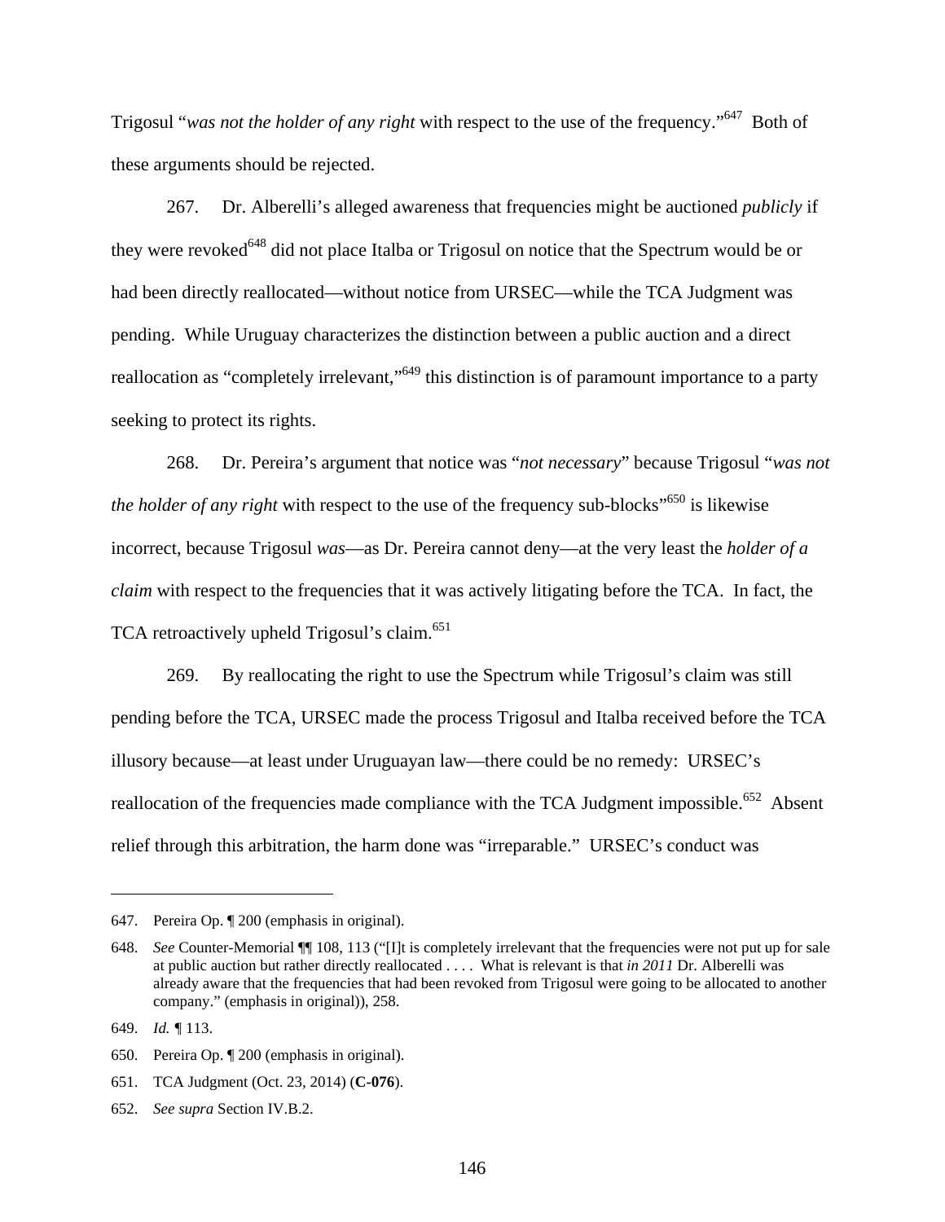Trigosul "*was not the holder of any right* with respect to the use of the frequency."[647] Both of these arguments should be rejected.

267. Dr. Alberelli's alleged awareness that frequencies might be auctioned *publicly* if they were revoked[648] did not place Italba or Trigosul on notice that the Spectrum would be or had been directly reallocated—without notice from URSEC—while the TCA Judgment was pending. While Uruguay characterizes the distinction between a public auction and a direct reallocation as "completely irrelevant,"[649] this distinction is of paramount importance to a party seeking to protect its rights.

268. Dr. Pereira's argument that notice was "*not necessary*" because Trigosul "*was not the holder of any right* with respect to the use of the frequency sub-blocks"[650] is likewise incorrect, because Trigosul *was*—as Dr. Pereira cannot deny—at the very least the *holder of a claim* with respect to the frequencies that it was actively litigating before the TCA. In fact, the TCA retroactively upheld Trigosul's claim.[651]

269. By reallocating the right to use the Spectrum while Trigosul's claim was still pending before the TCA, URSEC made the process Trigosul and Italba received before the TCA illusory because—at least under Uruguayan law—there could be no remedy: URSEC's reallocation of the frequencies made compliance with the TCA Judgment impossible.[652] Absent relief through this arbitration, the harm done was "irreparable." URSEC's conduct was

---

647. Pereira Op. ¶ 200 (emphasis in original).

648. *See* Counter-Memorial ¶¶ 108, 113 ("[I]t is completely irrelevant that the frequencies were not put up for sale at public auction but rather directly reallocated . . . . What is relevant is that *in 2011* Dr. Alberelli was already aware that the frequencies that had been revoked from Trigosul were going to be allocated to another company." (emphasis in original)), 258.

649. *Id.* ¶ 113.

650. Pereira Op. ¶ 200 (emphasis in original).

651. TCA Judgment (Oct. 23, 2014) (**C-076**).

652. *See supra* Section IV.B.2.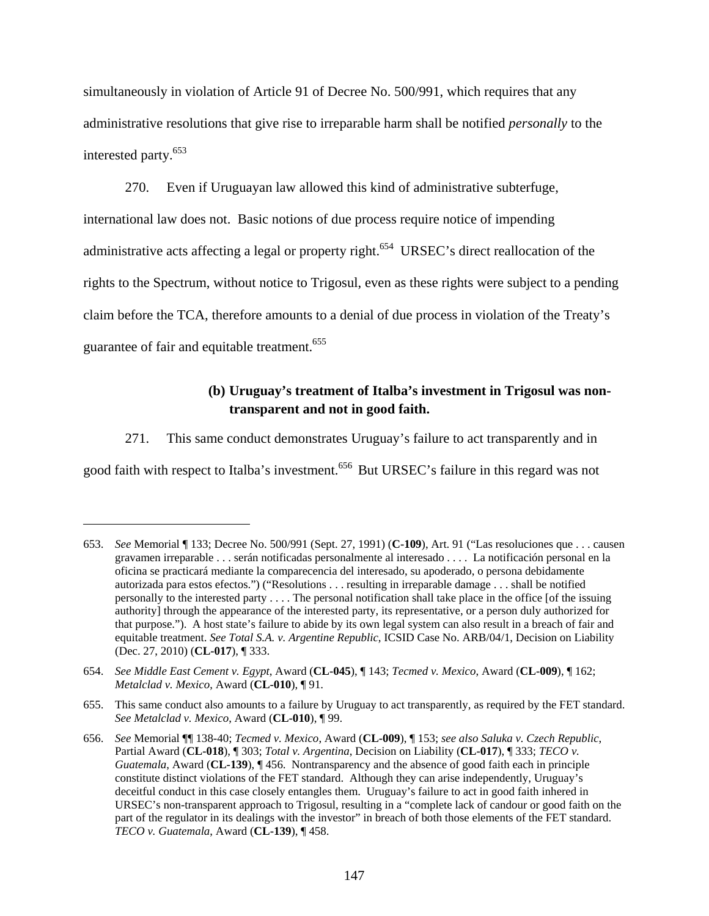simultaneously in violation of Article 91 of Decree No. 500/991, which requires that any administrative resolutions that give rise to irreparable harm shall be notified *personally* to the interested party.[653]

270. Even if Uruguayan law allowed this kind of administrative subterfuge, international law does not. Basic notions of due process require notice of impending administrative acts affecting a legal or property right.[654] URSEC's direct reallocation of the rights to the Spectrum, without notice to Trigosul, even as these rights were subject to a pending claim before the TCA, therefore amounts to a denial of due process in violation of the Treaty's guarantee of fair and equitable treatment.[655]

**(b) Uruguay's treatment of Italba's investment in Trigosul was non-transparent and not in good faith.**

271. This same conduct demonstrates Uruguay's failure to act transparently and in good faith with respect to Italba's investment.[656] But URSEC's failure in this regard was not

---

653. *See* Memorial ¶ 133; Decree No. 500/991 (Sept. 27, 1991) (**C-109**), Art. 91 ("Las resoluciones que . . . causen gravamen irreparable . . . serán notificadas personalmente al interesado . . . . La notificación personal en la oficina se practicará mediante la comparecencia del interesado, su apoderado, o persona debidamente autorizada para estos efectos.") ("Resolutions . . . resulting in irreparable damage . . . shall be notified personally to the interested party . . . . The personal notification shall take place in the office [of the issuing authority] through the appearance of the interested party, its representative, or a person duly authorized for that purpose."). A host state's failure to abide by its own legal system can also result in a breach of fair and equitable treatment. *See Total S.A. v. Argentine Republic*, ICSID Case No. ARB/04/1, Decision on Liability (Dec. 27, 2010) (**CL-017**), ¶ 333.

654. *See Middle East Cement v. Egypt*, Award (**CL-045**), ¶ 143; *Tecmed v. Mexico*, Award (**CL-009**), ¶ 162; *Metalclad v. Mexico*, Award (**CL-010**), ¶ 91.

655. This same conduct also amounts to a failure by Uruguay to act transparently, as required by the FET standard. *See Metalclad v. Mexico*, Award (**CL-010**), ¶ 99.

656. *See* Memorial ¶¶ 138-40; *Tecmed v. Mexico*, Award (**CL-009**), ¶ 153; *see also Saluka v. Czech Republic*, Partial Award (**CL-018**), ¶ 303; *Total v. Argentina*, Decision on Liability (**CL-017**), ¶ 333; *TECO v. Guatemala*, Award (**CL-139**), ¶ 456. Nontransparency and the absence of good faith each in principle constitute distinct violations of the FET standard. Although they can arise independently, Uruguay's deceitful conduct in this case closely entangles them. Uruguay's failure to act in good faith inhered in URSEC's non-transparent approach to Trigosul, resulting in a "complete lack of candour or good faith on the part of the regulator in its dealings with the investor" in breach of both those elements of the FET standard. *TECO v. Guatemala*, Award (**CL-139**), ¶ 458.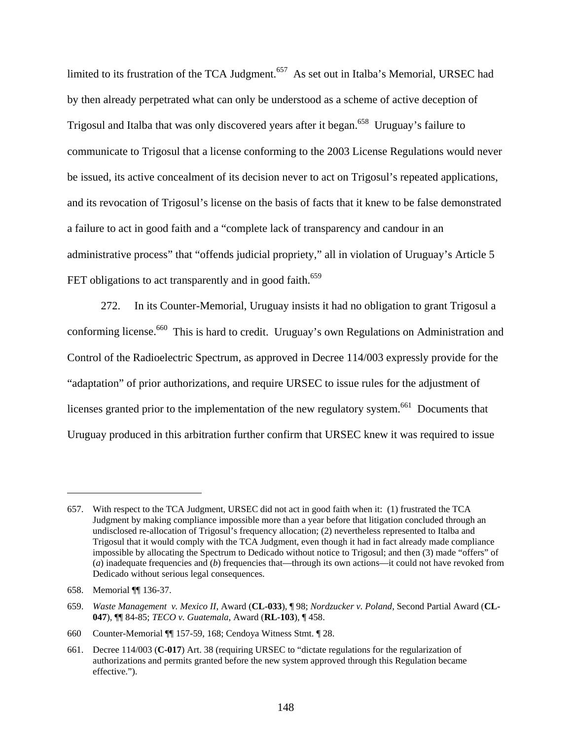limited to its frustration of the TCA Judgment.[657] As set out in Italba's Memorial, URSEC had by then already perpetrated what can only be understood as a scheme of active deception of Trigosul and Italba that was only discovered years after it began.[658] Uruguay's failure to communicate to Trigosul that a license conforming to the 2003 License Regulations would never be issued, its active concealment of its decision never to act on Trigosul's repeated applications, and its revocation of Trigosul's license on the basis of facts that it knew to be false demonstrated a failure to act in good faith and a "complete lack of transparency and candour in an administrative process" that "offends judicial propriety," all in violation of Uruguay's Article 5 FET obligations to act transparently and in good faith.[659]

272. In its Counter-Memorial, Uruguay insists it had no obligation to grant Trigosul a conforming license.[660] This is hard to credit. Uruguay's own Regulations on Administration and Control of the Radioelectric Spectrum, as approved in Decree 114/003 expressly provide for the "adaptation" of prior authorizations, and require URSEC to issue rules for the adjustment of licenses granted prior to the implementation of the new regulatory system.[661] Documents that Uruguay produced in this arbitration further confirm that URSEC knew it was required to issue

---

657. With respect to the TCA Judgment, URSEC did not act in good faith when it: (1) frustrated the TCA Judgment by making compliance impossible more than a year before that litigation concluded through an undisclosed re-allocation of Trigosul's frequency allocation; (2) nevertheless represented to Italba and Trigosul that it would comply with the TCA Judgment, even though it had in fact already made compliance impossible by allocating the Spectrum to Dedicado without notice to Trigosul; and then (3) made "offers" of (*a*) inadequate frequencies and (*b*) frequencies that—through its own actions—it could not have revoked from Dedicado without serious legal consequences.

658. Memorial ¶¶ 136-37.

659. *Waste Management v. Mexico II*, Award (**CL-033**), ¶ 98; *Nordzucker v. Poland*, Second Partial Award (**CL-047**), ¶¶ 84-85; *TECO v. Guatemala*, Award (**RL-103**), ¶ 458.

660 Counter-Memorial ¶¶ 157-59, 168; Cendoya Witness Stmt. ¶ 28.

661. Decree 114/003 (**C-017**) Art. 38 (requiring URSEC to "dictate regulations for the regularization of authorizations and permits granted before the new system approved through this Regulation became effective.").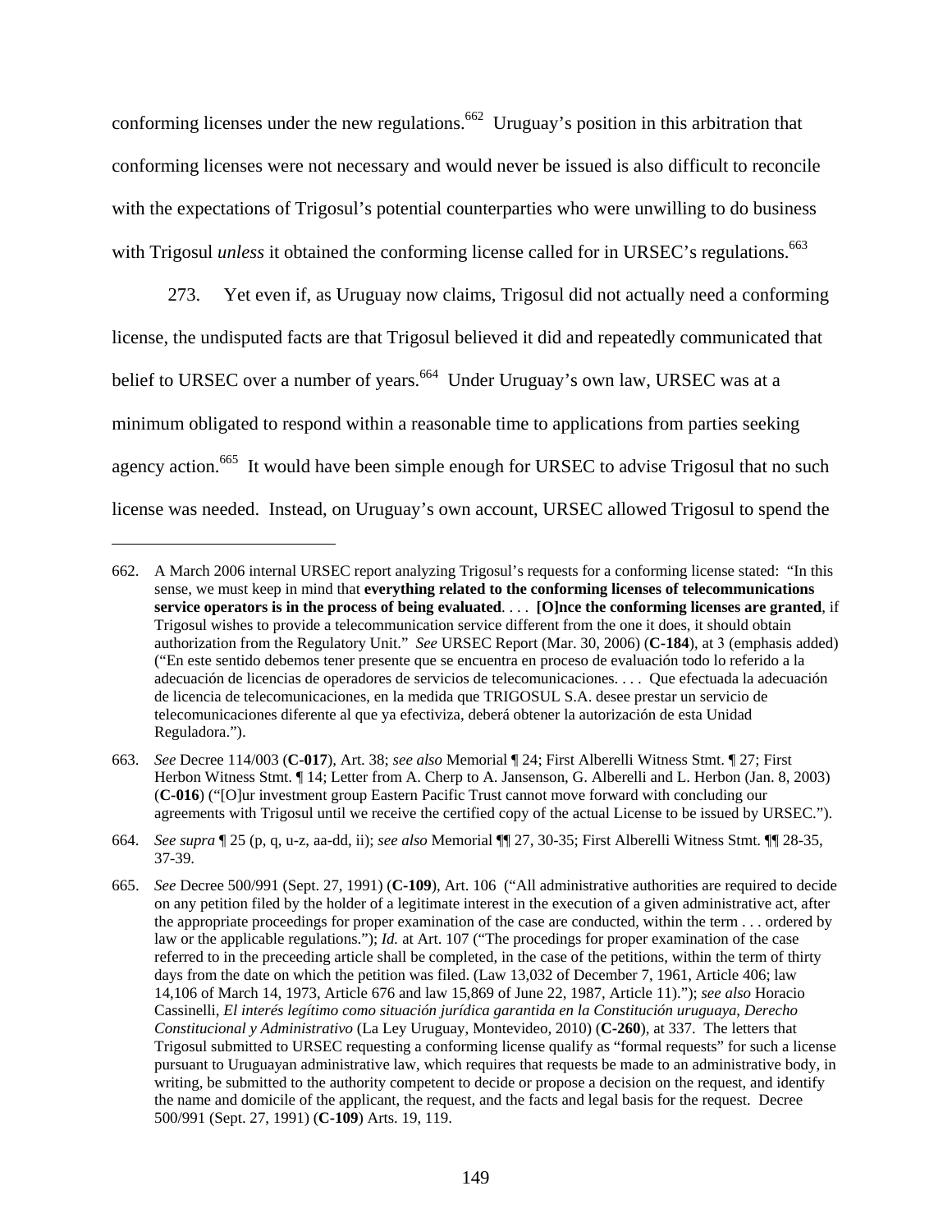conforming licenses under the new regulations.[662] Uruguay's position in this arbitration that conforming licenses were not necessary and would never be issued is also difficult to reconcile with the expectations of Trigosul's potential counterparties who were unwilling to do business with Trigosul *unless* it obtained the conforming license called for in URSEC's regulations.[663]

273. Yet even if, as Uruguay now claims, Trigosul did not actually need a conforming license, the undisputed facts are that Trigosul believed it did and repeatedly communicated that belief to URSEC over a number of years.[664] Under Uruguay's own law, URSEC was at a minimum obligated to respond within a reasonable time to applications from parties seeking agency action.[665] It would have been simple enough for URSEC to advise Trigosul that no such license was needed. Instead, on Uruguay's own account, URSEC allowed Trigosul to spend the

---

662. A March 2006 internal URSEC report analyzing Trigosul's requests for a conforming license stated: "In this sense, we must keep in mind that **everything related to the conforming licenses of telecommunications service operators is in the process of being evaluated**. . . . **[O]nce the conforming licenses are granted**, if Trigosul wishes to provide a telecommunication service different from the one it does, it should obtain authorization from the Regulatory Unit." *See* URSEC Report (Mar. 30, 2006) (**C-184**), at 3 (emphasis added) ("En este sentido debemos tener presente que se encuentra en proceso de evaluación todo lo referido a la adecuación de licencias de operadores de servicios de telecomunicaciones. . . . Que efectuada la adecuación de licencia de telecomunicaciones, en la medida que TRIGOSUL S.A. desee prestar un servicio de telecomunicaciones diferente al que ya efectiviza, deberá obtener la autorización de esta Unidad Reguladora.").

663. *See* Decree 114/003 (**C-017**), Art. 38; *see also* Memorial ¶ 24; First Alberelli Witness Stmt. ¶ 27; First Herbon Witness Stmt. ¶ 14; Letter from A. Cherp to A. Jansenson, G. Alberelli and L. Herbon (Jan. 8, 2003) (**C-016**) ("[O]ur investment group Eastern Pacific Trust cannot move forward with concluding our agreements with Trigosul until we receive the certified copy of the actual License to be issued by URSEC.").

664. *See supra* ¶ 25 (p, q, u-z, aa-dd, ii); *see also* Memorial ¶¶ 27, 30-35; First Alberelli Witness Stmt. ¶¶ 28-35, 37-39.

665. *See* Decree 500/991 (Sept. 27, 1991) (**C-109**), Art. 106 ("All administrative authorities are required to decide on any petition filed by the holder of a legitimate interest in the execution of a given administrative act, after the appropriate proceedings for proper examination of the case are conducted, within the term . . . ordered by law or the applicable regulations."); *Id.* at Art. 107 ("The procedings for proper examination of the case referred to in the preceeding article shall be completed, in the case of the petitions, within the term of thirty days from the date on which the petition was filed. (Law 13,032 of December 7, 1961, Article 406; law 14,106 of March 14, 1973, Article 676 and law 15,869 of June 22, 1987, Article 11)."); *see also* Horacio Cassinelli, *El interés legítimo como situación jurídica garantida en la Constitución uruguaya*, *Derecho Constitucional y Administrativo* (La Ley Uruguay, Montevideo, 2010) (**C-260**), at 337. The letters that Trigosul submitted to URSEC requesting a conforming license qualify as "formal requests" for such a license pursuant to Uruguayan administrative law, which requires that requests be made to an administrative body, in writing, be submitted to the authority competent to decide or propose a decision on the request, and identify the name and domicile of the applicant, the request, and the facts and legal basis for the request. Decree 500/991 (Sept. 27, 1991) (**C-109**) Arts. 19, 119.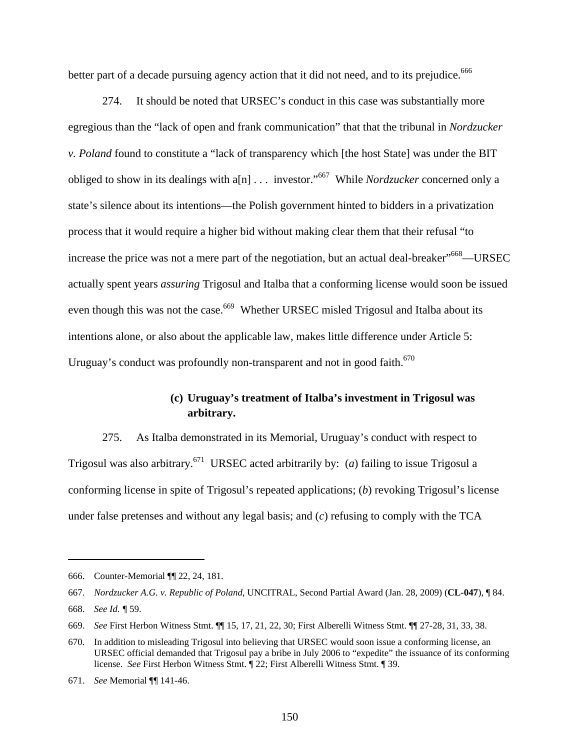better part of a decade pursuing agency action that it did not need, and to its prejudice.[666]

274. It should be noted that URSEC's conduct in this case was substantially more egregious than the "lack of open and frank communication" that that the tribunal in *Nordzucker v. Poland* found to constitute a "lack of transparency which [the host State] was under the BIT obliged to show in its dealings with a[n] . . . investor."[667] While *Nordzucker* concerned only a state's silence about its intentions—the Polish government hinted to bidders in a privatization process that it would require a higher bid without making clear them that their refusal "to increase the price was not a mere part of the negotiation, but an actual deal-breaker"[668]—URSEC actually spent years *assuring* Trigosul and Italba that a conforming license would soon be issued even though this was not the case.[669] Whether URSEC misled Trigosul and Italba about its intentions alone, or also about the applicable law, makes little difference under Article 5: Uruguay's conduct was profoundly non-transparent and not in good faith.[670]

#### (c) Uruguay's treatment of Italba's investment in Trigosul was arbitrary.

275. As Italba demonstrated in its Memorial, Uruguay's conduct with respect to Trigosul was also arbitrary.[671] URSEC acted arbitrarily by: (*a*) failing to issue Trigosul a conforming license in spite of Trigosul's repeated applications; (*b*) revoking Trigosul's license under false pretenses and without any legal basis; and (*c*) refusing to comply with the TCA

---

666. Counter-Memorial ¶¶ 22, 24, 181.

667. *Nordzucker A.G. v. Republic of Poland*, UNCITRAL, Second Partial Award (Jan. 28, 2009) (**CL-047**), ¶ 84.

668. *See Id.* ¶ 59.

669. *See* First Herbon Witness Stmt. ¶¶ 15, 17, 21, 22, 30; First Alberelli Witness Stmt. ¶¶ 27-28, 31, 33, 38.

670. In addition to misleading Trigosul into believing that URSEC would soon issue a conforming license, an URSEC official demanded that Trigosul pay a bribe in July 2006 to "expedite" the issuance of its conforming license. *See* First Herbon Witness Stmt. ¶ 22; First Alberelli Witness Stmt. ¶ 39.

671. *See* Memorial ¶¶ 141-46.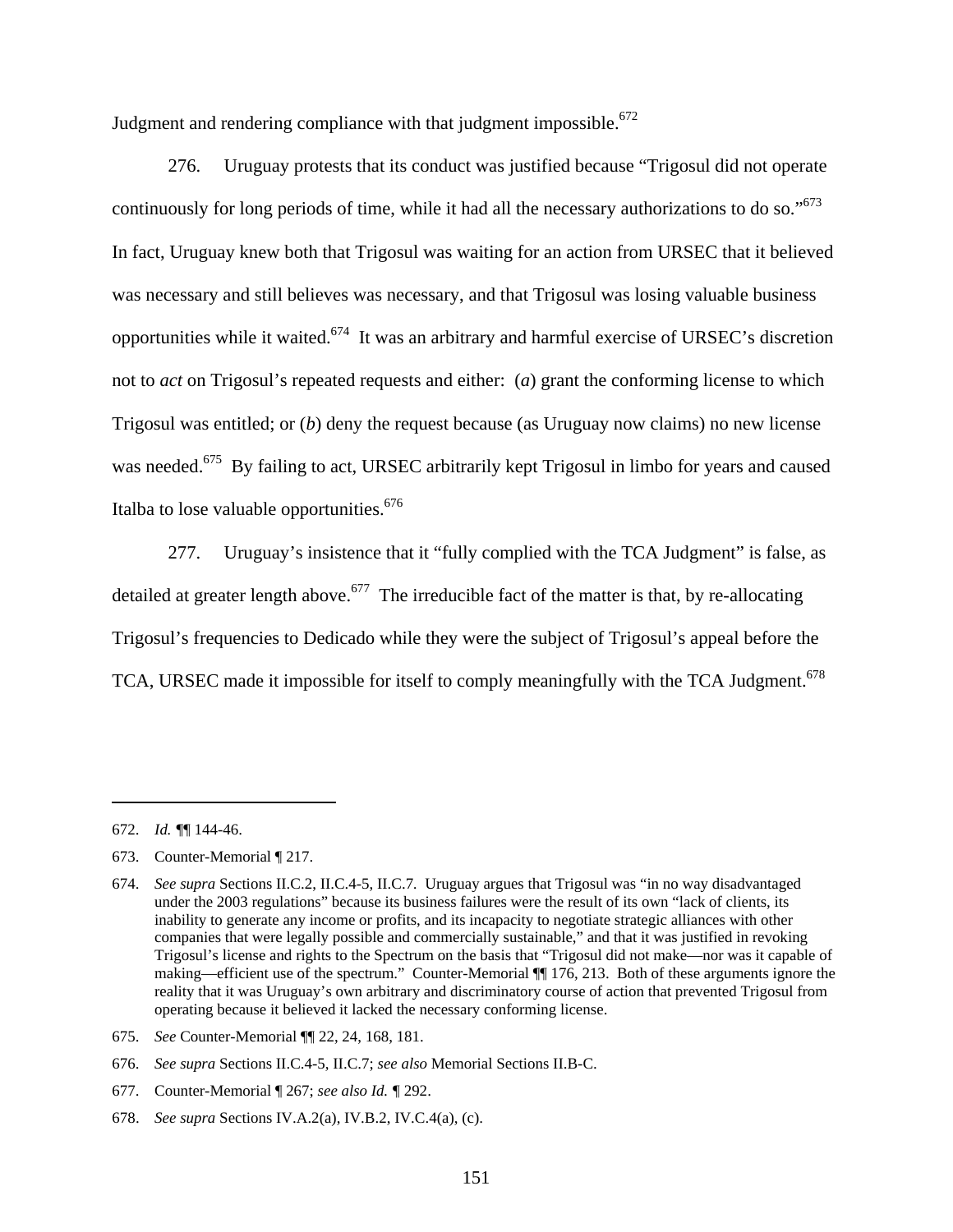Judgment and rendering compliance with that judgment impossible.[672]

276. Uruguay protests that its conduct was justified because "Trigosul did not operate continuously for long periods of time, while it had all the necessary authorizations to do so."[673] In fact, Uruguay knew both that Trigosul was waiting for an action from URSEC that it believed was necessary and still believes was necessary, and that Trigosul was losing valuable business opportunities while it waited.[674] It was an arbitrary and harmful exercise of URSEC's discretion not to *act* on Trigosul's repeated requests and either: (*a*) grant the conforming license to which Trigosul was entitled; or (*b*) deny the request because (as Uruguay now claims) no new license was needed.[675] By failing to act, URSEC arbitrarily kept Trigosul in limbo for years and caused Italba to lose valuable opportunities.[676]

277. Uruguay's insistence that it "fully complied with the TCA Judgment" is false, as detailed at greater length above.[677] The irreducible fact of the matter is that, by re-allocating Trigosul's frequencies to Dedicado while they were the subject of Trigosul's appeal before the TCA, URSEC made it impossible for itself to comply meaningfully with the TCA Judgment.[678]

---

672. *Id.* ¶¶ 144-46.

673. Counter-Memorial ¶ 217.

674. *See supra* Sections II.C.2, II.C.4-5, II.C.7. Uruguay argues that Trigosul was "in no way disadvantaged under the 2003 regulations" because its business failures were the result of its own "lack of clients, its inability to generate any income or profits, and its incapacity to negotiate strategic alliances with other companies that were legally possible and commercially sustainable," and that it was justified in revoking Trigosul's license and rights to the Spectrum on the basis that "Trigosul did not make—nor was it capable of making—efficient use of the spectrum." Counter-Memorial ¶¶ 176, 213. Both of these arguments ignore the reality that it was Uruguay's own arbitrary and discriminatory course of action that prevented Trigosul from operating because it believed it lacked the necessary conforming license.

675. *See* Counter-Memorial ¶¶ 22, 24, 168, 181.

676. *See supra* Sections II.C.4-5, II.C.7; *see also* Memorial Sections II.B-C.

677. Counter-Memorial ¶ 267; *see also Id.* ¶ 292.

678. *See supra* Sections IV.A.2(a), IV.B.2, IV.C.4(a), (c).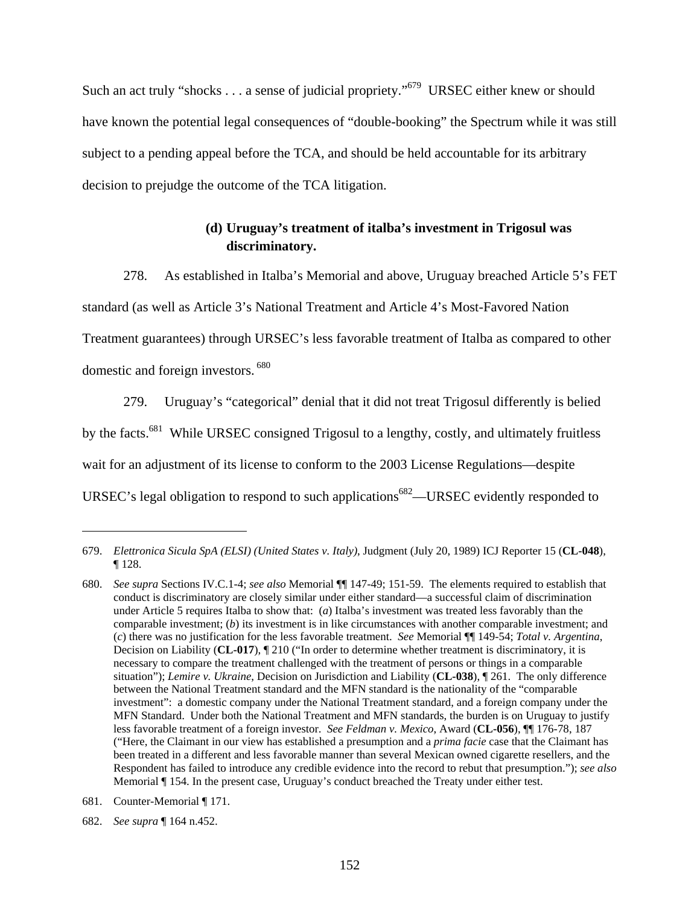Such an act truly "shocks . . . a sense of judicial propriety."[679] URSEC either knew or should have known the potential legal consequences of "double-booking" the Spectrum while it was still subject to a pending appeal before the TCA, and should be held accountable for its arbitrary decision to prejudge the outcome of the TCA litigation.

#### (d) Uruguay's treatment of italba's investment in Trigosul was discriminatory.

278. As established in Italba's Memorial and above, Uruguay breached Article 5's FET standard (as well as Article 3's National Treatment and Article 4's Most-Favored Nation Treatment guarantees) through URSEC's less favorable treatment of Italba as compared to other domestic and foreign investors.[680]

279. Uruguay's "categorical" denial that it did not treat Trigosul differently is belied by the facts.[681] While URSEC consigned Trigosul to a lengthy, costly, and ultimately fruitless wait for an adjustment of its license to conform to the 2003 License Regulations—despite URSEC's legal obligation to respond to such applications[682]—URSEC evidently responded to

---

679. *Elettronica Sicula SpA (ELSI) (United States v. Italy)*, Judgment (July 20, 1989) ICJ Reporter 15 (**CL-048**), ¶ 128.

680. *See supra* Sections IV.C.1-4; *see also* Memorial ¶¶ 147-49; 151-59. The elements required to establish that conduct is discriminatory are closely similar under either standard—a successful claim of discrimination under Article 5 requires Italba to show that: (*a*) Italba's investment was treated less favorably than the comparable investment; (*b*) its investment is in like circumstances with another comparable investment; and (*c*) there was no justification for the less favorable treatment. *See* Memorial ¶¶ 149-54; *Total v. Argentina*, Decision on Liability (**CL-017**), ¶ 210 ("In order to determine whether treatment is discriminatory, it is necessary to compare the treatment challenged with the treatment of persons or things in a comparable situation"); *Lemire v. Ukraine*, Decision on Jurisdiction and Liability (**CL-038**), ¶ 261. The only difference between the National Treatment standard and the MFN standard is the nationality of the "comparable investment": a domestic company under the National Treatment standard, and a foreign company under the MFN Standard. Under both the National Treatment and MFN standards, the burden is on Uruguay to justify less favorable treatment of a foreign investor. *See Feldman v. Mexico*, Award (**CL-056**), ¶¶ 176-78, 187 ("Here, the Claimant in our view has established a presumption and a *prima facie* case that the Claimant has been treated in a different and less favorable manner than several Mexican owned cigarette resellers, and the Respondent has failed to introduce any credible evidence into the record to rebut that presumption."); *see also* Memorial ¶ 154. In the present case, Uruguay's conduct breached the Treaty under either test.

681. Counter-Memorial ¶ 171.

682. *See supra* ¶ 164 n.452.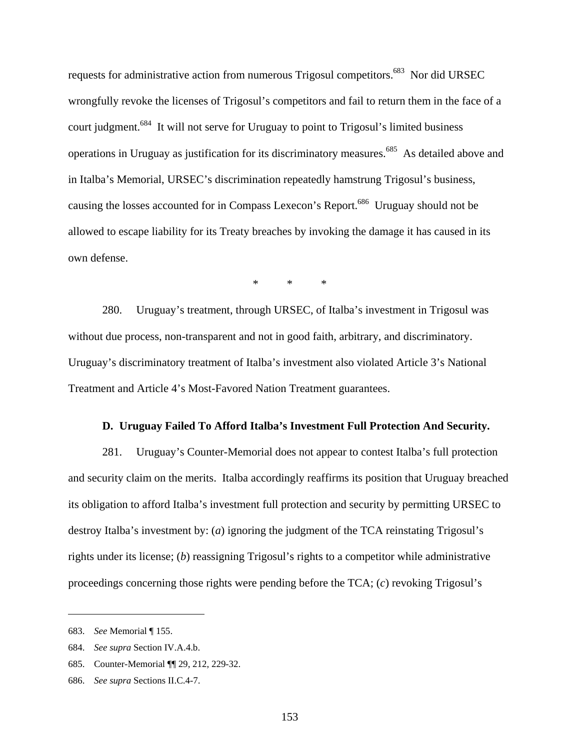requests for administrative action from numerous Trigosul competitors.[683] Nor did URSEC wrongfully revoke the licenses of Trigosul's competitors and fail to return them in the face of a court judgment.[684] It will not serve for Uruguay to point to Trigosul's limited business operations in Uruguay as justification for its discriminatory measures.[685] As detailed above and in Italba's Memorial, URSEC's discrimination repeatedly hamstrung Trigosul's business, causing the losses accounted for in Compass Lexecon's Report.[686] Uruguay should not be allowed to escape liability for its Treaty breaches by invoking the damage it has caused in its own defense.

\* \* \*

280. Uruguay's treatment, through URSEC, of Italba's investment in Trigosul was without due process, non-transparent and not in good faith, arbitrary, and discriminatory. Uruguay's discriminatory treatment of Italba's investment also violated Article 3's National Treatment and Article 4's Most-Favored Nation Treatment guarantees.

### D. Uruguay Failed To Afford Italba's Investment Full Protection And Security.

281. Uruguay's Counter-Memorial does not appear to contest Italba's full protection and security claim on the merits. Italba accordingly reaffirms its position that Uruguay breached its obligation to afford Italba's investment full protection and security by permitting URSEC to destroy Italba's investment by: (*a*) ignoring the judgment of the TCA reinstating Trigosul's rights under its license; (*b*) reassigning Trigosul's rights to a competitor while administrative proceedings concerning those rights were pending before the TCA; (*c*) revoking Trigosul's

---

683. *See* Memorial ¶ 155.

684. *See supra* Section IV.A.4.b.

685. Counter-Memorial ¶¶ 29, 212, 229-32.

686. *See supra* Sections II.C.4-7.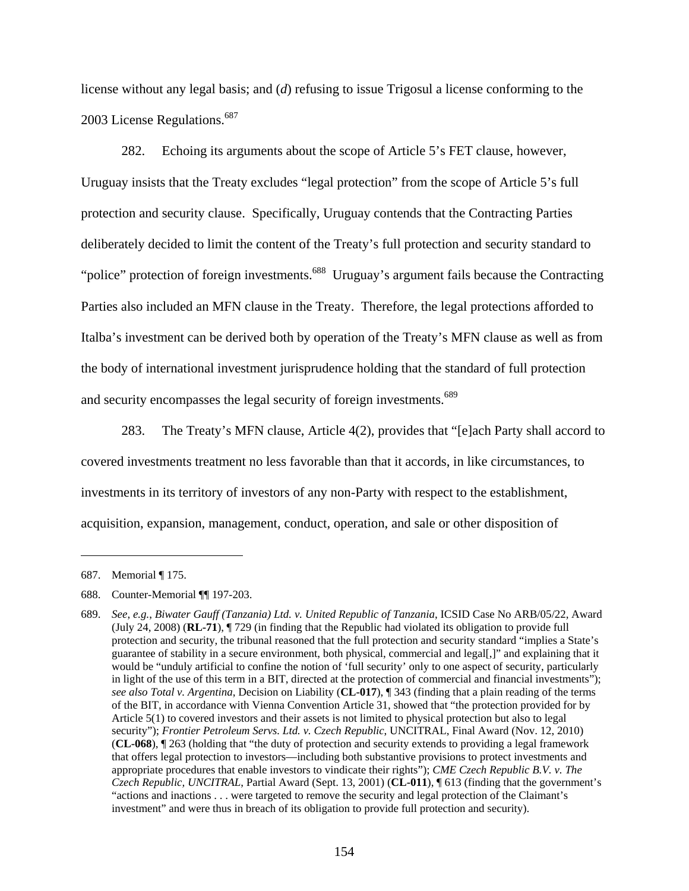license without any legal basis; and (*d*) refusing to issue Trigosul a license conforming to the 2003 License Regulations.[687]

282. Echoing its arguments about the scope of Article 5's FET clause, however, Uruguay insists that the Treaty excludes "legal protection" from the scope of Article 5's full protection and security clause. Specifically, Uruguay contends that the Contracting Parties deliberately decided to limit the content of the Treaty's full protection and security standard to "police" protection of foreign investments.[688] Uruguay's argument fails because the Contracting Parties also included an MFN clause in the Treaty. Therefore, the legal protections afforded to Italba's investment can be derived both by operation of the Treaty's MFN clause as well as from the body of international investment jurisprudence holding that the standard of full protection and security encompasses the legal security of foreign investments.[689]

283. The Treaty's MFN clause, Article 4(2), provides that "[e]ach Party shall accord to covered investments treatment no less favorable than that it accords, in like circumstances, to investments in its territory of investors of any non-Party with respect to the establishment, acquisition, expansion, management, conduct, operation, and sale or other disposition of

---

687. Memorial ¶ 175.

688. Counter-Memorial ¶¶ 197-203.

689. *See, e.g.*, *Biwater Gauff (Tanzania) Ltd. v. United Republic of Tanzania*, ICSID Case No ARB/05/22, Award (July 24, 2008) (**RL-71**), ¶ 729 (in finding that the Republic had violated its obligation to provide full protection and security, the tribunal reasoned that the full protection and security standard "implies a State's guarantee of stability in a secure environment, both physical, commercial and legal[,]" and explaining that it would be "unduly artificial to confine the notion of 'full security' only to one aspect of security, particularly in light of the use of this term in a BIT, directed at the protection of commercial and financial investments"); *see also Total v. Argentina*, Decision on Liability (**CL-017**), ¶ 343 (finding that a plain reading of the terms of the BIT, in accordance with Vienna Convention Article 31, showed that "the protection provided for by Article 5(1) to covered investors and their assets is not limited to physical protection but also to legal security"); *Frontier Petroleum Servs. Ltd. v. Czech Republic*, UNCITRAL, Final Award (Nov. 12, 2010) (**CL-068**), ¶ 263 (holding that "the duty of protection and security extends to providing a legal framework that offers legal protection to investors—including both substantive provisions to protect investments and appropriate procedures that enable investors to vindicate their rights"); *CME Czech Republic B.V. v. The Czech Republic, UNCITRAL*, Partial Award (Sept. 13, 2001) (**CL-011**), ¶ 613 (finding that the government's "actions and inactions . . . were targeted to remove the security and legal protection of the Claimant's investment" and were thus in breach of its obligation to provide full protection and security).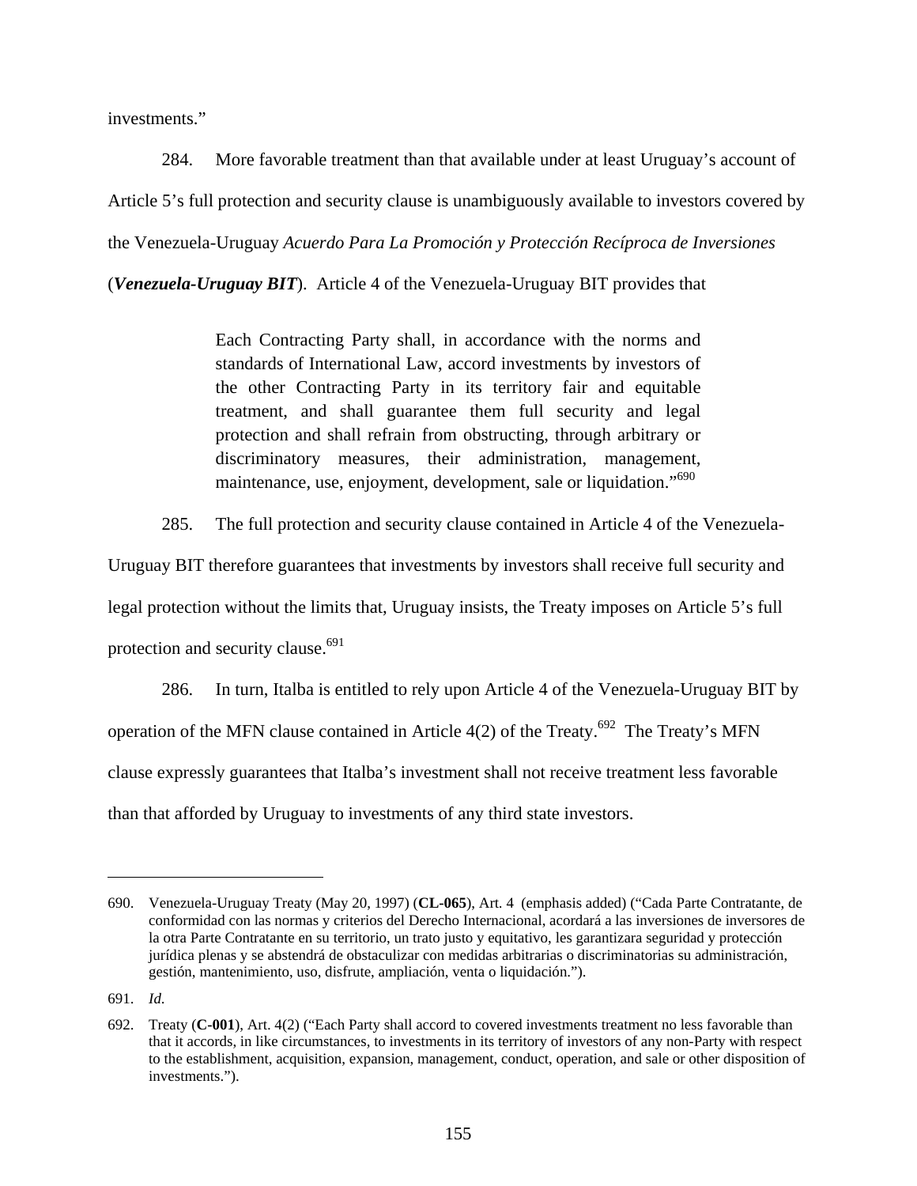investments."

284. More favorable treatment than that available under at least Uruguay's account of Article 5's full protection and security clause is unambiguously available to investors covered by the Venezuela-Uruguay *Acuerdo Para La Promoción y Protección Recíproca de Inversiones* (***Venezuela-Uruguay BIT***). Article 4 of the Venezuela-Uruguay BIT provides that

> Each Contracting Party shall, in accordance with the norms and standards of International Law, accord investments by investors of the other Contracting Party in its territory fair and equitable treatment, and shall guarantee them full security and legal protection and shall refrain from obstructing, through arbitrary or discriminatory measures, their administration, management, maintenance, use, enjoyment, development, sale or liquidation."[690]

285. The full protection and security clause contained in Article 4 of the Venezuela-Uruguay BIT therefore guarantees that investments by investors shall receive full security and legal protection without the limits that, Uruguay insists, the Treaty imposes on Article 5's full protection and security clause.[691]

286. In turn, Italba is entitled to rely upon Article 4 of the Venezuela-Uruguay BIT by operation of the MFN clause contained in Article 4(2) of the Treaty.[692] The Treaty's MFN clause expressly guarantees that Italba's investment shall not receive treatment less favorable than that afforded by Uruguay to investments of any third state investors.

---

690. Venezuela-Uruguay Treaty (May 20, 1997) (**CL-065**), Art. 4 (emphasis added) ("Cada Parte Contratante, de conformidad con las normas y criterios del Derecho Internacional, acordará a las inversiones de inversores de la otra Parte Contratante en su territorio, un trato justo y equitativo, les garantizara seguridad y protección jurídica plenas y se abstendrá de obstaculizar con medidas arbitrarias o discriminatorias su administración, gestión, mantenimiento, uso, disfrute, ampliación, venta o liquidación.").

691. *Id.*

692. Treaty (**C-001**), Art. 4(2) ("Each Party shall accord to covered investments treatment no less favorable than that it accords, in like circumstances, to investments in its territory of investors of any non-Party with respect to the establishment, acquisition, expansion, management, conduct, operation, and sale or other disposition of investments.").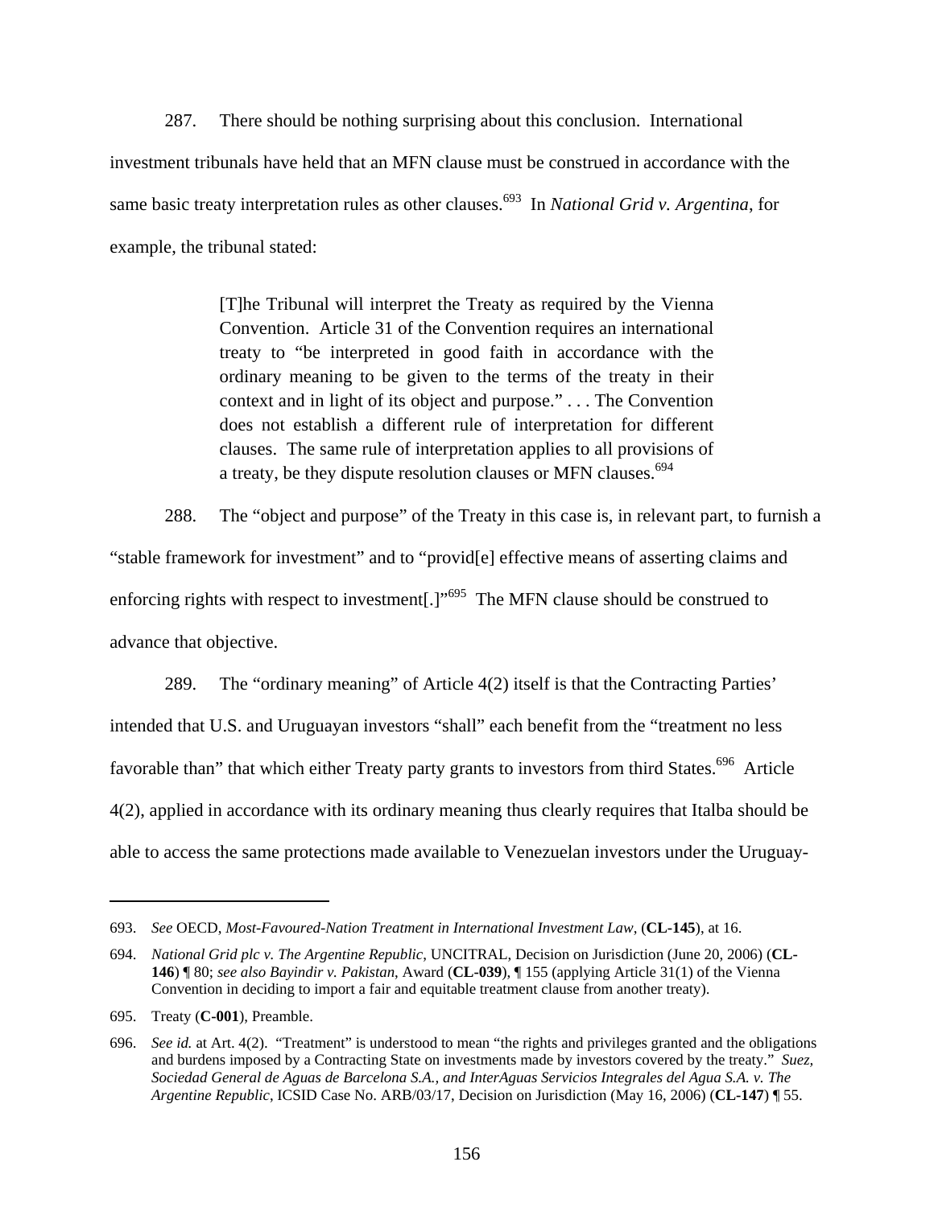287. There should be nothing surprising about this conclusion. International investment tribunals have held that an MFN clause must be construed in accordance with the same basic treaty interpretation rules as other clauses.[693] In *National Grid v. Argentina*, for example, the tribunal stated:

> [T]he Tribunal will interpret the Treaty as required by the Vienna Convention. Article 31 of the Convention requires an international treaty to "be interpreted in good faith in accordance with the ordinary meaning to be given to the terms of the treaty in their context and in light of its object and purpose." . . . The Convention does not establish a different rule of interpretation for different clauses. The same rule of interpretation applies to all provisions of a treaty, be they dispute resolution clauses or MFN clauses.[694]

288. The "object and purpose" of the Treaty in this case is, in relevant part, to furnish a "stable framework for investment" and to "provid[e] effective means of asserting claims and enforcing rights with respect to investment[.]"[695] The MFN clause should be construed to advance that objective.

289. The "ordinary meaning" of Article 4(2) itself is that the Contracting Parties' intended that U.S. and Uruguayan investors "shall" each benefit from the "treatment no less favorable than" that which either Treaty party grants to investors from third States.[696] Article 4(2), applied in accordance with its ordinary meaning thus clearly requires that Italba should be able to access the same protections made available to Venezuelan investors under the Uruguay-

---

693. *See* OECD, *Most-Favoured-Nation Treatment in International Investment Law*, (**CL-145**), at 16.

694. *National Grid plc v. The Argentine Republic*, UNCITRAL, Decision on Jurisdiction (June 20, 2006) (**CL-146**) ¶ 80; *see also Bayindir v. Pakistan*, Award (**CL-039**), ¶ 155 (applying Article 31(1) of the Vienna Convention in deciding to import a fair and equitable treatment clause from another treaty).

695. Treaty (**C-001**), Preamble.

696. *See id.* at Art. 4(2). "Treatment" is understood to mean "the rights and privileges granted and the obligations and burdens imposed by a Contracting State on investments made by investors covered by the treaty." *Suez, Sociedad General de Aguas de Barcelona S.A., and InterAguas Servicios Integrales del Agua S.A. v. The Argentine Republic*, ICSID Case No. ARB/03/17, Decision on Jurisdiction (May 16, 2006) (**CL-147**) ¶ 55.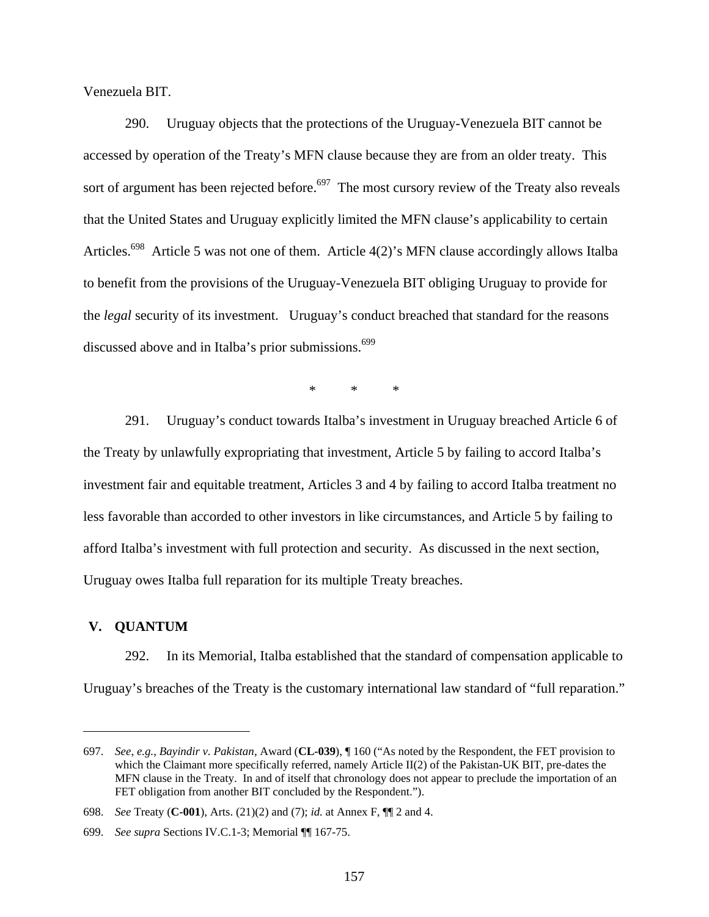Venezuela BIT.

290. Uruguay objects that the protections of the Uruguay-Venezuela BIT cannot be accessed by operation of the Treaty's MFN clause because they are from an older treaty. This sort of argument has been rejected before.[697] The most cursory review of the Treaty also reveals that the United States and Uruguay explicitly limited the MFN clause's applicability to certain Articles.[698] Article 5 was not one of them. Article 4(2)'s MFN clause accordingly allows Italba to benefit from the provisions of the Uruguay-Venezuela BIT obliging Uruguay to provide for the *legal* security of its investment. Uruguay's conduct breached that standard for the reasons discussed above and in Italba's prior submissions.[699]

\* \* \*

291. Uruguay's conduct towards Italba's investment in Uruguay breached Article 6 of the Treaty by unlawfully expropriating that investment, Article 5 by failing to accord Italba's investment fair and equitable treatment, Articles 3 and 4 by failing to accord Italba treatment no less favorable than accorded to other investors in like circumstances, and Article 5 by failing to afford Italba's investment with full protection and security. As discussed in the next section, Uruguay owes Italba full reparation for its multiple Treaty breaches.

## V. QUANTUM

292. In its Memorial, Italba established that the standard of compensation applicable to Uruguay's breaches of the Treaty is the customary international law standard of "full reparation."

---

697. *See, e.g., Bayindir v. Pakistan*, Award (**CL-039**), ¶ 160 ("As noted by the Respondent, the FET provision to which the Claimant more specifically referred, namely Article II(2) of the Pakistan-UK BIT, pre-dates the MFN clause in the Treaty. In and of itself that chronology does not appear to preclude the importation of an FET obligation from another BIT concluded by the Respondent.").

698. *See* Treaty (**C-001**), Arts. (21)(2) and (7); *id.* at Annex F, ¶¶ 2 and 4.

699. *See supra* Sections IV.C.1-3; Memorial ¶¶ 167-75.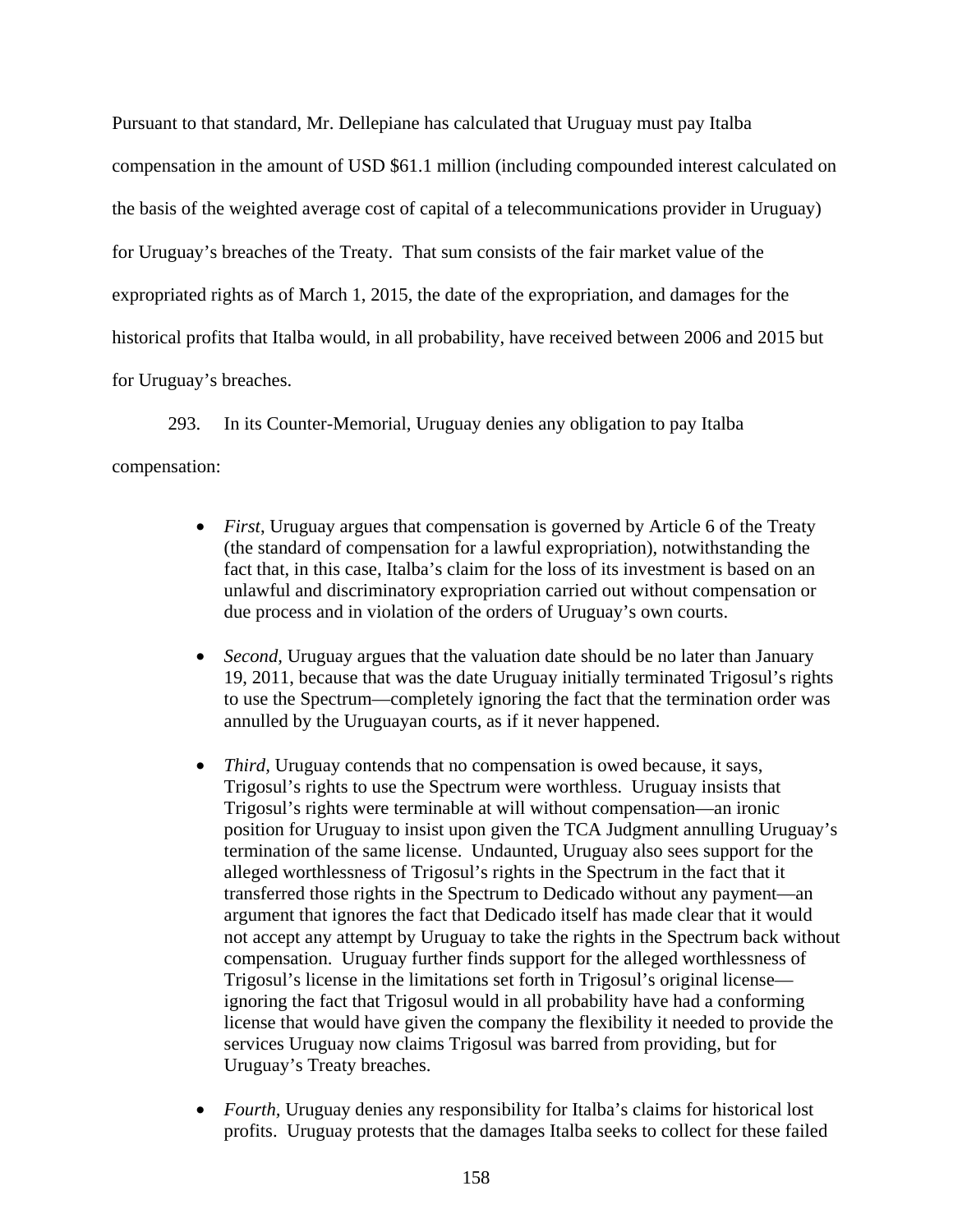Pursuant to that standard, Mr. Dellepiane has calculated that Uruguay must pay Italba compensation in the amount of USD $61.1 million (including compounded interest calculated on the basis of the weighted average cost of capital of a telecommunications provider in Uruguay) for Uruguay's breaches of the Treaty. That sum consists of the fair market value of the expropriated rights as of March 1, 2015, the date of the expropriation, and damages for the historical profits that Italba would, in all probability, have received between 2006 and 2015 but for Uruguay's breaches.

293. In its Counter-Memorial, Uruguay denies any obligation to pay Italba compensation:

- *First*, Uruguay argues that compensation is governed by Article 6 of the Treaty (the standard of compensation for a lawful expropriation), notwithstanding the fact that, in this case, Italba's claim for the loss of its investment is based on an unlawful and discriminatory expropriation carried out without compensation or due process and in violation of the orders of Uruguay's own courts.

- *Second*, Uruguay argues that the valuation date should be no later than January 19, 2011, because that was the date Uruguay initially terminated Trigosul's rights to use the Spectrum—completely ignoring the fact that the termination order was annulled by the Uruguayan courts, as if it never happened.

- *Third*, Uruguay contends that no compensation is owed because, it says, Trigosul's rights to use the Spectrum were worthless. Uruguay insists that Trigosul's rights were terminable at will without compensation—an ironic position for Uruguay to insist upon given the TCA Judgment annulling Uruguay's termination of the same license. Undaunted, Uruguay also sees support for the alleged worthlessness of Trigosul's rights in the Spectrum in the fact that it transferred those rights in the Spectrum to Dedicado without any payment—an argument that ignores the fact that Dedicado itself has made clear that it would not accept any attempt by Uruguay to take the rights in the Spectrum back without compensation. Uruguay further finds support for the alleged worthlessness of Trigosul's license in the limitations set forth in Trigosul's original license—ignoring the fact that Trigosul would in all probability have had a conforming license that would have given the company the flexibility it needed to provide the services Uruguay now claims Trigosul was barred from providing, but for Uruguay's Treaty breaches.

- *Fourth*, Uruguay denies any responsibility for Italba's claims for historical lost profits. Uruguay protests that the damages Italba seeks to collect for these failed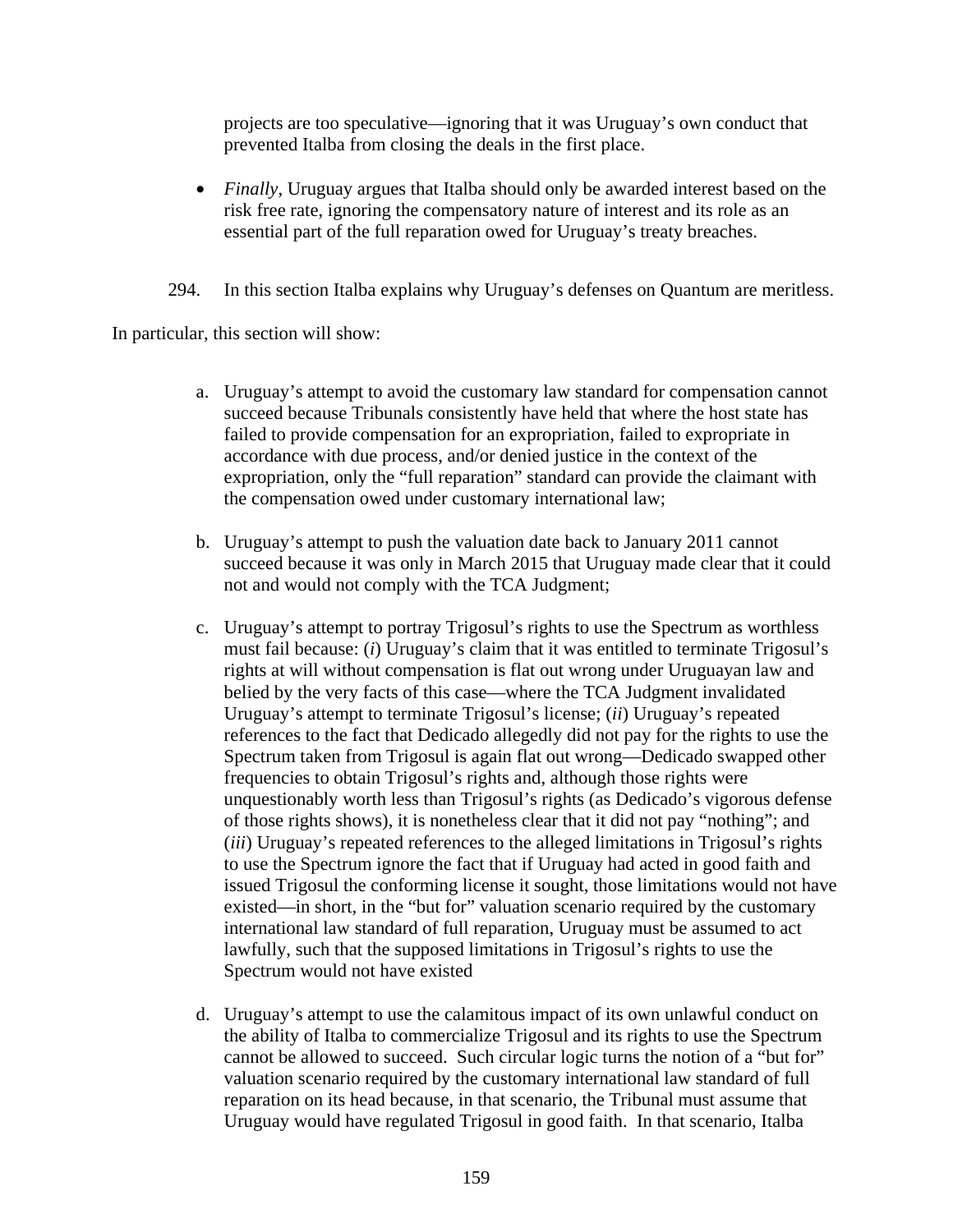projects are too speculative—ignoring that it was Uruguay's own conduct that prevented Italba from closing the deals in the first place.

- *Finally*, Uruguay argues that Italba should only be awarded interest based on the risk free rate, ignoring the compensatory nature of interest and its role as an essential part of the full reparation owed for Uruguay's treaty breaches.

294. In this section Italba explains why Uruguay's defenses on Quantum are meritless. In particular, this section will show:

a. Uruguay's attempt to avoid the customary law standard for compensation cannot succeed because Tribunals consistently have held that where the host state has failed to provide compensation for an expropriation, failed to expropriate in accordance with due process, and/or denied justice in the context of the expropriation, only the "full reparation" standard can provide the claimant with the compensation owed under customary international law;

b. Uruguay's attempt to push the valuation date back to January 2011 cannot succeed because it was only in March 2015 that Uruguay made clear that it could not and would not comply with the TCA Judgment;

c. Uruguay's attempt to portray Trigosul's rights to use the Spectrum as worthless must fail because: (*i*) Uruguay's claim that it was entitled to terminate Trigosul's rights at will without compensation is flat out wrong under Uruguayan law and belied by the very facts of this case—where the TCA Judgment invalidated Uruguay's attempt to terminate Trigosul's license; (*ii*) Uruguay's repeated references to the fact that Dedicado allegedly did not pay for the rights to use the Spectrum taken from Trigosul is again flat out wrong—Dedicado swapped other frequencies to obtain Trigosul's rights and, although those rights were unquestionably worth less than Trigosul's rights (as Dedicado's vigorous defense of those rights shows), it is nonetheless clear that it did not pay "nothing"; and (*iii*) Uruguay's repeated references to the alleged limitations in Trigosul's rights to use the Spectrum ignore the fact that if Uruguay had acted in good faith and issued Trigosul the conforming license it sought, those limitations would not have existed—in short, in the "but for" valuation scenario required by the customary international law standard of full reparation, Uruguay must be assumed to act lawfully, such that the supposed limitations in Trigosul's rights to use the Spectrum would not have existed

d. Uruguay's attempt to use the calamitous impact of its own unlawful conduct on the ability of Italba to commercialize Trigosul and its rights to use the Spectrum cannot be allowed to succeed. Such circular logic turns the notion of a "but for" valuation scenario required by the customary international law standard of full reparation on its head because, in that scenario, the Tribunal must assume that Uruguay would have regulated Trigosul in good faith. In that scenario, Italba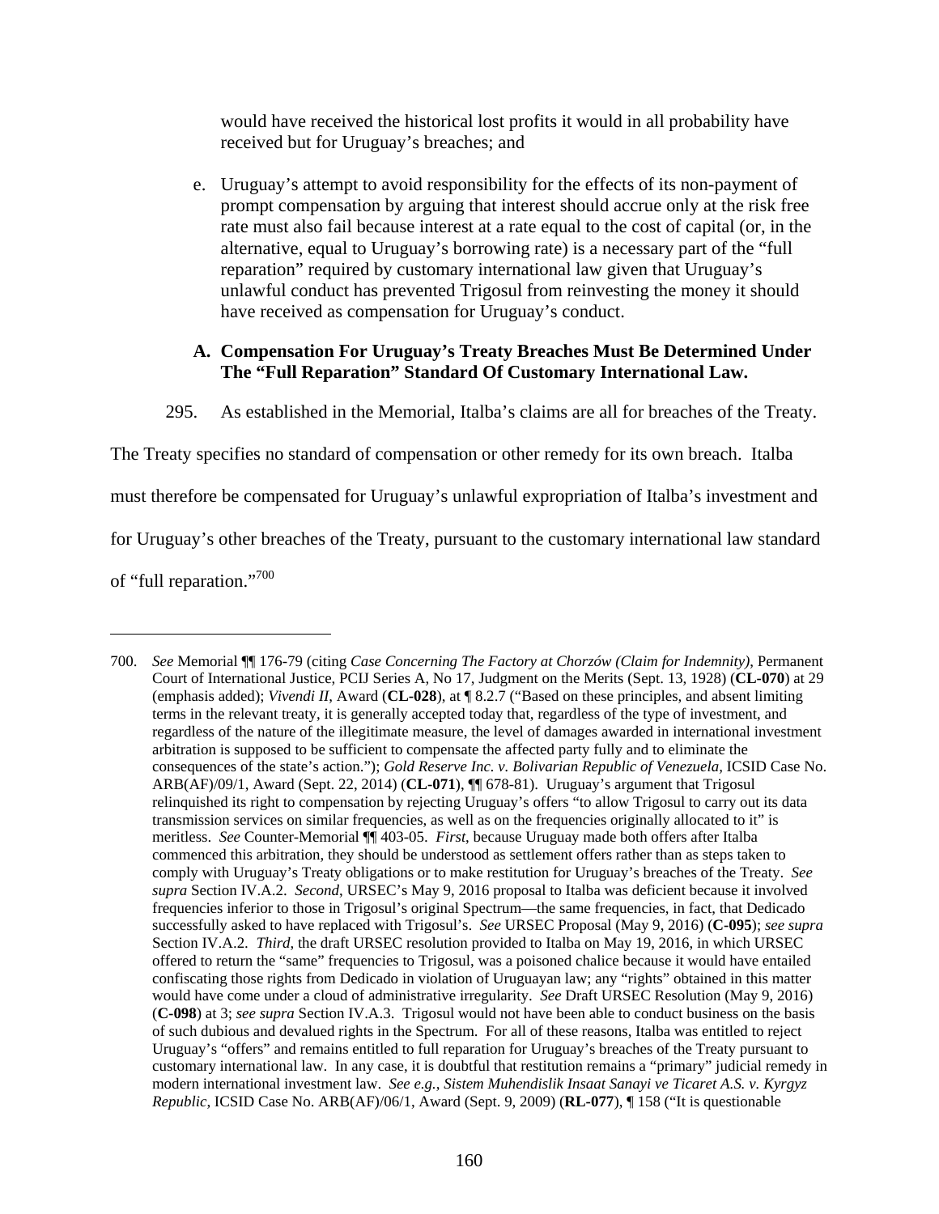would have received the historical lost profits it would in all probability have received but for Uruguay's breaches; and

e. Uruguay's attempt to avoid responsibility for the effects of its non-payment of prompt compensation by arguing that interest should accrue only at the risk free rate must also fail because interest at a rate equal to the cost of capital (or, in the alternative, equal to Uruguay's borrowing rate) is a necessary part of the "full reparation" required by customary international law given that Uruguay's unlawful conduct has prevented Trigosul from reinvesting the money it should have received as compensation for Uruguay's conduct.

### A. Compensation For Uruguay's Treaty Breaches Must Be Determined Under The "Full Reparation" Standard Of Customary International Law.

295. As established in the Memorial, Italba's claims are all for breaches of the Treaty. The Treaty specifies no standard of compensation or other remedy for its own breach. Italba must therefore be compensated for Uruguay's unlawful expropriation of Italba's investment and for Uruguay's other breaches of the Treaty, pursuant to the customary international law standard of "full reparation."[700]

---

700. *See* Memorial ¶¶ 176-79 (citing *Case Concerning The Factory at Chorzów (Claim for Indemnity)*, Permanent Court of International Justice, PCIJ Series A, No 17, Judgment on the Merits (Sept. 13, 1928) (**CL-070**) at 29 (emphasis added); *Vivendi II*, Award (**CL-028**), at ¶ 8.2.7 ("Based on these principles, and absent limiting terms in the relevant treaty, it is generally accepted today that, regardless of the type of investment, and regardless of the nature of the illegitimate measure, the level of damages awarded in international investment arbitration is supposed to be sufficient to compensate the affected party fully and to eliminate the consequences of the state's action."); *Gold Reserve Inc. v. Bolivarian Republic of Venezuela*, ICSID Case No. ARB(AF)/09/1, Award (Sept. 22, 2014) (**CL-071**), ¶¶ 678-81). Uruguay's argument that Trigosul relinquished its right to compensation by rejecting Uruguay's offers "to allow Trigosul to carry out its data transmission services on similar frequencies, as well as on the frequencies originally allocated to it" is meritless. *See* Counter-Memorial ¶¶ 403-05. *First*, because Uruguay made both offers after Italba commenced this arbitration, they should be understood as settlement offers rather than as steps taken to comply with Uruguay's Treaty obligations or to make restitution for Uruguay's breaches of the Treaty. *See supra* Section IV.A.2. *Second*, URSEC's May 9, 2016 proposal to Italba was deficient because it involved frequencies inferior to those in Trigosul's original Spectrum—the same frequencies, in fact, that Dedicado successfully asked to have replaced with Trigosul's. *See* URSEC Proposal (May 9, 2016) (**C-095**); *see supra* Section IV.A.2. *Third*, the draft URSEC resolution provided to Italba on May 19, 2016, in which URSEC offered to return the "same" frequencies to Trigosul, was a poisoned chalice because it would have entailed confiscating those rights from Dedicado in violation of Uruguayan law; any "rights" obtained in this matter would have come under a cloud of administrative irregularity. *See* Draft URSEC Resolution (May 9, 2016) (**C-098**) at 3; *see supra* Section IV.A.3. Trigosul would not have been able to conduct business on the basis of such dubious and devalued rights in the Spectrum. For all of these reasons, Italba was entitled to reject Uruguay's "offers" and remains entitled to full reparation for Uruguay's breaches of the Treaty pursuant to customary international law. In any case, it is doubtful that restitution remains a "primary" judicial remedy in modern international investment law. *See e.g.*, *Sistem Muhendislik Insaat Sanayi ve Ticaret A.S. v. Kyrgyz Republic*, ICSID Case No. ARB(AF)/06/1, Award (Sept. 9, 2009) (**RL-077**), ¶ 158 ("It is questionable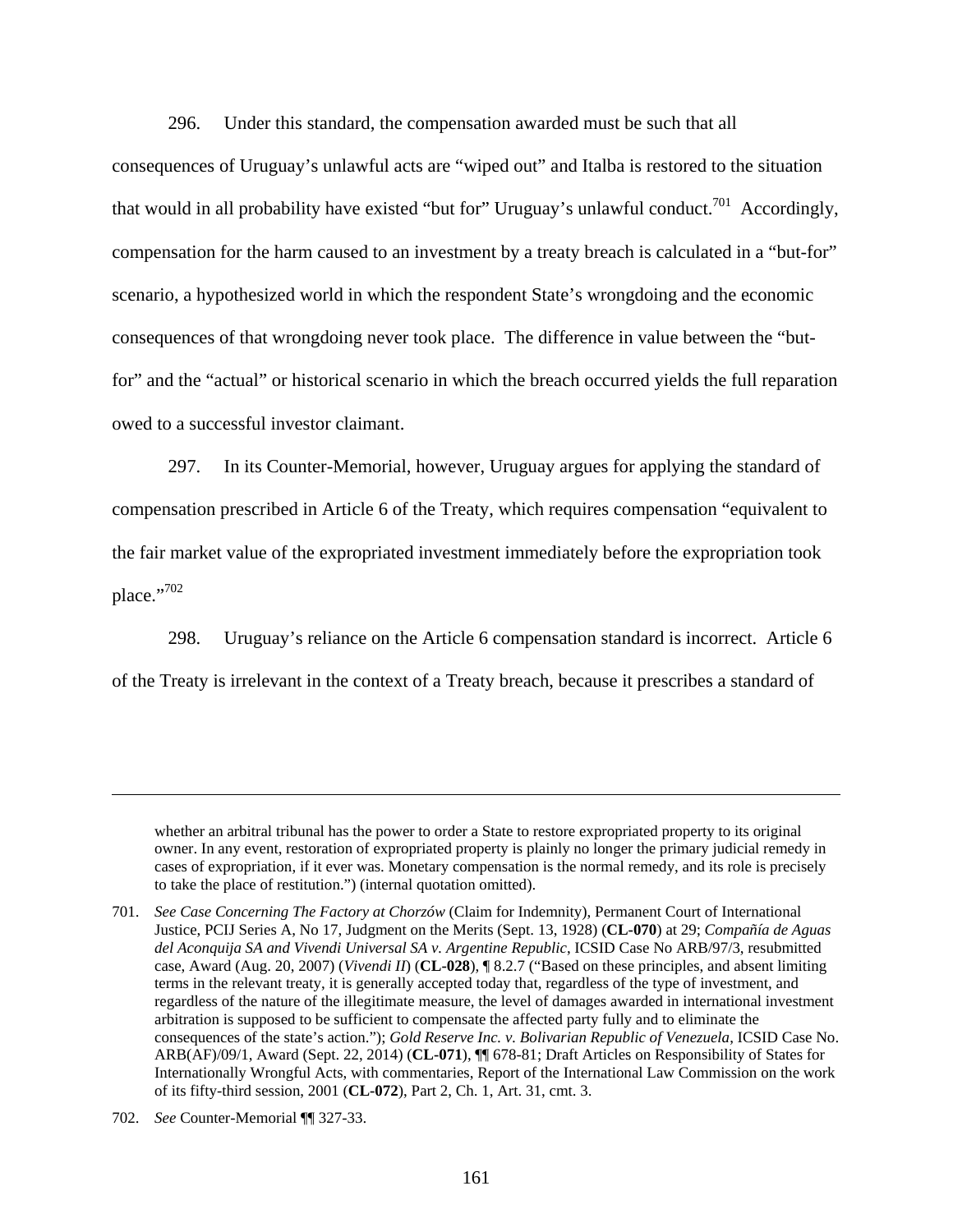296. Under this standard, the compensation awarded must be such that all consequences of Uruguay's unlawful acts are "wiped out" and Italba is restored to the situation that would in all probability have existed "but for" Uruguay's unlawful conduct.[701] Accordingly, compensation for the harm caused to an investment by a treaty breach is calculated in a "but-for" scenario, a hypothesized world in which the respondent State's wrongdoing and the economic consequences of that wrongdoing never took place. The difference in value between the "but-for" and the "actual" or historical scenario in which the breach occurred yields the full reparation owed to a successful investor claimant.

297. In its Counter-Memorial, however, Uruguay argues for applying the standard of compensation prescribed in Article 6 of the Treaty, which requires compensation "equivalent to the fair market value of the expropriated investment immediately before the expropriation took place."[702]

298. Uruguay's reliance on the Article 6 compensation standard is incorrect. Article 6 of the Treaty is irrelevant in the context of a Treaty breach, because it prescribes a standard of

---

whether an arbitral tribunal has the power to order a State to restore expropriated property to its original owner. In any event, restoration of expropriated property is plainly no longer the primary judicial remedy in cases of expropriation, if it ever was. Monetary compensation is the normal remedy, and its role is precisely to take the place of restitution.") (internal quotation omitted).

701. *See Case Concerning The Factory at Chorzów* (Claim for Indemnity), Permanent Court of International Justice, PCIJ Series A, No 17, Judgment on the Merits (Sept. 13, 1928) (**CL-070**) at 29; *Compañía de Aguas del Aconquija SA and Vivendi Universal SA v. Argentine Republic*, ICSID Case No ARB/97/3, resubmitted case, Award (Aug. 20, 2007) (*Vivendi II*) (**CL-028**), ¶ 8.2.7 ("Based on these principles, and absent limiting terms in the relevant treaty, it is generally accepted today that, regardless of the type of investment, and regardless of the nature of the illegitimate measure, the level of damages awarded in international investment arbitration is supposed to be sufficient to compensate the affected party fully and to eliminate the consequences of the state's action."); *Gold Reserve Inc. v. Bolivarian Republic of Venezuela*, ICSID Case No. ARB(AF)/09/1, Award (Sept. 22, 2014) (**CL-071**), ¶¶ 678-81; Draft Articles on Responsibility of States for Internationally Wrongful Acts, with commentaries, Report of the International Law Commission on the work of its fifty-third session, 2001 (**CL-072**), Part 2, Ch. 1, Art. 31, cmt. 3.

702. *See* Counter-Memorial ¶¶ 327-33.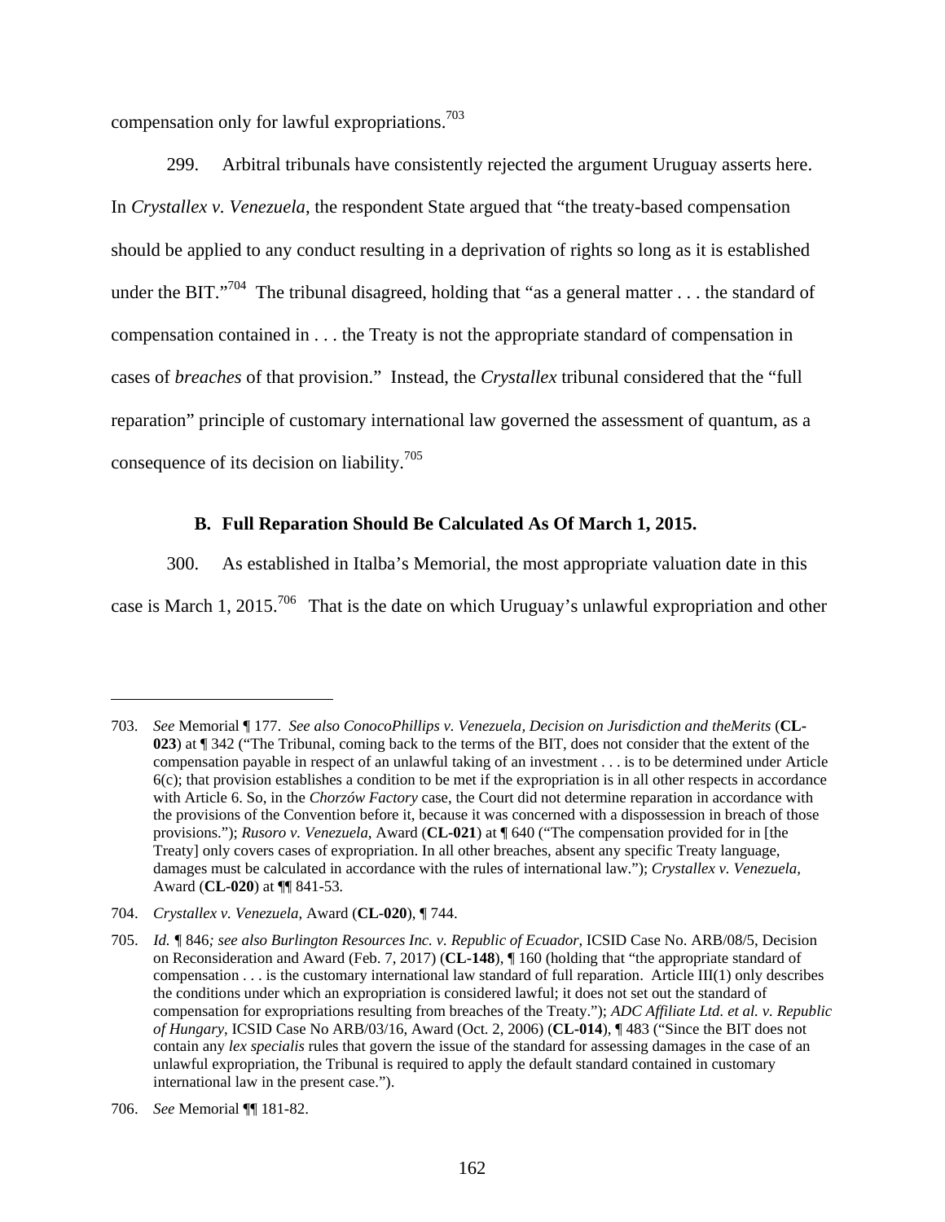compensation only for lawful expropriations.[703]

299. Arbitral tribunals have consistently rejected the argument Uruguay asserts here. In *Crystallex v. Venezuela*, the respondent State argued that "the treaty-based compensation should be applied to any conduct resulting in a deprivation of rights so long as it is established under the BIT."[704] The tribunal disagreed, holding that "as a general matter . . . the standard of compensation contained in . . . the Treaty is not the appropriate standard of compensation in cases of *breaches* of that provision." Instead, the *Crystallex* tribunal considered that the "full reparation" principle of customary international law governed the assessment of quantum, as a consequence of its decision on liability.[705]

### B. Full Reparation Should Be Calculated As Of March 1, 2015.

300. As established in Italba's Memorial, the most appropriate valuation date in this case is March 1, 2015.[706] That is the date on which Uruguay's unlawful expropriation and other

---

703. *See* Memorial ¶ 177. *See also ConocoPhillips v. Venezuela, Decision on Jurisdiction and theMerits* (**CL-023**) at ¶ 342 ("The Tribunal, coming back to the terms of the BIT, does not consider that the extent of the compensation payable in respect of an unlawful taking of an investment . . . is to be determined under Article 6(c); that provision establishes a condition to be met if the expropriation is in all other respects in accordance with Article 6. So, in the *Chorzów Factory* case, the Court did not determine reparation in accordance with the provisions of the Convention before it, because it was concerned with a dispossession in breach of those provisions."); *Rusoro v. Venezuela*, Award (**CL-021**) at ¶ 640 ("The compensation provided for in [the Treaty] only covers cases of expropriation. In all other breaches, absent any specific Treaty language, damages must be calculated in accordance with the rules of international law."); *Crystallex v. Venezuela,* Award (**CL-020**) at ¶¶ 841-53*.*

704. *Crystallex v. Venezuela*, Award (**CL-020**), ¶ 744.

705. *Id.* ¶ 846*; see also Burlington Resources Inc. v. Republic of Ecuador*, ICSID Case No. ARB/08/5, Decision on Reconsideration and Award (Feb. 7, 2017) (**CL-148**), ¶ 160 (holding that "the appropriate standard of compensation . . . is the customary international law standard of full reparation. Article III(1) only describes the conditions under which an expropriation is considered lawful; it does not set out the standard of compensation for expropriations resulting from breaches of the Treaty."); *ADC Affiliate Ltd. et al. v. Republic of Hungary*, ICSID Case No ARB/03/16, Award (Oct. 2, 2006) (**CL-014**), ¶ 483 ("Since the BIT does not contain any *lex specialis* rules that govern the issue of the standard for assessing damages in the case of an unlawful expropriation, the Tribunal is required to apply the default standard contained in customary international law in the present case.").

706. *See* Memorial ¶¶ 181-82.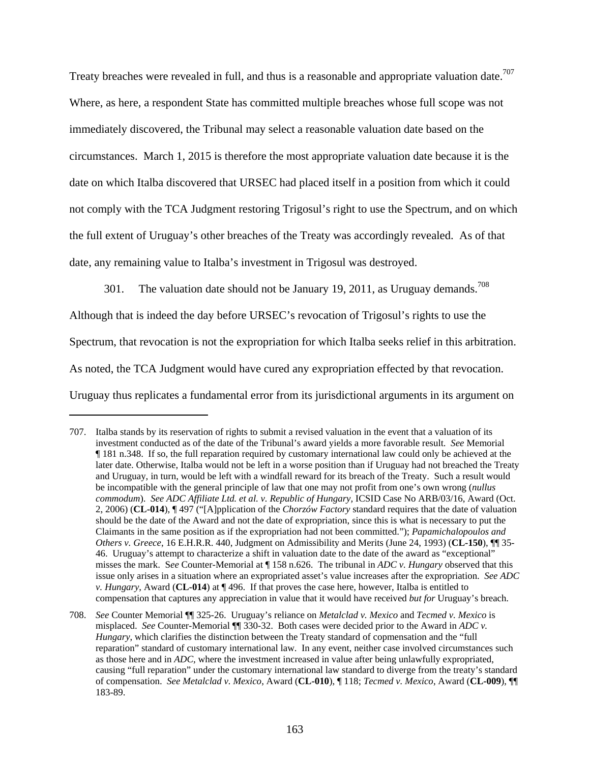Treaty breaches were revealed in full, and thus is a reasonable and appropriate valuation date.[707] Where, as here, a respondent State has committed multiple breaches whose full scope was not immediately discovered, the Tribunal may select a reasonable valuation date based on the circumstances. March 1, 2015 is therefore the most appropriate valuation date because it is the date on which Italba discovered that URSEC had placed itself in a position from which it could not comply with the TCA Judgment restoring Trigosul's right to use the Spectrum, and on which the full extent of Uruguay's other breaches of the Treaty was accordingly revealed. As of that date, any remaining value to Italba's investment in Trigosul was destroyed.

301. The valuation date should not be January 19, 2011, as Uruguay demands.[708] Although that is indeed the day before URSEC's revocation of Trigosul's rights to use the Spectrum, that revocation is not the expropriation for which Italba seeks relief in this arbitration. As noted, the TCA Judgment would have cured any expropriation effected by that revocation. Uruguay thus replicates a fundamental error from its jurisdictional arguments in its argument on

---

707. Italba stands by its reservation of rights to submit a revised valuation in the event that a valuation of its investment conducted as of the date of the Tribunal's award yields a more favorable result. *See* Memorial ¶ 181 n.348. If so, the full reparation required by customary international law could only be achieved at the later date. Otherwise, Italba would not be left in a worse position than if Uruguay had not breached the Treaty and Uruguay, in turn, would be left with a windfall reward for its breach of the Treaty. Such a result would be incompatible with the general principle of law that one may not profit from one's own wrong (*nullus commodum*). *See ADC Affiliate Ltd. et al. v. Republic of Hungary,* ICSID Case No ARB/03/16, Award (Oct. 2, 2006) (**CL-014**), ¶ 497 ("[A]pplication of the *Chorzów Factory* standard requires that the date of valuation should be the date of the Award and not the date of expropriation, since this is what is necessary to put the Claimants in the same position as if the expropriation had not been committed."); *Papamichalopoulos and Others v. Greece*, 16 E.H.R.R. 440, Judgment on Admissibility and Merits (June 24, 1993) (**CL-150**), ¶¶ 35-46. Uruguay's attempt to characterize a shift in valuation date to the date of the award as "exceptional" misses the mark. S*ee* Counter-Memorial at ¶ 158 n.626. The tribunal in *ADC v. Hungary* observed that this issue only arises in a situation where an expropriated asset's value increases after the expropriation. *See ADC v. Hungary*, Award (**CL-014**) at ¶ 496. If that proves the case here, however, Italba is entitled to compensation that captures any appreciation in value that it would have received *but for* Uruguay's breach.

708. *See* Counter Memorial ¶¶ 325-26. Uruguay's reliance on *Metalclad v. Mexico* and *Tecmed v. Mexico* is misplaced. *See* Counter-Memorial ¶¶ 330-32. Both cases were decided prior to the Award in *ADC v. Hungary*, which clarifies the distinction between the Treaty standard of copmensation and the "full reparation" standard of customary international law. In any event, neither case involved circumstances such as those here and in *ADC*, where the investment increased in value after being unlawfully expropriated, causing "full reparation" under the customary international law standard to diverge from the treaty's standard of compensation. *See Metalclad v. Mexico*, Award (**CL-010**), ¶ 118; *Tecmed v. Mexico*, Award (**CL-009**), ¶¶ 183-89.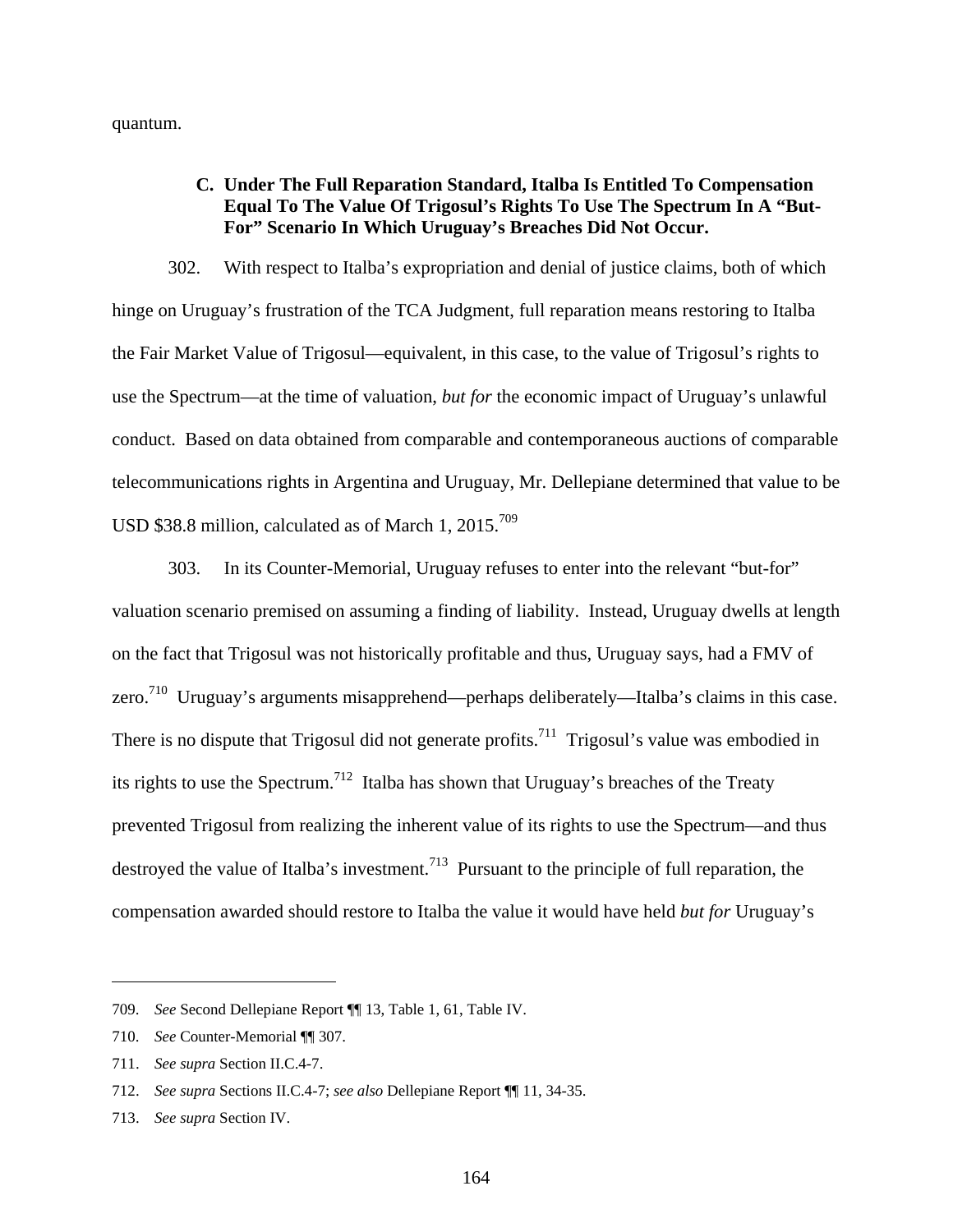quantum.

### C. Under The Full Reparation Standard, Italba Is Entitled To Compensation Equal To The Value Of Trigosul's Rights To Use The Spectrum In A "But-For" Scenario In Which Uruguay's Breaches Did Not Occur.

302. With respect to Italba's expropriation and denial of justice claims, both of which hinge on Uruguay's frustration of the TCA Judgment, full reparation means restoring to Italba the Fair Market Value of Trigosul—equivalent, in this case, to the value of Trigosul's rights to use the Spectrum—at the time of valuation, *but for* the economic impact of Uruguay's unlawful conduct. Based on data obtained from comparable and contemporaneous auctions of comparable telecommunications rights in Argentina and Uruguay, Mr. Dellepiane determined that value to be USD $38.8 million, calculated as of March 1, 2015.[709]

303. In its Counter-Memorial, Uruguay refuses to enter into the relevant "but-for" valuation scenario premised on assuming a finding of liability. Instead, Uruguay dwells at length on the fact that Trigosul was not historically profitable and thus, Uruguay says, had a FMV of zero.[710] Uruguay's arguments misapprehend—perhaps deliberately—Italba's claims in this case. There is no dispute that Trigosul did not generate profits.[711] Trigosul's value was embodied in its rights to use the Spectrum.[712] Italba has shown that Uruguay's breaches of the Treaty prevented Trigosul from realizing the inherent value of its rights to use the Spectrum—and thus destroyed the value of Italba's investment.[713] Pursuant to the principle of full reparation, the compensation awarded should restore to Italba the value it would have held *but for* Uruguay's

---

709. *See* Second Dellepiane Report ¶¶ 13, Table 1, 61, Table IV.

710. *See* Counter-Memorial ¶¶ 307.

711. *See supra* Section II.C.4-7.

712. *See supra* Sections II.C.4-7; *see also* Dellepiane Report ¶¶ 11, 34-35.

713. *See supra* Section IV.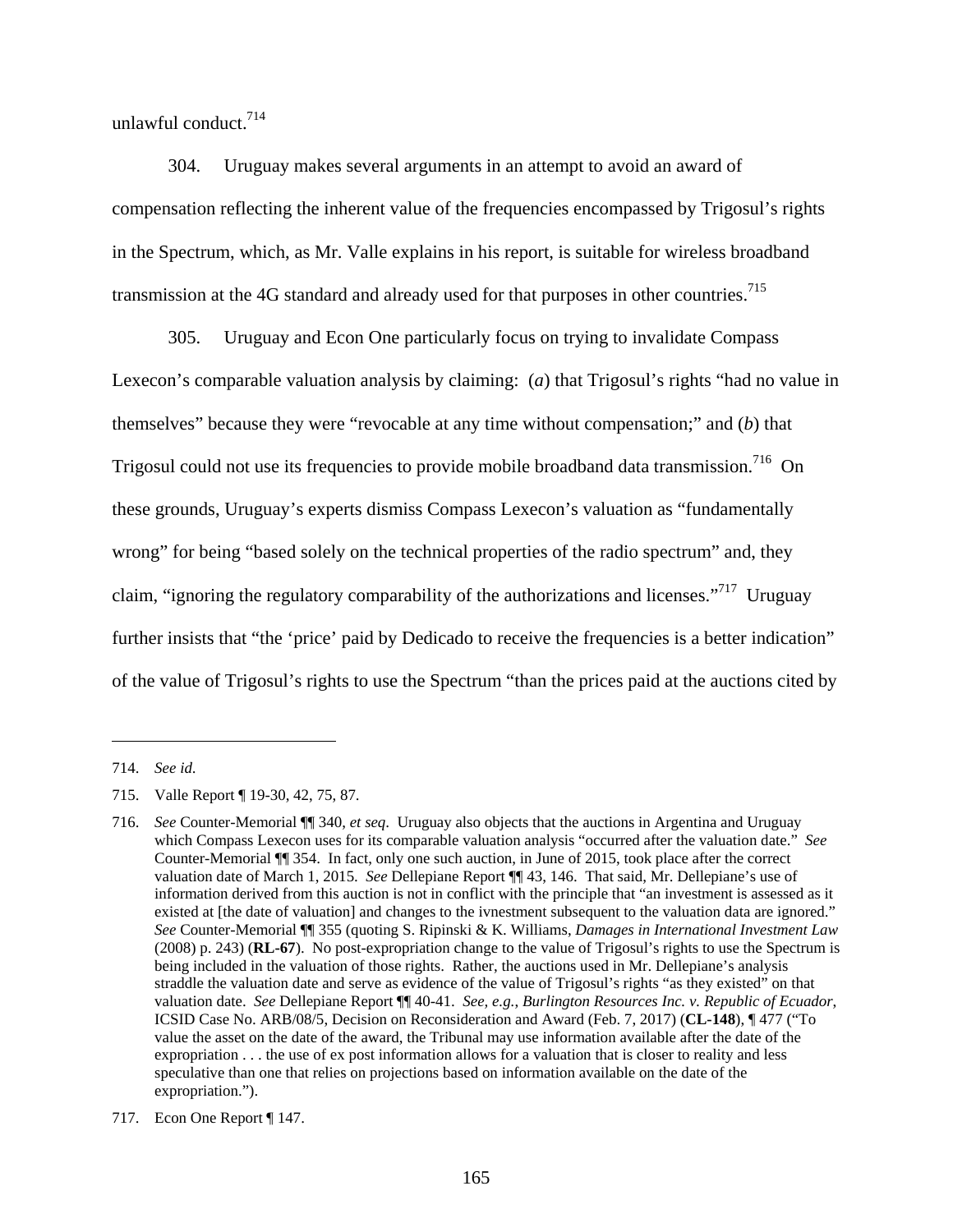unlawful conduct.[714]

304. Uruguay makes several arguments in an attempt to avoid an award of compensation reflecting the inherent value of the frequencies encompassed by Trigosul's rights in the Spectrum, which, as Mr. Valle explains in his report, is suitable for wireless broadband transmission at the 4G standard and already used for that purposes in other countries.[715]

305. Uruguay and Econ One particularly focus on trying to invalidate Compass Lexecon's comparable valuation analysis by claiming: (*a*) that Trigosul's rights "had no value in themselves" because they were "revocable at any time without compensation;" and (*b*) that Trigosul could not use its frequencies to provide mobile broadband data transmission.[716] On these grounds, Uruguay's experts dismiss Compass Lexecon's valuation as "fundamentally wrong" for being "based solely on the technical properties of the radio spectrum" and, they claim, "ignoring the regulatory comparability of the authorizations and licenses."[717] Uruguay further insists that "the 'price' paid by Dedicado to receive the frequencies is a better indication" of the value of Trigosul's rights to use the Spectrum "than the prices paid at the auctions cited by

---

714. *See id.*

715. Valle Report ¶ 19-30, 42, 75, 87.

716. *See* Counter-Memorial ¶¶ 340, *et seq*. Uruguay also objects that the auctions in Argentina and Uruguay which Compass Lexecon uses for its comparable valuation analysis "occurred after the valuation date." *See* Counter-Memorial ¶¶ 354. In fact, only one such auction, in June of 2015, took place after the correct valuation date of March 1, 2015. *See* Dellepiane Report ¶¶ 43, 146. That said, Mr. Dellepiane's use of information derived from this auction is not in conflict with the principle that "an investment is assessed as it existed at [the date of valuation] and changes to the ivnestment subsequent to the valuation data are ignored." *See* Counter-Memorial ¶¶ 355 (quoting S. Ripinski & K. Williams, *Damages in International Investment Law* (2008) p. 243) (**RL-67**). No post-expropriation change to the value of Trigosul's rights to use the Spectrum is being included in the valuation of those rights. Rather, the auctions used in Mr. Dellepiane's analysis straddle the valuation date and serve as evidence of the value of Trigosul's rights "as they existed" on that valuation date. *See* Dellepiane Report ¶¶ 40-41. *See, e.g., Burlington Resources Inc. v. Republic of Ecuador*, ICSID Case No. ARB/08/5, Decision on Reconsideration and Award (Feb. 7, 2017) (**CL-148**), ¶ 477 ("To value the asset on the date of the award, the Tribunal may use information available after the date of the expropriation . . . the use of ex post information allows for a valuation that is closer to reality and less speculative than one that relies on projections based on information available on the date of the expropriation.").

717. Econ One Report ¶ 147.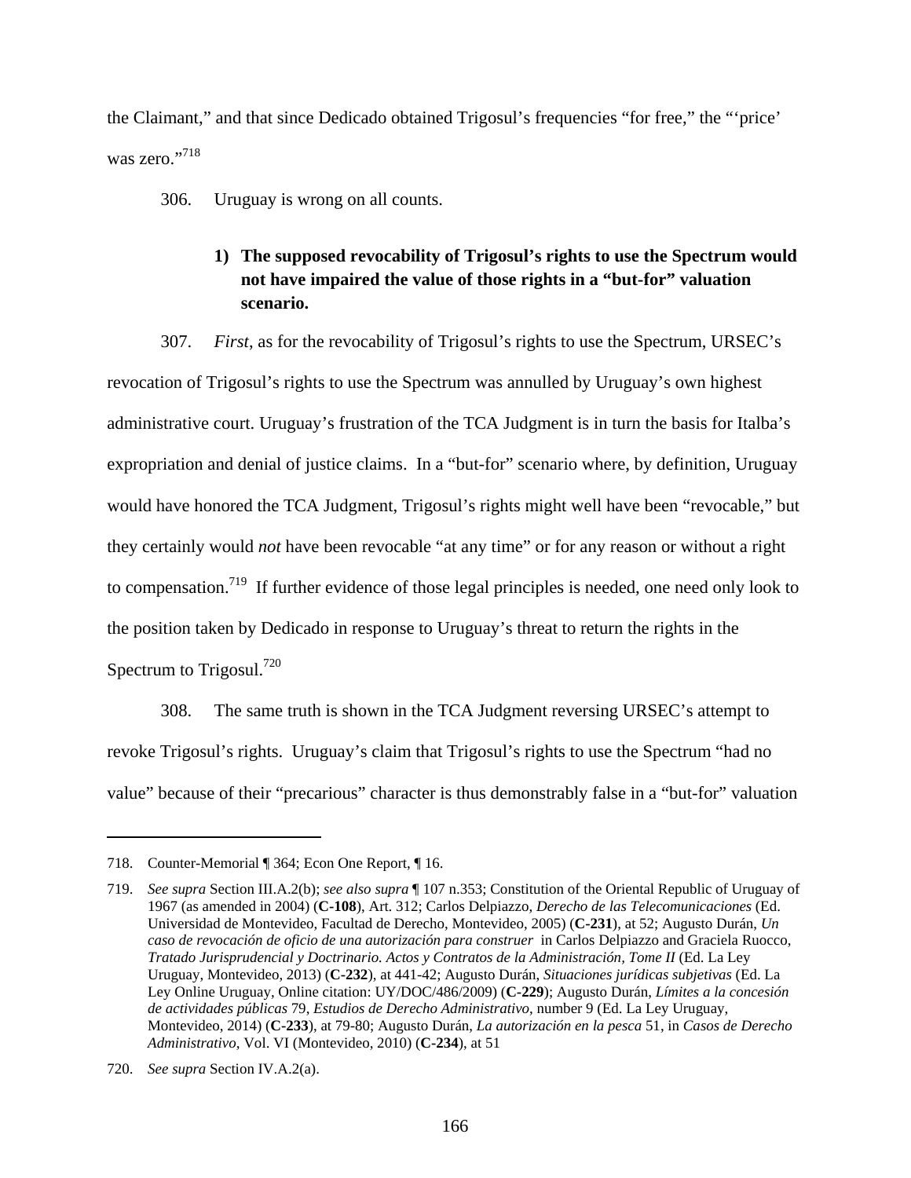the Claimant," and that since Dedicado obtained Trigosul's frequencies "for free," the "'price' was zero."[718]

306. Uruguay is wrong on all counts.

**1) The supposed revocability of Trigosul's rights to use the Spectrum would not have impaired the value of those rights in a "but-for" valuation scenario.**

307. *First*, as for the revocability of Trigosul's rights to use the Spectrum, URSEC's revocation of Trigosul's rights to use the Spectrum was annulled by Uruguay's own highest administrative court. Uruguay's frustration of the TCA Judgment is in turn the basis for Italba's expropriation and denial of justice claims. In a "but-for" scenario where, by definition, Uruguay would have honored the TCA Judgment, Trigosul's rights might well have been "revocable," but they certainly would *not* have been revocable "at any time" or for any reason or without a right to compensation.[719] If further evidence of those legal principles is needed, one need only look to the position taken by Dedicado in response to Uruguay's threat to return the rights in the Spectrum to Trigosul.[720]

308. The same truth is shown in the TCA Judgment reversing URSEC's attempt to revoke Trigosul's rights. Uruguay's claim that Trigosul's rights to use the Spectrum "had no value" because of their "precarious" character is thus demonstrably false in a "but-for" valuation

---

718. Counter-Memorial ¶ 364; Econ One Report, ¶ 16.

719. *See supra* Section III.A.2(b); *see also supra* ¶ 107 n.353; Constitution of the Oriental Republic of Uruguay of 1967 (as amended in 2004) (**C-108**), Art. 312; Carlos Delpiazzo, *Derecho de las Telecomunicaciones* (Ed. Universidad de Montevideo, Facultad de Derecho, Montevideo, 2005) (**C-231**), at 52; Augusto Durán, *Un caso de revocación de oficio de una autorización para construer* in Carlos Delpiazzo and Graciela Ruocco, *Tratado Jurisprudencial y Doctrinario. Actos y Contratos de la Administración, Tome II* (Ed. La Ley Uruguay, Montevideo, 2013) (**C-232**), at 441-42; Augusto Durán, *Situaciones jurídicas subjetivas* (Ed. La Ley Online Uruguay, Online citation: UY/DOC/486/2009) (**C-229**); Augusto Durán, *Límites a la concesión de actividades públicas* 79, *Estudios de Derecho Administrativo*, number 9 (Ed. La Ley Uruguay, Montevideo, 2014) (**C-233**), at 79-80; Augusto Durán, *La autorización en la pesca* 51, in *Casos de Derecho Administrativo*, Vol. VI (Montevideo, 2010) (**C-234**), at 51

720. *See supra* Section IV.A.2(a).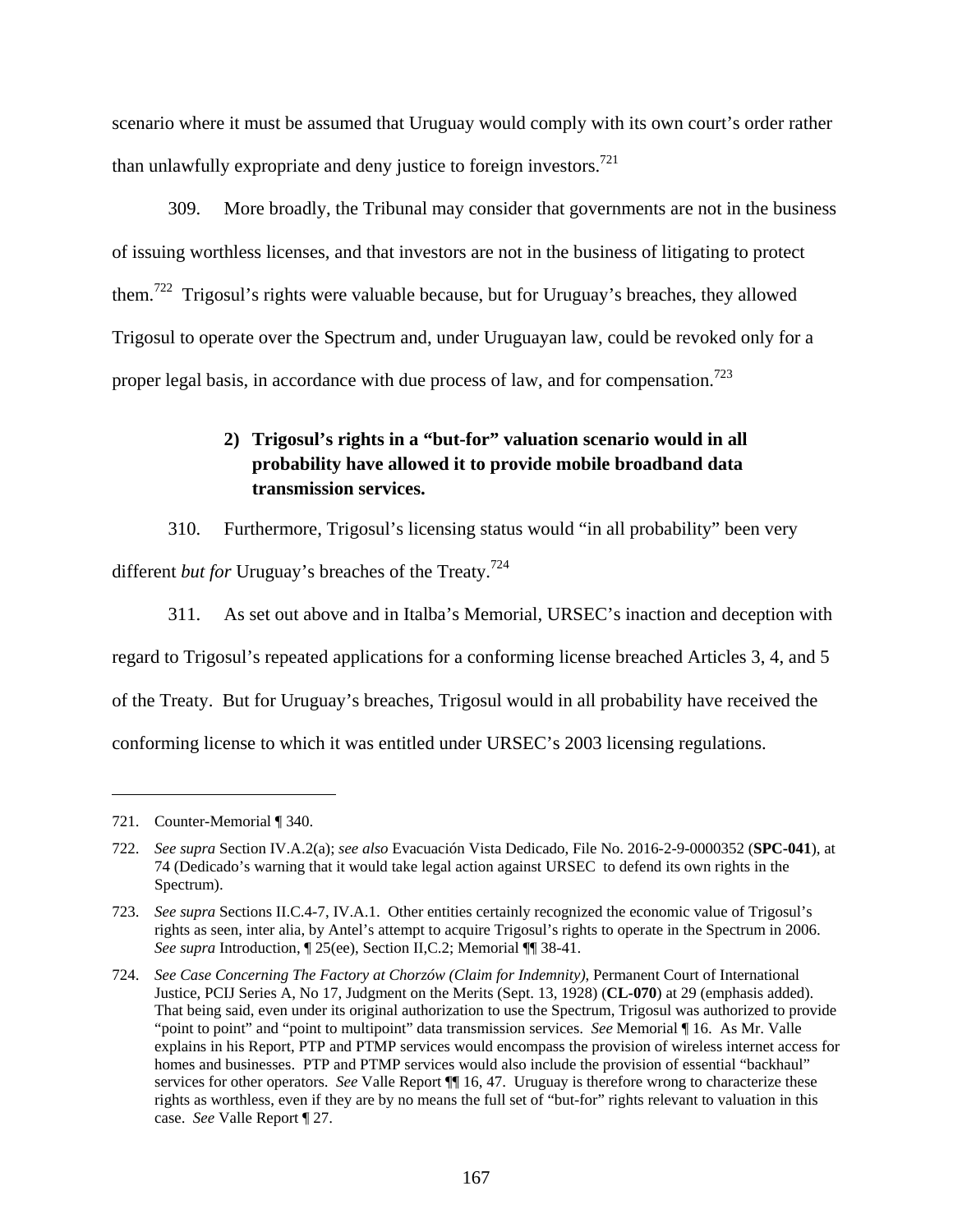scenario where it must be assumed that Uruguay would comply with its own court's order rather than unlawfully expropriate and deny justice to foreign investors.[721]

309. More broadly, the Tribunal may consider that governments are not in the business of issuing worthless licenses, and that investors are not in the business of litigating to protect them.[722] Trigosul's rights were valuable because, but for Uruguay's breaches, they allowed Trigosul to operate over the Spectrum and, under Uruguayan law, could be revoked only for a proper legal basis, in accordance with due process of law, and for compensation.[723]

**2) Trigosul's rights in a "but-for" valuation scenario would in all probability have allowed it to provide mobile broadband data transmission services.**

310. Furthermore, Trigosul's licensing status would "in all probability" been very different *but for* Uruguay's breaches of the Treaty.[724]

311. As set out above and in Italba's Memorial, URSEC's inaction and deception with regard to Trigosul's repeated applications for a conforming license breached Articles 3, 4, and 5 of the Treaty. But for Uruguay's breaches, Trigosul would in all probability have received the conforming license to which it was entitled under URSEC's 2003 licensing regulations.

---

721. Counter-Memorial ¶ 340.

722. *See supra* Section IV.A.2(a); *see also* Evacuación Vista Dedicado, File No. 2016-2-9-0000352 (**SPC-041**), at 74 (Dedicado's warning that it would take legal action against URSEC to defend its own rights in the Spectrum).

723. *See supra* Sections II.C.4-7, IV.A.1. Other entities certainly recognized the economic value of Trigosul's rights as seen, inter alia, by Antel's attempt to acquire Trigosul's rights to operate in the Spectrum in 2006. *See supra* Introduction, ¶ 25(ee), Section II,C.2; Memorial ¶¶ 38-41.

724. *See Case Concerning The Factory at Chorzów (Claim for Indemnity)*, Permanent Court of International Justice, PCIJ Series A, No 17, Judgment on the Merits (Sept. 13, 1928) (**CL-070**) at 29 (emphasis added). That being said, even under its original authorization to use the Spectrum, Trigosul was authorized to provide "point to point" and "point to multipoint" data transmission services. *See* Memorial ¶ 16. As Mr. Valle explains in his Report, PTP and PTMP services would encompass the provision of wireless internet access for homes and businesses. PTP and PTMP services would also include the provision of essential "backhaul" services for other operators. *See* Valle Report ¶¶ 16, 47. Uruguay is therefore wrong to characterize these rights as worthless, even if they are by no means the full set of "but-for" rights relevant to valuation in this case. *See* Valle Report ¶ 27.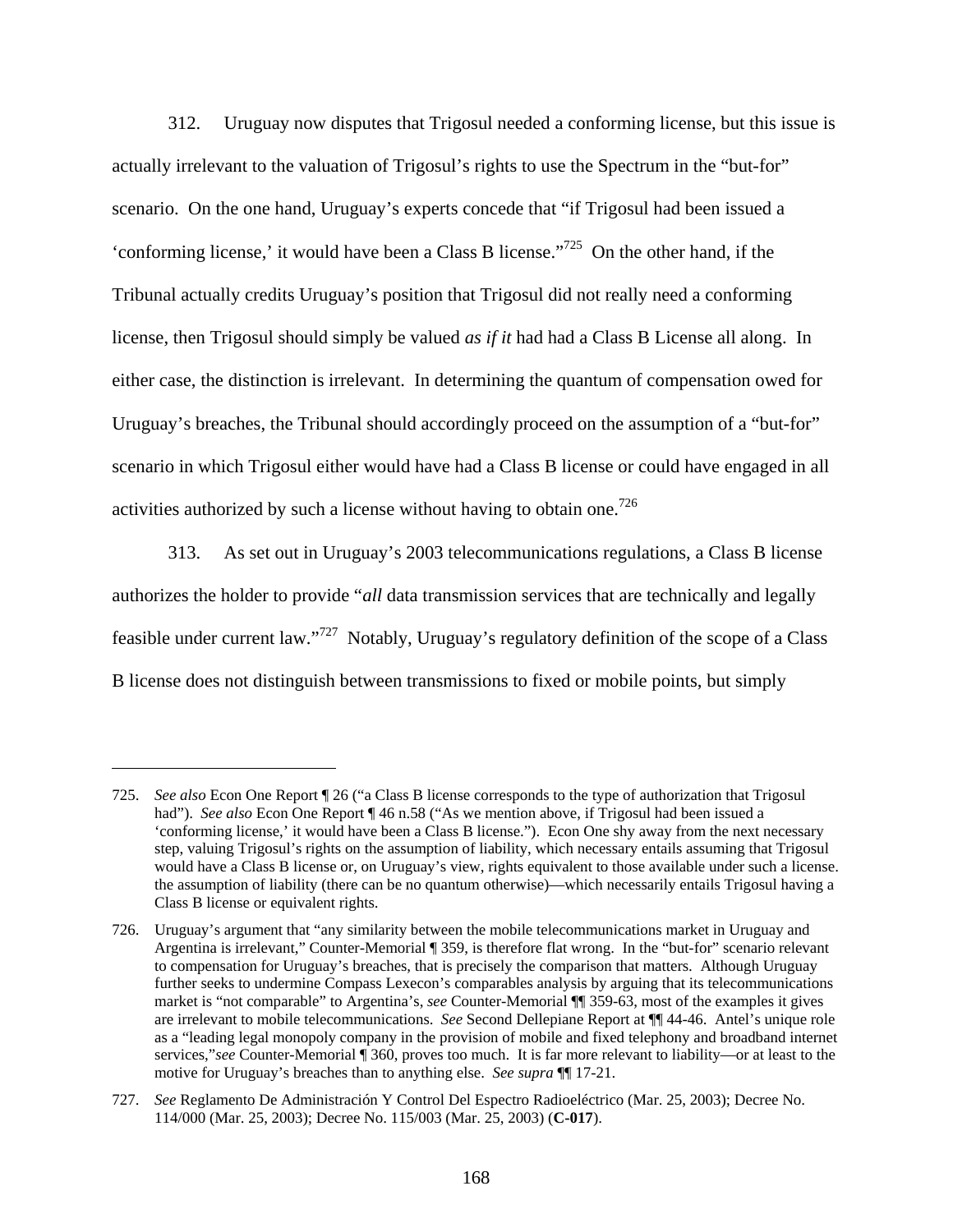312. Uruguay now disputes that Trigosul needed a conforming license, but this issue is actually irrelevant to the valuation of Trigosul's rights to use the Spectrum in the "but-for" scenario. On the one hand, Uruguay's experts concede that "if Trigosul had been issued a 'conforming license,' it would have been a Class B license."[725] On the other hand, if the Tribunal actually credits Uruguay's position that Trigosul did not really need a conforming license, then Trigosul should simply be valued *as if it* had had a Class B License all along. In either case, the distinction is irrelevant. In determining the quantum of compensation owed for Uruguay's breaches, the Tribunal should accordingly proceed on the assumption of a "but-for" scenario in which Trigosul either would have had a Class B license or could have engaged in all activities authorized by such a license without having to obtain one.[726]

313. As set out in Uruguay's 2003 telecommunications regulations, a Class B license authorizes the holder to provide "*all* data transmission services that are technically and legally feasible under current law."[727] Notably, Uruguay's regulatory definition of the scope of a Class B license does not distinguish between transmissions to fixed or mobile points, but simply

---

725. *See also* Econ One Report ¶ 26 ("a Class B license corresponds to the type of authorization that Trigosul had"). *See also* Econ One Report ¶ 46 n.58 ("As we mention above, if Trigosul had been issued a 'conforming license,' it would have been a Class B license."). Econ One shy away from the next necessary step, valuing Trigosul's rights on the assumption of liability, which necessary entails assuming that Trigosul would have a Class B license or, on Uruguay's view, rights equivalent to those available under such a license. the assumption of liability (there can be no quantum otherwise)—which necessarily entails Trigosul having a Class B license or equivalent rights.

726. Uruguay's argument that "any similarity between the mobile telecommunications market in Uruguay and Argentina is irrelevant," Counter-Memorial ¶ 359, is therefore flat wrong. In the "but-for" scenario relevant to compensation for Uruguay's breaches, that is precisely the comparison that matters. Although Uruguay further seeks to undermine Compass Lexecon's comparables analysis by arguing that its telecommunications market is "not comparable" to Argentina's, *see* Counter-Memorial ¶¶ 359-63, most of the examples it gives are irrelevant to mobile telecommunications. *See* Second Dellepiane Report at ¶¶ 44-46. Antel's unique role as a "leading legal monopoly company in the provision of mobile and fixed telephony and broadband internet services,"*see* Counter-Memorial ¶ 360, proves too much. It is far more relevant to liability—or at least to the motive for Uruguay's breaches than to anything else. *See supra* ¶¶ 17-21.

727. *See* Reglamento De Administración Y Control Del Espectro Radioeléctrico (Mar. 25, 2003); Decree No. 114/000 (Mar. 25, 2003); Decree No. 115/003 (Mar. 25, 2003) (**C-017**).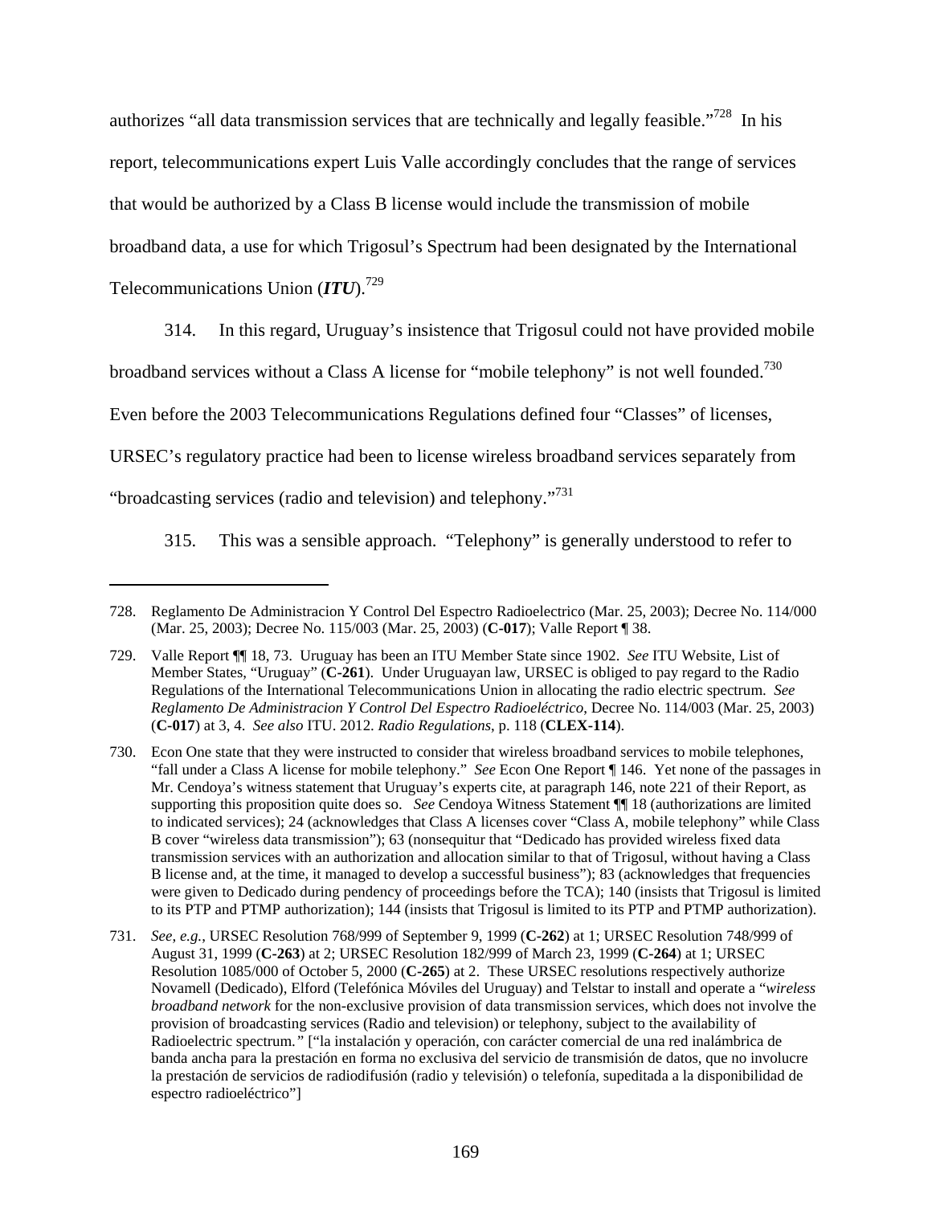authorizes "all data transmission services that are technically and legally feasible."[728] In his report, telecommunications expert Luis Valle accordingly concludes that the range of services that would be authorized by a Class B license would include the transmission of mobile broadband data, a use for which Trigosul's Spectrum had been designated by the International Telecommunications Union (***ITU***).[729]

314. In this regard, Uruguay's insistence that Trigosul could not have provided mobile broadband services without a Class A license for "mobile telephony" is not well founded.[730] Even before the 2003 Telecommunications Regulations defined four "Classes" of licenses, URSEC's regulatory practice had been to license wireless broadband services separately from "broadcasting services (radio and television) and telephony."[731]

315. This was a sensible approach. "Telephony" is generally understood to refer to

---

728. Reglamento De Administracion Y Control Del Espectro Radioelectrico (Mar. 25, 2003); Decree No. 114/000 (Mar. 25, 2003); Decree No. 115/003 (Mar. 25, 2003) (**C-017**); Valle Report ¶ 38.

729. Valle Report ¶¶ 18, 73. Uruguay has been an ITU Member State since 1902. *See* ITU Website, List of Member States, "Uruguay" (**C-261**). Under Uruguayan law, URSEC is obliged to pay regard to the Radio Regulations of the International Telecommunications Union in allocating the radio electric spectrum. *See Reglamento De Administracion Y Control Del Espectro Radioeléctrico,* Decree No. 114/003 (Mar. 25, 2003) (**C-017**) at 3, 4. *See also* ITU. 2012. *Radio Regulations*, p. 118 (**CLEX-114**).

730. Econ One state that they were instructed to consider that wireless broadband services to mobile telephones, "fall under a Class A license for mobile telephony." *See* Econ One Report ¶ 146. Yet none of the passages in Mr. Cendoya's witness statement that Uruguay's experts cite, at paragraph 146, note 221 of their Report, as supporting this proposition quite does so. *See* Cendoya Witness Statement ¶¶ 18 (authorizations are limited to indicated services); 24 (acknowledges that Class A licenses cover "Class A, mobile telephony" while Class B cover "wireless data transmission"); 63 (nonsequitur that "Dedicado has provided wireless fixed data transmission services with an authorization and allocation similar to that of Trigosul, without having a Class B license and, at the time, it managed to develop a successful business"); 83 (acknowledges that frequencies were given to Dedicado during pendency of proceedings before the TCA); 140 (insists that Trigosul is limited to its PTP and PTMP authorization); 144 (insists that Trigosul is limited to its PTP and PTMP authorization).

731. *See, e.g.*, URSEC Resolution 768/999 of September 9, 1999 (**C-262**) at 1; URSEC Resolution 748/999 of August 31, 1999 (**C-263**) at 2; URSEC Resolution 182/999 of March 23, 1999 (**C-264**) at 1; URSEC Resolution 1085/000 of October 5, 2000 (**C-265**) at 2. These URSEC resolutions respectively authorize Novamell (Dedicado), Elford (Telefónica Móviles del Uruguay) and Telstar to install and operate a "*wireless broadband network* for the non-exclusive provision of data transmission services, which does not involve the provision of broadcasting services (Radio and television) or telephony, subject to the availability of Radioelectric spectrum.*"* ["la instalación y operación, con carácter comercial de una red inalámbrica de banda ancha para la prestación en forma no exclusiva del servicio de transmisión de datos, que no involucre la prestación de servicios de radiodifusión (radio y televisión) o telefonía, supeditada a la disponibilidad de espectro radioeléctrico"]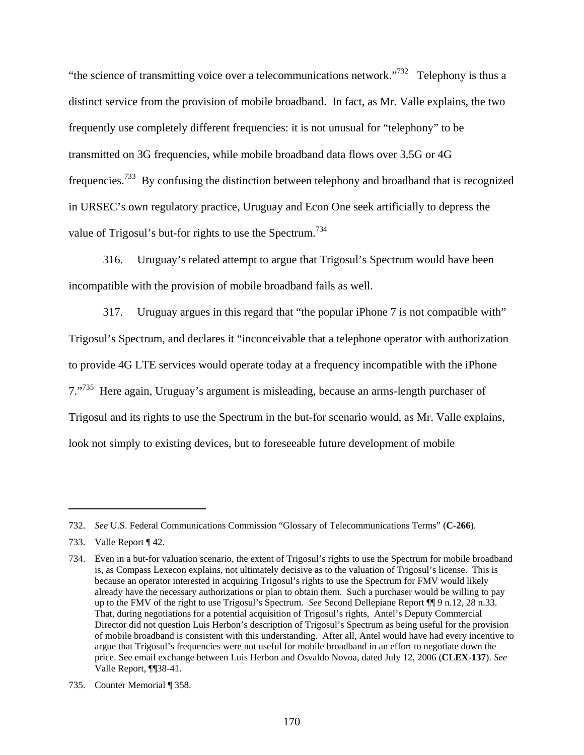"the science of transmitting voice over a telecommunications network."[732] Telephony is thus a distinct service from the provision of mobile broadband. In fact, as Mr. Valle explains, the two frequently use completely different frequencies: it is not unusual for "telephony" to be transmitted on 3G frequencies, while mobile broadband data flows over 3.5G or 4G frequencies.[733] By confusing the distinction between telephony and broadband that is recognized in URSEC's own regulatory practice, Uruguay and Econ One seek artificially to depress the value of Trigosul's but-for rights to use the Spectrum.[734]

316. Uruguay's related attempt to argue that Trigosul's Spectrum would have been incompatible with the provision of mobile broadband fails as well.

317. Uruguay argues in this regard that "the popular iPhone 7 is not compatible with" Trigosul's Spectrum, and declares it "inconceivable that a telephone operator with authorization to provide 4G LTE services would operate today at a frequency incompatible with the iPhone 7."[735] Here again, Uruguay's argument is misleading, because an arms-length purchaser of Trigosul and its rights to use the Spectrum in the but-for scenario would, as Mr. Valle explains, look not simply to existing devices, but to foreseeable future development of mobile

---

732. *See* U.S. Federal Communications Commission "Glossary of Telecommunications Terms" (**C-266**).

733. Valle Report ¶ 42.

734. Even in a but-for valuation scenario, the extent of Trigosul's rights to use the Spectrum for mobile broadband is, as Compass Lexecon explains, not ultimately decisive as to the valuation of Trigosul's license. This is because an operator interested in acquiring Trigosul's rights to use the Spectrum for FMV would likely already have the necessary authorizations or plan to obtain them. Such a purchaser would be willing to pay up to the FMV of the right to use Trigosul's Spectrum. *See* Second Dellepiane Report ¶¶ 9 n.12, 28 n.33. That, during negotiations for a potential acquisition of Trigosul's rights, Antel's Deputy Commercial Director did not question Luis Herbon's description of Trigosul's Spectrum as being useful for the provision of mobile broadband is consistent with this understanding. After all, Antel would have had every incentive to argue that Trigosul's frequencies were not useful for mobile broadband in an effort to negotiate down the price. See email exchange between Luis Herbon and Osvaldo Novoa, dated July 12, 2006 (**CLEX-137**). *See* Valle Report, ¶¶38-41.

735. Counter Memorial ¶ 358.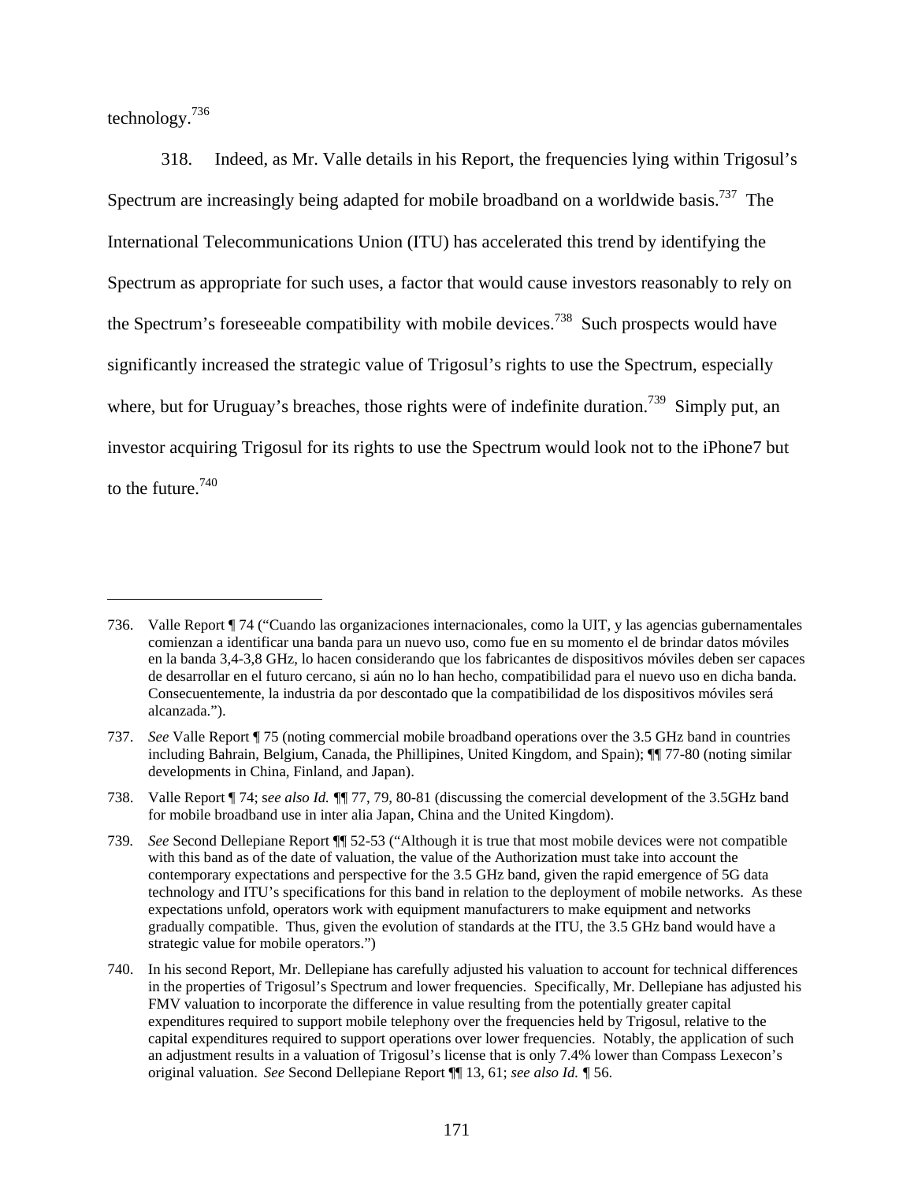technology.[736]

318. Indeed, as Mr. Valle details in his Report, the frequencies lying within Trigosul's Spectrum are increasingly being adapted for mobile broadband on a worldwide basis.[737] The International Telecommunications Union (ITU) has accelerated this trend by identifying the Spectrum as appropriate for such uses, a factor that would cause investors reasonably to rely on the Spectrum's foreseeable compatibility with mobile devices.[738] Such prospects would have significantly increased the strategic value of Trigosul's rights to use the Spectrum, especially where, but for Uruguay's breaches, those rights were of indefinite duration.[739] Simply put, an investor acquiring Trigosul for its rights to use the Spectrum would look not to the iPhone7 but to the future.[740]

---

736. Valle Report ¶ 74 ("Cuando las organizaciones internacionales, como la UIT, y las agencias gubernamentales comienzan a identificar una banda para un nuevo uso, como fue en su momento el de brindar datos móviles en la banda 3,4-3,8 GHz, lo hacen considerando que los fabricantes de dispositivos móviles deben ser capaces de desarrollar en el futuro cercano, si aún no lo han hecho, compatibilidad para el nuevo uso en dicha banda. Consecuentemente, la industria da por descontado que la compatibilidad de los dispositivos móviles será alcanzada.").

737. *See* Valle Report ¶ 75 (noting commercial mobile broadband operations over the 3.5 GHz band in countries including Bahrain, Belgium, Canada, the Phillipines, United Kingdom, and Spain); ¶¶ 77-80 (noting similar developments in China, Finland, and Japan).

738. Valle Report ¶ 74; *see also Id.* ¶¶ 77, 79, 80-81 (discussing the comercial development of the 3.5GHz band for mobile broadband use in inter alia Japan, China and the United Kingdom).

739. *See* Second Dellepiane Report ¶¶ 52-53 ("Although it is true that most mobile devices were not compatible with this band as of the date of valuation, the value of the Authorization must take into account the contemporary expectations and perspective for the 3.5 GHz band, given the rapid emergence of 5G data technology and ITU's specifications for this band in relation to the deployment of mobile networks. As these expectations unfold, operators work with equipment manufacturers to make equipment and networks gradually compatible. Thus, given the evolution of standards at the ITU, the 3.5 GHz band would have a strategic value for mobile operators.")

740. In his second Report, Mr. Dellepiane has carefully adjusted his valuation to account for technical differences in the properties of Trigosul's Spectrum and lower frequencies. Specifically, Mr. Dellepiane has adjusted his FMV valuation to incorporate the difference in value resulting from the potentially greater capital expenditures required to support mobile telephony over the frequencies held by Trigosul, relative to the capital expenditures required to support operations over lower frequencies. Notably, the application of such an adjustment results in a valuation of Trigosul's license that is only 7.4% lower than Compass Lexecon's original valuation. *See* Second Dellepiane Report ¶¶ 13, 61; *see also Id.* ¶ 56.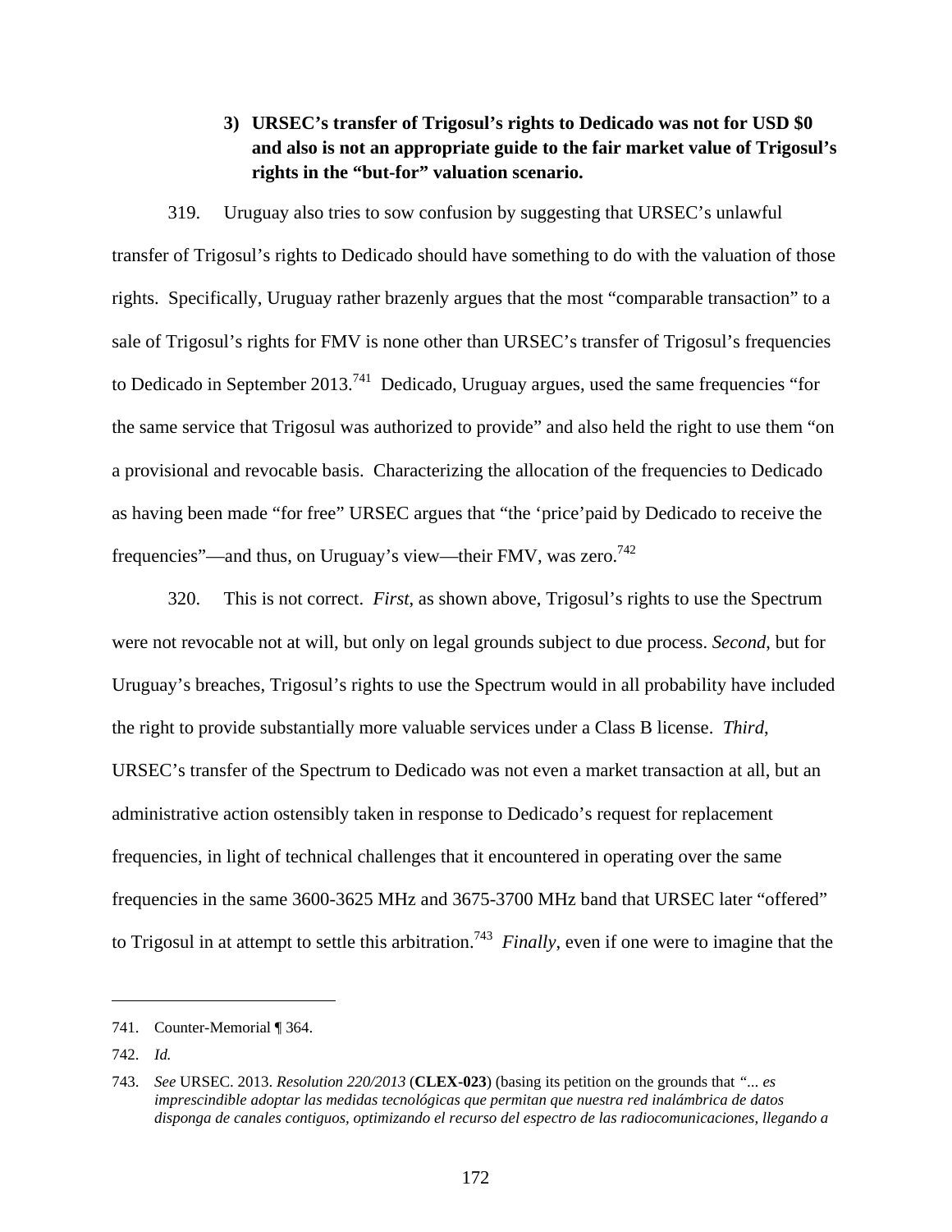### 3) URSEC's transfer of Trigosul's rights to Dedicado was not for USD $0 and also is not an appropriate guide to the fair market value of Trigosul's rights in the "but-for" valuation scenario.

319. Uruguay also tries to sow confusion by suggesting that URSEC's unlawful transfer of Trigosul's rights to Dedicado should have something to do with the valuation of those rights. Specifically, Uruguay rather brazenly argues that the most "comparable transaction" to a sale of Trigosul's rights for FMV is none other than URSEC's transfer of Trigosul's frequencies to Dedicado in September 2013.[741] Dedicado, Uruguay argues, used the same frequencies "for the same service that Trigosul was authorized to provide" and also held the right to use them "on a provisional and revocable basis. Characterizing the allocation of the frequencies to Dedicado as having been made "for free" URSEC argues that "the 'price'paid by Dedicado to receive the frequencies"—and thus, on Uruguay's view—their FMV, was zero.[742]

320. This is not correct. *First*, as shown above, Trigosul's rights to use the Spectrum were not revocable not at will, but only on legal grounds subject to due process. *Second*, but for Uruguay's breaches, Trigosul's rights to use the Spectrum would in all probability have included the right to provide substantially more valuable services under a Class B license. *Third*, URSEC's transfer of the Spectrum to Dedicado was not even a market transaction at all, but an administrative action ostensibly taken in response to Dedicado's request for replacement frequencies, in light of technical challenges that it encountered in operating over the same frequencies in the same 3600-3625 MHz and 3675-3700 MHz band that URSEC later "offered" to Trigosul in at attempt to settle this arbitration.[743] *Finally*, even if one were to imagine that the

---

741. Counter-Memorial ¶ 364.

742. *Id.*

743. *See* URSEC. 2013. *Resolution 220/2013* (**CLEX-023**) (basing its petition on the grounds that *"... es imprescindible adoptar las medidas tecnológicas que permitan que nuestra red inalámbrica de datos disponga de canales contiguos, optimizando el recurso del espectro de las radiocomunicaciones, llegando a*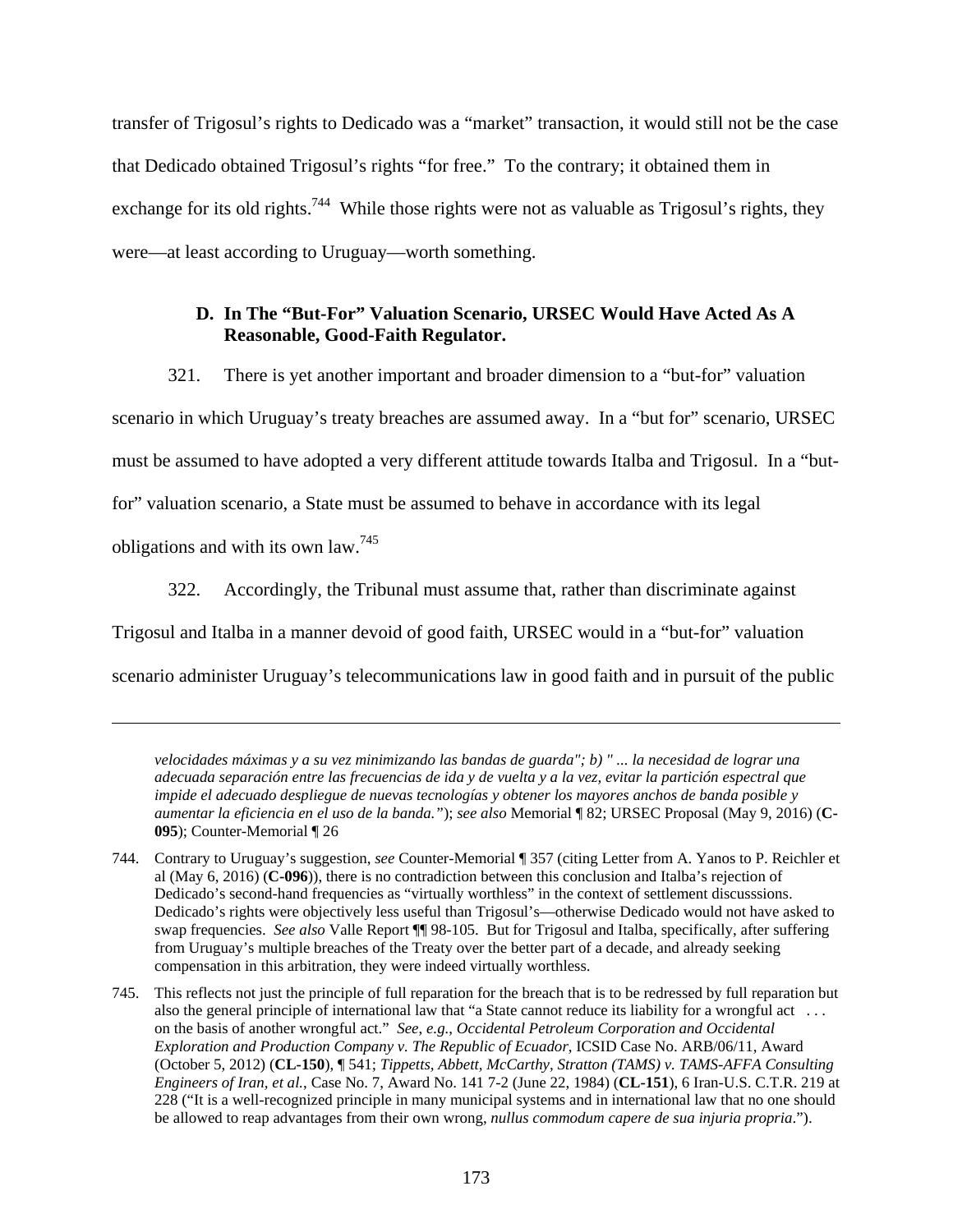transfer of Trigosul's rights to Dedicado was a "market" transaction, it would still not be the case that Dedicado obtained Trigosul's rights "for free." To the contrary; it obtained them in exchange for its old rights.[744] While those rights were not as valuable as Trigosul's rights, they were—at least according to Uruguay—worth something.

### D. In The "But-For" Valuation Scenario, URSEC Would Have Acted As A Reasonable, Good-Faith Regulator.

321. There is yet another important and broader dimension to a "but-for" valuation scenario in which Uruguay's treaty breaches are assumed away. In a "but for" scenario, URSEC must be assumed to have adopted a very different attitude towards Italba and Trigosul. In a "but-for" valuation scenario, a State must be assumed to behave in accordance with its legal obligations and with its own law.[745]

322. Accordingly, the Tribunal must assume that, rather than discriminate against Trigosul and Italba in a manner devoid of good faith, URSEC would in a "but-for" valuation scenario administer Uruguay's telecommunications law in good faith and in pursuit of the public

---

*velocidades máximas y a su vez minimizando las bandas de guarda"; b) " ... la necesidad de lograr una adecuada separación entre las frecuencias de ida y de vuelta y a la vez, evitar la partición espectral que impide el adecuado despliegue de nuevas tecnologías y obtener los mayores anchos de banda posible y aumentar la eficiencia en el uso de la banda."*); *see also* Memorial ¶ 82; URSEC Proposal (May 9, 2016) (**C-095**); Counter-Memorial ¶ 26

744. Contrary to Uruguay's suggestion, *see* Counter-Memorial ¶ 357 (citing Letter from A. Yanos to P. Reichler et al (May 6, 2016) (**C-096**)), there is no contradiction between this conclusion and Italba's rejection of Dedicado's second-hand frequencies as "virtually worthless" in the context of settlement discusssions. Dedicado's rights were objectively less useful than Trigosul's—otherwise Dedicado would not have asked to swap frequencies. *See also* Valle Report ¶¶ 98-105. But for Trigosul and Italba, specifically, after suffering from Uruguay's multiple breaches of the Treaty over the better part of a decade, and already seeking compensation in this arbitration, they were indeed virtually worthless.

745. This reflects not just the principle of full reparation for the breach that is to be redressed by full reparation but also the general principle of international law that "a State cannot reduce its liability for a wrongful act . . . on the basis of another wrongful act." *See, e.g., Occidental Petroleum Corporation and Occidental Exploration and Production Company v. The Republic of Ecuador,* ICSID Case No. ARB/06/11, Award (October 5, 2012) (**CL-150**), ¶ 541; *Tippetts, Abbett, McCarthy, Stratton (TAMS) v. TAMS-AFFA Consulting Engineers of Iran, et al.*, Case No. 7, Award No. 141 7-2 (June 22, 1984) (**CL-151**), 6 Iran-U.S. C.T.R. 219 at 228 ("It is a well-recognized principle in many municipal systems and in international law that no one should be allowed to reap advantages from their own wrong, *nullus commodum capere de sua injuria propria*.").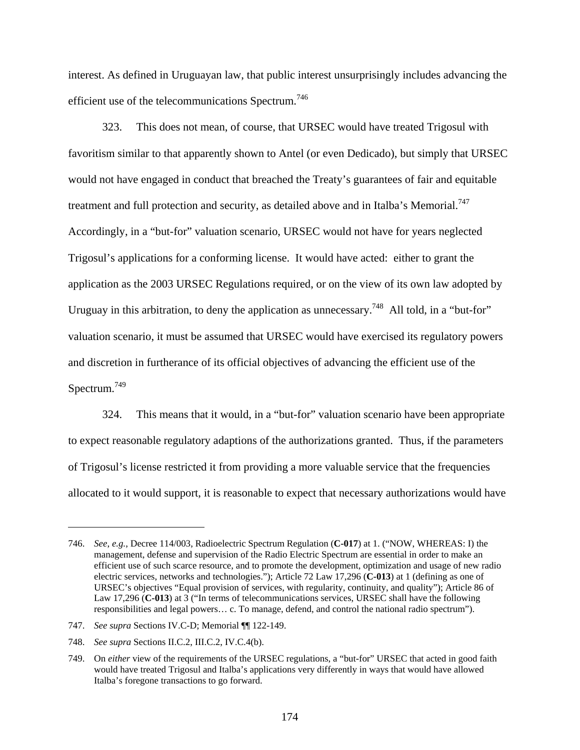interest. As defined in Uruguayan law, that public interest unsurprisingly includes advancing the efficient use of the telecommunications Spectrum.[746]

323. This does not mean, of course, that URSEC would have treated Trigosul with favoritism similar to that apparently shown to Antel (or even Dedicado), but simply that URSEC would not have engaged in conduct that breached the Treaty's guarantees of fair and equitable treatment and full protection and security, as detailed above and in Italba's Memorial.[747] Accordingly, in a "but-for" valuation scenario, URSEC would not have for years neglected Trigosul's applications for a conforming license. It would have acted: either to grant the application as the 2003 URSEC Regulations required, or on the view of its own law adopted by Uruguay in this arbitration, to deny the application as unnecessary.[748] All told, in a "but-for" valuation scenario, it must be assumed that URSEC would have exercised its regulatory powers and discretion in furtherance of its official objectives of advancing the efficient use of the Spectrum.[749]

324. This means that it would, in a "but-for" valuation scenario have been appropriate to expect reasonable regulatory adaptions of the authorizations granted. Thus, if the parameters of Trigosul's license restricted it from providing a more valuable service that the frequencies allocated to it would support, it is reasonable to expect that necessary authorizations would have

---

746. *See, e.g.*, Decree 114/003, Radioelectric Spectrum Regulation (**C-017**) at 1. ("NOW, WHEREAS: I) the management, defense and supervision of the Radio Electric Spectrum are essential in order to make an efficient use of such scarce resource, and to promote the development, optimization and usage of new radio electric services, networks and technologies."); Article 72 Law 17,296 (**C-013**) at 1 (defining as one of URSEC's objectives "Equal provision of services, with regularity, continuity, and quality"); Article 86 of Law 17,296 (**C-013**) at 3 ("In terms of telecommunications services, URSEC shall have the following responsibilities and legal powers… c. To manage, defend, and control the national radio spectrum").

747. *See supra* Sections IV.C-D; Memorial ¶¶ 122-149.

748. *See supra* Sections II.C.2, III.C.2, IV.C.4(b).

749. On *either* view of the requirements of the URSEC regulations, a "but-for" URSEC that acted in good faith would have treated Trigosul and Italba's applications very differently in ways that would have allowed Italba's foregone transactions to go forward.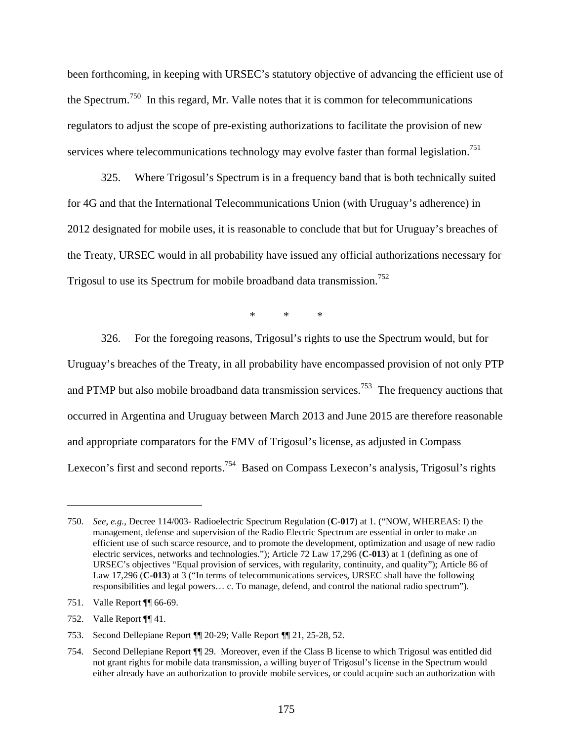been forthcoming, in keeping with URSEC's statutory objective of advancing the efficient use of the Spectrum.[750] In this regard, Mr. Valle notes that it is common for telecommunications regulators to adjust the scope of pre-existing authorizations to facilitate the provision of new services where telecommunications technology may evolve faster than formal legislation.[751]

325. Where Trigosul's Spectrum is in a frequency band that is both technically suited for 4G and that the International Telecommunications Union (with Uruguay's adherence) in 2012 designated for mobile uses, it is reasonable to conclude that but for Uruguay's breaches of the Treaty, URSEC would in all probability have issued any official authorizations necessary for Trigosul to use its Spectrum for mobile broadband data transmission.[752]

\* \* \*

326. For the foregoing reasons, Trigosul's rights to use the Spectrum would, but for Uruguay's breaches of the Treaty, in all probability have encompassed provision of not only PTP and PTMP but also mobile broadband data transmission services.[753] The frequency auctions that occurred in Argentina and Uruguay between March 2013 and June 2015 are therefore reasonable and appropriate comparators for the FMV of Trigosul's license, as adjusted in Compass Lexecon's first and second reports.[754] Based on Compass Lexecon's analysis, Trigosul's rights

---

750. *See, e.g.*, Decree 114/003- Radioelectric Spectrum Regulation (**C-017**) at 1. ("NOW, WHEREAS: I) the management, defense and supervision of the Radio Electric Spectrum are essential in order to make an efficient use of such scarce resource, and to promote the development, optimization and usage of new radio electric services, networks and technologies."); Article 72 Law 17,296 (**C-013**) at 1 (defining as one of URSEC's objectives "Equal provision of services, with regularity, continuity, and quality"); Article 86 of Law 17,296 (**C-013**) at 3 ("In terms of telecommunications services, URSEC shall have the following responsibilities and legal powers… c. To manage, defend, and control the national radio spectrum").

751. Valle Report ¶¶ 66-69.

752. Valle Report ¶¶ 41.

753. Second Dellepiane Report ¶¶ 20-29; Valle Report ¶¶ 21, 25-28, 52.

754. Second Dellepiane Report ¶¶ 29. Moreover, even if the Class B license to which Trigosul was entitled did not grant rights for mobile data transmission, a willing buyer of Trigosul's license in the Spectrum would either already have an authorization to provide mobile services, or could acquire such an authorization with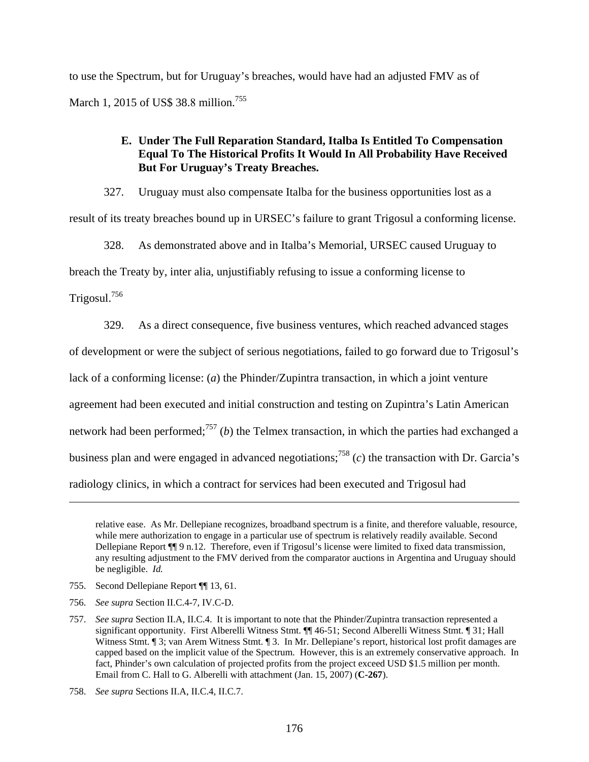to use the Spectrum, but for Uruguay's breaches, would have had an adjusted FMV as of March 1, 2015 of US$ 38.8 million.[755]

### E. Under The Full Reparation Standard, Italba Is Entitled To Compensation Equal To The Historical Profits It Would In All Probability Have Received But For Uruguay's Treaty Breaches.

327. Uruguay must also compensate Italba for the business opportunities lost as a result of its treaty breaches bound up in URSEC's failure to grant Trigosul a conforming license.

328. As demonstrated above and in Italba's Memorial, URSEC caused Uruguay to breach the Treaty by, inter alia, unjustifiably refusing to issue a conforming license to Trigosul.[756]

329. As a direct consequence, five business ventures, which reached advanced stages of development or were the subject of serious negotiations, failed to go forward due to Trigosul's lack of a conforming license: (*a*) the Phinder/Zupintra transaction, in which a joint venture agreement had been executed and initial construction and testing on Zupintra's Latin American network had been performed;[757] (*b*) the Telmex transaction, in which the parties had exchanged a business plan and were engaged in advanced negotiations;[758] (*c*) the transaction with Dr. Garcia's radiology clinics, in which a contract for services had been executed and Trigosul had

---

relative ease. As Mr. Dellepiane recognizes, broadband spectrum is a finite, and therefore valuable, resource, while mere authorization to engage in a particular use of spectrum is relatively readily available. Second Dellepiane Report ¶¶ 9 n.12. Therefore, even if Trigosul's license were limited to fixed data transmission, any resulting adjustment to the FMV derived from the comparator auctions in Argentina and Uruguay should be negligible. *Id.*

755. Second Dellepiane Report ¶¶ 13, 61.

756. *See supra* Section II.C.4-7, IV.C-D.

757. *See supra* Section II.A, II.C.4. It is important to note that the Phinder/Zupintra transaction represented a significant opportunity. First Alberelli Witness Stmt. ¶¶ 46-51; Second Alberelli Witness Stmt. ¶ 31; Hall Witness Stmt. ¶ 3; van Arem Witness Stmt. ¶ 3. In Mr. Dellepiane's report, historical lost profit damages are capped based on the implicit value of the Spectrum. However, this is an extremely conservative approach. In fact, Phinder's own calculation of projected profits from the project exceed USD $1.5 million per month. Email from C. Hall to G. Alberelli with attachment (Jan. 15, 2007) (**C-267**).

758. *See supra* Sections II.A, II.C.4, II.C.7.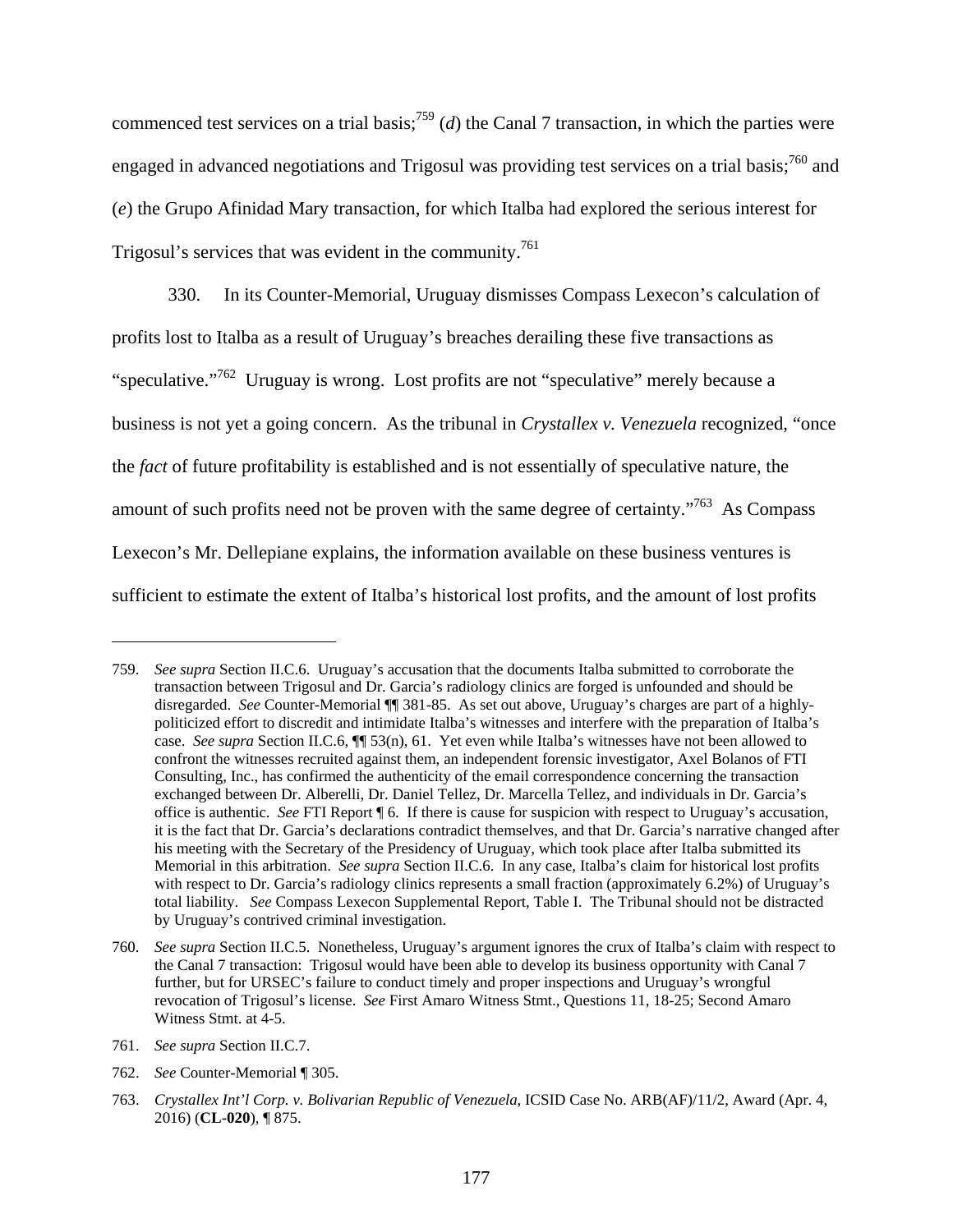commenced test services on a trial basis;[759] (*d*) the Canal 7 transaction, in which the parties were engaged in advanced negotiations and Trigosul was providing test services on a trial basis;[760] and (*e*) the Grupo Afinidad Mary transaction, for which Italba had explored the serious interest for Trigosul's services that was evident in the community.[761]

330. In its Counter-Memorial, Uruguay dismisses Compass Lexecon's calculation of profits lost to Italba as a result of Uruguay's breaches derailing these five transactions as "speculative."[762] Uruguay is wrong. Lost profits are not "speculative" merely because a business is not yet a going concern. As the tribunal in *Crystallex v. Venezuela* recognized, "once the *fact* of future profitability is established and is not essentially of speculative nature, the amount of such profits need not be proven with the same degree of certainty."[763] As Compass Lexecon's Mr. Dellepiane explains, the information available on these business ventures is sufficient to estimate the extent of Italba's historical lost profits, and the amount of lost profits

---

759. *See supra* Section II.C.6. Uruguay's accusation that the documents Italba submitted to corroborate the transaction between Trigosul and Dr. Garcia's radiology clinics are forged is unfounded and should be disregarded. *See* Counter-Memorial ¶¶ 381-85. As set out above, Uruguay's charges are part of a highly-politicized effort to discredit and intimidate Italba's witnesses and interfere with the preparation of Italba's case. *See supra* Section II.C.6, ¶¶ 53(n), 61. Yet even while Italba's witnesses have not been allowed to confront the witnesses recruited against them, an independent forensic investigator, Axel Bolanos of FTI Consulting, Inc., has confirmed the authenticity of the email correspondence concerning the transaction exchanged between Dr. Alberelli, Dr. Daniel Tellez, Dr. Marcella Tellez, and individuals in Dr. Garcia's office is authentic. *See* FTI Report ¶ 6. If there is cause for suspicion with respect to Uruguay's accusation, it is the fact that Dr. Garcia's declarations contradict themselves, and that Dr. Garcia's narrative changed after his meeting with the Secretary of the Presidency of Uruguay, which took place after Italba submitted its Memorial in this arbitration. *See supra* Section II.C.6. In any case, Italba's claim for historical lost profits with respect to Dr. Garcia's radiology clinics represents a small fraction (approximately 6.2%) of Uruguay's total liability. *See* Compass Lexecon Supplemental Report, Table I. The Tribunal should not be distracted by Uruguay's contrived criminal investigation.

760. *See supra* Section II.C.5. Nonetheless, Uruguay's argument ignores the crux of Italba's claim with respect to the Canal 7 transaction: Trigosul would have been able to develop its business opportunity with Canal 7 further, but for URSEC's failure to conduct timely and proper inspections and Uruguay's wrongful revocation of Trigosul's license. *See* First Amaro Witness Stmt., Questions 11, 18-25; Second Amaro Witness Stmt. at 4-5.

761. *See supra* Section II.C.7.

762. *See* Counter-Memorial ¶ 305.

763. *Crystallex Int'l Corp. v. Bolivarian Republic of Venezuela*, ICSID Case No. ARB(AF)/11/2, Award (Apr. 4, 2016) (**CL-020**), ¶ 875.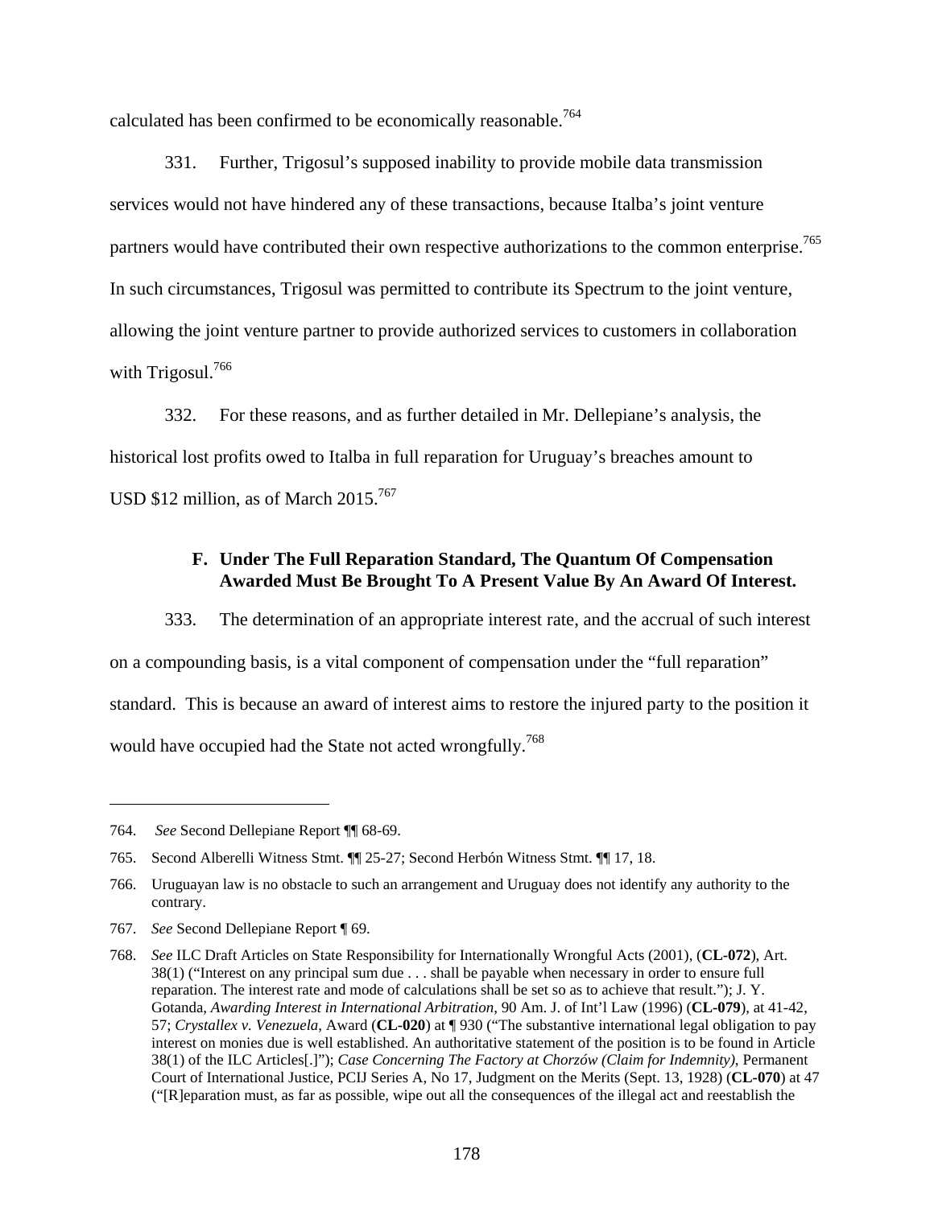calculated has been confirmed to be economically reasonable.[764]

331. Further, Trigosul's supposed inability to provide mobile data transmission services would not have hindered any of these transactions, because Italba's joint venture partners would have contributed their own respective authorizations to the common enterprise.[765] In such circumstances, Trigosul was permitted to contribute its Spectrum to the joint venture, allowing the joint venture partner to provide authorized services to customers in collaboration with Trigosul.[766]

332. For these reasons, and as further detailed in Mr. Dellepiane's analysis, the historical lost profits owed to Italba in full reparation for Uruguay's breaches amount to USD $12 million, as of March 2015.[767]

### F. Under The Full Reparation Standard, The Quantum Of Compensation Awarded Must Be Brought To A Present Value By An Award Of Interest.

333. The determination of an appropriate interest rate, and the accrual of such interest on a compounding basis, is a vital component of compensation under the "full reparation" standard. This is because an award of interest aims to restore the injured party to the position it would have occupied had the State not acted wrongfully.[768]

---

764. *See* Second Dellepiane Report ¶¶ 68-69.

765. Second Alberelli Witness Stmt. ¶¶ 25-27; Second Herbón Witness Stmt. ¶¶ 17, 18.

766. Uruguayan law is no obstacle to such an arrangement and Uruguay does not identify any authority to the contrary.

767. *See* Second Dellepiane Report ¶ 69.

768. *See* ILC Draft Articles on State Responsibility for Internationally Wrongful Acts (2001), (**CL-072**), Art. 38(1) ("Interest on any principal sum due . . . shall be payable when necessary in order to ensure full reparation. The interest rate and mode of calculations shall be set so as to achieve that result."); J. Y. Gotanda, *Awarding Interest in International Arbitration*, 90 Am. J. of Int'l Law (1996) (**CL-079**), at 41-42, 57; *Crystallex v. Venezuela*, Award (**CL-020**) at ¶ 930 ("The substantive international legal obligation to pay interest on monies due is well established. An authoritative statement of the position is to be found in Article 38(1) of the ILC Articles[.]"); *Case Concerning The Factory at Chorzów (Claim for Indemnity)*, Permanent Court of International Justice, PCIJ Series A, No 17, Judgment on the Merits (Sept. 13, 1928) (**CL-070**) at 47 ("[R]eparation must, as far as possible, wipe out all the consequences of the illegal act and reestablish the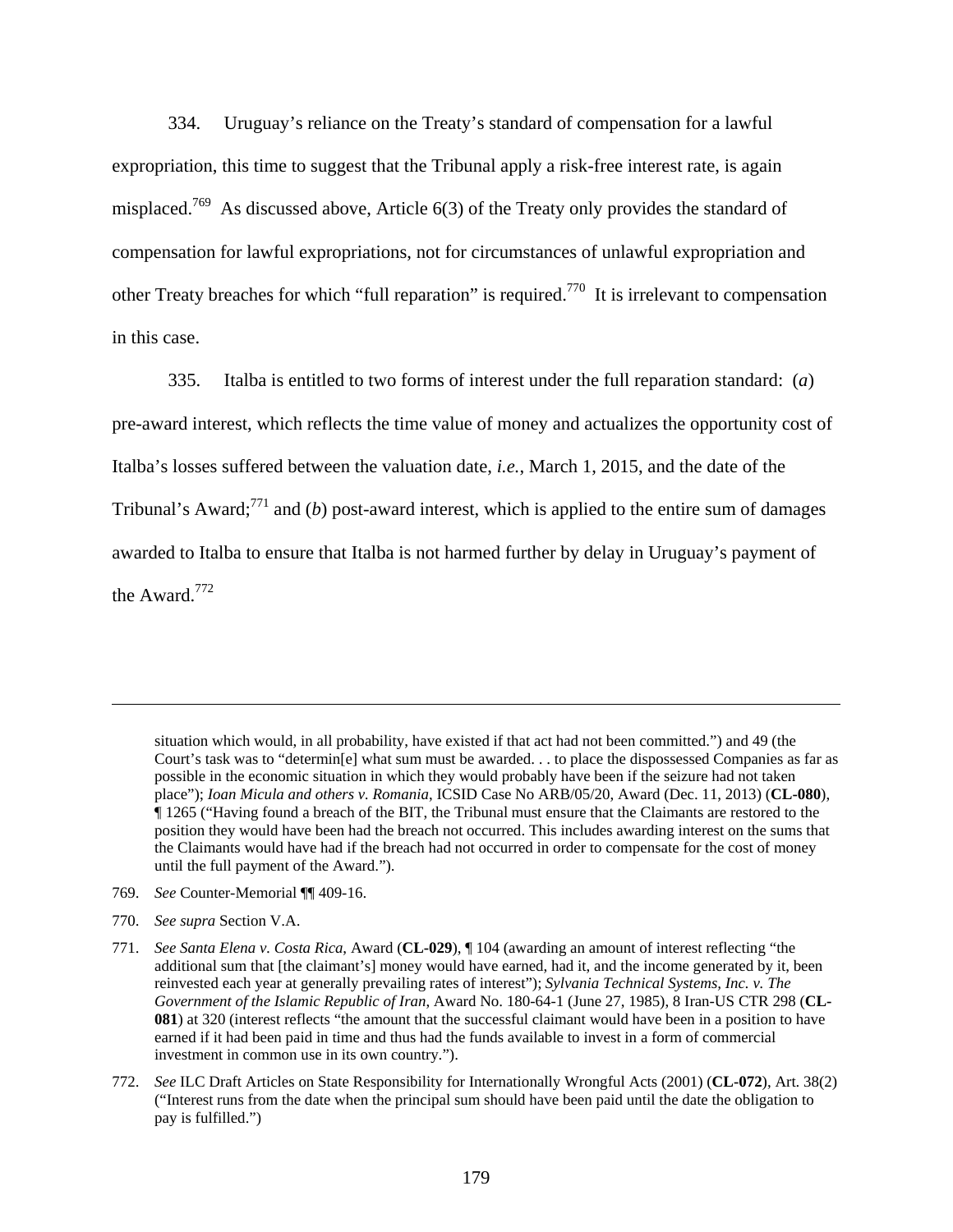334. Uruguay's reliance on the Treaty's standard of compensation for a lawful expropriation, this time to suggest that the Tribunal apply a risk-free interest rate, is again misplaced.[769] As discussed above, Article 6(3) of the Treaty only provides the standard of compensation for lawful expropriations, not for circumstances of unlawful expropriation and other Treaty breaches for which "full reparation" is required.[770] It is irrelevant to compensation in this case.

335. Italba is entitled to two forms of interest under the full reparation standard: (*a*) pre-award interest, which reflects the time value of money and actualizes the opportunity cost of Italba's losses suffered between the valuation date, *i.e.*, March 1, 2015, and the date of the Tribunal's Award;[771] and (*b*) post-award interest, which is applied to the entire sum of damages awarded to Italba to ensure that Italba is not harmed further by delay in Uruguay's payment of the Award.[772]

---

situation which would, in all probability, have existed if that act had not been committed.") and 49 (the Court's task was to "determin[e] what sum must be awarded. . . to place the dispossessed Companies as far as possible in the economic situation in which they would probably have been if the seizure had not taken place"); *Ioan Micula and others v. Romania*, ICSID Case No ARB/05/20, Award (Dec. 11, 2013) (**CL-080**), ¶ 1265 ("Having found a breach of the BIT, the Tribunal must ensure that the Claimants are restored to the position they would have been had the breach not occurred. This includes awarding interest on the sums that the Claimants would have had if the breach had not occurred in order to compensate for the cost of money until the full payment of the Award.").

769. *See* Counter-Memorial ¶¶ 409-16.

770. *See supra* Section V.A.

771. *See Santa Elena v. Costa Rica*, Award (**CL-029**), ¶ 104 (awarding an amount of interest reflecting "the additional sum that [the claimant's] money would have earned, had it, and the income generated by it, been reinvested each year at generally prevailing rates of interest"); *Sylvania Technical Systems, Inc. v. The Government of the Islamic Republic of Iran*, Award No. 180-64-1 (June 27, 1985), 8 Iran-US CTR 298 (**CL-081**) at 320 (interest reflects "the amount that the successful claimant would have been in a position to have earned if it had been paid in time and thus had the funds available to invest in a form of commercial investment in common use in its own country.").

772. *See* ILC Draft Articles on State Responsibility for Internationally Wrongful Acts (2001) (**CL-072**), Art. 38(2) ("Interest runs from the date when the principal sum should have been paid until the date the obligation to pay is fulfilled.")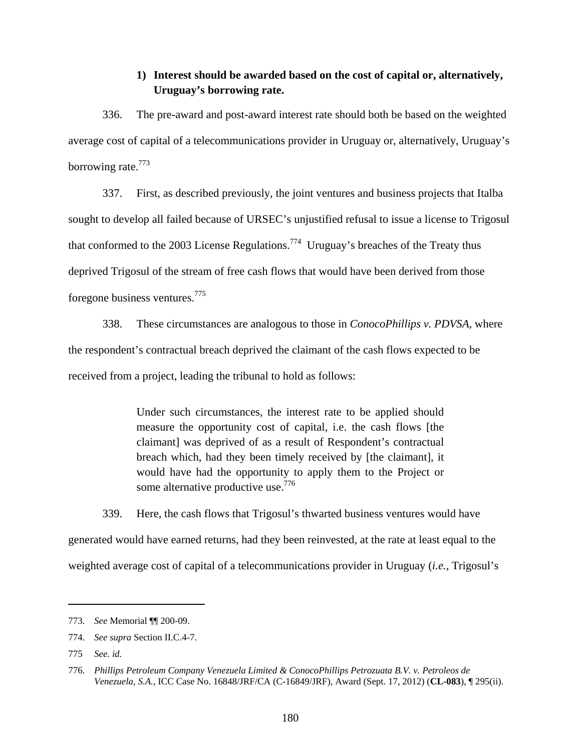### 1) Interest should be awarded based on the cost of capital or, alternatively, Uruguay's borrowing rate.

336. The pre-award and post-award interest rate should both be based on the weighted average cost of capital of a telecommunications provider in Uruguay or, alternatively, Uruguay's borrowing rate.[773]

337. First, as described previously, the joint ventures and business projects that Italba sought to develop all failed because of URSEC's unjustified refusal to issue a license to Trigosul that conformed to the 2003 License Regulations.[774] Uruguay's breaches of the Treaty thus deprived Trigosul of the stream of free cash flows that would have been derived from those foregone business ventures.[775]

338. These circumstances are analogous to those in *ConocoPhillips v. PDVSA*, where the respondent's contractual breach deprived the claimant of the cash flows expected to be received from a project, leading the tribunal to hold as follows:

> Under such circumstances, the interest rate to be applied should measure the opportunity cost of capital, i.e. the cash flows [the claimant] was deprived of as a result of Respondent's contractual breach which, had they been timely received by [the claimant], it would have had the opportunity to apply them to the Project or some alternative productive use.[776]

339. Here, the cash flows that Trigosul's thwarted business ventures would have generated would have earned returns, had they been reinvested, at the rate at least equal to the weighted average cost of capital of a telecommunications provider in Uruguay (*i.e.*, Trigosul's

---

773. *See* Memorial ¶¶ 200-09.

774. *See supra* Section II.C.4-7.

775 *See. id.*

776. *Phillips Petroleum Company Venezuela Limited & ConocoPhillips Petrozuata B.V. v. Petroleos de Venezuela, S.A.*, ICC Case No. 16848/JRF/CA (C-16849/JRF), Award (Sept. 17, 2012) (**CL-083**), ¶ 295(ii).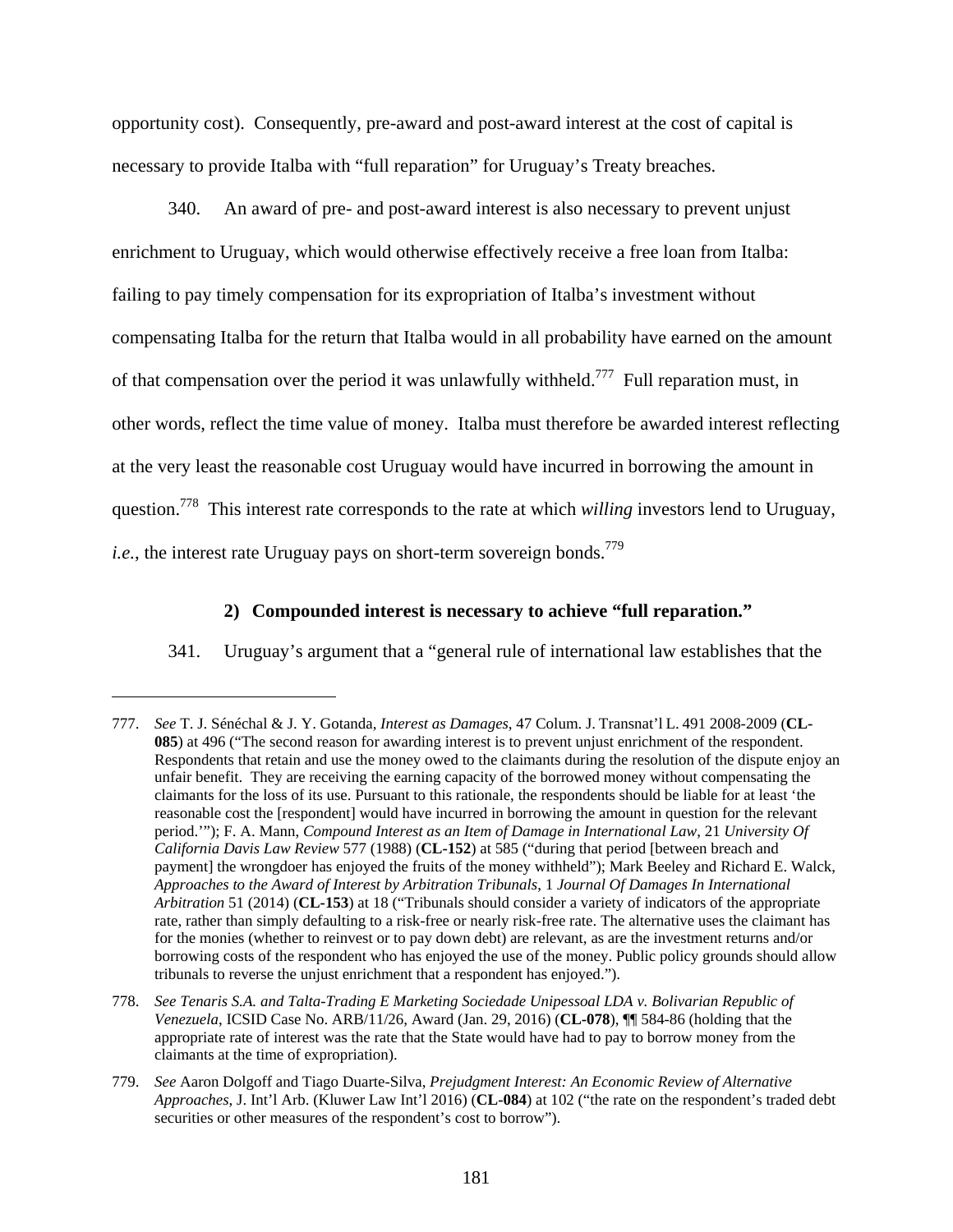opportunity cost). Consequently, pre-award and post-award interest at the cost of capital is necessary to provide Italba with "full reparation" for Uruguay's Treaty breaches.

340. An award of pre- and post-award interest is also necessary to prevent unjust enrichment to Uruguay, which would otherwise effectively receive a free loan from Italba: failing to pay timely compensation for its expropriation of Italba's investment without compensating Italba for the return that Italba would in all probability have earned on the amount of that compensation over the period it was unlawfully withheld.[777] Full reparation must, in other words, reflect the time value of money. Italba must therefore be awarded interest reflecting at the very least the reasonable cost Uruguay would have incurred in borrowing the amount in question.[778] This interest rate corresponds to the rate at which *willing* investors lend to Uruguay, *i.e.*, the interest rate Uruguay pays on short-term sovereign bonds.[779]

### 2) Compounded interest is necessary to achieve "full reparation."

341. Uruguay's argument that a "general rule of international law establishes that the

---

777. *See* T. J. Sénéchal & J. Y. Gotanda, *Interest as Damages*, 47 Colum. J. Transnat'l L. 491 2008-2009 (**CL-085**) at 496 ("The second reason for awarding interest is to prevent unjust enrichment of the respondent. Respondents that retain and use the money owed to the claimants during the resolution of the dispute enjoy an unfair benefit. They are receiving the earning capacity of the borrowed money without compensating the claimants for the loss of its use. Pursuant to this rationale, the respondents should be liable for at least 'the reasonable cost the [respondent] would have incurred in borrowing the amount in question for the relevant period.'"); F. A. Mann, *Compound Interest as an Item of Damage in International Law*, 21 *University Of California Davis Law Review* 577 (1988) (**CL-152**) at 585 ("during that period [between breach and payment] the wrongdoer has enjoyed the fruits of the money withheld"); Mark Beeley and Richard E. Walck, *Approaches to the Award of Interest by Arbitration Tribunals*, 1 *Journal Of Damages In International Arbitration* 51 (2014) (**CL-153**) at 18 ("Tribunals should consider a variety of indicators of the appropriate rate, rather than simply defaulting to a risk-free or nearly risk-free rate. The alternative uses the claimant has for the monies (whether to reinvest or to pay down debt) are relevant, as are the investment returns and/or borrowing costs of the respondent who has enjoyed the use of the money. Public policy grounds should allow tribunals to reverse the unjust enrichment that a respondent has enjoyed.").

778. *See Tenaris S.A. and Talta-Trading E Marketing Sociedade Unipessoal LDA v. Bolivarian Republic of Venezuela*, ICSID Case No. ARB/11/26, Award (Jan. 29, 2016) (**CL-078**), ¶¶ 584-86 (holding that the appropriate rate of interest was the rate that the State would have had to pay to borrow money from the claimants at the time of expropriation).

779. *See* Aaron Dolgoff and Tiago Duarte-Silva, *Prejudgment Interest: An Economic Review of Alternative Approaches*, J. Int'l Arb. (Kluwer Law Int'l 2016) (**CL-084**) at 102 ("the rate on the respondent's traded debt securities or other measures of the respondent's cost to borrow").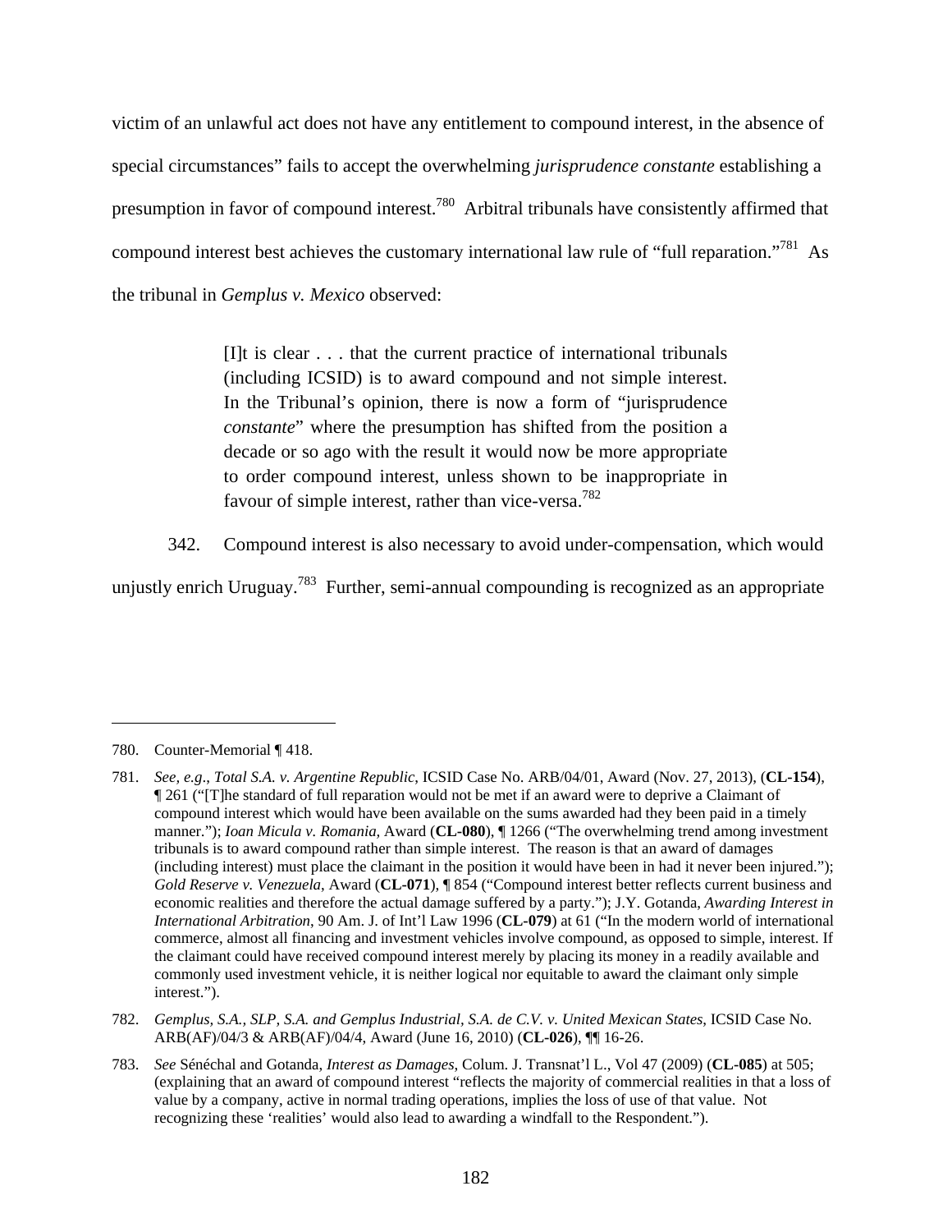victim of an unlawful act does not have any entitlement to compound interest, in the absence of special circumstances" fails to accept the overwhelming *jurisprudence constante* establishing a presumption in favor of compound interest.[780] Arbitral tribunals have consistently affirmed that compound interest best achieves the customary international law rule of "full reparation."[781] As the tribunal in *Gemplus v. Mexico* observed:

> [I]t is clear . . . that the current practice of international tribunals (including ICSID) is to award compound and not simple interest. In the Tribunal's opinion, there is now a form of "jurisprudence *constante*" where the presumption has shifted from the position a decade or so ago with the result it would now be more appropriate to order compound interest, unless shown to be inappropriate in favour of simple interest, rather than vice-versa.[782]

342. Compound interest is also necessary to avoid under-compensation, which would unjustly enrich Uruguay.[783] Further, semi-annual compounding is recognized as an appropriate

---

780. Counter-Memorial ¶ 418.

781. *See, e.g*., *Total S.A. v. Argentine Republic*, ICSID Case No. ARB/04/01, Award (Nov. 27, 2013), (**CL-154**), ¶ 261 ("[T]he standard of full reparation would not be met if an award were to deprive a Claimant of compound interest which would have been available on the sums awarded had they been paid in a timely manner."); *Ioan Micula v. Romania*, Award (**CL-080**), ¶ 1266 ("The overwhelming trend among investment tribunals is to award compound rather than simple interest. The reason is that an award of damages (including interest) must place the claimant in the position it would have been in had it never been injured."); *Gold Reserve v. Venezuela*, Award (**CL-071**), ¶ 854 ("Compound interest better reflects current business and economic realities and therefore the actual damage suffered by a party."); J.Y. Gotanda, *Awarding Interest in International Arbitration*, 90 Am. J. of Int'l Law 1996 (**CL-079**) at 61 ("In the modern world of international commerce, almost all financing and investment vehicles involve compound, as opposed to simple, interest. If the claimant could have received compound interest merely by placing its money in a readily available and commonly used investment vehicle, it is neither logical nor equitable to award the claimant only simple interest.").

782. *Gemplus, S.A., SLP, S.A. and Gemplus Industrial, S.A. de C.V. v. United Mexican States*, ICSID Case No. ARB(AF)/04/3 & ARB(AF)/04/4, Award (June 16, 2010) (**CL-026**), ¶¶ 16-26.

783. *See* Sénéchal and Gotanda, *Interest as Damages*, Colum. J. Transnat'l L., Vol 47 (2009) (**CL-085**) at 505; (explaining that an award of compound interest "reflects the majority of commercial realities in that a loss of value by a company, active in normal trading operations, implies the loss of use of that value. Not recognizing these 'realities' would also lead to awarding a windfall to the Respondent.").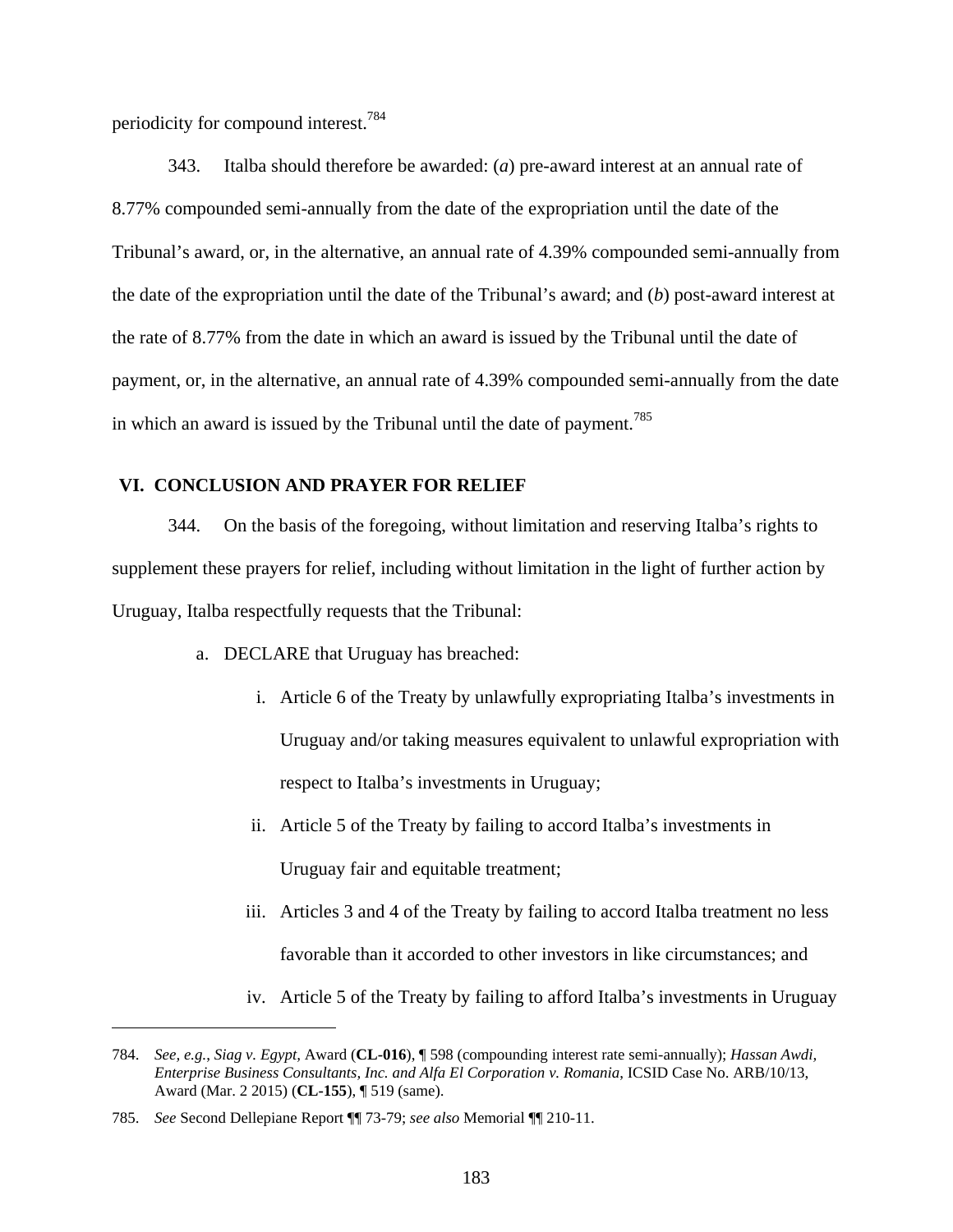periodicity for compound interest.[784]

343. Italba should therefore be awarded: (*a*) pre-award interest at an annual rate of 8.77% compounded semi-annually from the date of the expropriation until the date of the Tribunal's award, or, in the alternative, an annual rate of 4.39% compounded semi-annually from the date of the expropriation until the date of the Tribunal's award; and (*b*) post-award interest at the rate of 8.77% from the date in which an award is issued by the Tribunal until the date of payment, or, in the alternative, an annual rate of 4.39% compounded semi-annually from the date in which an award is issued by the Tribunal until the date of payment.[785]

## VI. CONCLUSION AND PRAYER FOR RELIEF

344. On the basis of the foregoing, without limitation and reserving Italba's rights to supplement these prayers for relief, including without limitation in the light of further action by Uruguay, Italba respectfully requests that the Tribunal:

a. DECLARE that Uruguay has breached:

i. Article 6 of the Treaty by unlawfully expropriating Italba's investments in Uruguay and/or taking measures equivalent to unlawful expropriation with respect to Italba's investments in Uruguay;

ii. Article 5 of the Treaty by failing to accord Italba's investments in Uruguay fair and equitable treatment;

iii. Articles 3 and 4 of the Treaty by failing to accord Italba treatment no less favorable than it accorded to other investors in like circumstances; and

iv. Article 5 of the Treaty by failing to afford Italba's investments in Uruguay

---

784. *See, e.g., Siag v. Egypt*, Award (**CL-016**), ¶ 598 (compounding interest rate semi-annually); *Hassan Awdi, Enterprise Business Consultants, Inc. and Alfa El Corporation v. Romania*, ICSID Case No. ARB/10/13, Award (Mar. 2 2015) (**CL-155**), ¶ 519 (same).

785. *See* Second Dellepiane Report ¶¶ 73-79; *see also* Memorial ¶¶ 210-11.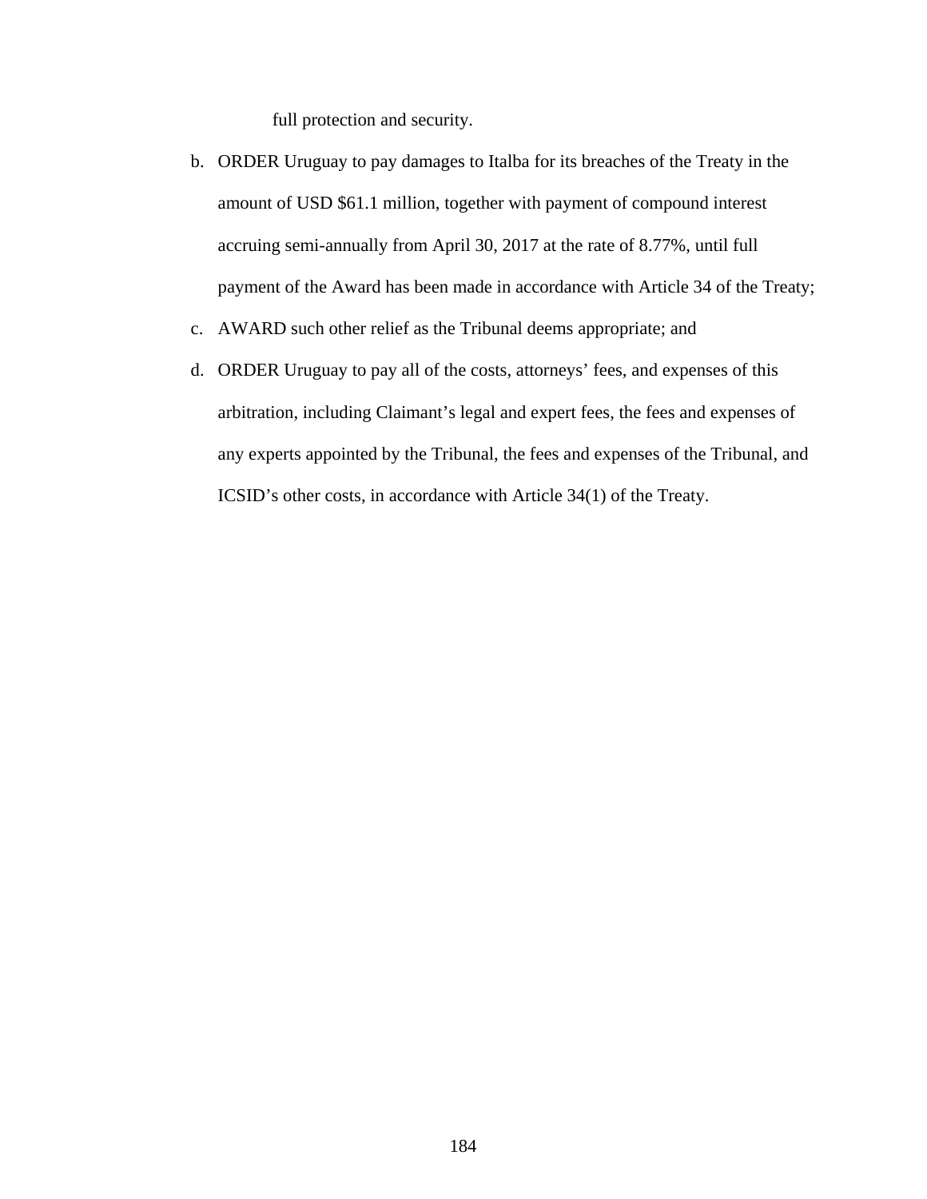full protection and security.

b. ORDER Uruguay to pay damages to Italba for its breaches of the Treaty in the amount of USD $61.1 million, together with payment of compound interest accruing semi-annually from April 30, 2017 at the rate of 8.77%, until full payment of the Award has been made in accordance with Article 34 of the Treaty;

c. AWARD such other relief as the Tribunal deems appropriate; and

d. ORDER Uruguay to pay all of the costs, attorneys' fees, and expenses of this arbitration, including Claimant's legal and expert fees, the fees and expenses of any experts appointed by the Tribunal, the fees and expenses of the Tribunal, and ICSID's other costs, in accordance with Article 34(1) of the Treaty.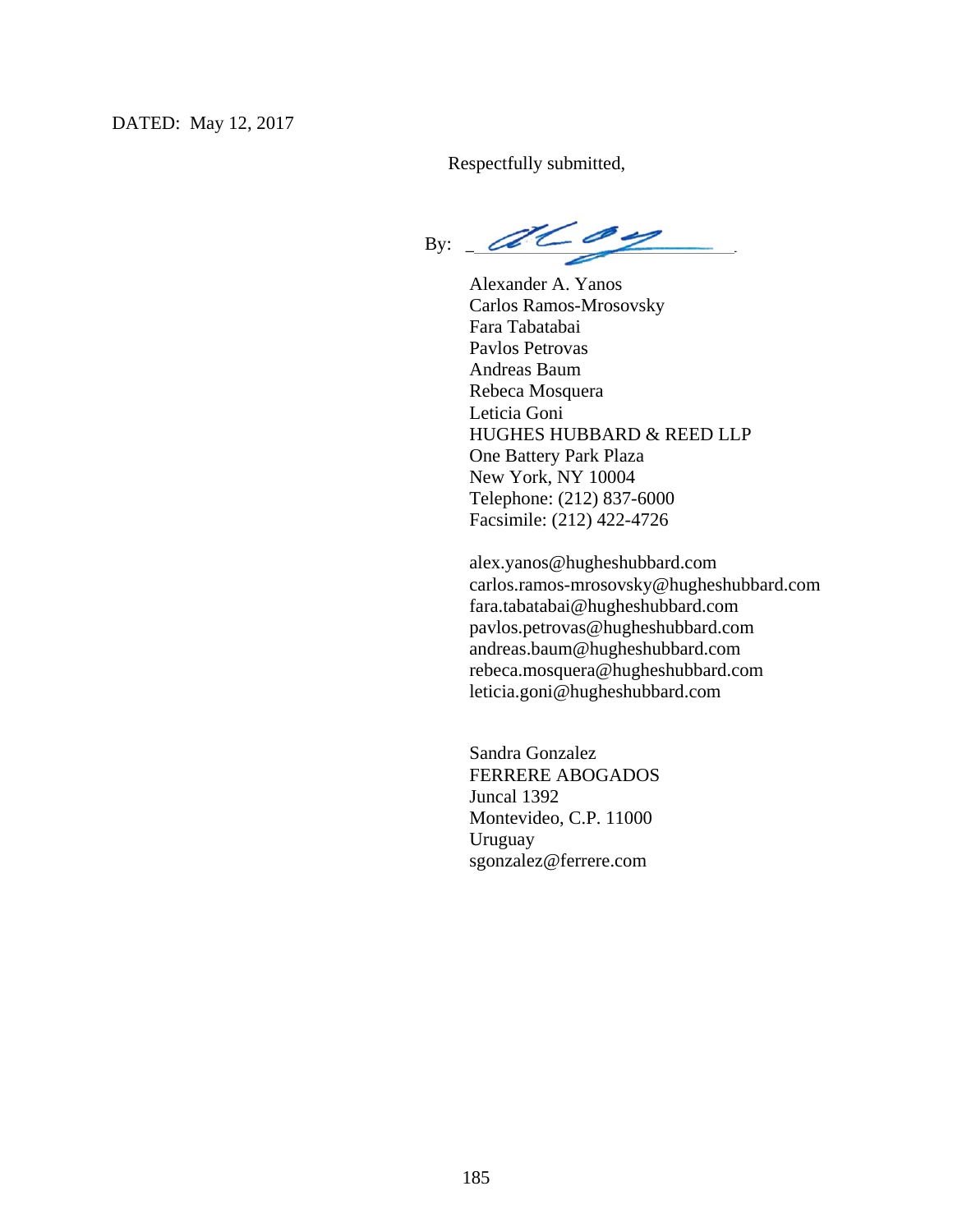DATED: May 12, 2017

Respectfully submitted,

By: ______________________________

Alexander A. Yanos
Carlos Ramos-Mrosovsky
Fara Tabatabai
Pavlos Petrovas
Andreas Baum
Rebeca Mosquera
Leticia Goni
HUGHES HUBBARD & REED LLP
One Battery Park Plaza
New York, NY 10004
Telephone: (212) 837-6000
Facsimile: (212) 422-4726

alex.yanos@hugheshubbard.com
carlos.ramos-mrosovsky@hugheshubbard.com
fara.tabatabai@hugheshubbard.com
pavlos.petrovas@hugheshubbard.com
andreas.baum@hugheshubbard.com
rebeca.mosquera@hugheshubbard.com
leticia.goni@hugheshubbard.com

Sandra Gonzalez
FERRERE ABOGADOS
Juncal 1392
Montevideo, C.P. 11000
Uruguay
sgonzalez@ferrere.com